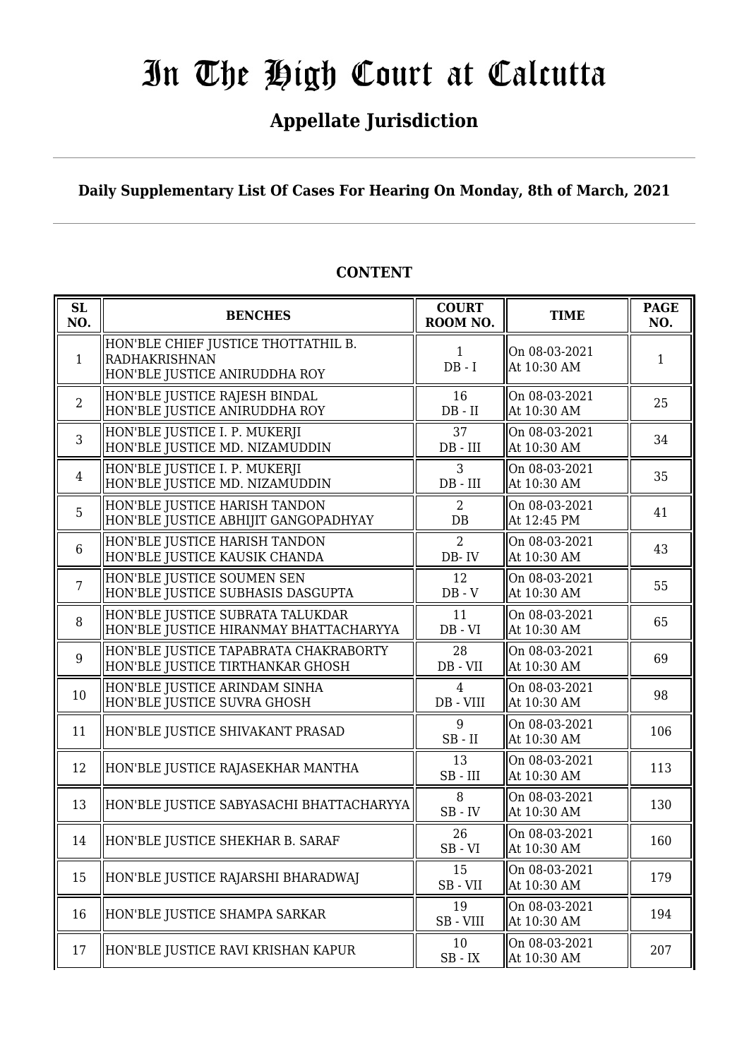# In The High Court at Calcutta

## Appellate Jurisdiction

**Daily Supplementary List Of Cases For Hearing On Monday, 8th of March, 2021**

**CONTENT**

| SL NO. | BENCHES | COURT ROOM NO. | TIME | PAGE NO. |
|---|---|---|---|---|
| 1 | HON'BLE CHIEF JUSTICE THOTTATHIL B. RADHAKRISHNAN<br>HON'BLE JUSTICE ANIRUDDHA ROY | 1<br>DB - I | On 08-03-2021<br>At 10:30 AM | 1 |
| 2 | HON'BLE JUSTICE RAJESH BINDAL<br>HON'BLE JUSTICE ANIRUDDHA ROY | 16<br>DB - II | On 08-03-2021<br>At 10:30 AM | 25 |
| 3 | HON'BLE JUSTICE I. P. MUKERJI<br>HON'BLE JUSTICE MD. NIZAMUDDIN | 37<br>DB - III | On 08-03-2021<br>At 10:30 AM | 34 |
| 4 | HON'BLE JUSTICE I. P. MUKERJI<br>HON'BLE JUSTICE MD. NIZAMUDDIN | 3<br>DB - III | On 08-03-2021<br>At 10:30 AM | 35 |
| 5 | HON'BLE JUSTICE HARISH TANDON<br>HON'BLE JUSTICE ABHIJIT GANGOPADHYAY | 2<br>DB | On 08-03-2021<br>At 12:45 PM | 41 |
| 6 | HON'BLE JUSTICE HARISH TANDON<br>HON'BLE JUSTICE KAUSIK CHANDA | 2<br>DB- IV | On 08-03-2021<br>At 10:30 AM | 43 |
| 7 | HON'BLE JUSTICE SOUMEN SEN<br>HON'BLE JUSTICE SUBHASIS DASGUPTA | 12<br>DB - V | On 08-03-2021<br>At 10:30 AM | 55 |
| 8 | HON'BLE JUSTICE SUBRATA TALUKDAR<br>HON'BLE JUSTICE HIRANMAY BHATTACHARYYA | 11<br>DB - VI | On 08-03-2021<br>At 10:30 AM | 65 |
| 9 | HON'BLE JUSTICE TAPABRATA CHAKRABORTY<br>HON'BLE JUSTICE TIRTHANKAR GHOSH | 28<br>DB - VII | On 08-03-2021<br>At 10:30 AM | 69 |
| 10 | HON'BLE JUSTICE ARINDAM SINHA<br>HON'BLE JUSTICE SUVRA GHOSH | 4<br>DB - VIII | On 08-03-2021<br>At 10:30 AM | 98 |
| 11 | HON'BLE JUSTICE SHIVAKANT PRASAD | 9<br>SB - II | On 08-03-2021<br>At 10:30 AM | 106 |
| 12 | HON'BLE JUSTICE RAJASEKHAR MANTHA | 13<br>SB - III | On 08-03-2021<br>At 10:30 AM | 113 |
| 13 | HON'BLE JUSTICE SABYASACHI BHATTACHARYYA | 8<br>SB - IV | On 08-03-2021<br>At 10:30 AM | 130 |
| 14 | HON'BLE JUSTICE SHEKHAR B. SARAF | 26<br>SB - VI | On 08-03-2021<br>At 10:30 AM | 160 |
| 15 | HON'BLE JUSTICE RAJARSHI BHARADWAJ | 15<br>SB - VII | On 08-03-2021<br>At 10:30 AM | 179 |
| 16 | HON'BLE JUSTICE SHAMPA SARKAR | 19<br>SB - VIII | On 08-03-2021<br>At 10:30 AM | 194 |
| 17 | HON'BLE JUSTICE RAVI KRISHAN KAPUR | 10<br>SB - IX | On 08-03-2021<br>At 10:30 AM | 207 |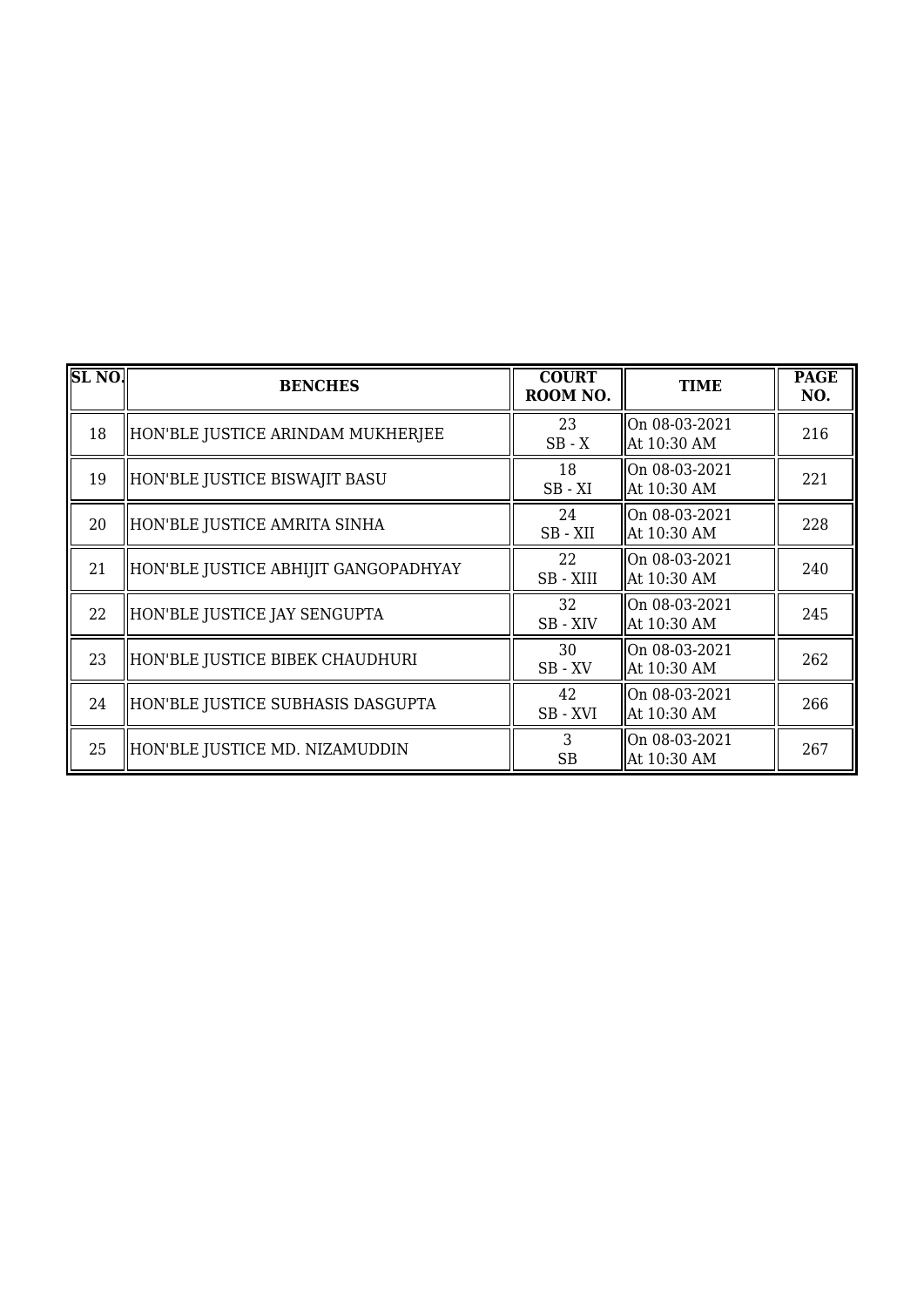| SL NO. | BENCHES | COURT ROOM NO. | TIME | PAGE NO. |
|---|---|---|---|---|
| 18 | HON'BLE JUSTICE ARINDAM MUKHERJEE | 23<br>SB - X | On 08-03-2021<br>At 10:30 AM | 216 |
| 19 | HON'BLE JUSTICE BISWAJIT BASU | 18<br>SB - XI | On 08-03-2021<br>At 10:30 AM | 221 |
| 20 | HON'BLE JUSTICE AMRITA SINHA | 24<br>SB - XII | On 08-03-2021<br>At 10:30 AM | 228 |
| 21 | HON'BLE JUSTICE ABHIJIT GANGOPADHYAY | 22<br>SB - XIII | On 08-03-2021<br>At 10:30 AM | 240 |
| 22 | HON'BLE JUSTICE JAY SENGUPTA | 32<br>SB - XIV | On 08-03-2021<br>At 10:30 AM | 245 |
| 23 | HON'BLE JUSTICE BIBEK CHAUDHURI | 30<br>SB - XV | On 08-03-2021<br>At 10:30 AM | 262 |
| 24 | HON'BLE JUSTICE SUBHASIS DASGUPTA | 42<br>SB - XVI | On 08-03-2021<br>At 10:30 AM | 266 |
| 25 | HON'BLE JUSTICE MD. NIZAMUDDIN | 3<br>SB | On 08-03-2021<br>At 10:30 AM | 267 |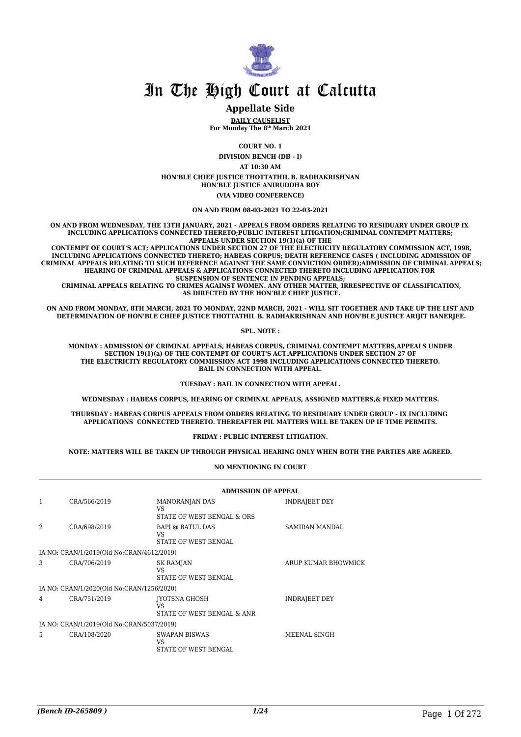# In The High Court at Calcutta

## Appellate Side

**DAILY CAUSELIST**
**For Monday The 8th March 2021**

**COURT NO. 1**

**DIVISION BENCH (DB - I)**

**AT 10:30 AM**

**HON'BLE CHIEF JUSTICE THOTTATHIL B. RADHAKRISHNAN**
**HON'BLE JUSTICE ANIRUDDHA ROY**
**(VIA VIDEO CONFERENCE)**

**ON AND FROM 08-03-2021 TO 22-03-2021**

**ON AND FROM WEDNESDAY, THE 13TH JANUARY, 2021 - APPEALS FROM ORDERS RELATING TO RESIDUARY UNDER GROUP IX INCLUDING APPLICATIONS CONNECTED THERETO;PUBLIC INTEREST LITIGATION;CRIMINAL CONTEMPT MATTERS; APPEALS UNDER SECTION 19(1)(a) OF THE CONTEMPT OF COURT'S ACT; APPLICATIONS UNDER SECTION 27 OF THE ELECTRICITY REGULATORY COMMISSION ACT, 1998, INCLUDING APPLICATIONS CONNECTED THERETO; HABEAS CORPUS; DEATH REFERENCE CASES ( INCLUDING ADMISSION OF CRIMINAL APPEALS RELATING TO SUCH REFERENCE AGAINST THE SAME CONVICTION ORDER);ADMISSION OF CRIMINAL APPEALS; HEARING OF CRIMINAL APPEALS & APPLICATIONS CONNECTED THERETO INCLUDING APPLICATION FOR SUSPENSION OF SENTENCE IN PENDING APPEALS; CRIMINAL APPEALS RELATING TO CRIMES AGAINST WOMEN. ANY OTHER MATTER, IRRESPECTIVE OF CLASSIFICATION, AS DIRECTED BY THE HON'BLE CHIEF JUSTICE.**

**ON AND FROM MONDAY, 8TH MARCH, 2021 TO MONDAY, 22ND MARCH, 2021 - WILL SIT TOGETHER AND TAKE UP THE LIST AND DETERMINATION OF HON'BLE CHIEF JUSTICE THOTTATHIL B. RADHAKRISHNAN AND HON'BLE JUSTICE ARIJIT BANERJEE.**

**SPL. NOTE :**

**MONDAY : ADMISSION OF CRIMINAL APPEALS, HABEAS CORPUS, CRIMINAL CONTEMPT MATTERS,APPEALS UNDER SECTION 19(1)(a) OF THE CONTEMPT OF COURT'S ACT.APPLICATIONS UNDER SECTION 27 OF THE ELECTRICITY REGULATORY COMMISSION ACT 1998 INCLUDING APPLICATIONS CONNECTED THERETO. BAIL IN CONNECTION WITH APPEAL.**

**TUESDAY : BAIL IN CONNECTION WITH APPEAL.**

**WEDNESDAY : HABEAS CORPUS, HEARING OF CRIMINAL APPEALS, ASSIGNED MATTERS,& FIXED MATTERS.**

**THURSDAY : HABEAS CORPUS APPEALS FROM ORDERS RELATING TO RESIDUARY UNDER GROUP - IX INCLUDING APPLICATIONS CONNECTED THERETO. THEREAFTER PIL MATTERS WILL BE TAKEN UP IF TIME PERMITS.**

**FRIDAY : PUBLIC INTEREST LITIGATION.**

**NOTE: MATTERS WILL BE TAKEN UP THROUGH PHYSICAL HEARING ONLY WHEN BOTH THE PARTIES ARE AGREED.**

**NO MENTIONING IN COURT**

**ADMISSION OF APPEAL**

| | | | |
|---|---|---|---|
| 1 | CRA/566/2019 | MANORANJAN DAS<br>VS<br>STATE OF WEST BENGAL & ORS | INDRAJEET DEY |
| 2 | CRA/698/2019 | BAPI @ BATUL DAS<br>VS<br>STATE OF WEST BENGAL | SAMIRAN MANDAL |
| | IA NO: CRAN/1/2019(Old No:CRAN/4612/2019) | | |
| 3 | CRA/706/2019 | SK RAMJAN<br>VS<br>STATE OF WEST BENGAL | ARUP KUMAR BHOWMICK |
| | IA NO: CRAN/1/2020(Old No:CRAN/1256/2020) | | |
| 4 | CRA/751/2019 | JYOTSNA GHOSH<br>VS<br>STATE OF WEST BENGAL & ANR | INDRAJEET DEY |
| | IA NO: CRAN/1/2019(Old No:CRAN/5037/2019) | | |
| 5 | CRA/108/2020 | SWAPAN BISWAS<br>VS<br>STATE OF WEST BENGAL | MEENAL SINGH |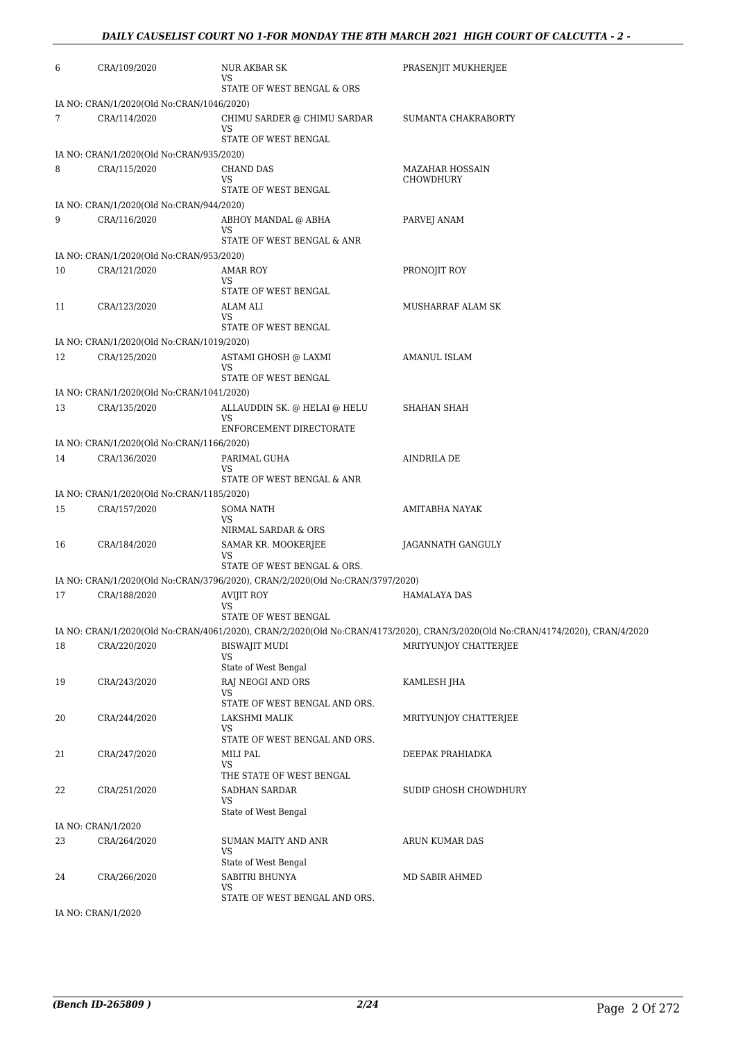| | | | |
|---|---|---|---|
| 6 | CRA/109/2020 | NUR AKBAR SK<br>VS<br>STATE OF WEST BENGAL & ORS | PRASENJIT MUKHERJEE |
| IA NO: CRAN/1/2020(Old No:CRAN/1046/2020) | | | |
| 7 | CRA/114/2020 | CHIMU SARDER @ CHIMU SARDAR<br>VS<br>STATE OF WEST BENGAL | SUMANTA CHAKRABORTY |
| IA NO: CRAN/1/2020(Old No:CRAN/935/2020) | | | |
| 8 | CRA/115/2020 | CHAND DAS<br>VS<br>STATE OF WEST BENGAL | MAZAHAR HOSSAIN CHOWDHURY |
| IA NO: CRAN/1/2020(Old No:CRAN/944/2020) | | | |
| 9 | CRA/116/2020 | ABHOY MANDAL @ ABHA<br>VS<br>STATE OF WEST BENGAL & ANR | PARVEJ ANAM |
| IA NO: CRAN/1/2020(Old No:CRAN/953/2020) | | | |
| 10 | CRA/121/2020 | AMAR ROY<br>VS<br>STATE OF WEST BENGAL | PRONOJIT ROY |
| 11 | CRA/123/2020 | ALAM ALI<br>VS<br>STATE OF WEST BENGAL | MUSHARRAF ALAM SK |
| IA NO: CRAN/1/2020(Old No:CRAN/1019/2020) | | | |
| 12 | CRA/125/2020 | ASTAMI GHOSH @ LAXMI<br>VS<br>STATE OF WEST BENGAL | AMANUL ISLAM |
| IA NO: CRAN/1/2020(Old No:CRAN/1041/2020) | | | |
| 13 | CRA/135/2020 | ALLAUDDIN SK. @ HELAI @ HELU<br>VS<br>ENFORCEMENT DIRECTORATE | SHAHAN SHAH |
| IA NO: CRAN/1/2020(Old No:CRAN/1166/2020) | | | |
| 14 | CRA/136/2020 | PARIMAL GUHA<br>VS<br>STATE OF WEST BENGAL & ANR | AINDRILA DE |
| IA NO: CRAN/1/2020(Old No:CRAN/1185/2020) | | | |
| 15 | CRA/157/2020 | SOMA NATH<br>VS<br>NIRMAL SARDAR & ORS | AMITABHA NAYAK |
| 16 | CRA/184/2020 | SAMAR KR. MOOKERJEE<br>VS<br>STATE OF WEST BENGAL & ORS. | JAGANNATH GANGULY |
| IA NO: CRAN/1/2020(Old No:CRAN/3796/2020), CRAN/2/2020(Old No:CRAN/3797/2020) | | | |
| 17 | CRA/188/2020 | AVIJIT ROY<br>VS<br>STATE OF WEST BENGAL | HAMALAYA DAS |
| IA NO: CRAN/1/2020(Old No:CRAN/4061/2020), CRAN/2/2020(Old No:CRAN/4173/2020), CRAN/3/2020(Old No:CRAN/4174/2020), CRAN/4/2020 | | | |
| 18 | CRA/220/2020 | BISWAJIT MUDI<br>VS<br>State of West Bengal | MRITYUNJOY CHATTERJEE |
| 19 | CRA/243/2020 | RAJ NEOGI AND ORS<br>VS<br>STATE OF WEST BENGAL AND ORS. | KAMLESH JHA |
| 20 | CRA/244/2020 | LAKSHMI MALIK<br>VS<br>STATE OF WEST BENGAL AND ORS. | MRITYUNJOY CHATTERJEE |
| 21 | CRA/247/2020 | MILI PAL<br>VS<br>THE STATE OF WEST BENGAL | DEEPAK PRAHIADKA |
| 22 | CRA/251/2020 | SADHAN SARDAR<br>VS<br>State of West Bengal | SUDIP GHOSH CHOWDHURY |
| IA NO: CRAN/1/2020 | | | |
| 23 | CRA/264/2020 | SUMAN MAITY AND ANR<br>VS<br>State of West Bengal | ARUN KUMAR DAS |
| 24 | CRA/266/2020 | SABITRI BHUNYA<br>VS<br>STATE OF WEST BENGAL AND ORS. | MD SABIR AHMED |
| IA NO: CRAN/1/2020 | | | |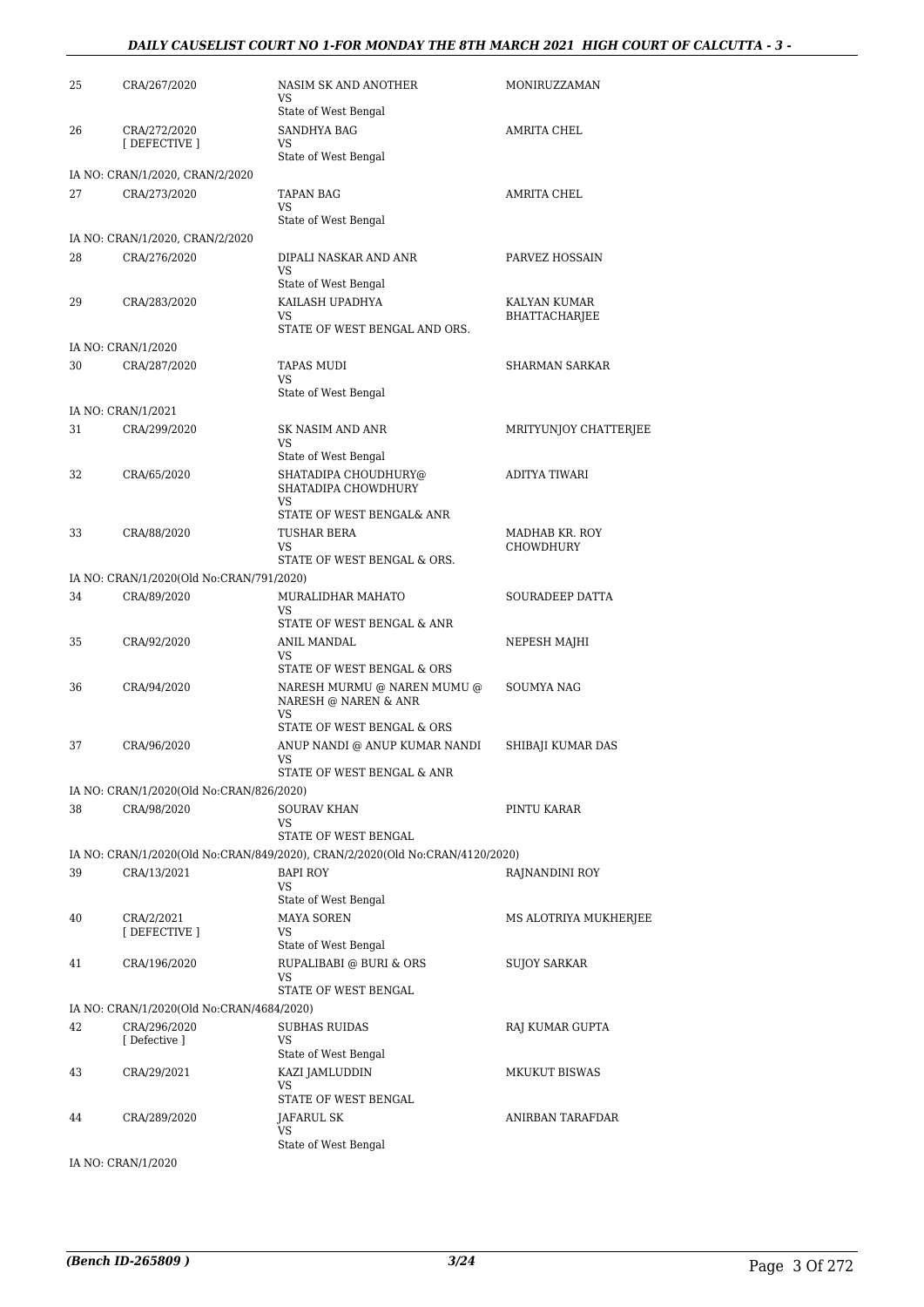| | | | |
|---|---|---|---|
| 25 | CRA/267/2020 | NASIM SK AND ANOTHER<br>VS<br>State of West Bengal | MONIRUZZAMAN |
| 26 | CRA/272/2020<br>[ DEFECTIVE ] | SANDHYA BAG<br>VS<br>State of West Bengal | AMRITA CHEL |
| IA NO: CRAN/1/2020, CRAN/2/2020 | | | |
| 27 | CRA/273/2020 | TAPAN BAG<br>VS<br>State of West Bengal | AMRITA CHEL |
| IA NO: CRAN/1/2020, CRAN/2/2020 | | | |
| 28 | CRA/276/2020 | DIPALI NASKAR AND ANR<br>VS<br>State of West Bengal | PARVEZ HOSSAIN |
| 29 | CRA/283/2020 | KAILASH UPADHYA<br>VS<br>STATE OF WEST BENGAL AND ORS. | KALYAN KUMAR BHATTACHARJEE |
| IA NO: CRAN/1/2020 | | | |
| 30 | CRA/287/2020 | TAPAS MUDI<br>VS<br>State of West Bengal | SHARMAN SARKAR |
| IA NO: CRAN/1/2021 | | | |
| 31 | CRA/299/2020 | SK NASIM AND ANR<br>VS<br>State of West Bengal | MRITYUNJOY CHATTERJEE |
| 32 | CRA/65/2020 | SHATADIPA CHOUDHURY@ SHATADIPA CHOWDHURY<br>VS<br>STATE OF WEST BENGAL& ANR | ADITYA TIWARI |
| 33 | CRA/88/2020 | TUSHAR BERA<br>VS<br>STATE OF WEST BENGAL & ORS. | MADHAB KR. ROY CHOWDHURY |
| IA NO: CRAN/1/2020(Old No:CRAN/791/2020) | | | |
| 34 | CRA/89/2020 | MURALIDHAR MAHATO<br>VS<br>STATE OF WEST BENGAL & ANR | SOURADEEP DATTA |
| 35 | CRA/92/2020 | ANIL MANDAL<br>VS<br>STATE OF WEST BENGAL & ORS | NEPESH MAJHI |
| 36 | CRA/94/2020 | NARESH MURMU @ NAREN MUMU @ NARESH @ NAREN & ANR<br>VS<br>STATE OF WEST BENGAL & ORS | SOUMYA NAG |
| 37 | CRA/96/2020 | ANUP NANDI @ ANUP KUMAR NANDI<br>VS<br>STATE OF WEST BENGAL & ANR | SHIBAJI KUMAR DAS |
| IA NO: CRAN/1/2020(Old No:CRAN/826/2020) | | | |
| 38 | CRA/98/2020 | SOURAV KHAN<br>VS<br>STATE OF WEST BENGAL | PINTU KARAR |
| IA NO: CRAN/1/2020(Old No:CRAN/849/2020), CRAN/2/2020(Old No:CRAN/4120/2020) | | | |
| 39 | CRA/13/2021 | BAPI ROY<br>VS<br>State of West Bengal | RAJNANDINI ROY |
| 40 | CRA/2/2021<br>[ DEFECTIVE ] | MAYA SOREN<br>VS<br>State of West Bengal | MS ALOTRIYA MUKHERJEE |
| 41 | CRA/196/2020 | RUPALIBABI @ BURI & ORS<br>VS<br>STATE OF WEST BENGAL | SUJOY SARKAR |
| IA NO: CRAN/1/2020(Old No:CRAN/4684/2020) | | | |
| 42 | CRA/296/2020<br>[ Defective ] | SUBHAS RUIDAS<br>VS<br>State of West Bengal | RAJ KUMAR GUPTA |
| 43 | CRA/29/2021 | KAZI JAMLUDDIN<br>VS<br>STATE OF WEST BENGAL | MKUKUT BISWAS |
| 44 | CRA/289/2020 | JAFARUL SK<br>VS<br>State of West Bengal | ANIRBAN TARAFDAR |
| IA NO: CRAN/1/2020 | | | |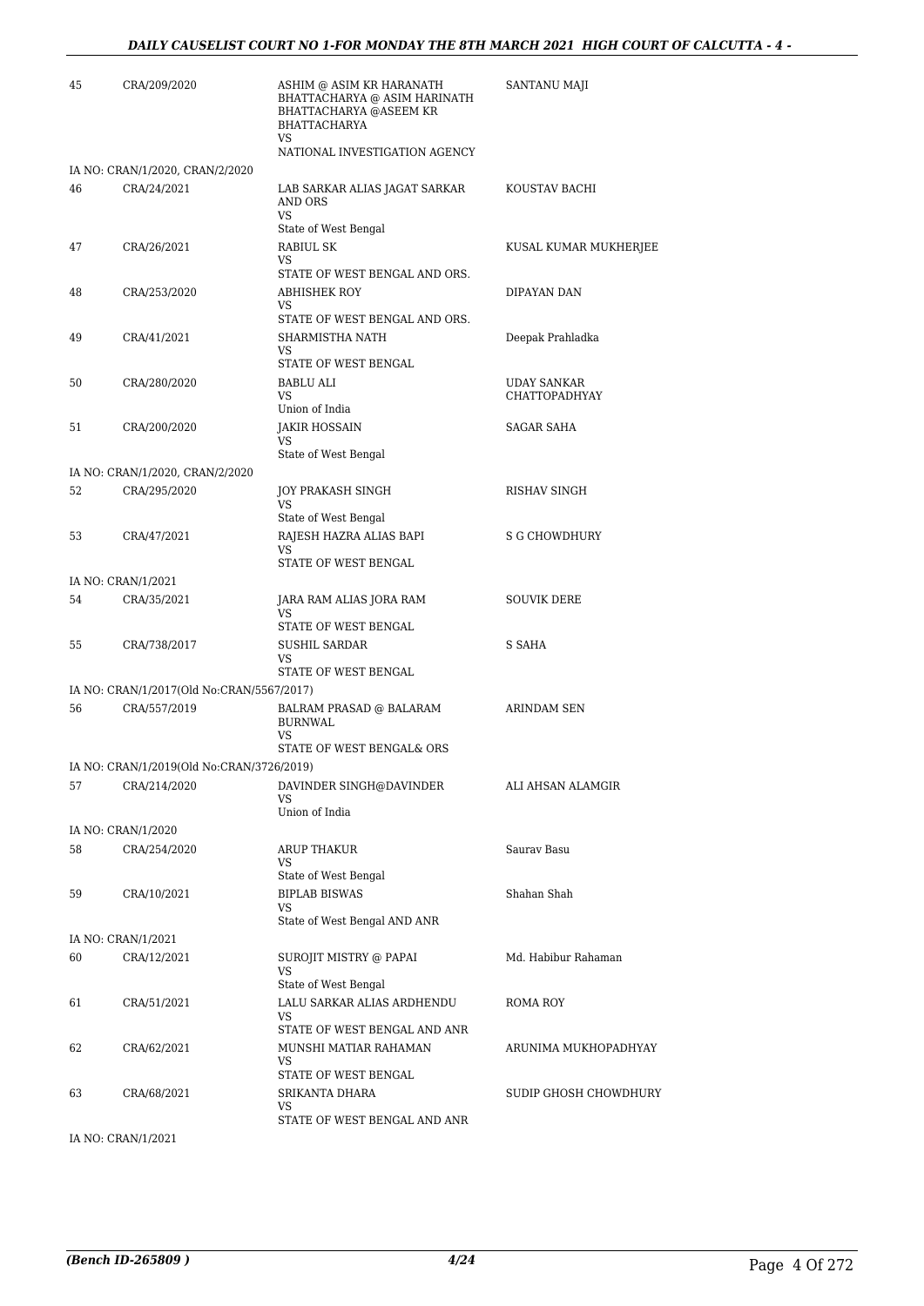| | | | |
|---|---|---|---|
| 45 | CRA/209/2020 | ASHIM @ ASIM KR HARANATH BHATTACHARYA @ ASIM HARINATH BHATTACHARYA @ASEEM KR BHATTACHARYA<br>VS<br>NATIONAL INVESTIGATION AGENCY | SANTANU MAJI |
| | IA NO: CRAN/1/2020, CRAN/2/2020 | | |
| 46 | CRA/24/2021 | LAB SARKAR ALIAS JAGAT SARKAR AND ORS<br>VS<br>State of West Bengal | KOUSTAV BACHI |
| 47 | CRA/26/2021 | RABIUL SK<br>VS<br>STATE OF WEST BENGAL AND ORS. | KUSAL KUMAR MUKHERJEE |
| 48 | CRA/253/2020 | ABHISHEK ROY<br>VS<br>STATE OF WEST BENGAL AND ORS. | DIPAYAN DAN |
| 49 | CRA/41/2021 | SHARMISTHA NATH<br>VS<br>STATE OF WEST BENGAL | Deepak Prahladka |
| 50 | CRA/280/2020 | BABLU ALI<br>VS<br>Union of India | UDAY SANKAR CHATTOPADHYAY |
| 51 | CRA/200/2020 | JAKIR HOSSAIN<br>VS<br>State of West Bengal | SAGAR SAHA |
| | IA NO: CRAN/1/2020, CRAN/2/2020 | | |
| 52 | CRA/295/2020 | JOY PRAKASH SINGH<br>VS<br>State of West Bengal | RISHAV SINGH |
| 53 | CRA/47/2021 | RAJESH HAZRA ALIAS BAPI<br>VS<br>STATE OF WEST BENGAL | S G CHOWDHURY |
| | IA NO: CRAN/1/2021 | | |
| 54 | CRA/35/2021 | JARA RAM ALIAS JORA RAM<br>VS<br>STATE OF WEST BENGAL | SOUVIK DERE |
| 55 | CRA/738/2017 | SUSHIL SARDAR<br>VS<br>STATE OF WEST BENGAL | S SAHA |
| | IA NO: CRAN/1/2017(Old No:CRAN/5567/2017) | | |
| 56 | CRA/557/2019 | BALRAM PRASAD @ BALARAM BURNWAL<br>VS<br>STATE OF WEST BENGAL& ORS | ARINDAM SEN |
| | IA NO: CRAN/1/2019(Old No:CRAN/3726/2019) | | |
| 57 | CRA/214/2020 | DAVINDER SINGH@DAVINDER<br>VS<br>Union of India | ALI AHSAN ALAMGIR |
| | IA NO: CRAN/1/2020 | | |
| 58 | CRA/254/2020 | ARUP THAKUR<br>VS<br>State of West Bengal | Saurav Basu |
| 59 | CRA/10/2021 | BIPLAB BISWAS<br>VS<br>State of West Bengal AND ANR | Shahan Shah |
| | IA NO: CRAN/1/2021 | | |
| 60 | CRA/12/2021 | SUROJIT MISTRY @ PAPAI<br>VS<br>State of West Bengal | Md. Habibur Rahaman |
| 61 | CRA/51/2021 | LALU SARKAR ALIAS ARDHENDU<br>VS<br>STATE OF WEST BENGAL AND ANR | ROMA ROY |
| 62 | CRA/62/2021 | MUNSHI MATIAR RAHAMAN<br>VS<br>STATE OF WEST BENGAL | ARUNIMA MUKHOPADHYAY |
| 63 | CRA/68/2021 | SRIKANTA DHARA<br>VS<br>STATE OF WEST BENGAL AND ANR | SUDIP GHOSH CHOWDHURY |
| | IA NO: CRAN/1/2021 | | |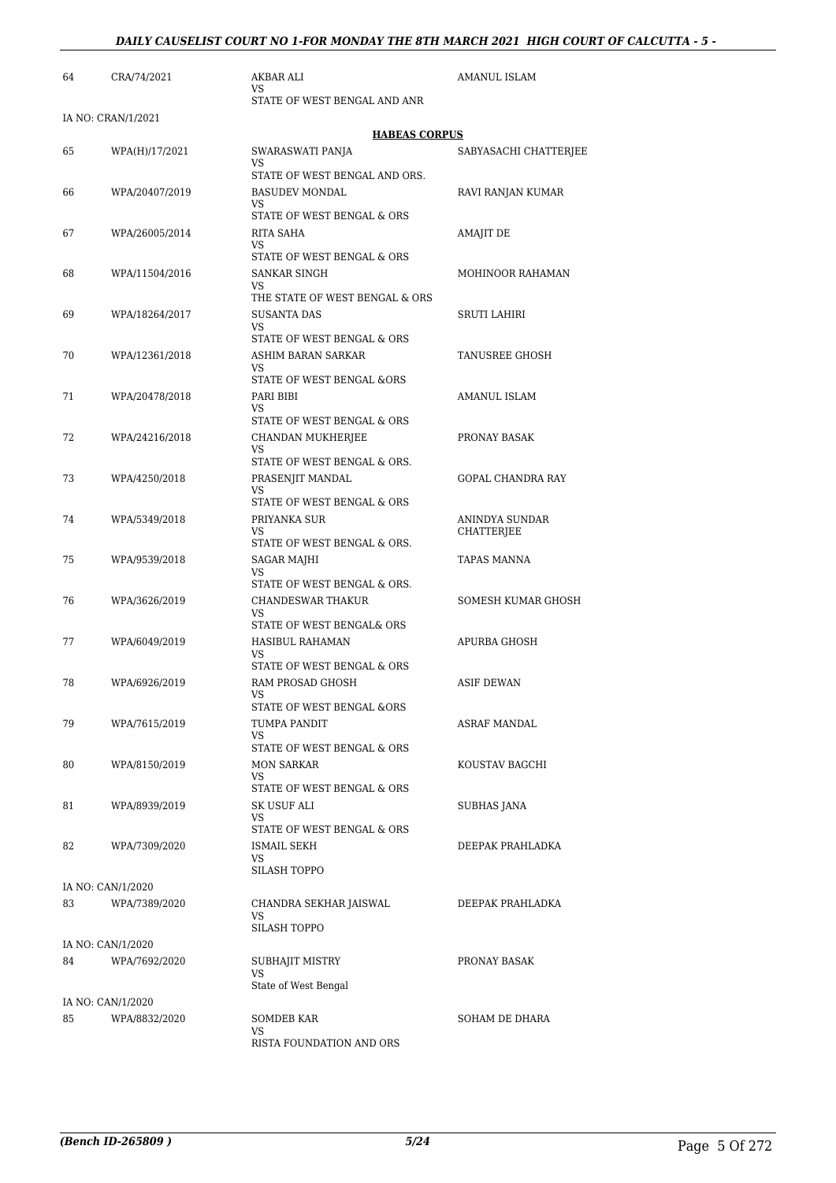| | | | |
|---|---|---|---|
| 64 | CRA/74/2021 | AKBAR ALI<br>VS<br>STATE OF WEST BENGAL AND ANR | AMANUL ISLAM |
| IA NO: CRAN/1/2021 | | | |

**HABEAS CORPUS**

| | | | |
|---|---|---|---|
| 65 | WPA(H)/17/2021 | SWARASWATI PANJA<br>VS<br>STATE OF WEST BENGAL AND ORS. | SABYASACHI CHATTERJEE |
| 66 | WPA/20407/2019 | BASUDEV MONDAL<br>VS<br>STATE OF WEST BENGAL & ORS | RAVI RANJAN KUMAR |
| 67 | WPA/26005/2014 | RITA SAHA<br>VS<br>STATE OF WEST BENGAL & ORS | AMAJIT DE |
| 68 | WPA/11504/2016 | SANKAR SINGH<br>VS<br>THE STATE OF WEST BENGAL & ORS | MOHINOOR RAHAMAN |
| 69 | WPA/18264/2017 | SUSANTA DAS<br>VS<br>STATE OF WEST BENGAL & ORS | SRUTI LAHIRI |
| 70 | WPA/12361/2018 | ASHIM BARAN SARKAR<br>VS<br>STATE OF WEST BENGAL &ORS | TANUSREE GHOSH |
| 71 | WPA/20478/2018 | PARI BIBI<br>VS<br>STATE OF WEST BENGAL & ORS | AMANUL ISLAM |
| 72 | WPA/24216/2018 | CHANDAN MUKHERJEE<br>VS<br>STATE OF WEST BENGAL & ORS. | PRONAY BASAK |
| 73 | WPA/4250/2018 | PRASENJIT MANDAL<br>VS<br>STATE OF WEST BENGAL & ORS | GOPAL CHANDRA RAY |
| 74 | WPA/5349/2018 | PRIYANKA SUR<br>VS<br>STATE OF WEST BENGAL & ORS. | ANINDYA SUNDAR CHATTERJEE |
| 75 | WPA/9539/2018 | SAGAR MAJHI<br>VS<br>STATE OF WEST BENGAL & ORS. | TAPAS MANNA |
| 76 | WPA/3626/2019 | CHANDESWAR THAKUR<br>VS<br>STATE OF WEST BENGAL& ORS | SOMESH KUMAR GHOSH |
| 77 | WPA/6049/2019 | HASIBUL RAHAMAN<br>VS<br>STATE OF WEST BENGAL & ORS | APURBA GHOSH |
| 78 | WPA/6926/2019 | RAM PROSAD GHOSH<br>VS<br>STATE OF WEST BENGAL &ORS | ASIF DEWAN |
| 79 | WPA/7615/2019 | TUMPA PANDIT<br>VS<br>STATE OF WEST BENGAL & ORS | ASRAF MANDAL |
| 80 | WPA/8150/2019 | MON SARKAR<br>VS<br>STATE OF WEST BENGAL & ORS | KOUSTAV BAGCHI |
| 81 | WPA/8939/2019 | SK USUF ALI<br>VS<br>STATE OF WEST BENGAL & ORS | SUBHAS JANA |
| 82 | WPA/7309/2020 | ISMAIL SEKH<br>VS<br>SILASH TOPPO | DEEPAK PRAHLADKA |
| IA NO: CAN/1/2020 | | | |
| 83 | WPA/7389/2020 | CHANDRA SEKHAR JAISWAL<br>VS<br>SILASH TOPPO | DEEPAK PRAHLADKA |
| IA NO: CAN/1/2020 | | | |
| 84 | WPA/7692/2020 | SUBHAJIT MISTRY<br>VS<br>State of West Bengal | PRONAY BASAK |
| IA NO: CAN/1/2020 | | | |
| 85 | WPA/8832/2020 | SOMDEB KAR<br>VS<br>RISTA FOUNDATION AND ORS | SOHAM DE DHARA |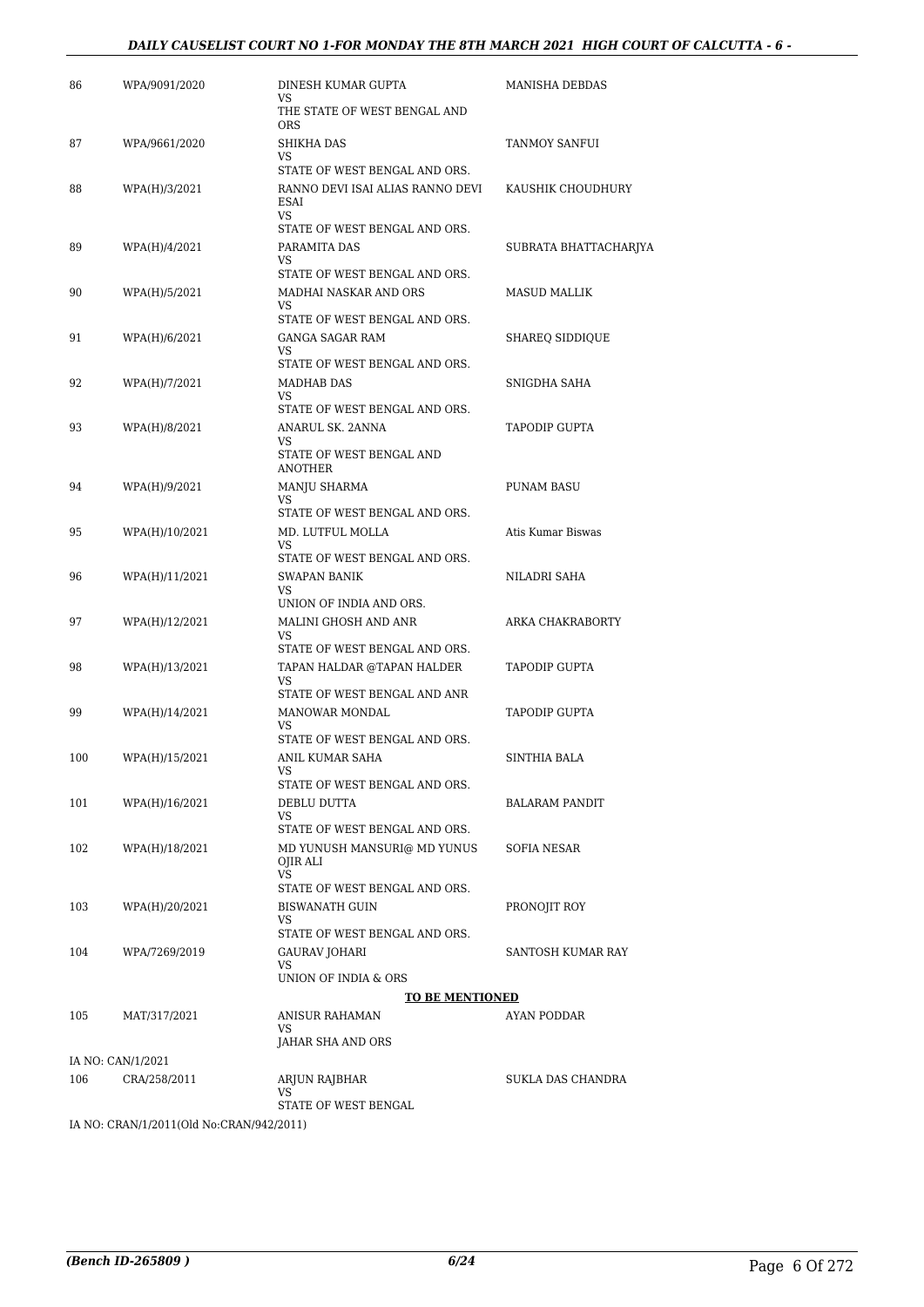| 86 | WPA/9091/2020 | DINESH KUMAR GUPTA<br>VS<br>THE STATE OF WEST BENGAL AND ORS | MANISHA DEBDAS |
|---|---|---|---|
| 87 | WPA/9661/2020 | SHIKHA DAS<br>VS<br>STATE OF WEST BENGAL AND ORS. | TANMOY SANFUI |
| 88 | WPA(H)/3/2021 | RANNO DEVI ISAI ALIAS RANNO DEVI ESAI<br>VS<br>STATE OF WEST BENGAL AND ORS. | KAUSHIK CHOUDHURY |
| 89 | WPA(H)/4/2021 | PARAMITA DAS<br>VS<br>STATE OF WEST BENGAL AND ORS. | SUBRATA BHATTACHARJYA |
| 90 | WPA(H)/5/2021 | MADHAI NASKAR AND ORS<br>VS<br>STATE OF WEST BENGAL AND ORS. | MASUD MALLIK |
| 91 | WPA(H)/6/2021 | GANGA SAGAR RAM<br>VS<br>STATE OF WEST BENGAL AND ORS. | SHAREQ SIDDIQUE |
| 92 | WPA(H)/7/2021 | MADHAB DAS<br>VS<br>STATE OF WEST BENGAL AND ORS. | SNIGDHA SAHA |
| 93 | WPA(H)/8/2021 | ANARUL SK. 2ANNA<br>VS<br>STATE OF WEST BENGAL AND ANOTHER | TAPODIP GUPTA |
| 94 | WPA(H)/9/2021 | MANJU SHARMA<br>VS<br>STATE OF WEST BENGAL AND ORS. | PUNAM BASU |
| 95 | WPA(H)/10/2021 | MD. LUTFUL MOLLA<br>VS<br>STATE OF WEST BENGAL AND ORS. | Atis Kumar Biswas |
| 96 | WPA(H)/11/2021 | SWAPAN BANIK<br>VS<br>UNION OF INDIA AND ORS. | NILADRI SAHA |
| 97 | WPA(H)/12/2021 | MALINI GHOSH AND ANR<br>VS<br>STATE OF WEST BENGAL AND ORS. | ARKA CHAKRABORTY |
| 98 | WPA(H)/13/2021 | TAPAN HALDAR @TAPAN HALDER<br>VS<br>STATE OF WEST BENGAL AND ANR | TAPODIP GUPTA |
| 99 | WPA(H)/14/2021 | MANOWAR MONDAL<br>VS<br>STATE OF WEST BENGAL AND ORS. | TAPODIP GUPTA |
| 100 | WPA(H)/15/2021 | ANIL KUMAR SAHA<br>VS<br>STATE OF WEST BENGAL AND ORS. | SINTHIA BALA |
| 101 | WPA(H)/16/2021 | DEBLU DUTTA<br>VS<br>STATE OF WEST BENGAL AND ORS. | BALARAM PANDIT |
| 102 | WPA(H)/18/2021 | MD YUNUSH MANSURI@ MD YUNUS OJIR ALI<br>VS<br>STATE OF WEST BENGAL AND ORS. | SOFIA NESAR |
| 103 | WPA(H)/20/2021 | BISWANATH GUIN<br>VS<br>STATE OF WEST BENGAL AND ORS. | PRONOJIT ROY |
| 104 | WPA/7269/2019 | GAURAV JOHARI<br>VS<br>UNION OF INDIA & ORS | SANTOSH KUMAR RAY |

**TO BE MENTIONED**

| 105 | MAT/317/2021 | ANISUR RAHAMAN<br>VS<br>JAHAR SHA AND ORS | AYAN PODDAR |
|---|---|---|---|

IA NO: CAN/1/2021

| 106 | CRA/258/2011 | ARJUN RAJBHAR<br>VS<br>STATE OF WEST BENGAL | SUKLA DAS CHANDRA |
|---|---|---|---|

IA NO: CRAN/1/2011(Old No:CRAN/942/2011)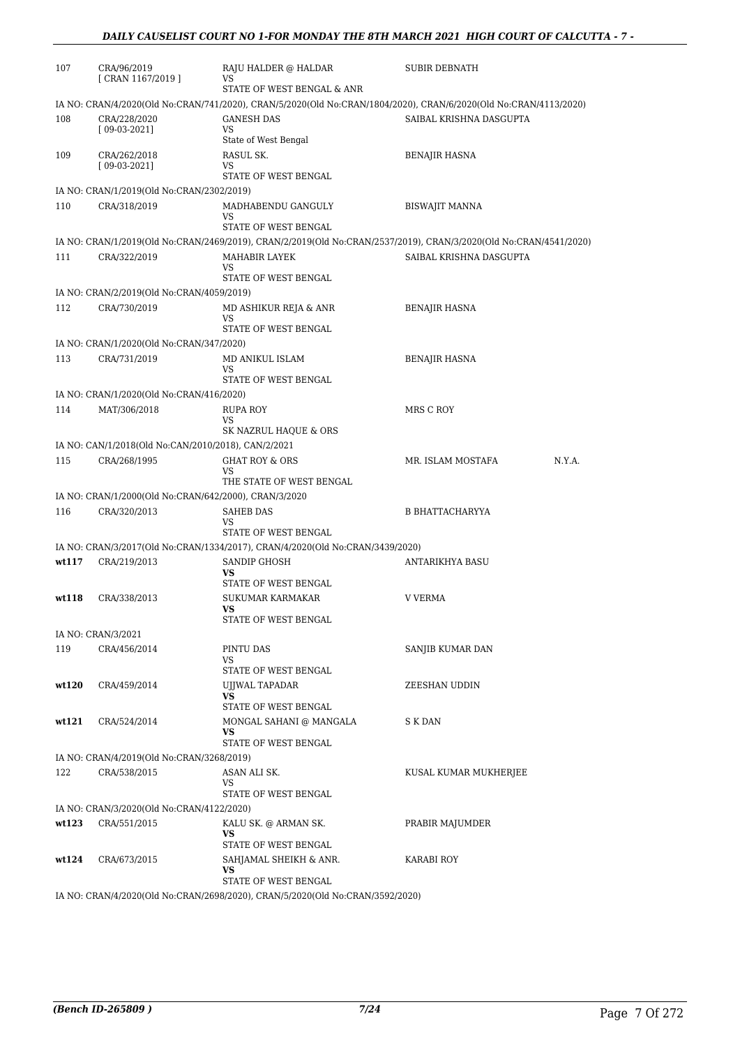| | | | | |
|---|---|---|---|---|
| 107 | CRA/96/2019 [ CRAN 1167/2019 ] | RAJU HALDER @ HALDAR VS STATE OF WEST BENGAL & ANR | SUBIR DEBNATH | |
| IA NO: CRAN/4/2020(Old No:CRAN/741/2020), CRAN/5/2020(Old No:CRAN/1804/2020), CRAN/6/2020(Old No:CRAN/4113/2020) | | | | |
| 108 | CRA/228/2020 [ 09-03-2021] | GANESH DAS VS State of West Bengal | SAIBAL KRISHNA DASGUPTA | |
| 109 | CRA/262/2018 [ 09-03-2021] | RASUL SK. VS STATE OF WEST BENGAL | BENAJIR HASNA | |
| IA NO: CRAN/1/2019(Old No:CRAN/2302/2019) | | | | |
| 110 | CRA/318/2019 | MADHABENDU GANGULY VS STATE OF WEST BENGAL | BISWAJIT MANNA | |
| IA NO: CRAN/1/2019(Old No:CRAN/2469/2019), CRAN/2/2019(Old No:CRAN/2537/2019), CRAN/3/2020(Old No:CRAN/4541/2020) | | | | |
| 111 | CRA/322/2019 | MAHABIR LAYEK VS STATE OF WEST BENGAL | SAIBAL KRISHNA DASGUPTA | |
| IA NO: CRAN/2/2019(Old No:CRAN/4059/2019) | | | | |
| 112 | CRA/730/2019 | MD ASHIKUR REJA & ANR VS STATE OF WEST BENGAL | BENAJIR HASNA | |
| IA NO: CRAN/1/2020(Old No:CRAN/347/2020) | | | | |
| 113 | CRA/731/2019 | MD ANIKUL ISLAM VS STATE OF WEST BENGAL | BENAJIR HASNA | |
| IA NO: CRAN/1/2020(Old No:CRAN/416/2020) | | | | |
| 114 | MAT/306/2018 | RUPA ROY VS SK NAZRUL HAQUE & ORS | MRS C ROY | |
| IA NO: CAN/1/2018(Old No:CAN/2010/2018), CAN/2/2021 | | | | |
| 115 | CRA/268/1995 | GHAT ROY & ORS VS THE STATE OF WEST BENGAL | MR. ISLAM MOSTAFA | N.Y.A. |
| IA NO: CRAN/1/2000(Old No:CRAN/642/2000), CRAN/3/2020 | | | | |
| 116 | CRA/320/2013 | SAHEB DAS VS STATE OF WEST BENGAL | B BHATTACHARYYA | |
| IA NO: CRAN/3/2017(Old No:CRAN/1334/2017), CRAN/4/2020(Old No:CRAN/3439/2020) | | | | |
| **wt117** | CRA/219/2013 | SANDIP GHOSH **VS** STATE OF WEST BENGAL | ANTARIKHYA BASU | |
| **wt118** | CRA/338/2013 | SUKUMAR KARMAKAR **VS** STATE OF WEST BENGAL | V VERMA | |
| IA NO: CRAN/3/2021 | | | | |
| 119 | CRA/456/2014 | PINTU DAS VS STATE OF WEST BENGAL | SANJIB KUMAR DAN | |
| **wt120** | CRA/459/2014 | UJJWAL TAPADAR **VS** STATE OF WEST BENGAL | ZEESHAN UDDIN | |
| **wt121** | CRA/524/2014 | MONGAL SAHANI @ MANGALA **VS** STATE OF WEST BENGAL | S K DAN | |
| IA NO: CRAN/4/2019(Old No:CRAN/3268/2019) | | | | |
| 122 | CRA/538/2015 | ASAN ALI SK. VS STATE OF WEST BENGAL | KUSAL KUMAR MUKHERJEE | |
| IA NO: CRAN/3/2020(Old No:CRAN/4122/2020) | | | | |
| **wt123** | CRA/551/2015 | KALU SK. @ ARMAN SK. **VS** STATE OF WEST BENGAL | PRABIR MAJUMDER | |
| **wt124** | CRA/673/2015 | SAHJAMAL SHEIKH & ANR. **VS** STATE OF WEST BENGAL | KARABI ROY | |
| IA NO: CRAN/4/2020(Old No:CRAN/2698/2020), CRAN/5/2020(Old No:CRAN/3592/2020) | | | | |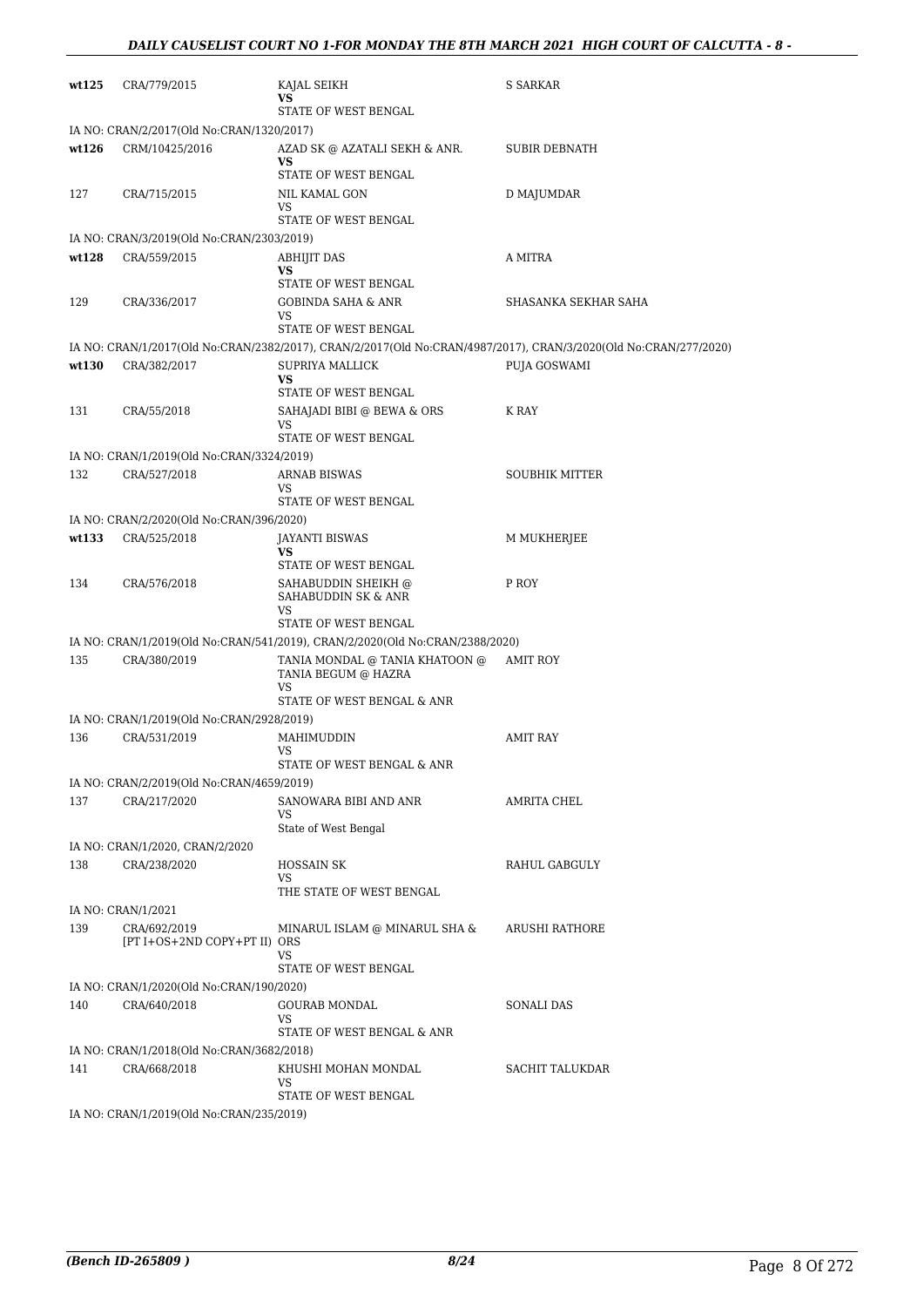| | | | |
|---|---|---|---|
| wt125 | CRA/779/2015 | KAJAL SEIKH<br>**VS**<br>STATE OF WEST BENGAL | S SARKAR |
| | IA NO: CRAN/2/2017(Old No:CRAN/1320/2017) | | |
| wt126 | CRM/10425/2016 | AZAD SK @ AZATALI SEKH & ANR.<br>**VS**<br>STATE OF WEST BENGAL | SUBIR DEBNATH |
| 127 | CRA/715/2015 | NIL KAMAL GON<br>VS<br>STATE OF WEST BENGAL | D MAJUMDAR |
| | IA NO: CRAN/3/2019(Old No:CRAN/2303/2019) | | |
| wt128 | CRA/559/2015 | ABHIJIT DAS<br>**VS**<br>STATE OF WEST BENGAL | A MITRA |
| 129 | CRA/336/2017 | GOBINDA SAHA & ANR<br>VS<br>STATE OF WEST BENGAL | SHASANKA SEKHAR SAHA |
| | IA NO: CRAN/1/2017(Old No:CRAN/2382/2017), CRAN/2/2017(Old No:CRAN/4987/2017), CRAN/3/2020(Old No:CRAN/277/2020) | | |
| wt130 | CRA/382/2017 | SUPRIYA MALLICK<br>**VS**<br>STATE OF WEST BENGAL | PUJA GOSWAMI |
| 131 | CRA/55/2018 | SAHAJADI BIBI @ BEWA & ORS<br>VS<br>STATE OF WEST BENGAL | K RAY |
| | IA NO: CRAN/1/2019(Old No:CRAN/3324/2019) | | |
| 132 | CRA/527/2018 | ARNAB BISWAS<br>VS<br>STATE OF WEST BENGAL | SOUBHIK MITTER |
| | IA NO: CRAN/2/2020(Old No:CRAN/396/2020) | | |
| wt133 | CRA/525/2018 | JAYANTI BISWAS<br>**VS**<br>STATE OF WEST BENGAL | M MUKHERJEE |
| 134 | CRA/576/2018 | SAHABUDDIN SHEIKH @ SAHABUDDIN SK & ANR<br>VS<br>STATE OF WEST BENGAL | P ROY |
| | IA NO: CRAN/1/2019(Old No:CRAN/541/2019), CRAN/2/2020(Old No:CRAN/2388/2020) | | |
| 135 | CRA/380/2019 | TANIA MONDAL @ TANIA KHATOON @ TANIA BEGUM @ HAZRA<br>VS<br>STATE OF WEST BENGAL & ANR | AMIT ROY |
| | IA NO: CRAN/1/2019(Old No:CRAN/2928/2019) | | |
| 136 | CRA/531/2019 | MAHIMUDDIN<br>VS<br>STATE OF WEST BENGAL & ANR | AMIT RAY |
| | IA NO: CRAN/2/2019(Old No:CRAN/4659/2019) | | |
| 137 | CRA/217/2020 | SANOWARA BIBI AND ANR<br>VS<br>State of West Bengal | AMRITA CHEL |
| | IA NO: CRAN/1/2020, CRAN/2/2020 | | |
| 138 | CRA/238/2020 | HOSSAIN SK<br>VS<br>THE STATE OF WEST BENGAL | RAHUL GABGULY |
| | IA NO: CRAN/1/2021 | | |
| 139 | CRA/692/2019<br>[PT I+OS+2ND COPY+PT II] | MINARUL ISLAM @ MINARUL SHA & ORS<br>VS<br>STATE OF WEST BENGAL | ARUSHI RATHORE |
| | IA NO: CRAN/1/2020(Old No:CRAN/190/2020) | | |
| 140 | CRA/640/2018 | GOURAB MONDAL<br>VS<br>STATE OF WEST BENGAL & ANR | SONALI DAS |
| | IA NO: CRAN/1/2018(Old No:CRAN/3682/2018) | | |
| 141 | CRA/668/2018 | KHUSHI MOHAN MONDAL<br>VS<br>STATE OF WEST BENGAL | SACHIT TALUKDAR |
| | IA NO: CRAN/1/2019(Old No:CRAN/235/2019) | | |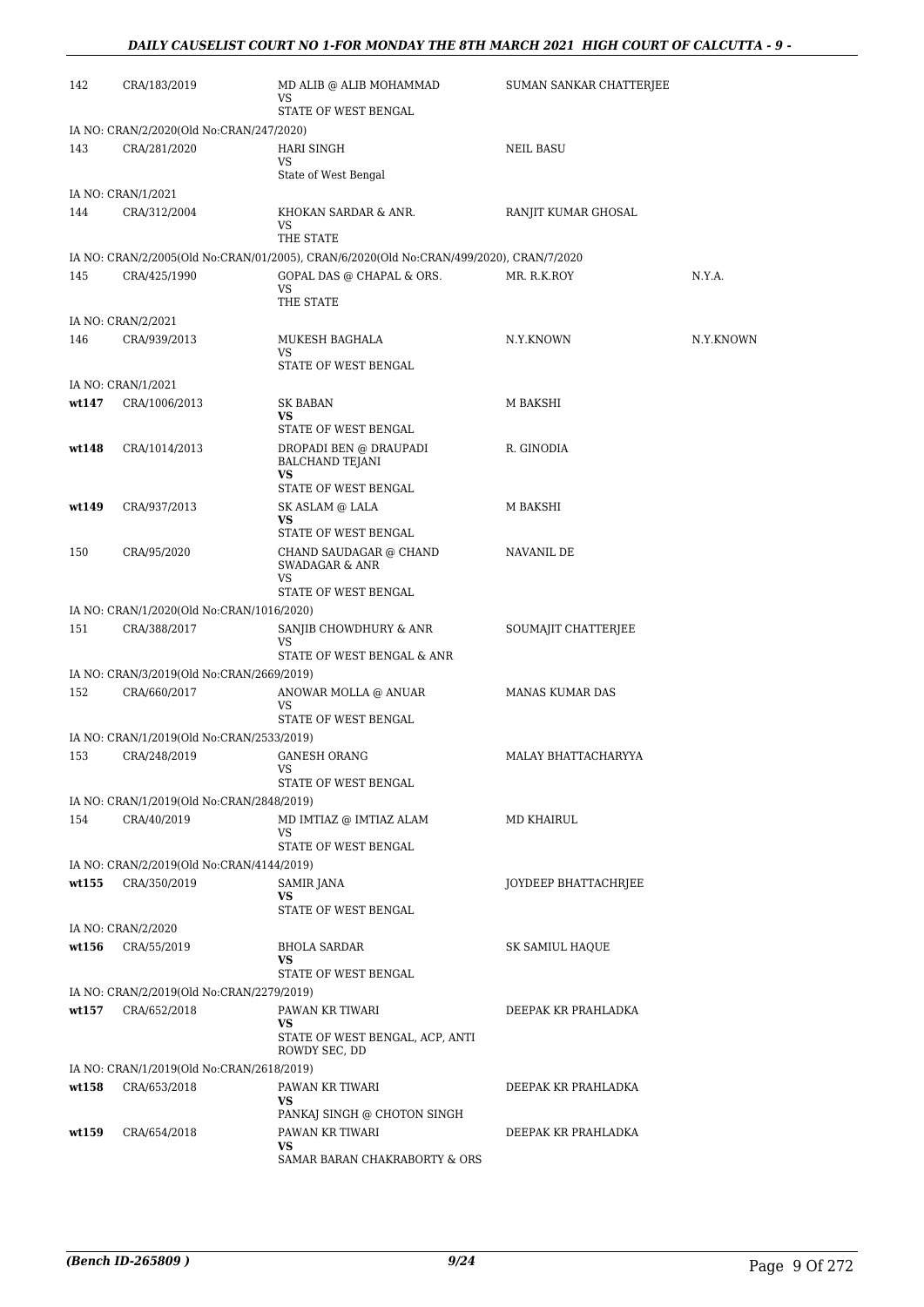| | | | | |
|---|---|---|---|---|
| 142 | CRA/183/2019 | MD ALIB @ ALIB MOHAMMAD<br>VS<br>STATE OF WEST BENGAL | SUMAN SANKAR CHATTERJEE | |
| IA NO: CRAN/2/2020(Old No:CRAN/247/2020) | | | | |
| 143 | CRA/281/2020 | HARI SINGH<br>VS<br>State of West Bengal | NEIL BASU | |
| IA NO: CRAN/1/2021 | | | | |
| 144 | CRA/312/2004 | KHOKAN SARDAR & ANR.<br>VS<br>THE STATE | RANJIT KUMAR GHOSAL | |
| IA NO: CRAN/2/2005(Old No:CRAN/01/2005), CRAN/6/2020(Old No:CRAN/499/2020), CRAN/7/2020 | | | | |
| 145 | CRA/425/1990 | GOPAL DAS @ CHAPAL & ORS.<br>VS<br>THE STATE | MR. R.K.ROY | N.Y.A. |
| IA NO: CRAN/2/2021 | | | | |
| 146 | CRA/939/2013 | MUKESH BAGHALA<br>VS<br>STATE OF WEST BENGAL | N.Y.KNOWN | N.Y.KNOWN |
| IA NO: CRAN/1/2021 | | | | |
| wt147 | CRA/1006/2013 | SK BABAN<br>**VS**<br>STATE OF WEST BENGAL | M BAKSHI | |
| wt148 | CRA/1014/2013 | DROPADI BEN @ DRAUPADI BALCHAND TEJANI<br>**VS**<br>STATE OF WEST BENGAL | R. GINODIA | |
| wt149 | CRA/937/2013 | SK ASLAM @ LALA<br>**VS**<br>STATE OF WEST BENGAL | M BAKSHI | |
| 150 | CRA/95/2020 | CHAND SAUDAGAR @ CHAND SWADAGAR & ANR<br>VS<br>STATE OF WEST BENGAL | NAVANIL DE | |
| IA NO: CRAN/1/2020(Old No:CRAN/1016/2020) | | | | |
| 151 | CRA/388/2017 | SANJIB CHOWDHURY & ANR<br>VS<br>STATE OF WEST BENGAL & ANR | SOUMAJIT CHATTERJEE | |
| IA NO: CRAN/3/2019(Old No:CRAN/2669/2019) | | | | |
| 152 | CRA/660/2017 | ANOWAR MOLLA @ ANUAR<br>VS<br>STATE OF WEST BENGAL | MANAS KUMAR DAS | |
| IA NO: CRAN/1/2019(Old No:CRAN/2533/2019) | | | | |
| 153 | CRA/248/2019 | GANESH ORANG<br>VS<br>STATE OF WEST BENGAL | MALAY BHATTACHARYYA | |
| IA NO: CRAN/1/2019(Old No:CRAN/2848/2019) | | | | |
| 154 | CRA/40/2019 | MD IMTIAZ @ IMTIAZ ALAM<br>VS<br>STATE OF WEST BENGAL | MD KHAIRUL | |
| IA NO: CRAN/2/2019(Old No:CRAN/4144/2019) | | | | |
| wt155 | CRA/350/2019 | SAMIR JANA<br>**VS**<br>STATE OF WEST BENGAL | JOYDEEP BHATTACHRJEE | |
| IA NO: CRAN/2/2020 | | | | |
| wt156 | CRA/55/2019 | BHOLA SARDAR<br>**VS**<br>STATE OF WEST BENGAL | SK SAMIUL HAQUE | |
| IA NO: CRAN/2/2019(Old No:CRAN/2279/2019) | | | | |
| wt157 | CRA/652/2018 | PAWAN KR TIWARI<br>**VS**<br>STATE OF WEST BENGAL, ACP, ANTI ROWDY SEC, DD | DEEPAK KR PRAHLADKA | |
| IA NO: CRAN/1/2019(Old No:CRAN/2618/2019) | | | | |
| wt158 | CRA/653/2018 | PAWAN KR TIWARI<br>**VS**<br>PANKAJ SINGH @ CHOTON SINGH | DEEPAK KR PRAHLADKA | |
| wt159 | CRA/654/2018 | PAWAN KR TIWARI<br>**VS**<br>SAMAR BARAN CHAKRABORTY & ORS | DEEPAK KR PRAHLADKA | |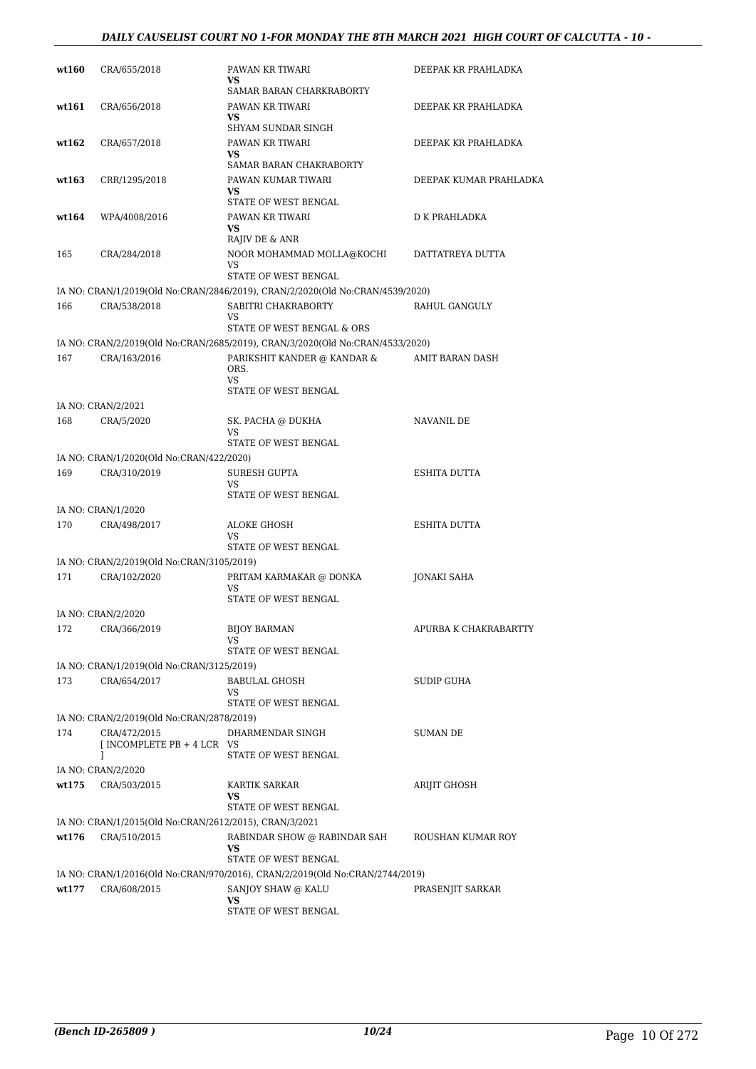| | | | |
|---|---|---|---|
| wt160 | CRA/655/2018 | PAWAN KR TIWARI<br>VS<br>SAMAR BARAN CHARKRABORTY | DEEPAK KR PRAHLADKA |
| wt161 | CRA/656/2018 | PAWAN KR TIWARI<br>VS<br>SHYAM SUNDAR SINGH | DEEPAK KR PRAHLADKA |
| wt162 | CRA/657/2018 | PAWAN KR TIWARI<br>VS<br>SAMAR BARAN CHAKRABORTY | DEEPAK KR PRAHLADKA |
| wt163 | CRR/1295/2018 | PAWAN KUMAR TIWARI<br>VS<br>STATE OF WEST BENGAL | DEEPAK KUMAR PRAHLADKA |
| wt164 | WPA/4008/2016 | PAWAN KR TIWARI<br>VS<br>RAJIV DE & ANR | D K PRAHLADKA |
| 165 | CRA/284/2018 | NOOR MOHAMMAD MOLLA@KOCHI<br>VS<br>STATE OF WEST BENGAL | DATTATREYA DUTTA |
| IA NO: CRAN/1/2019(Old No:CRAN/2846/2019), CRAN/2/2020(Old No:CRAN/4539/2020) | | | |
| 166 | CRA/538/2018 | SABITRI CHAKRABORTY<br>VS<br>STATE OF WEST BENGAL & ORS | RAHUL GANGULY |
| IA NO: CRAN/2/2019(Old No:CRAN/2685/2019), CRAN/3/2020(Old No:CRAN/4533/2020) | | | |
| 167 | CRA/163/2016 | PARIKSHIT KANDER @ KANDAR & ORS.<br>VS<br>STATE OF WEST BENGAL | AMIT BARAN DASH |
| IA NO: CRAN/2/2021 | | | |
| 168 | CRA/5/2020 | SK. PACHA @ DUKHA<br>VS<br>STATE OF WEST BENGAL | NAVANIL DE |
| IA NO: CRAN/1/2020(Old No:CRAN/422/2020) | | | |
| 169 | CRA/310/2019 | SURESH GUPTA<br>VS<br>STATE OF WEST BENGAL | ESHITA DUTTA |
| IA NO: CRAN/1/2020 | | | |
| 170 | CRA/498/2017 | ALOKE GHOSH<br>VS<br>STATE OF WEST BENGAL | ESHITA DUTTA |
| IA NO: CRAN/2/2019(Old No:CRAN/3105/2019) | | | |
| 171 | CRA/102/2020 | PRITAM KARMAKAR @ DONKA<br>VS<br>STATE OF WEST BENGAL | JONAKI SAHA |
| IA NO: CRAN/2/2020 | | | |
| 172 | CRA/366/2019 | BIJOY BARMAN<br>VS<br>STATE OF WEST BENGAL | APURBA K CHAKRABARTTY |
| IA NO: CRAN/1/2019(Old No:CRAN/3125/2019) | | | |
| 173 | CRA/654/2017 | BABULAL GHOSH<br>VS<br>STATE OF WEST BENGAL | SUDIP GUHA |
| IA NO: CRAN/2/2019(Old No:CRAN/2878/2019) | | | |
| 174 | CRA/472/2015<br>[ INCOMPLETE PB + 4 LCR ] | DHARMENDAR SINGH<br>VS<br>STATE OF WEST BENGAL | SUMAN DE |
| IA NO: CRAN/2/2020 | | | |
| wt175 | CRA/503/2015 | KARTIK SARKAR<br>VS<br>STATE OF WEST BENGAL | ARIJIT GHOSH |
| IA NO: CRAN/1/2015(Old No:CRAN/2612/2015), CRAN/3/2021 | | | |
| wt176 | CRA/510/2015 | RABINDAR SHOW @ RABINDAR SAH<br>VS<br>STATE OF WEST BENGAL | ROUSHAN KUMAR ROY |
| IA NO: CRAN/1/2016(Old No:CRAN/970/2016), CRAN/2/2019(Old No:CRAN/2744/2019) | | | |
| wt177 | CRA/608/2015 | SANJOY SHAW @ KALU<br>VS<br>STATE OF WEST BENGAL | PRASENJIT SARKAR |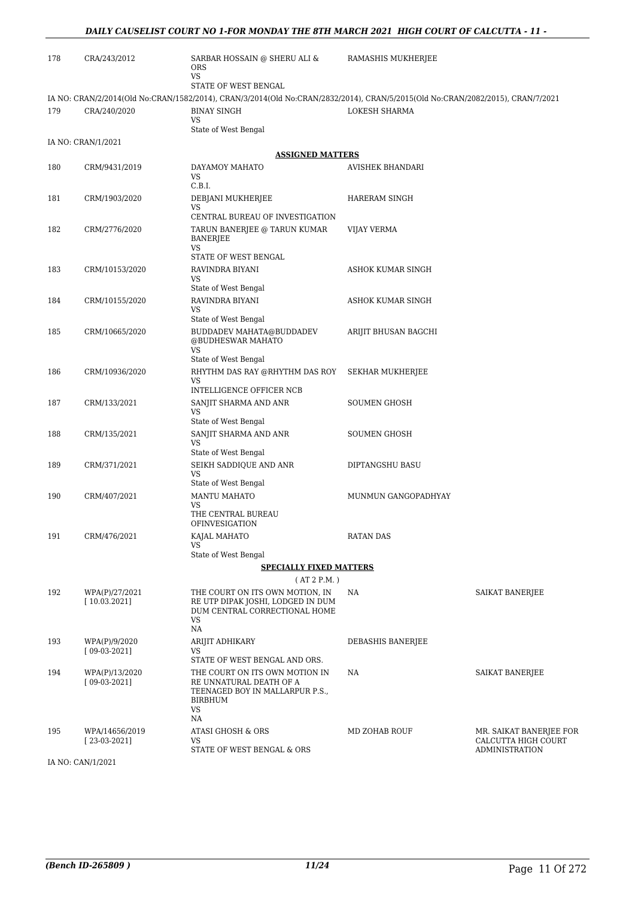| | | | | |
|---|---|---|---|---|
| 178 | CRA/243/2012 | SARBAR HOSSAIN @ SHERU ALI & ORS<br>VS<br>STATE OF WEST BENGAL | RAMASHIS MUKHERJEE | |

IA NO: CRAN/2/2014(Old No:CRAN/1582/2014), CRAN/3/2014(Old No:CRAN/2832/2014), CRAN/5/2015(Old No:CRAN/2082/2015), CRAN/7/2021

| | | | | |
|---|---|---|---|---|
| 179 | CRA/240/2020 | BINAY SINGH<br>VS<br>State of West Bengal | LOKESH SHARMA | |

IA NO: CRAN/1/2021

**ASSIGNED MATTERS**

| | | | | |
|---|---|---|---|---|
| 180 | CRM/9431/2019 | DAYAMOY MAHATO<br>VS<br>C.B.I. | AVISHEK BHANDARI | |
| 181 | CRM/1903/2020 | DEBJANI MUKHERJEE<br>VS<br>CENTRAL BUREAU OF INVESTIGATION | HARERAM SINGH | |
| 182 | CRM/2776/2020 | TARUN BANERJEE @ TARUN KUMAR BANERJEE<br>VS<br>STATE OF WEST BENGAL | VIJAY VERMA | |
| 183 | CRM/10153/2020 | RAVINDRA BIYANI<br>VS<br>State of West Bengal | ASHOK KUMAR SINGH | |
| 184 | CRM/10155/2020 | RAVINDRA BIYANI<br>VS<br>State of West Bengal | ASHOK KUMAR SINGH | |
| 185 | CRM/10665/2020 | BUDDADEV MAHATA@BUDDADEV @BUDHESWAR MAHATO<br>VS<br>State of West Bengal | ARIJIT BHUSAN BAGCHI | |
| 186 | CRM/10936/2020 | RHYTHM DAS RAY @RHYTHM DAS ROY<br>VS<br>INTELLIGENCE OFFICER NCB | SEKHAR MUKHERJEE | |
| 187 | CRM/133/2021 | SANJIT SHARMA AND ANR<br>VS<br>State of West Bengal | SOUMEN GHOSH | |
| 188 | CRM/135/2021 | SANJIT SHARMA AND ANR<br>VS<br>State of West Bengal | SOUMEN GHOSH | |
| 189 | CRM/371/2021 | SEIKH SADDIQUE AND ANR<br>VS<br>State of West Bengal | DIPTANGSHU BASU | |
| 190 | CRM/407/2021 | MANTU MAHATO<br>VS<br>THE CENTRAL BUREAU OFINVESIGATION | MUNMUN GANGOPADHYAY | |
| 191 | CRM/476/2021 | KAJAL MAHATO<br>VS<br>State of West Bengal | RATAN DAS | |

**SPECIALLY FIXED MATTERS**

( AT 2 P.M. )

| | | | | |
|---|---|---|---|---|
| 192 | WPA(P)/27/2021<br>[ 10.03.2021] | THE COURT ON ITS OWN MOTION, IN RE UTP DIPAK JOSHI, LODGED IN DUM DUM CENTRAL CORRECTIONAL HOME<br>VS<br>NA | NA | SAIKAT BANERJEE |
| 193 | WPA(P)/9/2020<br>[ 09-03-2021] | ARIJIT ADHIKARY<br>VS<br>STATE OF WEST BENGAL AND ORS. | DEBASHIS BANERJEE | |
| 194 | WPA(P)/13/2020<br>[ 09-03-2021] | THE COURT ON ITS OWN MOTION IN RE UNNATURAL DEATH OF A TEENAGED BOY IN MALLARPUR P.S., BIRBHUM<br>VS<br>NA | NA | SAIKAT BANERJEE |
| 195 | WPA/14656/2019<br>[ 23-03-2021] | ATASI GHOSH & ORS<br>VS<br>STATE OF WEST BENGAL & ORS | MD ZOHAB ROUF | MR. SAIKAT BANERJEE FOR CALCUTTA HIGH COURT ADMINISTRATION |

IA NO: CAN/1/2021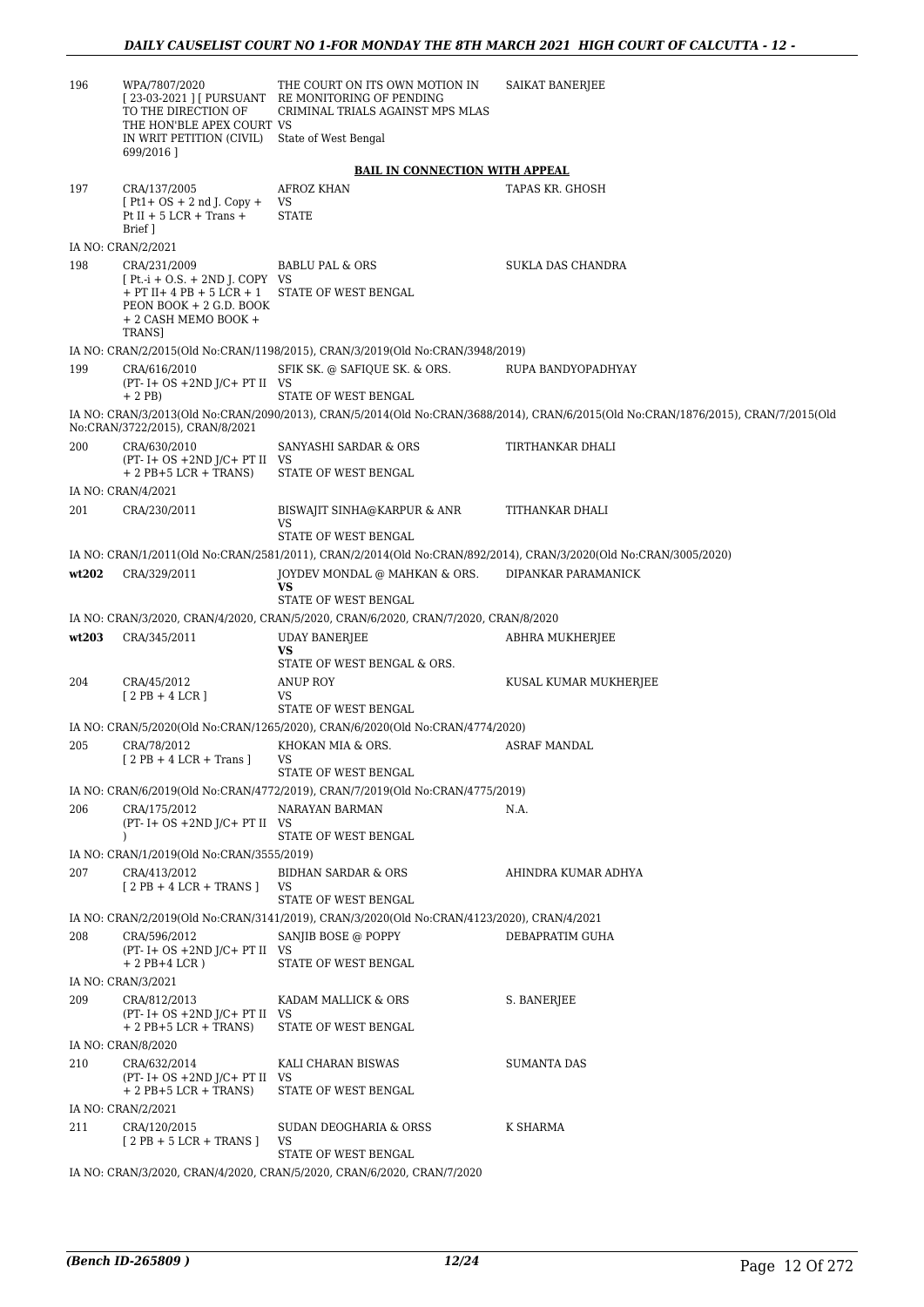| | | | |
|---|---|---|---|
| 196 | WPA/7807/2020 [ 23-03-2021 ] [ PURSUANT TO THE DIRECTION OF THE HON'BLE APEX COURT IN WRIT PETITION (CIVIL) 699/2016 ] | THE COURT ON ITS OWN MOTION IN RE MONITORING OF PENDING CRIMINAL TRIALS AGAINST MPS MLAS VS State of West Bengal | SAIKAT BANERJEE |

**BAIL IN CONNECTION WITH APPEAL**

| | | | |
|---|---|---|---|
| 197 | CRA/137/2005 [ Pt1+ OS + 2 nd J. Copy + Pt II + 5 LCR + Trans + Brief ] | AFROZ KHAN VS STATE | TAPAS KR. GHOSH |

IA NO: CRAN/2/2021

| | | | |
|---|---|---|---|
| 198 | CRA/231/2009 [ Pt.-i + O.S. + 2ND J. COPY + PT II+ 4 PB + 5 LCR + 1 PEON BOOK + 2 G.D. BOOK + 2 CASH MEMO BOOK + TRANS] | BABLU PAL & ORS VS STATE OF WEST BENGAL | SUKLA DAS CHANDRA |

IA NO: CRAN/2/2015(Old No:CRAN/1198/2015), CRAN/3/2019(Old No:CRAN/3948/2019)

| | | | |
|---|---|---|---|
| 199 | CRA/616/2010 (PT- I+ OS +2ND J/C+ PT II + 2 PB) | SFIK SK. @ SAFIQUE SK. & ORS. VS STATE OF WEST BENGAL | RUPA BANDYOPADHYAY |

IA NO: CRAN/3/2013(Old No:CRAN/2090/2013), CRAN/5/2014(Old No:CRAN/3688/2014), CRAN/6/2015(Old No:CRAN/1876/2015), CRAN/7/2015(Old No:CRAN/3722/2015), CRAN/8/2021

| | | | |
|---|---|---|---|
| 200 | CRA/630/2010 (PT- I+ OS +2ND J/C+ PT II + 2 PB+5 LCR + TRANS) | SANYASHI SARDAR & ORS VS STATE OF WEST BENGAL | TIRTHANKAR DHALI |

IA NO: CRAN/4/2021

| | | | |
|---|---|---|---|
| 201 | CRA/230/2011 | BISWAJIT SINHA@KARPUR & ANR VS STATE OF WEST BENGAL | TITHANKAR DHALI |

IA NO: CRAN/1/2011(Old No:CRAN/2581/2011), CRAN/2/2014(Old No:CRAN/892/2014), CRAN/3/2020(Old No:CRAN/3005/2020)

| | | | |
|---|---|---|---|
| **wt202** | CRA/329/2011 | JOYDEV MONDAL @ MAHKAN & ORS. **VS** STATE OF WEST BENGAL | DIPANKAR PARAMANICK |

IA NO: CRAN/3/2020, CRAN/4/2020, CRAN/5/2020, CRAN/6/2020, CRAN/7/2020, CRAN/8/2020

| | | | |
|---|---|---|---|
| **wt203** | CRA/345/2011 | UDAY BANERJEE **VS** STATE OF WEST BENGAL & ORS. | ABHRA MUKHERJEE |
| 204 | CRA/45/2012 [ 2 PB + 4 LCR ] | ANUP ROY VS STATE OF WEST BENGAL | KUSAL KUMAR MUKHERJEE |

IA NO: CRAN/5/2020(Old No:CRAN/1265/2020), CRAN/6/2020(Old No:CRAN/4774/2020)

| | | | |
|---|---|---|---|
| 205 | CRA/78/2012 [ 2 PB + 4 LCR + Trans ] | KHOKAN MIA & ORS. VS STATE OF WEST BENGAL | ASRAF MANDAL |

IA NO: CRAN/6/2019(Old No:CRAN/4772/2019), CRAN/7/2019(Old No:CRAN/4775/2019)

| | | | |
|---|---|---|---|
| 206 | CRA/175/2012 (PT- I+ OS +2ND J/C+ PT II ) | NARAYAN BARMAN VS STATE OF WEST BENGAL | N.A. |

IA NO: CRAN/1/2019(Old No:CRAN/3555/2019)

| | | | |
|---|---|---|---|
| 207 | CRA/413/2012 [ 2 PB + 4 LCR + TRANS ] | BIDHAN SARDAR & ORS VS STATE OF WEST BENGAL | AHINDRA KUMAR ADHYA |

IA NO: CRAN/2/2019(Old No:CRAN/3141/2019), CRAN/3/2020(Old No:CRAN/4123/2020), CRAN/4/2021

| | | | |
|---|---|---|---|
| 208 | CRA/596/2012 (PT- I+ OS +2ND J/C+ PT II + 2 PB+4 LCR ) | SANJIB BOSE @ POPPY VS STATE OF WEST BENGAL | DEBAPRATIM GUHA |

IA NO: CRAN/3/2021

| | | | |
|---|---|---|---|
| 209 | CRA/812/2013 (PT- I+ OS +2ND J/C+ PT II + 2 PB+5 LCR + TRANS) | KADAM MALLICK & ORS VS STATE OF WEST BENGAL | S. BANERJEE |

IA NO: CRAN/8/2020

| | | | |
|---|---|---|---|
| 210 | CRA/632/2014 (PT- I+ OS +2ND J/C+ PT II + 2 PB+5 LCR + TRANS) | KALI CHARAN BISWAS VS STATE OF WEST BENGAL | SUMANTA DAS |

IA NO: CRAN/2/2021

| | | | |
|---|---|---|---|
| 211 | CRA/120/2015 [ 2 PB + 5 LCR + TRANS ] | SUDAN DEOGHARIA & ORSS VS STATE OF WEST BENGAL | K SHARMA |

IA NO: CRAN/3/2020, CRAN/4/2020, CRAN/5/2020, CRAN/6/2020, CRAN/7/2020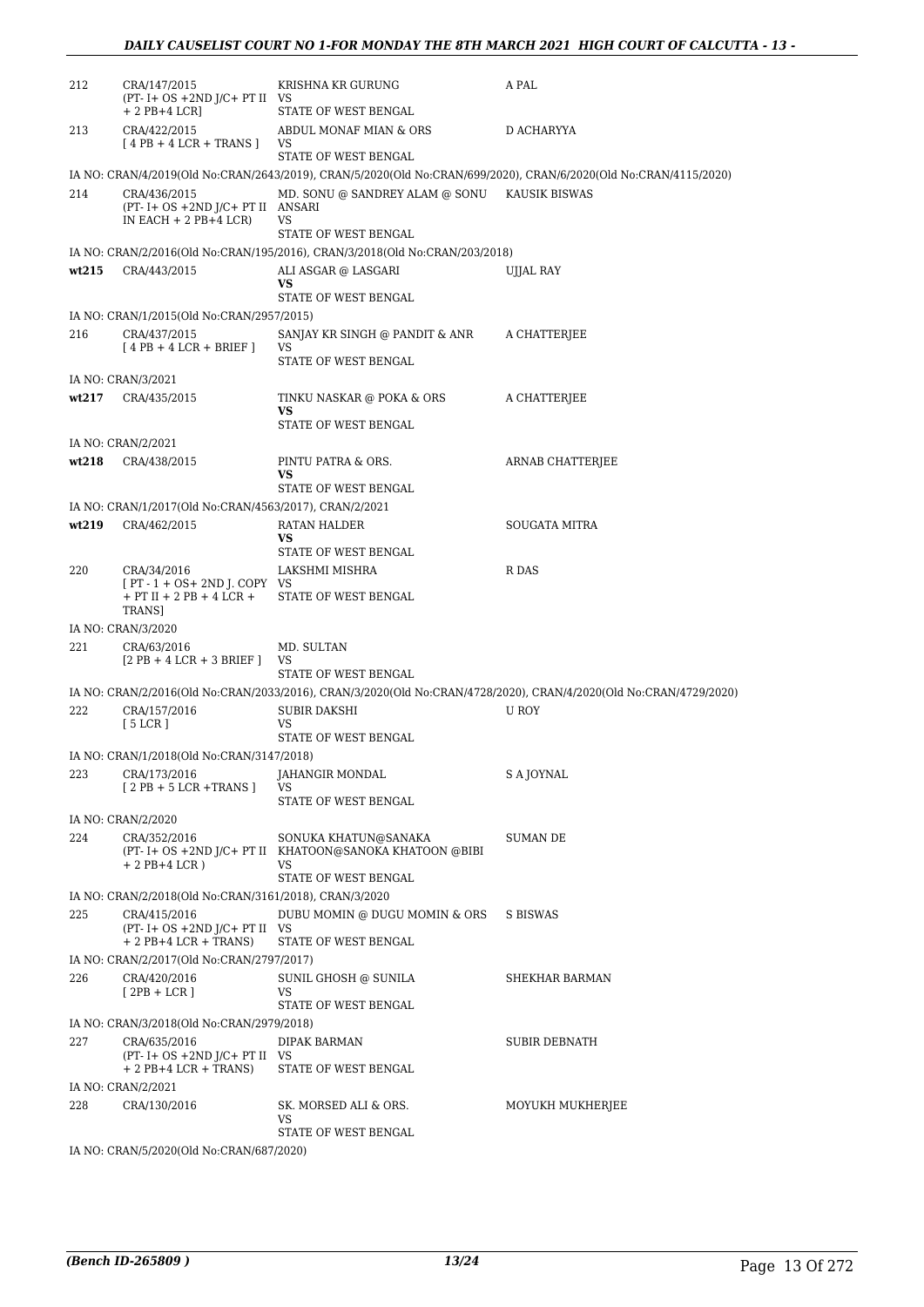| | | | |
|---|---|---|---|
| 212 | CRA/147/2015 (PT- I+ OS +2ND J/C+ PT II + 2 PB+4 LCR] | KRISHNA KR GURUNG VS STATE OF WEST BENGAL | A PAL |
| 213 | CRA/422/2015 [ 4 PB + 4 LCR + TRANS ] | ABDUL MONAF MIAN & ORS VS STATE OF WEST BENGAL | D ACHARYYA |

IA NO: CRAN/4/2019(Old No:CRAN/2643/2019), CRAN/5/2020(Old No:CRAN/699/2020), CRAN/6/2020(Old No:CRAN/4115/2020)

| | | | |
|---|---|---|---|
| 214 | CRA/436/2015 (PT- I+ OS +2ND J/C+ PT II IN EACH + 2 PB+4 LCR) | MD. SONU @ SANDREY ALAM @ SONU ANSARI VS STATE OF WEST BENGAL | KAUSIK BISWAS |

IA NO: CRAN/2/2016(Old No:CRAN/195/2016), CRAN/3/2018(Old No:CRAN/203/2018)

| | | | |
|---|---|---|---|
| wt215 | CRA/443/2015 | ALI ASGAR @ LASGARI **VS** STATE OF WEST BENGAL | UJJAL RAY |

IA NO: CRAN/1/2015(Old No:CRAN/2957/2015)

| | | | |
|---|---|---|---|
| 216 | CRA/437/2015 [ 4 PB + 4 LCR + BRIEF ] | SANJAY KR SINGH @ PANDIT & ANR VS STATE OF WEST BENGAL | A CHATTERJEE |

IA NO: CRAN/3/2021

| | | | |
|---|---|---|---|
| wt217 | CRA/435/2015 | TINKU NASKAR @ POKA & ORS **VS** STATE OF WEST BENGAL | A CHATTERJEE |

IA NO: CRAN/2/2021

| | | | |
|---|---|---|---|
| wt218 | CRA/438/2015 | PINTU PATRA & ORS. **VS** STATE OF WEST BENGAL | ARNAB CHATTERJEE |

IA NO: CRAN/1/2017(Old No:CRAN/4563/2017), CRAN/2/2021

| | | | |
|---|---|---|---|
| wt219 | CRA/462/2015 | RATAN HALDER **VS** STATE OF WEST BENGAL | SOUGATA MITRA |
| 220 | CRA/34/2016 [ PT - 1 + OS+ 2ND J. COPY + PT II + 2 PB + 4 LCR + TRANS] | LAKSHMI MISHRA VS STATE OF WEST BENGAL | R DAS |

IA NO: CRAN/3/2020

| | | | |
|---|---|---|---|
| 221 | CRA/63/2016 [2 PB + 4 LCR + 3 BRIEF ] | MD. SULTAN VS STATE OF WEST BENGAL | |

IA NO: CRAN/2/2016(Old No:CRAN/2033/2016), CRAN/3/2020(Old No:CRAN/4728/2020), CRAN/4/2020(Old No:CRAN/4729/2020)

| | | | |
|---|---|---|---|
| 222 | CRA/157/2016 [ 5 LCR ] | SUBIR DAKSHI VS STATE OF WEST BENGAL | U ROY |

IA NO: CRAN/1/2018(Old No:CRAN/3147/2018)

| | | | |
|---|---|---|---|
| 223 | CRA/173/2016 [ 2 PB + 5 LCR +TRANS ] | JAHANGIR MONDAL VS STATE OF WEST BENGAL | S A JOYNAL |

IA NO: CRAN/2/2020

| | | | |
|---|---|---|---|
| 224 | CRA/352/2016 (PT- I+ OS +2ND J/C+ PT II + 2 PB+4 LCR ) | SONUKA KHATUN@SANAKA KHATOON@SANOKA KHATOON @BIBI VS STATE OF WEST BENGAL | SUMAN DE |

IA NO: CRAN/2/2018(Old No:CRAN/3161/2018), CRAN/3/2020

| | | | |
|---|---|---|---|
| 225 | CRA/415/2016 (PT- I+ OS +2ND J/C+ PT II + 2 PB+4 LCR + TRANS) | DUBU MOMIN @ DUGU MOMIN & ORS VS STATE OF WEST BENGAL | S BISWAS |

IA NO: CRAN/2/2017(Old No:CRAN/2797/2017)

| | | | |
|---|---|---|---|
| 226 | CRA/420/2016 [ 2PB + LCR ] | SUNIL GHOSH @ SUNILA VS STATE OF WEST BENGAL | SHEKHAR BARMAN |

IA NO: CRAN/3/2018(Old No:CRAN/2979/2018)

| | | | |
|---|---|---|---|
| 227 | CRA/635/2016 (PT- I+ OS +2ND J/C+ PT II + 2 PB+4 LCR + TRANS) | DIPAK BARMAN VS STATE OF WEST BENGAL | SUBIR DEBNATH |

IA NO: CRAN/2/2021

| | | | |
|---|---|---|---|
| 228 | CRA/130/2016 | SK. MORSED ALI & ORS. VS STATE OF WEST BENGAL | MOYUKH MUKHERJEE |

IA NO: CRAN/5/2020(Old No:CRAN/687/2020)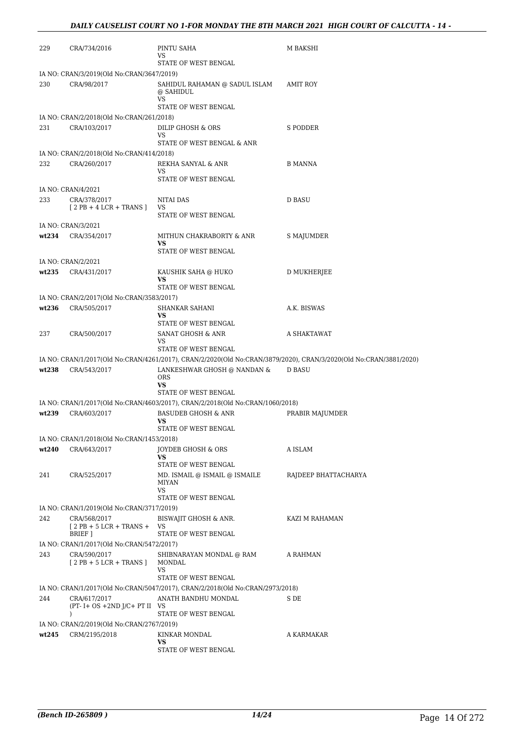| | | | |
|---|---|---|---|
| 229 | CRA/734/2016 | PINTU SAHA<br>VS<br>STATE OF WEST BENGAL | M BAKSHI |
| IA NO: CRAN/3/2019(Old No:CRAN/3647/2019) | | | |
| 230 | CRA/98/2017 | SAHIDUL RAHAMAN @ SADUL ISLAM @ SAHIDUL<br>VS<br>STATE OF WEST BENGAL | AMIT ROY |
| IA NO: CRAN/2/2018(Old No:CRAN/261/2018) | | | |
| 231 | CRA/103/2017 | DILIP GHOSH & ORS<br>VS<br>STATE OF WEST BENGAL & ANR | S PODDER |
| IA NO: CRAN/2/2018(Old No:CRAN/414/2018) | | | |
| 232 | CRA/260/2017 | REKHA SANYAL & ANR<br>VS<br>STATE OF WEST BENGAL | B MANNA |
| IA NO: CRAN/4/2021 | | | |
| 233 | CRA/378/2017<br>[ 2 PB + 4 LCR + TRANS ] | NITAI DAS<br>VS<br>STATE OF WEST BENGAL | D BASU |
| IA NO: CRAN/3/2021 | | | |
| **wt234** | CRA/354/2017 | MITHUN CHAKRABORTY & ANR<br>**VS**<br>STATE OF WEST BENGAL | S MAJUMDER |
| IA NO: CRAN/2/2021 | | | |
| **wt235** | CRA/431/2017 | KAUSHIK SAHA @ HUKO<br>**VS**<br>STATE OF WEST BENGAL | D MUKHERJEE |
| IA NO: CRAN/2/2017(Old No:CRAN/3583/2017) | | | |
| **wt236** | CRA/505/2017 | SHANKAR SAHANI<br>**VS**<br>STATE OF WEST BENGAL | A.K. BISWAS |
| 237 | CRA/500/2017 | SANAT GHOSH & ANR<br>VS<br>STATE OF WEST BENGAL | A SHAKTAWAT |
| IA NO: CRAN/1/2017(Old No:CRAN/4261/2017), CRAN/2/2020(Old No:CRAN/3879/2020), CRAN/3/2020(Old No:CRAN/3881/2020) | | | |
| **wt238** | CRA/543/2017 | LANKESHWAR GHOSH @ NANDAN & ORS<br>**VS**<br>STATE OF WEST BENGAL | D BASU |
| IA NO: CRAN/1/2017(Old No:CRAN/4603/2017), CRAN/2/2018(Old No:CRAN/1060/2018) | | | |
| **wt239** | CRA/603/2017 | BASUDEB GHOSH & ANR<br>**VS**<br>STATE OF WEST BENGAL | PRABIR MAJUMDER |
| IA NO: CRAN/1/2018(Old No:CRAN/1453/2018) | | | |
| **wt240** | CRA/643/2017 | JOYDEB GHOSH & ORS<br>**VS**<br>STATE OF WEST BENGAL | A ISLAM |
| 241 | CRA/525/2017 | MD. ISMAIL @ ISMAIL @ ISMAILE MIYAN<br>VS<br>STATE OF WEST BENGAL | RAJDEEP BHATTACHARYA |
| IA NO: CRAN/1/2019(Old No:CRAN/3717/2019) | | | |
| 242 | CRA/568/2017<br>[ 2 PB + 5 LCR + TRANS + BRIEF ] | BISWAJIT GHOSH & ANR.<br>VS<br>STATE OF WEST BENGAL | KAZI M RAHAMAN |
| IA NO: CRAN/1/2017(Old No:CRAN/5472/2017) | | | |
| 243 | CRA/590/2017<br>[ 2 PB + 5 LCR + TRANS ] | SHIBNARAYAN MONDAL @ RAM MONDAL<br>VS<br>STATE OF WEST BENGAL | A RAHMAN |
| IA NO: CRAN/1/2017(Old No:CRAN/5047/2017), CRAN/2/2018(Old No:CRAN/2973/2018) | | | |
| 244 | CRA/617/2017<br>(PT- I+ OS +2ND J/C+ PT II ) | ANATH BANDHU MONDAL<br>VS<br>STATE OF WEST BENGAL | S DE |
| IA NO: CRAN/2/2019(Old No:CRAN/2767/2019) | | | |
| **wt245** | CRM/2195/2018 | KINKAR MONDAL<br>**VS**<br>STATE OF WEST BENGAL | A KARMAKAR |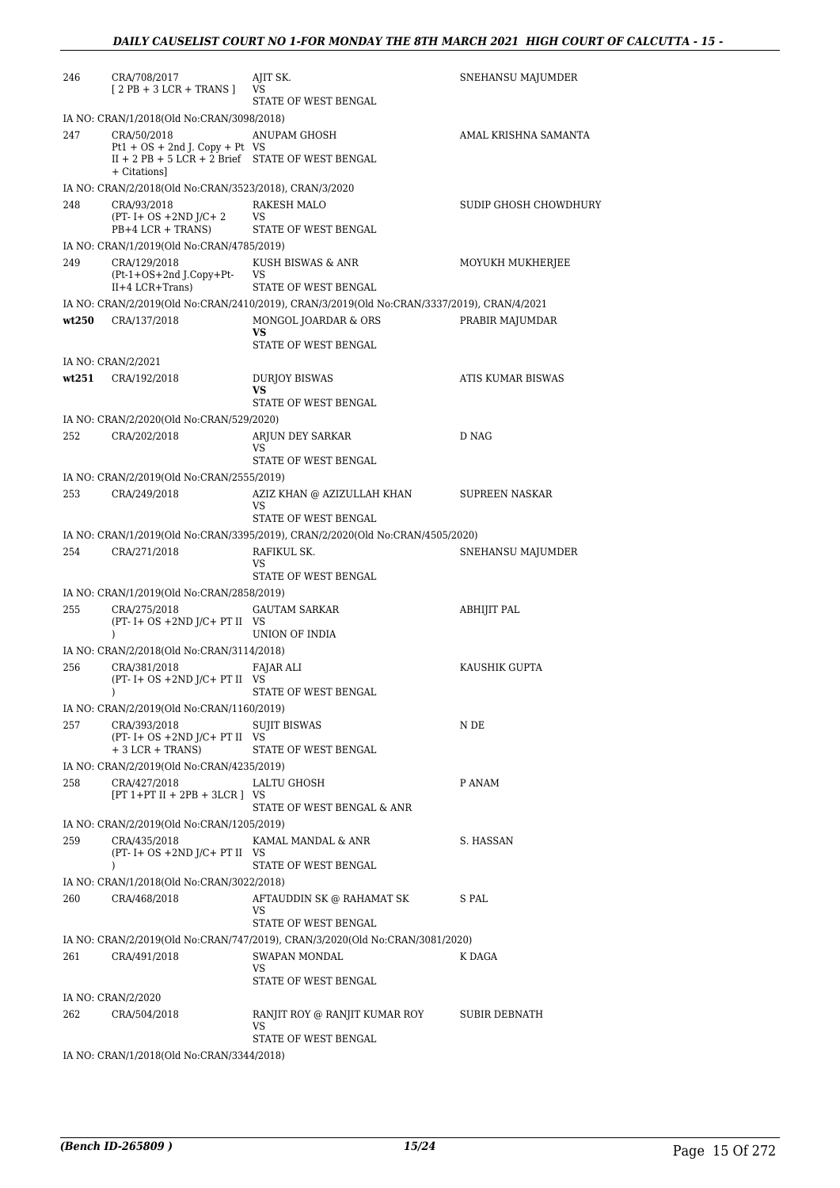| | | | |
|---|---|---|---|
| 246 | CRA/708/2017 [ 2 PB + 3 LCR + TRANS ] | AJIT SK. VS STATE OF WEST BENGAL | SNEHANSU MAJUMDER |
| | IA NO: CRAN/1/2018(Old No:CRAN/3098/2018) | | |
| 247 | CRA/50/2018 Pt1 + OS + 2nd J. Copy + Pt II + 2 PB + 5 LCR + 2 Brief + Citations] | ANUPAM GHOSH VS STATE OF WEST BENGAL | AMAL KRISHNA SAMANTA |
| | IA NO: CRAN/2/2018(Old No:CRAN/3523/2018), CRAN/3/2020 | | |
| 248 | CRA/93/2018 (PT- I+ OS +2ND J/C+ 2 PB+4 LCR + TRANS) | RAKESH MALO VS STATE OF WEST BENGAL | SUDIP GHOSH CHOWDHURY |
| | IA NO: CRAN/1/2019(Old No:CRAN/4785/2019) | | |
| 249 | CRA/129/2018 (Pt-1+OS+2nd J.Copy+Pt-II+4 LCR+Trans) | KUSH BISWAS & ANR VS STATE OF WEST BENGAL | MOYUKH MUKHERJEE |
| | IA NO: CRAN/2/2019(Old No:CRAN/2410/2019), CRAN/3/2019(Old No:CRAN/3337/2019), CRAN/4/2021 | | |
| wt250 | CRA/137/2018 | MONGOL JOARDAR & ORS **VS** STATE OF WEST BENGAL | PRABIR MAJUMDAR |
| | IA NO: CRAN/2/2021 | | |
| wt251 | CRA/192/2018 | DURJOY BISWAS **VS** STATE OF WEST BENGAL | ATIS KUMAR BISWAS |
| | IA NO: CRAN/2/2020(Old No:CRAN/529/2020) | | |
| 252 | CRA/202/2018 | ARJUN DEY SARKAR VS STATE OF WEST BENGAL | D NAG |
| | IA NO: CRAN/2/2019(Old No:CRAN/2555/2019) | | |
| 253 | CRA/249/2018 | AZIZ KHAN @ AZIZULLAH KHAN VS STATE OF WEST BENGAL | SUPREEN NASKAR |
| | IA NO: CRAN/1/2019(Old No:CRAN/3395/2019), CRAN/2/2020(Old No:CRAN/4505/2020) | | |
| 254 | CRA/271/2018 | RAFIKUL SK. VS STATE OF WEST BENGAL | SNEHANSU MAJUMDER |
| | IA NO: CRAN/1/2019(Old No:CRAN/2858/2019) | | |
| 255 | CRA/275/2018 (PT- I+ OS +2ND J/C+ PT II ) | GAUTAM SARKAR VS UNION OF INDIA | ABHIJIT PAL |
| | IA NO: CRAN/2/2018(Old No:CRAN/3114/2018) | | |
| 256 | CRA/381/2018 (PT- I+ OS +2ND J/C+ PT II ) | FAJAR ALI VS STATE OF WEST BENGAL | KAUSHIK GUPTA |
| | IA NO: CRAN/2/2019(Old No:CRAN/1160/2019) | | |
| 257 | CRA/393/2018 (PT- I+ OS +2ND J/C+ PT II + 3 LCR + TRANS) | SUJIT BISWAS VS STATE OF WEST BENGAL | N DE |
| | IA NO: CRAN/2/2019(Old No:CRAN/4235/2019) | | |
| 258 | CRA/427/2018 [PT 1+PT II + 2PB + 3LCR ] | LALTU GHOSH VS STATE OF WEST BENGAL & ANR | P ANAM |
| | IA NO: CRAN/2/2019(Old No:CRAN/1205/2019) | | |
| 259 | CRA/435/2018 (PT- I+ OS +2ND J/C+ PT II ) | KAMAL MANDAL & ANR VS STATE OF WEST BENGAL | S. HASSAN |
| | IA NO: CRAN/1/2018(Old No:CRAN/3022/2018) | | |
| 260 | CRA/468/2018 | AFTAUDDIN SK @ RAHAMAT SK VS STATE OF WEST BENGAL | S PAL |
| | IA NO: CRAN/2/2019(Old No:CRAN/747/2019), CRAN/3/2020(Old No:CRAN/3081/2020) | | |
| 261 | CRA/491/2018 | SWAPAN MONDAL VS STATE OF WEST BENGAL | K DAGA |
| | IA NO: CRAN/2/2020 | | |
| 262 | CRA/504/2018 | RANJIT ROY @ RANJIT KUMAR ROY VS STATE OF WEST BENGAL | SUBIR DEBNATH |
| | IA NO: CRAN/1/2018(Old No:CRAN/3344/2018) | | |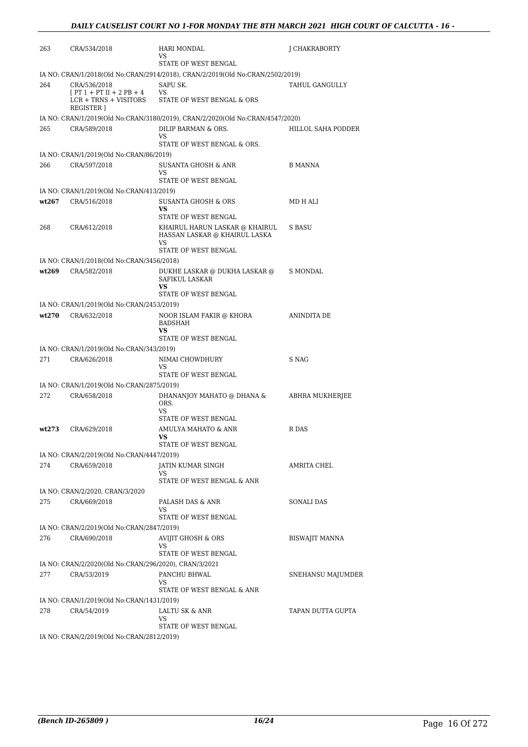| | | | |
|---|---|---|---|
| 263 | CRA/534/2018 | HARI MONDAL<br>VS<br>STATE OF WEST BENGAL | J CHAKRABORTY |
| | IA NO: CRAN/1/2018(Old No:CRAN/2914/2018), CRAN/2/2019(Old No:CRAN/2502/2019) | | |
| 264 | CRA/536/2018<br>[ PT 1 + PT II + 2 PB + 4 LCR + TRNS + VISITORS REGISTER ] | SAPU SK.<br>VS<br>STATE OF WEST BENGAL & ORS | TAHUL GANGULLY |
| | IA NO: CRAN/1/2019(Old No:CRAN/3180/2019), CRAN/2/2020(Old No:CRAN/4547/2020) | | |
| 265 | CRA/589/2018 | DILIP BARMAN & ORS.<br>VS<br>STATE OF WEST BENGAL & ORS. | HILLOL SAHA PODDER |
| | IA NO: CRAN/1/2019(Old No:CRAN/86/2019) | | |
| 266 | CRA/597/2018 | SUSANTA GHOSH & ANR<br>VS<br>STATE OF WEST BENGAL | B MANNA |
| | IA NO: CRAN/1/2019(Old No:CRAN/413/2019) | | |
| **wt267** | CRA/516/2018 | SUSANTA GHOSH & ORS<br>**VS**<br>STATE OF WEST BENGAL | MD H ALI |
| 268 | CRA/612/2018 | KHAIRUL HARUN LASKAR @ KHAIRUL HASSAN LASKAR @ KHAIRUL LASKA<br>VS<br>STATE OF WEST BENGAL | S BASU |
| | IA NO: CRAN/1/2018(Old No:CRAN/3456/2018) | | |
| **wt269** | CRA/582/2018 | DUKHE LASKAR @ DUKHA LASKAR @ SAFIKUL LASKAR<br>**VS**<br>STATE OF WEST BENGAL | S MONDAL |
| | IA NO: CRAN/1/2019(Old No:CRAN/2453/2019) | | |
| **wt270** | CRA/632/2018 | NOOR ISLAM FAKIR @ KHORA BADSHAH<br>**VS**<br>STATE OF WEST BENGAL | ANINDITA DE |
| | IA NO: CRAN/1/2019(Old No:CRAN/343/2019) | | |
| 271 | CRA/626/2018 | NIMAI CHOWDHURY<br>VS<br>STATE OF WEST BENGAL | S NAG |
| | IA NO: CRAN/1/2019(Old No:CRAN/2875/2019) | | |
| 272 | CRA/658/2018 | DHANANJOY MAHATO @ DHANA & ORS.<br>VS<br>STATE OF WEST BENGAL | ABHRA MUKHERJEE |
| **wt273** | CRA/629/2018 | AMULYA MAHATO & ANR<br>**VS**<br>STATE OF WEST BENGAL | R DAS |
| | IA NO: CRAN/2/2019(Old No:CRAN/4447/2019) | | |
| 274 | CRA/659/2018 | JATIN KUMAR SINGH<br>VS<br>STATE OF WEST BENGAL & ANR | AMRITA CHEL |
| | IA NO: CRAN/2/2020, CRAN/3/2020 | | |
| 275 | CRA/669/2018 | PALASH DAS & ANR<br>VS<br>STATE OF WEST BENGAL | SONALI DAS |
| | IA NO: CRAN/2/2019(Old No:CRAN/2847/2019) | | |
| 276 | CRA/690/2018 | AVIJIT GHOSH & ORS<br>VS<br>STATE OF WEST BENGAL | BISWAJIT MANNA |
| | IA NO: CRAN/2/2020(Old No:CRAN/296/2020), CRAN/3/2021 | | |
| 277 | CRA/53/2019 | PANCHU BHWAL<br>VS<br>STATE OF WEST BENGAL & ANR | SNEHANSU MAJUMDER |
| | IA NO: CRAN/1/2019(Old No:CRAN/1431/2019) | | |
| 278 | CRA/54/2019 | LALTU SK & ANR<br>VS<br>STATE OF WEST BENGAL | TAPAN DUTTA GUPTA |
| | IA NO: CRAN/2/2019(Old No:CRAN/2812/2019) | | |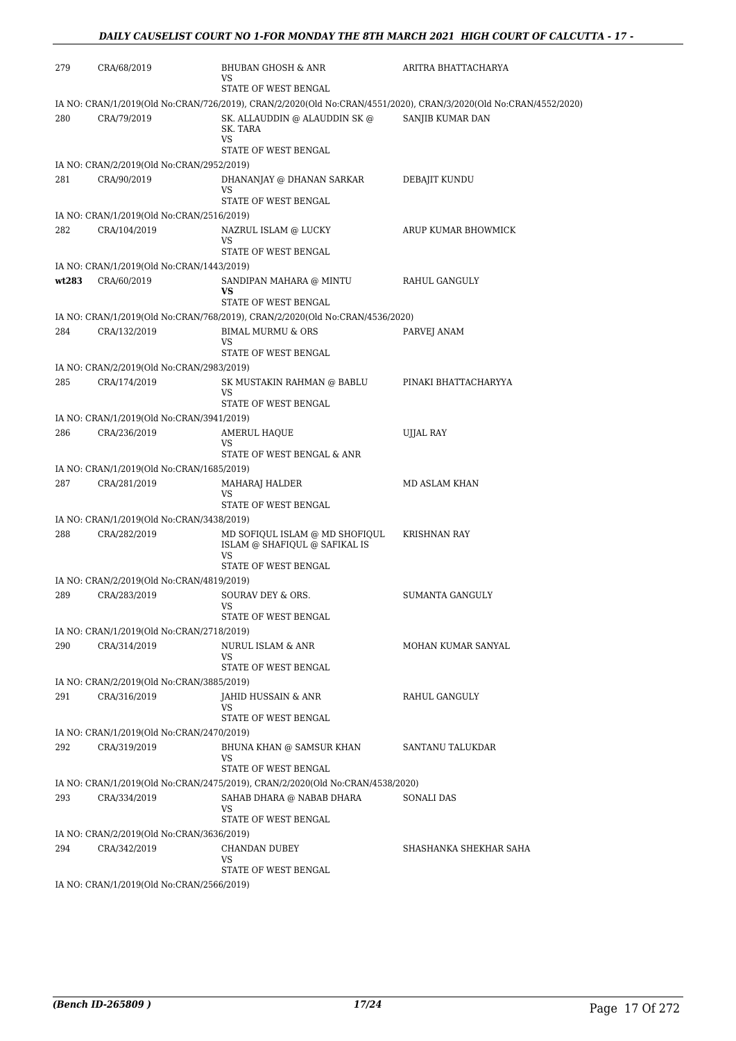| | | | |
|---|---|---|---|
| 279 | CRA/68/2019 | BHUBAN GHOSH & ANR<br>VS<br>STATE OF WEST BENGAL | ARITRA BHATTACHARYA |
| | IA NO: CRAN/1/2019(Old No:CRAN/726/2019), CRAN/2/2020(Old No:CRAN/4551/2020), CRAN/3/2020(Old No:CRAN/4552/2020) | | |
| 280 | CRA/79/2019 | SK. ALLAUDDIN @ ALAUDDIN SK @ SK. TARA<br>VS<br>STATE OF WEST BENGAL | SANJIB KUMAR DAN |
| | IA NO: CRAN/2/2019(Old No:CRAN/2952/2019) | | |
| 281 | CRA/90/2019 | DHANANJAY @ DHANAN SARKAR<br>VS<br>STATE OF WEST BENGAL | DEBAJIT KUNDU |
| | IA NO: CRAN/1/2019(Old No:CRAN/2516/2019) | | |
| 282 | CRA/104/2019 | NAZRUL ISLAM @ LUCKY<br>VS<br>STATE OF WEST BENGAL | ARUP KUMAR BHOWMICK |
| | IA NO: CRAN/1/2019(Old No:CRAN/1443/2019) | | |
| **wt283** | CRA/60/2019 | SANDIPAN MAHARA @ MINTU<br>**VS**<br>STATE OF WEST BENGAL | RAHUL GANGULY |
| | IA NO: CRAN/1/2019(Old No:CRAN/768/2019), CRAN/2/2020(Old No:CRAN/4536/2020) | | |
| 284 | CRA/132/2019 | BIMAL MURMU & ORS<br>VS<br>STATE OF WEST BENGAL | PARVEJ ANAM |
| | IA NO: CRAN/2/2019(Old No:CRAN/2983/2019) | | |
| 285 | CRA/174/2019 | SK MUSTAKIN RAHMAN @ BABLU<br>VS<br>STATE OF WEST BENGAL | PINAKI BHATTACHARYYA |
| | IA NO: CRAN/1/2019(Old No:CRAN/3941/2019) | | |
| 286 | CRA/236/2019 | AMERUL HAQUE<br>VS<br>STATE OF WEST BENGAL & ANR | UJJAL RAY |
| | IA NO: CRAN/1/2019(Old No:CRAN/1685/2019) | | |
| 287 | CRA/281/2019 | MAHARAJ HALDER<br>VS<br>STATE OF WEST BENGAL | MD ASLAM KHAN |
| | IA NO: CRAN/1/2019(Old No:CRAN/3438/2019) | | |
| 288 | CRA/282/2019 | MD SOFIQUL ISLAM @ MD SHOFIQUL ISLAM @ SHAFIQUL @ SAFIKAL IS<br>VS<br>STATE OF WEST BENGAL | KRISHNAN RAY |
| | IA NO: CRAN/2/2019(Old No:CRAN/4819/2019) | | |
| 289 | CRA/283/2019 | SOURAV DEY & ORS.<br>VS<br>STATE OF WEST BENGAL | SUMANTA GANGULY |
| | IA NO: CRAN/1/2019(Old No:CRAN/2718/2019) | | |
| 290 | CRA/314/2019 | NURUL ISLAM & ANR<br>VS<br>STATE OF WEST BENGAL | MOHAN KUMAR SANYAL |
| | IA NO: CRAN/2/2019(Old No:CRAN/3885/2019) | | |
| 291 | CRA/316/2019 | JAHID HUSSAIN & ANR<br>VS<br>STATE OF WEST BENGAL | RAHUL GANGULY |
| | IA NO: CRAN/1/2019(Old No:CRAN/2470/2019) | | |
| 292 | CRA/319/2019 | BHUNA KHAN @ SAMSUR KHAN<br>VS<br>STATE OF WEST BENGAL | SANTANU TALUKDAR |
| | IA NO: CRAN/1/2019(Old No:CRAN/2475/2019), CRAN/2/2020(Old No:CRAN/4538/2020) | | |
| 293 | CRA/334/2019 | SAHAB DHARA @ NABAB DHARA<br>VS<br>STATE OF WEST BENGAL | SONALI DAS |
| | IA NO: CRAN/2/2019(Old No:CRAN/3636/2019) | | |
| 294 | CRA/342/2019 | CHANDAN DUBEY<br>VS<br>STATE OF WEST BENGAL | SHASHANKA SHEKHAR SAHA |
| | IA NO: CRAN/1/2019(Old No:CRAN/2566/2019) | | |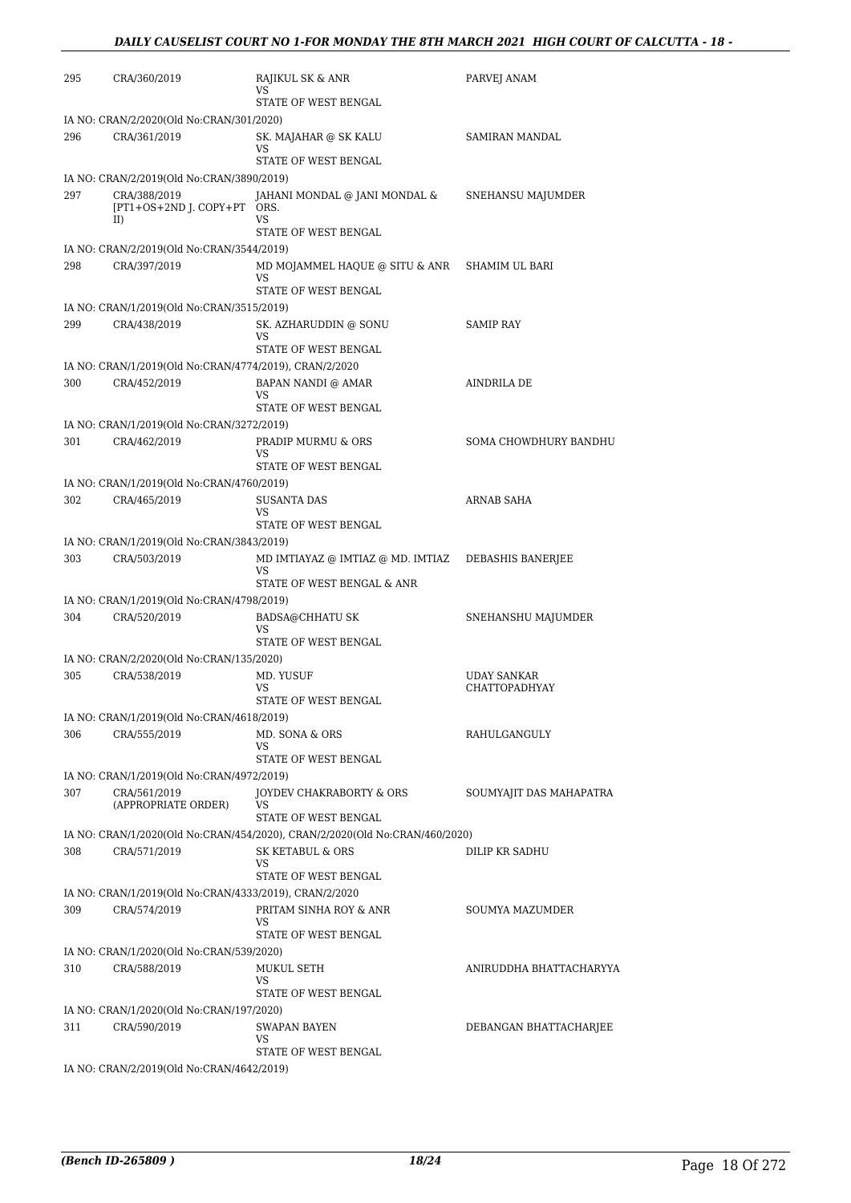| | | | |
|---|---|---|---|
| 295 | CRA/360/2019 | RAJIKUL SK & ANR<br>VS<br>STATE OF WEST BENGAL | PARVEJ ANAM |
| IA NO: CRAN/2/2020(Old No:CRAN/301/2020) | | | |
| 296 | CRA/361/2019 | SK. MAJAHAR @ SK KALU<br>VS<br>STATE OF WEST BENGAL | SAMIRAN MANDAL |
| IA NO: CRAN/2/2019(Old No:CRAN/3890/2019) | | | |
| 297 | CRA/388/2019<br>[PT1+OS+2ND J. COPY+PT II) | JAHANI MONDAL @ JANI MONDAL & ORS.<br>VS<br>STATE OF WEST BENGAL | SNEHANSU MAJUMDER |
| IA NO: CRAN/2/2019(Old No:CRAN/3544/2019) | | | |
| 298 | CRA/397/2019 | MD MOJAMMEL HAQUE @ SITU & ANR<br>VS<br>STATE OF WEST BENGAL | SHAMIM UL BARI |
| IA NO: CRAN/1/2019(Old No:CRAN/3515/2019) | | | |
| 299 | CRA/438/2019 | SK. AZHARUDDIN @ SONU<br>VS<br>STATE OF WEST BENGAL | SAMIP RAY |
| IA NO: CRAN/1/2019(Old No:CRAN/4774/2019), CRAN/2/2020 | | | |
| 300 | CRA/452/2019 | BAPAN NANDI @ AMAR<br>VS<br>STATE OF WEST BENGAL | AINDRILA DE |
| IA NO: CRAN/1/2019(Old No:CRAN/3272/2019) | | | |
| 301 | CRA/462/2019 | PRADIP MURMU & ORS<br>VS<br>STATE OF WEST BENGAL | SOMA CHOWDHURY BANDHU |
| IA NO: CRAN/1/2019(Old No:CRAN/4760/2019) | | | |
| 302 | CRA/465/2019 | SUSANTA DAS<br>VS<br>STATE OF WEST BENGAL | ARNAB SAHA |
| IA NO: CRAN/1/2019(Old No:CRAN/3843/2019) | | | |
| 303 | CRA/503/2019 | MD IMTIAYAZ @ IMTIAZ @ MD. IMTIAZ<br>VS<br>STATE OF WEST BENGAL & ANR | DEBASHIS BANERJEE |
| IA NO: CRAN/1/2019(Old No:CRAN/4798/2019) | | | |
| 304 | CRA/520/2019 | BADSA@CHHATU SK<br>VS<br>STATE OF WEST BENGAL | SNEHANSHU MAJUMDER |
| IA NO: CRAN/2/2020(Old No:CRAN/135/2020) | | | |
| 305 | CRA/538/2019 | MD. YUSUF<br>VS<br>STATE OF WEST BENGAL | UDAY SANKAR CHATTOPADHYAY |
| IA NO: CRAN/1/2019(Old No:CRAN/4618/2019) | | | |
| 306 | CRA/555/2019 | MD. SONA & ORS<br>VS<br>STATE OF WEST BENGAL | RAHULGANGULY |
| IA NO: CRAN/1/2019(Old No:CRAN/4972/2019) | | | |
| 307 | CRA/561/2019<br>(APPROPRIATE ORDER) | JOYDEV CHAKRABORTY & ORS<br>VS<br>STATE OF WEST BENGAL | SOUMYAJIT DAS MAHAPATRA |
| IA NO: CRAN/1/2020(Old No:CRAN/454/2020), CRAN/2/2020(Old No:CRAN/460/2020) | | | |
| 308 | CRA/571/2019 | SK KETABUL & ORS<br>VS<br>STATE OF WEST BENGAL | DILIP KR SADHU |
| IA NO: CRAN/1/2019(Old No:CRAN/4333/2019), CRAN/2/2020 | | | |
| 309 | CRA/574/2019 | PRITAM SINHA ROY & ANR<br>VS<br>STATE OF WEST BENGAL | SOUMYA MAZUMDER |
| IA NO: CRAN/1/2020(Old No:CRAN/539/2020) | | | |
| 310 | CRA/588/2019 | MUKUL SETH<br>VS<br>STATE OF WEST BENGAL | ANIRUDDHA BHATTACHARYYA |
| IA NO: CRAN/1/2020(Old No:CRAN/197/2020) | | | |
| 311 | CRA/590/2019 | SWAPAN BAYEN<br>VS<br>STATE OF WEST BENGAL | DEBANGAN BHATTACHARJEE |
| IA NO: CRAN/2/2019(Old No:CRAN/4642/2019) | | | |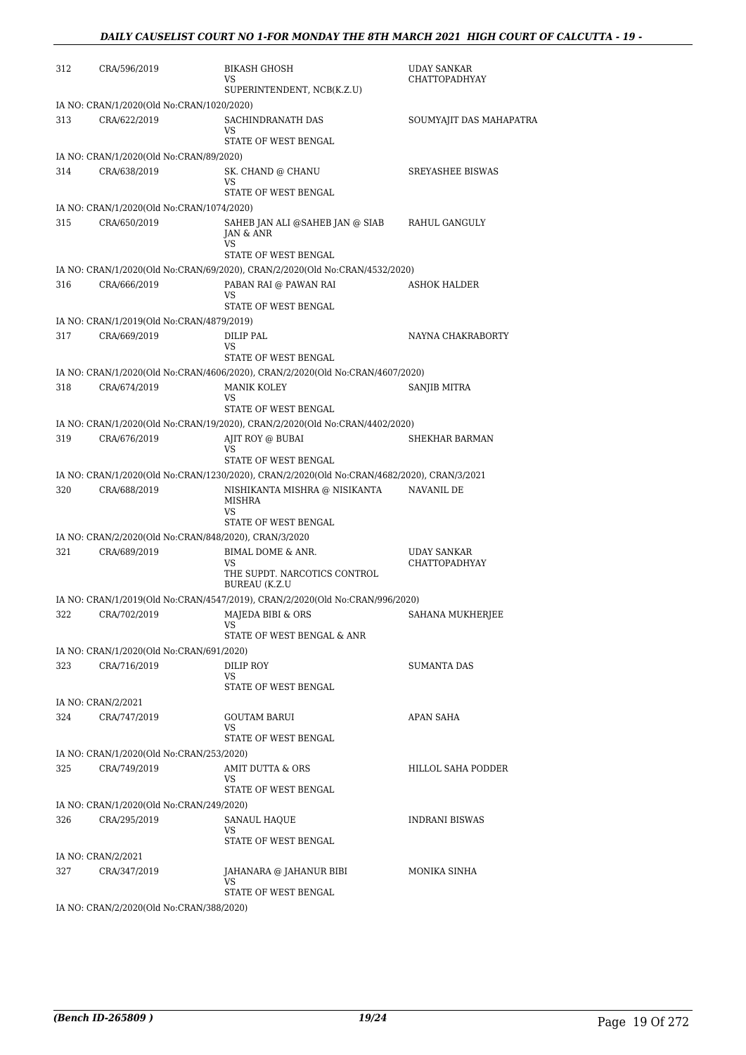| | | | |
|---|---|---|---|
| 312 | CRA/596/2019 | BIKASH GHOSH<br>VS<br>SUPERINTENDENT, NCB(K.Z.U) | UDAY SANKAR CHATTOPADHYAY |
| IA NO: CRAN/1/2020(Old No:CRAN/1020/2020) | | | |
| 313 | CRA/622/2019 | SACHINDRANATH DAS<br>VS<br>STATE OF WEST BENGAL | SOUMYAJIT DAS MAHAPATRA |
| IA NO: CRAN/1/2020(Old No:CRAN/89/2020) | | | |
| 314 | CRA/638/2019 | SK. CHAND @ CHANU<br>VS<br>STATE OF WEST BENGAL | SREYASHEE BISWAS |
| IA NO: CRAN/1/2020(Old No:CRAN/1074/2020) | | | |
| 315 | CRA/650/2019 | SAHEB JAN ALI @SAHEB JAN @ SIAB JAN & ANR<br>VS<br>STATE OF WEST BENGAL | RAHUL GANGULY |
| IA NO: CRAN/1/2020(Old No:CRAN/69/2020), CRAN/2/2020(Old No:CRAN/4532/2020) | | | |
| 316 | CRA/666/2019 | PABAN RAI @ PAWAN RAI<br>VS<br>STATE OF WEST BENGAL | ASHOK HALDER |
| IA NO: CRAN/1/2019(Old No:CRAN/4879/2019) | | | |
| 317 | CRA/669/2019 | DILIP PAL<br>VS<br>STATE OF WEST BENGAL | NAYNA CHAKRABORTY |
| IA NO: CRAN/1/2020(Old No:CRAN/4606/2020), CRAN/2/2020(Old No:CRAN/4607/2020) | | | |
| 318 | CRA/674/2019 | MANIK KOLEY<br>VS<br>STATE OF WEST BENGAL | SANJIB MITRA |
| IA NO: CRAN/1/2020(Old No:CRAN/19/2020), CRAN/2/2020(Old No:CRAN/4402/2020) | | | |
| 319 | CRA/676/2019 | AJIT ROY @ BUBAI<br>VS<br>STATE OF WEST BENGAL | SHEKHAR BARMAN |
| IA NO: CRAN/1/2020(Old No:CRAN/1230/2020), CRAN/2/2020(Old No:CRAN/4682/2020), CRAN/3/2021 | | | |
| 320 | CRA/688/2019 | NISHIKANTA MISHRA @ NISIKANTA MISHRA<br>VS<br>STATE OF WEST BENGAL | NAVANIL DE |
| IA NO: CRAN/2/2020(Old No:CRAN/848/2020), CRAN/3/2020 | | | |
| 321 | CRA/689/2019 | BIMAL DOME & ANR.<br>VS<br>THE SUPDT. NARCOTICS CONTROL BUREAU (K.Z.U | UDAY SANKAR CHATTOPADHYAY |
| IA NO: CRAN/1/2019(Old No:CRAN/4547/2019), CRAN/2/2020(Old No:CRAN/996/2020) | | | |
| 322 | CRA/702/2019 | MAJEDA BIBI & ORS<br>VS<br>STATE OF WEST BENGAL & ANR | SAHANA MUKHERJEE |
| IA NO: CRAN/1/2020(Old No:CRAN/691/2020) | | | |
| 323 | CRA/716/2019 | DILIP ROY<br>VS<br>STATE OF WEST BENGAL | SUMANTA DAS |
| IA NO: CRAN/2/2021 | | | |
| 324 | CRA/747/2019 | GOUTAM BARUI<br>VS<br>STATE OF WEST BENGAL | APAN SAHA |
| IA NO: CRAN/1/2020(Old No:CRAN/253/2020) | | | |
| 325 | CRA/749/2019 | AMIT DUTTA & ORS<br>VS<br>STATE OF WEST BENGAL | HILLOL SAHA PODDER |
| IA NO: CRAN/1/2020(Old No:CRAN/249/2020) | | | |
| 326 | CRA/295/2019 | SANAUL HAQUE<br>VS<br>STATE OF WEST BENGAL | INDRANI BISWAS |
| IA NO: CRAN/2/2021 | | | |
| 327 | CRA/347/2019 | JAHANARA @ JAHANUR BIBI<br>VS<br>STATE OF WEST BENGAL | MONIKA SINHA |
| IA NO: CRAN/2/2020(Old No:CRAN/388/2020) | | | |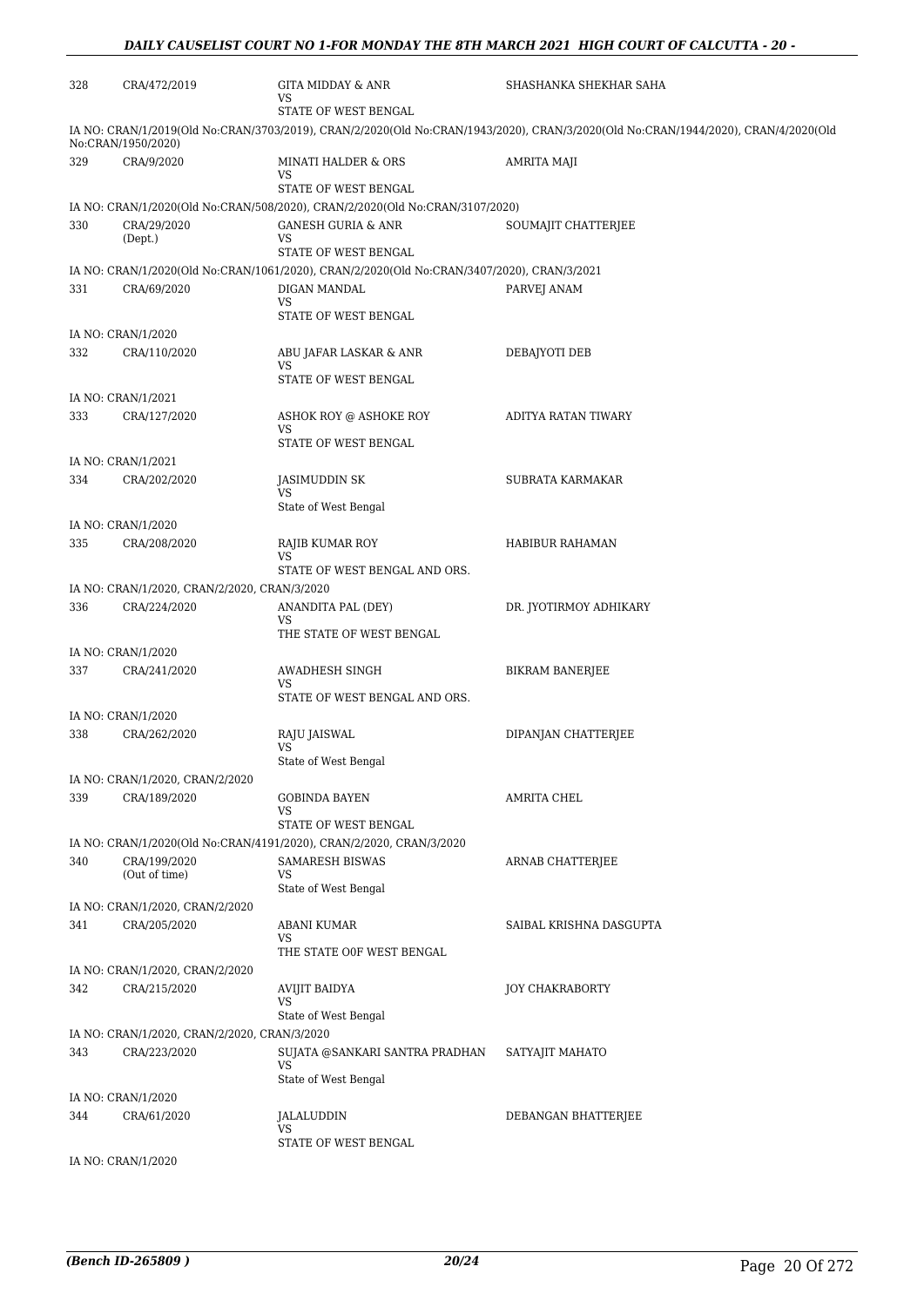| | | | |
|---|---|---|---|
| 328 | CRA/472/2019 | GITA MIDDAY & ANR<br>VS<br>STATE OF WEST BENGAL | SHASHANKA SHEKHAR SAHA |

IA NO: CRAN/1/2019(Old No:CRAN/3703/2019), CRAN/2/2020(Old No:CRAN/1943/2020), CRAN/3/2020(Old No:CRAN/1944/2020), CRAN/4/2020(Old No:CRAN/1950/2020)

| | | | |
|---|---|---|---|
| 329 | CRA/9/2020 | MINATI HALDER & ORS<br>VS<br>STATE OF WEST BENGAL | AMRITA MAJI |

IA NO: CRAN/1/2020(Old No:CRAN/508/2020), CRAN/2/2020(Old No:CRAN/3107/2020)

| | | | |
|---|---|---|---|
| 330 | CRA/29/2020<br>(Dept.) | GANESH GURIA & ANR<br>VS<br>STATE OF WEST BENGAL | SOUMAJIT CHATTERJEE |

IA NO: CRAN/1/2020(Old No:CRAN/1061/2020), CRAN/2/2020(Old No:CRAN/3407/2020), CRAN/3/2021

| | | | |
|---|---|---|---|
| 331 | CRA/69/2020 | DIGAN MANDAL<br>VS<br>STATE OF WEST BENGAL | PARVEJ ANAM |

IA NO: CRAN/1/2020

| | | | |
|---|---|---|---|
| 332 | CRA/110/2020 | ABU JAFAR LASKAR & ANR<br>VS<br>STATE OF WEST BENGAL | DEBAJYOTI DEB |

IA NO: CRAN/1/2021

| | | | |
|---|---|---|---|
| 333 | CRA/127/2020 | ASHOK ROY @ ASHOKE ROY<br>VS<br>STATE OF WEST BENGAL | ADITYA RATAN TIWARY |

IA NO: CRAN/1/2021

| | | | |
|---|---|---|---|
| 334 | CRA/202/2020 | JASIMUDDIN SK<br>VS<br>State of West Bengal | SUBRATA KARMAKAR |

IA NO: CRAN/1/2020

| | | | |
|---|---|---|---|
| 335 | CRA/208/2020 | RAJIB KUMAR ROY<br>VS<br>STATE OF WEST BENGAL AND ORS. | HABIBUR RAHAMAN |

IA NO: CRAN/1/2020, CRAN/2/2020, CRAN/3/2020

| | | | |
|---|---|---|---|
| 336 | CRA/224/2020 | ANANDITA PAL (DEY)<br>VS<br>THE STATE OF WEST BENGAL | DR. JYOTIRMOY ADHIKARY |

IA NO: CRAN/1/2020

| | | | |
|---|---|---|---|
| 337 | CRA/241/2020 | AWADHESH SINGH<br>VS<br>STATE OF WEST BENGAL AND ORS. | BIKRAM BANERJEE |

IA NO: CRAN/1/2020

| | | | |
|---|---|---|---|
| 338 | CRA/262/2020 | RAJU JAISWAL<br>VS<br>State of West Bengal | DIPANJAN CHATTERJEE |

IA NO: CRAN/1/2020, CRAN/2/2020

| | | | |
|---|---|---|---|
| 339 | CRA/189/2020 | GOBINDA BAYEN<br>VS<br>STATE OF WEST BENGAL | AMRITA CHEL |

IA NO: CRAN/1/2020(Old No:CRAN/4191/2020), CRAN/2/2020, CRAN/3/2020

| | | | |
|---|---|---|---|
| 340 | CRA/199/2020<br>(Out of time) | SAMARESH BISWAS<br>VS<br>State of West Bengal | ARNAB CHATTERJEE |

IA NO: CRAN/1/2020, CRAN/2/2020

| | | | |
|---|---|---|---|
| 341 | CRA/205/2020 | ABANI KUMAR<br>VS<br>THE STATE O0F WEST BENGAL | SAIBAL KRISHNA DASGUPTA |

IA NO: CRAN/1/2020, CRAN/2/2020

| | | | |
|---|---|---|---|
| 342 | CRA/215/2020 | AVIJIT BAIDYA<br>VS<br>State of West Bengal | JOY CHAKRABORTY |

IA NO: CRAN/1/2020, CRAN/2/2020, CRAN/3/2020

| | | | |
|---|---|---|---|
| 343 | CRA/223/2020 | SUJATA @SANKARI SANTRA PRADHAN<br>VS<br>State of West Bengal | SATYAJIT MAHATO |

IA NO: CRAN/1/2020

| | | | |
|---|---|---|---|
| 344 | CRA/61/2020 | JALALUDDIN<br>VS<br>STATE OF WEST BENGAL | DEBANGAN BHATTERJEE |

IA NO: CRAN/1/2020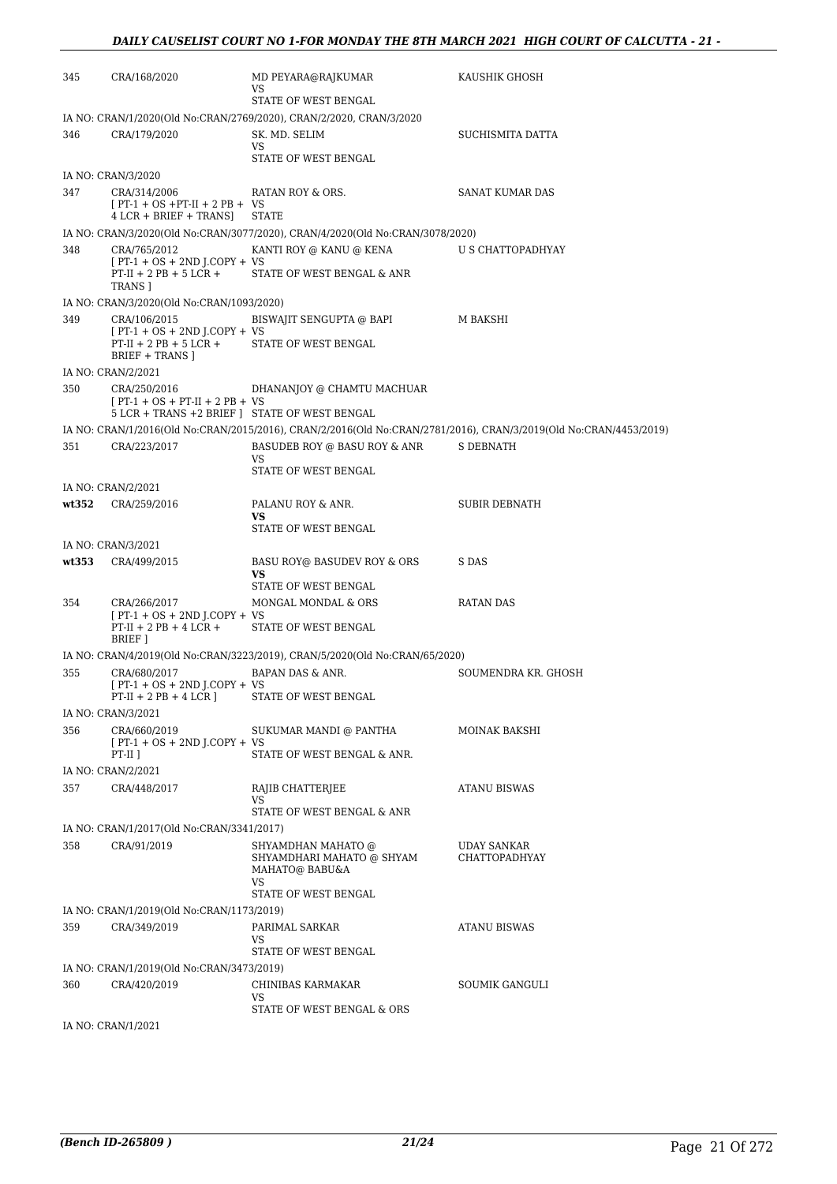| | | | |
|---|---|---|---|
| 345 | CRA/168/2020 | MD PEYARA@RAJKUMAR<br>VS<br>STATE OF WEST BENGAL | KAUSHIK GHOSH |
| IA NO: CRAN/1/2020(Old No:CRAN/2769/2020), CRAN/2/2020, CRAN/3/2020 | | | |
| 346 | CRA/179/2020 | SK. MD. SELIM<br>VS<br>STATE OF WEST BENGAL | SUCHISMITA DATTA |
| IA NO: CRAN/3/2020 | | | |
| 347 | CRA/314/2006<br>[ PT-1 + OS +PT-II + 2 PB + 4 LCR + BRIEF + TRANS] | RATAN ROY & ORS.<br>VS<br>STATE | SANAT KUMAR DAS |
| IA NO: CRAN/3/2020(Old No:CRAN/3077/2020), CRAN/4/2020(Old No:CRAN/3078/2020) | | | |
| 348 | CRA/765/2012<br>[ PT-1 + OS + 2ND J.COPY + PT-II + 2 PB + 5 LCR + TRANS ] | KANTI ROY @ KANU @ KENA<br>VS<br>STATE OF WEST BENGAL & ANR | U S CHATTOPADHYAY |
| IA NO: CRAN/3/2020(Old No:CRAN/1093/2020) | | | |
| 349 | CRA/106/2015<br>[ PT-1 + OS + 2ND J.COPY + PT-II + 2 PB + 5 LCR + BRIEF + TRANS ] | BISWAJIT SENGUPTA @ BAPI<br>VS<br>STATE OF WEST BENGAL | M BAKSHI |
| IA NO: CRAN/2/2021 | | | |
| 350 | CRA/250/2016<br>[ PT-1 + OS + PT-II + 2 PB + 5 LCR + TRANS +2 BRIEF ] | DHANANJOY @ CHAMTU MACHUAR<br>VS<br>STATE OF WEST BENGAL | |
| IA NO: CRAN/1/2016(Old No:CRAN/2015/2016), CRAN/2/2016(Old No:CRAN/2781/2016), CRAN/3/2019(Old No:CRAN/4453/2019) | | | |
| 351 | CRA/223/2017 | BASUDEB ROY @ BASU ROY & ANR<br>VS<br>STATE OF WEST BENGAL | S DEBNATH |
| IA NO: CRAN/2/2021 | | | |
| **wt352** | CRA/259/2016 | PALANU ROY & ANR.<br>**VS**<br>STATE OF WEST BENGAL | SUBIR DEBNATH |
| IA NO: CRAN/3/2021 | | | |
| **wt353** | CRA/499/2015 | BASU ROY@ BASUDEV ROY & ORS<br>**VS**<br>STATE OF WEST BENGAL | S DAS |
| 354 | CRA/266/2017<br>[ PT-1 + OS + 2ND J.COPY + PT-II + 2 PB + 4 LCR + BRIEF ] | MONGAL MONDAL & ORS<br>VS<br>STATE OF WEST BENGAL | RATAN DAS |
| IA NO: CRAN/4/2019(Old No:CRAN/3223/2019), CRAN/5/2020(Old No:CRAN/65/2020) | | | |
| 355 | CRA/680/2017<br>[ PT-1 + OS + 2ND J.COPY + PT-II + 2 PB + 4 LCR ] | BAPAN DAS & ANR.<br>VS<br>STATE OF WEST BENGAL | SOUMENDRA KR. GHOSH |
| IA NO: CRAN/3/2021 | | | |
| 356 | CRA/660/2019<br>[ PT-1 + OS + 2ND J.COPY + PT-II ] | SUKUMAR MANDI @ PANTHA<br>VS<br>STATE OF WEST BENGAL & ANR. | MOINAK BAKSHI |
| IA NO: CRAN/2/2021 | | | |
| 357 | CRA/448/2017 | RAJIB CHATTERJEE<br>VS<br>STATE OF WEST BENGAL & ANR | ATANU BISWAS |
| IA NO: CRAN/1/2017(Old No:CRAN/3341/2017) | | | |
| 358 | CRA/91/2019 | SHYAMDHAN MAHATO @ SHYAMDHARI MAHATO @ SHYAM MAHATO@ BABU&A<br>VS<br>STATE OF WEST BENGAL | UDAY SANKAR CHATTOPADHYAY |
| IA NO: CRAN/1/2019(Old No:CRAN/1173/2019) | | | |
| 359 | CRA/349/2019 | PARIMAL SARKAR<br>VS<br>STATE OF WEST BENGAL | ATANU BISWAS |
| IA NO: CRAN/1/2019(Old No:CRAN/3473/2019) | | | |
| 360 | CRA/420/2019 | CHINIBAS KARMAKAR<br>VS<br>STATE OF WEST BENGAL & ORS | SOUMIK GANGULI |
| IA NO: CRAN/1/2021 | | | |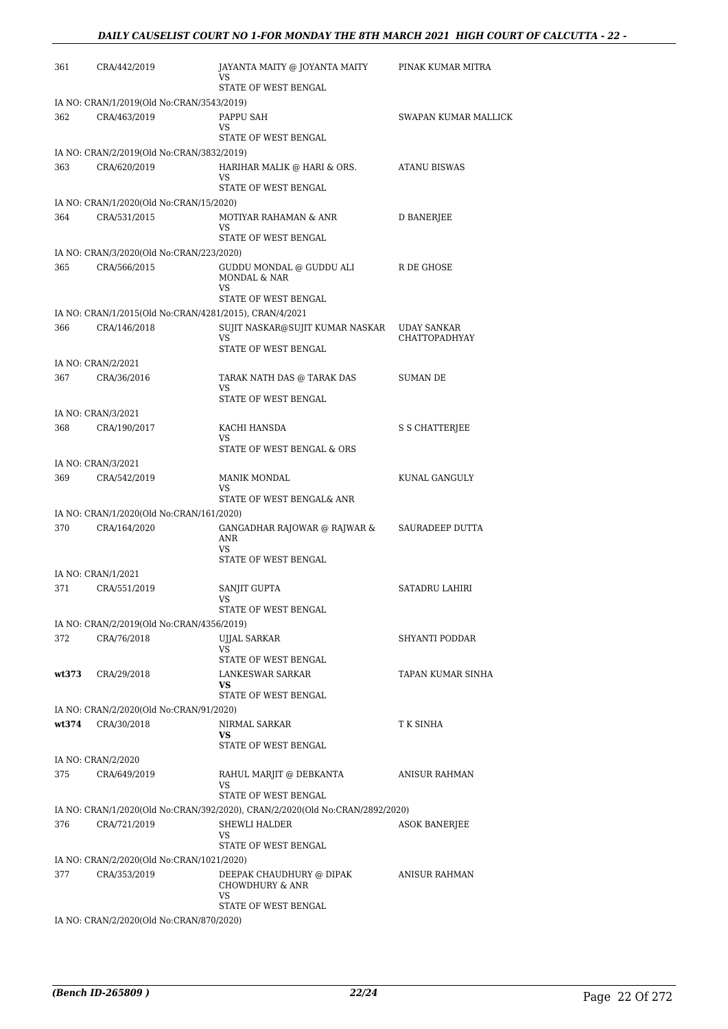| | | | |
|---|---|---|---|
| 361 | CRA/442/2019 | JAYANTA MAITY @ JOYANTA MAITY VS STATE OF WEST BENGAL | PINAK KUMAR MITRA |
| IA NO: CRAN/1/2019(Old No:CRAN/3543/2019) | | | |
| 362 | CRA/463/2019 | PAPPU SAH VS STATE OF WEST BENGAL | SWAPAN KUMAR MALLICK |
| IA NO: CRAN/2/2019(Old No:CRAN/3832/2019) | | | |
| 363 | CRA/620/2019 | HARIHAR MALIK @ HARI & ORS. VS STATE OF WEST BENGAL | ATANU BISWAS |
| IA NO: CRAN/1/2020(Old No:CRAN/15/2020) | | | |
| 364 | CRA/531/2015 | MOTIYAR RAHAMAN & ANR VS STATE OF WEST BENGAL | D BANERJEE |
| IA NO: CRAN/3/2020(Old No:CRAN/223/2020) | | | |
| 365 | CRA/566/2015 | GUDDU MONDAL @ GUDDU ALI MONDAL & NAR VS STATE OF WEST BENGAL | R DE GHOSE |
| IA NO: CRAN/1/2015(Old No:CRAN/4281/2015), CRAN/4/2021 | | | |
| 366 | CRA/146/2018 | SUJIT NASKAR@SUJIT KUMAR NASKAR VS STATE OF WEST BENGAL | UDAY SANKAR CHATTOPADHYAY |
| IA NO: CRAN/2/2021 | | | |
| 367 | CRA/36/2016 | TARAK NATH DAS @ TARAK DAS VS STATE OF WEST BENGAL | SUMAN DE |
| IA NO: CRAN/3/2021 | | | |
| 368 | CRA/190/2017 | KACHI HANSDA VS STATE OF WEST BENGAL & ORS | S S CHATTERJEE |
| IA NO: CRAN/3/2021 | | | |
| 369 | CRA/542/2019 | MANIK MONDAL VS STATE OF WEST BENGAL& ANR | KUNAL GANGULY |
| IA NO: CRAN/1/2020(Old No:CRAN/161/2020) | | | |
| 370 | CRA/164/2020 | GANGADHAR RAJOWAR @ RAJWAR & ANR VS STATE OF WEST BENGAL | SAURADEEP DUTTA |
| IA NO: CRAN/1/2021 | | | |
| 371 | CRA/551/2019 | SANJIT GUPTA VS STATE OF WEST BENGAL | SATADRU LAHIRI |
| IA NO: CRAN/2/2019(Old No:CRAN/4356/2019) | | | |
| 372 | CRA/76/2018 | UJJAL SARKAR VS STATE OF WEST BENGAL | SHYANTI PODDAR |
| **wt373** | CRA/29/2018 | LANKESWAR SARKAR **VS** STATE OF WEST BENGAL | TAPAN KUMAR SINHA |
| IA NO: CRAN/2/2020(Old No:CRAN/91/2020) | | | |
| **wt374** | CRA/30/2018 | NIRMAL SARKAR **VS** STATE OF WEST BENGAL | T K SINHA |
| IA NO: CRAN/2/2020 | | | |
| 375 | CRA/649/2019 | RAHUL MARJIT @ DEBKANTA VS STATE OF WEST BENGAL | ANISUR RAHMAN |
| IA NO: CRAN/1/2020(Old No:CRAN/392/2020), CRAN/2/2020(Old No:CRAN/2892/2020) | | | |
| 376 | CRA/721/2019 | SHEWLI HALDER VS STATE OF WEST BENGAL | ASOK BANERJEE |
| IA NO: CRAN/2/2020(Old No:CRAN/1021/2020) | | | |
| 377 | CRA/353/2019 | DEEPAK CHAUDHURY @ DIPAK CHOWDHURY & ANR VS STATE OF WEST BENGAL | ANISUR RAHMAN |
| IA NO: CRAN/2/2020(Old No:CRAN/870/2020) | | | |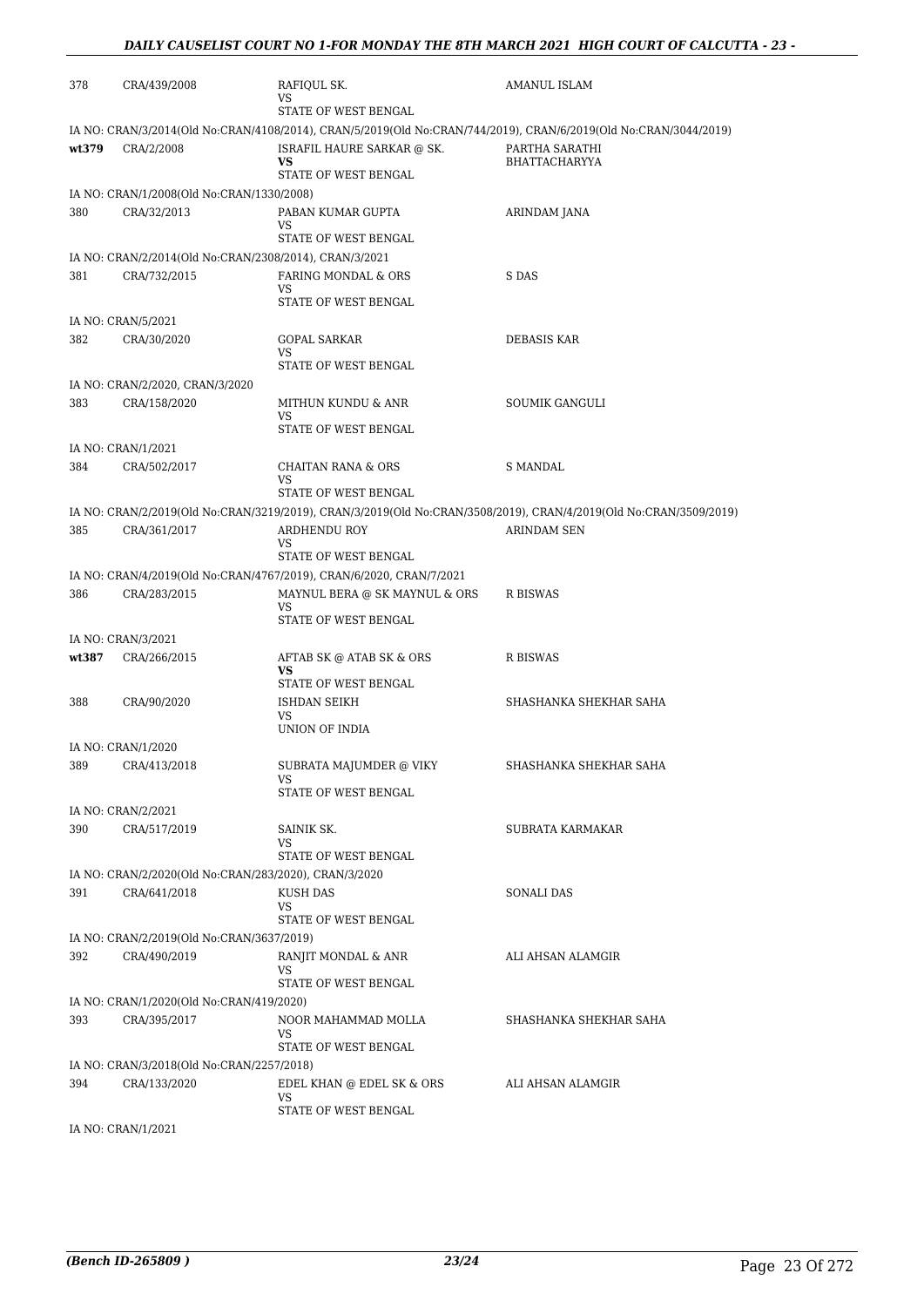| | | | |
|---|---|---|---|
| 378 | CRA/439/2008 | RAFIQUL SK.<br>VS<br>STATE OF WEST BENGAL | AMANUL ISLAM |
| IA NO: CRAN/3/2014(Old No:CRAN/4108/2014), CRAN/5/2019(Old No:CRAN/744/2019), CRAN/6/2019(Old No:CRAN/3044/2019) | | | |
| wt379 | CRA/2/2008 | ISRAFIL HAURE SARKAR @ SK.<br>**VS**<br>STATE OF WEST BENGAL | PARTHA SARATHI BHATTACHARYYA |
| IA NO: CRAN/1/2008(Old No:CRAN/1330/2008) | | | |
| 380 | CRA/32/2013 | PABAN KUMAR GUPTA<br>VS<br>STATE OF WEST BENGAL | ARINDAM JANA |
| IA NO: CRAN/2/2014(Old No:CRAN/2308/2014), CRAN/3/2021 | | | |
| 381 | CRA/732/2015 | FARING MONDAL & ORS<br>VS<br>STATE OF WEST BENGAL | S DAS |
| IA NO: CRAN/5/2021 | | | |
| 382 | CRA/30/2020 | GOPAL SARKAR<br>VS<br>STATE OF WEST BENGAL | DEBASIS KAR |
| IA NO: CRAN/2/2020, CRAN/3/2020 | | | |
| 383 | CRA/158/2020 | MITHUN KUNDU & ANR<br>VS<br>STATE OF WEST BENGAL | SOUMIK GANGULI |
| IA NO: CRAN/1/2021 | | | |
| 384 | CRA/502/2017 | CHAITAN RANA & ORS<br>VS<br>STATE OF WEST BENGAL | S MANDAL |
| IA NO: CRAN/2/2019(Old No:CRAN/3219/2019), CRAN/3/2019(Old No:CRAN/3508/2019), CRAN/4/2019(Old No:CRAN/3509/2019) | | | |
| 385 | CRA/361/2017 | ARDHENDU ROY<br>VS<br>STATE OF WEST BENGAL | ARINDAM SEN |
| IA NO: CRAN/4/2019(Old No:CRAN/4767/2019), CRAN/6/2020, CRAN/7/2021 | | | |
| 386 | CRA/283/2015 | MAYNUL BERA @ SK MAYNUL & ORS<br>VS<br>STATE OF WEST BENGAL | R BISWAS |
| IA NO: CRAN/3/2021 | | | |
| wt387 | CRA/266/2015 | AFTAB SK @ ATAB SK & ORS<br>**VS**<br>STATE OF WEST BENGAL | R BISWAS |
| 388 | CRA/90/2020 | ISHDAN SEIKH<br>VS<br>UNION OF INDIA | SHASHANKA SHEKHAR SAHA |
| IA NO: CRAN/1/2020 | | | |
| 389 | CRA/413/2018 | SUBRATA MAJUMDER @ VIKY<br>VS<br>STATE OF WEST BENGAL | SHASHANKA SHEKHAR SAHA |
| IA NO: CRAN/2/2021 | | | |
| 390 | CRA/517/2019 | SAINIK SK.<br>VS<br>STATE OF WEST BENGAL | SUBRATA KARMAKAR |
| IA NO: CRAN/2/2020(Old No:CRAN/283/2020), CRAN/3/2020 | | | |
| 391 | CRA/641/2018 | KUSH DAS<br>VS<br>STATE OF WEST BENGAL | SONALI DAS |
| IA NO: CRAN/2/2019(Old No:CRAN/3637/2019) | | | |
| 392 | CRA/490/2019 | RANJIT MONDAL & ANR<br>VS<br>STATE OF WEST BENGAL | ALI AHSAN ALAMGIR |
| IA NO: CRAN/1/2020(Old No:CRAN/419/2020) | | | |
| 393 | CRA/395/2017 | NOOR MAHAMMAD MOLLA<br>VS<br>STATE OF WEST BENGAL | SHASHANKA SHEKHAR SAHA |
| IA NO: CRAN/3/2018(Old No:CRAN/2257/2018) | | | |
| 394 | CRA/133/2020 | EDEL KHAN @ EDEL SK & ORS<br>VS<br>STATE OF WEST BENGAL | ALI AHSAN ALAMGIR |
| IA NO: CRAN/1/2021 | | | |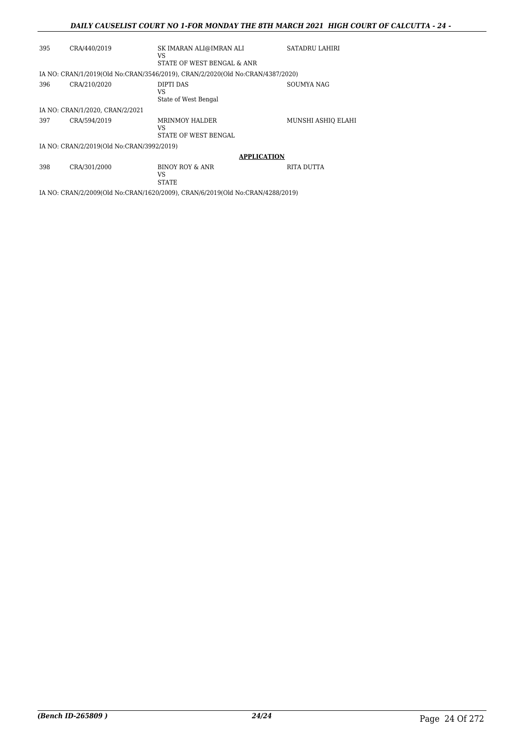| | | | |
|---|---|---|---|
| 395 | CRA/440/2019 | SK IMARAN ALI@IMRAN ALI<br>VS<br>STATE OF WEST BENGAL & ANR | SATADRU LAHIRI |

IA NO: CRAN/1/2019(Old No:CRAN/3546/2019), CRAN/2/2020(Old No:CRAN/4387/2020)

| | | | |
|---|---|---|---|
| 396 | CRA/210/2020 | DIPTI DAS<br>VS<br>State of West Bengal | SOUMYA NAG |

IA NO: CRAN/1/2020, CRAN/2/2021

| | | | |
|---|---|---|---|
| 397 | CRA/594/2019 | MRINMOY HALDER<br>VS<br>STATE OF WEST BENGAL | MUNSHI ASHIQ ELAHI |

IA NO: CRAN/2/2019(Old No:CRAN/3992/2019)

**APPLICATION**

| | | | |
|---|---|---|---|
| 398 | CRA/301/2000 | BINOY ROY & ANR<br>VS<br>STATE | RITA DUTTA |

IA NO: CRAN/2/2009(Old No:CRAN/1620/2009), CRAN/6/2019(Old No:CRAN/4288/2019)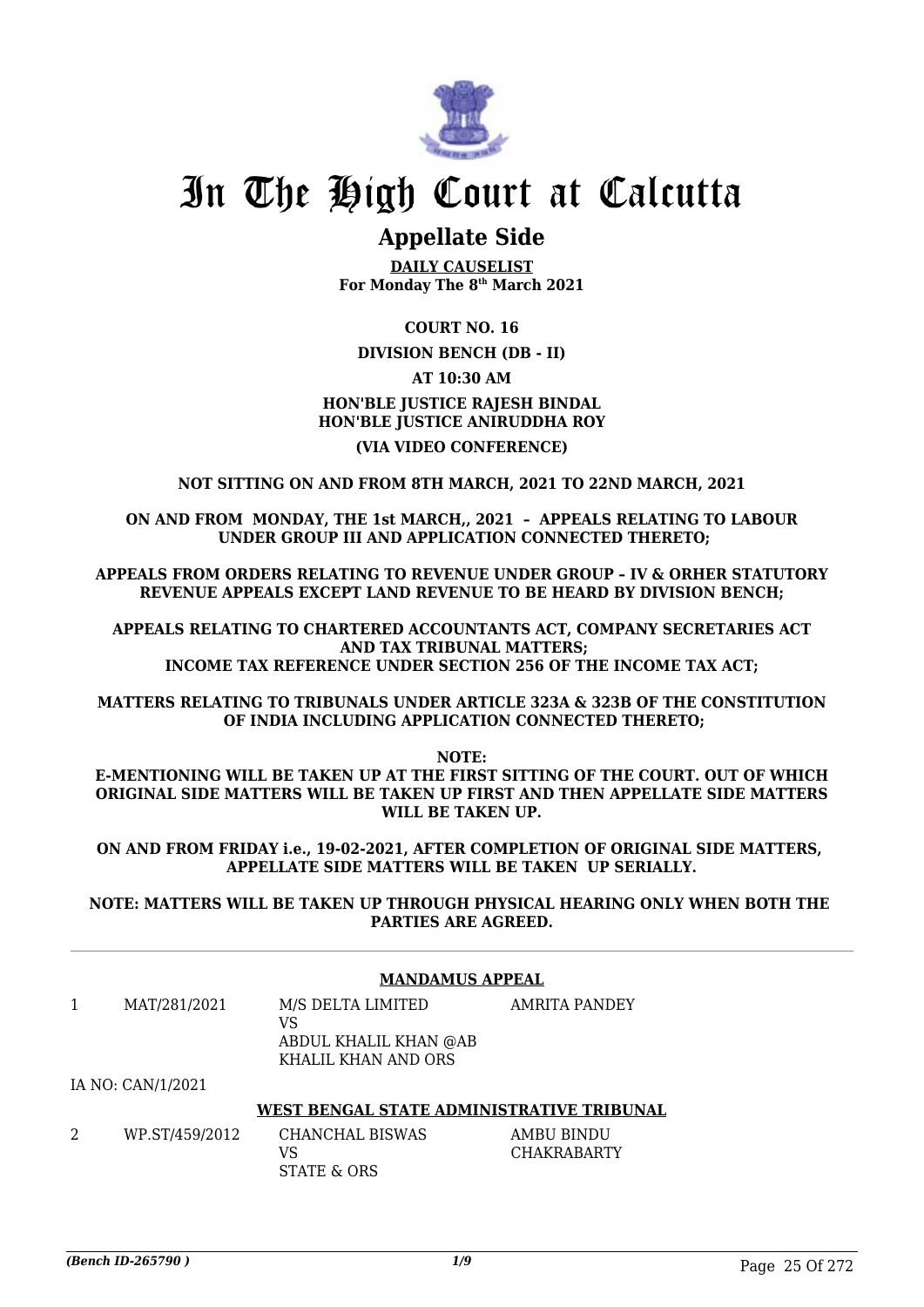# In The High Court at Calcutta

## Appellate Side

**DAILY CAUSELIST**
**For Monday The 8th March 2021**

**COURT NO. 16**

**DIVISION BENCH (DB - II)**

**AT 10:30 AM**

**HON'BLE JUSTICE RAJESH BINDAL**
**HON'BLE JUSTICE ANIRUDDHA ROY**

**(VIA VIDEO CONFERENCE)**

**NOT SITTING ON AND FROM 8TH MARCH, 2021 TO 22ND MARCH, 2021**

**ON AND FROM MONDAY, THE 1st MARCH,, 2021 – APPEALS RELATING TO LABOUR UNDER GROUP III AND APPLICATION CONNECTED THERETO;**

**APPEALS FROM ORDERS RELATING TO REVENUE UNDER GROUP – IV & ORHER STATUTORY REVENUE APPEALS EXCEPT LAND REVENUE TO BE HEARD BY DIVISION BENCH;**

**APPEALS RELATING TO CHARTERED ACCOUNTANTS ACT, COMPANY SECRETARIES ACT AND TAX TRIBUNAL MATTERS;**
**INCOME TAX REFERENCE UNDER SECTION 256 OF THE INCOME TAX ACT;**

**MATTERS RELATING TO TRIBUNALS UNDER ARTICLE 323A & 323B OF THE CONSTITUTION OF INDIA INCLUDING APPLICATION CONNECTED THERETO;**

**NOTE:**
**E-MENTIONING WILL BE TAKEN UP AT THE FIRST SITTING OF THE COURT. OUT OF WHICH ORIGINAL SIDE MATTERS WILL BE TAKEN UP FIRST AND THEN APPELLATE SIDE MATTERS WILL BE TAKEN UP.**

**ON AND FROM FRIDAY i.e., 19-02-2021, AFTER COMPLETION OF ORIGINAL SIDE MATTERS, APPELLATE SIDE MATTERS WILL BE TAKEN UP SERIALLY.**

**NOTE: MATTERS WILL BE TAKEN UP THROUGH PHYSICAL HEARING ONLY WHEN BOTH THE PARTIES ARE AGREED.**

**MANDAMUS APPEAL**

| | | | |
|---|---|---|---|
| 1 | MAT/281/2021 | M/S DELTA LIMITED<br>VS<br>ABDUL KHALIL KHAN @AB KHALIL KHAN AND ORS | AMRITA PANDEY |

IA NO: CAN/1/2021

**WEST BENGAL STATE ADMINISTRATIVE TRIBUNAL**

| | | | |
|---|---|---|---|
| 2 | WP.ST/459/2012 | CHANCHAL BISWAS<br>VS<br>STATE & ORS | AMBU BINDU CHAKRABARTY |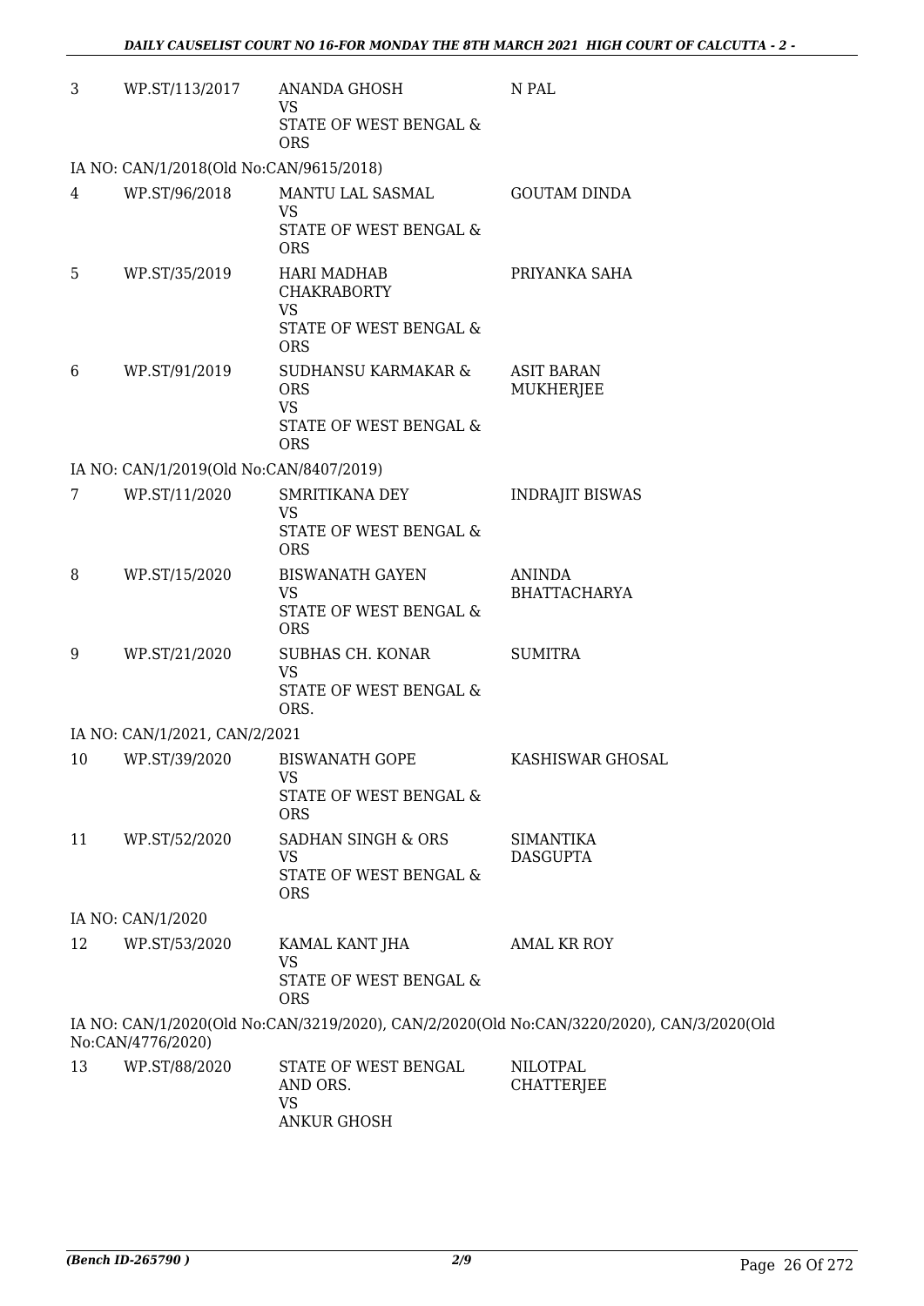| | | | |
|---|---|---|---|
| 3 | WP.ST/113/2017 | ANANDA GHOSH<br>VS<br>STATE OF WEST BENGAL & ORS | N PAL |

IA NO: CAN/1/2018(Old No:CAN/9615/2018)

| | | | |
|---|---|---|---|
| 4 | WP.ST/96/2018 | MANTU LAL SASMAL<br>VS<br>STATE OF WEST BENGAL & ORS | GOUTAM DINDA |
| 5 | WP.ST/35/2019 | HARI MADHAB CHAKRABORTY<br>VS<br>STATE OF WEST BENGAL & ORS | PRIYANKA SAHA |
| 6 | WP.ST/91/2019 | SUDHANSU KARMAKAR & ORS<br>VS<br>STATE OF WEST BENGAL & ORS | ASIT BARAN MUKHERJEE |

IA NO: CAN/1/2019(Old No:CAN/8407/2019)

| | | | |
|---|---|---|---|
| 7 | WP.ST/11/2020 | SMRITIKANA DEY<br>VS<br>STATE OF WEST BENGAL & ORS | INDRAJIT BISWAS |
| 8 | WP.ST/15/2020 | BISWANATH GAYEN<br>VS<br>STATE OF WEST BENGAL & ORS | ANINDA BHATTACHARYA |
| 9 | WP.ST/21/2020 | SUBHAS CH. KONAR<br>VS<br>STATE OF WEST BENGAL & ORS. | SUMITRA |

IA NO: CAN/1/2021, CAN/2/2021

| | | | |
|---|---|---|---|
| 10 | WP.ST/39/2020 | BISWANATH GOPE<br>VS<br>STATE OF WEST BENGAL & ORS | KASHISWAR GHOSAL |
| 11 | WP.ST/52/2020 | SADHAN SINGH & ORS<br>VS<br>STATE OF WEST BENGAL & ORS | SIMANTIKA DASGUPTA |

IA NO: CAN/1/2020

| | | | |
|---|---|---|---|
| 12 | WP.ST/53/2020 | KAMAL KANT JHA<br>VS<br>STATE OF WEST BENGAL & ORS | AMAL KR ROY |

IA NO: CAN/1/2020(Old No:CAN/3219/2020), CAN/2/2020(Old No:CAN/3220/2020), CAN/3/2020(Old No:CAN/4776/2020)

| | | | |
|---|---|---|---|
| 13 | WP.ST/88/2020 | STATE OF WEST BENGAL AND ORS.<br>VS<br>ANKUR GHOSH | NILOTPAL CHATTERJEE |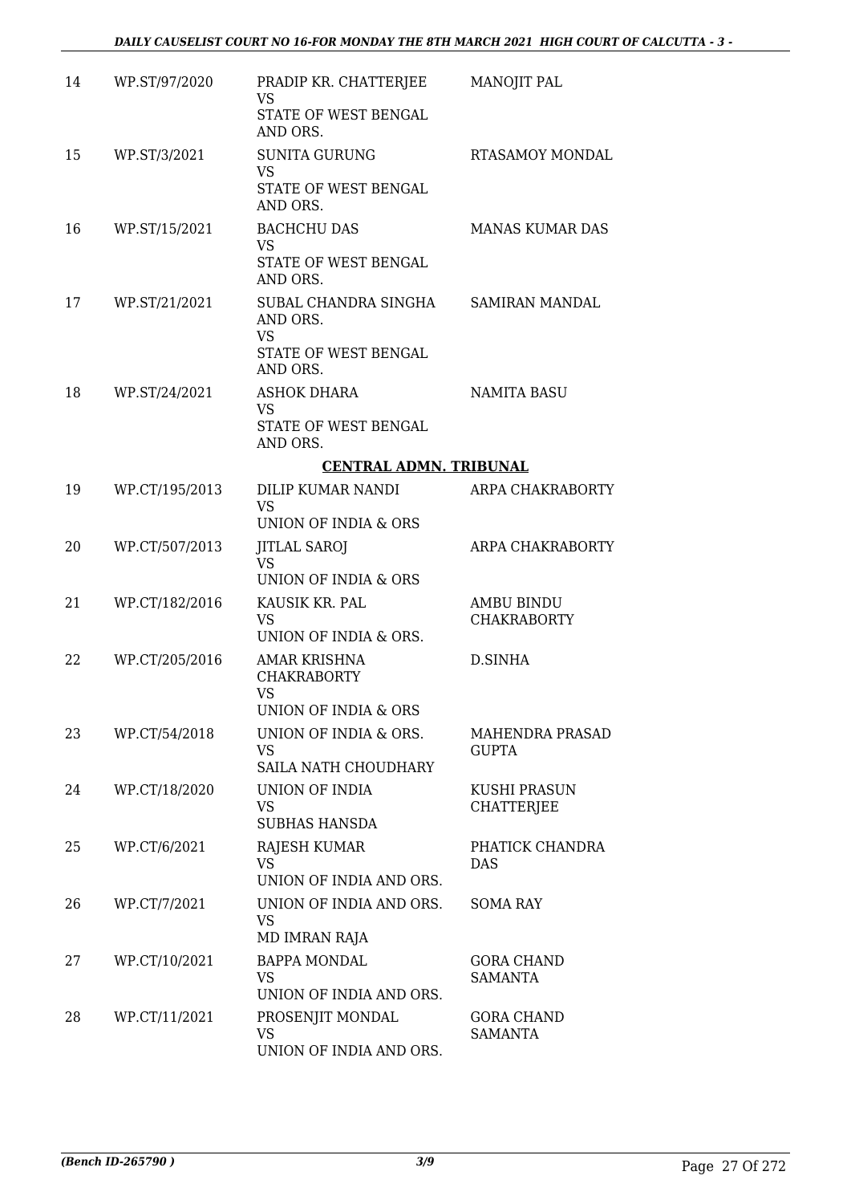| 14 | WP.ST/97/2020 | PRADIP KR. CHATTERJEE<br>VS<br>STATE OF WEST BENGAL AND ORS. | MANOJIT PAL |
|---|---|---|---|
| 15 | WP.ST/3/2021 | SUNITA GURUNG<br>VS<br>STATE OF WEST BENGAL AND ORS. | RTASAMOY MONDAL |
| 16 | WP.ST/15/2021 | BACHCHU DAS<br>VS<br>STATE OF WEST BENGAL AND ORS. | MANAS KUMAR DAS |
| 17 | WP.ST/21/2021 | SUBAL CHANDRA SINGHA AND ORS.<br>VS<br>STATE OF WEST BENGAL AND ORS. | SAMIRAN MANDAL |
| 18 | WP.ST/24/2021 | ASHOK DHARA<br>VS<br>STATE OF WEST BENGAL AND ORS. | NAMITA BASU |

**CENTRAL ADMN. TRIBUNAL**

| 19 | WP.CT/195/2013 | DILIP KUMAR NANDI<br>VS<br>UNION OF INDIA & ORS | ARPA CHAKRABORTY |
|---|---|---|---|
| 20 | WP.CT/507/2013 | JITLAL SAROJ<br>VS<br>UNION OF INDIA & ORS | ARPA CHAKRABORTY |
| 21 | WP.CT/182/2016 | KAUSIK KR. PAL<br>VS<br>UNION OF INDIA & ORS. | AMBU BINDU CHAKRABORTY |
| 22 | WP.CT/205/2016 | AMAR KRISHNA CHAKRABORTY<br>VS<br>UNION OF INDIA & ORS | D.SINHA |
| 23 | WP.CT/54/2018 | UNION OF INDIA & ORS.<br>VS<br>SAILA NATH CHOUDHARY | MAHENDRA PRASAD GUPTA |
| 24 | WP.CT/18/2020 | UNION OF INDIA<br>VS<br>SUBHAS HANSDA | KUSHI PRASUN CHATTERJEE |
| 25 | WP.CT/6/2021 | RAJESH KUMAR<br>VS<br>UNION OF INDIA AND ORS. | PHATICK CHANDRA DAS |
| 26 | WP.CT/7/2021 | UNION OF INDIA AND ORS.<br>VS<br>MD IMRAN RAJA | SOMA RAY |
| 27 | WP.CT/10/2021 | BAPPA MONDAL<br>VS<br>UNION OF INDIA AND ORS. | GORA CHAND SAMANTA |
| 28 | WP.CT/11/2021 | PROSENJIT MONDAL<br>VS<br>UNION OF INDIA AND ORS. | GORA CHAND SAMANTA |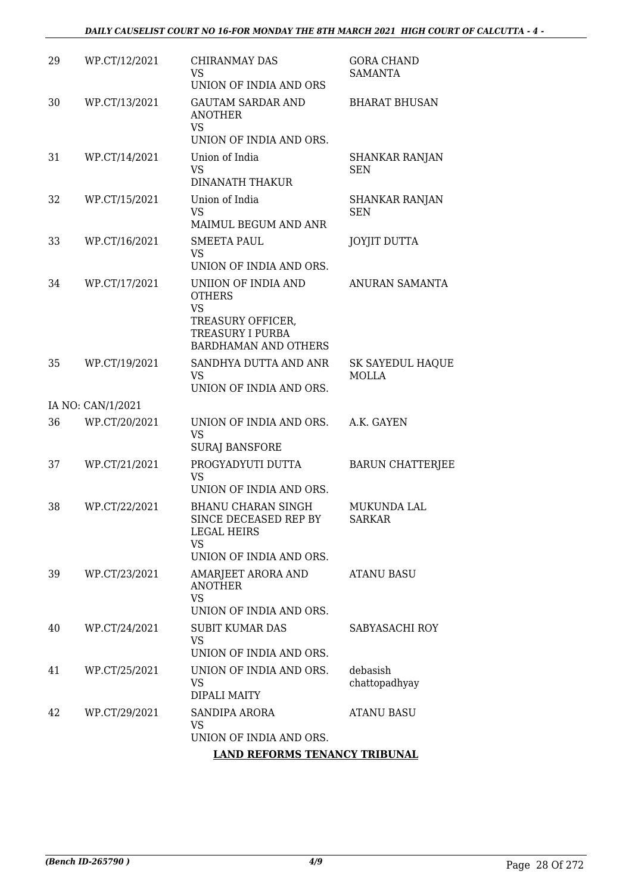| | | | |
|---|---|---|---|
| 29 | WP.CT/12/2021 | CHIRANMAY DAS<br>VS<br>UNION OF INDIA AND ORS | GORA CHAND SAMANTA |
| 30 | WP.CT/13/2021 | GAUTAM SARDAR AND ANOTHER<br>VS<br>UNION OF INDIA AND ORS. | BHARAT BHUSAN |
| 31 | WP.CT/14/2021 | Union of India<br>VS<br>DINANATH THAKUR | SHANKAR RANJAN SEN |
| 32 | WP.CT/15/2021 | Union of India<br>VS<br>MAIMUL BEGUM AND ANR | SHANKAR RANJAN SEN |
| 33 | WP.CT/16/2021 | SMEETA PAUL<br>VS<br>UNION OF INDIA AND ORS. | JOYJIT DUTTA |
| 34 | WP.CT/17/2021 | UNIION OF INDIA AND OTHERS<br>VS<br>TREASURY OFFICER, TREASURY I PURBA BARDHAMAN AND OTHERS | ANURAN SAMANTA |
| 35 | WP.CT/19/2021 | SANDHYA DUTTA AND ANR<br>VS<br>UNION OF INDIA AND ORS. | SK SAYEDUL HAQUE MOLLA |
| IA NO: CAN/1/2021 | | | |
| 36 | WP.CT/20/2021 | UNION OF INDIA AND ORS.<br>VS<br>SURAJ BANSFORE | A.K. GAYEN |
| 37 | WP.CT/21/2021 | PROGYADYUTI DUTTA<br>VS<br>UNION OF INDIA AND ORS. | BARUN CHATTERJEE |
| 38 | WP.CT/22/2021 | BHANU CHARAN SINGH SINCE DECEASED REP BY LEGAL HEIRS<br>VS<br>UNION OF INDIA AND ORS. | MUKUNDA LAL SARKAR |
| 39 | WP.CT/23/2021 | AMARJEET ARORA AND ANOTHER<br>VS<br>UNION OF INDIA AND ORS. | ATANU BASU |
| 40 | WP.CT/24/2021 | SUBIT KUMAR DAS<br>VS<br>UNION OF INDIA AND ORS. | SABYASACHI ROY |
| 41 | WP.CT/25/2021 | UNION OF INDIA AND ORS.<br>VS<br>DIPALI MAITY | debasish chattopadhyay |
| 42 | WP.CT/29/2021 | SANDIPA ARORA<br>VS<br>UNION OF INDIA AND ORS. | ATANU BASU |

**LAND REFORMS TENANCY TRIBUNAL**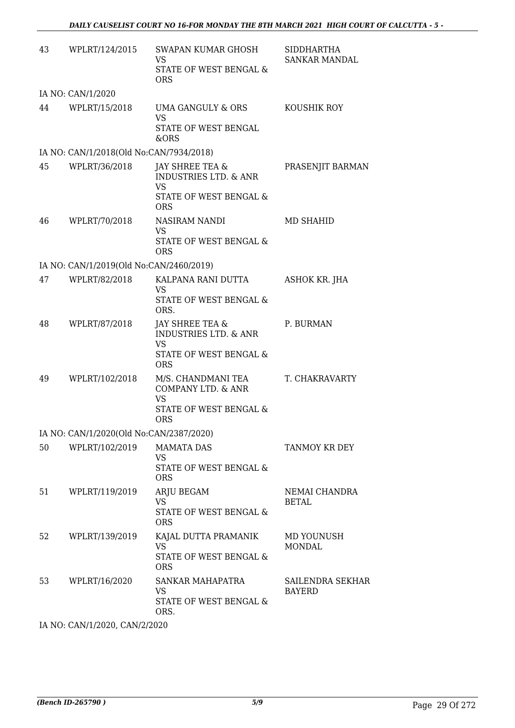| 43 | WPLRT/124/2015 | SWAPAN KUMAR GHOSH<br>VS<br>STATE OF WEST BENGAL & ORS | SIDDHARTHA SANKAR MANDAL |
|---|---|---|---|
| IA NO: CAN/1/2020 | | | |
| 44 | WPLRT/15/2018 | UMA GANGULY & ORS<br>VS<br>STATE OF WEST BENGAL &ORS | KOUSHIK ROY |
| IA NO: CAN/1/2018(Old No:CAN/7934/2018) | | | |
| 45 | WPLRT/36/2018 | JAY SHREE TEA & INDUSTRIES LTD. & ANR<br>VS<br>STATE OF WEST BENGAL & ORS | PRASENJIT BARMAN |
| 46 | WPLRT/70/2018 | NASIRAM NANDI<br>VS<br>STATE OF WEST BENGAL & ORS | MD SHAHID |
| IA NO: CAN/1/2019(Old No:CAN/2460/2019) | | | |
| 47 | WPLRT/82/2018 | KALPANA RANI DUTTA<br>VS<br>STATE OF WEST BENGAL & ORS. | ASHOK KR. JHA |
| 48 | WPLRT/87/2018 | JAY SHREE TEA & INDUSTRIES LTD. & ANR<br>VS<br>STATE OF WEST BENGAL & ORS | P. BURMAN |
| 49 | WPLRT/102/2018 | M/S. CHANDMANI TEA COMPANY LTD. & ANR<br>VS<br>STATE OF WEST BENGAL & ORS | T. CHAKRAVARTY |
| IA NO: CAN/1/2020(Old No:CAN/2387/2020) | | | |
| 50 | WPLRT/102/2019 | MAMATA DAS<br>VS<br>STATE OF WEST BENGAL & ORS | TANMOY KR DEY |
| 51 | WPLRT/119/2019 | ARJU BEGAM<br>VS<br>STATE OF WEST BENGAL & ORS | NEMAI CHANDRA BETAL |
| 52 | WPLRT/139/2019 | KAJAL DUTTA PRAMANIK<br>VS<br>STATE OF WEST BENGAL & ORS | MD YOUNUSH MONDAL |
| 53 | WPLRT/16/2020 | SANKAR MAHAPATRA<br>VS<br>STATE OF WEST BENGAL & ORS. | SAILENDRA SEKHAR BAYERD |
| IA NO: CAN/1/2020, CAN/2/2020 | | | |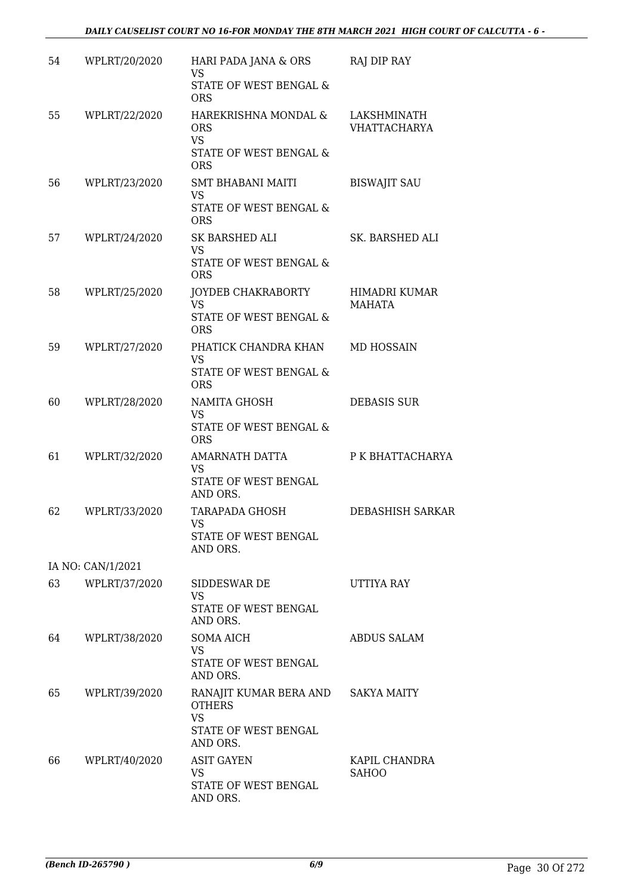| | | | |
|---|---|---|---|
| 54 | WPLRT/20/2020 | HARI PADA JANA & ORS<br>VS<br>STATE OF WEST BENGAL & ORS | RAJ DIP RAY |
| 55 | WPLRT/22/2020 | HAREKRISHNA MONDAL & ORS<br>VS<br>STATE OF WEST BENGAL & ORS | LAKSHMINATH VHATTACHARYA |
| 56 | WPLRT/23/2020 | SMT BHABANI MAITI<br>VS<br>STATE OF WEST BENGAL & ORS | BISWAJIT SAU |
| 57 | WPLRT/24/2020 | SK BARSHED ALI<br>VS<br>STATE OF WEST BENGAL & ORS | SK. BARSHED ALI |
| 58 | WPLRT/25/2020 | JOYDEB CHAKRABORTY<br>VS<br>STATE OF WEST BENGAL & ORS | HIMADRI KUMAR MAHATA |
| 59 | WPLRT/27/2020 | PHATICK CHANDRA KHAN<br>VS<br>STATE OF WEST BENGAL & ORS | MD HOSSAIN |
| 60 | WPLRT/28/2020 | NAMITA GHOSH<br>VS<br>STATE OF WEST BENGAL & ORS | DEBASIS SUR |
| 61 | WPLRT/32/2020 | AMARNATH DATTA<br>VS<br>STATE OF WEST BENGAL AND ORS. | P K BHATTACHARYA |
| 62 | WPLRT/33/2020 | TARAPADA GHOSH<br>VS<br>STATE OF WEST BENGAL AND ORS. | DEBASHISH SARKAR |
| | IA NO: CAN/1/2021 | | |
| 63 | WPLRT/37/2020 | SIDDESWAR DE<br>VS<br>STATE OF WEST BENGAL AND ORS. | UTTIYA RAY |
| 64 | WPLRT/38/2020 | SOMA AICH<br>VS<br>STATE OF WEST BENGAL AND ORS. | ABDUS SALAM |
| 65 | WPLRT/39/2020 | RANAJIT KUMAR BERA AND OTHERS<br>VS<br>STATE OF WEST BENGAL AND ORS. | SAKYA MAITY |
| 66 | WPLRT/40/2020 | ASIT GAYEN<br>VS<br>STATE OF WEST BENGAL AND ORS. | KAPIL CHANDRA SAHOO |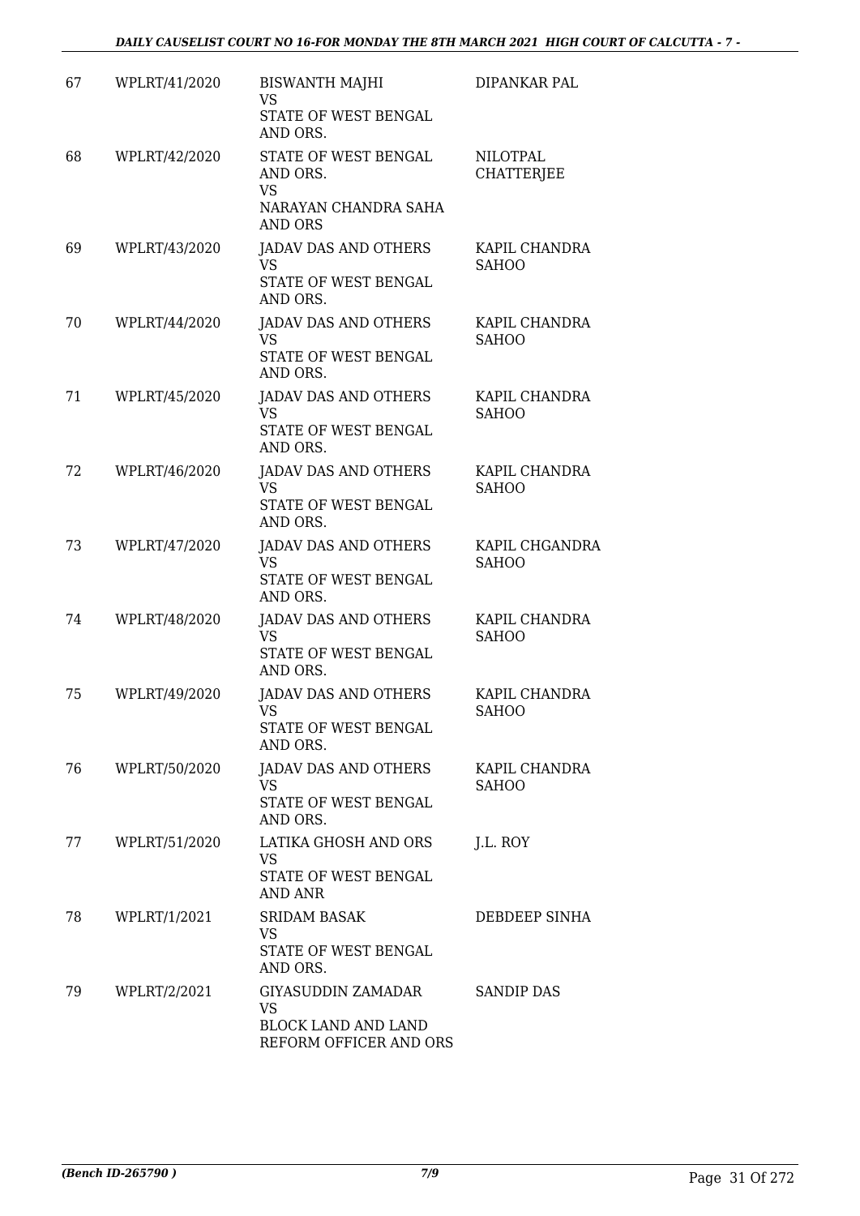| | | | |
|---|---|---|---|
| 67 | WPLRT/41/2020 | BISWANTH MAJHI<br>VS<br>STATE OF WEST BENGAL AND ORS. | DIPANKAR PAL |
| 68 | WPLRT/42/2020 | STATE OF WEST BENGAL AND ORS.<br>VS<br>NARAYAN CHANDRA SAHA AND ORS | NILOTPAL CHATTERJEE |
| 69 | WPLRT/43/2020 | JADAV DAS AND OTHERS<br>VS<br>STATE OF WEST BENGAL AND ORS. | KAPIL CHANDRA SAHOO |
| 70 | WPLRT/44/2020 | JADAV DAS AND OTHERS<br>VS<br>STATE OF WEST BENGAL AND ORS. | KAPIL CHANDRA SAHOO |
| 71 | WPLRT/45/2020 | JADAV DAS AND OTHERS<br>VS<br>STATE OF WEST BENGAL AND ORS. | KAPIL CHANDRA SAHOO |
| 72 | WPLRT/46/2020 | JADAV DAS AND OTHERS<br>VS<br>STATE OF WEST BENGAL AND ORS. | KAPIL CHANDRA SAHOO |
| 73 | WPLRT/47/2020 | JADAV DAS AND OTHERS<br>VS<br>STATE OF WEST BENGAL AND ORS. | KAPIL CHGANDRA SAHOO |
| 74 | WPLRT/48/2020 | JADAV DAS AND OTHERS<br>VS<br>STATE OF WEST BENGAL AND ORS. | KAPIL CHANDRA SAHOO |
| 75 | WPLRT/49/2020 | JADAV DAS AND OTHERS<br>VS<br>STATE OF WEST BENGAL AND ORS. | KAPIL CHANDRA SAHOO |
| 76 | WPLRT/50/2020 | JADAV DAS AND OTHERS<br>VS<br>STATE OF WEST BENGAL AND ORS. | KAPIL CHANDRA SAHOO |
| 77 | WPLRT/51/2020 | LATIKA GHOSH AND ORS<br>VS<br>STATE OF WEST BENGAL AND ANR | J.L. ROY |
| 78 | WPLRT/1/2021 | SRIDAM BASAK<br>VS<br>STATE OF WEST BENGAL AND ORS. | DEBDEEP SINHA |
| 79 | WPLRT/2/2021 | GIYASUDDIN ZAMADAR<br>VS<br>BLOCK LAND AND LAND REFORM OFFICER AND ORS | SANDIP DAS |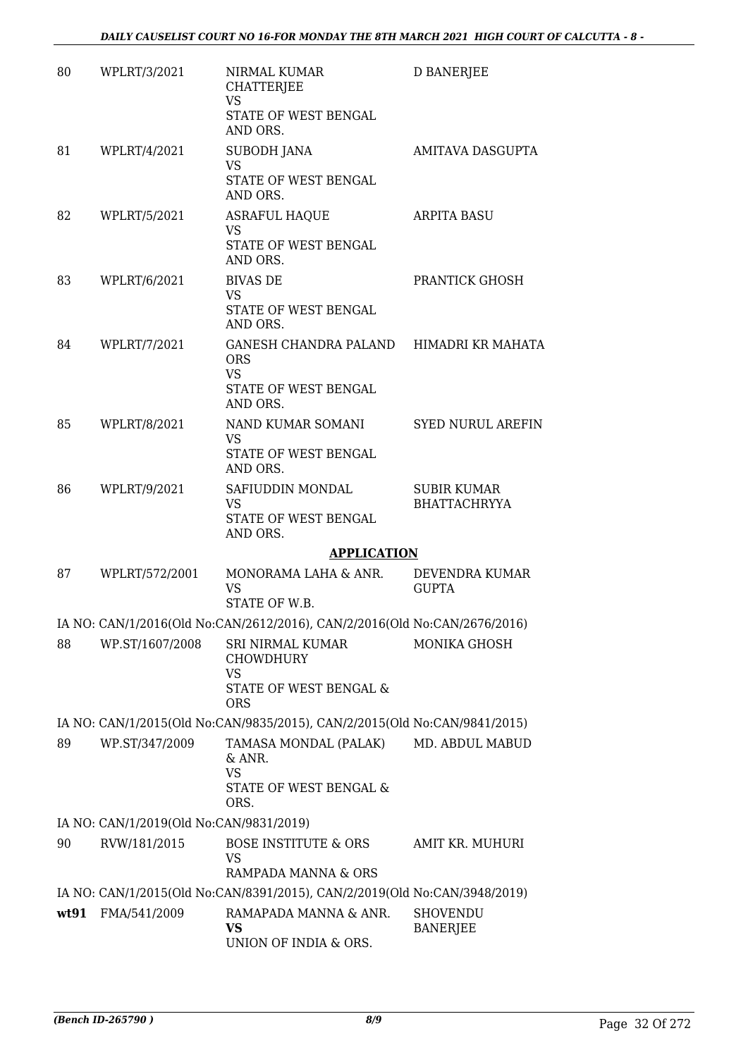| | | | |
|---|---|---|---|
| 80 | WPLRT/3/2021 | NIRMAL KUMAR CHATTERJEE<br>VS<br>STATE OF WEST BENGAL AND ORS. | D BANERJEE |
| 81 | WPLRT/4/2021 | SUBODH JANA<br>VS<br>STATE OF WEST BENGAL AND ORS. | AMITAVA DASGUPTA |
| 82 | WPLRT/5/2021 | ASRAFUL HAQUE<br>VS<br>STATE OF WEST BENGAL AND ORS. | ARPITA BASU |
| 83 | WPLRT/6/2021 | BIVAS DE<br>VS<br>STATE OF WEST BENGAL AND ORS. | PRANTICK GHOSH |
| 84 | WPLRT/7/2021 | GANESH CHANDRA PALAND ORS<br>VS<br>STATE OF WEST BENGAL AND ORS. | HIMADRI KR MAHATA |
| 85 | WPLRT/8/2021 | NAND KUMAR SOMANI<br>VS<br>STATE OF WEST BENGAL AND ORS. | SYED NURUL AREFIN |
| 86 | WPLRT/9/2021 | SAFIUDDIN MONDAL<br>VS<br>STATE OF WEST BENGAL AND ORS. | SUBIR KUMAR BHATTACHRYYA |

## APPLICATION

| | | | |
|---|---|---|---|
| 87 | WPLRT/572/2001 | MONORAMA LAHA & ANR.<br>VS<br>STATE OF W.B. | DEVENDRA KUMAR GUPTA |

IA NO: CAN/1/2016(Old No:CAN/2612/2016), CAN/2/2016(Old No:CAN/2676/2016)

| | | | |
|---|---|---|---|
| 88 | WP.ST/1607/2008 | SRI NIRMAL KUMAR CHOWDHURY<br>VS<br>STATE OF WEST BENGAL & ORS | MONIKA GHOSH |

IA NO: CAN/1/2015(Old No:CAN/9835/2015), CAN/2/2015(Old No:CAN/9841/2015)

| | | | |
|---|---|---|---|
| 89 | WP.ST/347/2009 | TAMASA MONDAL (PALAK) & ANR.<br>VS<br>STATE OF WEST BENGAL & ORS. | MD. ABDUL MABUD |

IA NO: CAN/1/2019(Old No:CAN/9831/2019)

| | | | |
|---|---|---|---|
| 90 | RVW/181/2015 | BOSE INSTITUTE & ORS<br>VS<br>RAMPADA MANNA & ORS | AMIT KR. MUHURI |

IA NO: CAN/1/2015(Old No:CAN/8391/2015), CAN/2/2019(Old No:CAN/3948/2019)

| | | | |
|---|---|---|---|
| **wt91** | FMA/541/2009 | RAMAPADA MANNA & ANR.<br>**VS**<br>UNION OF INDIA & ORS. | SHOVENDU BANERJEE |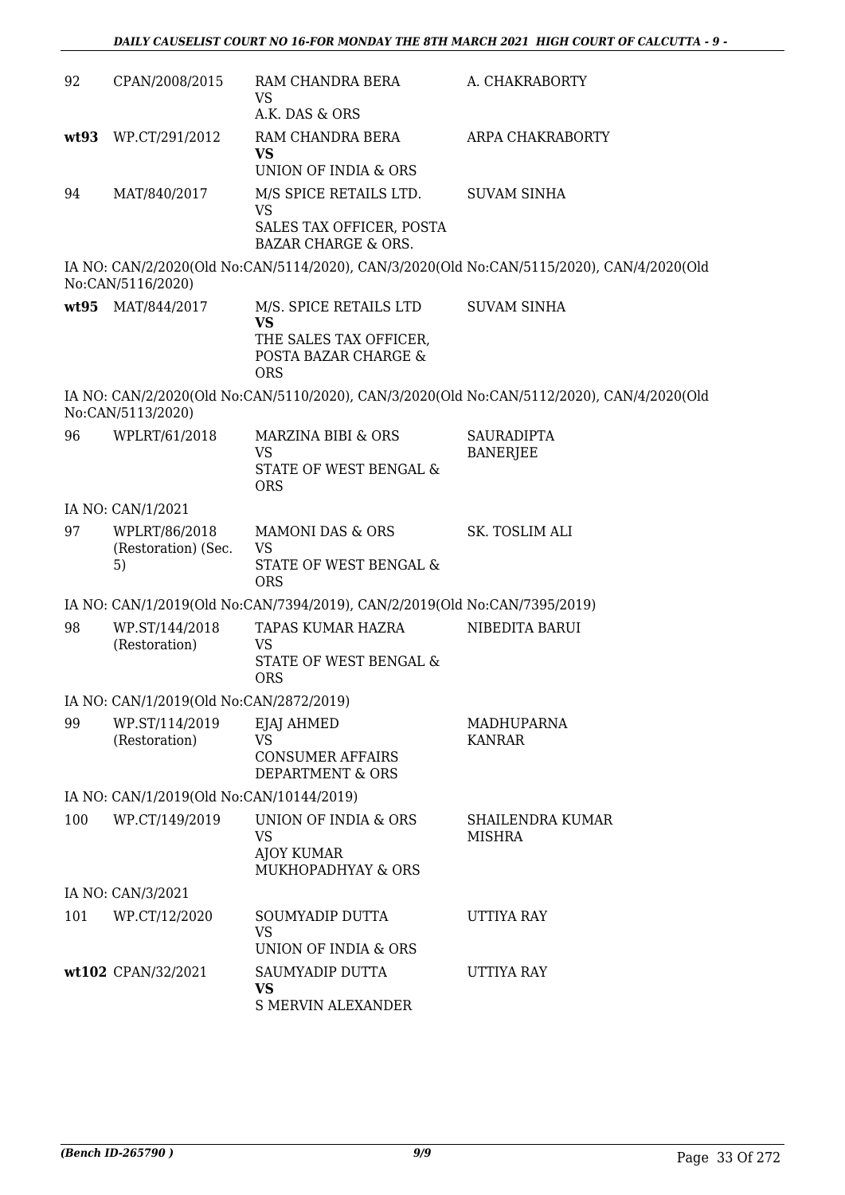| | | | |
|---|---|---|---|
| 92 | CPAN/2008/2015 | RAM CHANDRA BERA<br>VS<br>A.K. DAS & ORS | A. CHAKRABORTY |
| **wt93** | WP.CT/291/2012 | RAM CHANDRA BERA<br>**VS**<br>UNION OF INDIA & ORS | ARPA CHAKRABORTY |
| 94 | MAT/840/2017 | M/S SPICE RETAILS LTD.<br>VS<br>SALES TAX OFFICER, POSTA BAZAR CHARGE & ORS. | SUVAM SINHA |

IA NO: CAN/2/2020(Old No:CAN/5114/2020), CAN/3/2020(Old No:CAN/5115/2020), CAN/4/2020(Old No:CAN/5116/2020)

| | | | |
|---|---|---|---|
| **wt95** | MAT/844/2017 | M/S. SPICE RETAILS LTD<br>**VS**<br>THE SALES TAX OFFICER, POSTA BAZAR CHARGE & ORS | SUVAM SINHA |

IA NO: CAN/2/2020(Old No:CAN/5110/2020), CAN/3/2020(Old No:CAN/5112/2020), CAN/4/2020(Old No:CAN/5113/2020)

| | | | |
|---|---|---|---|
| 96 | WPLRT/61/2018 | MARZINA BIBI & ORS<br>VS<br>STATE OF WEST BENGAL & ORS | SAURADIPTA BANERJEE |

IA NO: CAN/1/2021

| | | | |
|---|---|---|---|
| 97 | WPLRT/86/2018 (Restoration) (Sec. 5) | MAMONI DAS & ORS<br>VS<br>STATE OF WEST BENGAL & ORS | SK. TOSLIM ALI |

IA NO: CAN/1/2019(Old No:CAN/7394/2019), CAN/2/2019(Old No:CAN/7395/2019)

| | | | |
|---|---|---|---|
| 98 | WP.ST/144/2018 (Restoration) | TAPAS KUMAR HAZRA<br>VS<br>STATE OF WEST BENGAL & ORS | NIBEDITA BARUI |

IA NO: CAN/1/2019(Old No:CAN/2872/2019)

| | | | |
|---|---|---|---|
| 99 | WP.ST/114/2019 (Restoration) | EJAJ AHMED<br>VS<br>CONSUMER AFFAIRS DEPARTMENT & ORS | MADHUPARNA KANRAR |

IA NO: CAN/1/2019(Old No:CAN/10144/2019)

| | | | |
|---|---|---|---|
| 100 | WP.CT/149/2019 | UNION OF INDIA & ORS<br>VS<br>AJOY KUMAR MUKHOPADHYAY & ORS | SHAILENDRA KUMAR MISHRA |

IA NO: CAN/3/2021

| | | | |
|---|---|---|---|
| 101 | WP.CT/12/2020 | SOUMYADIP DUTTA<br>VS<br>UNION OF INDIA & ORS | UTTIYA RAY |
| **wt102** | CPAN/32/2021 | SAUMYADIP DUTTA<br>**VS**<br>S MERVIN ALEXANDER | UTTIYA RAY |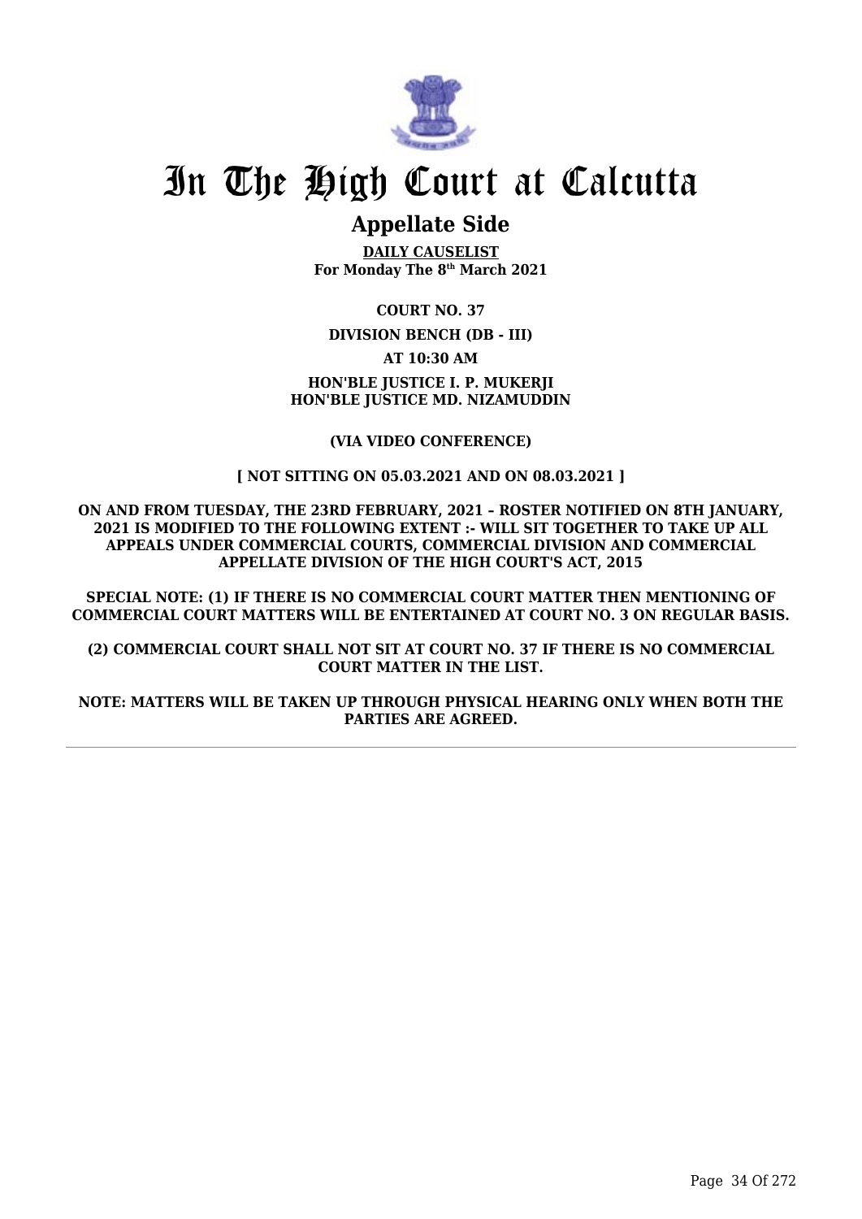# In The High Court at Calcutta

## Appellate Side

**DAILY CAUSELIST**
**For Monday The 8th March 2021**

**COURT NO. 37**

**DIVISION BENCH (DB - III)**

**AT 10:30 AM**

**HON'BLE JUSTICE I. P. MUKERJI**
**HON'BLE JUSTICE MD. NIZAMUDDIN**

**(VIA VIDEO CONFERENCE)**

**[ NOT SITTING ON 05.03.2021 AND ON 08.03.2021 ]**

**ON AND FROM TUESDAY, THE 23RD FEBRUARY, 2021 – ROSTER NOTIFIED ON 8TH JANUARY, 2021 IS MODIFIED TO THE FOLLOWING EXTENT :- WILL SIT TOGETHER TO TAKE UP ALL APPEALS UNDER COMMERCIAL COURTS, COMMERCIAL DIVISION AND COMMERCIAL APPELLATE DIVISION OF THE HIGH COURT'S ACT, 2015**

**SPECIAL NOTE: (1) IF THERE IS NO COMMERCIAL COURT MATTER THEN MENTIONING OF COMMERCIAL COURT MATTERS WILL BE ENTERTAINED AT COURT NO. 3 ON REGULAR BASIS.**

**(2) COMMERCIAL COURT SHALL NOT SIT AT COURT NO. 37 IF THERE IS NO COMMERCIAL COURT MATTER IN THE LIST.**

**NOTE: MATTERS WILL BE TAKEN UP THROUGH PHYSICAL HEARING ONLY WHEN BOTH THE PARTIES ARE AGREED.**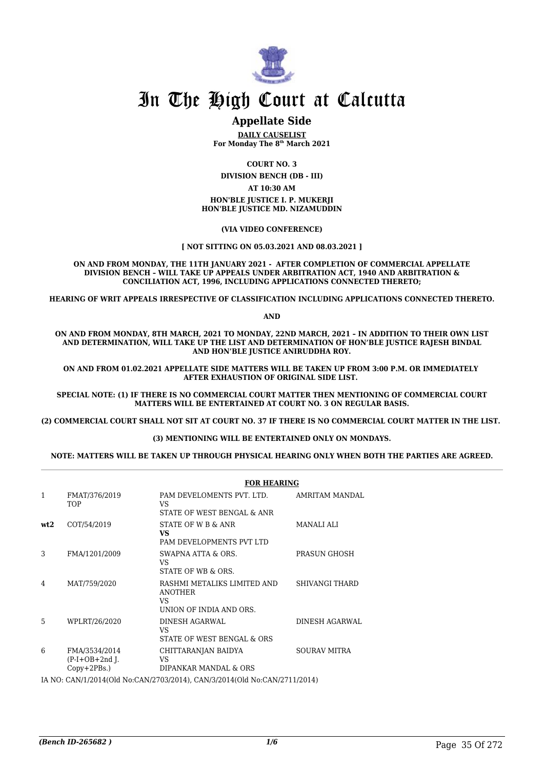# In The High Court at Calcutta

## Appellate Side

**DAILY CAUSELIST**

**For Monday The 8th March 2021**

**COURT NO. 3**

**DIVISION BENCH (DB - III)**

**AT 10:30 AM**

**HON'BLE JUSTICE I. P. MUKERJI**
**HON'BLE JUSTICE MD. NIZAMUDDIN**

**(VIA VIDEO CONFERENCE)**

**[ NOT SITTING ON 05.03.2021 AND 08.03.2021 ]**

**ON AND FROM MONDAY, THE 11TH JANUARY 2021 - AFTER COMPLETION OF COMMERCIAL APPELLATE DIVISION BENCH – WILL TAKE UP APPEALS UNDER ARBITRATION ACT, 1940 AND ARBITRATION & CONCILIATION ACT, 1996, INCLUDING APPLICATIONS CONNECTED THERETO;**

**HEARING OF WRIT APPEALS IRRESPECTIVE OF CLASSIFICATION INCLUDING APPLICATIONS CONNECTED THERETO.**

**AND**

**ON AND FROM MONDAY, 8TH MARCH, 2021 TO MONDAY, 22ND MARCH, 2021 – IN ADDITION TO THEIR OWN LIST AND DETERMINATION, WILL TAKE UP THE LIST AND DETERMINATION OF HON'BLE JUSTICE RAJESH BINDAL AND HON'BLE JUSTICE ANIRUDDHA ROY.**

**ON AND FROM 01.02.2021 APPELLATE SIDE MATTERS WILL BE TAKEN UP FROM 3:00 P.M. OR IMMEDIATELY AFTER EXHAUSTION OF ORIGINAL SIDE LIST.**

**SPECIAL NOTE: (1) IF THERE IS NO COMMERCIAL COURT MATTER THEN MENTIONING OF COMMERCIAL COURT MATTERS WILL BE ENTERTAINED AT COURT NO. 3 ON REGULAR BASIS.**

**(2) COMMERCIAL COURT SHALL NOT SIT AT COURT NO. 37 IF THERE IS NO COMMERCIAL COURT MATTER IN THE LIST.**

**(3) MENTIONING WILL BE ENTERTAINED ONLY ON MONDAYS.**

**NOTE: MATTERS WILL BE TAKEN UP THROUGH PHYSICAL HEARING ONLY WHEN BOTH THE PARTIES ARE AGREED.**

**FOR HEARING**

| | | | |
|---|---|---|---|
| 1 | FMAT/376/2019 TOP | PAM DEVELOMENTS PVT. LTD.<br>VS<br>STATE OF WEST BENGAL & ANR | AMRITAM MANDAL |
| **wt2** | COT/54/2019 | STATE OF W B & ANR<br>**VS**<br>PAM DEVELOPMENTS PVT LTD | MANALI ALI |
| 3 | FMA/1201/2009 | SWAPNA ATTA & ORS.<br>VS<br>STATE OF WB & ORS. | PRASUN GHOSH |
| 4 | MAT/759/2020 | RASHMI METALIKS LIMITED AND ANOTHER<br>VS<br>UNION OF INDIA AND ORS. | SHIVANGI THARD |
| 5 | WPLRT/26/2020 | DINESH AGARWAL<br>VS<br>STATE OF WEST BENGAL & ORS | DINESH AGARWAL |
| 6 | FMA/3534/2014<br>(P-I+OB+2nd J. Copy+2PBs.) | CHITTARANJAN BAIDYA<br>VS<br>DIPANKAR MANDAL & ORS | SOURAV MITRA |

IA NO: CAN/1/2014(Old No:CAN/2703/2014), CAN/3/2014(Old No:CAN/2711/2014)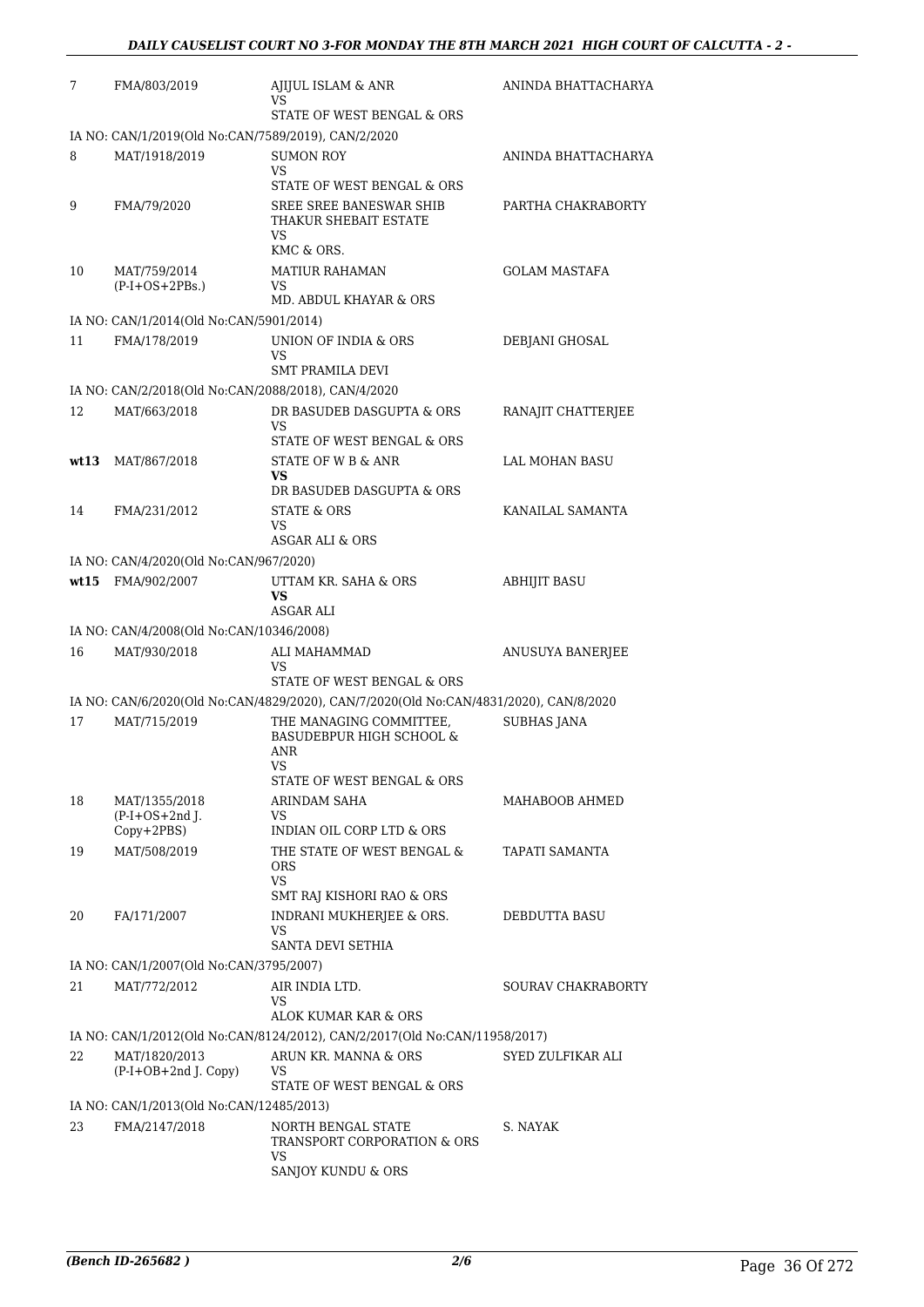| | | | |
|---|---|---|---|
| 7 | FMA/803/2019 | AJIJUL ISLAM & ANR<br>VS<br>STATE OF WEST BENGAL & ORS | ANINDA BHATTACHARYA |
| | IA NO: CAN/1/2019(Old No:CAN/7589/2019), CAN/2/2020 | | |
| 8 | MAT/1918/2019 | SUMON ROY<br>VS<br>STATE OF WEST BENGAL & ORS | ANINDA BHATTACHARYA |
| 9 | FMA/79/2020 | SREE SREE BANESWAR SHIB THAKUR SHEBAIT ESTATE<br>VS<br>KMC & ORS. | PARTHA CHAKRABORTY |
| 10 | MAT/759/2014<br>(P-I+OS+2PBs.) | MATIUR RAHAMAN<br>VS<br>MD. ABDUL KHAYAR & ORS | GOLAM MASTAFA |
| | IA NO: CAN/1/2014(Old No:CAN/5901/2014) | | |
| 11 | FMA/178/2019 | UNION OF INDIA & ORS<br>VS<br>SMT PRAMILA DEVI | DEBJANI GHOSAL |
| | IA NO: CAN/2/2018(Old No:CAN/2088/2018), CAN/4/2020 | | |
| 12 | MAT/663/2018 | DR BASUDEB DASGUPTA & ORS<br>VS<br>STATE OF WEST BENGAL & ORS | RANAJIT CHATTERJEE |
| **wt13** | MAT/867/2018 | STATE OF W B & ANR<br>**VS**<br>DR BASUDEB DASGUPTA & ORS | LAL MOHAN BASU |
| 14 | FMA/231/2012 | STATE & ORS<br>VS<br>ASGAR ALI & ORS | KANAILAL SAMANTA |
| | IA NO: CAN/4/2020(Old No:CAN/967/2020) | | |
| **wt15** | FMA/902/2007 | UTTAM KR. SAHA & ORS<br>**VS**<br>ASGAR ALI | ABHIJIT BASU |
| | IA NO: CAN/4/2008(Old No:CAN/10346/2008) | | |
| 16 | MAT/930/2018 | ALI MAHAMMAD<br>VS<br>STATE OF WEST BENGAL & ORS | ANUSUYA BANERJEE |
| | IA NO: CAN/6/2020(Old No:CAN/4829/2020), CAN/7/2020(Old No:CAN/4831/2020), CAN/8/2020 | | |
| 17 | MAT/715/2019 | THE MANAGING COMMITTEE, BASUDEBPUR HIGH SCHOOL & ANR<br>VS<br>STATE OF WEST BENGAL & ORS | SUBHAS JANA |
| 18 | MAT/1355/2018<br>(P-I+OS+2nd J. Copy+2PBS) | ARINDAM SAHA<br>VS<br>INDIAN OIL CORP LTD & ORS | MAHABOOB AHMED |
| 19 | MAT/508/2019 | THE STATE OF WEST BENGAL & ORS<br>VS<br>SMT RAJ KISHORI RAO & ORS | TAPATI SAMANTA |
| 20 | FA/171/2007 | INDRANI MUKHERJEE & ORS.<br>VS<br>SANTA DEVI SETHIA | DEBDUTTA BASU |
| | IA NO: CAN/1/2007(Old No:CAN/3795/2007) | | |
| 21 | MAT/772/2012 | AIR INDIA LTD.<br>VS<br>ALOK KUMAR KAR & ORS | SOURAV CHAKRABORTY |
| | IA NO: CAN/1/2012(Old No:CAN/8124/2012), CAN/2/2017(Old No:CAN/11958/2017) | | |
| 22 | MAT/1820/2013<br>(P-I+OB+2nd J. Copy) | ARUN KR. MANNA & ORS<br>VS<br>STATE OF WEST BENGAL & ORS | SYED ZULFIKAR ALI |
| | IA NO: CAN/1/2013(Old No:CAN/12485/2013) | | |
| 23 | FMA/2147/2018 | NORTH BENGAL STATE TRANSPORT CORPORATION & ORS<br>VS<br>SANJOY KUNDU & ORS | S. NAYAK |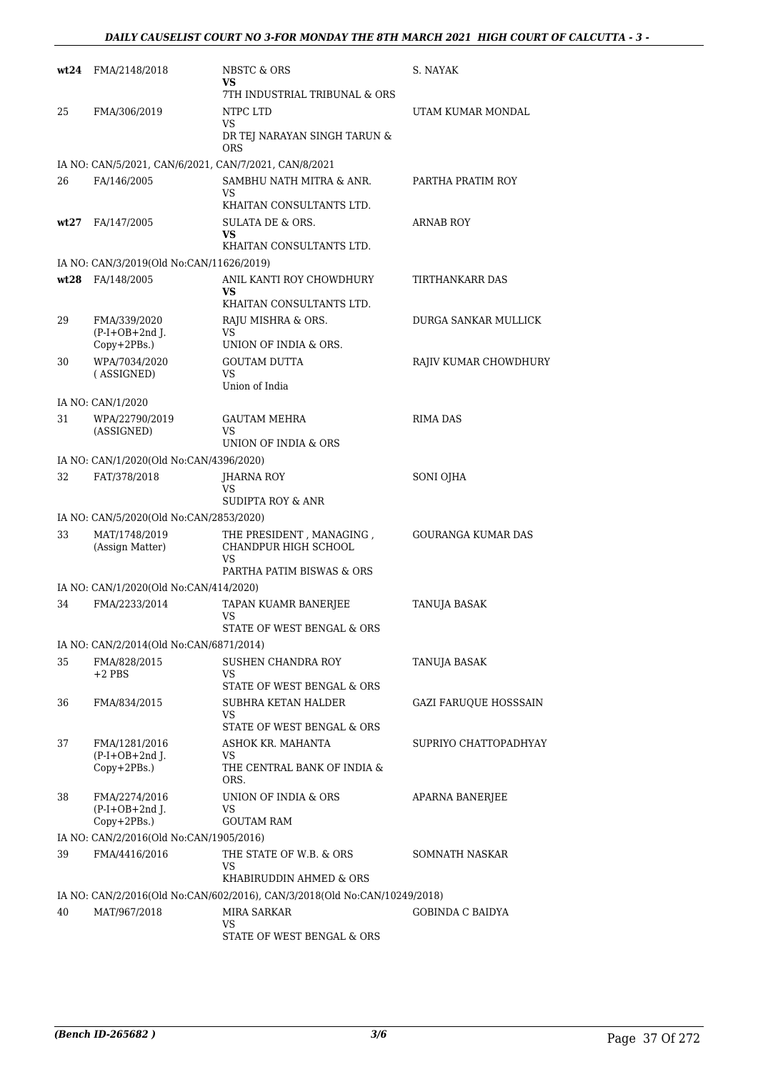| | | | |
|---|---|---|---|
| wt24 | FMA/2148/2018 | NBSTC & ORS<br>VS<br>7TH INDUSTRIAL TRIBUNAL & ORS | S. NAYAK |
| 25 | FMA/306/2019 | NTPC LTD<br>VS<br>DR TEJ NARAYAN SINGH TARUN & ORS | UTAM KUMAR MONDAL |
| | IA NO: CAN/5/2021, CAN/6/2021, CAN/7/2021, CAN/8/2021 | | |
| 26 | FA/146/2005 | SAMBHU NATH MITRA & ANR.<br>VS<br>KHAITAN CONSULTANTS LTD. | PARTHA PRATIM ROY |
| wt27 | FA/147/2005 | SULATA DE & ORS.<br>VS<br>KHAITAN CONSULTANTS LTD. | ARNAB ROY |
| | IA NO: CAN/3/2019(Old No:CAN/11626/2019) | | |
| wt28 | FA/148/2005 | ANIL KANTI ROY CHOWDHURY<br>VS<br>KHAITAN CONSULTANTS LTD. | TIRTHANKARR DAS |
| 29 | FMA/339/2020<br>(P-I+OB+2nd J. Copy+2PBs.) | RAJU MISHRA & ORS.<br>VS<br>UNION OF INDIA & ORS. | DURGA SANKAR MULLICK |
| 30 | WPA/7034/2020<br>( ASSIGNED) | GOUTAM DUTTA<br>VS<br>Union of India | RAJIV KUMAR CHOWDHURY |
| | IA NO: CAN/1/2020 | | |
| 31 | WPA/22790/2019<br>(ASSIGNED) | GAUTAM MEHRA<br>VS<br>UNION OF INDIA & ORS | RIMA DAS |
| | IA NO: CAN/1/2020(Old No:CAN/4396/2020) | | |
| 32 | FAT/378/2018 | JHARNA ROY<br>VS<br>SUDIPTA ROY & ANR | SONI OJHA |
| | IA NO: CAN/5/2020(Old No:CAN/2853/2020) | | |
| 33 | MAT/1748/2019<br>(Assign Matter) | THE PRESIDENT , MANAGING , CHANDPUR HIGH SCHOOL<br>VS<br>PARTHA PATIM BISWAS & ORS | GOURANGA KUMAR DAS |
| | IA NO: CAN/1/2020(Old No:CAN/414/2020) | | |
| 34 | FMA/2233/2014 | TAPAN KUAMR BANERJEE<br>VS<br>STATE OF WEST BENGAL & ORS | TANUJA BASAK |
| | IA NO: CAN/2/2014(Old No:CAN/6871/2014) | | |
| 35 | FMA/828/2015<br>+2 PBS | SUSHEN CHANDRA ROY<br>VS<br>STATE OF WEST BENGAL & ORS | TANUJA BASAK |
| 36 | FMA/834/2015 | SUBHRA KETAN HALDER<br>VS<br>STATE OF WEST BENGAL & ORS | GAZI FARUQUE HOSSSAIN |
| 37 | FMA/1281/2016<br>(P-I+OB+2nd J. Copy+2PBs.) | ASHOK KR. MAHANTA<br>VS<br>THE CENTRAL BANK OF INDIA & ORS. | SUPRIYO CHATTOPADHYAY |
| 38 | FMA/2274/2016<br>(P-I+OB+2nd J. Copy+2PBs.) | UNION OF INDIA & ORS<br>VS<br>GOUTAM RAM | APARNA BANERJEE |
| | IA NO: CAN/2/2016(Old No:CAN/1905/2016) | | |
| 39 | FMA/4416/2016 | THE STATE OF W.B. & ORS<br>VS<br>KHABIRUDDIN AHMED & ORS | SOMNATH NASKAR |
| | IA NO: CAN/2/2016(Old No:CAN/602/2016), CAN/3/2018(Old No:CAN/10249/2018) | | |
| 40 | MAT/967/2018 | MIRA SARKAR<br>VS<br>STATE OF WEST BENGAL & ORS | GOBINDA C BAIDYA |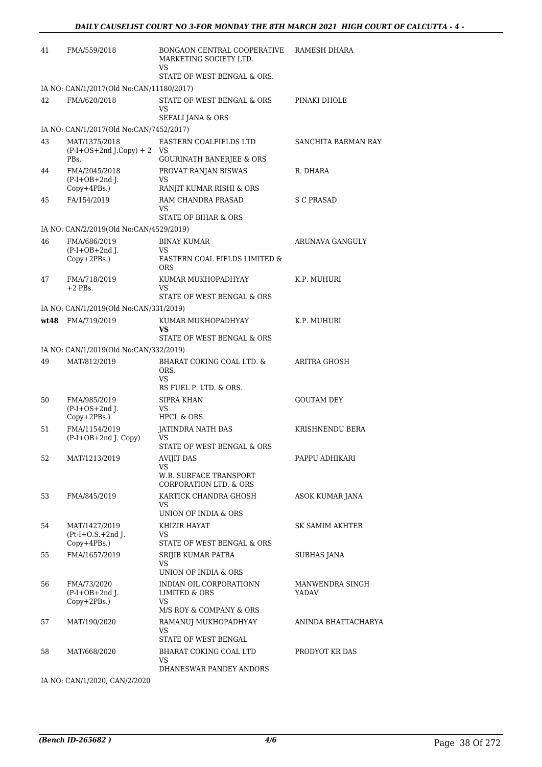| | | | |
|---|---|---|---|
| 41 | FMA/559/2018 | BONGAON CENTRAL COOPERATIVE MARKETING SOCIETY LTD.<br>VS<br>STATE OF WEST BENGAL & ORS. | RAMESH DHARA |
| | IA NO: CAN/1/2017(Old No:CAN/11180/2017) | | |
| 42 | FMA/620/2018 | STATE OF WEST BENGAL & ORS<br>VS<br>SEFALI JANA & ORS | PINAKI DHOLE |
| | IA NO: CAN/1/2017(Old No:CAN/7452/2017) | | |
| 43 | MAT/1375/2018<br>(P-I+OS+2nd J.Copy) + 2 PBs. | EASTERN COALFIELDS LTD<br>VS<br>GOURINATH BANERJEE & ORS | SANCHITA BARMAN RAY |
| 44 | FMA/2045/2018<br>(P-I+OB+2nd J. Copy+4PBs.) | PROVAT RANJAN BISWAS<br>VS<br>RANJIT KUMAR RISHI & ORS | R. DHARA |
| 45 | FA/154/2019 | RAM CHANDRA PRASAD<br>VS<br>STATE OF BIHAR & ORS | S C PRASAD |
| | IA NO: CAN/2/2019(Old No:CAN/4529/2019) | | |
| 46 | FMA/686/2019<br>(P-I+OB+2nd J. Copy+2PBs.) | BINAY KUMAR<br>VS<br>EASTERN COAL FIELDS LIMITED & ORS | ARUNAVA GANGULY |
| 47 | FMA/718/2019<br>+2 PBs. | KUMAR MUKHOPADHYAY<br>VS<br>STATE OF WEST BENGAL & ORS | K.P. MUHURI |
| | IA NO: CAN/1/2019(Old No:CAN/331/2019) | | |
| **wt48** | FMA/719/2019 | KUMAR MUKHOPADHYAY<br>**VS**<br>STATE OF WEST BENGAL & ORS | K.P. MUHURI |
| | IA NO: CAN/1/2019(Old No:CAN/332/2019) | | |
| 49 | MAT/812/2019 | BHARAT COKING COAL LTD. & ORS.<br>VS<br>RS FUEL P. LTD. & ORS. | ARITRA GHOSH |
| 50 | FMA/985/2019<br>(P-I+OS+2nd J. Copy+2PBs.) | SIPRA KHAN<br>VS<br>HPCL & ORS. | GOUTAM DEY |
| 51 | FMA/1154/2019<br>(P-I+OB+2nd J. Copy) | JATINDRA NATH DAS<br>VS<br>STATE OF WEST BENGAL & ORS | KRISHNENDU BERA |
| 52 | MAT/1213/2019 | AVIJIT DAS<br>VS<br>W.B. SURFACE TRANSPORT CORPORATION LTD. & ORS | PAPPU ADHIKARI |
| 53 | FMA/845/2019 | KARTICK CHANDRA GHOSH<br>VS<br>UNION OF INDIA & ORS | ASOK KUMAR JANA |
| 54 | MAT/1427/2019<br>(Pt-I+O.S.+2nd J. Copy+4PBs.) | KHIZIR HAYAT<br>VS<br>STATE OF WEST BENGAL & ORS | SK SAMIM AKHTER |
| 55 | FMA/1657/2019 | SRIJIB KUMAR PATRA<br>VS<br>UNION OF INDIA & ORS | SUBHAS JANA |
| 56 | FMA/73/2020<br>(P-I+OB+2nd J. Copy+2PBs.) | INDIAN OIL CORPORATIONN LIMITED & ORS<br>VS<br>M/S ROY & COMPANY & ORS | MANWENDRA SINGH YADAV |
| 57 | MAT/190/2020 | RAMANUJ MUKHOPADHYAY<br>VS<br>STATE OF WEST BENGAL | ANINDA BHATTACHARYA |
| 58 | MAT/668/2020 | BHARAT COKING COAL LTD<br>VS<br>DHANESWAR PANDEY ANDORS | PRODYOT KR DAS |
| | IA NO: CAN/1/2020, CAN/2/2020 | | |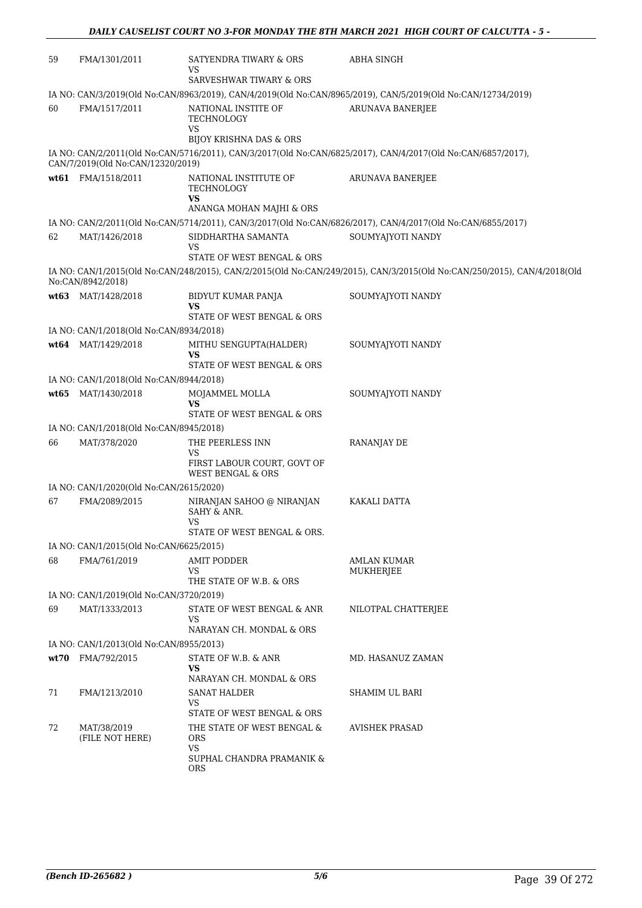| | | | |
|---|---|---|---|
| 59 | FMA/1301/2011 | SATYENDRA TIWARY & ORS<br>VS<br>SARVESHWAR TIWARY & ORS | ABHA SINGH |
| | IA NO: CAN/3/2019(Old No:CAN/8963/2019), CAN/4/2019(Old No:CAN/8965/2019), CAN/5/2019(Old No:CAN/12734/2019) | | |
| 60 | FMA/1517/2011 | NATIONAL INSTITE OF TECHNOLOGY<br>VS<br>BIJOY KRISHNA DAS & ORS | ARUNAVA BANERJEE |
| | IA NO: CAN/2/2011(Old No:CAN/5716/2011), CAN/3/2017(Old No:CAN/6825/2017), CAN/4/2017(Old No:CAN/6857/2017), CAN/7/2019(Old No:CAN/12320/2019) | | |
| **wt61** | FMA/1518/2011 | NATIONAL INSTITUTE OF TECHNOLOGY<br>**VS**<br>ANANGA MOHAN MAJHI & ORS | ARUNAVA BANERJEE |
| | IA NO: CAN/2/2011(Old No:CAN/5714/2011), CAN/3/2017(Old No:CAN/6826/2017), CAN/4/2017(Old No:CAN/6855/2017) | | |
| 62 | MAT/1426/2018 | SIDDHARTHA SAMANTA<br>VS<br>STATE OF WEST BENGAL & ORS | SOUMYAJYOTI NANDY |
| | IA NO: CAN/1/2015(Old No:CAN/248/2015), CAN/2/2015(Old No:CAN/249/2015), CAN/3/2015(Old No:CAN/250/2015), CAN/4/2018(Old No:CAN/8942/2018) | | |
| **wt63** | MAT/1428/2018 | BIDYUT KUMAR PANJA<br>**VS**<br>STATE OF WEST BENGAL & ORS | SOUMYAJYOTI NANDY |
| | IA NO: CAN/1/2018(Old No:CAN/8934/2018) | | |
| **wt64** | MAT/1429/2018 | MITHU SENGUPTA(HALDER)<br>**VS**<br>STATE OF WEST BENGAL & ORS | SOUMYAJYOTI NANDY |
| | IA NO: CAN/1/2018(Old No:CAN/8944/2018) | | |
| **wt65** | MAT/1430/2018 | MOJAMMEL MOLLA<br>**VS**<br>STATE OF WEST BENGAL & ORS | SOUMYAJYOTI NANDY |
| | IA NO: CAN/1/2018(Old No:CAN/8945/2018) | | |
| 66 | MAT/378/2020 | THE PEERLESS INN<br>VS<br>FIRST LABOUR COURT, GOVT OF WEST BENGAL & ORS | RANANJAY DE |
| | IA NO: CAN/1/2020(Old No:CAN/2615/2020) | | |
| 67 | FMA/2089/2015 | NIRANJAN SAHOO @ NIRANJAN SAHY & ANR.<br>VS<br>STATE OF WEST BENGAL & ORS. | KAKALI DATTA |
| | IA NO: CAN/1/2015(Old No:CAN/6625/2015) | | |
| 68 | FMA/761/2019 | AMIT PODDER<br>VS<br>THE STATE OF W.B. & ORS | AMLAN KUMAR MUKHERJEE |
| | IA NO: CAN/1/2019(Old No:CAN/3720/2019) | | |
| 69 | MAT/1333/2013 | STATE OF WEST BENGAL & ANR<br>VS<br>NARAYAN CH. MONDAL & ORS | NILOTPAL CHATTERJEE |
| | IA NO: CAN/1/2013(Old No:CAN/8955/2013) | | |
| **wt70** | FMA/792/2015 | STATE OF W.B. & ANR<br>**VS**<br>NARAYAN CH. MONDAL & ORS | MD. HASANUZ ZAMAN |
| 71 | FMA/1213/2010 | SANAT HALDER<br>VS<br>STATE OF WEST BENGAL & ORS | SHAMIM UL BARI |
| 72 | MAT/38/2019<br>(FILE NOT HERE) | THE STATE OF WEST BENGAL & ORS<br>VS<br>SUPHAL CHANDRA PRAMANIK & ORS | AVISHEK PRASAD |

*(Bench ID-265682 )* 5/6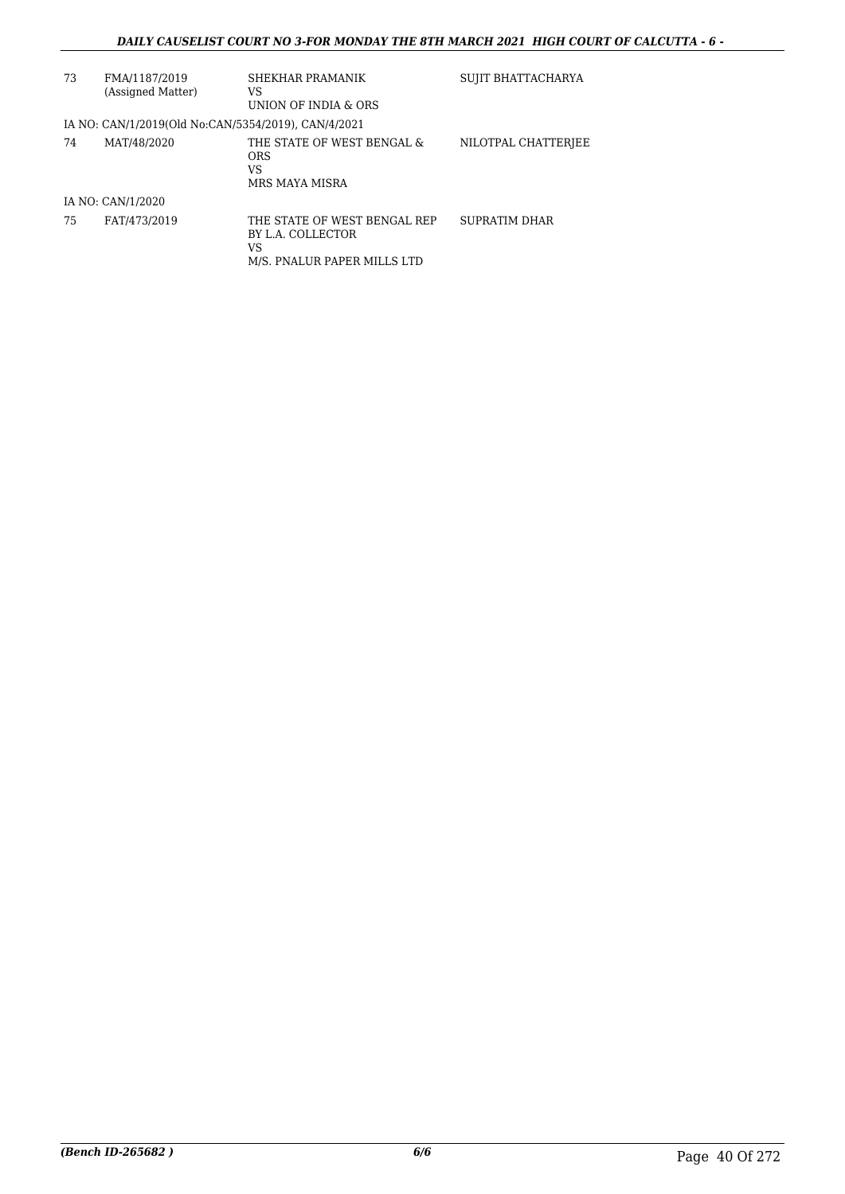| | | | |
|---|---|---|---|
| 73 | FMA/1187/2019 (Assigned Matter) | SHEKHAR PRAMANIK<br>VS<br>UNION OF INDIA & ORS | SUJIT BHATTACHARYA |
| | IA NO: CAN/1/2019(Old No:CAN/5354/2019), CAN/4/2021 | | |
| 74 | MAT/48/2020 | THE STATE OF WEST BENGAL & ORS<br>VS<br>MRS MAYA MISRA | NILOTPAL CHATTERJEE |
| | IA NO: CAN/1/2020 | | |
| 75 | FAT/473/2019 | THE STATE OF WEST BENGAL REP BY L.A. COLLECTOR<br>VS<br>M/S. PNALUR PAPER MILLS LTD | SUPRATIM DHAR |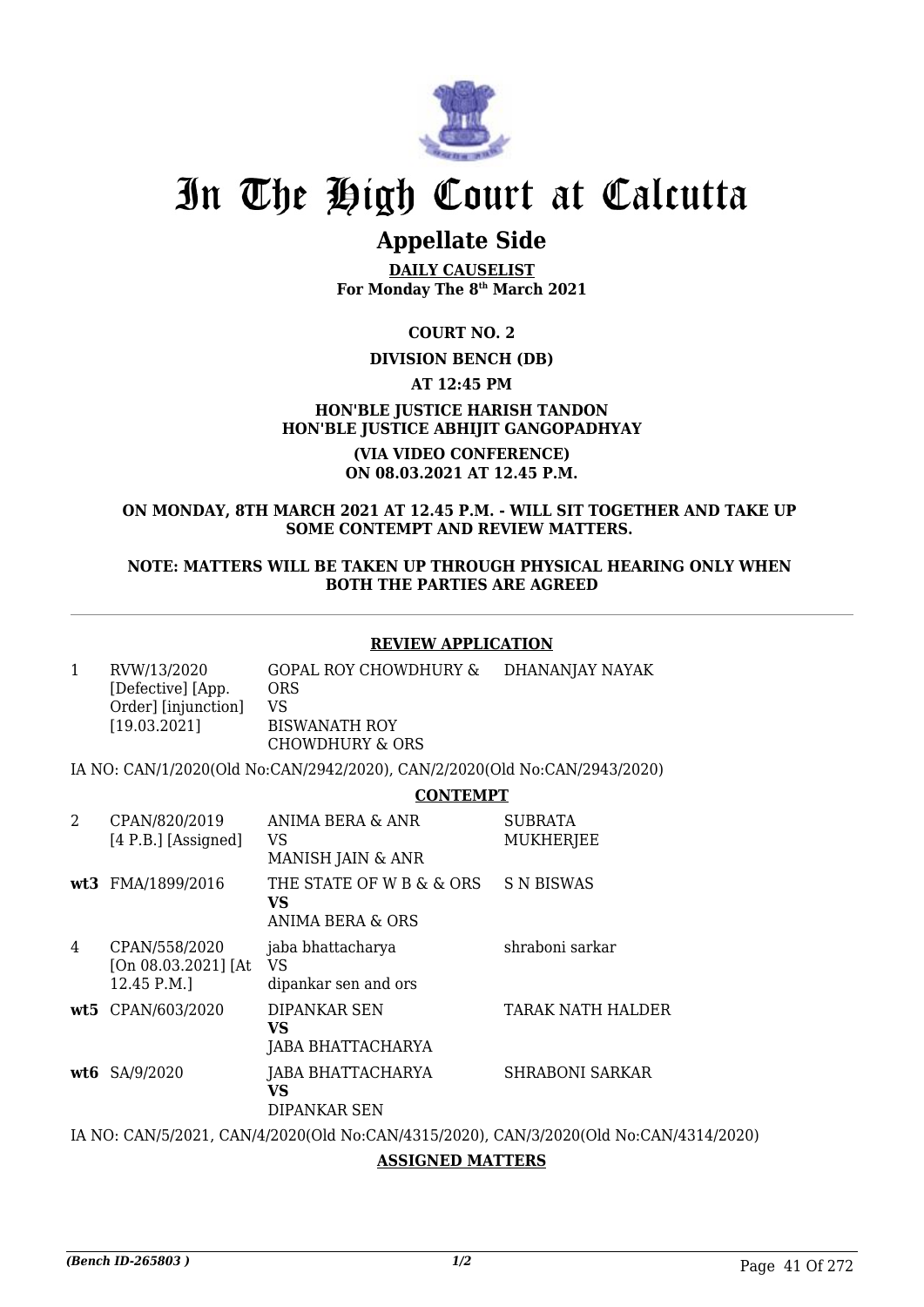# In The High Court at Calcutta

## Appellate Side

**DAILY CAUSELIST**
**For Monday The 8th March 2021**

**COURT NO. 2**

**DIVISION BENCH (DB)**

**AT 12:45 PM**

**HON'BLE JUSTICE HARISH TANDON**
**HON'BLE JUSTICE ABHIJIT GANGOPADHYAY**

**(VIA VIDEO CONFERENCE)**
**ON 08.03.2021 AT 12.45 P.M.**

**ON MONDAY, 8TH MARCH 2021 AT 12.45 P.M. - WILL SIT TOGETHER AND TAKE UP SOME CONTEMPT AND REVIEW MATTERS.**

**NOTE: MATTERS WILL BE TAKEN UP THROUGH PHYSICAL HEARING ONLY WHEN BOTH THE PARTIES ARE AGREED**

**REVIEW APPLICATION**

| | | | |
|---|---|---|---|
| 1 | RVW/13/2020 [Defective] [App. Order] [injunction] [19.03.2021] | GOPAL ROY CHOWDHURY & ORS VS BISWANATH ROY CHOWDHURY & ORS | DHANANJAY NAYAK |

IA NO: CAN/1/2020(Old No:CAN/2942/2020), CAN/2/2020(Old No:CAN/2943/2020)

**CONTEMPT**

| | | | |
|---|---|---|---|
| 2 | CPAN/820/2019 [4 P.B.] [Assigned] | ANIMA BERA & ANR VS MANISH JAIN & ANR | SUBRATA MUKHERJEE |
| **wt3** | FMA/1899/2016 | THE STATE OF W B & & ORS **VS** ANIMA BERA & ORS | S N BISWAS |
| 4 | CPAN/558/2020 [On 08.03.2021] [At 12.45 P.M.] | jaba bhattacharya VS dipankar sen and ors | shraboni sarkar |
| **wt5** | CPAN/603/2020 | DIPANKAR SEN **VS** JABA BHATTACHARYA | TARAK NATH HALDER |
| **wt6** | SA/9/2020 | JABA BHATTACHARYA **VS** DIPANKAR SEN | SHRABONI SARKAR |

IA NO: CAN/5/2021, CAN/4/2020(Old No:CAN/4315/2020), CAN/3/2020(Old No:CAN/4314/2020)

**ASSIGNED MATTERS**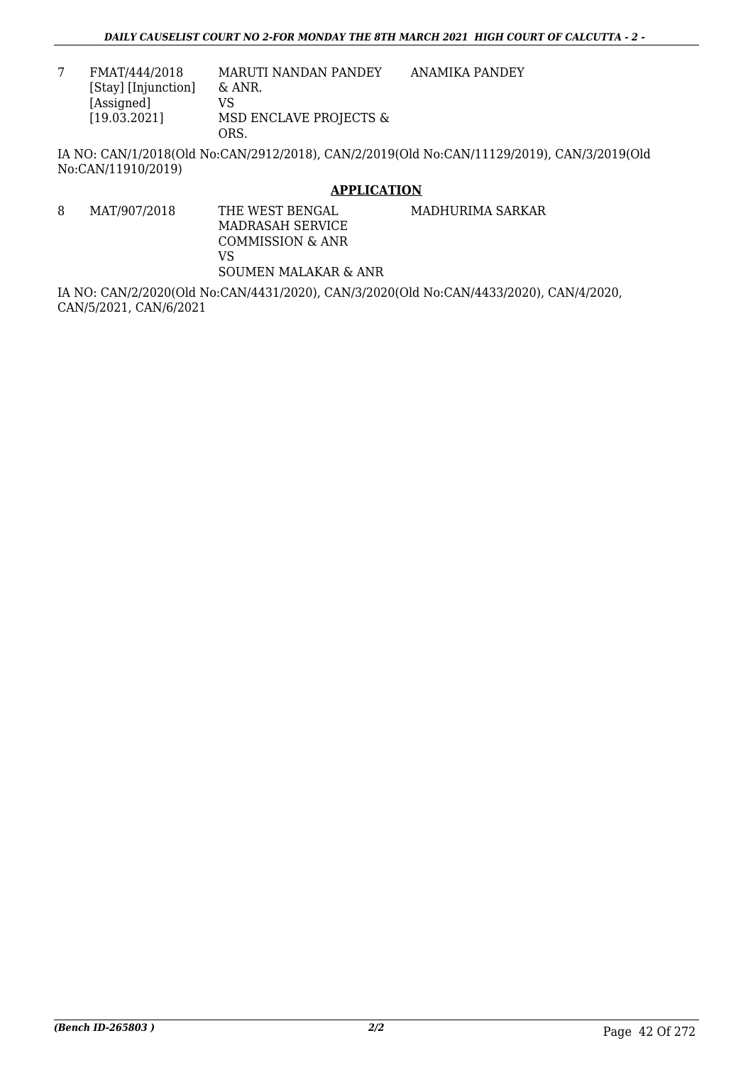| | | | |
|---|---|---|---|
| 7 | FMAT/444/2018 [Stay] [Injunction] [Assigned] [19.03.2021] | MARUTI NANDAN PANDEY & ANR. VS MSD ENCLAVE PROJECTS & ORS. | ANAMIKA PANDEY |

IA NO: CAN/1/2018(Old No:CAN/2912/2018), CAN/2/2019(Old No:CAN/11129/2019), CAN/3/2019(Old No:CAN/11910/2019)

**APPLICATION**

| | | | |
|---|---|---|---|
| 8 | MAT/907/2018 | THE WEST BENGAL MADRASAH SERVICE COMMISSION & ANR VS SOUMEN MALAKAR & ANR | MADHURIMA SARKAR |

IA NO: CAN/2/2020(Old No:CAN/4431/2020), CAN/3/2020(Old No:CAN/4433/2020), CAN/4/2020, CAN/5/2021, CAN/6/2021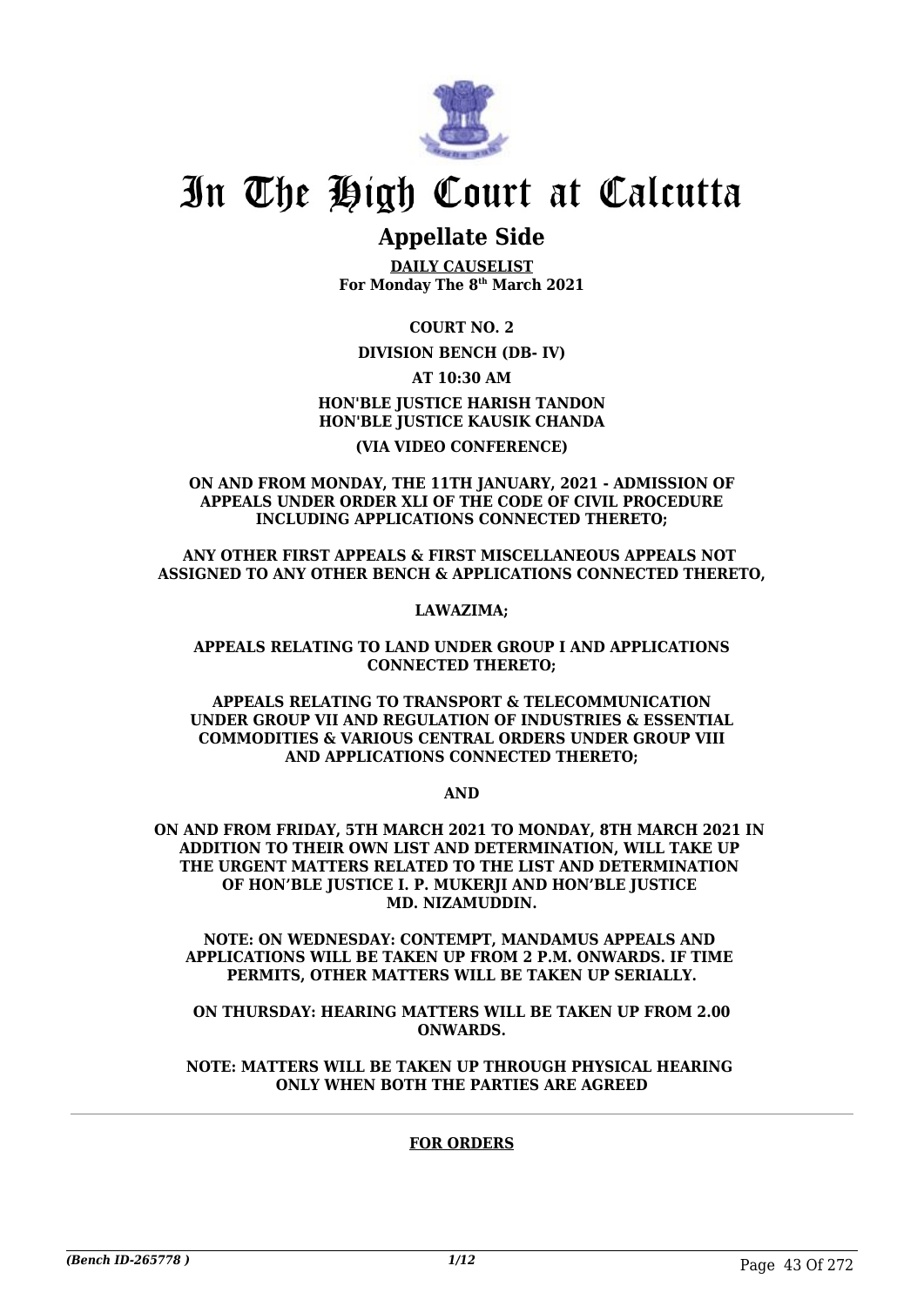# In The High Court at Calcutta

## Appellate Side

**DAILY CAUSELIST**
**For Monday The 8th March 2021**

**COURT NO. 2**

**DIVISION BENCH (DB- IV)**

**AT 10:30 AM**

**HON'BLE JUSTICE HARISH TANDON**
**HON'BLE JUSTICE KAUSIK CHANDA**

**(VIA VIDEO CONFERENCE)**

**ON AND FROM MONDAY, THE 11TH JANUARY, 2021 - ADMISSION OF APPEALS UNDER ORDER XLI OF THE CODE OF CIVIL PROCEDURE INCLUDING APPLICATIONS CONNECTED THERETO;**

**ANY OTHER FIRST APPEALS & FIRST MISCELLANEOUS APPEALS NOT ASSIGNED TO ANY OTHER BENCH & APPLICATIONS CONNECTED THERETO,**

**LAWAZIMA;**

**APPEALS RELATING TO LAND UNDER GROUP I AND APPLICATIONS CONNECTED THERETO;**

**APPEALS RELATING TO TRANSPORT & TELECOMMUNICATION UNDER GROUP VII AND REGULATION OF INDUSTRIES & ESSENTIAL COMMODITIES & VARIOUS CENTRAL ORDERS UNDER GROUP VIII AND APPLICATIONS CONNECTED THERETO;**

**AND**

**ON AND FROM FRIDAY, 5TH MARCH 2021 TO MONDAY, 8TH MARCH 2021 IN ADDITION TO THEIR OWN LIST AND DETERMINATION, WILL TAKE UP THE URGENT MATTERS RELATED TO THE LIST AND DETERMINATION OF HON'BLE JUSTICE I. P. MUKERJI AND HON'BLE JUSTICE MD. NIZAMUDDIN.**

**NOTE: ON WEDNESDAY: CONTEMPT, MANDAMUS APPEALS AND APPLICATIONS WILL BE TAKEN UP FROM 2 P.M. ONWARDS. IF TIME PERMITS, OTHER MATTERS WILL BE TAKEN UP SERIALLY.**

**ON THURSDAY: HEARING MATTERS WILL BE TAKEN UP FROM 2.00 ONWARDS.**

**NOTE: MATTERS WILL BE TAKEN UP THROUGH PHYSICAL HEARING ONLY WHEN BOTH THE PARTIES ARE AGREED**

---

**FOR ORDERS**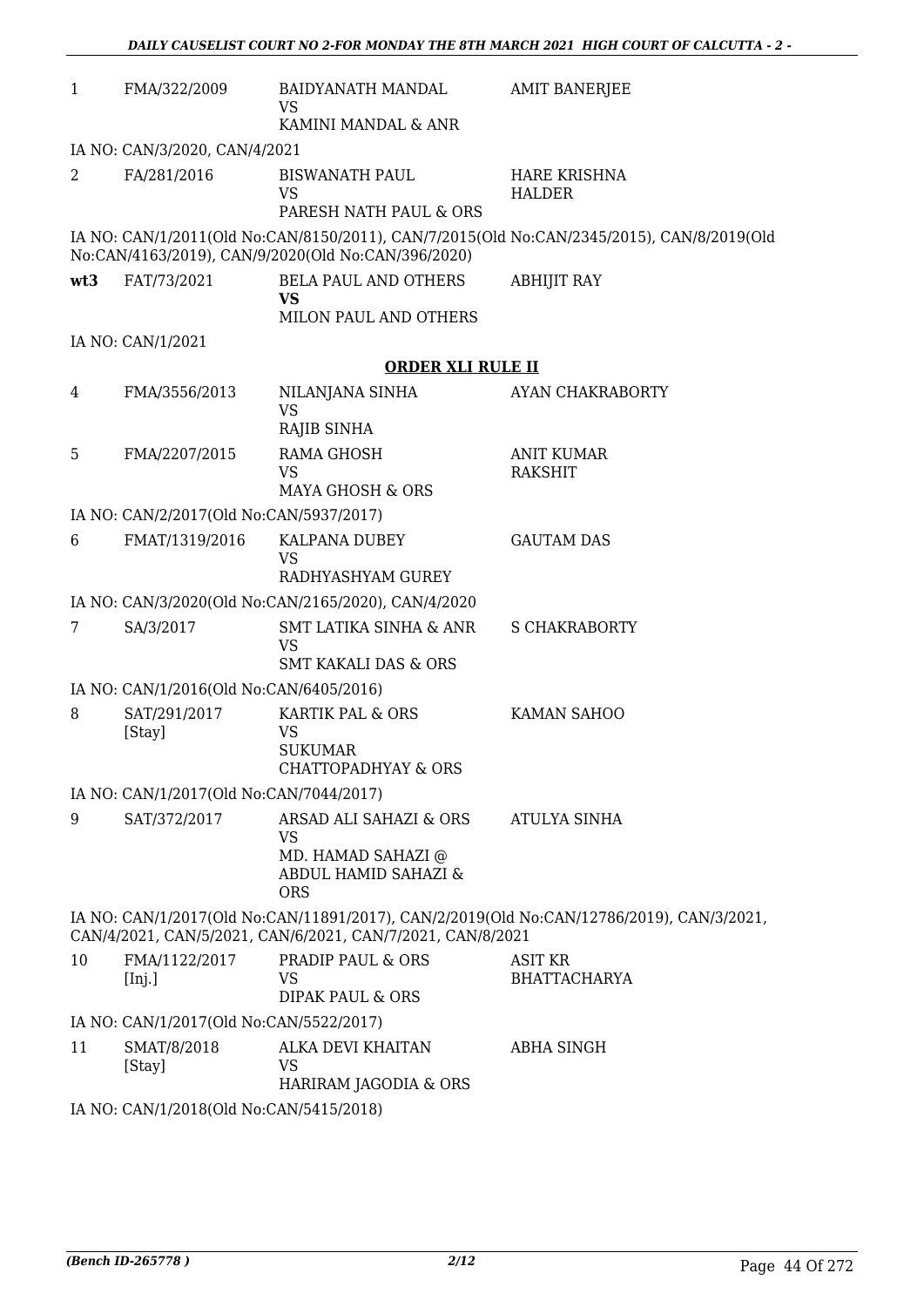| | | | |
|---|---|---|---|
| 1 | FMA/322/2009 | BAIDYANATH MANDAL<br>VS<br>KAMINI MANDAL & ANR | AMIT BANERJEE |

IA NO: CAN/3/2020, CAN/4/2021

| | | | |
|---|---|---|---|
| 2 | FA/281/2016 | BISWANATH PAUL<br>VS<br>PARESH NATH PAUL & ORS | HARE KRISHNA HALDER |

IA NO: CAN/1/2011(Old No:CAN/8150/2011), CAN/7/2015(Old No:CAN/2345/2015), CAN/8/2019(Old No:CAN/4163/2019), CAN/9/2020(Old No:CAN/396/2020)

| | | | |
|---|---|---|---|
| **wt3** | FAT/73/2021 | BELA PAUL AND OTHERS<br>**VS**<br>MILON PAUL AND OTHERS | ABHIJIT RAY |

IA NO: CAN/1/2021

**ORDER XLI RULE II**

| | | | |
|---|---|---|---|
| 4 | FMA/3556/2013 | NILANJANA SINHA<br>VS<br>RAJIB SINHA | AYAN CHAKRABORTY |
| 5 | FMA/2207/2015 | RAMA GHOSH<br>VS<br>MAYA GHOSH & ORS | ANIT KUMAR RAKSHIT |

IA NO: CAN/2/2017(Old No:CAN/5937/2017)

| | | | |
|---|---|---|---|
| 6 | FMAT/1319/2016 | KALPANA DUBEY<br>VS<br>RADHYASHYAM GUREY | GAUTAM DAS |

IA NO: CAN/3/2020(Old No:CAN/2165/2020), CAN/4/2020

| | | | |
|---|---|---|---|
| 7 | SA/3/2017 | SMT LATIKA SINHA & ANR<br>VS<br>SMT KAKALI DAS & ORS | S CHAKRABORTY |

IA NO: CAN/1/2016(Old No:CAN/6405/2016)

| | | | |
|---|---|---|---|
| 8 | SAT/291/2017<br>[Stay] | KARTIK PAL & ORS<br>VS<br>SUKUMAR CHATTOPADHYAY & ORS | KAMAN SAHOO |

IA NO: CAN/1/2017(Old No:CAN/7044/2017)

| | | | |
|---|---|---|---|
| 9 | SAT/372/2017 | ARSAD ALI SAHAZI & ORS<br>VS<br>MD. HAMAD SAHAZI @ ABDUL HAMID SAHAZI & ORS | ATULYA SINHA |

IA NO: CAN/1/2017(Old No:CAN/11891/2017), CAN/2/2019(Old No:CAN/12786/2019), CAN/3/2021, CAN/4/2021, CAN/5/2021, CAN/6/2021, CAN/7/2021, CAN/8/2021

| | | | |
|---|---|---|---|
| 10 | FMA/1122/2017<br>[Inj.] | PRADIP PAUL & ORS<br>VS<br>DIPAK PAUL & ORS | ASIT KR BHATTACHARYA |

IA NO: CAN/1/2017(Old No:CAN/5522/2017)

| | | | |
|---|---|---|---|
| 11 | SMAT/8/2018<br>[Stay] | ALKA DEVI KHAITAN<br>VS<br>HARIRAM JAGODIA & ORS | ABHA SINGH |

IA NO: CAN/1/2018(Old No:CAN/5415/2018)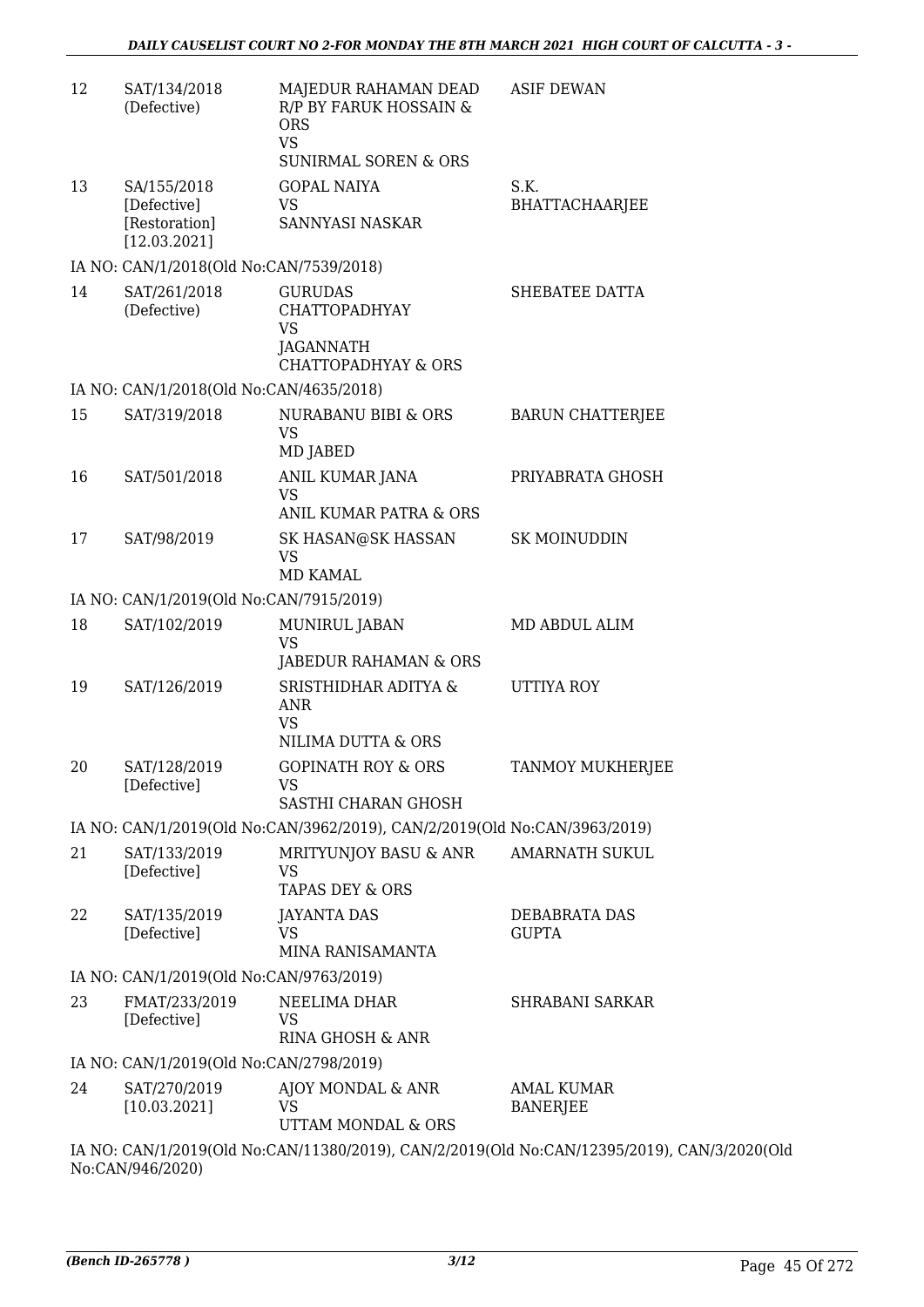| | | | |
|---|---|---|---|
| 12 | SAT/134/2018 (Defective) | MAJEDUR RAHAMAN DEAD R/P BY FARUK HOSSAIN & ORS VS SUNIRMAL SOREN & ORS | ASIF DEWAN |
| 13 | SA/155/2018 [Defective] [Restoration] [12.03.2021] | GOPAL NAIYA VS SANNYASI NASKAR | S.K. BHATTACHAARJEE |
| | IA NO: CAN/1/2018(Old No:CAN/7539/2018) | | |
| 14 | SAT/261/2018 (Defective) | GURUDAS CHATTOPADHYAY VS JAGANNATH CHATTOPADHYAY & ORS | SHEBATEE DATTA |
| | IA NO: CAN/1/2018(Old No:CAN/4635/2018) | | |
| 15 | SAT/319/2018 | NURABANU BIBI & ORS VS MD JABED | BARUN CHATTERJEE |
| 16 | SAT/501/2018 | ANIL KUMAR JANA VS ANIL KUMAR PATRA & ORS | PRIYABRATA GHOSH |
| 17 | SAT/98/2019 | SK HASAN@SK HASSAN VS MD KAMAL | SK MOINUDDIN |
| | IA NO: CAN/1/2019(Old No:CAN/7915/2019) | | |
| 18 | SAT/102/2019 | MUNIRUL JABAN VS JABEDUR RAHAMAN & ORS | MD ABDUL ALIM |
| 19 | SAT/126/2019 | SRISTHIDHAR ADITYA & ANR VS NILIMA DUTTA & ORS | UTTIYA ROY |
| 20 | SAT/128/2019 [Defective] | GOPINATH ROY & ORS VS SASTHI CHARAN GHOSH | TANMOY MUKHERJEE |
| | IA NO: CAN/1/2019(Old No:CAN/3962/2019), CAN/2/2019(Old No:CAN/3963/2019) | | |
| 21 | SAT/133/2019 [Defective] | MRITYUNJOY BASU & ANR VS TAPAS DEY & ORS | AMARNATH SUKUL |
| 22 | SAT/135/2019 [Defective] | JAYANTA DAS VS MINA RANISAMANTA | DEBABRATA DAS GUPTA |
| | IA NO: CAN/1/2019(Old No:CAN/9763/2019) | | |
| 23 | FMAT/233/2019 [Defective] | NEELIMA DHAR VS RINA GHOSH & ANR | SHRABANI SARKAR |
| | IA NO: CAN/1/2019(Old No:CAN/2798/2019) | | |
| 24 | SAT/270/2019 [10.03.2021] | AJOY MONDAL & ANR VS UTTAM MONDAL & ORS | AMAL KUMAR BANERJEE |
| | IA NO: CAN/1/2019(Old No:CAN/11380/2019), CAN/2/2019(Old No:CAN/12395/2019), CAN/3/2020(Old No:CAN/946/2020) | | |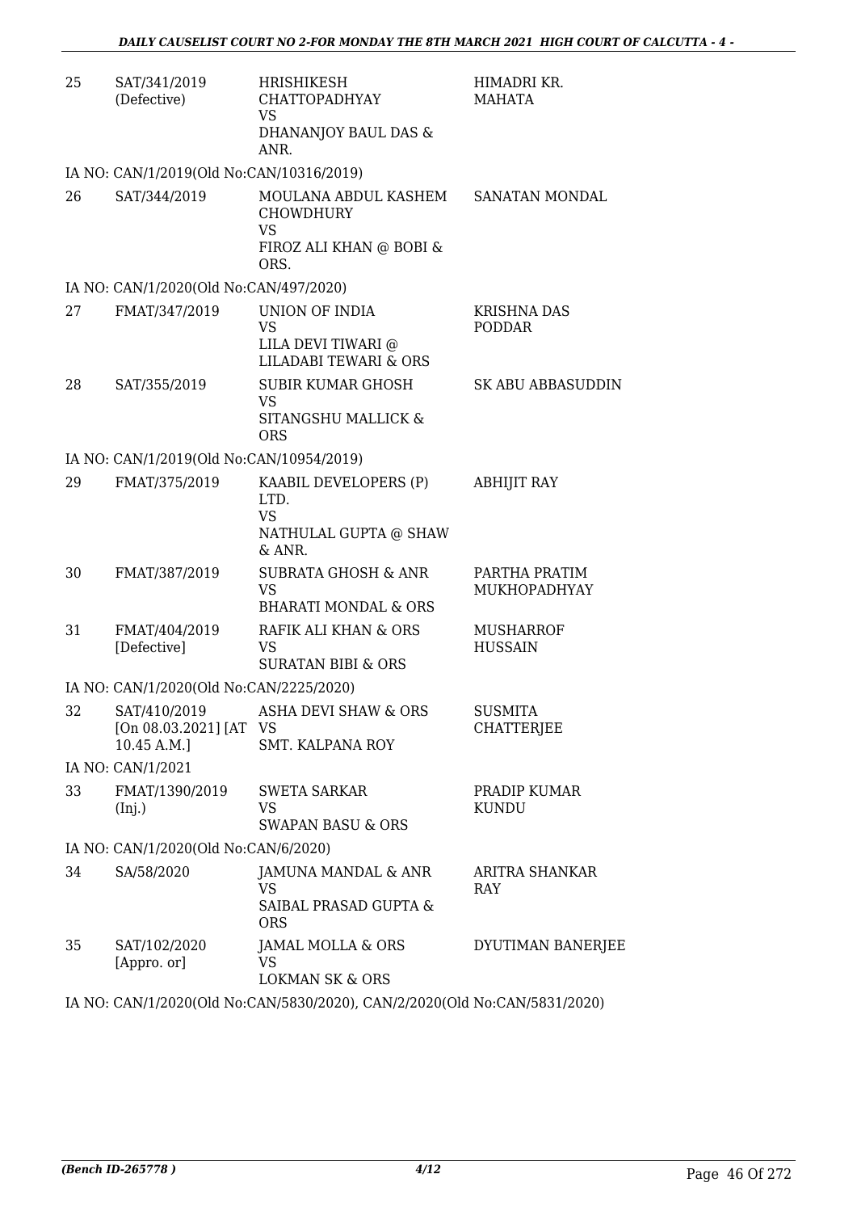| | | | |
|---|---|---|---|
| 25 | SAT/341/2019 (Defective) | HRISHIKESH CHATTOPADHYAY VS DHANANJOY BAUL DAS & ANR. | HIMADRI KR. MAHATA |
| | IA NO: CAN/1/2019(Old No:CAN/10316/2019) | | |
| 26 | SAT/344/2019 | MOULANA ABDUL KASHEM CHOWDHURY VS FIROZ ALI KHAN @ BOBI & ORS. | SANATAN MONDAL |
| | IA NO: CAN/1/2020(Old No:CAN/497/2020) | | |
| 27 | FMAT/347/2019 | UNION OF INDIA VS LILA DEVI TIWARI @ LILADABI TEWARI & ORS | KRISHNA DAS PODDAR |
| 28 | SAT/355/2019 | SUBIR KUMAR GHOSH VS SITANGSHU MALLICK & ORS | SK ABU ABBASUDDIN |
| | IA NO: CAN/1/2019(Old No:CAN/10954/2019) | | |
| 29 | FMAT/375/2019 | KAABIL DEVELOPERS (P) LTD. VS NATHULAL GUPTA @ SHAW & ANR. | ABHIJIT RAY |
| 30 | FMAT/387/2019 | SUBRATA GHOSH & ANR VS BHARATI MONDAL & ORS | PARTHA PRATIM MUKHOPADHYAY |
| 31 | FMAT/404/2019 [Defective] | RAFIK ALI KHAN & ORS VS SURATAN BIBI & ORS | MUSHARROF HUSSAIN |
| | IA NO: CAN/1/2020(Old No:CAN/2225/2020) | | |
| 32 | SAT/410/2019 [On 08.03.2021] [AT 10.45 A.M.] | ASHA DEVI SHAW & ORS VS SMT. KALPANA ROY | SUSMITA CHATTERJEE |
| | IA NO: CAN/1/2021 | | |
| 33 | FMAT/1390/2019 (Inj.) | SWETA SARKAR VS SWAPAN BASU & ORS | PRADIP KUMAR KUNDU |
| | IA NO: CAN/1/2020(Old No:CAN/6/2020) | | |
| 34 | SA/58/2020 | JAMUNA MANDAL & ANR VS SAIBAL PRASAD GUPTA & ORS | ARITRA SHANKAR RAY |
| 35 | SAT/102/2020 [Appro. or] | JAMAL MOLLA & ORS VS LOKMAN SK & ORS | DYUTIMAN BANERJEE |
| | IA NO: CAN/1/2020(Old No:CAN/5830/2020), CAN/2/2020(Old No:CAN/5831/2020) | | |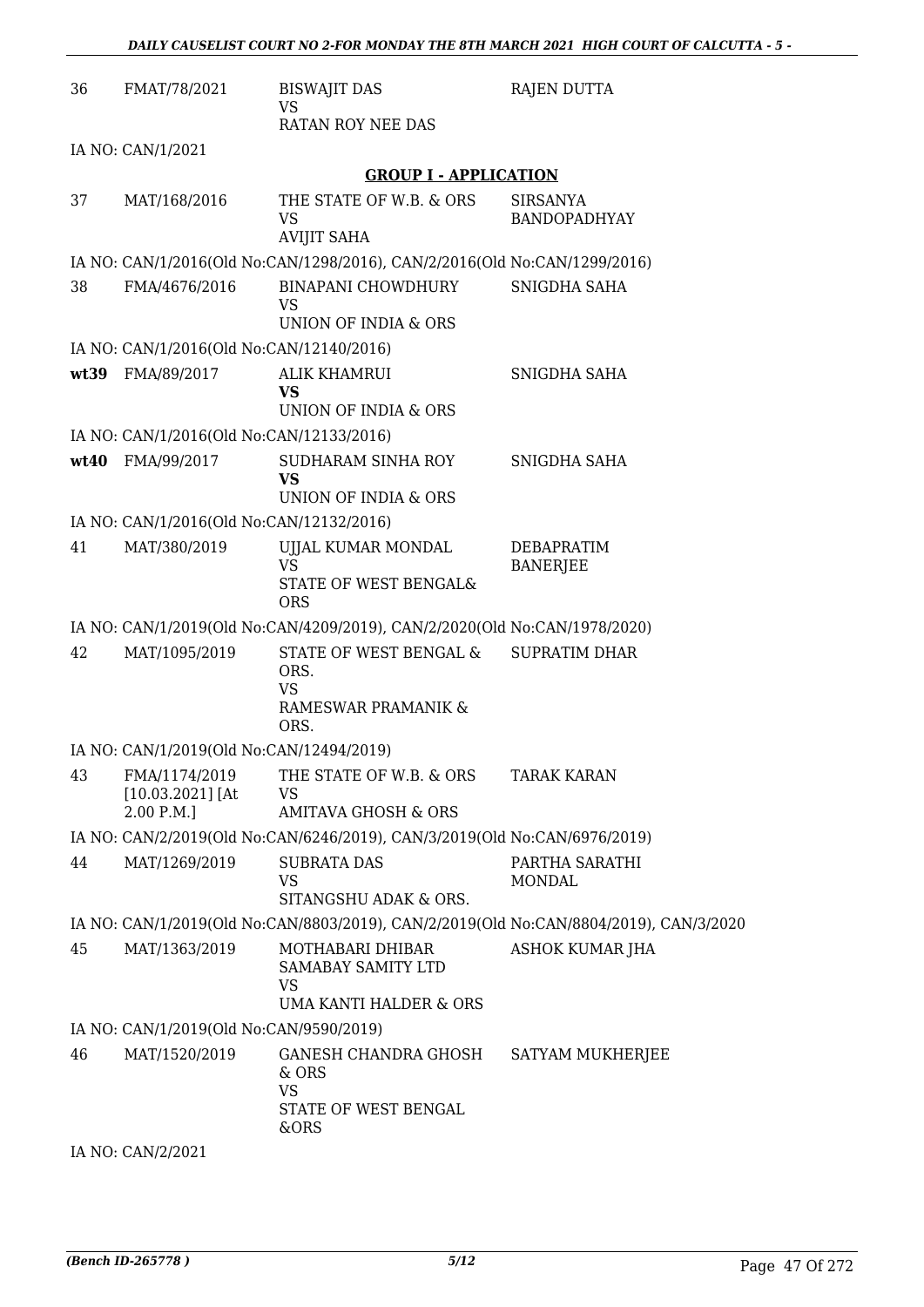| | | | |
|---|---|---|---|
| 36 | FMAT/78/2021 | BISWAJIT DAS<br>VS<br>RATAN ROY NEE DAS | RAJEN DUTTA |

IA NO: CAN/1/2021

**GROUP I - APPLICATION**

| | | | |
|---|---|---|---|
| 37 | MAT/168/2016 | THE STATE OF W.B. & ORS<br>VS<br>AVIJIT SAHA | SIRSANYA BANDOPADHYAY |

IA NO: CAN/1/2016(Old No:CAN/1298/2016), CAN/2/2016(Old No:CAN/1299/2016)

| | | | |
|---|---|---|---|
| 38 | FMA/4676/2016 | BINAPANI CHOWDHURY<br>VS<br>UNION OF INDIA & ORS | SNIGDHA SAHA |

IA NO: CAN/1/2016(Old No:CAN/12140/2016)

| | | | |
|---|---|---|---|
| wt39 | FMA/89/2017 | ALIK KHAMRUI<br>**VS**<br>UNION OF INDIA & ORS | SNIGDHA SAHA |

IA NO: CAN/1/2016(Old No:CAN/12133/2016)

| | | | |
|---|---|---|---|
| wt40 | FMA/99/2017 | SUDHARAM SINHA ROY<br>**VS**<br>UNION OF INDIA & ORS | SNIGDHA SAHA |

IA NO: CAN/1/2016(Old No:CAN/12132/2016)

| | | | |
|---|---|---|---|
| 41 | MAT/380/2019 | UJJAL KUMAR MONDAL<br>VS<br>STATE OF WEST BENGAL& ORS | DEBAPRATIM BANERJEE |

IA NO: CAN/1/2019(Old No:CAN/4209/2019), CAN/2/2020(Old No:CAN/1978/2020)

| | | | |
|---|---|---|---|
| 42 | MAT/1095/2019 | STATE OF WEST BENGAL & ORS.<br>VS<br>RAMESWAR PRAMANIK & ORS. | SUPRATIM DHAR |

IA NO: CAN/1/2019(Old No:CAN/12494/2019)

| | | | |
|---|---|---|---|
| 43 | FMA/1174/2019<br>[10.03.2021] [At 2.00 P.M.] | THE STATE OF W.B. & ORS<br>VS<br>AMITAVA GHOSH & ORS | TARAK KARAN |

IA NO: CAN/2/2019(Old No:CAN/6246/2019), CAN/3/2019(Old No:CAN/6976/2019)

| | | | |
|---|---|---|---|
| 44 | MAT/1269/2019 | SUBRATA DAS<br>VS<br>SITANGSHU ADAK & ORS. | PARTHA SARATHI MONDAL |

IA NO: CAN/1/2019(Old No:CAN/8803/2019), CAN/2/2019(Old No:CAN/8804/2019), CAN/3/2020

| | | | |
|---|---|---|---|
| 45 | MAT/1363/2019 | MOTHABARI DHIBAR SAMABAY SAMITY LTD<br>VS<br>UMA KANTI HALDER & ORS | ASHOK KUMAR JHA |

IA NO: CAN/1/2019(Old No:CAN/9590/2019)

| | | | |
|---|---|---|---|
| 46 | MAT/1520/2019 | GANESH CHANDRA GHOSH & ORS<br>VS<br>STATE OF WEST BENGAL &ORS | SATYAM MUKHERJEE |

IA NO: CAN/2/2021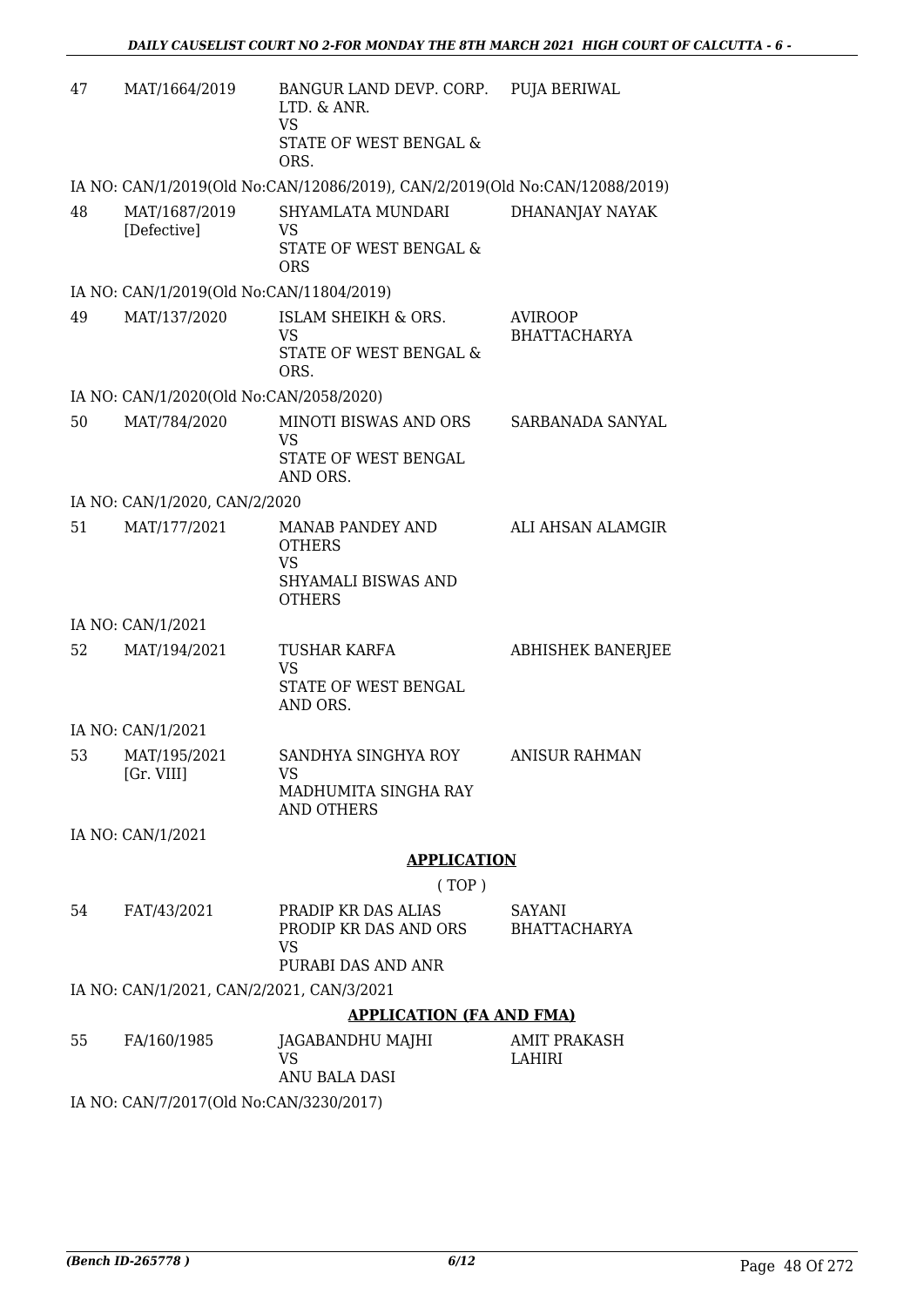| | | | |
|---|---|---|---|
| 47 | MAT/1664/2019 | BANGUR LAND DEVP. CORP. LTD. & ANR.<br>VS<br>STATE OF WEST BENGAL & ORS. | PUJA BERIWAL |

IA NO: CAN/1/2019(Old No:CAN/12086/2019), CAN/2/2019(Old No:CAN/12088/2019)

| | | | |
|---|---|---|---|
| 48 | MAT/1687/2019 [Defective] | SHYAMLATA MUNDARI<br>VS<br>STATE OF WEST BENGAL & ORS | DHANANJAY NAYAK |

IA NO: CAN/1/2019(Old No:CAN/11804/2019)

| | | | |
|---|---|---|---|
| 49 | MAT/137/2020 | ISLAM SHEIKH & ORS.<br>VS<br>STATE OF WEST BENGAL & ORS. | AVIROOP BHATTACHARYA |

IA NO: CAN/1/2020(Old No:CAN/2058/2020)

| | | | |
|---|---|---|---|
| 50 | MAT/784/2020 | MINOTI BISWAS AND ORS<br>VS<br>STATE OF WEST BENGAL AND ORS. | SARBANADA SANYAL |

IA NO: CAN/1/2020, CAN/2/2020

| | | | |
|---|---|---|---|
| 51 | MAT/177/2021 | MANAB PANDEY AND OTHERS<br>VS<br>SHYAMALI BISWAS AND OTHERS | ALI AHSAN ALAMGIR |

IA NO: CAN/1/2021

| | | | |
|---|---|---|---|
| 52 | MAT/194/2021 | TUSHAR KARFA<br>VS<br>STATE OF WEST BENGAL AND ORS. | ABHISHEK BANERJEE |

IA NO: CAN/1/2021

| | | | |
|---|---|---|---|
| 53 | MAT/195/2021 [Gr. VIII] | SANDHYA SINGHYA ROY<br>VS<br>MADHUMITA SINGHA RAY AND OTHERS | ANISUR RAHMAN |

IA NO: CAN/1/2021

## APPLICATION

( TOP )

| | | | |
|---|---|---|---|
| 54 | FAT/43/2021 | PRADIP KR DAS ALIAS PRODIP KR DAS AND ORS<br>VS<br>PURABI DAS AND ANR | SAYANI BHATTACHARYA |

IA NO: CAN/1/2021, CAN/2/2021, CAN/3/2021

## APPLICATION (FA AND FMA)

| | | | |
|---|---|---|---|
| 55 | FA/160/1985 | JAGABANDHU MAJHI<br>VS<br>ANU BALA DASI | AMIT PRAKASH LAHIRI |

IA NO: CAN/7/2017(Old No:CAN/3230/2017)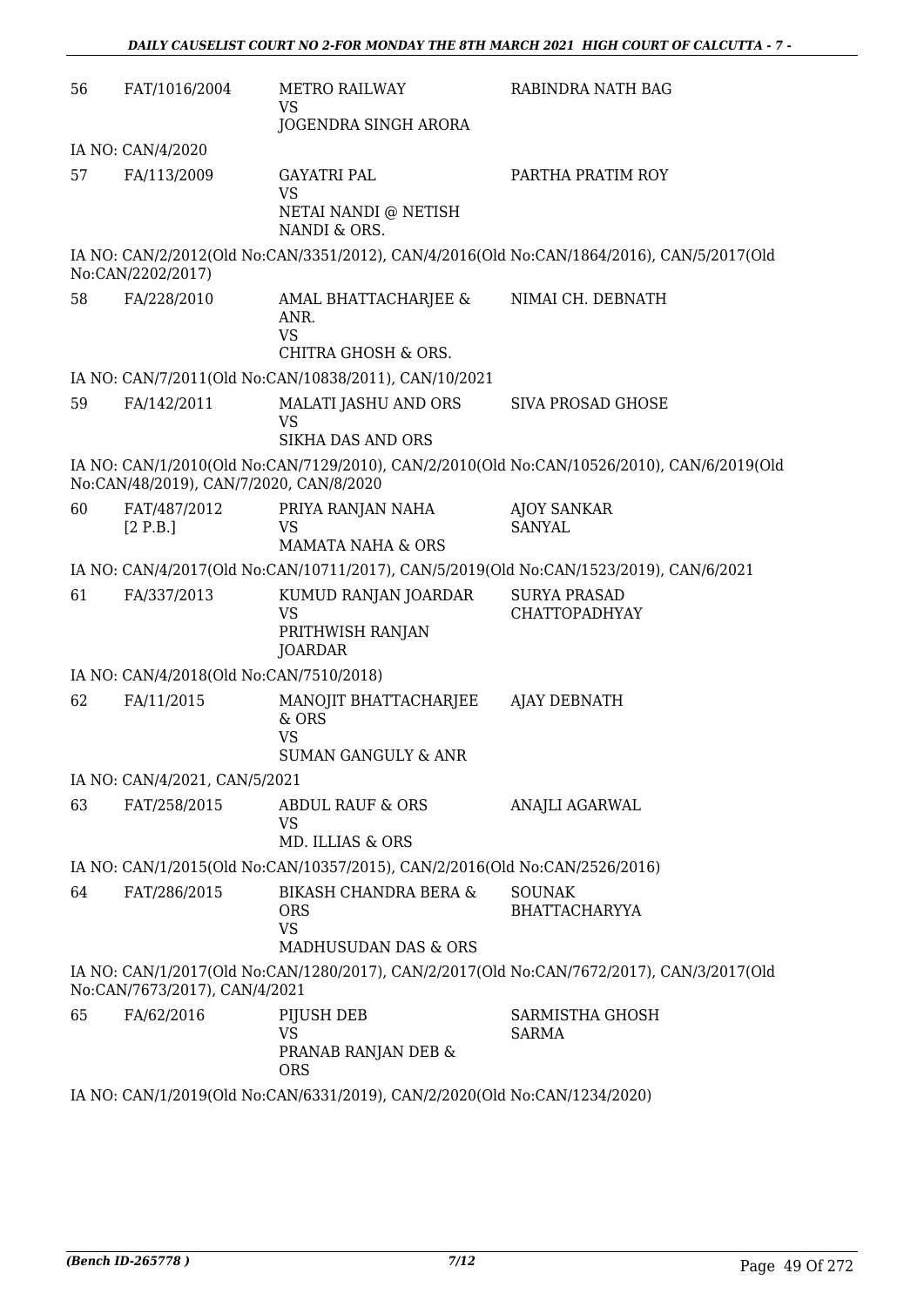| | | | |
|---|---|---|---|
| 56 | FAT/1016/2004 | METRO RAILWAY<br>VS<br>JOGENDRA SINGH ARORA | RABINDRA NATH BAG |

IA NO: CAN/4/2020

| | | | |
|---|---|---|---|
| 57 | FA/113/2009 | GAYATRI PAL<br>VS<br>NETAI NANDI @ NETISH NANDI & ORS. | PARTHA PRATIM ROY |

IA NO: CAN/2/2012(Old No:CAN/3351/2012), CAN/4/2016(Old No:CAN/1864/2016), CAN/5/2017(Old No:CAN/2202/2017)

| | | | |
|---|---|---|---|
| 58 | FA/228/2010 | AMAL BHATTACHARJEE & ANR.<br>VS<br>CHITRA GHOSH & ORS. | NIMAI CH. DEBNATH |

IA NO: CAN/7/2011(Old No:CAN/10838/2011), CAN/10/2021

| | | | |
|---|---|---|---|
| 59 | FA/142/2011 | MALATI JASHU AND ORS<br>VS<br>SIKHA DAS AND ORS | SIVA PROSAD GHOSE |

IA NO: CAN/1/2010(Old No:CAN/7129/2010), CAN/2/2010(Old No:CAN/10526/2010), CAN/6/2019(Old No:CAN/48/2019), CAN/7/2020, CAN/8/2020

| | | | |
|---|---|---|---|
| 60 | FAT/487/2012 [2 P.B.] | PRIYA RANJAN NAHA<br>VS<br>MAMATA NAHA & ORS | AJOY SANKAR SANYAL |

IA NO: CAN/4/2017(Old No:CAN/10711/2017), CAN/5/2019(Old No:CAN/1523/2019), CAN/6/2021

| | | | |
|---|---|---|---|
| 61 | FA/337/2013 | KUMUD RANJAN JOARDAR<br>VS<br>PRITHWISH RANJAN JOARDAR | SURYA PRASAD CHATTOPADHYAY |

IA NO: CAN/4/2018(Old No:CAN/7510/2018)

| | | | |
|---|---|---|---|
| 62 | FA/11/2015 | MANOJIT BHATTACHARJEE & ORS<br>VS<br>SUMAN GANGULY & ANR | AJAY DEBNATH |

IA NO: CAN/4/2021, CAN/5/2021

| | | | |
|---|---|---|---|
| 63 | FAT/258/2015 | ABDUL RAUF & ORS<br>VS<br>MD. ILLIAS & ORS | ANAJLI AGARWAL |

IA NO: CAN/1/2015(Old No:CAN/10357/2015), CAN/2/2016(Old No:CAN/2526/2016)

| | | | |
|---|---|---|---|
| 64 | FAT/286/2015 | BIKASH CHANDRA BERA & ORS<br>VS<br>MADHUSUDAN DAS & ORS | SOUNAK BHATTACHARYYA |

IA NO: CAN/1/2017(Old No:CAN/1280/2017), CAN/2/2017(Old No:CAN/7672/2017), CAN/3/2017(Old No:CAN/7673/2017), CAN/4/2021

| | | | |
|---|---|---|---|
| 65 | FA/62/2016 | PIJUSH DEB<br>VS<br>PRANAB RANJAN DEB & ORS | SARMISTHA GHOSH SARMA |

IA NO: CAN/1/2019(Old No:CAN/6331/2019), CAN/2/2020(Old No:CAN/1234/2020)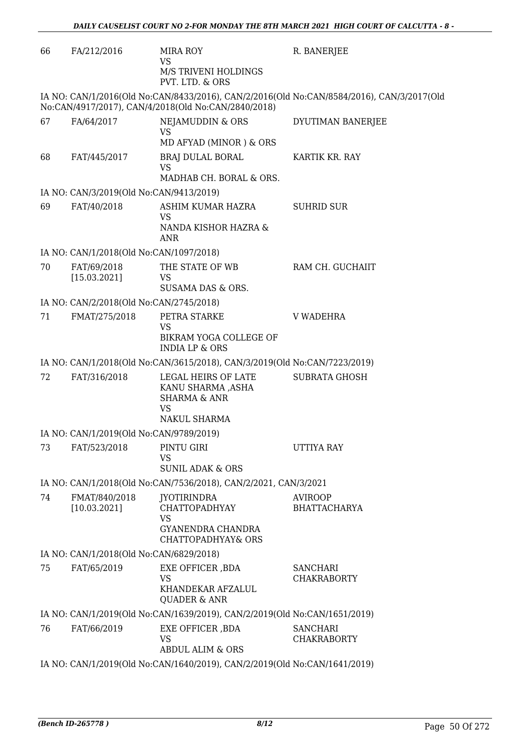| | | | |
|---|---|---|---|
| 66 | FA/212/2016 | MIRA ROY<br>VS<br>M/S TRIVENI HOLDINGS PVT. LTD. & ORS | R. BANERJEE |

IA NO: CAN/1/2016(Old No:CAN/8433/2016), CAN/2/2016(Old No:CAN/8584/2016), CAN/3/2017(Old No:CAN/4917/2017), CAN/4/2018(Old No:CAN/2840/2018)

| | | | |
|---|---|---|---|
| 67 | FA/64/2017 | NEJAMUDDIN & ORS<br>VS<br>MD AFYAD (MINOR ) & ORS | DYUTIMAN BANERJEE |
| 68 | FAT/445/2017 | BRAJ DULAL BORAL<br>VS<br>MADHAB CH. BORAL & ORS. | KARTIK KR. RAY |

IA NO: CAN/3/2019(Old No:CAN/9413/2019)

| | | | |
|---|---|---|---|
| 69 | FAT/40/2018 | ASHIM KUMAR HAZRA<br>VS<br>NANDA KISHOR HAZRA & ANR | SUHRID SUR |

IA NO: CAN/1/2018(Old No:CAN/1097/2018)

| | | | |
|---|---|---|---|
| 70 | FAT/69/2018<br>[15.03.2021] | THE STATE OF WB<br>VS<br>SUSAMA DAS & ORS. | RAM CH. GUCHAIIT |

IA NO: CAN/2/2018(Old No:CAN/2745/2018)

| | | | |
|---|---|---|---|
| 71 | FMAT/275/2018 | PETRA STARKE<br>VS<br>BIKRAM YOGA COLLEGE OF INDIA LP & ORS | V WADEHRA |

IA NO: CAN/1/2018(Old No:CAN/3615/2018), CAN/3/2019(Old No:CAN/7223/2019)

| | | | |
|---|---|---|---|
| 72 | FAT/316/2018 | LEGAL HEIRS OF LATE KANU SHARMA ,ASHA SHARMA & ANR<br>VS<br>NAKUL SHARMA | SUBRATA GHOSH |

IA NO: CAN/1/2019(Old No:CAN/9789/2019)

| | | | |
|---|---|---|---|
| 73 | FAT/523/2018 | PINTU GIRI<br>VS<br>SUNIL ADAK & ORS | UTTIYA RAY |

IA NO: CAN/1/2018(Old No:CAN/7536/2018), CAN/2/2021, CAN/3/2021

| | | | |
|---|---|---|---|
| 74 | FMAT/840/2018<br>[10.03.2021] | JYOTIRINDRA CHATTOPADHYAY<br>VS<br>GYANENDRA CHANDRA CHATTOPADHYAY& ORS | AVIROOP BHATTACHARYA |

IA NO: CAN/1/2018(Old No:CAN/6829/2018)

| | | | |
|---|---|---|---|
| 75 | FAT/65/2019 | EXE OFFICER ,BDA<br>VS<br>KHANDEKAR AFZALUL QUADER & ANR | SANCHARI CHAKRABORTY |

IA NO: CAN/1/2019(Old No:CAN/1639/2019), CAN/2/2019(Old No:CAN/1651/2019)

| | | | |
|---|---|---|---|
| 76 | FAT/66/2019 | EXE OFFICER ,BDA<br>VS<br>ABDUL ALIM & ORS | SANCHARI CHAKRABORTY |

IA NO: CAN/1/2019(Old No:CAN/1640/2019), CAN/2/2019(Old No:CAN/1641/2019)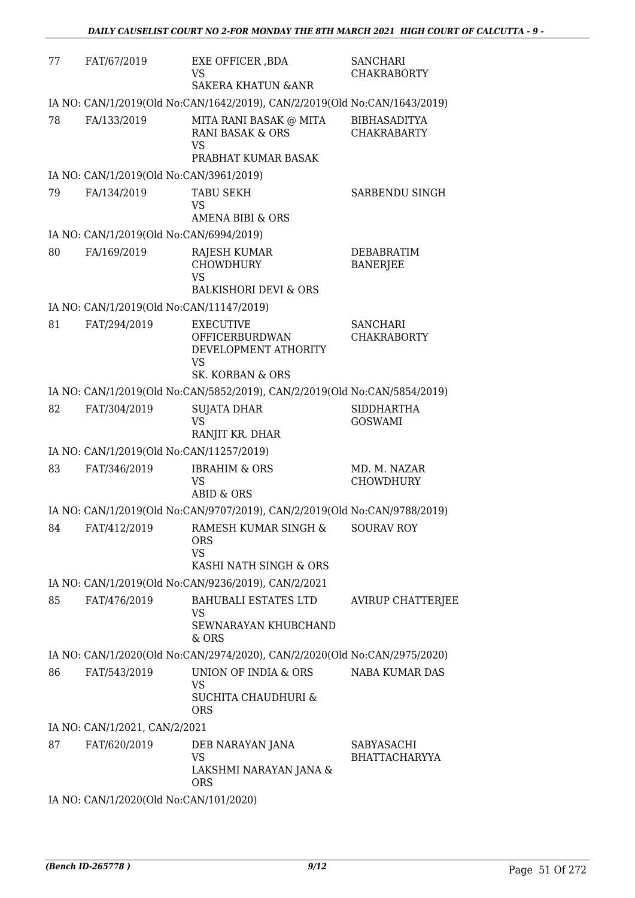| | | | |
|---|---|---|---|
| 77 | FAT/67/2019 | EXE OFFICER ,BDA<br>VS<br>SAKERA KHATUN &ANR | SANCHARI CHAKRABORTY |
| IA NO: CAN/1/2019(Old No:CAN/1642/2019), CAN/2/2019(Old No:CAN/1643/2019) | | | |
| 78 | FA/133/2019 | MITA RANI BASAK @ MITA RANI BASAK & ORS<br>VS<br>PRABHAT KUMAR BASAK | BIBHASADITYA CHAKRABARTY |
| IA NO: CAN/1/2019(Old No:CAN/3961/2019) | | | |
| 79 | FA/134/2019 | TABU SEKH<br>VS<br>AMENA BIBI & ORS | SARBENDU SINGH |
| IA NO: CAN/1/2019(Old No:CAN/6994/2019) | | | |
| 80 | FA/169/2019 | RAJESH KUMAR CHOWDHURY<br>VS<br>BALKISHORI DEVI & ORS | DEBABRATIM BANERJEE |
| IA NO: CAN/1/2019(Old No:CAN/11147/2019) | | | |
| 81 | FAT/294/2019 | EXECUTIVE OFFICERBURDWAN DEVELOPMENT ATHORITY<br>VS<br>SK. KORBAN & ORS | SANCHARI CHAKRABORTY |
| IA NO: CAN/1/2019(Old No:CAN/5852/2019), CAN/2/2019(Old No:CAN/5854/2019) | | | |
| 82 | FAT/304/2019 | SUJATA DHAR<br>VS<br>RANJIT KR. DHAR | SIDDHARTHA GOSWAMI |
| IA NO: CAN/1/2019(Old No:CAN/11257/2019) | | | |
| 83 | FAT/346/2019 | IBRAHIM & ORS<br>VS<br>ABID & ORS | MD. M. NAZAR CHOWDHURY |
| IA NO: CAN/1/2019(Old No:CAN/9707/2019), CAN/2/2019(Old No:CAN/9788/2019) | | | |
| 84 | FAT/412/2019 | RAMESH KUMAR SINGH & ORS<br>VS<br>KASHI NATH SINGH & ORS | SOURAV ROY |
| IA NO: CAN/1/2019(Old No:CAN/9236/2019), CAN/2/2021 | | | |
| 85 | FAT/476/2019 | BAHUBALI ESTATES LTD<br>VS<br>SEWNARAYAN KHUBCHAND & ORS | AVIRUP CHATTERJEE |
| IA NO: CAN/1/2020(Old No:CAN/2974/2020), CAN/2/2020(Old No:CAN/2975/2020) | | | |
| 86 | FAT/543/2019 | UNION OF INDIA & ORS<br>VS<br>SUCHITA CHAUDHURI & ORS | NABA KUMAR DAS |
| IA NO: CAN/1/2021, CAN/2/2021 | | | |
| 87 | FAT/620/2019 | DEB NARAYAN JANA<br>VS<br>LAKSHMI NARAYAN JANA & ORS | SABYASACHI BHATTACHARYYA |
| IA NO: CAN/1/2020(Old No:CAN/101/2020) | | | |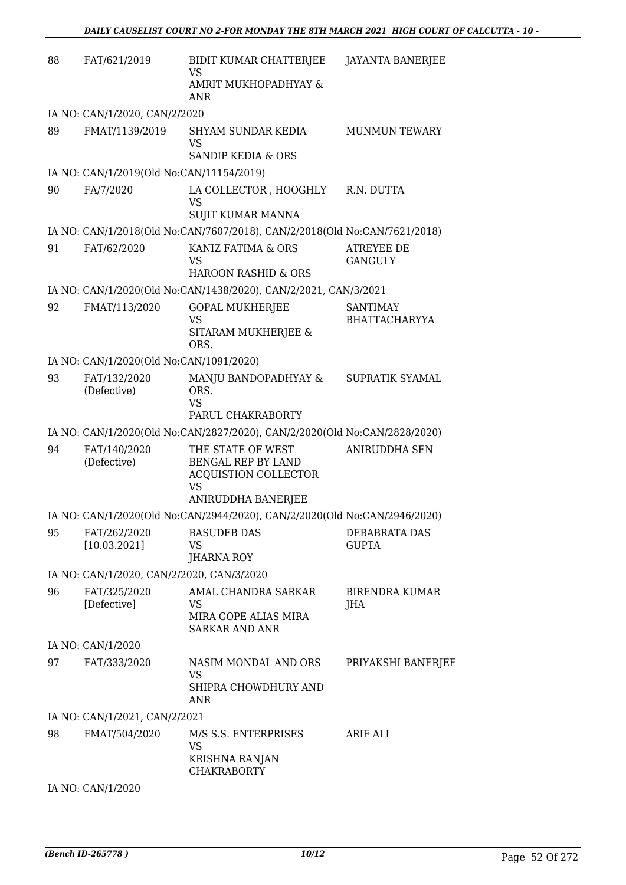| | | | |
|---|---|---|---|
| 88 | FAT/621/2019 | BIDIT KUMAR CHATTERJEE<br>VS<br>AMRIT MUKHOPADHYAY & ANR | JAYANTA BANERJEE |
| IA NO: CAN/1/2020, CAN/2/2020 | | | |
| 89 | FMAT/1139/2019 | SHYAM SUNDAR KEDIA<br>VS<br>SANDIP KEDIA & ORS | MUNMUN TEWARY |
| IA NO: CAN/1/2019(Old No:CAN/11154/2019) | | | |
| 90 | FA/7/2020 | LA COLLECTOR , HOOGHLY<br>VS<br>SUJIT KUMAR MANNA | R.N. DUTTA |
| IA NO: CAN/1/2018(Old No:CAN/7607/2018), CAN/2/2018(Old No:CAN/7621/2018) | | | |
| 91 | FAT/62/2020 | KANIZ FATIMA & ORS<br>VS<br>HAROON RASHID & ORS | ATREYEE DE GANGULY |
| IA NO: CAN/1/2020(Old No:CAN/1438/2020), CAN/2/2021, CAN/3/2021 | | | |
| 92 | FMAT/113/2020 | GOPAL MUKHERJEE<br>VS<br>SITARAM MUKHERJEE & ORS. | SANTIMAY BHATTACHARYYA |
| IA NO: CAN/1/2020(Old No:CAN/1091/2020) | | | |
| 93 | FAT/132/2020 (Defective) | MANJU BANDOPADHYAY & ORS.<br>VS<br>PARUL CHAKRABORTY | SUPRATIK SYAMAL |
| IA NO: CAN/1/2020(Old No:CAN/2827/2020), CAN/2/2020(Old No:CAN/2828/2020) | | | |
| 94 | FAT/140/2020 (Defective) | THE STATE OF WEST BENGAL REP BY LAND ACQUISTION COLLECTOR<br>VS<br>ANIRUDDHA BANERJEE | ANIRUDDHA SEN |
| IA NO: CAN/1/2020(Old No:CAN/2944/2020), CAN/2/2020(Old No:CAN/2946/2020) | | | |
| 95 | FAT/262/2020 [10.03.2021] | BASUDEB DAS<br>VS<br>JHARNA ROY | DEBABRATA DAS GUPTA |
| IA NO: CAN/1/2020, CAN/2/2020, CAN/3/2020 | | | |
| 96 | FAT/325/2020 [Defective] | AMAL CHANDRA SARKAR<br>VS<br>MIRA GOPE ALIAS MIRA SARKAR AND ANR | BIRENDRA KUMAR JHA |
| IA NO: CAN/1/2020 | | | |
| 97 | FAT/333/2020 | NASIM MONDAL AND ORS<br>VS<br>SHIPRA CHOWDHURY AND ANR | PRIYAKSHI BANERJEE |
| IA NO: CAN/1/2021, CAN/2/2021 | | | |
| 98 | FMAT/504/2020 | M/S S.S. ENTERPRISES<br>VS<br>KRISHNA RANJAN CHAKRABORTY | ARIF ALI |
| IA NO: CAN/1/2020 | | | |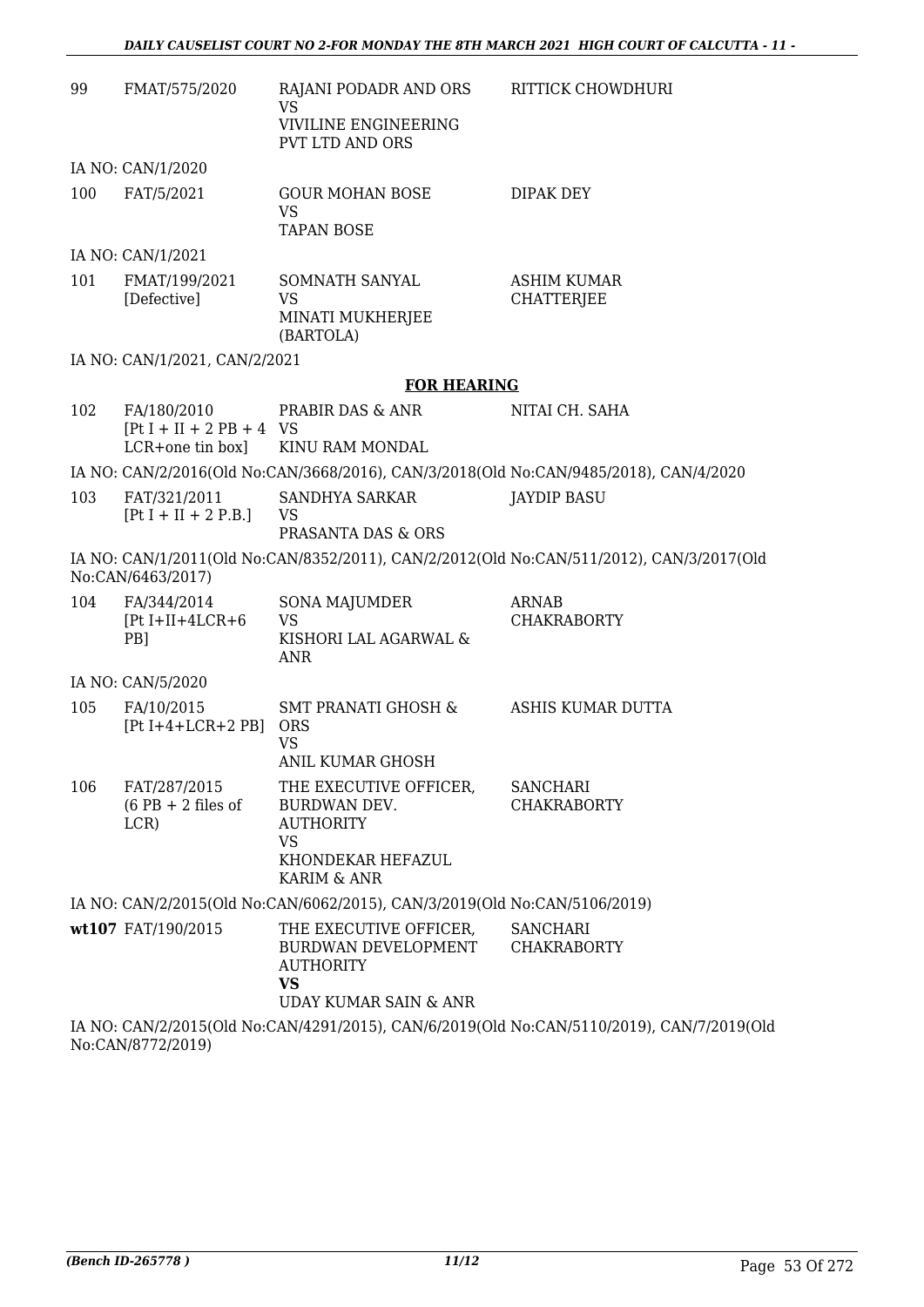| 99 | FMAT/575/2020 | RAJANI PODADR AND ORS<br>VS<br>VIVILINE ENGINEERING PVT LTD AND ORS | RITTICK CHOWDHURI |
|---|---|---|---|

IA NO: CAN/1/2020

| 100 | FAT/5/2021 | GOUR MOHAN BOSE<br>VS<br>TAPAN BOSE | DIPAK DEY |
|---|---|---|---|

IA NO: CAN/1/2021

| 101 | FMAT/199/2021 [Defective] | SOMNATH SANYAL<br>VS<br>MINATI MUKHERJEE (BARTOLA) | ASHIM KUMAR CHATTERJEE |
|---|---|---|---|

IA NO: CAN/1/2021, CAN/2/2021

**FOR HEARING**

| 102 | FA/180/2010 [Pt I + II + 2 PB + 4 LCR+one tin box] | PRABIR DAS & ANR<br>VS<br>KINU RAM MONDAL | NITAI CH. SAHA |
|---|---|---|---|

IA NO: CAN/2/2016(Old No:CAN/3668/2016), CAN/3/2018(Old No:CAN/9485/2018), CAN/4/2020

| 103 | FAT/321/2011 [Pt I + II + 2 P.B.] | SANDHYA SARKAR<br>VS<br>PRASANTA DAS & ORS | JAYDIP BASU |
|---|---|---|---|

IA NO: CAN/1/2011(Old No:CAN/8352/2011), CAN/2/2012(Old No:CAN/511/2012), CAN/3/2017(Old No:CAN/6463/2017)

| 104 | FA/344/2014 [Pt I+II+4LCR+6 PB] | SONA MAJUMDER<br>VS<br>KISHORI LAL AGARWAL & ANR | ARNAB CHAKRABORTY |
|---|---|---|---|

IA NO: CAN/5/2020

| 105 | FA/10/2015 [Pt I+4+LCR+2 PB] | SMT PRANATI GHOSH & ORS<br>VS<br>ANIL KUMAR GHOSH | ASHIS KUMAR DUTTA |
|---|---|---|---|
| 106 | FAT/287/2015 (6 PB + 2 files of LCR) | THE EXECUTIVE OFFICER, BURDWAN DEV. AUTHORITY<br>VS<br>KHONDEKAR HEFAZUL KARIM & ANR | SANCHARI CHAKRABORTY |

IA NO: CAN/2/2015(Old No:CAN/6062/2015), CAN/3/2019(Old No:CAN/5106/2019)

| **wt107** | FAT/190/2015 | THE EXECUTIVE OFFICER, BURDWAN DEVELOPMENT AUTHORITY<br>**VS**<br>UDAY KUMAR SAIN & ANR | SANCHARI CHAKRABORTY |
|---|---|---|---|

IA NO: CAN/2/2015(Old No:CAN/4291/2015), CAN/6/2019(Old No:CAN/5110/2019), CAN/7/2019(Old No:CAN/8772/2019)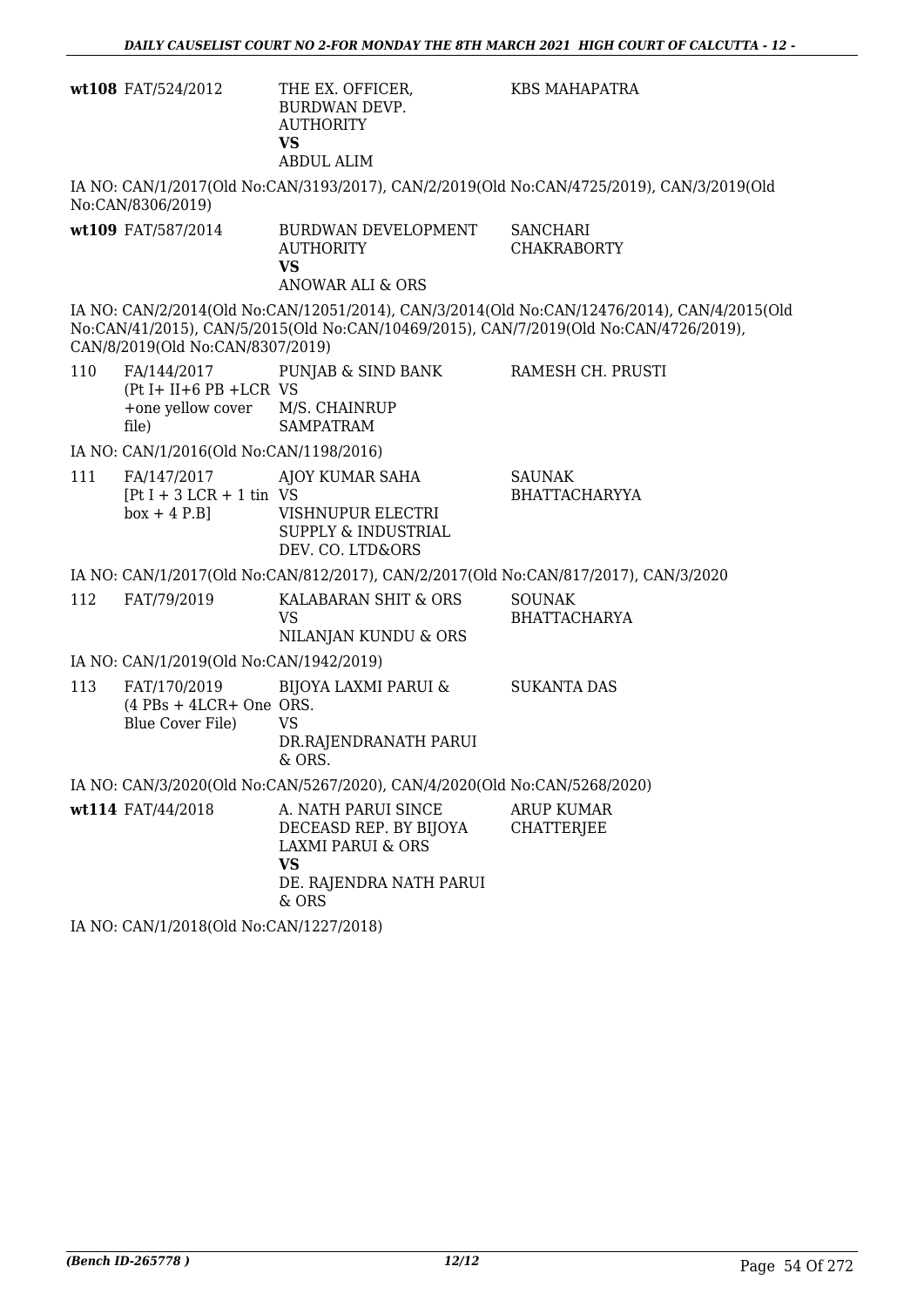| | | | |
|---|---|---|---|
| **wt108** | FAT/524/2012 | THE EX. OFFICER, BURDWAN DEVP. AUTHORITY **VS** ABDUL ALIM | KBS MAHAPATRA |

IA NO: CAN/1/2017(Old No:CAN/3193/2017), CAN/2/2019(Old No:CAN/4725/2019), CAN/3/2019(Old No:CAN/8306/2019)

| | | | |
|---|---|---|---|
| **wt109** | FAT/587/2014 | BURDWAN DEVELOPMENT AUTHORITY **VS** ANOWAR ALI & ORS | SANCHARI CHAKRABORTY |

IA NO: CAN/2/2014(Old No:CAN/12051/2014), CAN/3/2014(Old No:CAN/12476/2014), CAN/4/2015(Old No:CAN/41/2015), CAN/5/2015(Old No:CAN/10469/2015), CAN/7/2019(Old No:CAN/4726/2019), CAN/8/2019(Old No:CAN/8307/2019)

| | | | |
|---|---|---|---|
| 110 | FA/144/2017 (Pt I+ II+6 PB +LCR +one yellow cover file) | PUNJAB & SIND BANK VS M/S. CHAINRUP SAMPATRAM | RAMESH CH. PRUSTI |

IA NO: CAN/1/2016(Old No:CAN/1198/2016)

| | | | |
|---|---|---|---|
| 111 | FA/147/2017 [Pt I + 3 LCR + 1 tin box + 4 P.B] | AJOY KUMAR SAHA VS VISHNUPUR ELECTRI SUPPLY & INDUSTRIAL DEV. CO. LTD&ORS | SAUNAK BHATTACHARYYA |

IA NO: CAN/1/2017(Old No:CAN/812/2017), CAN/2/2017(Old No:CAN/817/2017), CAN/3/2020

| | | | |
|---|---|---|---|
| 112 | FAT/79/2019 | KALABARAN SHIT & ORS VS NILANJAN KUNDU & ORS | SOUNAK BHATTACHARYA |

IA NO: CAN/1/2019(Old No:CAN/1942/2019)

| | | | |
|---|---|---|---|
| 113 | FAT/170/2019 (4 PBs + 4LCR+ One Blue Cover File) | BIJOYA LAXMI PARUI & ORS. VS DR.RAJENDRANATH PARUI & ORS. | SUKANTA DAS |

IA NO: CAN/3/2020(Old No:CAN/5267/2020), CAN/4/2020(Old No:CAN/5268/2020)

| | | | |
|---|---|---|---|
| **wt114** | FAT/44/2018 | A. NATH PARUI SINCE DECEASD REP. BY BIJOYA LAXMI PARUI & ORS **VS** DE. RAJENDRA NATH PARUI & ORS | ARUP KUMAR CHATTERJEE |

IA NO: CAN/1/2018(Old No:CAN/1227/2018)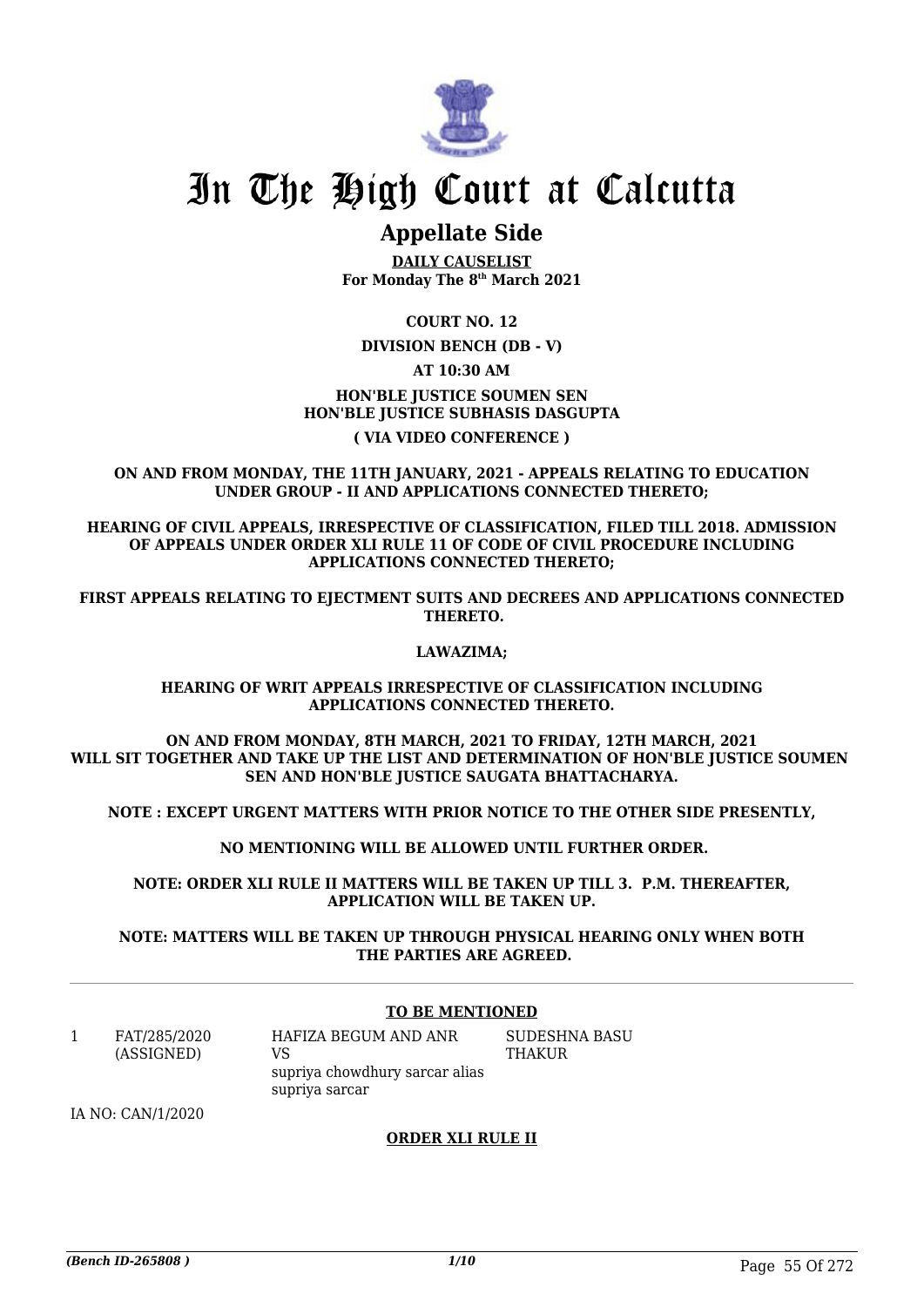# In The High Court at Calcutta

## Appellate Side

**DAILY CAUSELIST**
**For Monday The 8th March 2021**

**COURT NO. 12**

**DIVISION BENCH (DB - V)**

**AT 10:30 AM**

**HON'BLE JUSTICE SOUMEN SEN**
**HON'BLE JUSTICE SUBHASIS DASGUPTA**

**( VIA VIDEO CONFERENCE )**

**ON AND FROM MONDAY, THE 11TH JANUARY, 2021 - APPEALS RELATING TO EDUCATION UNDER GROUP - II AND APPLICATIONS CONNECTED THERETO;**

**HEARING OF CIVIL APPEALS, IRRESPECTIVE OF CLASSIFICATION, FILED TILL 2018. ADMISSION OF APPEALS UNDER ORDER XLI RULE 11 OF CODE OF CIVIL PROCEDURE INCLUDING APPLICATIONS CONNECTED THERETO;**

**FIRST APPEALS RELATING TO EJECTMENT SUITS AND DECREES AND APPLICATIONS CONNECTED THERETO.**

**LAWAZIMA;**

**HEARING OF WRIT APPEALS IRRESPECTIVE OF CLASSIFICATION INCLUDING APPLICATIONS CONNECTED THERETO.**

**ON AND FROM MONDAY, 8TH MARCH, 2021 TO FRIDAY, 12TH MARCH, 2021 WILL SIT TOGETHER AND TAKE UP THE LIST AND DETERMINATION OF HON'BLE JUSTICE SOUMEN SEN AND HON'BLE JUSTICE SAUGATA BHATTACHARYA.**

**NOTE : EXCEPT URGENT MATTERS WITH PRIOR NOTICE TO THE OTHER SIDE PRESENTLY,**

**NO MENTIONING WILL BE ALLOWED UNTIL FURTHER ORDER.**

**NOTE: ORDER XLI RULE II MATTERS WILL BE TAKEN UP TILL 3. P.M. THEREAFTER, APPLICATION WILL BE TAKEN UP.**

**NOTE: MATTERS WILL BE TAKEN UP THROUGH PHYSICAL HEARING ONLY WHEN BOTH THE PARTIES ARE AGREED.**

---

**TO BE MENTIONED**

| | | | |
|---|---|---|---|
| 1 | FAT/285/2020 (ASSIGNED) | HAFIZA BEGUM AND ANR VS supriya chowdhury sarcar alias supriya sarcar | SUDESHNA BASU THAKUR |

IA NO: CAN/1/2020

**ORDER XLI RULE II**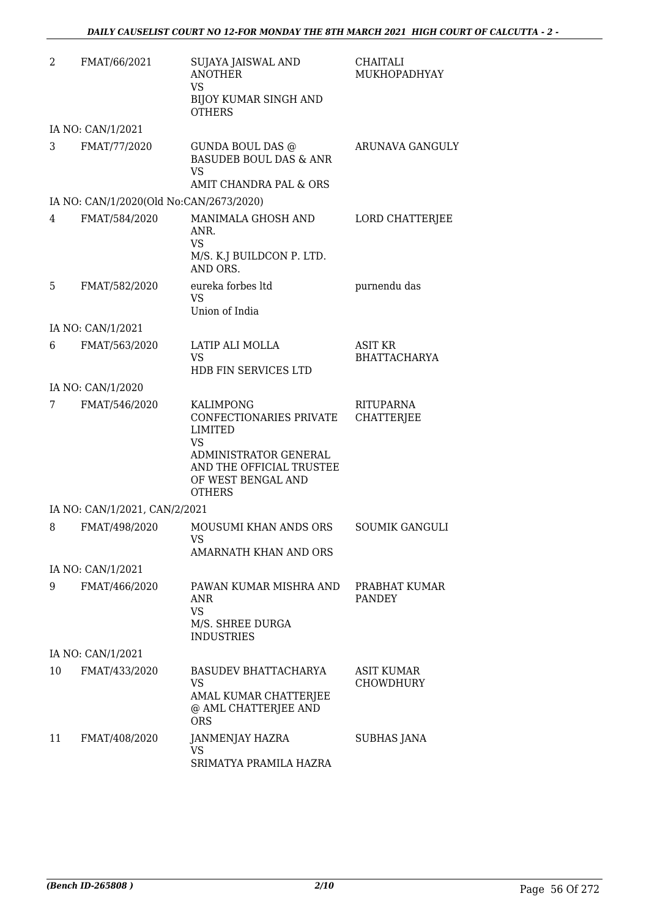| 2 | FMAT/66/2021 | SUJAYA JAISWAL AND ANOTHER<br>VS<br>BIJOY KUMAR SINGH AND OTHERS | CHAITALI MUKHOPADHYAY |
|---|---|---|---|
| | IA NO: CAN/1/2021 | | |
| 3 | FMAT/77/2020 | GUNDA BOUL DAS @ BASUDEB BOUL DAS & ANR<br>VS<br>AMIT CHANDRA PAL & ORS | ARUNAVA GANGULY |
| | IA NO: CAN/1/2020(Old No:CAN/2673/2020) | | |
| 4 | FMAT/584/2020 | MANIMALA GHOSH AND ANR.<br>VS<br>M/S. K.J BUILDCON P. LTD. AND ORS. | LORD CHATTERJEE |
| 5 | FMAT/582/2020 | eureka forbes ltd<br>VS<br>Union of India | purnendu das |
| | IA NO: CAN/1/2021 | | |
| 6 | FMAT/563/2020 | LATIP ALI MOLLA<br>VS<br>HDB FIN SERVICES LTD | ASIT KR BHATTACHARYA |
| | IA NO: CAN/1/2020 | | |
| 7 | FMAT/546/2020 | KALIMPONG CONFECTIONARIES PRIVATE LIMITED<br>VS<br>ADMINISTRATOR GENERAL AND THE OFFICIAL TRUSTEE OF WEST BENGAL AND OTHERS | RITUPARNA CHATTERJEE |
| | IA NO: CAN/1/2021, CAN/2/2021 | | |
| 8 | FMAT/498/2020 | MOUSUMI KHAN ANDS ORS<br>VS<br>AMARNATH KHAN AND ORS | SOUMIK GANGULI |
| | IA NO: CAN/1/2021 | | |
| 9 | FMAT/466/2020 | PAWAN KUMAR MISHRA AND ANR<br>VS<br>M/S. SHREE DURGA INDUSTRIES | PRABHAT KUMAR PANDEY |
| | IA NO: CAN/1/2021 | | |
| 10 | FMAT/433/2020 | BASUDEV BHATTACHARYA<br>VS<br>AMAL KUMAR CHATTERJEE @ AML CHATTERJEE AND ORS | ASIT KUMAR CHOWDHURY |
| 11 | FMAT/408/2020 | JANMENJAY HAZRA<br>VS<br>SRIMATYA PRAMILA HAZRA | SUBHAS JANA |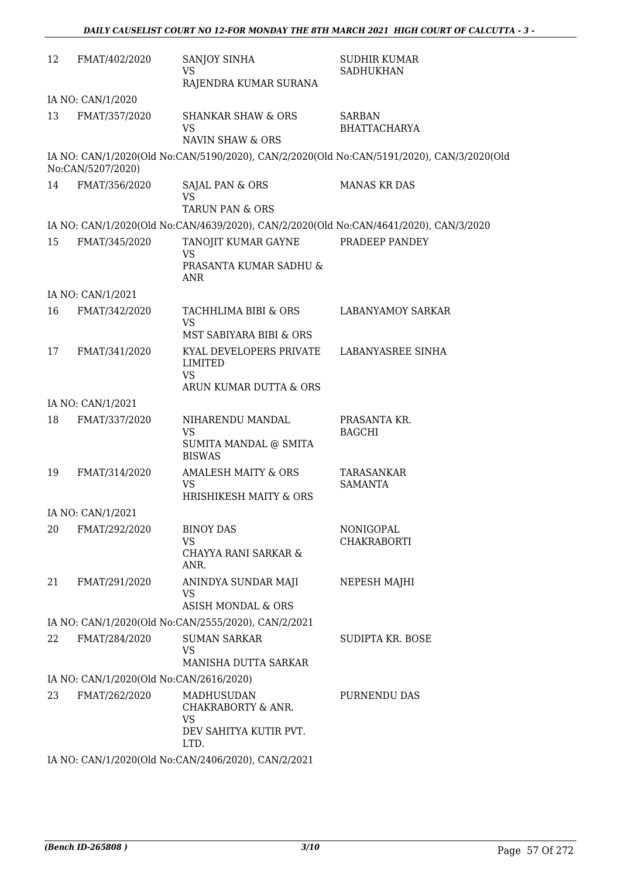| | | | |
|---|---|---|---|
| 12 | FMAT/402/2020 | SANJOY SINHA<br>VS<br>RAJENDRA KUMAR SURANA | SUDHIR KUMAR SADHUKHAN |
| | IA NO: CAN/1/2020 | | |
| 13 | FMAT/357/2020 | SHANKAR SHAW & ORS<br>VS<br>NAVIN SHAW & ORS | SARBAN BHATTACHARYA |
| | IA NO: CAN/1/2020(Old No:CAN/5190/2020), CAN/2/2020(Old No:CAN/5191/2020), CAN/3/2020(Old No:CAN/5207/2020) | | |
| 14 | FMAT/356/2020 | SAJAL PAN & ORS<br>VS<br>TARUN PAN & ORS | MANAS KR DAS |
| | IA NO: CAN/1/2020(Old No:CAN/4639/2020), CAN/2/2020(Old No:CAN/4641/2020), CAN/3/2020 | | |
| 15 | FMAT/345/2020 | TANOJIT KUMAR GAYNE<br>VS<br>PRASANTA KUMAR SADHU & ANR | PRADEEP PANDEY |
| | IA NO: CAN/1/2021 | | |
| 16 | FMAT/342/2020 | TACHHLIMA BIBI & ORS<br>VS<br>MST SABIYARA BIBI & ORS | LABANYAMOY SARKAR |
| 17 | FMAT/341/2020 | KYAL DEVELOPERS PRIVATE LIMITED<br>VS<br>ARUN KUMAR DUTTA & ORS | LABANYASREE SINHA |
| | IA NO: CAN/1/2021 | | |
| 18 | FMAT/337/2020 | NIHARENDU MANDAL<br>VS<br>SUMITA MANDAL @ SMITA BISWAS | PRASANTA KR. BAGCHI |
| 19 | FMAT/314/2020 | AMALESH MAITY & ORS<br>VS<br>HRISHIKESH MAITY & ORS | TARASANKAR SAMANTA |
| | IA NO: CAN/1/2021 | | |
| 20 | FMAT/292/2020 | BINOY DAS<br>VS<br>CHAYYA RANI SARKAR & ANR. | NONIGOPAL CHAKRABORTI |
| 21 | FMAT/291/2020 | ANINDYA SUNDAR MAJI<br>VS<br>ASISH MONDAL & ORS | NEPESH MAJHI |
| | IA NO: CAN/1/2020(Old No:CAN/2555/2020), CAN/2/2021 | | |
| 22 | FMAT/284/2020 | SUMAN SARKAR<br>VS<br>MANISHA DUTTA SARKAR | SUDIPTA KR. BOSE |
| | IA NO: CAN/1/2020(Old No:CAN/2616/2020) | | |
| 23 | FMAT/262/2020 | MADHUSUDAN CHAKRABORTY & ANR.<br>VS<br>DEV SAHITYA KUTIR PVT. LTD. | PURNENDU DAS |
| | IA NO: CAN/1/2020(Old No:CAN/2406/2020), CAN/2/2021 | | |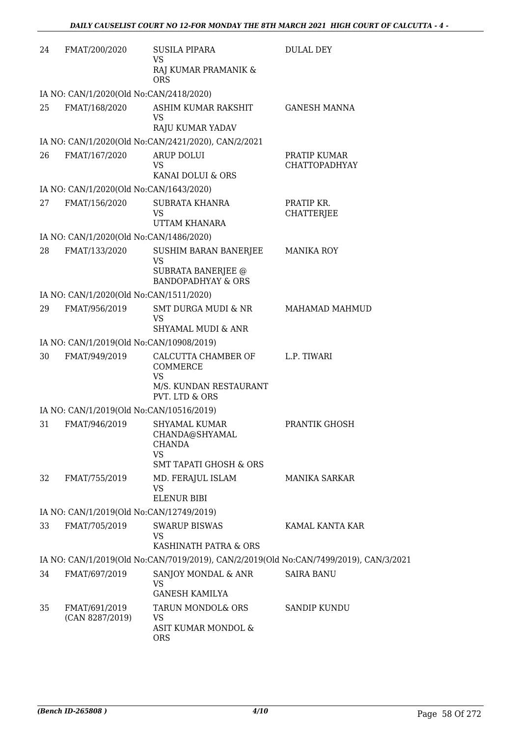| | | | |
|---|---|---|---|
| 24 | FMAT/200/2020 | SUSILA PIPARA<br>VS<br>RAJ KUMAR PRAMANIK & ORS | DULAL DEY |
| | IA NO: CAN/1/2020(Old No:CAN/2418/2020) | | |
| 25 | FMAT/168/2020 | ASHIM KUMAR RAKSHIT<br>VS<br>RAJU KUMAR YADAV | GANESH MANNA |
| | IA NO: CAN/1/2020(Old No:CAN/2421/2020), CAN/2/2021 | | |
| 26 | FMAT/167/2020 | ARUP DOLUI<br>VS<br>KANAI DOLUI & ORS | PRATIP KUMAR CHATTOPADHYAY |
| | IA NO: CAN/1/2020(Old No:CAN/1643/2020) | | |
| 27 | FMAT/156/2020 | SUBRATA KHANRA<br>VS<br>UTTAM KHANARA | PRATIP KR. CHATTERJEE |
| | IA NO: CAN/1/2020(Old No:CAN/1486/2020) | | |
| 28 | FMAT/133/2020 | SUSHIM BARAN BANERJEE<br>VS<br>SUBRATA BANERJEE @ BANDOPADHYAY & ORS | MANIKA ROY |
| | IA NO: CAN/1/2020(Old No:CAN/1511/2020) | | |
| 29 | FMAT/956/2019 | SMT DURGA MUDI & NR<br>VS<br>SHYAMAL MUDI & ANR | MAHAMAD MAHMUD |
| | IA NO: CAN/1/2019(Old No:CAN/10908/2019) | | |
| 30 | FMAT/949/2019 | CALCUTTA CHAMBER OF COMMERCE<br>VS<br>M/S. KUNDAN RESTAURANT PVT. LTD & ORS | L.P. TIWARI |
| | IA NO: CAN/1/2019(Old No:CAN/10516/2019) | | |
| 31 | FMAT/946/2019 | SHYAMAL KUMAR CHANDA@SHYAMAL CHANDA<br>VS<br>SMT TAPATI GHOSH & ORS | PRANTIK GHOSH |
| 32 | FMAT/755/2019 | MD. FERAJUL ISLAM<br>VS<br>ELENUR BIBI | MANIKA SARKAR |
| | IA NO: CAN/1/2019(Old No:CAN/12749/2019) | | |
| 33 | FMAT/705/2019 | SWARUP BISWAS<br>VS<br>KASHINATH PATRA & ORS | KAMAL KANTA KAR |
| | IA NO: CAN/1/2019(Old No:CAN/7019/2019), CAN/2/2019(Old No:CAN/7499/2019), CAN/3/2021 | | |
| 34 | FMAT/697/2019 | SANJOY MONDAL & ANR<br>VS<br>GANESH KAMILYA | SAIRA BANU |
| 35 | FMAT/691/2019<br>(CAN 8287/2019) | TARUN MONDOL& ORS<br>VS<br>ASIT KUMAR MONDOL & ORS | SANDIP KUNDU |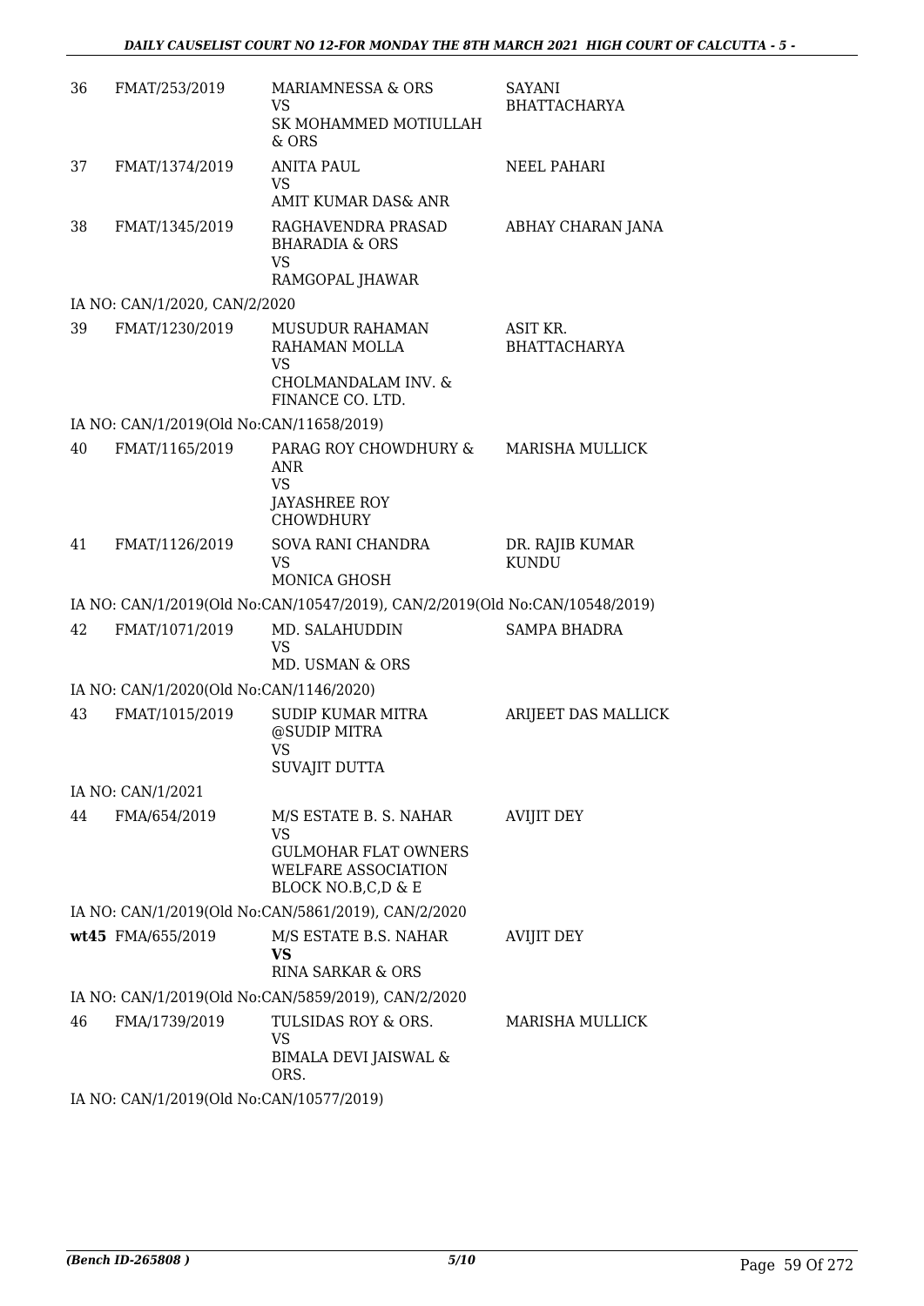| | | | |
|---|---|---|---|
| 36 | FMAT/253/2019 | MARIAMNESSA & ORS<br>VS<br>SK MOHAMMED MOTIULLAH & ORS | SAYANI BHATTACHARYA |
| 37 | FMAT/1374/2019 | ANITA PAUL<br>VS<br>AMIT KUMAR DAS& ANR | NEEL PAHARI |
| 38 | FMAT/1345/2019 | RAGHAVENDRA PRASAD BHARADIA & ORS<br>VS<br>RAMGOPAL JHAWAR | ABHAY CHARAN JANA |
| | IA NO: CAN/1/2020, CAN/2/2020 | | |
| 39 | FMAT/1230/2019 | MUSUDUR RAHAMAN RAHAMAN MOLLA<br>VS<br>CHOLMANDALAM INV. & FINANCE CO. LTD. | ASIT KR. BHATTACHARYA |
| | IA NO: CAN/1/2019(Old No:CAN/11658/2019) | | |
| 40 | FMAT/1165/2019 | PARAG ROY CHOWDHURY & ANR<br>VS<br>JAYASHREE ROY CHOWDHURY | MARISHA MULLICK |
| 41 | FMAT/1126/2019 | SOVA RANI CHANDRA<br>VS<br>MONICA GHOSH | DR. RAJIB KUMAR KUNDU |
| | IA NO: CAN/1/2019(Old No:CAN/10547/2019), CAN/2/2019(Old No:CAN/10548/2019) | | |
| 42 | FMAT/1071/2019 | MD. SALAHUDDIN<br>VS<br>MD. USMAN & ORS | SAMPA BHADRA |
| | IA NO: CAN/1/2020(Old No:CAN/1146/2020) | | |
| 43 | FMAT/1015/2019 | SUDIP KUMAR MITRA @SUDIP MITRA<br>VS<br>SUVAJIT DUTTA | ARIJEET DAS MALLICK |
| | IA NO: CAN/1/2021 | | |
| 44 | FMA/654/2019 | M/S ESTATE B. S. NAHAR<br>VS<br>GULMOHAR FLAT OWNERS WELFARE ASSOCIATION BLOCK NO.B,C,D & E | AVIJIT DEY |
| | IA NO: CAN/1/2019(Old No:CAN/5861/2019), CAN/2/2020 | | |
| **wt45** | FMA/655/2019 | M/S ESTATE B.S. NAHAR<br>**VS**<br>RINA SARKAR & ORS | AVIJIT DEY |
| | IA NO: CAN/1/2019(Old No:CAN/5859/2019), CAN/2/2020 | | |
| 46 | FMA/1739/2019 | TULSIDAS ROY & ORS.<br>VS<br>BIMALA DEVI JAISWAL & ORS. | MARISHA MULLICK |
| | IA NO: CAN/1/2019(Old No:CAN/10577/2019) | | |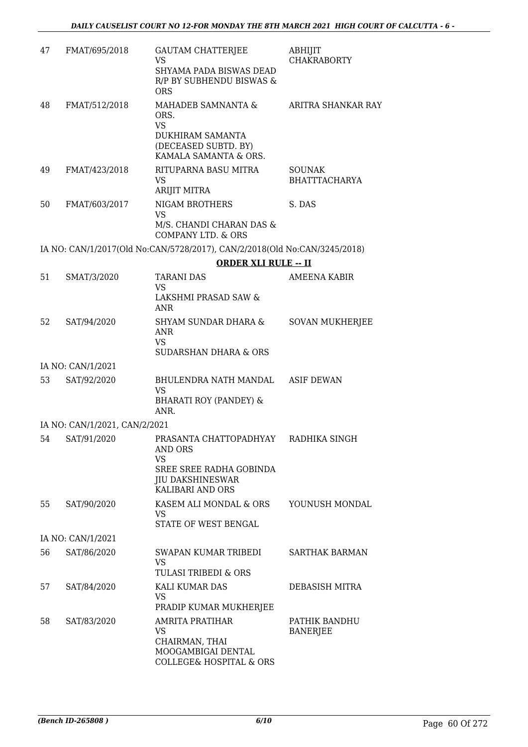| | | | |
|---|---|---|---|
| 47 | FMAT/695/2018 | GAUTAM CHATTERJEE VS SHYAMA PADA BISWAS DEAD R/P BY SUBHENDU BISWAS & ORS | ABHIJIT CHAKRABORTY |
| 48 | FMAT/512/2018 | MAHADEB SAMNANTA & ORS. VS DUKHIRAM SAMANTA (DECEASED SUBTD. BY) KAMALA SAMANTA & ORS. | ARITRA SHANKAR RAY |
| 49 | FMAT/423/2018 | RITUPARNA BASU MITRA VS ARIJIT MITRA | SOUNAK BHATTTACHARYA |
| 50 | FMAT/603/2017 | NIGAM BROTHERS VS M/S. CHANDI CHARAN DAS & COMPANY LTD. & ORS | S. DAS |

IA NO: CAN/1/2017(Old No:CAN/5728/2017), CAN/2/2018(Old No:CAN/3245/2018)

**ORDER XLI RULE -- II**

| | | | |
|---|---|---|---|
| 51 | SMAT/3/2020 | TARANI DAS VS LAKSHMI PRASAD SAW & ANR | AMEENA KABIR |
| 52 | SAT/94/2020 | SHYAM SUNDAR DHARA & ANR VS SUDARSHAN DHARA & ORS | SOVAN MUKHERJEE |

IA NO: CAN/1/2021

| | | | |
|---|---|---|---|
| 53 | SAT/92/2020 | BHULENDRA NATH MANDAL VS BHARATI ROY (PANDEY) & ANR. | ASIF DEWAN |

IA NO: CAN/1/2021, CAN/2/2021

| | | | |
|---|---|---|---|
| 54 | SAT/91/2020 | PRASANTA CHATTOPADHYAY AND ORS VS SREE SREE RADHA GOBINDA JIU DAKSHINESWAR KALIBARI AND ORS | RADHIKA SINGH |
| 55 | SAT/90/2020 | KASEM ALI MONDAL & ORS VS STATE OF WEST BENGAL | YOUNUSH MONDAL |

IA NO: CAN/1/2021

| | | | |
|---|---|---|---|
| 56 | SAT/86/2020 | SWAPAN KUMAR TRIBEDI VS TULASI TRIBEDI & ORS | SARTHAK BARMAN |
| 57 | SAT/84/2020 | KALI KUMAR DAS VS PRADIP KUMAR MUKHERJEE | DEBASISH MITRA |
| 58 | SAT/83/2020 | AMRITA PRATIHAR VS CHAIRMAN, THAI MOOGAMBIGAI DENTAL COLLEGE& HOSPITAL & ORS | PATHIK BANDHU BANERJEE |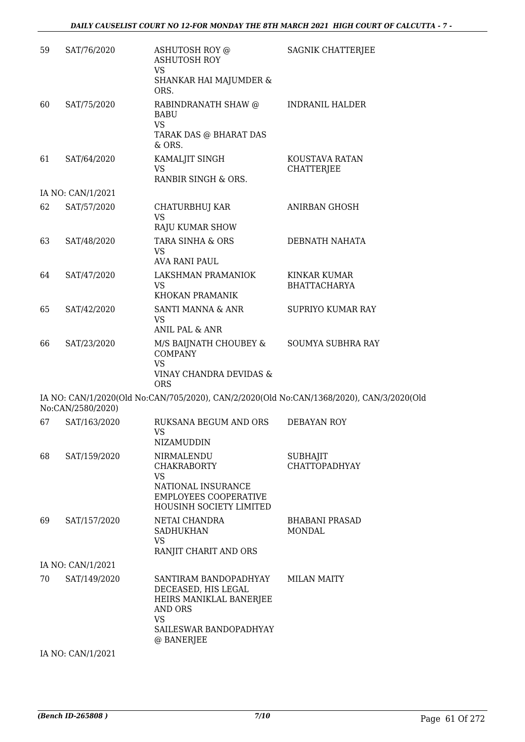| | | | |
|---|---|---|---|
| 59 | SAT/76/2020 | ASHUTOSH ROY @ ASHUTOSH ROY<br>VS<br>SHANKAR HAI MAJUMDER & ORS. | SAGNIK CHATTERJEE |
| 60 | SAT/75/2020 | RABINDRANATH SHAW @ BABU<br>VS<br>TARAK DAS @ BHARAT DAS & ORS. | INDRANIL HALDER |
| 61 | SAT/64/2020 | KAMALJIT SINGH<br>VS<br>RANBIR SINGH & ORS. | KOUSTAVA RATAN CHATTERJEE |
| | IA NO: CAN/1/2021 | | |
| 62 | SAT/57/2020 | CHATURBHUJ KAR<br>VS<br>RAJU KUMAR SHOW | ANIRBAN GHOSH |
| 63 | SAT/48/2020 | TARA SINHA & ORS<br>VS<br>AVA RANI PAUL | DEBNATH NAHATA |
| 64 | SAT/47/2020 | LAKSHMAN PRAMANIOK<br>VS<br>KHOKAN PRAMANIK | KINKAR KUMAR BHATTACHARYA |
| 65 | SAT/42/2020 | SANTI MANNA & ANR<br>VS<br>ANIL PAL & ANR | SUPRIYO KUMAR RAY |
| 66 | SAT/23/2020 | M/S BAIJNATH CHOUBEY & COMPANY<br>VS<br>VINAY CHANDRA DEVIDAS & ORS | SOUMYA SUBHRA RAY |

IA NO: CAN/1/2020(Old No:CAN/705/2020), CAN/2/2020(Old No:CAN/1368/2020), CAN/3/2020(Old No:CAN/2580/2020)

| | | | |
|---|---|---|---|
| 67 | SAT/163/2020 | RUKSANA BEGUM AND ORS<br>VS<br>NIZAMUDDIN | DEBAYAN ROY |
| 68 | SAT/159/2020 | NIRMALENDU CHAKRABORTY<br>VS<br>NATIONAL INSURANCE EMPLOYEES COOPERATIVE HOUSINH SOCIETY LIMITED | SUBHAJIT CHATTOPADHYAY |
| 69 | SAT/157/2020 | NETAI CHANDRA SADHUKHAN<br>VS<br>RANJIT CHARIT AND ORS | BHABANI PRASAD MONDAL |
| | IA NO: CAN/1/2021 | | |
| 70 | SAT/149/2020 | SANTIRAM BANDOPADHYAY DECEASED, HIS LEGAL HEIRS MANIKLAL BANERJEE AND ORS<br>VS<br>SAILESWAR BANDOPADHYAY @ BANERJEE | MILAN MAITY |
| | IA NO: CAN/1/2021 | | |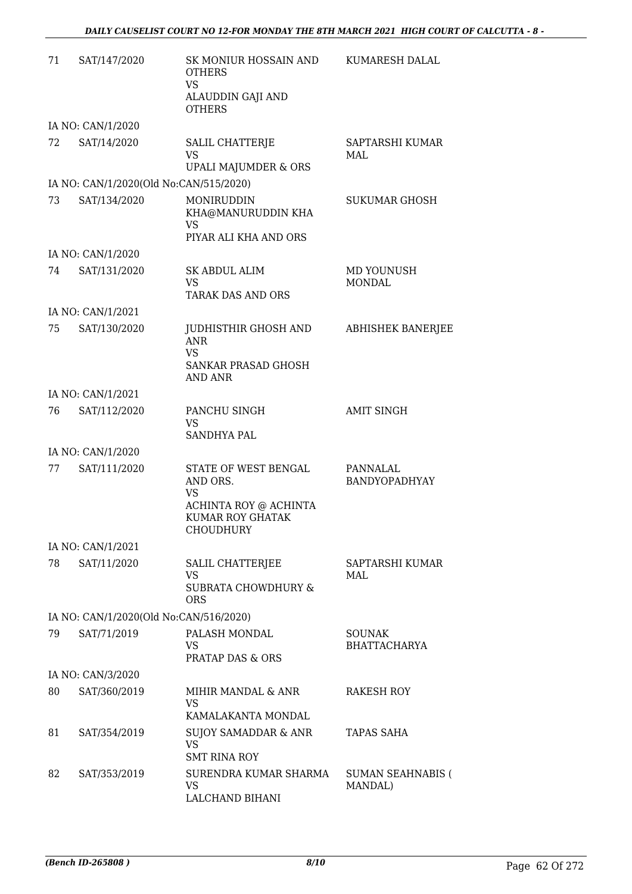| | | | |
|---|---|---|---|
| 71 | SAT/147/2020 | SK MONIUR HOSSAIN AND OTHERS<br>VS<br>ALAUDDIN GAJI AND OTHERS | KUMARESH DALAL |
| | IA NO: CAN/1/2020 | | |
| 72 | SAT/14/2020 | SALIL CHATTERJE<br>VS<br>UPALI MAJUMDER & ORS | SAPTARSHI KUMAR MAL |
| | IA NO: CAN/1/2020(Old No:CAN/515/2020) | | |
| 73 | SAT/134/2020 | MONIRUDDIN KHA@MANURUDDIN KHA<br>VS<br>PIYAR ALI KHA AND ORS | SUKUMAR GHOSH |
| | IA NO: CAN/1/2020 | | |
| 74 | SAT/131/2020 | SK ABDUL ALIM<br>VS<br>TARAK DAS AND ORS | MD YOUNUSH MONDAL |
| | IA NO: CAN/1/2021 | | |
| 75 | SAT/130/2020 | JUDHISTHIR GHOSH AND ANR<br>VS<br>SANKAR PRASAD GHOSH AND ANR | ABHISHEK BANERJEE |
| | IA NO: CAN/1/2021 | | |
| 76 | SAT/112/2020 | PANCHU SINGH<br>VS<br>SANDHYA PAL | AMIT SINGH |
| | IA NO: CAN/1/2020 | | |
| 77 | SAT/111/2020 | STATE OF WEST BENGAL AND ORS.<br>VS<br>ACHINTA ROY @ ACHINTA KUMAR ROY GHATAK CHOUDHURY | PANNALAL BANDYOPADHYAY |
| | IA NO: CAN/1/2021 | | |
| 78 | SAT/11/2020 | SALIL CHATTERJEE<br>VS<br>SUBRATA CHOWDHURY & ORS | SAPTARSHI KUMAR MAL |
| | IA NO: CAN/1/2020(Old No:CAN/516/2020) | | |
| 79 | SAT/71/2019 | PALASH MONDAL<br>VS<br>PRATAP DAS & ORS | SOUNAK BHATTACHARYA |
| | IA NO: CAN/3/2020 | | |
| 80 | SAT/360/2019 | MIHIR MANDAL & ANR<br>VS<br>KAMALAKANTA MONDAL | RAKESH ROY |
| 81 | SAT/354/2019 | SUJOY SAMADDAR & ANR<br>VS<br>SMT RINA ROY | TAPAS SAHA |
| 82 | SAT/353/2019 | SURENDRA KUMAR SHARMA<br>VS<br>LALCHAND BIHANI | SUMAN SEAHNABIS ( MANDAL) |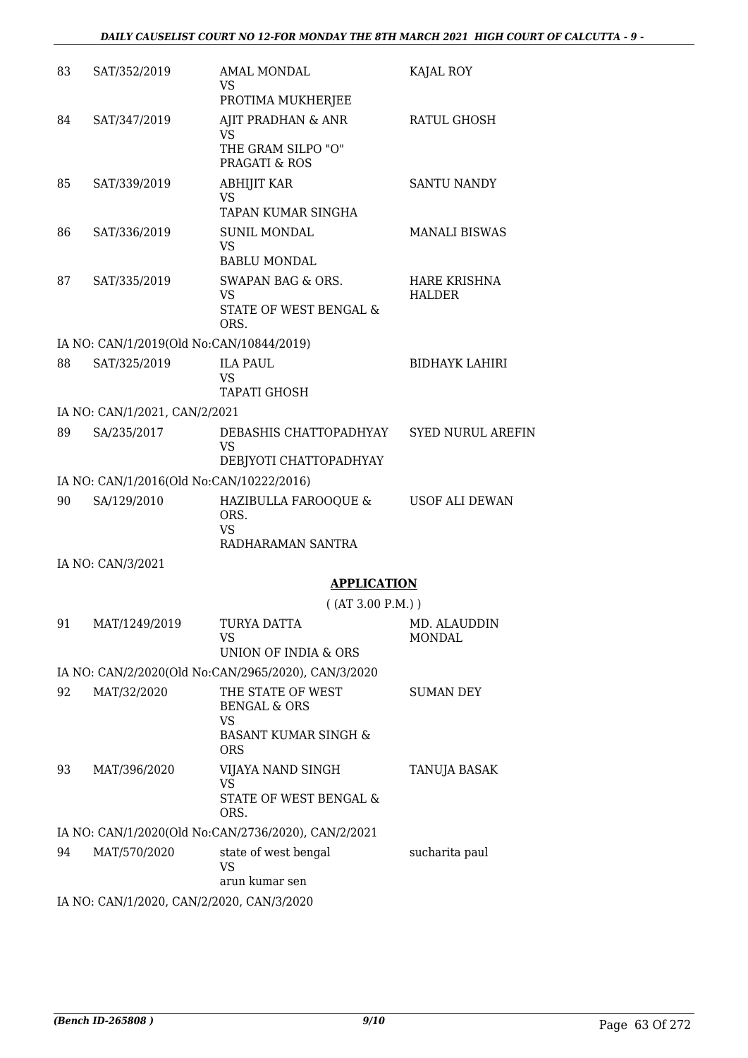| | | | |
|---|---|---|---|
| 83 | SAT/352/2019 | AMAL MONDAL<br>VS<br>PROTIMA MUKHERJEE | KAJAL ROY |
| 84 | SAT/347/2019 | AJIT PRADHAN & ANR<br>VS<br>THE GRAM SILPO "O" PRAGATI & ROS | RATUL GHOSH |
| 85 | SAT/339/2019 | ABHIJIT KAR<br>VS<br>TAPAN KUMAR SINGHA | SANTU NANDY |
| 86 | SAT/336/2019 | SUNIL MONDAL<br>VS<br>BABLU MONDAL | MANALI BISWAS |
| 87 | SAT/335/2019 | SWAPAN BAG & ORS.<br>VS<br>STATE OF WEST BENGAL & ORS. | HARE KRISHNA HALDER |

IA NO: CAN/1/2019(Old No:CAN/10844/2019)

| | | | |
|---|---|---|---|
| 88 | SAT/325/2019 | ILA PAUL<br>VS<br>TAPATI GHOSH | BIDHAYK LAHIRI |

IA NO: CAN/1/2021, CAN/2/2021

| | | | |
|---|---|---|---|
| 89 | SA/235/2017 | DEBASHIS CHATTOPADHYAY<br>VS<br>DEBJYOTI CHATTOPADHYAY | SYED NURUL AREFIN |

IA NO: CAN/1/2016(Old No:CAN/10222/2016)

| | | | |
|---|---|---|---|
| 90 | SA/129/2010 | HAZIBULLA FAROOQUE & ORS.<br>VS<br>RADHARAMAN SANTRA | USOF ALI DEWAN |

IA NO: CAN/3/2021

## APPLICATION

( (AT 3.00 P.M.) )

| | | | |
|---|---|---|---|
| 91 | MAT/1249/2019 | TURYA DATTA<br>VS<br>UNION OF INDIA & ORS | MD. ALAUDDIN MONDAL |

IA NO: CAN/2/2020(Old No:CAN/2965/2020), CAN/3/2020

| | | | |
|---|---|---|---|
| 92 | MAT/32/2020 | THE STATE OF WEST BENGAL & ORS<br>VS<br>BASANT KUMAR SINGH & ORS | SUMAN DEY |
| 93 | MAT/396/2020 | VIJAYA NAND SINGH<br>VS<br>STATE OF WEST BENGAL & ORS. | TANUJA BASAK |

IA NO: CAN/1/2020(Old No:CAN/2736/2020), CAN/2/2021

| | | | |
|---|---|---|---|
| 94 | MAT/570/2020 | state of west bengal<br>VS<br>arun kumar sen | sucharita paul |

IA NO: CAN/1/2020, CAN/2/2020, CAN/3/2020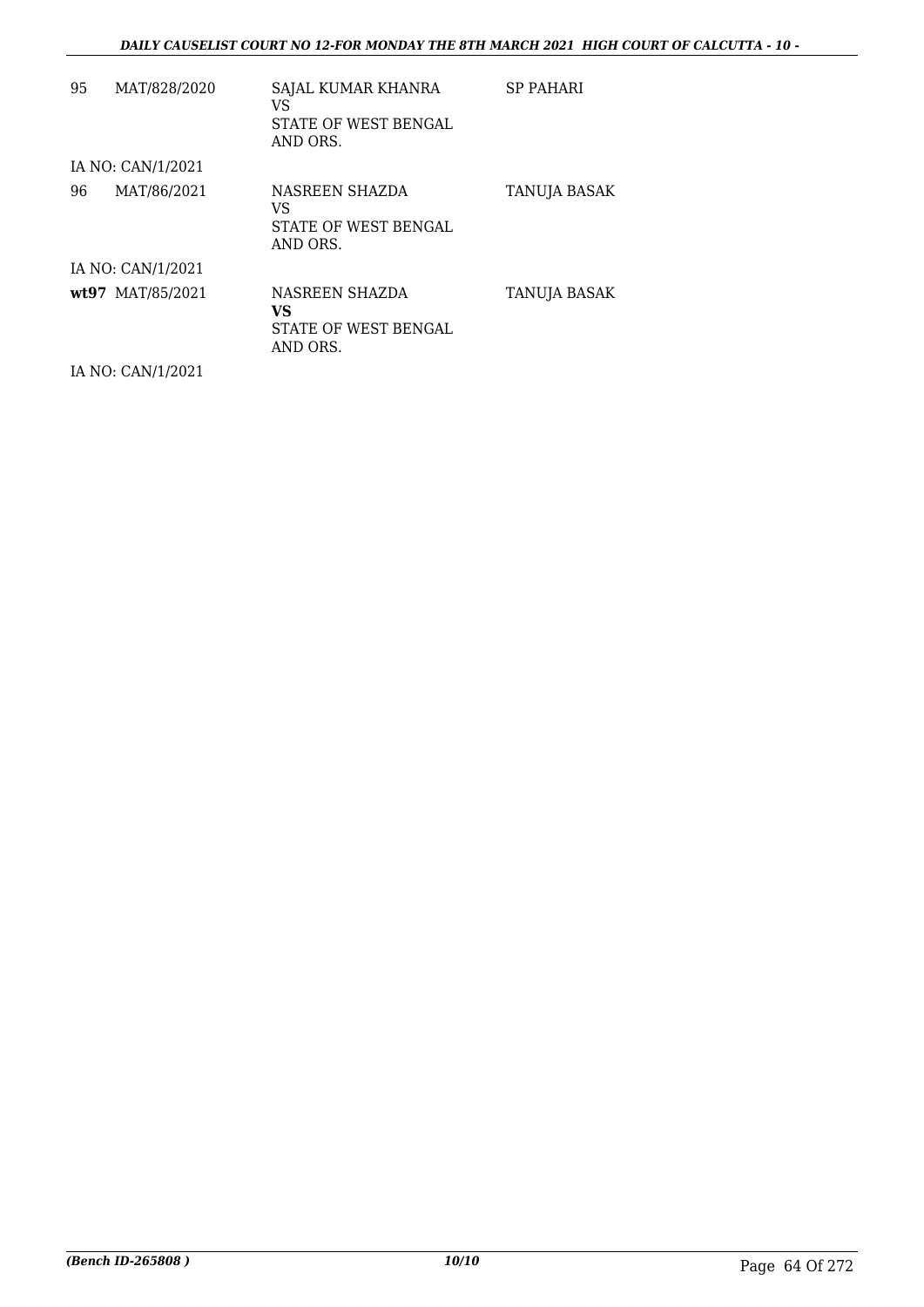| | | | |
|---|---|---|---|
| 95 | MAT/828/2020 | SAJAL KUMAR KHANRA<br>VS<br>STATE OF WEST BENGAL AND ORS. | SP PAHARI |
| | IA NO: CAN/1/2021 | | |
| 96 | MAT/86/2021 | NASREEN SHAZDA<br>VS<br>STATE OF WEST BENGAL AND ORS. | TANUJA BASAK |
| | IA NO: CAN/1/2021 | | |
| **wt97** | MAT/85/2021 | NASREEN SHAZDA<br>**VS**<br>STATE OF WEST BENGAL AND ORS. | TANUJA BASAK |
| | IA NO: CAN/1/2021 | | |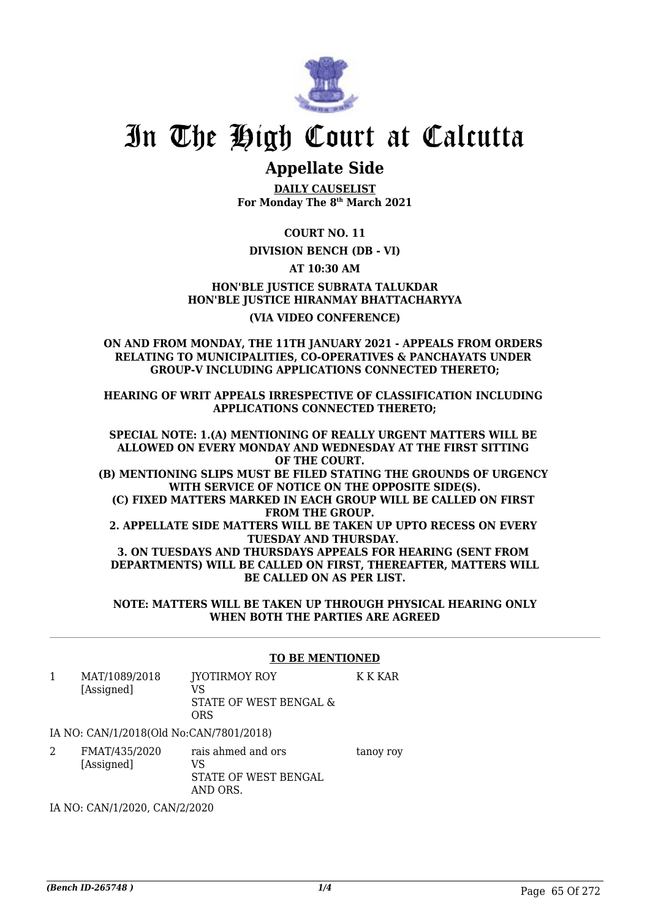# In The High Court at Calcutta

## Appellate Side

**DAILY CAUSELIST**
**For Monday The 8th March 2021**

**COURT NO. 11**

**DIVISION BENCH (DB - VI)**

**AT 10:30 AM**

**HON'BLE JUSTICE SUBRATA TALUKDAR**
**HON'BLE JUSTICE HIRANMAY BHATTACHARYYA**

**(VIA VIDEO CONFERENCE)**

**ON AND FROM MONDAY, THE 11TH JANUARY 2021 - APPEALS FROM ORDERS RELATING TO MUNICIPALITIES, CO-OPERATIVES & PANCHAYATS UNDER GROUP-V INCLUDING APPLICATIONS CONNECTED THERETO;**

**HEARING OF WRIT APPEALS IRRESPECTIVE OF CLASSIFICATION INCLUDING APPLICATIONS CONNECTED THERETO;**

**SPECIAL NOTE: 1.(A) MENTIONING OF REALLY URGENT MATTERS WILL BE ALLOWED ON EVERY MONDAY AND WEDNESDAY AT THE FIRST SITTING OF THE COURT.**
**(B) MENTIONING SLIPS MUST BE FILED STATING THE GROUNDS OF URGENCY WITH SERVICE OF NOTICE ON THE OPPOSITE SIDE(S).**
**(C) FIXED MATTERS MARKED IN EACH GROUP WILL BE CALLED ON FIRST FROM THE GROUP.**
**2. APPELLATE SIDE MATTERS WILL BE TAKEN UP UPTO RECESS ON EVERY TUESDAY AND THURSDAY.**
**3. ON TUESDAYS AND THURSDAYS APPEALS FOR HEARING (SENT FROM DEPARTMENTS) WILL BE CALLED ON FIRST, THEREAFTER, MATTERS WILL BE CALLED ON AS PER LIST.**

**NOTE: MATTERS WILL BE TAKEN UP THROUGH PHYSICAL HEARING ONLY WHEN BOTH THE PARTIES ARE AGREED**

**TO BE MENTIONED**

| | | | |
|---|---|---|---|
| 1 | MAT/1089/2018 [Assigned] | JYOTIRMOY ROY VS STATE OF WEST BENGAL & ORS | K K KAR |

IA NO: CAN/1/2018(Old No:CAN/7801/2018)

| | | | |
|---|---|---|---|
| 2 | FMAT/435/2020 [Assigned] | rais ahmed and ors VS STATE OF WEST BENGAL AND ORS. | tanoy roy |

IA NO: CAN/1/2020, CAN/2/2020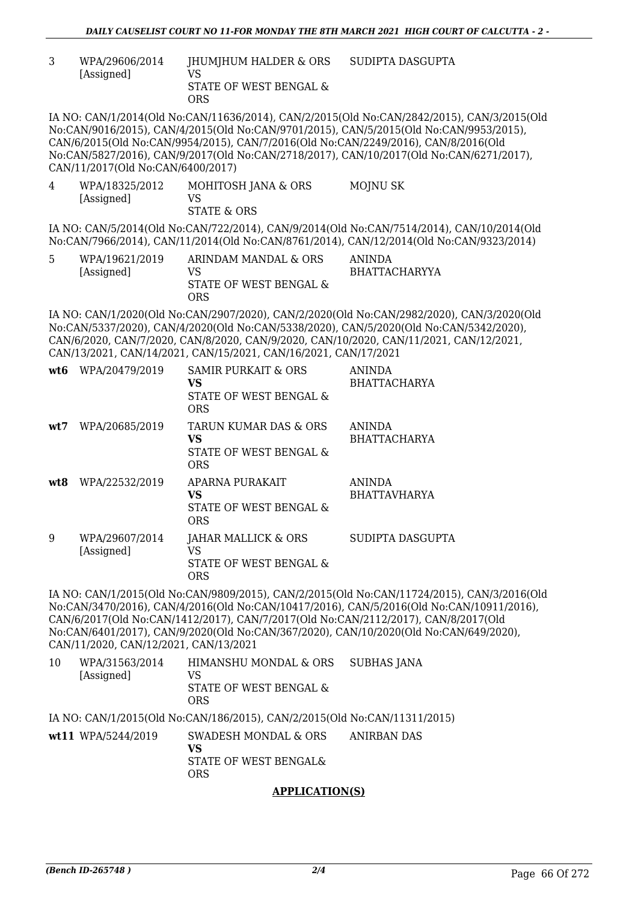| | | | |
|---|---|---|---|
| 3 | WPA/29606/2014 [Assigned] | JHUMJHUM HALDER & ORS VS STATE OF WEST BENGAL & ORS | SUDIPTA DASGUPTA |

IA NO: CAN/1/2014(Old No:CAN/11636/2014), CAN/2/2015(Old No:CAN/2842/2015), CAN/3/2015(Old No:CAN/9016/2015), CAN/4/2015(Old No:CAN/9701/2015), CAN/5/2015(Old No:CAN/9953/2015), CAN/6/2015(Old No:CAN/9954/2015), CAN/7/2016(Old No:CAN/2249/2016), CAN/8/2016(Old No:CAN/5827/2016), CAN/9/2017(Old No:CAN/2718/2017), CAN/10/2017(Old No:CAN/6271/2017), CAN/11/2017(Old No:CAN/6400/2017)

| | | | |
|---|---|---|---|
| 4 | WPA/18325/2012 [Assigned] | MOHITOSH JANA & ORS VS STATE & ORS | MOJNU SK |

IA NO: CAN/5/2014(Old No:CAN/722/2014), CAN/9/2014(Old No:CAN/7514/2014), CAN/10/2014(Old No:CAN/7966/2014), CAN/11/2014(Old No:CAN/8761/2014), CAN/12/2014(Old No:CAN/9323/2014)

| | | | |
|---|---|---|---|
| 5 | WPA/19621/2019 [Assigned] | ARINDAM MANDAL & ORS VS STATE OF WEST BENGAL & ORS | ANINDA BHATTACHARYYA |

IA NO: CAN/1/2020(Old No:CAN/2907/2020), CAN/2/2020(Old No:CAN/2982/2020), CAN/3/2020(Old No:CAN/5337/2020), CAN/4/2020(Old No:CAN/5338/2020), CAN/5/2020(Old No:CAN/5342/2020), CAN/6/2020, CAN/7/2020, CAN/8/2020, CAN/9/2020, CAN/10/2020, CAN/11/2021, CAN/12/2021, CAN/13/2021, CAN/14/2021, CAN/15/2021, CAN/16/2021, CAN/17/2021

| | | | |
|---|---|---|---|
| **wt6** | WPA/20479/2019 | SAMIR PURKAIT & ORS **VS** STATE OF WEST BENGAL & ORS | ANINDA BHATTACHARYA |
| **wt7** | WPA/20685/2019 | TARUN KUMAR DAS & ORS **VS** STATE OF WEST BENGAL & ORS | ANINDA BHATTACHARYA |
| **wt8** | WPA/22532/2019 | APARNA PURAKAIT **VS** STATE OF WEST BENGAL & ORS | ANINDA BHATTAVHARYA |
| 9 | WPA/29607/2014 [Assigned] | JAHAR MALLICK & ORS VS STATE OF WEST BENGAL & ORS | SUDIPTA DASGUPTA |

IA NO: CAN/1/2015(Old No:CAN/9809/2015), CAN/2/2015(Old No:CAN/11724/2015), CAN/3/2016(Old No:CAN/3470/2016), CAN/4/2016(Old No:CAN/10417/2016), CAN/5/2016(Old No:CAN/10911/2016), CAN/6/2017(Old No:CAN/1412/2017), CAN/7/2017(Old No:CAN/2112/2017), CAN/8/2017(Old No:CAN/6401/2017), CAN/9/2020(Old No:CAN/367/2020), CAN/10/2020(Old No:CAN/649/2020), CAN/11/2020, CAN/12/2021, CAN/13/2021

| | | | |
|---|---|---|---|
| 10 | WPA/31563/2014 [Assigned] | HIMANSHU MONDAL & ORS VS STATE OF WEST BENGAL & ORS | SUBHAS JANA |

IA NO: CAN/1/2015(Old No:CAN/186/2015), CAN/2/2015(Old No:CAN/11311/2015)

| | | | |
|---|---|---|---|
| **wt11** | WPA/5244/2019 | SWADESH MONDAL & ORS **VS** STATE OF WEST BENGAL& ORS | ANIRBAN DAS |

**APPLICATION(S)**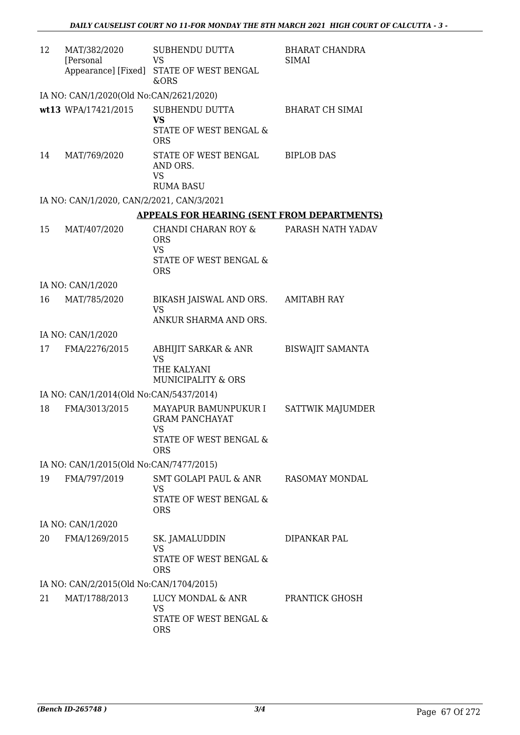| | | | |
|---|---|---|---|
| 12 | MAT/382/2020 [Personal Appearance] [Fixed] | SUBHENDU DUTTA<br>VS<br>STATE OF WEST BENGAL &ORS | BHARAT CHANDRA SIMAI |
| | IA NO: CAN/1/2020(Old No:CAN/2621/2020) | | |
| | **wt13** WPA/17421/2015 | SUBHENDU DUTTA<br>**VS**<br>STATE OF WEST BENGAL & ORS | BHARAT CH SIMAI |
| 14 | MAT/769/2020 | STATE OF WEST BENGAL AND ORS.<br>VS<br>RUMA BASU | BIPLOB DAS |
| | IA NO: CAN/1/2020, CAN/2/2021, CAN/3/2021 | | |

**APPEALS FOR HEARING (SENT FROM DEPARTMENTS)**

| | | | |
|---|---|---|---|
| 15 | MAT/407/2020 | CHANDI CHARAN ROY & ORS<br>VS<br>STATE OF WEST BENGAL & ORS | PARASH NATH YADAV |
| | IA NO: CAN/1/2020 | | |
| 16 | MAT/785/2020 | BIKASH JAISWAL AND ORS.<br>VS<br>ANKUR SHARMA AND ORS. | AMITABH RAY |
| | IA NO: CAN/1/2020 | | |
| 17 | FMA/2276/2015 | ABHIJIT SARKAR & ANR<br>VS<br>THE KALYANI MUNICIPALITY & ORS | BISWAJIT SAMANTA |
| | IA NO: CAN/1/2014(Old No:CAN/5437/2014) | | |
| 18 | FMA/3013/2015 | MAYAPUR BAMUNPUKUR I GRAM PANCHAYAT<br>VS<br>STATE OF WEST BENGAL & ORS | SATTWIK MAJUMDER |
| | IA NO: CAN/1/2015(Old No:CAN/7477/2015) | | |
| 19 | FMA/797/2019 | SMT GOLAPI PAUL & ANR<br>VS<br>STATE OF WEST BENGAL & ORS | RASOMAY MONDAL |
| | IA NO: CAN/1/2020 | | |
| 20 | FMA/1269/2015 | SK. JAMALUDDIN<br>VS<br>STATE OF WEST BENGAL & ORS | DIPANKAR PAL |
| | IA NO: CAN/2/2015(Old No:CAN/1704/2015) | | |
| 21 | MAT/1788/2013 | LUCY MONDAL & ANR<br>VS<br>STATE OF WEST BENGAL & ORS | PRANTICK GHOSH |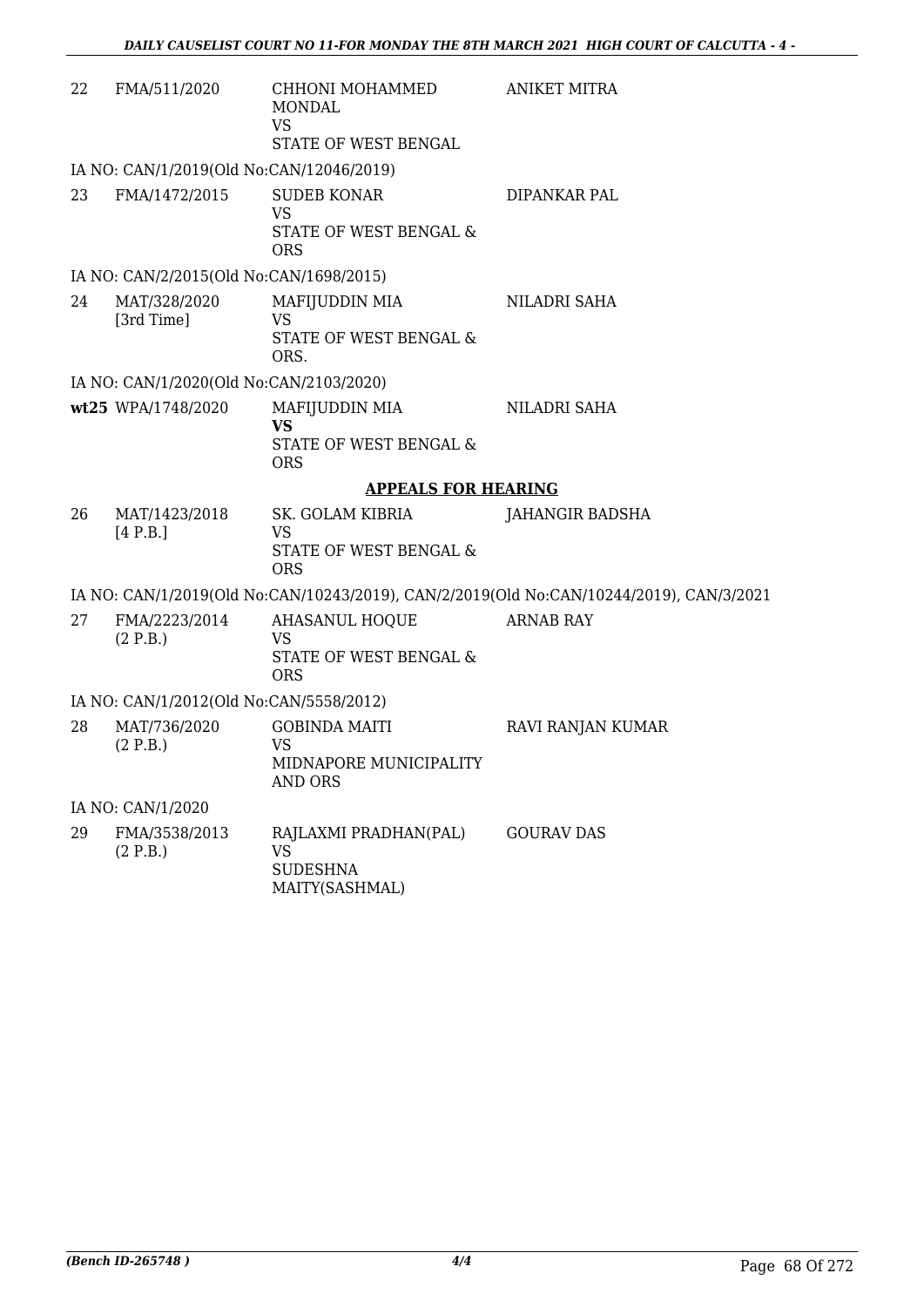| | | | |
|---|---|---|---|
| 22 | FMA/511/2020 | CHHONI MOHAMMED MONDAL<br>VS<br>STATE OF WEST BENGAL | ANIKET MITRA |

IA NO: CAN/1/2019(Old No:CAN/12046/2019)

| | | | |
|---|---|---|---|
| 23 | FMA/1472/2015 | SUDEB KONAR<br>VS<br>STATE OF WEST BENGAL & ORS | DIPANKAR PAL |

IA NO: CAN/2/2015(Old No:CAN/1698/2015)

| | | | |
|---|---|---|---|
| 24 | MAT/328/2020<br>[3rd Time] | MAFIJUDDIN MIA<br>VS<br>STATE OF WEST BENGAL & ORS. | NILADRI SAHA |

IA NO: CAN/1/2020(Old No:CAN/2103/2020)

| | | | |
|---|---|---|---|
| **wt25** | WPA/1748/2020 | MAFIJUDDIN MIA<br>**VS**<br>STATE OF WEST BENGAL & ORS | NILADRI SAHA |

## APPEALS FOR HEARING

| | | | |
|---|---|---|---|
| 26 | MAT/1423/2018<br>[4 P.B.] | SK. GOLAM KIBRIA<br>VS<br>STATE OF WEST BENGAL & ORS | JAHANGIR BADSHA |

IA NO: CAN/1/2019(Old No:CAN/10243/2019), CAN/2/2019(Old No:CAN/10244/2019), CAN/3/2021

| | | | |
|---|---|---|---|
| 27 | FMA/2223/2014<br>(2 P.B.) | AHASANUL HOQUE<br>VS<br>STATE OF WEST BENGAL & ORS | ARNAB RAY |

IA NO: CAN/1/2012(Old No:CAN/5558/2012)

| | | | |
|---|---|---|---|
| 28 | MAT/736/2020<br>(2 P.B.) | GOBINDA MAITI<br>VS<br>MIDNAPORE MUNICIPALITY AND ORS | RAVI RANJAN KUMAR |

IA NO: CAN/1/2020

| | | | |
|---|---|---|---|
| 29 | FMA/3538/2013<br>(2 P.B.) | RAJLAXMI PRADHAN(PAL)<br>VS<br>SUDESHNA MAITY(SASHMAL) | GOURAV DAS |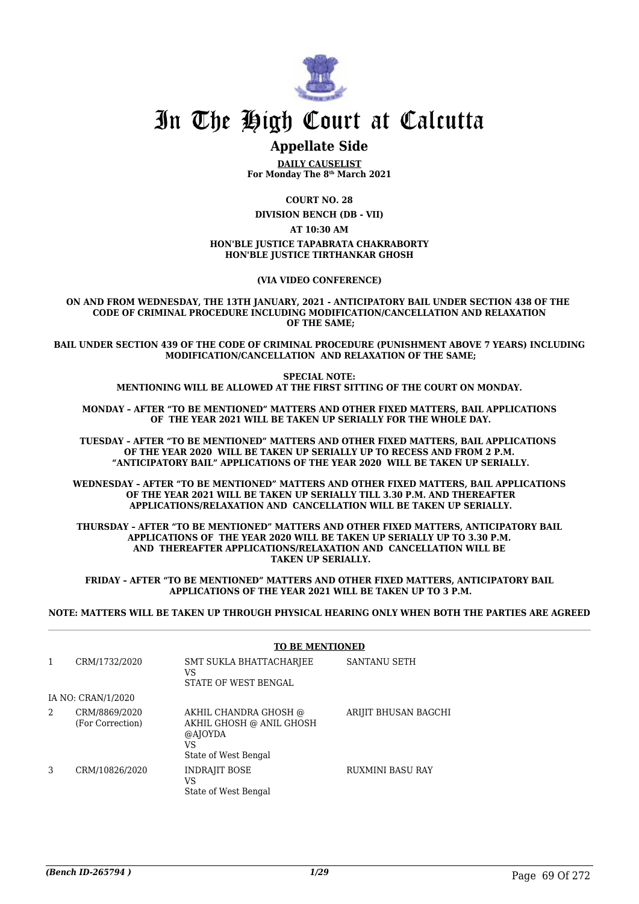# In The High Court at Calcutta

## Appellate Side

**DAILY CAUSELIST**
**For Monday The 8th March 2021**

**COURT NO. 28**

**DIVISION BENCH (DB - VII)**

**AT 10:30 AM**

**HON'BLE JUSTICE TAPABRATA CHAKRABORTY**
**HON'BLE JUSTICE TIRTHANKAR GHOSH**

**(VIA VIDEO CONFERENCE)**

**ON AND FROM WEDNESDAY, THE 13TH JANUARY, 2021 - ANTICIPATORY BAIL UNDER SECTION 438 OF THE CODE OF CRIMINAL PROCEDURE INCLUDING MODIFICATION/CANCELLATION AND RELAXATION OF THE SAME;**

**BAIL UNDER SECTION 439 OF THE CODE OF CRIMINAL PROCEDURE (PUNISHMENT ABOVE 7 YEARS) INCLUDING MODIFICATION/CANCELLATION AND RELAXATION OF THE SAME;**

**SPECIAL NOTE:**
**MENTIONING WILL BE ALLOWED AT THE FIRST SITTING OF THE COURT ON MONDAY.**

**MONDAY – AFTER "TO BE MENTIONED" MATTERS AND OTHER FIXED MATTERS, BAIL APPLICATIONS OF THE YEAR 2021 WILL BE TAKEN UP SERIALLY FOR THE WHOLE DAY.**

**TUESDAY – AFTER "TO BE MENTIONED" MATTERS AND OTHER FIXED MATTERS, BAIL APPLICATIONS OF THE YEAR 2020 WILL BE TAKEN UP SERIALLY UP TO RECESS AND FROM 2 P.M. "ANTICIPATORY BAIL" APPLICATIONS OF THE YEAR 2020 WILL BE TAKEN UP SERIALLY.**

**WEDNESDAY – AFTER "TO BE MENTIONED" MATTERS AND OTHER FIXED MATTERS, BAIL APPLICATIONS OF THE YEAR 2021 WILL BE TAKEN UP SERIALLY TILL 3.30 P.M. AND THEREAFTER APPLICATIONS/RELAXATION AND CANCELLATION WILL BE TAKEN UP SERIALLY.**

**THURSDAY – AFTER "TO BE MENTIONED" MATTERS AND OTHER FIXED MATTERS, ANTICIPATORY BAIL APPLICATIONS OF THE YEAR 2020 WILL BE TAKEN UP SERIALLY UP TO 3.30 P.M. AND THEREAFTER APPLICATIONS/RELAXATION AND CANCELLATION WILL BE TAKEN UP SERIALLY.**

**FRIDAY – AFTER "TO BE MENTIONED" MATTERS AND OTHER FIXED MATTERS, ANTICIPATORY BAIL APPLICATIONS OF THE YEAR 2021 WILL BE TAKEN UP TO 3 P.M.**

**NOTE: MATTERS WILL BE TAKEN UP THROUGH PHYSICAL HEARING ONLY WHEN BOTH THE PARTIES ARE AGREED**

**TO BE MENTIONED**

| | | | |
|---|---|---|---|
| 1 | CRM/1732/2020 | SMT SUKLA BHATTACHARJEE<br>VS<br>STATE OF WEST BENGAL | SANTANU SETH |
| | IA NO: CRAN/1/2020 | | |
| 2 | CRM/8869/2020<br>(For Correction) | AKHIL CHANDRA GHOSH @<br>AKHIL GHOSH @ ANIL GHOSH<br>@AJOYDA<br>VS<br>State of West Bengal | ARIJIT BHUSAN BAGCHI |
| 3 | CRM/10826/2020 | INDRAJIT BOSE<br>VS<br>State of West Bengal | RUXMINI BASU RAY |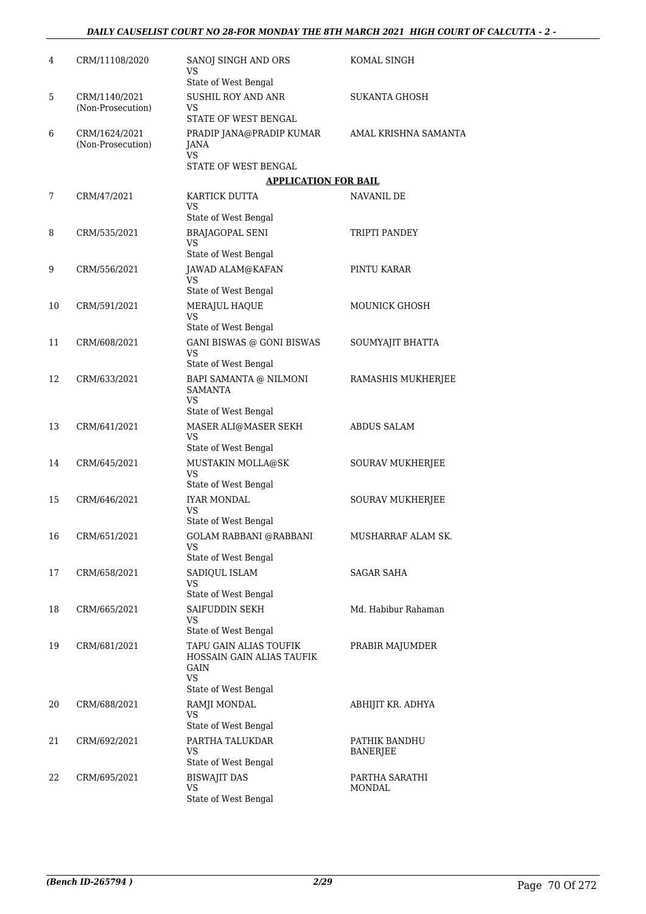| | | | |
|---|---|---|---|
| 4 | CRM/11108/2020 | SANOJ SINGH AND ORS<br>VS<br>State of West Bengal | KOMAL SINGH |
| 5 | CRM/1140/2021<br>(Non-Prosecution) | SUSHIL ROY AND ANR<br>VS<br>STATE OF WEST BENGAL | SUKANTA GHOSH |
| 6 | CRM/1624/2021<br>(Non-Prosecution) | PRADIP JANA@PRADIP KUMAR JANA<br>VS<br>STATE OF WEST BENGAL | AMAL KRISHNA SAMANTA |

**APPLICATION FOR BAIL**

| | | | |
|---|---|---|---|
| 7 | CRM/47/2021 | KARTICK DUTTA<br>VS<br>State of West Bengal | NAVANIL DE |
| 8 | CRM/535/2021 | BRAJAGOPAL SENI<br>VS<br>State of West Bengal | TRIPTI PANDEY |
| 9 | CRM/556/2021 | JAWAD ALAM@KAFAN<br>VS<br>State of West Bengal | PINTU KARAR |
| 10 | CRM/591/2021 | MERAJUL HAQUE<br>VS<br>State of West Bengal | MOUNICK GHOSH |
| 11 | CRM/608/2021 | GANI BISWAS @ GONI BISWAS<br>VS<br>State of West Bengal | SOUMYAJIT BHATTA |
| 12 | CRM/633/2021 | BAPI SAMANTA @ NILMONI SAMANTA<br>VS<br>State of West Bengal | RAMASHIS MUKHERJEE |
| 13 | CRM/641/2021 | MASER ALI@MASER SEKH<br>VS<br>State of West Bengal | ABDUS SALAM |
| 14 | CRM/645/2021 | MUSTAKIN MOLLA@SK<br>VS<br>State of West Bengal | SOURAV MUKHERJEE |
| 15 | CRM/646/2021 | IYAR MONDAL<br>VS<br>State of West Bengal | SOURAV MUKHERJEE |
| 16 | CRM/651/2021 | GOLAM RABBANI @RABBANI<br>VS<br>State of West Bengal | MUSHARRAF ALAM SK. |
| 17 | CRM/658/2021 | SADIQUL ISLAM<br>VS<br>State of West Bengal | SAGAR SAHA |
| 18 | CRM/665/2021 | SAIFUDDIN SEKH<br>VS<br>State of West Bengal | Md. Habibur Rahaman |
| 19 | CRM/681/2021 | TAPU GAIN ALIAS TOUFIK HOSSAIN GAIN ALIAS TAUFIK GAIN<br>VS<br>State of West Bengal | PRABIR MAJUMDER |
| 20 | CRM/688/2021 | RAMJI MONDAL<br>VS<br>State of West Bengal | ABHIJIT KR. ADHYA |
| 21 | CRM/692/2021 | PARTHA TALUKDAR<br>VS<br>State of West Bengal | PATHIK BANDHU BANERJEE |
| 22 | CRM/695/2021 | BISWAJIT DAS<br>VS<br>State of West Bengal | PARTHA SARATHI MONDAL |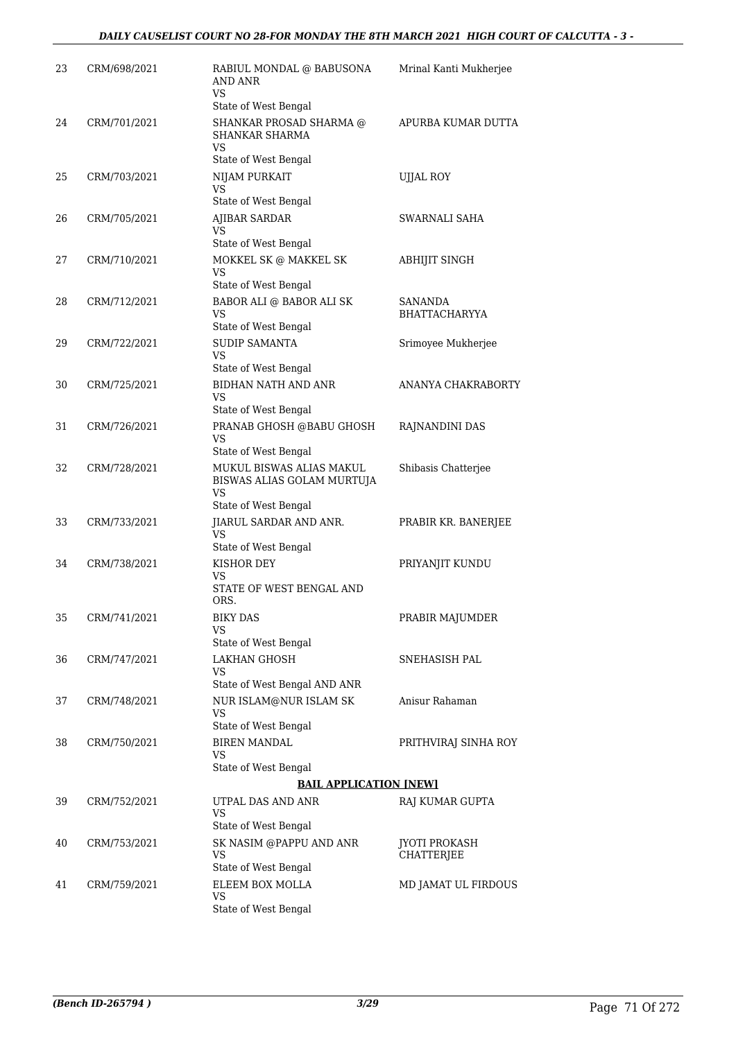| 23 | CRM/698/2021 | RABIUL MONDAL @ BABUSONA AND ANR<br>VS<br>State of West Bengal | Mrinal Kanti Mukherjee |
|---|---|---|---|
| 24 | CRM/701/2021 | SHANKAR PROSAD SHARMA @ SHANKAR SHARMA<br>VS<br>State of West Bengal | APURBA KUMAR DUTTA |
| 25 | CRM/703/2021 | NIJAM PURKAIT<br>VS<br>State of West Bengal | UJJAL ROY |
| 26 | CRM/705/2021 | AJIBAR SARDAR<br>VS<br>State of West Bengal | SWARNALI SAHA |
| 27 | CRM/710/2021 | MOKKEL SK @ MAKKEL SK<br>VS<br>State of West Bengal | ABHIJIT SINGH |
| 28 | CRM/712/2021 | BABOR ALI @ BABOR ALI SK<br>VS<br>State of West Bengal | SANANDA BHATTACHARYYA |
| 29 | CRM/722/2021 | SUDIP SAMANTA<br>VS<br>State of West Bengal | Srimoyee Mukherjee |
| 30 | CRM/725/2021 | BIDHAN NATH AND ANR<br>VS<br>State of West Bengal | ANANYA CHAKRABORTY |
| 31 | CRM/726/2021 | PRANAB GHOSH @BABU GHOSH<br>VS<br>State of West Bengal | RAJNANDINI DAS |
| 32 | CRM/728/2021 | MUKUL BISWAS ALIAS MAKUL BISWAS ALIAS GOLAM MURTUJA<br>VS<br>State of West Bengal | Shibasis Chatterjee |
| 33 | CRM/733/2021 | JIARUL SARDAR AND ANR.<br>VS<br>State of West Bengal | PRABIR KR. BANERJEE |
| 34 | CRM/738/2021 | KISHOR DEY<br>VS<br>STATE OF WEST BENGAL AND ORS. | PRIYANJIT KUNDU |
| 35 | CRM/741/2021 | BIKY DAS<br>VS<br>State of West Bengal | PRABIR MAJUMDER |
| 36 | CRM/747/2021 | LAKHAN GHOSH<br>VS<br>State of West Bengal AND ANR | SNEHASISH PAL |
| 37 | CRM/748/2021 | NUR ISLAM@NUR ISLAM SK<br>VS<br>State of West Bengal | Anisur Rahaman |
| 38 | CRM/750/2021 | BIREN MANDAL<br>VS<br>State of West Bengal | PRITHVIRAJ SINHA ROY |
| | | **BAIL APPLICATION [NEW]** | |
| 39 | CRM/752/2021 | UTPAL DAS AND ANR<br>VS<br>State of West Bengal | RAJ KUMAR GUPTA |
| 40 | CRM/753/2021 | SK NASIM @PAPPU AND ANR<br>VS<br>State of West Bengal | JYOTI PROKASH CHATTERJEE |
| 41 | CRM/759/2021 | ELEEM BOX MOLLA<br>VS<br>State of West Bengal | MD JAMAT UL FIRDOUS |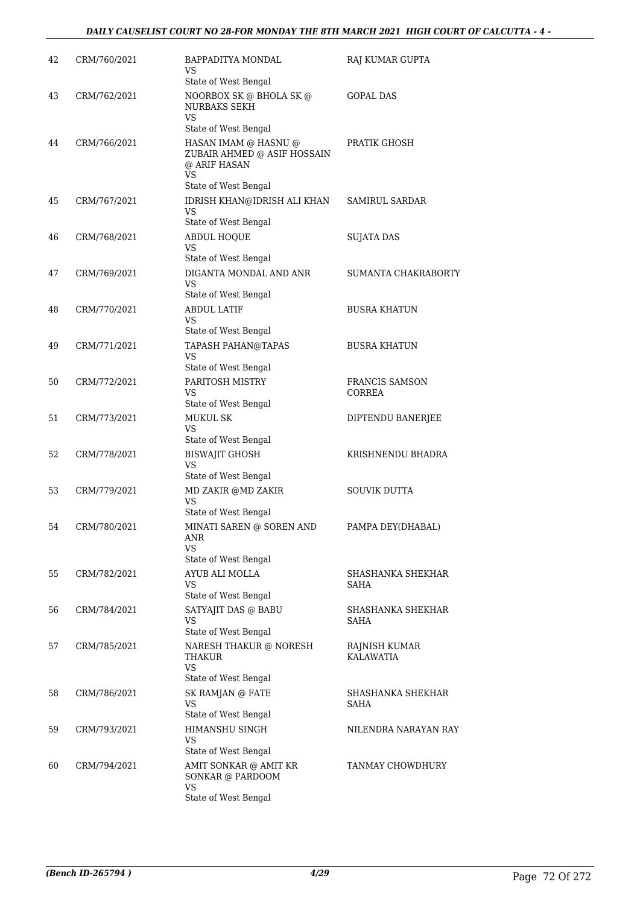| | | | |
|---|---|---|---|
| 42 | CRM/760/2021 | BAPPADITYA MONDAL<br>VS<br>State of West Bengal | RAJ KUMAR GUPTA |
| 43 | CRM/762/2021 | NOORBOX SK @ BHOLA SK @ NURBAKS SEKH<br>VS<br>State of West Bengal | GOPAL DAS |
| 44 | CRM/766/2021 | HASAN IMAM @ HASNU @ ZUBAIR AHMED @ ASIF HOSSAIN @ ARIF HASAN<br>VS<br>State of West Bengal | PRATIK GHOSH |
| 45 | CRM/767/2021 | IDRISH KHAN@IDRISH ALI KHAN<br>VS<br>State of West Bengal | SAMIRUL SARDAR |
| 46 | CRM/768/2021 | ABDUL HOQUE<br>VS<br>State of West Bengal | SUJATA DAS |
| 47 | CRM/769/2021 | DIGANTA MONDAL AND ANR<br>VS<br>State of West Bengal | SUMANTA CHAKRABORTY |
| 48 | CRM/770/2021 | ABDUL LATIF<br>VS<br>State of West Bengal | BUSRA KHATUN |
| 49 | CRM/771/2021 | TAPASH PAHAN@TAPAS<br>VS<br>State of West Bengal | BUSRA KHATUN |
| 50 | CRM/772/2021 | PARITOSH MISTRY<br>VS<br>State of West Bengal | FRANCIS SAMSON CORREA |
| 51 | CRM/773/2021 | MUKUL SK<br>VS<br>State of West Bengal | DIPTENDU BANERJEE |
| 52 | CRM/778/2021 | BISWAJIT GHOSH<br>VS<br>State of West Bengal | KRISHNENDU BHADRA |
| 53 | CRM/779/2021 | MD ZAKIR @MD ZAKIR<br>VS<br>State of West Bengal | SOUVIK DUTTA |
| 54 | CRM/780/2021 | MINATI SAREN @ SOREN AND ANR<br>VS<br>State of West Bengal | PAMPA DEY(DHABAL) |
| 55 | CRM/782/2021 | AYUB ALI MOLLA<br>VS<br>State of West Bengal | SHASHANKA SHEKHAR SAHA |
| 56 | CRM/784/2021 | SATYAJIT DAS @ BABU<br>VS<br>State of West Bengal | SHASHANKA SHEKHAR SAHA |
| 57 | CRM/785/2021 | NARESH THAKUR @ NORESH THAKUR<br>VS<br>State of West Bengal | RAJNISH KUMAR KALAWATIA |
| 58 | CRM/786/2021 | SK RAMJAN @ FATE<br>VS<br>State of West Bengal | SHASHANKA SHEKHAR SAHA |
| 59 | CRM/793/2021 | HIMANSHU SINGH<br>VS<br>State of West Bengal | NILENDRA NARAYAN RAY |
| 60 | CRM/794/2021 | AMIT SONKAR @ AMIT KR SONKAR @ PARDOOM<br>VS<br>State of West Bengal | TANMAY CHOWDHURY |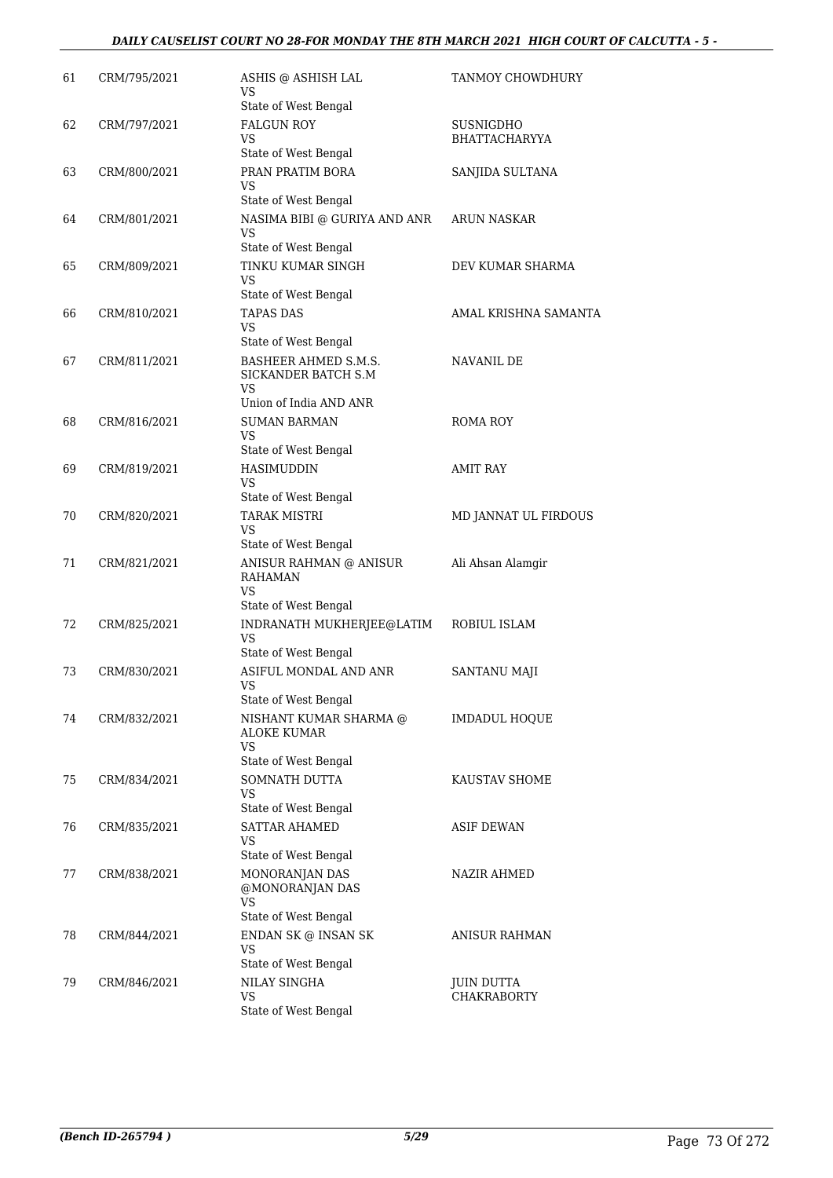| 61 | CRM/795/2021 | ASHIS @ ASHISH LAL<br>VS<br>State of West Bengal | TANMOY CHOWDHURY |
|---|---|---|---|
| 62 | CRM/797/2021 | FALGUN ROY<br>VS<br>State of West Bengal | SUSNIGDHO BHATTACHARYYA |
| 63 | CRM/800/2021 | PRAN PRATIM BORA<br>VS<br>State of West Bengal | SANJIDA SULTANA |
| 64 | CRM/801/2021 | NASIMA BIBI @ GURIYA AND ANR<br>VS<br>State of West Bengal | ARUN NASKAR |
| 65 | CRM/809/2021 | TINKU KUMAR SINGH<br>VS<br>State of West Bengal | DEV KUMAR SHARMA |
| 66 | CRM/810/2021 | TAPAS DAS<br>VS<br>State of West Bengal | AMAL KRISHNA SAMANTA |
| 67 | CRM/811/2021 | BASHEER AHMED S.M.S. SICKANDER BATCH S.M<br>VS<br>Union of India AND ANR | NAVANIL DE |
| 68 | CRM/816/2021 | SUMAN BARMAN<br>VS<br>State of West Bengal | ROMA ROY |
| 69 | CRM/819/2021 | HASIMUDDIN<br>VS<br>State of West Bengal | AMIT RAY |
| 70 | CRM/820/2021 | TARAK MISTRI<br>VS<br>State of West Bengal | MD JANNAT UL FIRDOUS |
| 71 | CRM/821/2021 | ANISUR RAHMAN @ ANISUR RAHAMAN<br>VS<br>State of West Bengal | Ali Ahsan Alamgir |
| 72 | CRM/825/2021 | INDRANATH MUKHERJEE@LATIM<br>VS<br>State of West Bengal | ROBIUL ISLAM |
| 73 | CRM/830/2021 | ASIFUL MONDAL AND ANR<br>VS<br>State of West Bengal | SANTANU MAJI |
| 74 | CRM/832/2021 | NISHANT KUMAR SHARMA @ ALOKE KUMAR<br>VS<br>State of West Bengal | IMDADUL HOQUE |
| 75 | CRM/834/2021 | SOMNATH DUTTA<br>VS<br>State of West Bengal | KAUSTAV SHOME |
| 76 | CRM/835/2021 | SATTAR AHAMED<br>VS<br>State of West Bengal | ASIF DEWAN |
| 77 | CRM/838/2021 | MONORANJAN DAS @MONORANJAN DAS<br>VS<br>State of West Bengal | NAZIR AHMED |
| 78 | CRM/844/2021 | ENDAN SK @ INSAN SK<br>VS<br>State of West Bengal | ANISUR RAHMAN |
| 79 | CRM/846/2021 | NILAY SINGHA<br>VS<br>State of West Bengal | JUIN DUTTA CHAKRABORTY |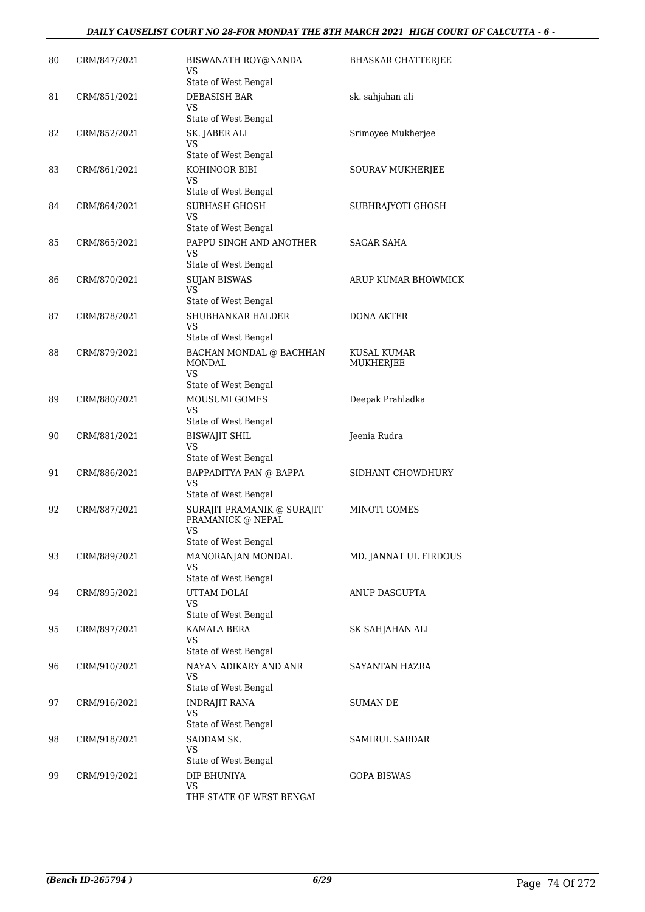| 80 | CRM/847/2021 | BISWANATH ROY@NANDA<br>VS<br>State of West Bengal | BHASKAR CHATTERJEE |
|---|---|---|---|
| 81 | CRM/851/2021 | DEBASISH BAR<br>VS<br>State of West Bengal | sk. sahjahan ali |
| 82 | CRM/852/2021 | SK. JABER ALI<br>VS<br>State of West Bengal | Srimoyee Mukherjee |
| 83 | CRM/861/2021 | KOHINOOR BIBI<br>VS<br>State of West Bengal | SOURAV MUKHERJEE |
| 84 | CRM/864/2021 | SUBHASH GHOSH<br>VS<br>State of West Bengal | SUBHRAJYOTI GHOSH |
| 85 | CRM/865/2021 | PAPPU SINGH AND ANOTHER<br>VS<br>State of West Bengal | SAGAR SAHA |
| 86 | CRM/870/2021 | SUJAN BISWAS<br>VS<br>State of West Bengal | ARUP KUMAR BHOWMICK |
| 87 | CRM/878/2021 | SHUBHANKAR HALDER<br>VS<br>State of West Bengal | DONA AKTER |
| 88 | CRM/879/2021 | BACHAN MONDAL @ BACHHAN MONDAL<br>VS<br>State of West Bengal | KUSAL KUMAR MUKHERJEE |
| 89 | CRM/880/2021 | MOUSUMI GOMES<br>VS<br>State of West Bengal | Deepak Prahladka |
| 90 | CRM/881/2021 | BISWAJIT SHIL<br>VS<br>State of West Bengal | Jeenia Rudra |
| 91 | CRM/886/2021 | BAPPADITYA PAN @ BAPPA<br>VS<br>State of West Bengal | SIDHANT CHOWDHURY |
| 92 | CRM/887/2021 | SURAJIT PRAMANIK @ SURAJIT PRAMANICK @ NEPAL<br>VS<br>State of West Bengal | MINOTI GOMES |
| 93 | CRM/889/2021 | MANORANJAN MONDAL<br>VS<br>State of West Bengal | MD. JANNAT UL FIRDOUS |
| 94 | CRM/895/2021 | UTTAM DOLAI<br>VS<br>State of West Bengal | ANUP DASGUPTA |
| 95 | CRM/897/2021 | KAMALA BERA<br>VS<br>State of West Bengal | SK SAHJAHAN ALI |
| 96 | CRM/910/2021 | NAYAN ADIKARY AND ANR<br>VS<br>State of West Bengal | SAYANTAN HAZRA |
| 97 | CRM/916/2021 | INDRAJIT RANA<br>VS<br>State of West Bengal | SUMAN DE |
| 98 | CRM/918/2021 | SADDAM SK.<br>VS<br>State of West Bengal | SAMIRUL SARDAR |
| 99 | CRM/919/2021 | DIP BHUNIYA<br>VS<br>THE STATE OF WEST BENGAL | GOPA BISWAS |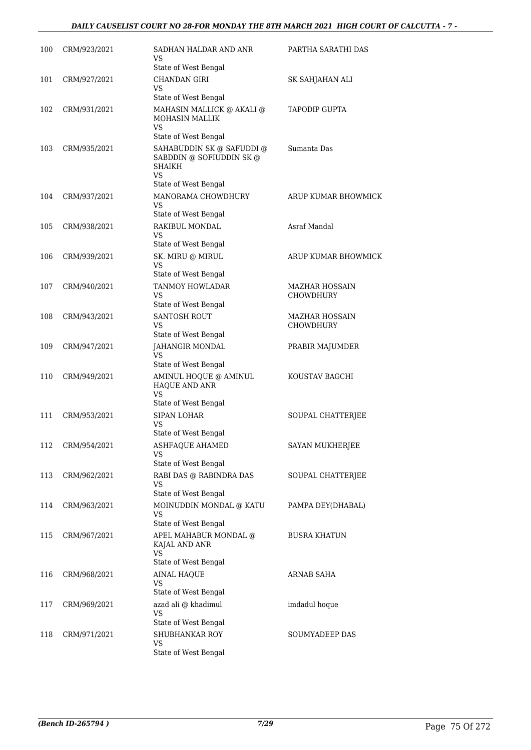| 100 | CRM/923/2021 | SADHAN HALDAR AND ANR<br>VS<br>State of West Bengal | PARTHA SARATHI DAS |
|---|---|---|---|
| 101 | CRM/927/2021 | CHANDAN GIRI<br>VS<br>State of West Bengal | SK SAHJAHAN ALI |
| 102 | CRM/931/2021 | MAHASIN MALLICK @ AKALI @ MOHASIN MALLIK<br>VS<br>State of West Bengal | TAPODIP GUPTA |
| 103 | CRM/935/2021 | SAHABUDDIN SK @ SAFUDDI @ SABDDIN @ SOFIUDDIN SK @ SHAIKH<br>VS<br>State of West Bengal | Sumanta Das |
| 104 | CRM/937/2021 | MANORAMA CHOWDHURY<br>VS<br>State of West Bengal | ARUP KUMAR BHOWMICK |
| 105 | CRM/938/2021 | RAKIBUL MONDAL<br>VS<br>State of West Bengal | Asraf Mandal |
| 106 | CRM/939/2021 | SK. MIRU @ MIRUL<br>VS<br>State of West Bengal | ARUP KUMAR BHOWMICK |
| 107 | CRM/940/2021 | TANMOY HOWLADAR<br>VS<br>State of West Bengal | MAZHAR HOSSAIN CHOWDHURY |
| 108 | CRM/943/2021 | SANTOSH ROUT<br>VS<br>State of West Bengal | MAZHAR HOSSAIN CHOWDHURY |
| 109 | CRM/947/2021 | JAHANGIR MONDAL<br>VS<br>State of West Bengal | PRABIR MAJUMDER |
| 110 | CRM/949/2021 | AMINUL HOQUE @ AMINUL HAQUE AND ANR<br>VS<br>State of West Bengal | KOUSTAV BAGCHI |
| 111 | CRM/953/2021 | SIPAN LOHAR<br>VS<br>State of West Bengal | SOUPAL CHATTERJEE |
| 112 | CRM/954/2021 | ASHFAQUE AHAMED<br>VS<br>State of West Bengal | SAYAN MUKHERJEE |
| 113 | CRM/962/2021 | RABI DAS @ RABINDRA DAS<br>VS<br>State of West Bengal | SOUPAL CHATTERJEE |
| 114 | CRM/963/2021 | MOINUDDIN MONDAL @ KATU<br>VS<br>State of West Bengal | PAMPA DEY(DHABAL) |
| 115 | CRM/967/2021 | APEL MAHABUR MONDAL @ KAJAL AND ANR<br>VS<br>State of West Bengal | BUSRA KHATUN |
| 116 | CRM/968/2021 | AINAL HAQUE<br>VS<br>State of West Bengal | ARNAB SAHA |
| 117 | CRM/969/2021 | azad ali @ khadimul<br>VS<br>State of West Bengal | imdadul hoque |
| 118 | CRM/971/2021 | SHUBHANKAR ROY<br>VS<br>State of West Bengal | SOUMYADEEP DAS |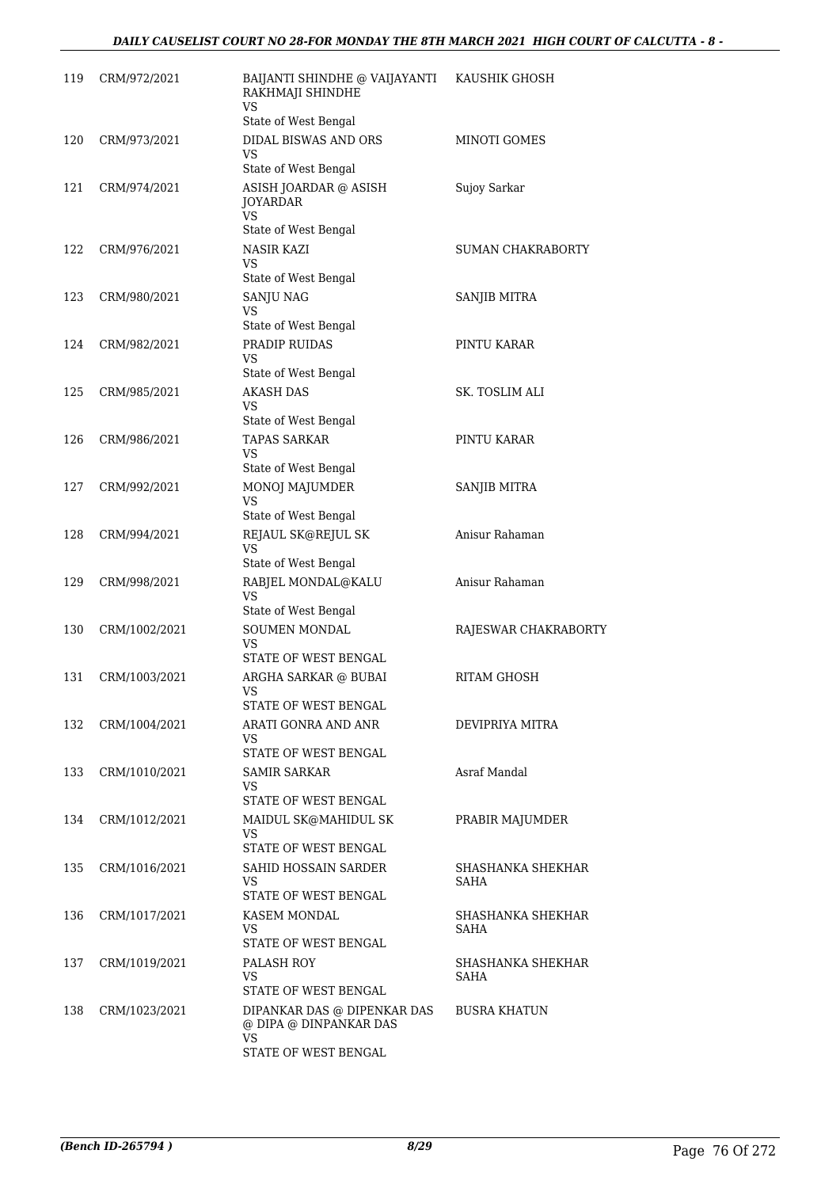| | | | |
|---|---|---|---|
| 119 | CRM/972/2021 | BAIJANTI SHINDHE @ VAIJAYANTI RAKHMAJI SHINDHE<br>VS<br>State of West Bengal | KAUSHIK GHOSH |
| 120 | CRM/973/2021 | DIDAL BISWAS AND ORS<br>VS<br>State of West Bengal | MINOTI GOMES |
| 121 | CRM/974/2021 | ASISH JOARDAR @ ASISH JOYARDAR<br>VS<br>State of West Bengal | Sujoy Sarkar |
| 122 | CRM/976/2021 | NASIR KAZI<br>VS<br>State of West Bengal | SUMAN CHAKRABORTY |
| 123 | CRM/980/2021 | SANJU NAG<br>VS<br>State of West Bengal | SANJIB MITRA |
| 124 | CRM/982/2021 | PRADIP RUIDAS<br>VS<br>State of West Bengal | PINTU KARAR |
| 125 | CRM/985/2021 | AKASH DAS<br>VS<br>State of West Bengal | SK. TOSLIM ALI |
| 126 | CRM/986/2021 | TAPAS SARKAR<br>VS<br>State of West Bengal | PINTU KARAR |
| 127 | CRM/992/2021 | MONOJ MAJUMDER<br>VS<br>State of West Bengal | SANJIB MITRA |
| 128 | CRM/994/2021 | REJAUL SK@REJUL SK<br>VS<br>State of West Bengal | Anisur Rahaman |
| 129 | CRM/998/2021 | RABJEL MONDAL@KALU<br>VS<br>State of West Bengal | Anisur Rahaman |
| 130 | CRM/1002/2021 | SOUMEN MONDAL<br>VS<br>STATE OF WEST BENGAL | RAJESWAR CHAKRABORTY |
| 131 | CRM/1003/2021 | ARGHA SARKAR @ BUBAI<br>VS<br>STATE OF WEST BENGAL | RITAM GHOSH |
| 132 | CRM/1004/2021 | ARATI GONRA AND ANR<br>VS<br>STATE OF WEST BENGAL | DEVIPRIYA MITRA |
| 133 | CRM/1010/2021 | SAMIR SARKAR<br>VS<br>STATE OF WEST BENGAL | Asraf Mandal |
| 134 | CRM/1012/2021 | MAIDUL SK@MAHIDUL SK<br>VS<br>STATE OF WEST BENGAL | PRABIR MAJUMDER |
| 135 | CRM/1016/2021 | SAHID HOSSAIN SARDER<br>VS<br>STATE OF WEST BENGAL | SHASHANKA SHEKHAR SAHA |
| 136 | CRM/1017/2021 | KASEM MONDAL<br>VS<br>STATE OF WEST BENGAL | SHASHANKA SHEKHAR SAHA |
| 137 | CRM/1019/2021 | PALASH ROY<br>VS<br>STATE OF WEST BENGAL | SHASHANKA SHEKHAR SAHA |
| 138 | CRM/1023/2021 | DIPANKAR DAS @ DIPENKAR DAS @ DIPA @ DINPANKAR DAS<br>VS<br>STATE OF WEST BENGAL | BUSRA KHATUN |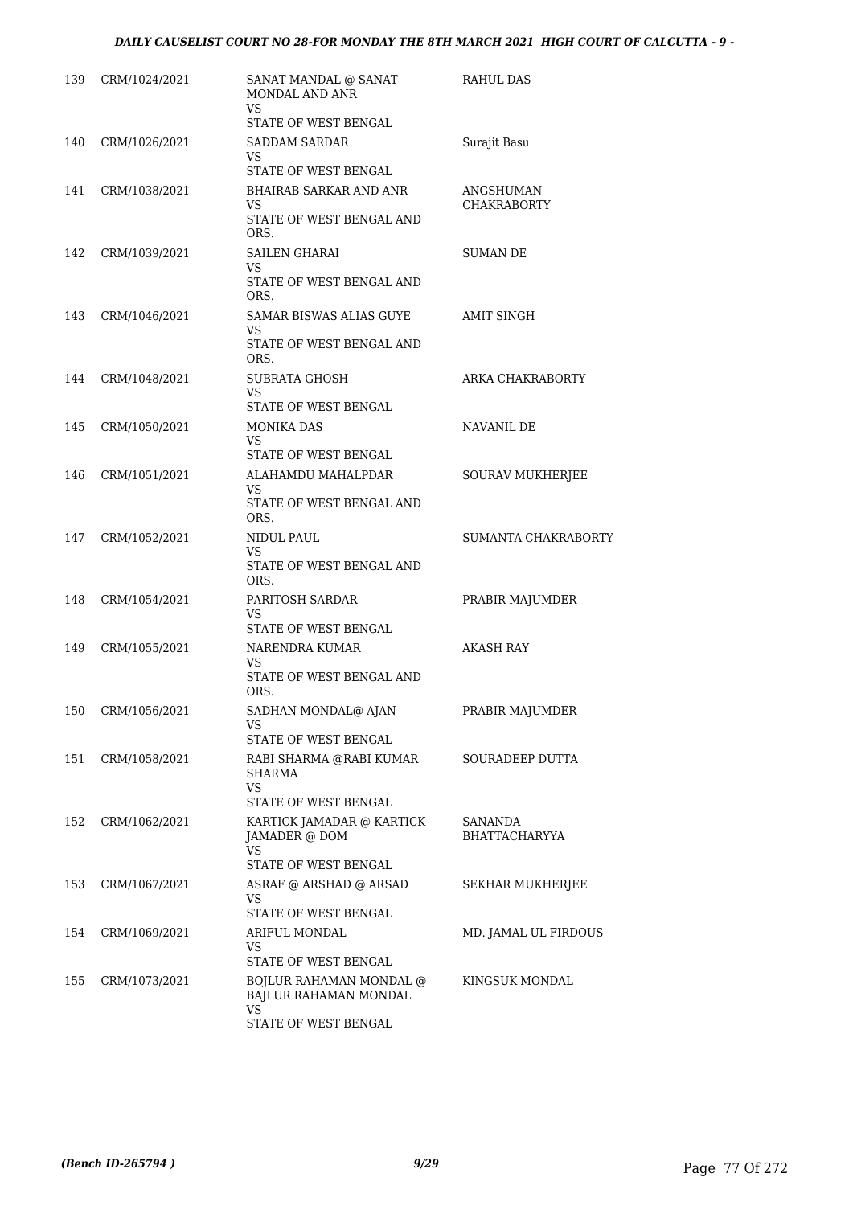| | | | |
|---|---|---|---|
| 139 | CRM/1024/2021 | SANAT MANDAL @ SANAT MONDAL AND ANR<br>VS<br>STATE OF WEST BENGAL | RAHUL DAS |
| 140 | CRM/1026/2021 | SADDAM SARDAR<br>VS<br>STATE OF WEST BENGAL | Surajit Basu |
| 141 | CRM/1038/2021 | BHAIRAB SARKAR AND ANR<br>VS<br>STATE OF WEST BENGAL AND ORS. | ANGSHUMAN CHAKRABORTY |
| 142 | CRM/1039/2021 | SAILEN GHARAI<br>VS<br>STATE OF WEST BENGAL AND ORS. | SUMAN DE |
| 143 | CRM/1046/2021 | SAMAR BISWAS ALIAS GUYE<br>VS<br>STATE OF WEST BENGAL AND ORS. | AMIT SINGH |
| 144 | CRM/1048/2021 | SUBRATA GHOSH<br>VS<br>STATE OF WEST BENGAL | ARKA CHAKRABORTY |
| 145 | CRM/1050/2021 | MONIKA DAS<br>VS<br>STATE OF WEST BENGAL | NAVANIL DE |
| 146 | CRM/1051/2021 | ALAHAMDU MAHALPDAR<br>VS<br>STATE OF WEST BENGAL AND ORS. | SOURAV MUKHERJEE |
| 147 | CRM/1052/2021 | NIDUL PAUL<br>VS<br>STATE OF WEST BENGAL AND ORS. | SUMANTA CHAKRABORTY |
| 148 | CRM/1054/2021 | PARITOSH SARDAR<br>VS<br>STATE OF WEST BENGAL | PRABIR MAJUMDER |
| 149 | CRM/1055/2021 | NARENDRA KUMAR<br>VS<br>STATE OF WEST BENGAL AND ORS. | AKASH RAY |
| 150 | CRM/1056/2021 | SADHAN MONDAL@ AJAN<br>VS<br>STATE OF WEST BENGAL | PRABIR MAJUMDER |
| 151 | CRM/1058/2021 | RABI SHARMA @RABI KUMAR SHARMA<br>VS<br>STATE OF WEST BENGAL | SOURADEEP DUTTA |
| 152 | CRM/1062/2021 | KARTICK JAMADAR @ KARTICK JAMADER @ DOM<br>VS<br>STATE OF WEST BENGAL | SANANDA BHATTACHARYYA |
| 153 | CRM/1067/2021 | ASRAF @ ARSHAD @ ARSAD<br>VS<br>STATE OF WEST BENGAL | SEKHAR MUKHERJEE |
| 154 | CRM/1069/2021 | ARIFUL MONDAL<br>VS<br>STATE OF WEST BENGAL | MD. JAMAL UL FIRDOUS |
| 155 | CRM/1073/2021 | BOJLUR RAHAMAN MONDAL @ BAJLUR RAHAMAN MONDAL<br>VS<br>STATE OF WEST BENGAL | KINGSUK MONDAL |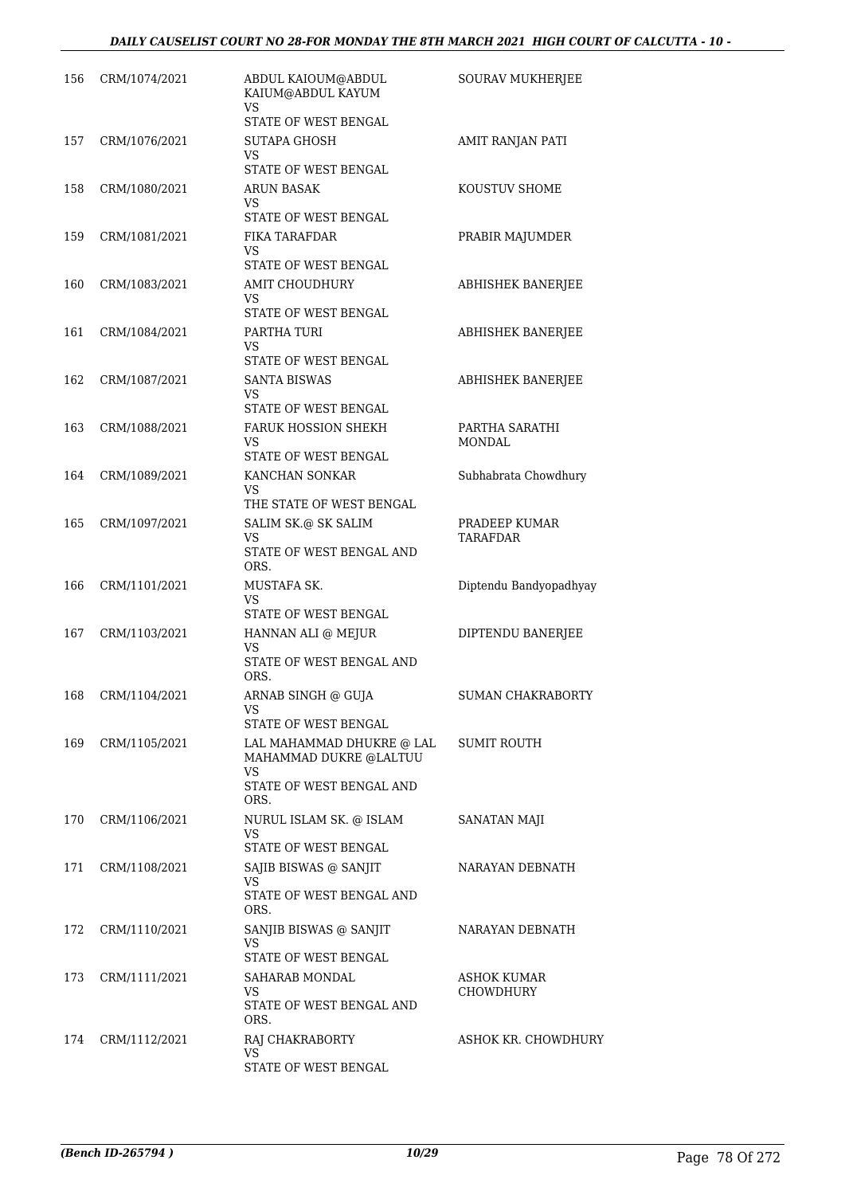| | | | |
|---|---|---|---|
| 156 | CRM/1074/2021 | ABDUL KAIOUM@ABDUL KAIUM@ABDUL KAYUM<br>VS<br>STATE OF WEST BENGAL | SOURAV MUKHERJEE |
| 157 | CRM/1076/2021 | SUTAPA GHOSH<br>VS<br>STATE OF WEST BENGAL | AMIT RANJAN PATI |
| 158 | CRM/1080/2021 | ARUN BASAK<br>VS<br>STATE OF WEST BENGAL | KOUSTUV SHOME |
| 159 | CRM/1081/2021 | FIKA TARAFDAR<br>VS<br>STATE OF WEST BENGAL | PRABIR MAJUMDER |
| 160 | CRM/1083/2021 | AMIT CHOUDHURY<br>VS<br>STATE OF WEST BENGAL | ABHISHEK BANERJEE |
| 161 | CRM/1084/2021 | PARTHA TURI<br>VS<br>STATE OF WEST BENGAL | ABHISHEK BANERJEE |
| 162 | CRM/1087/2021 | SANTA BISWAS<br>VS<br>STATE OF WEST BENGAL | ABHISHEK BANERJEE |
| 163 | CRM/1088/2021 | FARUK HOSSION SHEKH<br>VS<br>STATE OF WEST BENGAL | PARTHA SARATHI MONDAL |
| 164 | CRM/1089/2021 | KANCHAN SONKAR<br>VS<br>THE STATE OF WEST BENGAL | Subhabrata Chowdhury |
| 165 | CRM/1097/2021 | SALIM SK.@ SK SALIM<br>VS<br>STATE OF WEST BENGAL AND ORS. | PRADEEP KUMAR TARAFDAR |
| 166 | CRM/1101/2021 | MUSTAFA SK.<br>VS<br>STATE OF WEST BENGAL | Diptendu Bandyopadhyay |
| 167 | CRM/1103/2021 | HANNAN ALI @ MEJUR<br>VS<br>STATE OF WEST BENGAL AND ORS. | DIPTENDU BANERJEE |
| 168 | CRM/1104/2021 | ARNAB SINGH @ GUJA<br>VS<br>STATE OF WEST BENGAL | SUMAN CHAKRABORTY |
| 169 | CRM/1105/2021 | LAL MAHAMMAD DHUKRE @ LAL MAHAMMAD DUKRE @LALTUU<br>VS<br>STATE OF WEST BENGAL AND ORS. | SUMIT ROUTH |
| 170 | CRM/1106/2021 | NURUL ISLAM SK. @ ISLAM<br>VS<br>STATE OF WEST BENGAL | SANATAN MAJI |
| 171 | CRM/1108/2021 | SAJIB BISWAS @ SANJIT<br>VS<br>STATE OF WEST BENGAL AND ORS. | NARAYAN DEBNATH |
| 172 | CRM/1110/2021 | SANJIB BISWAS @ SANJIT<br>VS<br>STATE OF WEST BENGAL | NARAYAN DEBNATH |
| 173 | CRM/1111/2021 | SAHARAB MONDAL<br>VS<br>STATE OF WEST BENGAL AND ORS. | ASHOK KUMAR CHOWDHURY |
| 174 | CRM/1112/2021 | RAJ CHAKRABORTY<br>VS<br>STATE OF WEST BENGAL | ASHOK KR. CHOWDHURY |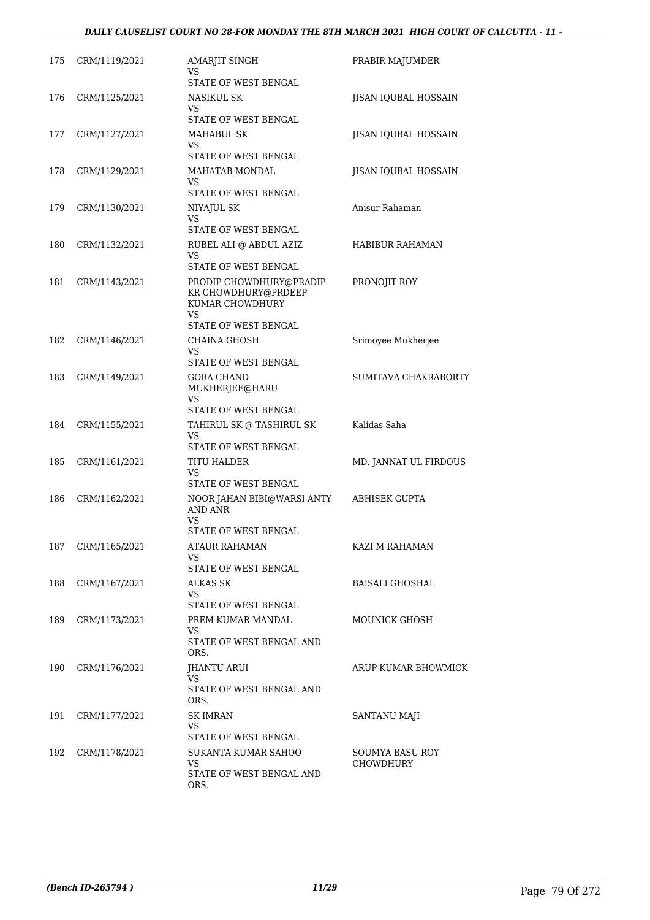| | | | |
|---|---|---|---|
| 175 | CRM/1119/2021 | AMARJIT SINGH<br>VS<br>STATE OF WEST BENGAL | PRABIR MAJUMDER |
| 176 | CRM/1125/2021 | NASIKUL SK<br>VS<br>STATE OF WEST BENGAL | JISAN IQUBAL HOSSAIN |
| 177 | CRM/1127/2021 | MAHABUL SK<br>VS<br>STATE OF WEST BENGAL | JISAN IQUBAL HOSSAIN |
| 178 | CRM/1129/2021 | MAHATAB MONDAL<br>VS<br>STATE OF WEST BENGAL | JISAN IQUBAL HOSSAIN |
| 179 | CRM/1130/2021 | NIYAJUL SK<br>VS<br>STATE OF WEST BENGAL | Anisur Rahaman |
| 180 | CRM/1132/2021 | RUBEL ALI @ ABDUL AZIZ<br>VS<br>STATE OF WEST BENGAL | HABIBUR RAHAMAN |
| 181 | CRM/1143/2021 | PRODIP CHOWDHURY@PRADIP KR CHOWDHURY@PRDEEP KUMAR CHOWDHURY<br>VS<br>STATE OF WEST BENGAL | PRONOJIT ROY |
| 182 | CRM/1146/2021 | CHAINA GHOSH<br>VS<br>STATE OF WEST BENGAL | Srimoyee Mukherjee |
| 183 | CRM/1149/2021 | GORA CHAND MUKHERJEE@HARU<br>VS<br>STATE OF WEST BENGAL | SUMITAVA CHAKRABORTY |
| 184 | CRM/1155/2021 | TAHIRUL SK @ TASHIRUL SK<br>VS<br>STATE OF WEST BENGAL | Kalidas Saha |
| 185 | CRM/1161/2021 | TITU HALDER<br>VS<br>STATE OF WEST BENGAL | MD. JANNAT UL FIRDOUS |
| 186 | CRM/1162/2021 | NOOR JAHAN BIBI@WARSI ANTY AND ANR<br>VS<br>STATE OF WEST BENGAL | ABHISEK GUPTA |
| 187 | CRM/1165/2021 | ATAUR RAHAMAN<br>VS<br>STATE OF WEST BENGAL | KAZI M RAHAMAN |
| 188 | CRM/1167/2021 | ALKAS SK<br>VS<br>STATE OF WEST BENGAL | BAISALI GHOSHAL |
| 189 | CRM/1173/2021 | PREM KUMAR MANDAL<br>VS<br>STATE OF WEST BENGAL AND ORS. | MOUNICK GHOSH |
| 190 | CRM/1176/2021 | JHANTU ARUI<br>VS<br>STATE OF WEST BENGAL AND ORS. | ARUP KUMAR BHOWMICK |
| 191 | CRM/1177/2021 | SK IMRAN<br>VS<br>STATE OF WEST BENGAL | SANTANU MAJI |
| 192 | CRM/1178/2021 | SUKANTA KUMAR SAHOO<br>VS<br>STATE OF WEST BENGAL AND ORS. | SOUMYA BASU ROY CHOWDHURY |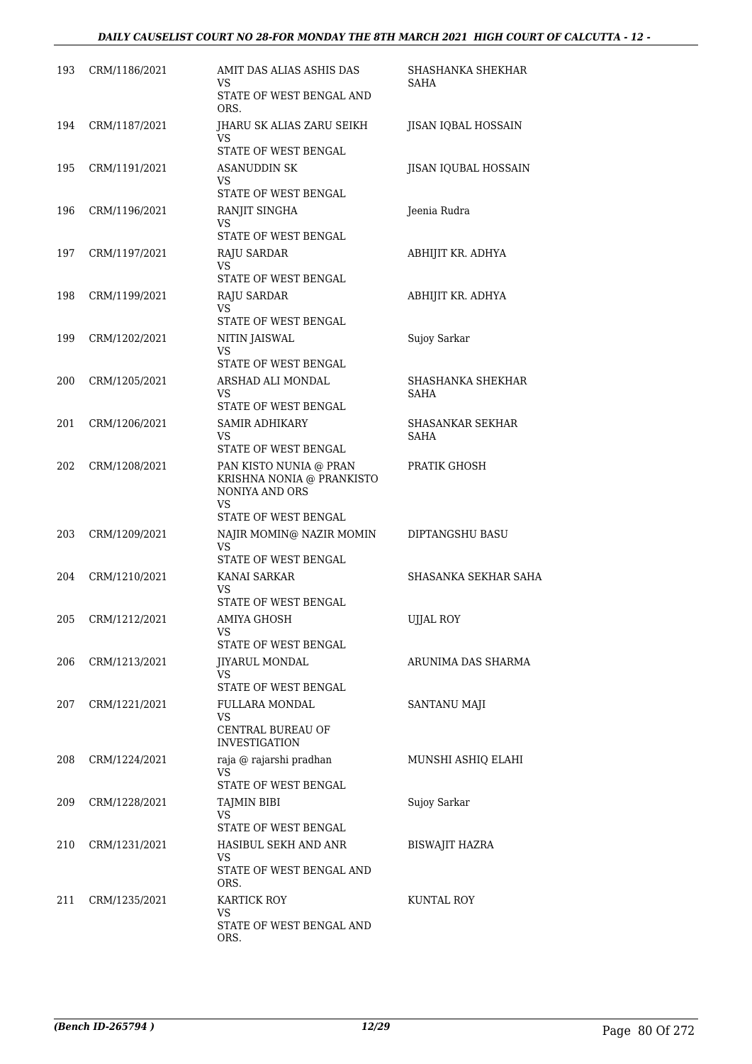| | | | |
|---|---|---|---|
| 193 | CRM/1186/2021 | AMIT DAS ALIAS ASHIS DAS VS STATE OF WEST BENGAL AND ORS. | SHASHANKA SHEKHAR SAHA |
| 194 | CRM/1187/2021 | JHARU SK ALIAS ZARU SEIKH VS STATE OF WEST BENGAL | JISAN IQBAL HOSSAIN |
| 195 | CRM/1191/2021 | ASANUDDIN SK VS STATE OF WEST BENGAL | JISAN IQUBAL HOSSAIN |
| 196 | CRM/1196/2021 | RANJIT SINGHA VS STATE OF WEST BENGAL | Jeenia Rudra |
| 197 | CRM/1197/2021 | RAJU SARDAR VS STATE OF WEST BENGAL | ABHIJIT KR. ADHYA |
| 198 | CRM/1199/2021 | RAJU SARDAR VS STATE OF WEST BENGAL | ABHIJIT KR. ADHYA |
| 199 | CRM/1202/2021 | NITIN JAISWAL VS STATE OF WEST BENGAL | Sujoy Sarkar |
| 200 | CRM/1205/2021 | ARSHAD ALI MONDAL VS STATE OF WEST BENGAL | SHASHANKA SHEKHAR SAHA |
| 201 | CRM/1206/2021 | SAMIR ADHIKARY VS STATE OF WEST BENGAL | SHASANKAR SEKHAR SAHA |
| 202 | CRM/1208/2021 | PAN KISTO NUNIA @ PRAN KRISHNA NONIA @ PRANKISTO NONIYA AND ORS VS STATE OF WEST BENGAL | PRATIK GHOSH |
| 203 | CRM/1209/2021 | NAJIR MOMIN@ NAZIR MOMIN VS STATE OF WEST BENGAL | DIPTANGSHU BASU |
| 204 | CRM/1210/2021 | KANAI SARKAR VS STATE OF WEST BENGAL | SHASANKA SEKHAR SAHA |
| 205 | CRM/1212/2021 | AMIYA GHOSH VS STATE OF WEST BENGAL | UJJAL ROY |
| 206 | CRM/1213/2021 | JIYARUL MONDAL VS STATE OF WEST BENGAL | ARUNIMA DAS SHARMA |
| 207 | CRM/1221/2021 | FULLARA MONDAL VS CENTRAL BUREAU OF INVESTIGATION | SANTANU MAJI |
| 208 | CRM/1224/2021 | raja @ rajarshi pradhan VS STATE OF WEST BENGAL | MUNSHI ASHIQ ELAHI |
| 209 | CRM/1228/2021 | TAJMIN BIBI VS STATE OF WEST BENGAL | Sujoy Sarkar |
| 210 | CRM/1231/2021 | HASIBUL SEKH AND ANR VS STATE OF WEST BENGAL AND ORS. | BISWAJIT HAZRA |
| 211 | CRM/1235/2021 | KARTICK ROY VS STATE OF WEST BENGAL AND ORS. | KUNTAL ROY |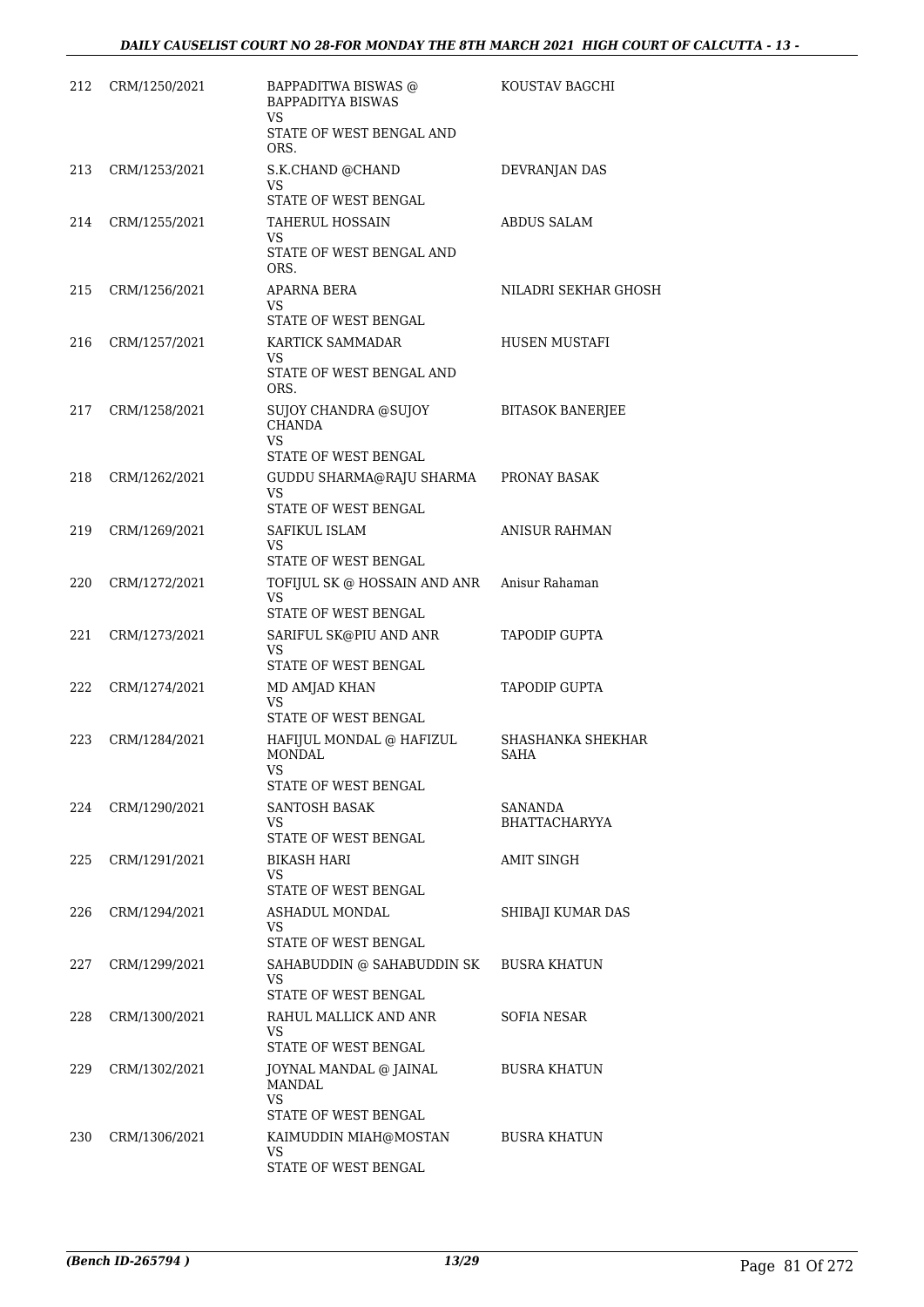| | | | |
|---|---|---|---|
| 212 | CRM/1250/2021 | BAPPADITWA BISWAS @ BAPPADITYA BISWAS<br>VS<br>STATE OF WEST BENGAL AND ORS. | KOUSTAV BAGCHI |
| 213 | CRM/1253/2021 | S.K.CHAND @CHAND<br>VS<br>STATE OF WEST BENGAL | DEVRANJAN DAS |
| 214 | CRM/1255/2021 | TAHERUL HOSSAIN<br>VS<br>STATE OF WEST BENGAL AND ORS. | ABDUS SALAM |
| 215 | CRM/1256/2021 | APARNA BERA<br>VS<br>STATE OF WEST BENGAL | NILADRI SEKHAR GHOSH |
| 216 | CRM/1257/2021 | KARTICK SAMMADAR<br>VS<br>STATE OF WEST BENGAL AND ORS. | HUSEN MUSTAFI |
| 217 | CRM/1258/2021 | SUJOY CHANDRA @SUJOY CHANDA<br>VS<br>STATE OF WEST BENGAL | BITASOK BANERJEE |
| 218 | CRM/1262/2021 | GUDDU SHARMA@RAJU SHARMA<br>VS<br>STATE OF WEST BENGAL | PRONAY BASAK |
| 219 | CRM/1269/2021 | SAFIKUL ISLAM<br>VS<br>STATE OF WEST BENGAL | ANISUR RAHMAN |
| 220 | CRM/1272/2021 | TOFIJUL SK @ HOSSAIN AND ANR<br>VS<br>STATE OF WEST BENGAL | Anisur Rahaman |
| 221 | CRM/1273/2021 | SARIFUL SK@PIU AND ANR<br>VS<br>STATE OF WEST BENGAL | TAPODIP GUPTA |
| 222 | CRM/1274/2021 | MD AMJAD KHAN<br>VS<br>STATE OF WEST BENGAL | TAPODIP GUPTA |
| 223 | CRM/1284/2021 | HAFIJUL MONDAL @ HAFIZUL MONDAL<br>VS<br>STATE OF WEST BENGAL | SHASHANKA SHEKHAR SAHA |
| 224 | CRM/1290/2021 | SANTOSH BASAK<br>VS<br>STATE OF WEST BENGAL | SANANDA BHATTACHARYYA |
| 225 | CRM/1291/2021 | BIKASH HARI<br>VS<br>STATE OF WEST BENGAL | AMIT SINGH |
| 226 | CRM/1294/2021 | ASHADUL MONDAL<br>VS<br>STATE OF WEST BENGAL | SHIBAJI KUMAR DAS |
| 227 | CRM/1299/2021 | SAHABUDDIN @ SAHABUDDIN SK<br>VS<br>STATE OF WEST BENGAL | BUSRA KHATUN |
| 228 | CRM/1300/2021 | RAHUL MALLICK AND ANR<br>VS<br>STATE OF WEST BENGAL | SOFIA NESAR |
| 229 | CRM/1302/2021 | JOYNAL MANDAL @ JAINAL MANDAL<br>VS<br>STATE OF WEST BENGAL | BUSRA KHATUN |
| 230 | CRM/1306/2021 | KAIMUDDIN MIAH@MOSTAN<br>VS<br>STATE OF WEST BENGAL | BUSRA KHATUN |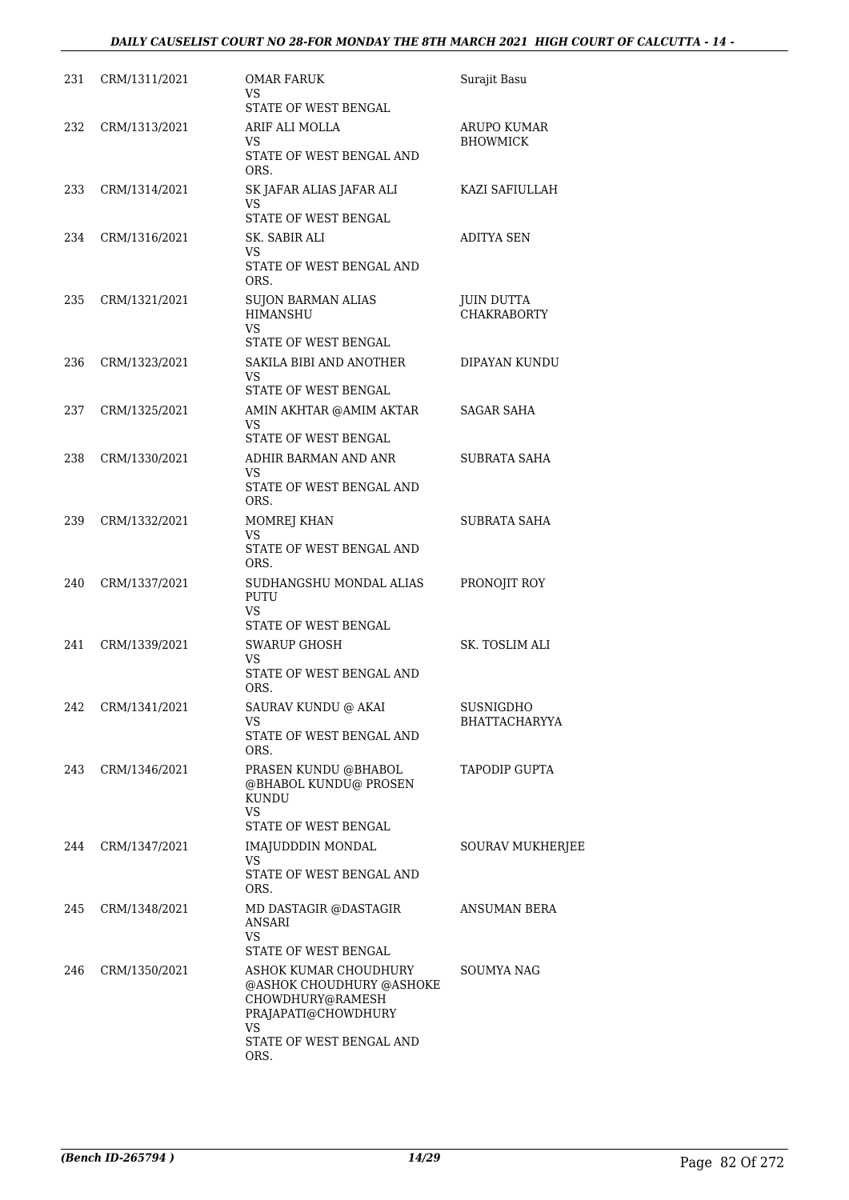| | | | |
|---|---|---|---|
| 231 | CRM/1311/2021 | OMAR FARUK<br>VS<br>STATE OF WEST BENGAL | Surajit Basu |
| 232 | CRM/1313/2021 | ARIF ALI MOLLA<br>VS<br>STATE OF WEST BENGAL AND ORS. | ARUPO KUMAR BHOWMICK |
| 233 | CRM/1314/2021 | SK JAFAR ALIAS JAFAR ALI<br>VS<br>STATE OF WEST BENGAL | KAZI SAFIULLAH |
| 234 | CRM/1316/2021 | SK. SABIR ALI<br>VS<br>STATE OF WEST BENGAL AND ORS. | ADITYA SEN |
| 235 | CRM/1321/2021 | SUJON BARMAN ALIAS HIMANSHU<br>VS<br>STATE OF WEST BENGAL | JUIN DUTTA CHAKRABORTY |
| 236 | CRM/1323/2021 | SAKILA BIBI AND ANOTHER<br>VS<br>STATE OF WEST BENGAL | DIPAYAN KUNDU |
| 237 | CRM/1325/2021 | AMIN AKHTAR @AMIM AKTAR<br>VS<br>STATE OF WEST BENGAL | SAGAR SAHA |
| 238 | CRM/1330/2021 | ADHIR BARMAN AND ANR<br>VS<br>STATE OF WEST BENGAL AND ORS. | SUBRATA SAHA |
| 239 | CRM/1332/2021 | MOMREJ KHAN<br>VS<br>STATE OF WEST BENGAL AND ORS. | SUBRATA SAHA |
| 240 | CRM/1337/2021 | SUDHANGSHU MONDAL ALIAS PUTU<br>VS<br>STATE OF WEST BENGAL | PRONOJIT ROY |
| 241 | CRM/1339/2021 | SWARUP GHOSH<br>VS<br>STATE OF WEST BENGAL AND ORS. | SK. TOSLIM ALI |
| 242 | CRM/1341/2021 | SAURAV KUNDU @ AKAI<br>VS<br>STATE OF WEST BENGAL AND ORS. | SUSNIGDHO BHATTACHARYYA |
| 243 | CRM/1346/2021 | PRASEN KUNDU @BHABOL @BHABOL KUNDU@ PROSEN KUNDU<br>VS<br>STATE OF WEST BENGAL | TAPODIP GUPTA |
| 244 | CRM/1347/2021 | IMAJUDDDIN MONDAL<br>VS<br>STATE OF WEST BENGAL AND ORS. | SOURAV MUKHERJEE |
| 245 | CRM/1348/2021 | MD DASTAGIR @DASTAGIR ANSARI<br>VS<br>STATE OF WEST BENGAL | ANSUMAN BERA |
| 246 | CRM/1350/2021 | ASHOK KUMAR CHOUDHURY @ASHOK CHOUDHURY @ASHOKE CHOWDHURY@RAMESH PRAJAPATI@CHOWDHURY<br>VS<br>STATE OF WEST BENGAL AND ORS. | SOUMYA NAG |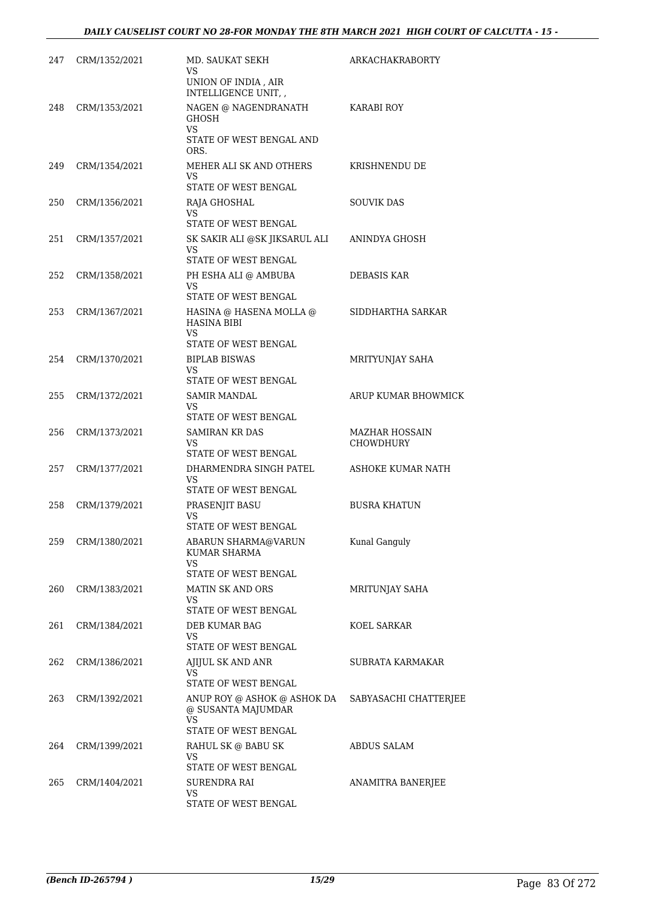| | | | |
|---|---|---|---|
| 247 | CRM/1352/2021 | MD. SAUKAT SEKH<br>VS<br>UNION OF INDIA , AIR INTELLIGENCE UNIT, , | ARKACHAKRABORTY |
| 248 | CRM/1353/2021 | NAGEN @ NAGENDRANATH GHOSH<br>VS<br>STATE OF WEST BENGAL AND ORS. | KARABI ROY |
| 249 | CRM/1354/2021 | MEHER ALI SK AND OTHERS<br>VS<br>STATE OF WEST BENGAL | KRISHNENDU DE |
| 250 | CRM/1356/2021 | RAJA GHOSHAL<br>VS<br>STATE OF WEST BENGAL | SOUVIK DAS |
| 251 | CRM/1357/2021 | SK SAKIR ALI @SK JIKSARUL ALI<br>VS<br>STATE OF WEST BENGAL | ANINDYA GHOSH |
| 252 | CRM/1358/2021 | PH ESHA ALI @ AMBUBA<br>VS<br>STATE OF WEST BENGAL | DEBASIS KAR |
| 253 | CRM/1367/2021 | HASINA @ HASENA MOLLA @ HASINA BIBI<br>VS<br>STATE OF WEST BENGAL | SIDDHARTHA SARKAR |
| 254 | CRM/1370/2021 | BIPLAB BISWAS<br>VS<br>STATE OF WEST BENGAL | MRITYUNJAY SAHA |
| 255 | CRM/1372/2021 | SAMIR MANDAL<br>VS<br>STATE OF WEST BENGAL | ARUP KUMAR BHOWMICK |
| 256 | CRM/1373/2021 | SAMIRAN KR DAS<br>VS<br>STATE OF WEST BENGAL | MAZHAR HOSSAIN CHOWDHURY |
| 257 | CRM/1377/2021 | DHARMENDRA SINGH PATEL<br>VS<br>STATE OF WEST BENGAL | ASHOKE KUMAR NATH |
| 258 | CRM/1379/2021 | PRASENJIT BASU<br>VS<br>STATE OF WEST BENGAL | BUSRA KHATUN |
| 259 | CRM/1380/2021 | ABARUN SHARMA@VARUN KUMAR SHARMA<br>VS<br>STATE OF WEST BENGAL | Kunal Ganguly |
| 260 | CRM/1383/2021 | MATIN SK AND ORS<br>VS<br>STATE OF WEST BENGAL | MRITUNJAY SAHA |
| 261 | CRM/1384/2021 | DEB KUMAR BAG<br>VS<br>STATE OF WEST BENGAL | KOEL SARKAR |
| 262 | CRM/1386/2021 | AJIJUL SK AND ANR<br>VS<br>STATE OF WEST BENGAL | SUBRATA KARMAKAR |
| 263 | CRM/1392/2021 | ANUP ROY @ ASHOK @ ASHOK DA @ SUSANTA MAJUMDAR<br>VS<br>STATE OF WEST BENGAL | SABYASACHI CHATTERJEE |
| 264 | CRM/1399/2021 | RAHUL SK @ BABU SK<br>VS<br>STATE OF WEST BENGAL | ABDUS SALAM |
| 265 | CRM/1404/2021 | SURENDRA RAI<br>VS<br>STATE OF WEST BENGAL | ANAMITRA BANERJEE |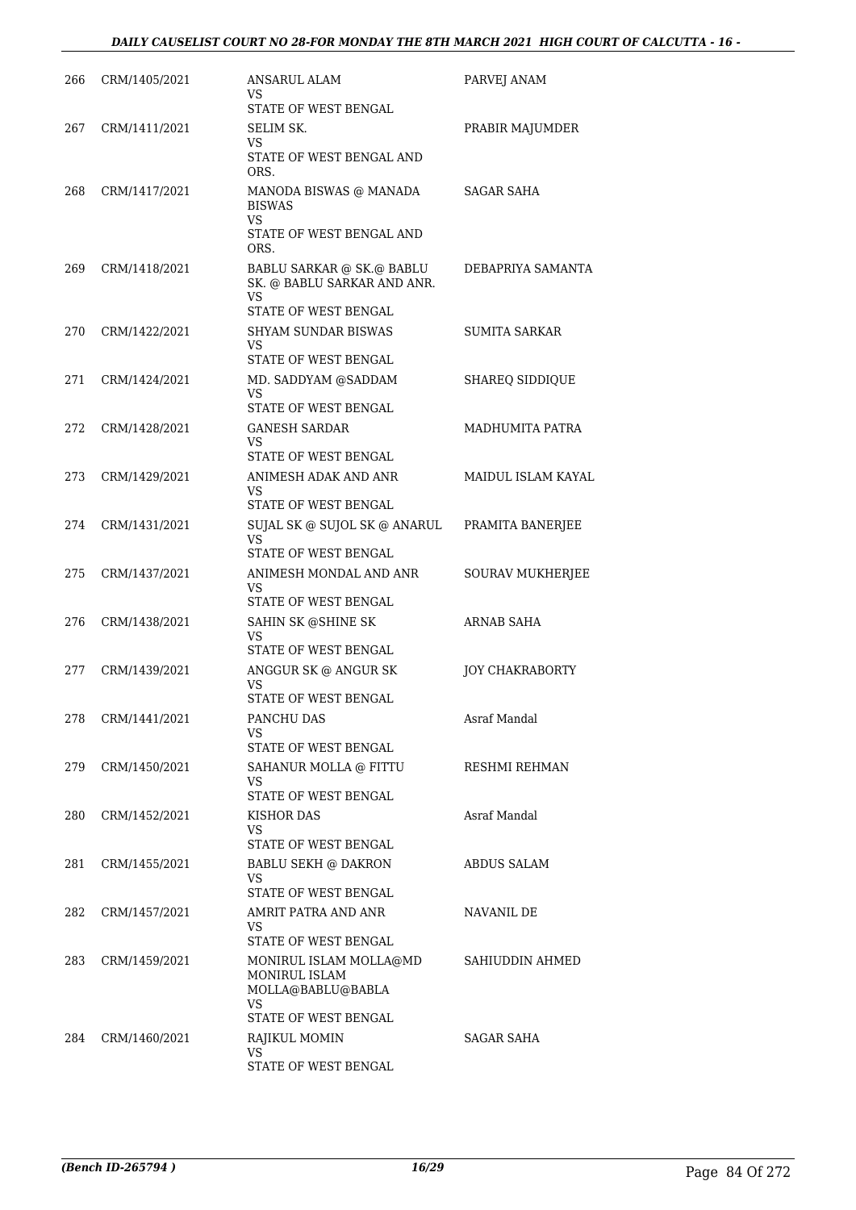| | | | |
|---|---|---|---|
| 266 | CRM/1405/2021 | ANSARUL ALAM<br>VS<br>STATE OF WEST BENGAL | PARVEJ ANAM |
| 267 | CRM/1411/2021 | SELIM SK.<br>VS<br>STATE OF WEST BENGAL AND ORS. | PRABIR MAJUMDER |
| 268 | CRM/1417/2021 | MANODA BISWAS @ MANADA BISWAS<br>VS<br>STATE OF WEST BENGAL AND ORS. | SAGAR SAHA |
| 269 | CRM/1418/2021 | BABLU SARKAR @ SK.@ BABLU SK. @ BABLU SARKAR AND ANR.<br>VS<br>STATE OF WEST BENGAL | DEBAPRIYA SAMANTA |
| 270 | CRM/1422/2021 | SHYAM SUNDAR BISWAS<br>VS<br>STATE OF WEST BENGAL | SUMITA SARKAR |
| 271 | CRM/1424/2021 | MD. SADDYAM @SADDAM<br>VS<br>STATE OF WEST BENGAL | SHAREQ SIDDIQUE |
| 272 | CRM/1428/2021 | GANESH SARDAR<br>VS<br>STATE OF WEST BENGAL | MADHUMITA PATRA |
| 273 | CRM/1429/2021 | ANIMESH ADAK AND ANR<br>VS<br>STATE OF WEST BENGAL | MAIDUL ISLAM KAYAL |
| 274 | CRM/1431/2021 | SUJAL SK @ SUJOL SK @ ANARUL<br>VS<br>STATE OF WEST BENGAL | PRAMITA BANERJEE |
| 275 | CRM/1437/2021 | ANIMESH MONDAL AND ANR<br>VS<br>STATE OF WEST BENGAL | SOURAV MUKHERJEE |
| 276 | CRM/1438/2021 | SAHIN SK @SHINE SK<br>VS<br>STATE OF WEST BENGAL | ARNAB SAHA |
| 277 | CRM/1439/2021 | ANGGUR SK @ ANGUR SK<br>VS<br>STATE OF WEST BENGAL | JOY CHAKRABORTY |
| 278 | CRM/1441/2021 | PANCHU DAS<br>VS<br>STATE OF WEST BENGAL | Asraf Mandal |
| 279 | CRM/1450/2021 | SAHANUR MOLLA @ FITTU<br>VS<br>STATE OF WEST BENGAL | RESHMI REHMAN |
| 280 | CRM/1452/2021 | KISHOR DAS<br>VS<br>STATE OF WEST BENGAL | Asraf Mandal |
| 281 | CRM/1455/2021 | BABLU SEKH @ DAKRON<br>VS<br>STATE OF WEST BENGAL | ABDUS SALAM |
| 282 | CRM/1457/2021 | AMRIT PATRA AND ANR<br>VS<br>STATE OF WEST BENGAL | NAVANIL DE |
| 283 | CRM/1459/2021 | MONIRUL ISLAM MOLLA@MD MONIRUL ISLAM MOLLA@BABLU@BABLA<br>VS<br>STATE OF WEST BENGAL | SAHIUDDIN AHMED |
| 284 | CRM/1460/2021 | RAJIKUL MOMIN<br>VS<br>STATE OF WEST BENGAL | SAGAR SAHA |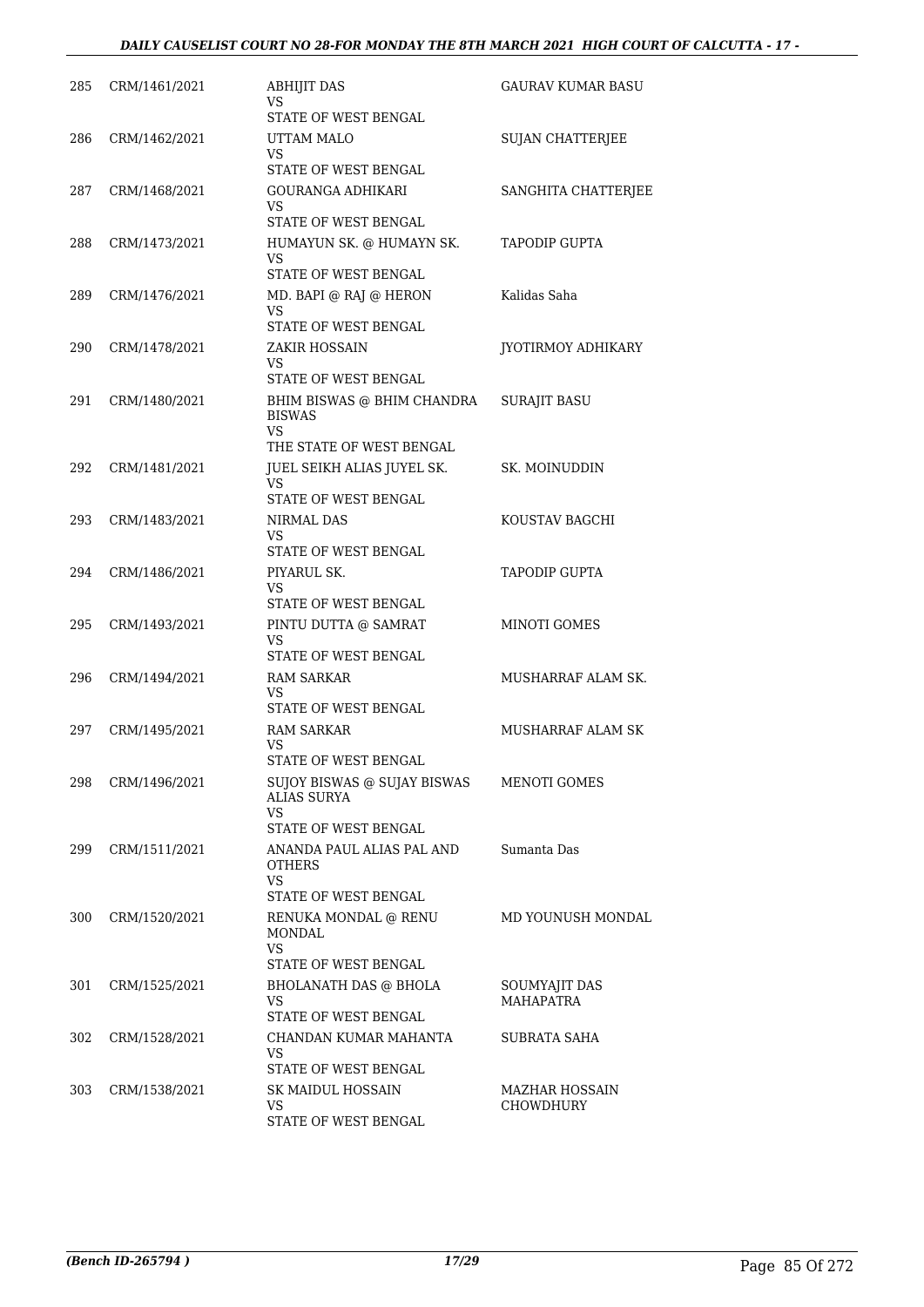| | | | |
|---|---|---|---|
| 285 | CRM/1461/2021 | ABHIJIT DAS<br>VS<br>STATE OF WEST BENGAL | GAURAV KUMAR BASU |
| 286 | CRM/1462/2021 | UTTAM MALO<br>VS<br>STATE OF WEST BENGAL | SUJAN CHATTERJEE |
| 287 | CRM/1468/2021 | GOURANGA ADHIKARI<br>VS<br>STATE OF WEST BENGAL | SANGHITA CHATTERJEE |
| 288 | CRM/1473/2021 | HUMAYUN SK. @ HUMAYN SK.<br>VS<br>STATE OF WEST BENGAL | TAPODIP GUPTA |
| 289 | CRM/1476/2021 | MD. BAPI @ RAJ @ HERON<br>VS<br>STATE OF WEST BENGAL | Kalidas Saha |
| 290 | CRM/1478/2021 | ZAKIR HOSSAIN<br>VS<br>STATE OF WEST BENGAL | JYOTIRMOY ADHIKARY |
| 291 | CRM/1480/2021 | BHIM BISWAS @ BHIM CHANDRA BISWAS<br>VS<br>THE STATE OF WEST BENGAL | SURAJIT BASU |
| 292 | CRM/1481/2021 | JUEL SEIKH ALIAS JUYEL SK.<br>VS<br>STATE OF WEST BENGAL | SK. MOINUDDIN |
| 293 | CRM/1483/2021 | NIRMAL DAS<br>VS<br>STATE OF WEST BENGAL | KOUSTAV BAGCHI |
| 294 | CRM/1486/2021 | PIYARUL SK.<br>VS<br>STATE OF WEST BENGAL | TAPODIP GUPTA |
| 295 | CRM/1493/2021 | PINTU DUTTA @ SAMRAT<br>VS<br>STATE OF WEST BENGAL | MINOTI GOMES |
| 296 | CRM/1494/2021 | RAM SARKAR<br>VS<br>STATE OF WEST BENGAL | MUSHARRAF ALAM SK. |
| 297 | CRM/1495/2021 | RAM SARKAR<br>VS<br>STATE OF WEST BENGAL | MUSHARRAF ALAM SK |
| 298 | CRM/1496/2021 | SUJOY BISWAS @ SUJAY BISWAS ALIAS SURYA<br>VS<br>STATE OF WEST BENGAL | MENOTI GOMES |
| 299 | CRM/1511/2021 | ANANDA PAUL ALIAS PAL AND OTHERS<br>VS<br>STATE OF WEST BENGAL | Sumanta Das |
| 300 | CRM/1520/2021 | RENUKA MONDAL @ RENU MONDAL<br>VS<br>STATE OF WEST BENGAL | MD YOUNUSH MONDAL |
| 301 | CRM/1525/2021 | BHOLANATH DAS @ BHOLA<br>VS<br>STATE OF WEST BENGAL | SOUMYAJIT DAS MAHAPATRA |
| 302 | CRM/1528/2021 | CHANDAN KUMAR MAHANTA<br>VS<br>STATE OF WEST BENGAL | SUBRATA SAHA |
| 303 | CRM/1538/2021 | SK MAIDUL HOSSAIN<br>VS<br>STATE OF WEST BENGAL | MAZHAR HOSSAIN CHOWDHURY |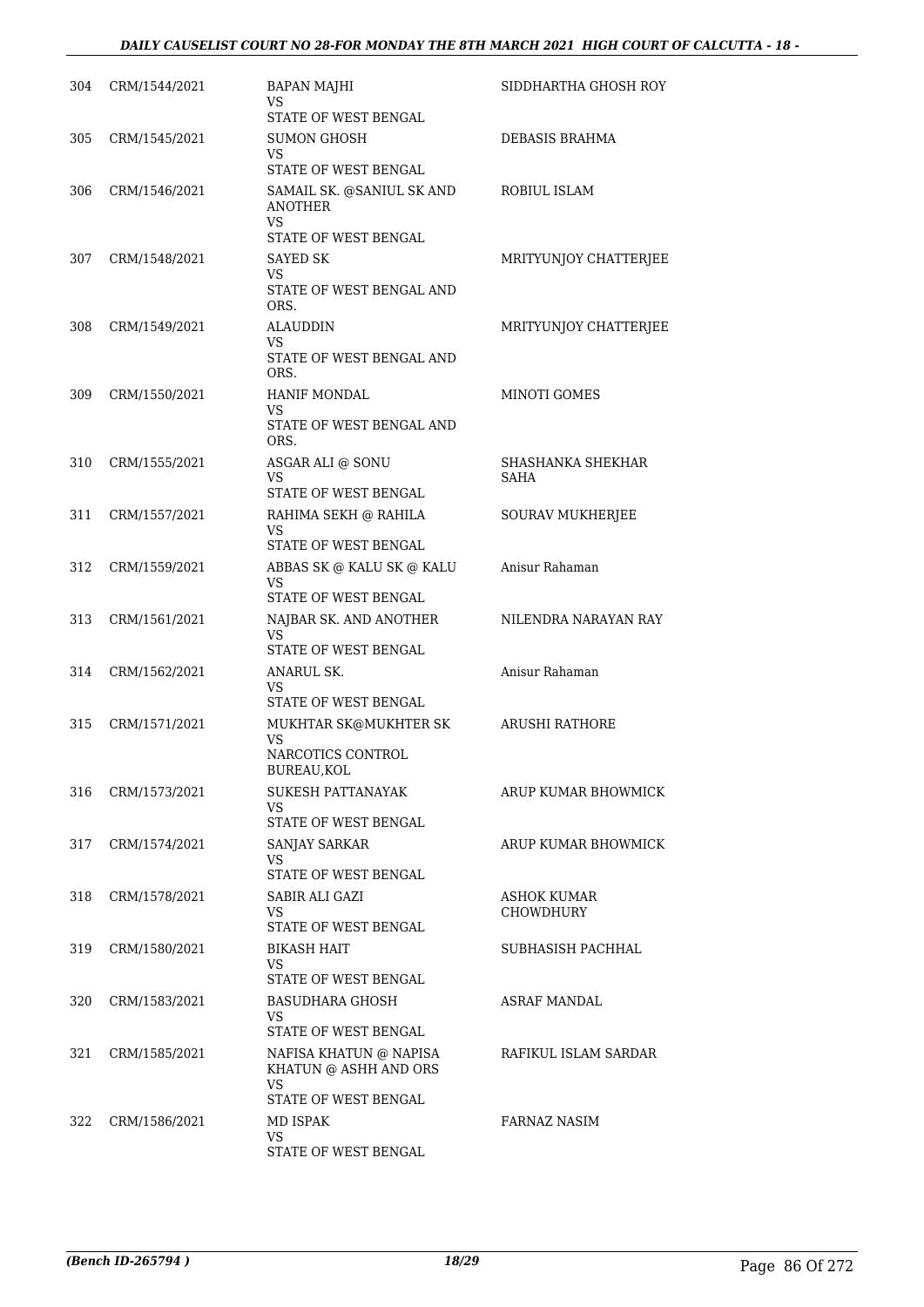| | | | |
|---|---|---|---|
| 304 | CRM/1544/2021 | BAPAN MAJHI<br>VS<br>STATE OF WEST BENGAL | SIDDHARTHA GHOSH ROY |
| 305 | CRM/1545/2021 | SUMON GHOSH<br>VS<br>STATE OF WEST BENGAL | DEBASIS BRAHMA |
| 306 | CRM/1546/2021 | SAMAIL SK. @SANIUL SK AND ANOTHER<br>VS<br>STATE OF WEST BENGAL | ROBIUL ISLAM |
| 307 | CRM/1548/2021 | SAYED SK<br>VS<br>STATE OF WEST BENGAL AND ORS. | MRITYUNJOY CHATTERJEE |
| 308 | CRM/1549/2021 | ALAUDDIN<br>VS<br>STATE OF WEST BENGAL AND ORS. | MRITYUNJOY CHATTERJEE |
| 309 | CRM/1550/2021 | HANIF MONDAL<br>VS<br>STATE OF WEST BENGAL AND ORS. | MINOTI GOMES |
| 310 | CRM/1555/2021 | ASGAR ALI @ SONU<br>VS<br>STATE OF WEST BENGAL | SHASHANKA SHEKHAR SAHA |
| 311 | CRM/1557/2021 | RAHIMA SEKH @ RAHILA<br>VS<br>STATE OF WEST BENGAL | SOURAV MUKHERJEE |
| 312 | CRM/1559/2021 | ABBAS SK @ KALU SK @ KALU<br>VS<br>STATE OF WEST BENGAL | Anisur Rahaman |
| 313 | CRM/1561/2021 | NAJBAR SK. AND ANOTHER<br>VS<br>STATE OF WEST BENGAL | NILENDRA NARAYAN RAY |
| 314 | CRM/1562/2021 | ANARUL SK.<br>VS<br>STATE OF WEST BENGAL | Anisur Rahaman |
| 315 | CRM/1571/2021 | MUKHTAR SK@MUKHTER SK<br>VS<br>NARCOTICS CONTROL BUREAU,KOL | ARUSHI RATHORE |
| 316 | CRM/1573/2021 | SUKESH PATTANAYAK<br>VS<br>STATE OF WEST BENGAL | ARUP KUMAR BHOWMICK |
| 317 | CRM/1574/2021 | SANJAY SARKAR<br>VS<br>STATE OF WEST BENGAL | ARUP KUMAR BHOWMICK |
| 318 | CRM/1578/2021 | SABIR ALI GAZI<br>VS<br>STATE OF WEST BENGAL | ASHOK KUMAR CHOWDHURY |
| 319 | CRM/1580/2021 | BIKASH HAIT<br>VS<br>STATE OF WEST BENGAL | SUBHASISH PACHHAL |
| 320 | CRM/1583/2021 | BASUDHARA GHOSH<br>VS<br>STATE OF WEST BENGAL | ASRAF MANDAL |
| 321 | CRM/1585/2021 | NAFISA KHATUN @ NAPISA KHATUN @ ASHH AND ORS<br>VS<br>STATE OF WEST BENGAL | RAFIKUL ISLAM SARDAR |
| 322 | CRM/1586/2021 | MD ISPAK<br>VS<br>STATE OF WEST BENGAL | FARNAZ NASIM |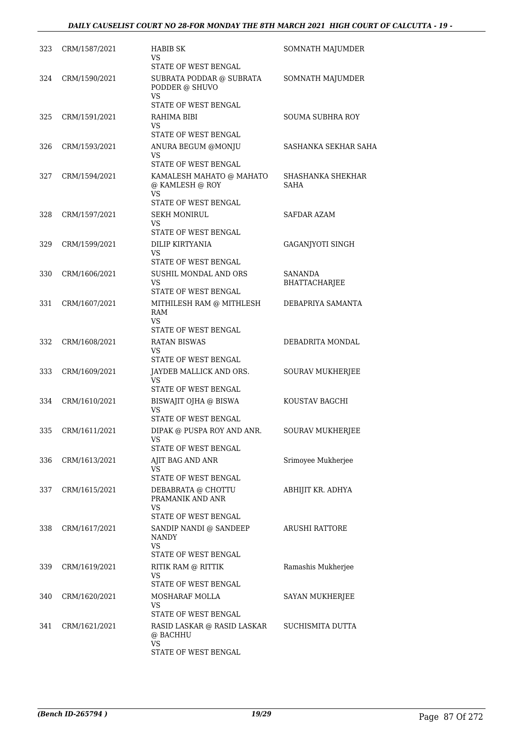| 323 | CRM/1587/2021 | HABIB SK<br>VS<br>STATE OF WEST BENGAL | SOMNATH MAJUMDER |
|---|---|---|---|
| 324 | CRM/1590/2021 | SUBRATA PODDAR @ SUBRATA PODDER @ SHUVO<br>VS<br>STATE OF WEST BENGAL | SOMNATH MAJUMDER |
| 325 | CRM/1591/2021 | RAHIMA BIBI<br>VS<br>STATE OF WEST BENGAL | SOUMA SUBHRA ROY |
| 326 | CRM/1593/2021 | ANURA BEGUM @MONJU<br>VS<br>STATE OF WEST BENGAL | SASHANKA SEKHAR SAHA |
| 327 | CRM/1594/2021 | KAMALESH MAHATO @ MAHATO @ KAMLESH @ ROY<br>VS<br>STATE OF WEST BENGAL | SHASHANKA SHEKHAR SAHA |
| 328 | CRM/1597/2021 | SEKH MONIRUL<br>VS<br>STATE OF WEST BENGAL | SAFDAR AZAM |
| 329 | CRM/1599/2021 | DILIP KIRTYANIA<br>VS<br>STATE OF WEST BENGAL | GAGANJYOTI SINGH |
| 330 | CRM/1606/2021 | SUSHIL MONDAL AND ORS<br>VS<br>STATE OF WEST BENGAL | SANANDA BHATTACHARJEE |
| 331 | CRM/1607/2021 | MITHILESH RAM @ MITHLESH RAM<br>VS<br>STATE OF WEST BENGAL | DEBAPRIYA SAMANTA |
| 332 | CRM/1608/2021 | RATAN BISWAS<br>VS<br>STATE OF WEST BENGAL | DEBADRITA MONDAL |
| 333 | CRM/1609/2021 | JAYDEB MALLICK AND ORS.<br>VS<br>STATE OF WEST BENGAL | SOURAV MUKHERJEE |
| 334 | CRM/1610/2021 | BISWAJIT OJHA @ BISWA<br>VS<br>STATE OF WEST BENGAL | KOUSTAV BAGCHI |
| 335 | CRM/1611/2021 | DIPAK @ PUSPA ROY AND ANR.<br>VS<br>STATE OF WEST BENGAL | SOURAV MUKHERJEE |
| 336 | CRM/1613/2021 | AJIT BAG AND ANR<br>VS<br>STATE OF WEST BENGAL | Srimoyee Mukherjee |
| 337 | CRM/1615/2021 | DEBABRATA @ CHOTTU PRAMANIK AND ANR<br>VS<br>STATE OF WEST BENGAL | ABHIJIT KR. ADHYA |
| 338 | CRM/1617/2021 | SANDIP NANDI @ SANDEEP NANDY<br>VS<br>STATE OF WEST BENGAL | ARUSHI RATTORE |
| 339 | CRM/1619/2021 | RITIK RAM @ RITTIK<br>VS<br>STATE OF WEST BENGAL | Ramashis Mukherjee |
| 340 | CRM/1620/2021 | MOSHARAF MOLLA<br>VS<br>STATE OF WEST BENGAL | SAYAN MUKHERJEE |
| 341 | CRM/1621/2021 | RASID LASKAR @ RASID LASKAR @ BACHHU<br>VS<br>STATE OF WEST BENGAL | SUCHISMITA DUTTA |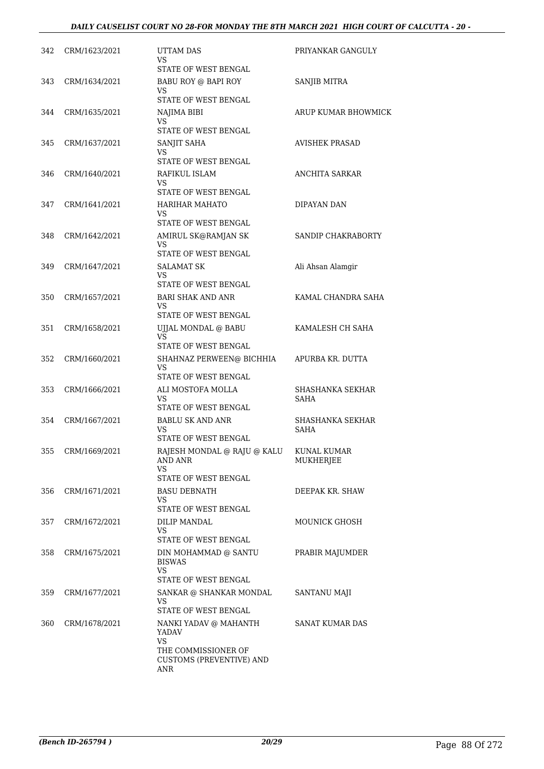| | | | |
|---|---|---|---|
| 342 | CRM/1623/2021 | UTTAM DAS<br>VS<br>STATE OF WEST BENGAL | PRIYANKAR GANGULY |
| 343 | CRM/1634/2021 | BABU ROY @ BAPI ROY<br>VS<br>STATE OF WEST BENGAL | SANJIB MITRA |
| 344 | CRM/1635/2021 | NAJIMA BIBI<br>VS<br>STATE OF WEST BENGAL | ARUP KUMAR BHOWMICK |
| 345 | CRM/1637/2021 | SANJIT SAHA<br>VS<br>STATE OF WEST BENGAL | AVISHEK PRASAD |
| 346 | CRM/1640/2021 | RAFIKUL ISLAM<br>VS<br>STATE OF WEST BENGAL | ANCHITA SARKAR |
| 347 | CRM/1641/2021 | HARIHAR MAHATO<br>VS<br>STATE OF WEST BENGAL | DIPAYAN DAN |
| 348 | CRM/1642/2021 | AMIRUL SK@RAMJAN SK<br>VS<br>STATE OF WEST BENGAL | SANDIP CHAKRABORTY |
| 349 | CRM/1647/2021 | SALAMAT SK<br>VS<br>STATE OF WEST BENGAL | Ali Ahsan Alamgir |
| 350 | CRM/1657/2021 | BARI SHAK AND ANR<br>VS<br>STATE OF WEST BENGAL | KAMAL CHANDRA SAHA |
| 351 | CRM/1658/2021 | UJJAL MONDAL @ BABU<br>VS<br>STATE OF WEST BENGAL | KAMALESH CH SAHA |
| 352 | CRM/1660/2021 | SHAHNAZ PERWEEN@ BICHHIA<br>VS<br>STATE OF WEST BENGAL | APURBA KR. DUTTA |
| 353 | CRM/1666/2021 | ALI MOSTOFA MOLLA<br>VS<br>STATE OF WEST BENGAL | SHASHANKA SEKHAR SAHA |
| 354 | CRM/1667/2021 | BABLU SK AND ANR<br>VS<br>STATE OF WEST BENGAL | SHASHANKA SEKHAR SAHA |
| 355 | CRM/1669/2021 | RAJESH MONDAL @ RAJU @ KALU AND ANR<br>VS<br>STATE OF WEST BENGAL | KUNAL KUMAR MUKHERJEE |
| 356 | CRM/1671/2021 | BASU DEBNATH<br>VS<br>STATE OF WEST BENGAL | DEEPAK KR. SHAW |
| 357 | CRM/1672/2021 | DILIP MANDAL<br>VS<br>STATE OF WEST BENGAL | MOUNICK GHOSH |
| 358 | CRM/1675/2021 | DIN MOHAMMAD @ SANTU BISWAS<br>VS<br>STATE OF WEST BENGAL | PRABIR MAJUMDER |
| 359 | CRM/1677/2021 | SANKAR @ SHANKAR MONDAL<br>VS<br>STATE OF WEST BENGAL | SANTANU MAJI |
| 360 | CRM/1678/2021 | NANKI YADAV @ MAHANTH YADAV<br>VS<br>THE COMMISSIONER OF CUSTOMS (PREVENTIVE) AND ANR | SANAT KUMAR DAS |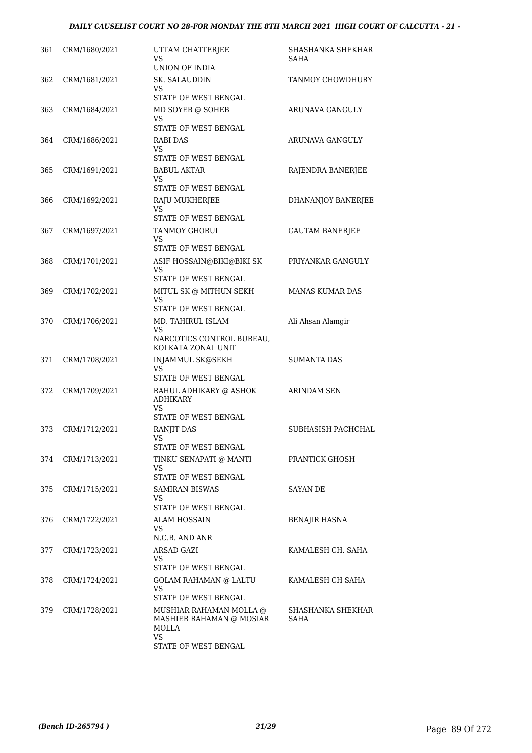| 361 | CRM/1680/2021 | UTTAM CHATTERJEE<br>VS<br>UNION OF INDIA | SHASHANKA SHEKHAR SAHA |
|---|---|---|---|
| 362 | CRM/1681/2021 | SK. SALAUDDIN<br>VS<br>STATE OF WEST BENGAL | TANMOY CHOWDHURY |
| 363 | CRM/1684/2021 | MD SOYEB @ SOHEB<br>VS<br>STATE OF WEST BENGAL | ARUNAVA GANGULY |
| 364 | CRM/1686/2021 | RABI DAS<br>VS<br>STATE OF WEST BENGAL | ARUNAVA GANGULY |
| 365 | CRM/1691/2021 | BABUL AKTAR<br>VS<br>STATE OF WEST BENGAL | RAJENDRA BANERJEE |
| 366 | CRM/1692/2021 | RAJU MUKHERJEE<br>VS<br>STATE OF WEST BENGAL | DHANANJOY BANERJEE |
| 367 | CRM/1697/2021 | TANMOY GHORUI<br>VS<br>STATE OF WEST BENGAL | GAUTAM BANERJEE |
| 368 | CRM/1701/2021 | ASIF HOSSAIN@BIKI@BIKI SK<br>VS<br>STATE OF WEST BENGAL | PRIYANKAR GANGULY |
| 369 | CRM/1702/2021 | MITUL SK @ MITHUN SEKH<br>VS<br>STATE OF WEST BENGAL | MANAS KUMAR DAS |
| 370 | CRM/1706/2021 | MD. TAHIRUL ISLAM<br>VS<br>NARCOTICS CONTROL BUREAU, KOLKATA ZONAL UNIT | Ali Ahsan Alamgir |
| 371 | CRM/1708/2021 | INJAMMUL SK@SEKH<br>VS<br>STATE OF WEST BENGAL | SUMANTA DAS |
| 372 | CRM/1709/2021 | RAHUL ADHIKARY @ ASHOK ADHIKARY<br>VS<br>STATE OF WEST BENGAL | ARINDAM SEN |
| 373 | CRM/1712/2021 | RANJIT DAS<br>VS<br>STATE OF WEST BENGAL | SUBHASISH PACHCHAL |
| 374 | CRM/1713/2021 | TINKU SENAPATI @ MANTI<br>VS<br>STATE OF WEST BENGAL | PRANTICK GHOSH |
| 375 | CRM/1715/2021 | SAMIRAN BISWAS<br>VS<br>STATE OF WEST BENGAL | SAYAN DE |
| 376 | CRM/1722/2021 | ALAM HOSSAIN<br>VS<br>N.C.B. AND ANR | BENAJIR HASNA |
| 377 | CRM/1723/2021 | ARSAD GAZI<br>VS<br>STATE OF WEST BENGAL | KAMALESH CH. SAHA |
| 378 | CRM/1724/2021 | GOLAM RAHAMAN @ LALTU<br>VS<br>STATE OF WEST BENGAL | KAMALESH CH SAHA |
| 379 | CRM/1728/2021 | MUSHIAR RAHAMAN MOLLA @ MASHIER RAHAMAN @ MOSIAR MOLLA<br>VS<br>STATE OF WEST BENGAL | SHASHANKA SHEKHAR SAHA |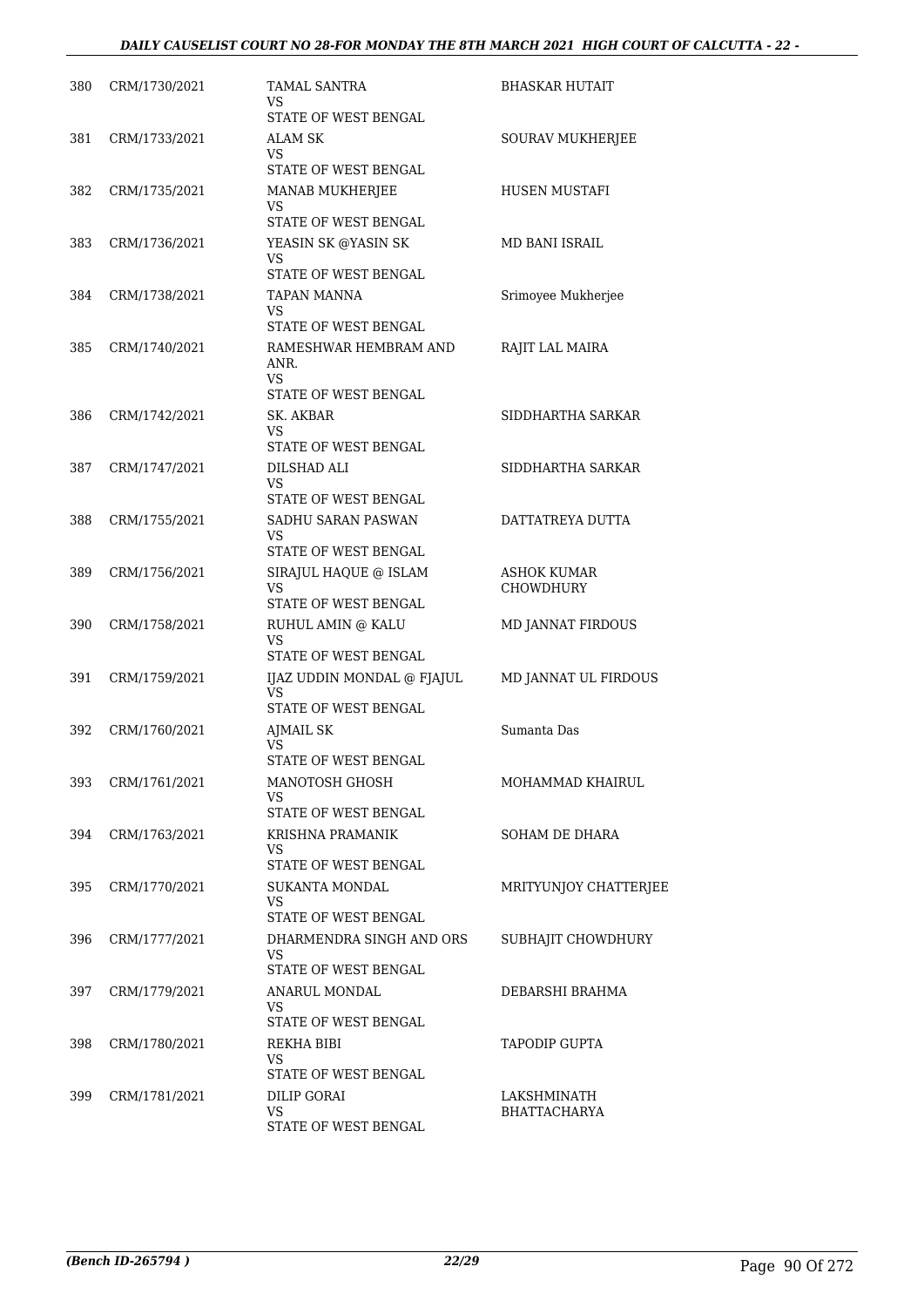| | | | |
|---|---|---|---|
| 380 | CRM/1730/2021 | TAMAL SANTRA<br>VS<br>STATE OF WEST BENGAL | BHASKAR HUTAIT |
| 381 | CRM/1733/2021 | ALAM SK<br>VS<br>STATE OF WEST BENGAL | SOURAV MUKHERJEE |
| 382 | CRM/1735/2021 | MANAB MUKHERJEE<br>VS<br>STATE OF WEST BENGAL | HUSEN MUSTAFI |
| 383 | CRM/1736/2021 | YEASIN SK @YASIN SK<br>VS<br>STATE OF WEST BENGAL | MD BANI ISRAIL |
| 384 | CRM/1738/2021 | TAPAN MANNA<br>VS<br>STATE OF WEST BENGAL | Srimoyee Mukherjee |
| 385 | CRM/1740/2021 | RAMESHWAR HEMBRAM AND ANR.<br>VS<br>STATE OF WEST BENGAL | RAJIT LAL MAIRA |
| 386 | CRM/1742/2021 | SK. AKBAR<br>VS<br>STATE OF WEST BENGAL | SIDDHARTHA SARKAR |
| 387 | CRM/1747/2021 | DILSHAD ALI<br>VS<br>STATE OF WEST BENGAL | SIDDHARTHA SARKAR |
| 388 | CRM/1755/2021 | SADHU SARAN PASWAN<br>VS<br>STATE OF WEST BENGAL | DATTATREYA DUTTA |
| 389 | CRM/1756/2021 | SIRAJUL HAQUE @ ISLAM<br>VS<br>STATE OF WEST BENGAL | ASHOK KUMAR CHOWDHURY |
| 390 | CRM/1758/2021 | RUHUL AMIN @ KALU<br>VS<br>STATE OF WEST BENGAL | MD JANNAT FIRDOUS |
| 391 | CRM/1759/2021 | IJAZ UDDIN MONDAL @ FJAJUL<br>VS<br>STATE OF WEST BENGAL | MD JANNAT UL FIRDOUS |
| 392 | CRM/1760/2021 | AJMAIL SK<br>VS<br>STATE OF WEST BENGAL | Sumanta Das |
| 393 | CRM/1761/2021 | MANOTOSH GHOSH<br>VS<br>STATE OF WEST BENGAL | MOHAMMAD KHAIRUL |
| 394 | CRM/1763/2021 | KRISHNA PRAMANIK<br>VS<br>STATE OF WEST BENGAL | SOHAM DE DHARA |
| 395 | CRM/1770/2021 | SUKANTA MONDAL<br>VS<br>STATE OF WEST BENGAL | MRITYUNJOY CHATTERJEE |
| 396 | CRM/1777/2021 | DHARMENDRA SINGH AND ORS<br>VS<br>STATE OF WEST BENGAL | SUBHAJIT CHOWDHURY |
| 397 | CRM/1779/2021 | ANARUL MONDAL<br>VS<br>STATE OF WEST BENGAL | DEBARSHI BRAHMA |
| 398 | CRM/1780/2021 | REKHA BIBI<br>VS<br>STATE OF WEST BENGAL | TAPODIP GUPTA |
| 399 | CRM/1781/2021 | DILIP GORAI<br>VS<br>STATE OF WEST BENGAL | LAKSHMINATH BHATTACHARYA |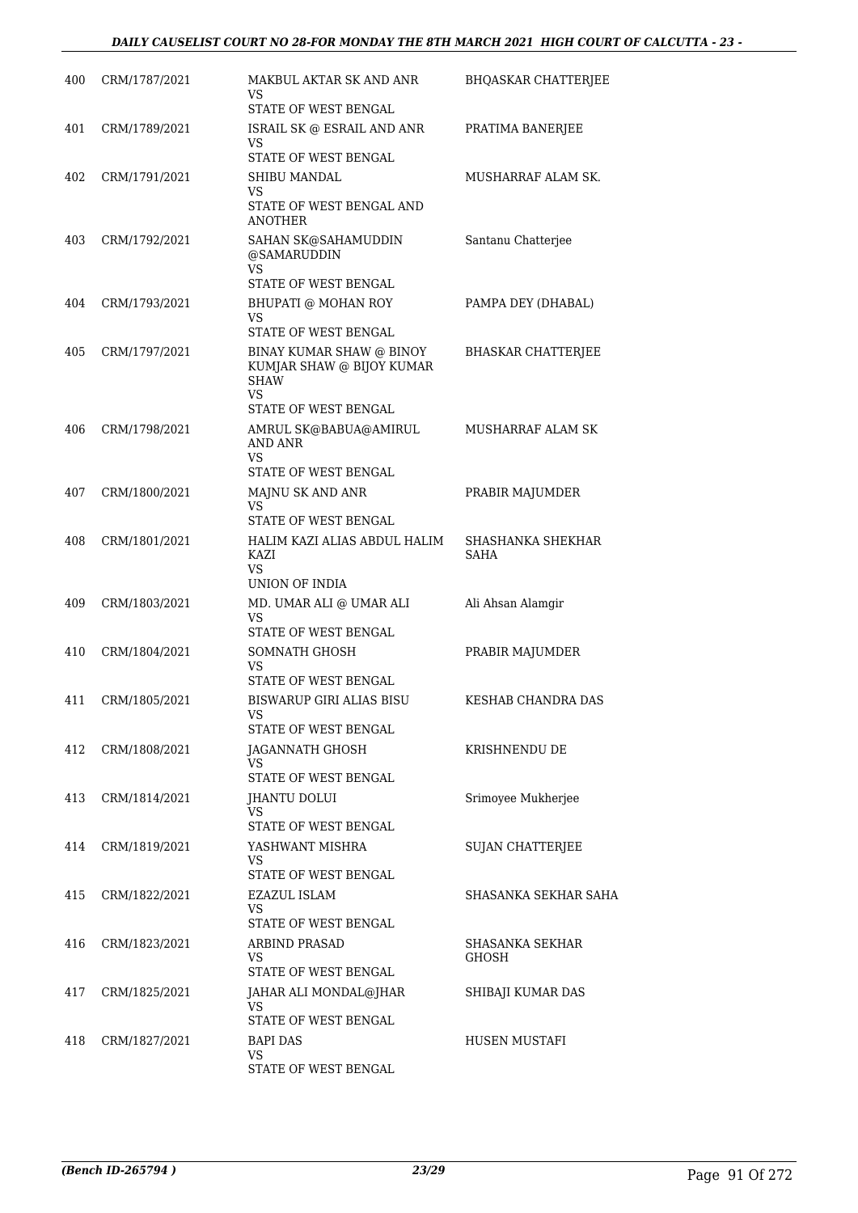| 400 | CRM/1787/2021 | MAKBUL AKTAR SK AND ANR VS STATE OF WEST BENGAL | BHQASKAR CHATTERJEE |
|---|---|---|---|
| 401 | CRM/1789/2021 | ISRAIL SK @ ESRAIL AND ANR VS STATE OF WEST BENGAL | PRATIMA BANERJEE |
| 402 | CRM/1791/2021 | SHIBU MANDAL VS STATE OF WEST BENGAL AND ANOTHER | MUSHARRAF ALAM SK. |
| 403 | CRM/1792/2021 | SAHAN SK@SAHAMUDDIN @SAMARUDDIN VS STATE OF WEST BENGAL | Santanu Chatterjee |
| 404 | CRM/1793/2021 | BHUPATI @ MOHAN ROY VS STATE OF WEST BENGAL | PAMPA DEY (DHABAL) |
| 405 | CRM/1797/2021 | BINAY KUMAR SHAW @ BINOY KUMJAR SHAW @ BIJOY KUMAR SHAW VS STATE OF WEST BENGAL | BHASKAR CHATTERJEE |
| 406 | CRM/1798/2021 | AMRUL SK@BABUA@AMIRUL AND ANR VS STATE OF WEST BENGAL | MUSHARRAF ALAM SK |
| 407 | CRM/1800/2021 | MAJNU SK AND ANR VS STATE OF WEST BENGAL | PRABIR MAJUMDER |
| 408 | CRM/1801/2021 | HALIM KAZI ALIAS ABDUL HALIM KAZI VS UNION OF INDIA | SHASHANKA SHEKHAR SAHA |
| 409 | CRM/1803/2021 | MD. UMAR ALI @ UMAR ALI VS STATE OF WEST BENGAL | Ali Ahsan Alamgir |
| 410 | CRM/1804/2021 | SOMNATH GHOSH VS STATE OF WEST BENGAL | PRABIR MAJUMDER |
| 411 | CRM/1805/2021 | BISWARUP GIRI ALIAS BISU VS STATE OF WEST BENGAL | KESHAB CHANDRA DAS |
| 412 | CRM/1808/2021 | JAGANNATH GHOSH VS STATE OF WEST BENGAL | KRISHNENDU DE |
| 413 | CRM/1814/2021 | JHANTU DOLUI VS STATE OF WEST BENGAL | Srimoyee Mukherjee |
| 414 | CRM/1819/2021 | YASHWANT MISHRA VS STATE OF WEST BENGAL | SUJAN CHATTERJEE |
| 415 | CRM/1822/2021 | EZAZUL ISLAM VS STATE OF WEST BENGAL | SHASANKA SEKHAR SAHA |
| 416 | CRM/1823/2021 | ARBIND PRASAD VS STATE OF WEST BENGAL | SHASANKA SEKHAR GHOSH |
| 417 | CRM/1825/2021 | JAHAR ALI MONDAL@JHAR VS STATE OF WEST BENGAL | SHIBAJI KUMAR DAS |
| 418 | CRM/1827/2021 | BAPI DAS VS STATE OF WEST BENGAL | HUSEN MUSTAFI |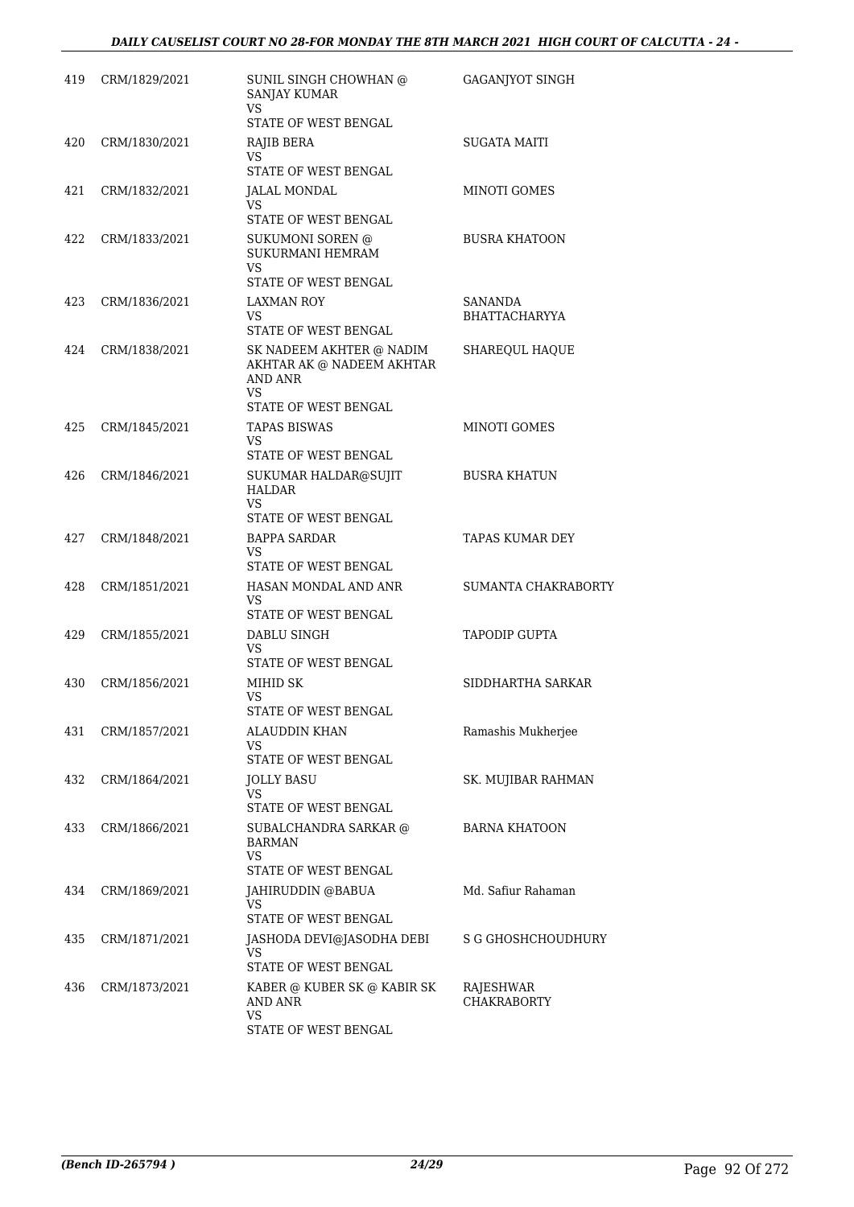| | | | |
|---|---|---|---|
| 419 | CRM/1829/2021 | SUNIL SINGH CHOWHAN @ SANJAY KUMAR<br>VS<br>STATE OF WEST BENGAL | GAGANJYOT SINGH |
| 420 | CRM/1830/2021 | RAJIB BERA<br>VS<br>STATE OF WEST BENGAL | SUGATA MAITI |
| 421 | CRM/1832/2021 | JALAL MONDAL<br>VS<br>STATE OF WEST BENGAL | MINOTI GOMES |
| 422 | CRM/1833/2021 | SUKUMONI SOREN @ SUKURMANI HEMRAM<br>VS<br>STATE OF WEST BENGAL | BUSRA KHATOON |
| 423 | CRM/1836/2021 | LAXMAN ROY<br>VS<br>STATE OF WEST BENGAL | SANANDA BHATTACHARYYA |
| 424 | CRM/1838/2021 | SK NADEEM AKHTER @ NADIM AKHTAR AK @ NADEEM AKHTAR AND ANR<br>VS<br>STATE OF WEST BENGAL | SHAREQUL HAQUE |
| 425 | CRM/1845/2021 | TAPAS BISWAS<br>VS<br>STATE OF WEST BENGAL | MINOTI GOMES |
| 426 | CRM/1846/2021 | SUKUMAR HALDAR@SUJIT HALDAR<br>VS<br>STATE OF WEST BENGAL | BUSRA KHATUN |
| 427 | CRM/1848/2021 | BAPPA SARDAR<br>VS<br>STATE OF WEST BENGAL | TAPAS KUMAR DEY |
| 428 | CRM/1851/2021 | HASAN MONDAL AND ANR<br>VS<br>STATE OF WEST BENGAL | SUMANTA CHAKRABORTY |
| 429 | CRM/1855/2021 | DABLU SINGH<br>VS<br>STATE OF WEST BENGAL | TAPODIP GUPTA |
| 430 | CRM/1856/2021 | MIHID SK<br>VS<br>STATE OF WEST BENGAL | SIDDHARTHA SARKAR |
| 431 | CRM/1857/2021 | ALAUDDIN KHAN<br>VS<br>STATE OF WEST BENGAL | Ramashis Mukherjee |
| 432 | CRM/1864/2021 | JOLLY BASU<br>VS<br>STATE OF WEST BENGAL | SK. MUJIBAR RAHMAN |
| 433 | CRM/1866/2021 | SUBALCHANDRA SARKAR @ BARMAN<br>VS<br>STATE OF WEST BENGAL | BARNA KHATOON |
| 434 | CRM/1869/2021 | JAHIRUDDIN @BABUA<br>VS<br>STATE OF WEST BENGAL | Md. Safiur Rahaman |
| 435 | CRM/1871/2021 | JASHODA DEVI@JASODHA DEBI<br>VS<br>STATE OF WEST BENGAL | S G GHOSHCHOUDHURY |
| 436 | CRM/1873/2021 | KABER @ KUBER SK @ KABIR SK AND ANR<br>VS<br>STATE OF WEST BENGAL | RAJESHWAR CHAKRABORTY |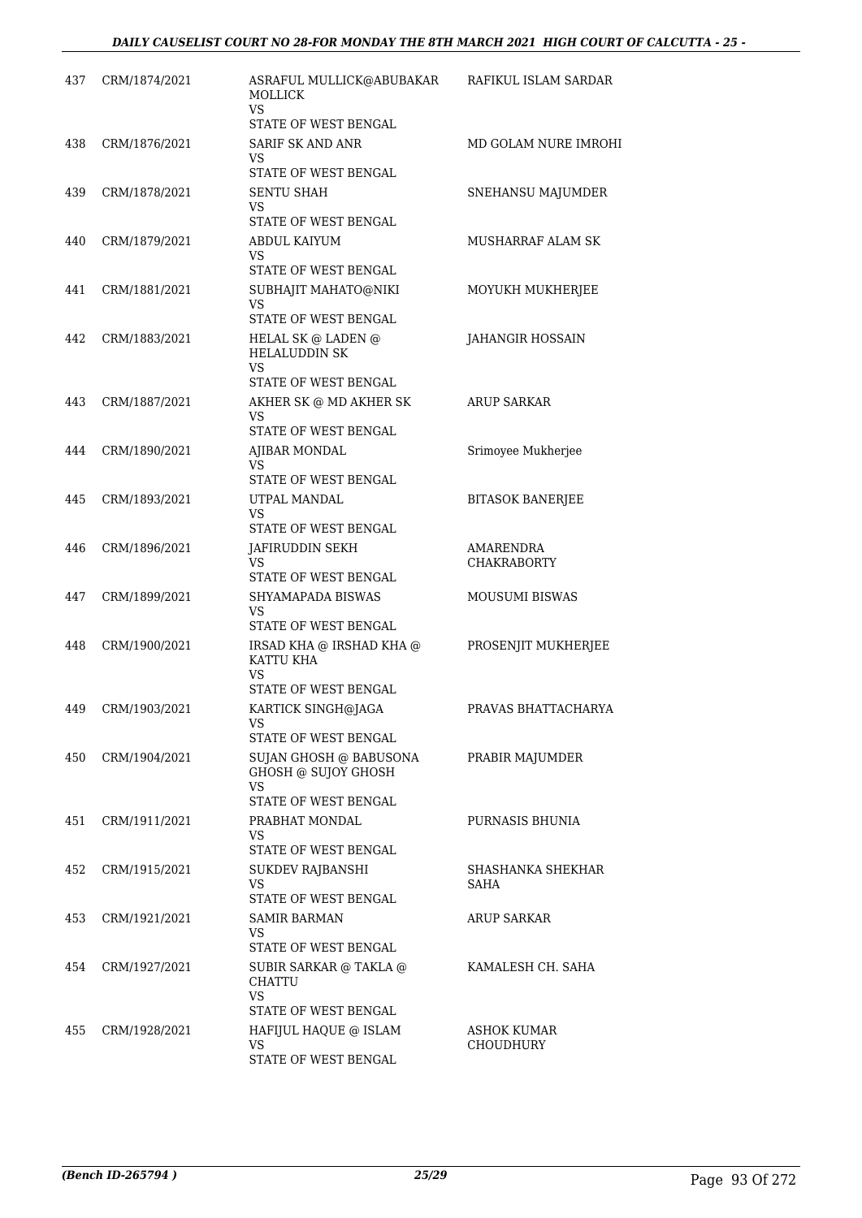| 437 | CRM/1874/2021 | ASRAFUL MULLICK@ABUBAKAR MOLLICK VS STATE OF WEST BENGAL | RAFIKUL ISLAM SARDAR |
|---|---|---|---|
| 438 | CRM/1876/2021 | SARIF SK AND ANR VS STATE OF WEST BENGAL | MD GOLAM NURE IMROHI |
| 439 | CRM/1878/2021 | SENTU SHAH VS STATE OF WEST BENGAL | SNEHANSU MAJUMDER |
| 440 | CRM/1879/2021 | ABDUL KAIYUM VS STATE OF WEST BENGAL | MUSHARRAF ALAM SK |
| 441 | CRM/1881/2021 | SUBHAJIT MAHATO@NIKI VS STATE OF WEST BENGAL | MOYUKH MUKHERJEE |
| 442 | CRM/1883/2021 | HELAL SK @ LADEN @ HELALUDDIN SK VS STATE OF WEST BENGAL | JAHANGIR HOSSAIN |
| 443 | CRM/1887/2021 | AKHER SK @ MD AKHER SK VS STATE OF WEST BENGAL | ARUP SARKAR |
| 444 | CRM/1890/2021 | AJIBAR MONDAL VS STATE OF WEST BENGAL | Srimoyee Mukherjee |
| 445 | CRM/1893/2021 | UTPAL MANDAL VS STATE OF WEST BENGAL | BITASOK BANERJEE |
| 446 | CRM/1896/2021 | JAFIRUDDIN SEKH VS STATE OF WEST BENGAL | AMARENDRA CHAKRABORTY |
| 447 | CRM/1899/2021 | SHYAMAPADA BISWAS VS STATE OF WEST BENGAL | MOUSUMI BISWAS |
| 448 | CRM/1900/2021 | IRSAD KHA @ IRSHAD KHA @ KATTU KHA VS STATE OF WEST BENGAL | PROSENJIT MUKHERJEE |
| 449 | CRM/1903/2021 | KARTICK SINGH@JAGA VS STATE OF WEST BENGAL | PRAVAS BHATTACHARYA |
| 450 | CRM/1904/2021 | SUJAN GHOSH @ BABUSONA GHOSH @ SUJOY GHOSH VS STATE OF WEST BENGAL | PRABIR MAJUMDER |
| 451 | CRM/1911/2021 | PRABHAT MONDAL VS STATE OF WEST BENGAL | PURNASIS BHUNIA |
| 452 | CRM/1915/2021 | SUKDEV RAJBANSHI VS STATE OF WEST BENGAL | SHASHANKA SHEKHAR SAHA |
| 453 | CRM/1921/2021 | SAMIR BARMAN VS STATE OF WEST BENGAL | ARUP SARKAR |
| 454 | CRM/1927/2021 | SUBIR SARKAR @ TAKLA @ CHATTU VS STATE OF WEST BENGAL | KAMALESH CH. SAHA |
| 455 | CRM/1928/2021 | HAFIJUL HAQUE @ ISLAM VS STATE OF WEST BENGAL | ASHOK KUMAR CHOUDHURY |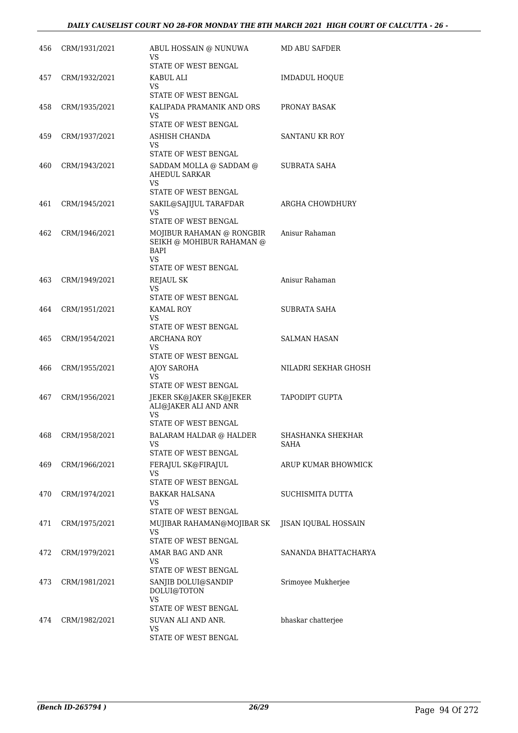| | | | |
|---|---|---|---|
| 456 | CRM/1931/2021 | ABUL HOSSAIN @ NUNUWA<br>VS<br>STATE OF WEST BENGAL | MD ABU SAFDER |
| 457 | CRM/1932/2021 | KABUL ALI<br>VS<br>STATE OF WEST BENGAL | IMDADUL HOQUE |
| 458 | CRM/1935/2021 | KALIPADA PRAMANIK AND ORS<br>VS<br>STATE OF WEST BENGAL | PRONAY BASAK |
| 459 | CRM/1937/2021 | ASHISH CHANDA<br>VS<br>STATE OF WEST BENGAL | SANTANU KR ROY |
| 460 | CRM/1943/2021 | SADDAM MOLLA @ SADDAM @ AHEDUL SARKAR<br>VS<br>STATE OF WEST BENGAL | SUBRATA SAHA |
| 461 | CRM/1945/2021 | SAKIL@SAJIJUL TARAFDAR<br>VS<br>STATE OF WEST BENGAL | ARGHA CHOWDHURY |
| 462 | CRM/1946/2021 | MOJIBUR RAHAMAN @ RONGBIR SEIKH @ MOHIBUR RAHAMAN @ BAPI<br>VS<br>STATE OF WEST BENGAL | Anisur Rahaman |
| 463 | CRM/1949/2021 | REJAUL SK<br>VS<br>STATE OF WEST BENGAL | Anisur Rahaman |
| 464 | CRM/1951/2021 | KAMAL ROY<br>VS<br>STATE OF WEST BENGAL | SUBRATA SAHA |
| 465 | CRM/1954/2021 | ARCHANA ROY<br>VS<br>STATE OF WEST BENGAL | SALMAN HASAN |
| 466 | CRM/1955/2021 | AJOY SAROHA<br>VS<br>STATE OF WEST BENGAL | NILADRI SEKHAR GHOSH |
| 467 | CRM/1956/2021 | JEKER SK@JAKER SK@JEKER ALI@JAKER ALI AND ANR<br>VS<br>STATE OF WEST BENGAL | TAPODIPT GUPTA |
| 468 | CRM/1958/2021 | BALARAM HALDAR @ HALDER<br>VS<br>STATE OF WEST BENGAL | SHASHANKA SHEKHAR SAHA |
| 469 | CRM/1966/2021 | FERAJUL SK@FIRAJUL<br>VS<br>STATE OF WEST BENGAL | ARUP KUMAR BHOWMICK |
| 470 | CRM/1974/2021 | BAKKAR HALSANA<br>VS<br>STATE OF WEST BENGAL | SUCHISMITA DUTTA |
| 471 | CRM/1975/2021 | MUJIBAR RAHAMAN@MOJIBAR SK<br>VS<br>STATE OF WEST BENGAL | JISAN IQUBAL HOSSAIN |
| 472 | CRM/1979/2021 | AMAR BAG AND ANR<br>VS<br>STATE OF WEST BENGAL | SANANDA BHATTACHARYA |
| 473 | CRM/1981/2021 | SANJIB DOLUI@SANDIP DOLUI@TOTON<br>VS<br>STATE OF WEST BENGAL | Srimoyee Mukherjee |
| 474 | CRM/1982/2021 | SUVAN ALI AND ANR.<br>VS<br>STATE OF WEST BENGAL | bhaskar chatterjee |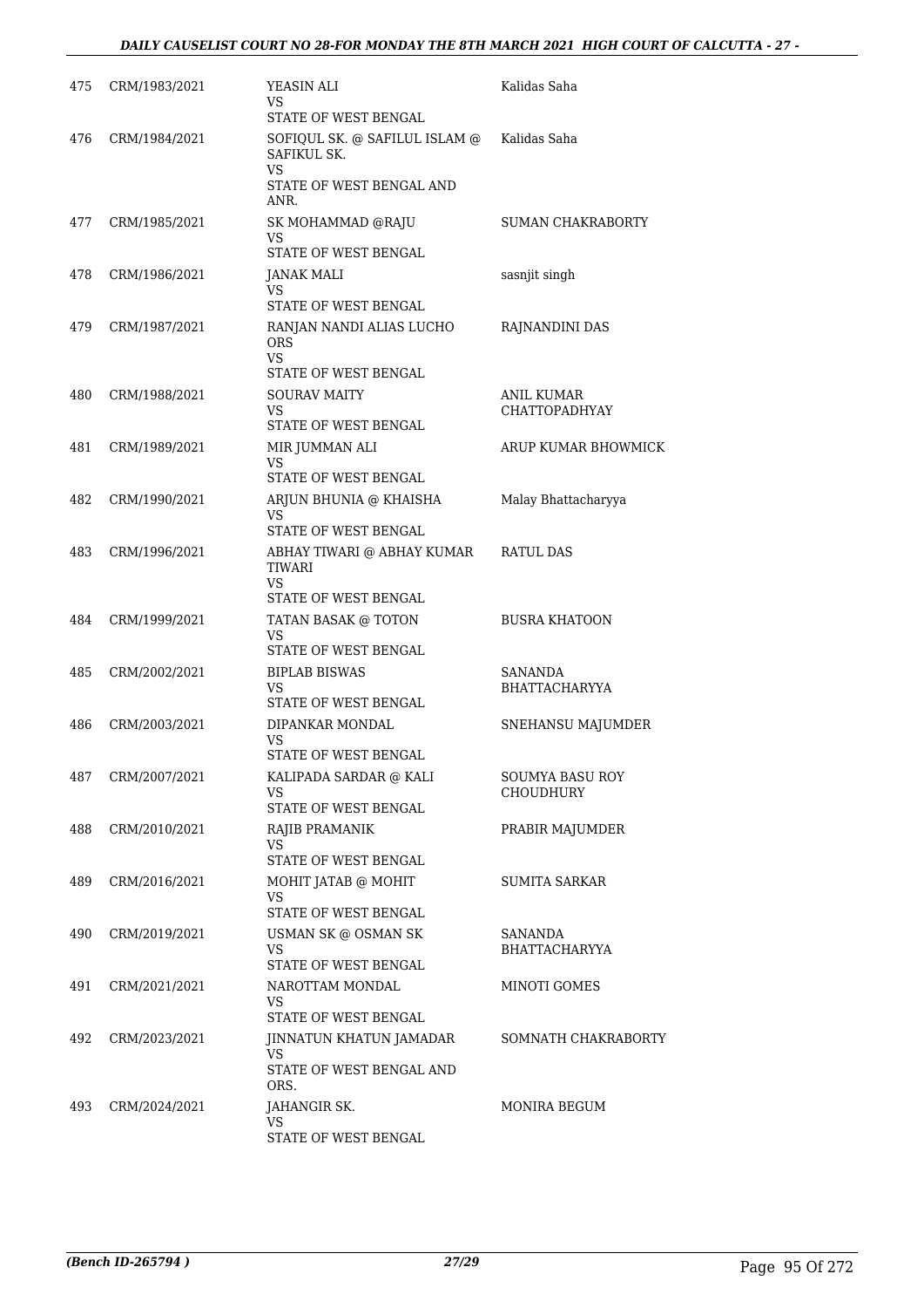| | | | |
|---|---|---|---|
| 475 | CRM/1983/2021 | YEASIN ALI<br>VS<br>STATE OF WEST BENGAL | Kalidas Saha |
| 476 | CRM/1984/2021 | SOFIQUL SK. @ SAFILUL ISLAM @ SAFIKUL SK.<br>VS<br>STATE OF WEST BENGAL AND ANR. | Kalidas Saha |
| 477 | CRM/1985/2021 | SK MOHAMMAD @RAJU<br>VS<br>STATE OF WEST BENGAL | SUMAN CHAKRABORTY |
| 478 | CRM/1986/2021 | JANAK MALI<br>VS<br>STATE OF WEST BENGAL | sasnjit singh |
| 479 | CRM/1987/2021 | RANJAN NANDI ALIAS LUCHO ORS<br>VS<br>STATE OF WEST BENGAL | RAJNANDINI DAS |
| 480 | CRM/1988/2021 | SOURAV MAITY<br>VS<br>STATE OF WEST BENGAL | ANIL KUMAR CHATTOPADHYAY |
| 481 | CRM/1989/2021 | MIR JUMMAN ALI<br>VS<br>STATE OF WEST BENGAL | ARUP KUMAR BHOWMICK |
| 482 | CRM/1990/2021 | ARJUN BHUNIA @ KHAISHA<br>VS<br>STATE OF WEST BENGAL | Malay Bhattacharyya |
| 483 | CRM/1996/2021 | ABHAY TIWARI @ ABHAY KUMAR TIWARI<br>VS<br>STATE OF WEST BENGAL | RATUL DAS |
| 484 | CRM/1999/2021 | TATAN BASAK @ TOTON<br>VS<br>STATE OF WEST BENGAL | BUSRA KHATOON |
| 485 | CRM/2002/2021 | BIPLAB BISWAS<br>VS<br>STATE OF WEST BENGAL | SANANDA BHATTACHARYYA |
| 486 | CRM/2003/2021 | DIPANKAR MONDAL<br>VS<br>STATE OF WEST BENGAL | SNEHANSU MAJUMDER |
| 487 | CRM/2007/2021 | KALIPADA SARDAR @ KALI<br>VS<br>STATE OF WEST BENGAL | SOUMYA BASU ROY CHOUDHURY |
| 488 | CRM/2010/2021 | RAJIB PRAMANIK<br>VS<br>STATE OF WEST BENGAL | PRABIR MAJUMDER |
| 489 | CRM/2016/2021 | MOHIT JATAB @ MOHIT<br>VS<br>STATE OF WEST BENGAL | SUMITA SARKAR |
| 490 | CRM/2019/2021 | USMAN SK @ OSMAN SK<br>VS<br>STATE OF WEST BENGAL | SANANDA BHATTACHARYYA |
| 491 | CRM/2021/2021 | NAROTTAM MONDAL<br>VS<br>STATE OF WEST BENGAL | MINOTI GOMES |
| 492 | CRM/2023/2021 | JINNATUN KHATUN JAMADAR<br>VS<br>STATE OF WEST BENGAL AND ORS. | SOMNATH CHAKRABORTY |
| 493 | CRM/2024/2021 | JAHANGIR SK.<br>VS<br>STATE OF WEST BENGAL | MONIRA BEGUM |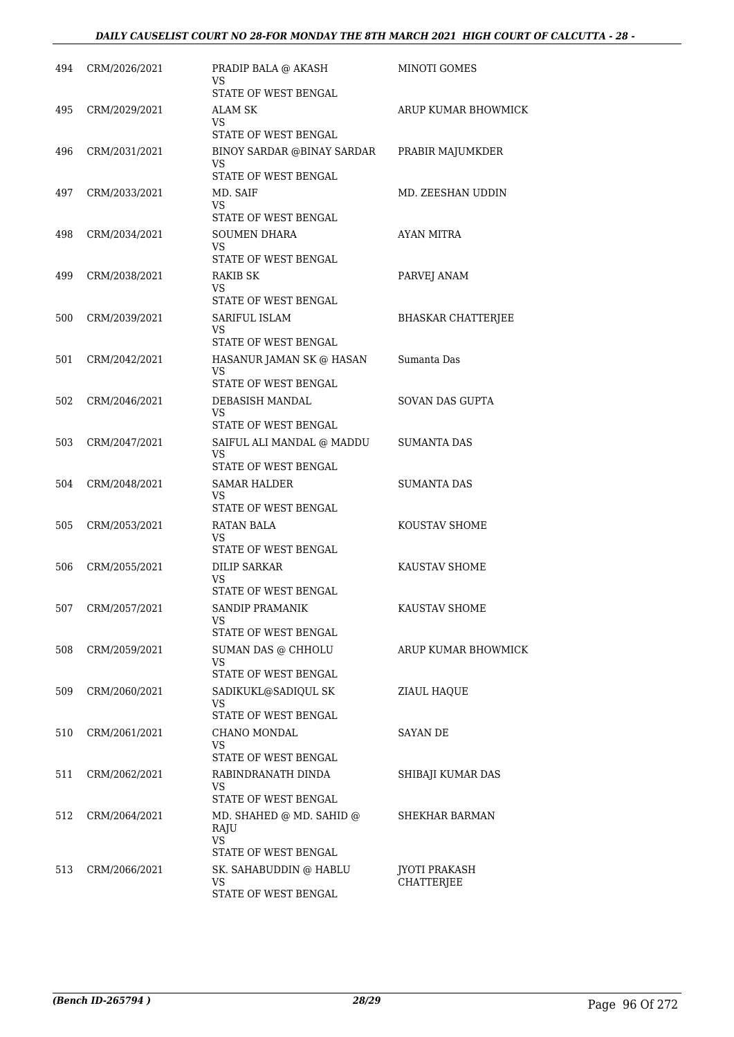| | | | |
|---|---|---|---|
| 494 | CRM/2026/2021 | PRADIP BALA @ AKASH<br>VS<br>STATE OF WEST BENGAL | MINOTI GOMES |
| 495 | CRM/2029/2021 | ALAM SK<br>VS<br>STATE OF WEST BENGAL | ARUP KUMAR BHOWMICK |
| 496 | CRM/2031/2021 | BINOY SARDAR @BINAY SARDAR<br>VS<br>STATE OF WEST BENGAL | PRABIR MAJUMKDER |
| 497 | CRM/2033/2021 | MD. SAIF<br>VS<br>STATE OF WEST BENGAL | MD. ZEESHAN UDDIN |
| 498 | CRM/2034/2021 | SOUMEN DHARA<br>VS<br>STATE OF WEST BENGAL | AYAN MITRA |
| 499 | CRM/2038/2021 | RAKIB SK<br>VS<br>STATE OF WEST BENGAL | PARVEJ ANAM |
| 500 | CRM/2039/2021 | SARIFUL ISLAM<br>VS<br>STATE OF WEST BENGAL | BHASKAR CHATTERJEE |
| 501 | CRM/2042/2021 | HASANUR JAMAN SK @ HASAN<br>VS<br>STATE OF WEST BENGAL | Sumanta Das |
| 502 | CRM/2046/2021 | DEBASISH MANDAL<br>VS<br>STATE OF WEST BENGAL | SOVAN DAS GUPTA |
| 503 | CRM/2047/2021 | SAIFUL ALI MANDAL @ MADDU<br>VS<br>STATE OF WEST BENGAL | SUMANTA DAS |
| 504 | CRM/2048/2021 | SAMAR HALDER<br>VS<br>STATE OF WEST BENGAL | SUMANTA DAS |
| 505 | CRM/2053/2021 | RATAN BALA<br>VS<br>STATE OF WEST BENGAL | KOUSTAV SHOME |
| 506 | CRM/2055/2021 | DILIP SARKAR<br>VS<br>STATE OF WEST BENGAL | KAUSTAV SHOME |
| 507 | CRM/2057/2021 | SANDIP PRAMANIK<br>VS<br>STATE OF WEST BENGAL | KAUSTAV SHOME |
| 508 | CRM/2059/2021 | SUMAN DAS @ CHHOLU<br>VS<br>STATE OF WEST BENGAL | ARUP KUMAR BHOWMICK |
| 509 | CRM/2060/2021 | SADIKUKL@SADIQUL SK<br>VS<br>STATE OF WEST BENGAL | ZIAUL HAQUE |
| 510 | CRM/2061/2021 | CHANO MONDAL<br>VS<br>STATE OF WEST BENGAL | SAYAN DE |
| 511 | CRM/2062/2021 | RABINDRANATH DINDA<br>VS<br>STATE OF WEST BENGAL | SHIBAJI KUMAR DAS |
| 512 | CRM/2064/2021 | MD. SHAHED @ MD. SAHID @ RAJU<br>VS<br>STATE OF WEST BENGAL | SHEKHAR BARMAN |
| 513 | CRM/2066/2021 | SK. SAHABUDDIN @ HABLU<br>VS<br>STATE OF WEST BENGAL | JYOTI PRAKASH CHATTERJEE |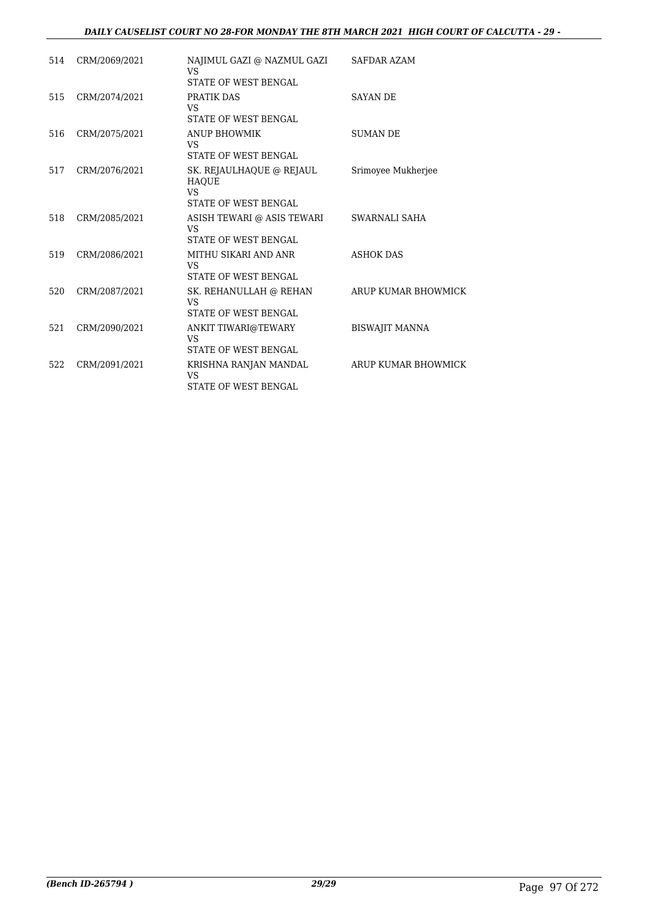| | | | |
|---|---|---|---|
| 514 | CRM/2069/2021 | NAJIMUL GAZI @ NAZMUL GAZI<br>VS<br>STATE OF WEST BENGAL | SAFDAR AZAM |
| 515 | CRM/2074/2021 | PRATIK DAS<br>VS<br>STATE OF WEST BENGAL | SAYAN DE |
| 516 | CRM/2075/2021 | ANUP BHOWMIK<br>VS<br>STATE OF WEST BENGAL | SUMAN DE |
| 517 | CRM/2076/2021 | SK. REJAULHAQUE @ REJAUL HAQUE<br>VS<br>STATE OF WEST BENGAL | Srimoyee Mukherjee |
| 518 | CRM/2085/2021 | ASISH TEWARI @ ASIS TEWARI<br>VS<br>STATE OF WEST BENGAL | SWARNALI SAHA |
| 519 | CRM/2086/2021 | MITHU SIKARI AND ANR<br>VS<br>STATE OF WEST BENGAL | ASHOK DAS |
| 520 | CRM/2087/2021 | SK. REHANULLAH @ REHAN<br>VS<br>STATE OF WEST BENGAL | ARUP KUMAR BHOWMICK |
| 521 | CRM/2090/2021 | ANKIT TIWARI@TEWARY<br>VS<br>STATE OF WEST BENGAL | BISWAJIT MANNA |
| 522 | CRM/2091/2021 | KRISHNA RANJAN MANDAL<br>VS<br>STATE OF WEST BENGAL | ARUP KUMAR BHOWMICK |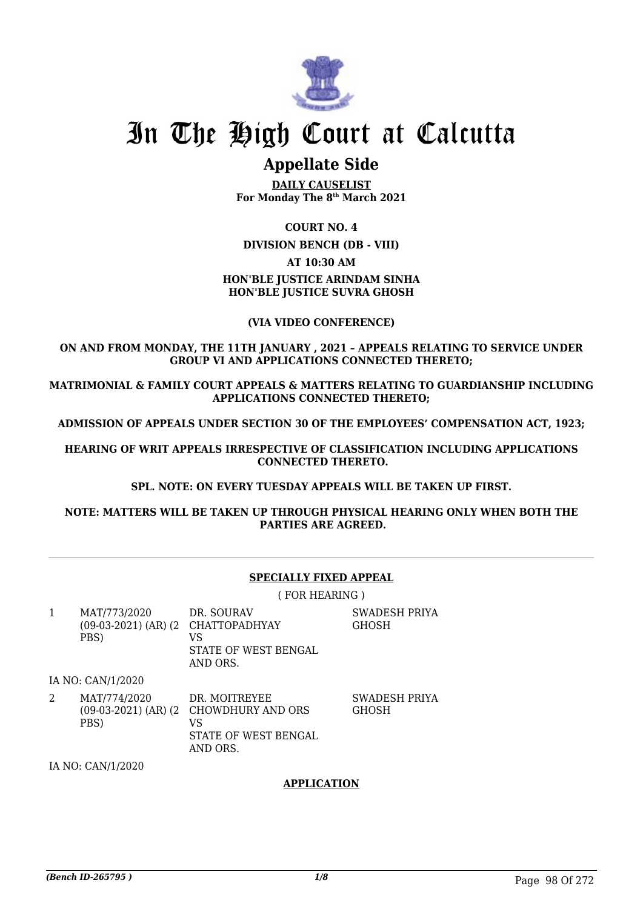# In The High Court at Calcutta

## Appellate Side

**DAILY CAUSELIST**
**For Monday The 8th March 2021**

**COURT NO. 4**

**DIVISION BENCH (DB - VIII)**

**AT 10:30 AM**

**HON'BLE JUSTICE ARINDAM SINHA**
**HON'BLE JUSTICE SUVRA GHOSH**

**(VIA VIDEO CONFERENCE)**

**ON AND FROM MONDAY, THE 11TH JANUARY , 2021 – APPEALS RELATING TO SERVICE UNDER GROUP VI AND APPLICATIONS CONNECTED THERETO;**

**MATRIMONIAL & FAMILY COURT APPEALS & MATTERS RELATING TO GUARDIANSHIP INCLUDING APPLICATIONS CONNECTED THERETO;**

**ADMISSION OF APPEALS UNDER SECTION 30 OF THE EMPLOYEES' COMPENSATION ACT, 1923;**

**HEARING OF WRIT APPEALS IRRESPECTIVE OF CLASSIFICATION INCLUDING APPLICATIONS CONNECTED THERETO.**

**SPL. NOTE: ON EVERY TUESDAY APPEALS WILL BE TAKEN UP FIRST.**

**NOTE: MATTERS WILL BE TAKEN UP THROUGH PHYSICAL HEARING ONLY WHEN BOTH THE PARTIES ARE AGREED.**

---

**SPECIALLY FIXED APPEAL**

( FOR HEARING )

| | | | |
|---|---|---|---|
| 1 | MAT/773/2020 (09-03-2021) (AR) (2 PBS) | DR. SOURAV CHATTOPADHYAY VS STATE OF WEST BENGAL AND ORS. | SWADESH PRIYA GHOSH |

IA NO: CAN/1/2020

| | | | |
|---|---|---|---|
| 2 | MAT/774/2020 (09-03-2021) (AR) (2 PBS) | DR. MOITREYEE CHOWDHURY AND ORS VS STATE OF WEST BENGAL AND ORS. | SWADESH PRIYA GHOSH |

IA NO: CAN/1/2020

**APPLICATION**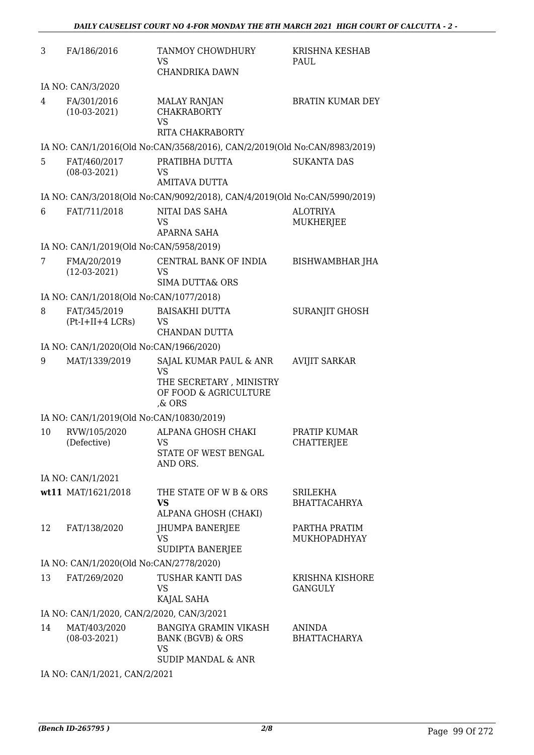| | | | |
|---|---|---|---|
| 3 | FA/186/2016 | TANMOY CHOWDHURY<br>VS<br>CHANDRIKA DAWN | KRISHNA KESHAB PAUL |
| | IA NO: CAN/3/2020 | | |
| 4 | FA/301/2016<br>(10-03-2021) | MALAY RANJAN CHAKRABORTY<br>VS<br>RITA CHAKRABORTY | BRATIN KUMAR DEY |
| | IA NO: CAN/1/2016(Old No:CAN/3568/2016), CAN/2/2019(Old No:CAN/8983/2019) | | |
| 5 | FAT/460/2017<br>(08-03-2021) | PRATIBHA DUTTA<br>VS<br>AMITAVA DUTTA | SUKANTA DAS |
| | IA NO: CAN/3/2018(Old No:CAN/9092/2018), CAN/4/2019(Old No:CAN/5990/2019) | | |
| 6 | FAT/711/2018 | NITAI DAS SAHA<br>VS<br>APARNA SAHA | ALOTRIYA MUKHERJEE |
| | IA NO: CAN/1/2019(Old No:CAN/5958/2019) | | |
| 7 | FMA/20/2019<br>(12-03-2021) | CENTRAL BANK OF INDIA<br>VS<br>SIMA DUTTA& ORS | BISHWAMBHAR JHA |
| | IA NO: CAN/1/2018(Old No:CAN/1077/2018) | | |
| 8 | FAT/345/2019<br>(Pt-I+II+4 LCRs) | BAISAKHI DUTTA<br>VS<br>CHANDAN DUTTA | SURANJIT GHOSH |
| | IA NO: CAN/1/2020(Old No:CAN/1966/2020) | | |
| 9 | MAT/1339/2019 | SAJAL KUMAR PAUL & ANR<br>VS<br>THE SECRETARY , MINISTRY OF FOOD & AGRICULTURE ,& ORS | AVIJIT SARKAR |
| | IA NO: CAN/1/2019(Old No:CAN/10830/2019) | | |
| 10 | RVW/105/2020<br>(Defective) | ALPANA GHOSH CHAKI<br>VS<br>STATE OF WEST BENGAL AND ORS. | PRATIP KUMAR CHATTERJEE |
| | IA NO: CAN/1/2021 | | |
| **wt**11 | MAT/1621/2018 | THE STATE OF W B & ORS<br>**VS**<br>ALPANA GHOSH (CHAKI) | SRILEKHA BHATTACAHRYA |
| 12 | FAT/138/2020 | JHUMPA BANERJEE<br>VS<br>SUDIPTA BANERJEE | PARTHA PRATIM MUKHOPADHYAY |
| | IA NO: CAN/1/2020(Old No:CAN/2778/2020) | | |
| 13 | FAT/269/2020 | TUSHAR KANTI DAS<br>VS<br>KAJAL SAHA | KRISHNA KISHORE GANGULY |
| | IA NO: CAN/1/2020, CAN/2/2020, CAN/3/2021 | | |
| 14 | MAT/403/2020<br>(08-03-2021) | BANGIYA GRAMIN VIKASH BANK (BGVB) & ORS<br>VS<br>SUDIP MANDAL & ANR | ANINDA BHATTACHARYA |
| | IA NO: CAN/1/2021, CAN/2/2021 | | |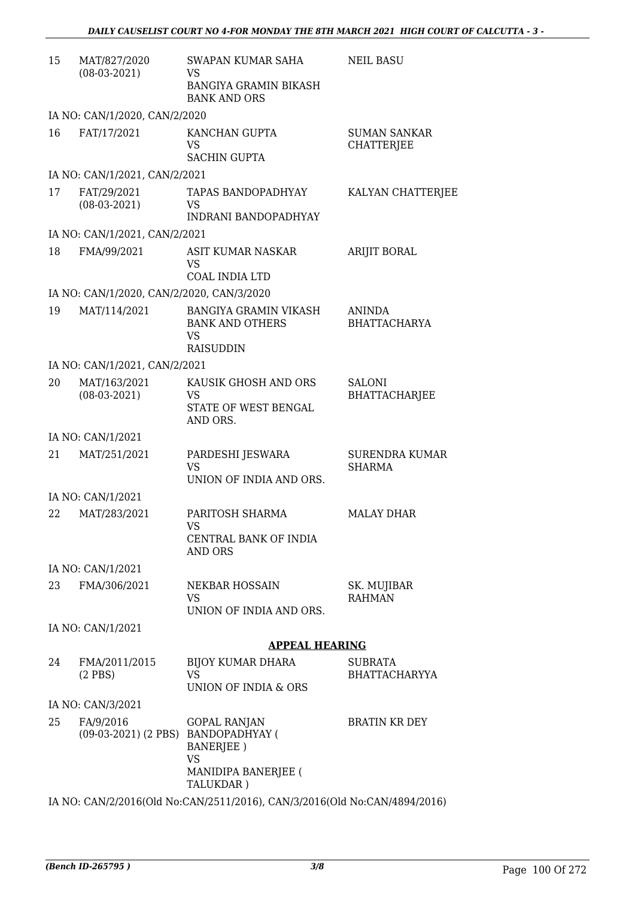| | | | |
|---|---|---|---|
| 15 | MAT/827/2020 (08-03-2021) | SWAPAN KUMAR SAHA VS BANGIYA GRAMIN BIKASH BANK AND ORS | NEIL BASU |
| | IA NO: CAN/1/2020, CAN/2/2020 | | |
| 16 | FAT/17/2021 | KANCHAN GUPTA VS SACHIN GUPTA | SUMAN SANKAR CHATTERJEE |
| | IA NO: CAN/1/2021, CAN/2/2021 | | |
| 17 | FAT/29/2021 (08-03-2021) | TAPAS BANDOPADHYAY VS INDRANI BANDOPADHYAY | KALYAN CHATTERJEE |
| | IA NO: CAN/1/2021, CAN/2/2021 | | |
| 18 | FMA/99/2021 | ASIT KUMAR NASKAR VS COAL INDIA LTD | ARIJIT BORAL |
| | IA NO: CAN/1/2020, CAN/2/2020, CAN/3/2020 | | |
| 19 | MAT/114/2021 | BANGIYA GRAMIN VIKASH BANK AND OTHERS VS RAISUDDIN | ANINDA BHATTACHARYA |
| | IA NO: CAN/1/2021, CAN/2/2021 | | |
| 20 | MAT/163/2021 (08-03-2021) | KAUSIK GHOSH AND ORS VS STATE OF WEST BENGAL AND ORS. | SALONI BHATTACHARJEE |
| | IA NO: CAN/1/2021 | | |
| 21 | MAT/251/2021 | PARDESHI JESWARA VS UNION OF INDIA AND ORS. | SURENDRA KUMAR SHARMA |
| | IA NO: CAN/1/2021 | | |
| 22 | MAT/283/2021 | PARITOSH SHARMA VS CENTRAL BANK OF INDIA AND ORS | MALAY DHAR |
| | IA NO: CAN/1/2021 | | |
| 23 | FMA/306/2021 | NEKBAR HOSSAIN VS UNION OF INDIA AND ORS. | SK. MUJIBAR RAHMAN |
| | IA NO: CAN/1/2021 | | |

## APPEAL HEARING

| | | | |
|---|---|---|---|
| 24 | FMA/2011/2015 (2 PBS) | BIJOY KUMAR DHARA VS UNION OF INDIA & ORS | SUBRATA BHATTACHARYYA |
| | IA NO: CAN/3/2021 | | |
| 25 | FA/9/2016 (09-03-2021) (2 PBS) | GOPAL RANJAN BANDOPADHYAY ( BANERJEE ) VS MANIDIPA BANERJEE ( TALUKDAR ) | BRATIN KR DEY |

IA NO: CAN/2/2016(Old No:CAN/2511/2016), CAN/3/2016(Old No:CAN/4894/2016)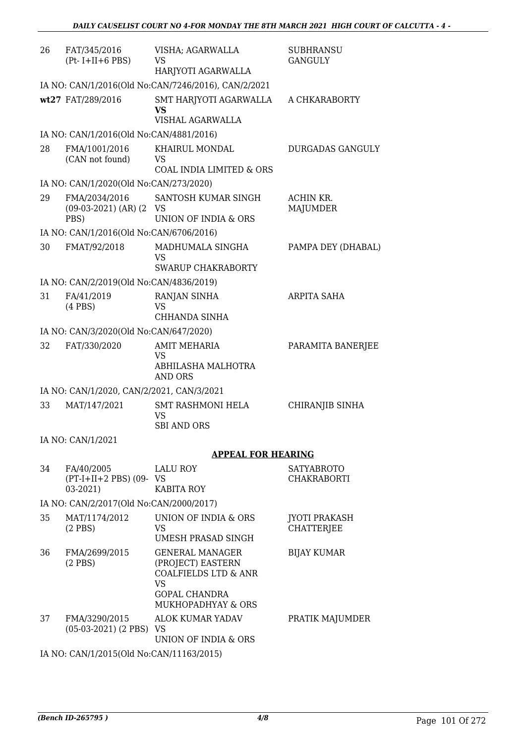| | | | |
|---|---|---|---|
| 26 | FAT/345/2016 (Pt- I+II+6 PBS) | VISHA; AGARWALLA VS HARJYOTI AGARWALLA | SUBHRANSU GANGULY |
| | IA NO: CAN/1/2016(Old No:CAN/7246/2016), CAN/2/2021 | | |
| wt27 | FAT/289/2016 | SMT HARJYOTI AGARWALLA **VS** VISHAL AGARWALLA | A CHKARABORTY |
| | IA NO: CAN/1/2016(Old No:CAN/4881/2016) | | |
| 28 | FMA/1001/2016 (CAN not found) | KHAIRUL MONDAL VS COAL INDIA LIMITED & ORS | DURGADAS GANGULY |
| | IA NO: CAN/1/2020(Old No:CAN/273/2020) | | |
| 29 | FMA/2034/2016 (09-03-2021) (AR) (2 PBS) | SANTOSH KUMAR SINGH VS UNION OF INDIA & ORS | ACHIN KR. MAJUMDER |
| | IA NO: CAN/1/2016(Old No:CAN/6706/2016) | | |
| 30 | FMAT/92/2018 | MADHUMALA SINGHA VS SWARUP CHAKRABORTY | PAMPA DEY (DHABAL) |
| | IA NO: CAN/2/2019(Old No:CAN/4836/2019) | | |
| 31 | FA/41/2019 (4 PBS) | RANJAN SINHA VS CHHANDA SINHA | ARPITA SAHA |
| | IA NO: CAN/3/2020(Old No:CAN/647/2020) | | |
| 32 | FAT/330/2020 | AMIT MEHARIA VS ABHILASHA MALHOTRA AND ORS | PARAMITA BANERJEE |
| | IA NO: CAN/1/2020, CAN/2/2021, CAN/3/2021 | | |
| 33 | MAT/147/2021 | SMT RASHMONI HELA VS SBI AND ORS | CHIRANJIB SINHA |
| | IA NO: CAN/1/2021 | | |

**APPEAL FOR HEARING**

| | | | |
|---|---|---|---|
| 34 | FA/40/2005 (PT-I+II+2 PBS) (09-03-2021) | LALU ROY VS KABITA ROY | SATYABROTO CHAKRABORTI |
| | IA NO: CAN/2/2017(Old No:CAN/2000/2017) | | |
| 35 | MAT/1174/2012 (2 PBS) | UNION OF INDIA & ORS VS UMESH PRASAD SINGH | JYOTI PRAKASH CHATTERJEE |
| 36 | FMA/2699/2015 (2 PBS) | GENERAL MANAGER (PROJECT) EASTERN COALFIELDS LTD & ANR VS GOPAL CHANDRA MUKHOPADHYAY & ORS | BIJAY KUMAR |
| 37 | FMA/3290/2015 (05-03-2021) (2 PBS) | ALOK KUMAR YADAV VS UNION OF INDIA & ORS | PRATIK MAJUMDER |
| | IA NO: CAN/1/2015(Old No:CAN/11163/2015) | | |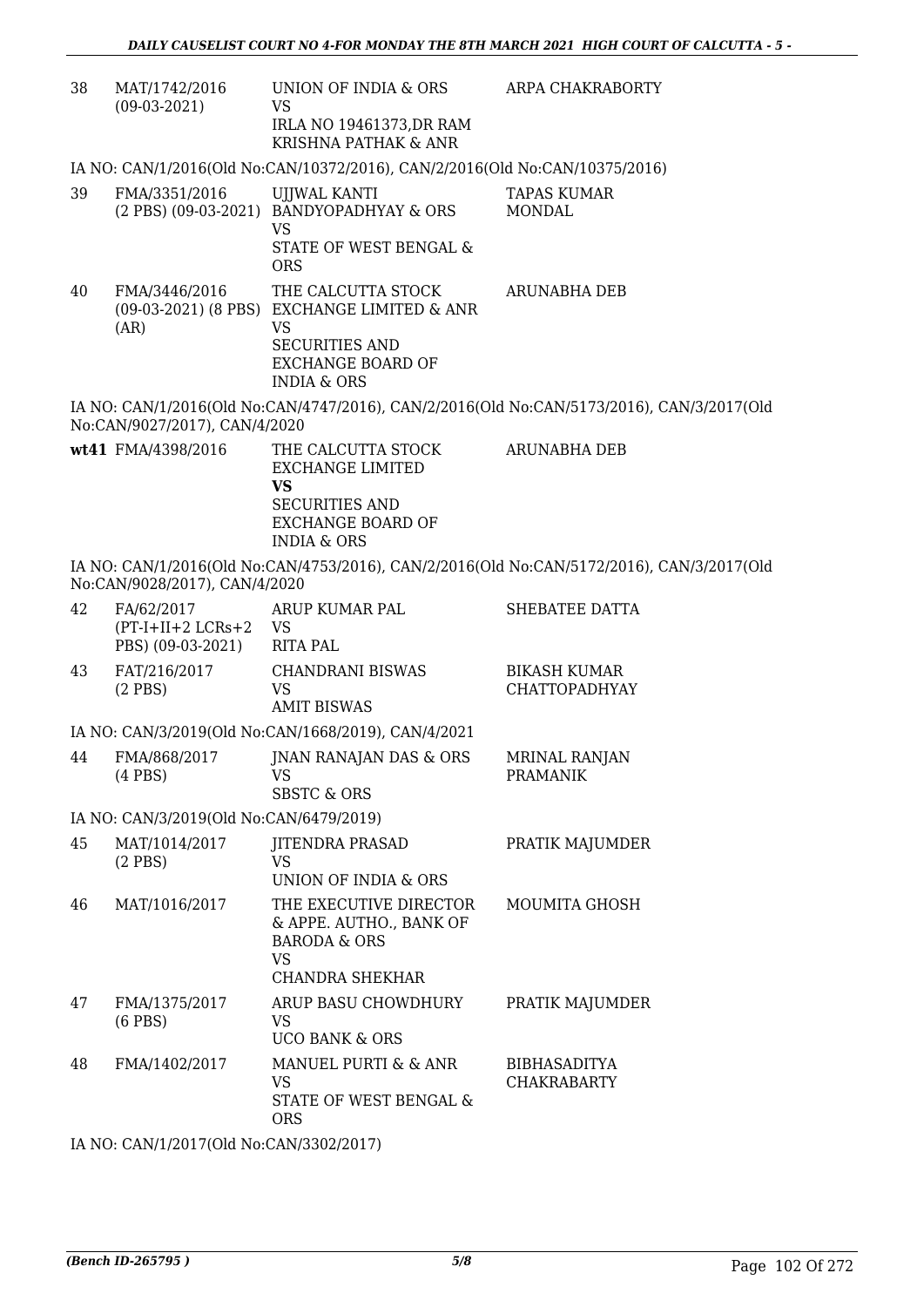| | | | |
|---|---|---|---|
| 38 | MAT/1742/2016 (09-03-2021) | UNION OF INDIA & ORS VS IRLA NO 19461373,DR RAM KRISHNA PATHAK & ANR | ARPA CHAKRABORTY |

IA NO: CAN/1/2016(Old No:CAN/10372/2016), CAN/2/2016(Old No:CAN/10375/2016)

| | | | |
|---|---|---|---|
| 39 | FMA/3351/2016 (2 PBS) (09-03-2021) | UJJWAL KANTI BANDYOPADHYAY & ORS VS STATE OF WEST BENGAL & ORS | TAPAS KUMAR MONDAL |
| 40 | FMA/3446/2016 (09-03-2021) (8 PBS) (AR) | THE CALCUTTA STOCK EXCHANGE LIMITED & ANR VS SECURITIES AND EXCHANGE BOARD OF INDIA & ORS | ARUNABHA DEB |

IA NO: CAN/1/2016(Old No:CAN/4747/2016), CAN/2/2016(Old No:CAN/5173/2016), CAN/3/2017(Old No:CAN/9027/2017), CAN/4/2020

| | | | |
|---|---|---|---|
| **wt41** | FMA/4398/2016 | THE CALCUTTA STOCK EXCHANGE LIMITED **VS** SECURITIES AND EXCHANGE BOARD OF INDIA & ORS | ARUNABHA DEB |

IA NO: CAN/1/2016(Old No:CAN/4753/2016), CAN/2/2016(Old No:CAN/5172/2016), CAN/3/2017(Old No:CAN/9028/2017), CAN/4/2020

| | | | |
|---|---|---|---|
| 42 | FA/62/2017 (PT-I+II+2 LCRs+2 PBS) (09-03-2021) | ARUP KUMAR PAL VS RITA PAL | SHEBATEE DATTA |
| 43 | FAT/216/2017 (2 PBS) | CHANDRANI BISWAS VS AMIT BISWAS | BIKASH KUMAR CHATTOPADHYAY |

IA NO: CAN/3/2019(Old No:CAN/1668/2019), CAN/4/2021

| | | | |
|---|---|---|---|
| 44 | FMA/868/2017 (4 PBS) | JNAN RANAJAN DAS & ORS VS SBSTC & ORS | MRINAL RANJAN PRAMANIK |

IA NO: CAN/3/2019(Old No:CAN/6479/2019)

| | | | |
|---|---|---|---|
| 45 | MAT/1014/2017 (2 PBS) | JITENDRA PRASAD VS UNION OF INDIA & ORS | PRATIK MAJUMDER |
| 46 | MAT/1016/2017 | THE EXECUTIVE DIRECTOR & APPE. AUTHO., BANK OF BARODA & ORS VS CHANDRA SHEKHAR | MOUMITA GHOSH |
| 47 | FMA/1375/2017 (6 PBS) | ARUP BASU CHOWDHURY VS UCO BANK & ORS | PRATIK MAJUMDER |
| 48 | FMA/1402/2017 | MANUEL PURTI & & ANR VS STATE OF WEST BENGAL & ORS | BIBHASADITYA CHAKRABARTY |

IA NO: CAN/1/2017(Old No:CAN/3302/2017)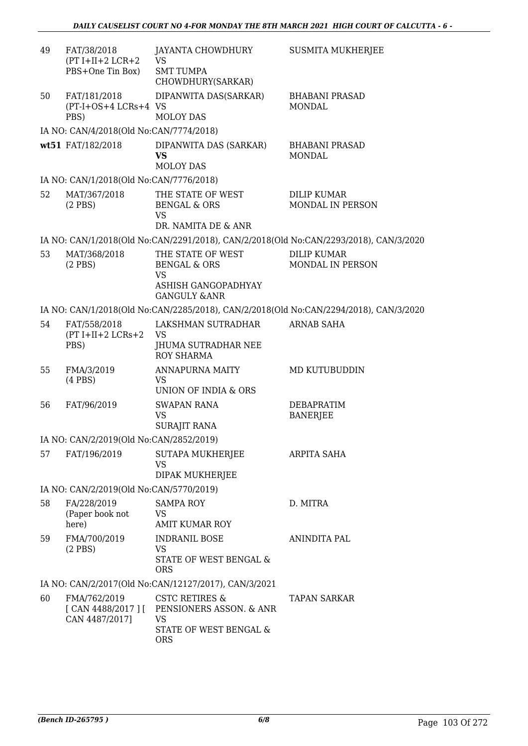| | | | |
|---|---|---|---|
| 49 | FAT/38/2018 (PT I+II+2 LCR+2 PBS+One Tin Box) | JAYANTA CHOWDHURY VS SMT TUMPA CHOWDHURY(SARKAR) | SUSMITA MUKHERJEE |
| 50 | FAT/181/2018 (PT-I+OS+4 LCRs+4 PBS) | DIPANWITA DAS(SARKAR) VS MOLOY DAS | BHABANI PRASAD MONDAL |
| | IA NO: CAN/4/2018(Old No:CAN/7774/2018) | | |
| wt51 | FAT/182/2018 | DIPANWITA DAS (SARKAR) **VS** MOLOY DAS | BHABANI PRASAD MONDAL |
| | IA NO: CAN/1/2018(Old No:CAN/7776/2018) | | |
| 52 | MAT/367/2018 (2 PBS) | THE STATE OF WEST BENGAL & ORS VS DR. NAMITA DE & ANR | DILIP KUMAR MONDAL IN PERSON |
| | IA NO: CAN/1/2018(Old No:CAN/2291/2018), CAN/2/2018(Old No:CAN/2293/2018), CAN/3/2020 | | |
| 53 | MAT/368/2018 (2 PBS) | THE STATE OF WEST BENGAL & ORS VS ASHISH GANGOPADHYAY GANGULY &ANR | DILIP KUMAR MONDAL IN PERSON |
| | IA NO: CAN/1/2018(Old No:CAN/2285/2018), CAN/2/2018(Old No:CAN/2294/2018), CAN/3/2020 | | |
| 54 | FAT/558/2018 (PT I+II+2 LCRs+2 PBS) | LAKSHMAN SUTRADHAR VS JHUMA SUTRADHAR NEE ROY SHARMA | ARNAB SAHA |
| 55 | FMA/3/2019 (4 PBS) | ANNAPURNA MAITY VS UNION OF INDIA & ORS | MD KUTUBUDDIN |
| 56 | FAT/96/2019 | SWAPAN RANA VS SURAJIT RANA | DEBAPRATIM BANERJEE |
| | IA NO: CAN/2/2019(Old No:CAN/2852/2019) | | |
| 57 | FAT/196/2019 | SUTAPA MUKHERJEE VS DIPAK MUKHERJEE | ARPITA SAHA |
| | IA NO: CAN/2/2019(Old No:CAN/5770/2019) | | |
| 58 | FA/228/2019 (Paper book not here) | SAMPA ROY VS AMIT KUMAR ROY | D. MITRA |
| 59 | FMA/700/2019 (2 PBS) | INDRANIL BOSE VS STATE OF WEST BENGAL & ORS | ANINDITA PAL |
| | IA NO: CAN/2/2017(Old No:CAN/12127/2017), CAN/3/2021 | | |
| 60 | FMA/762/2019 [ CAN 4488/2017 ] [ CAN 4487/2017] | CSTC RETIRES & PENSIONERS ASSON. & ANR VS STATE OF WEST BENGAL & ORS | TAPAN SARKAR |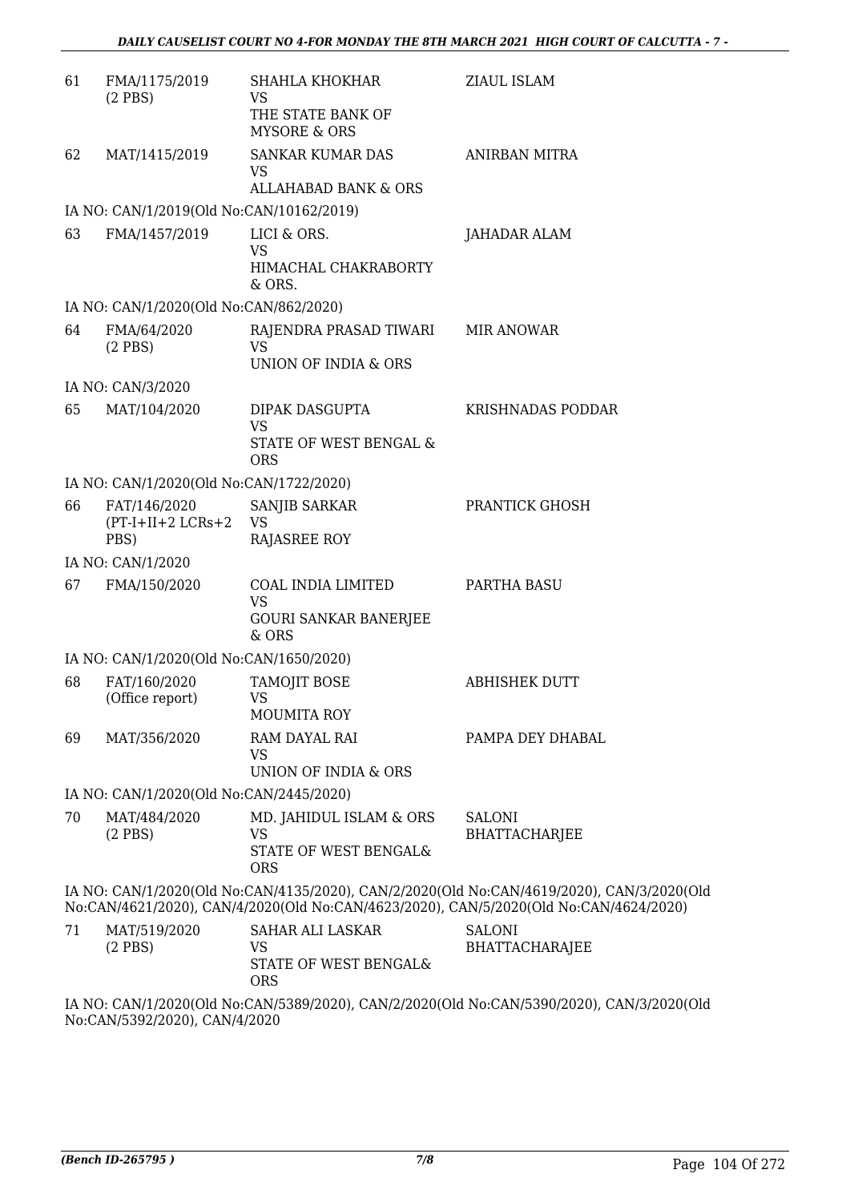| 61 | FMA/1175/2019 (2 PBS) | SHAHLA KHOKHAR VS THE STATE BANK OF MYSORE & ORS | ZIAUL ISLAM |
|---|---|---|---|
| 62 | MAT/1415/2019 | SANKAR KUMAR DAS VS ALLAHABAD BANK & ORS | ANIRBAN MITRA |
| | IA NO: CAN/1/2019(Old No:CAN/10162/2019) | | |
| 63 | FMA/1457/2019 | LICI & ORS. VS HIMACHAL CHAKRABORTY & ORS. | JAHADAR ALAM |
| | IA NO: CAN/1/2020(Old No:CAN/862/2020) | | |
| 64 | FMA/64/2020 (2 PBS) | RAJENDRA PRASAD TIWARI VS UNION OF INDIA & ORS | MIR ANOWAR |
| | IA NO: CAN/3/2020 | | |
| 65 | MAT/104/2020 | DIPAK DASGUPTA VS STATE OF WEST BENGAL & ORS | KRISHNADAS PODDAR |
| | IA NO: CAN/1/2020(Old No:CAN/1722/2020) | | |
| 66 | FAT/146/2020 (PT-I+II+2 LCRs+2 PBS) | SANJIB SARKAR VS RAJASREE ROY | PRANTICK GHOSH |
| | IA NO: CAN/1/2020 | | |
| 67 | FMA/150/2020 | COAL INDIA LIMITED VS GOURI SANKAR BANERJEE & ORS | PARTHA BASU |
| | IA NO: CAN/1/2020(Old No:CAN/1650/2020) | | |
| 68 | FAT/160/2020 (Office report) | TAMOJIT BOSE VS MOUMITA ROY | ABHISHEK DUTT |
| 69 | MAT/356/2020 | RAM DAYAL RAI VS UNION OF INDIA & ORS | PAMPA DEY DHABAL |
| | IA NO: CAN/1/2020(Old No:CAN/2445/2020) | | |
| 70 | MAT/484/2020 (2 PBS) | MD. JAHIDUL ISLAM & ORS VS STATE OF WEST BENGAL& ORS | SALONI BHATTACHARJEE |
| | IA NO: CAN/1/2020(Old No:CAN/4135/2020), CAN/2/2020(Old No:CAN/4619/2020), CAN/3/2020(Old No:CAN/4621/2020), CAN/4/2020(Old No:CAN/4623/2020), CAN/5/2020(Old No:CAN/4624/2020) | | |
| 71 | MAT/519/2020 (2 PBS) | SAHAR ALI LASKAR VS STATE OF WEST BENGAL& ORS | SALONI BHATTACHARAJEE |
| | IA NO: CAN/1/2020(Old No:CAN/5389/2020), CAN/2/2020(Old No:CAN/5390/2020), CAN/3/2020(Old No:CAN/5392/2020), CAN/4/2020 | | |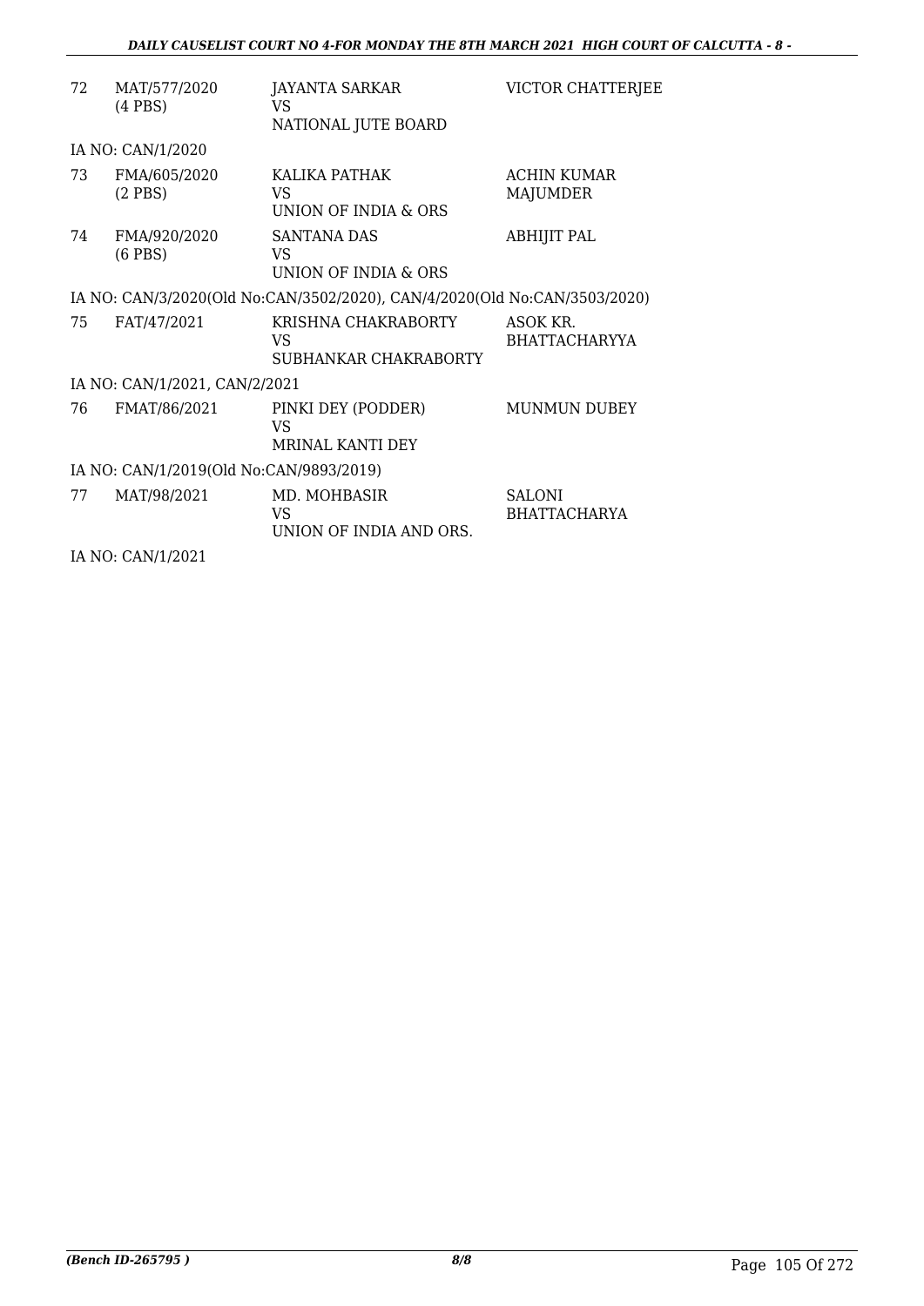| | | | |
|---|---|---|---|
| 72 | MAT/577/2020 (4 PBS) | JAYANTA SARKAR VS NATIONAL JUTE BOARD | VICTOR CHATTERJEE |
| IA NO: CAN/1/2020 | | | |
| 73 | FMA/605/2020 (2 PBS) | KALIKA PATHAK VS UNION OF INDIA & ORS | ACHIN KUMAR MAJUMDER |
| 74 | FMA/920/2020 (6 PBS) | SANTANA DAS VS UNION OF INDIA & ORS | ABHIJIT PAL |
| IA NO: CAN/3/2020(Old No:CAN/3502/2020), CAN/4/2020(Old No:CAN/3503/2020) | | | |
| 75 | FAT/47/2021 | KRISHNA CHAKRABORTY VS SUBHANKAR CHAKRABORTY | ASOK KR. BHATTACHARYYA |
| IA NO: CAN/1/2021, CAN/2/2021 | | | |
| 76 | FMAT/86/2021 | PINKI DEY (PODDER) VS MRINAL KANTI DEY | MUNMUN DUBEY |
| IA NO: CAN/1/2019(Old No:CAN/9893/2019) | | | |
| 77 | MAT/98/2021 | MD. MOHBASIR VS UNION OF INDIA AND ORS. | SALONI BHATTACHARYA |
| IA NO: CAN/1/2021 | | | |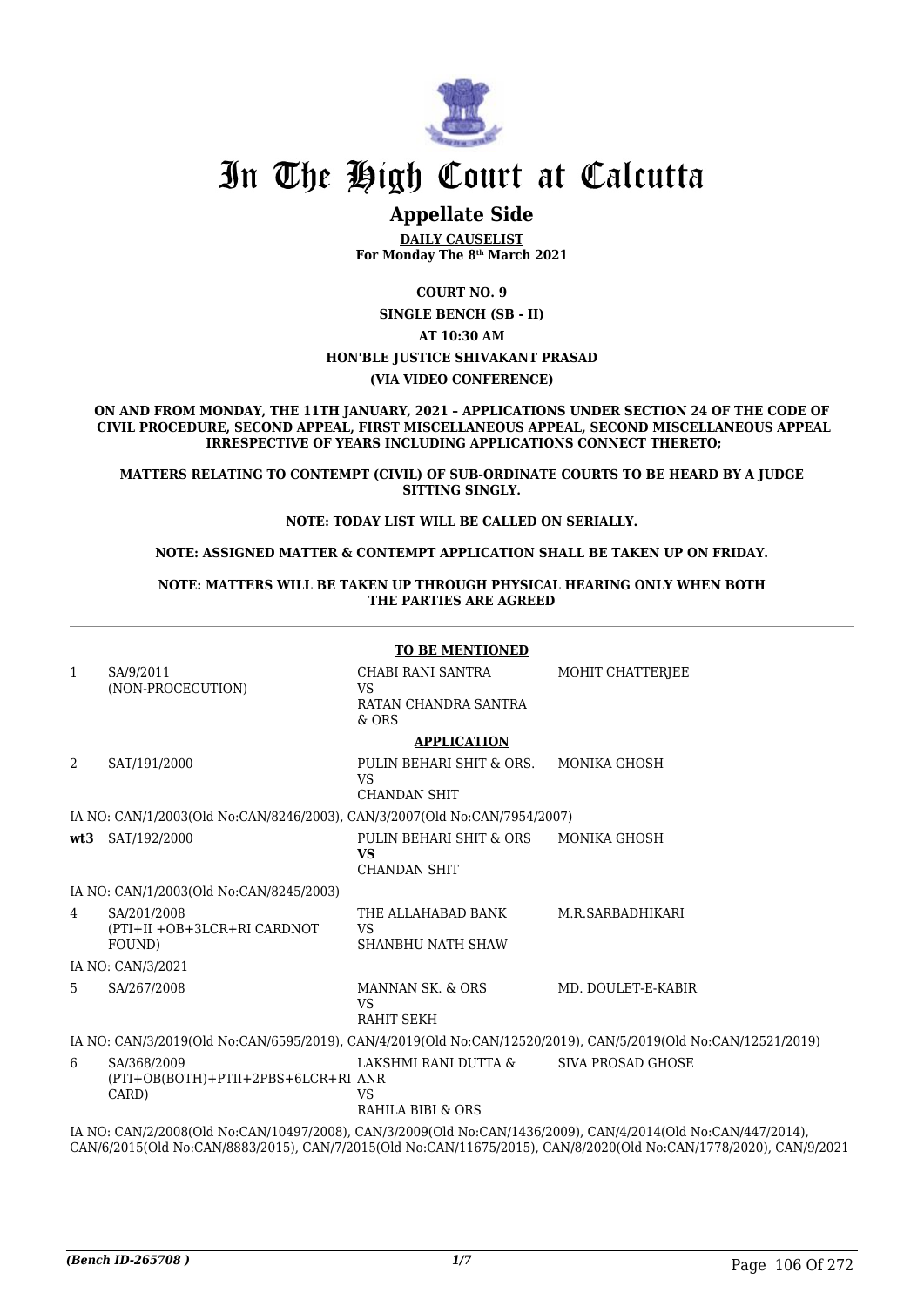# In The High Court at Calcutta

## Appellate Side

**DAILY CAUSELIST**
**For Monday The 8th March 2021**

**COURT NO. 9**

**SINGLE BENCH (SB - II)**

**AT 10:30 AM**

**HON'BLE JUSTICE SHIVAKANT PRASAD**

**(VIA VIDEO CONFERENCE)**

**ON AND FROM MONDAY, THE 11TH JANUARY, 2021 – APPLICATIONS UNDER SECTION 24 OF THE CODE OF CIVIL PROCEDURE, SECOND APPEAL, FIRST MISCELLANEOUS APPEAL, SECOND MISCELLANEOUS APPEAL IRRESPECTIVE OF YEARS INCLUDING APPLICATIONS CONNECT THERETO;**

**MATTERS RELATING TO CONTEMPT (CIVIL) OF SUB-ORDINATE COURTS TO BE HEARD BY A JUDGE SITTING SINGLY.**

**NOTE: TODAY LIST WILL BE CALLED ON SERIALLY.**

**NOTE: ASSIGNED MATTER & CONTEMPT APPLICATION SHALL BE TAKEN UP ON FRIDAY.**

**NOTE: MATTERS WILL BE TAKEN UP THROUGH PHYSICAL HEARING ONLY WHEN BOTH THE PARTIES ARE AGREED**

**TO BE MENTIONED**

| | | | |
|---|---|---|---|
| 1 | SA/9/2011 (NON-PROCECUTION) | CHABI RANI SANTRA VS RATAN CHANDRA SANTRA & ORS | MOHIT CHATTERJEE |

**APPLICATION**

| | | | |
|---|---|---|---|
| 2 | SAT/191/2000 | PULIN BEHARI SHIT & ORS. VS CHANDAN SHIT | MONIKA GHOSH |

IA NO: CAN/1/2003(Old No:CAN/8246/2003), CAN/3/2007(Old No:CAN/7954/2007)

| | | | |
|---|---|---|---|
| **wt3** | SAT/192/2000 | PULIN BEHARI SHIT & ORS **VS** CHANDAN SHIT | MONIKA GHOSH |

IA NO: CAN/1/2003(Old No:CAN/8245/2003)

| | | | |
|---|---|---|---|
| 4 | SA/201/2008 (PTI+II +OB+3LCR+RI CARDNOT FOUND) | THE ALLAHABAD BANK VS SHANBHU NATH SHAW | M.R.SARBADHIKARI |

IA NO: CAN/3/2021

| | | | |
|---|---|---|---|
| 5 | SA/267/2008 | MANNAN SK. & ORS VS RAHIT SEKH | MD. DOULET-E-KABIR |

IA NO: CAN/3/2019(Old No:CAN/6595/2019), CAN/4/2019(Old No:CAN/12520/2019), CAN/5/2019(Old No:CAN/12521/2019)

| | | | |
|---|---|---|---|
| 6 | SA/368/2009 (PTI+OB(BOTH)+PTII+2PBS+6LCR+RI CARD) | LAKSHMI RANI DUTTA & ANR VS RAHILA BIBI & ORS | SIVA PROSAD GHOSE |

IA NO: CAN/2/2008(Old No:CAN/10497/2008), CAN/3/2009(Old No:CAN/1436/2009), CAN/4/2014(Old No:CAN/447/2014), CAN/6/2015(Old No:CAN/8883/2015), CAN/7/2015(Old No:CAN/11675/2015), CAN/8/2020(Old No:CAN/1778/2020), CAN/9/2021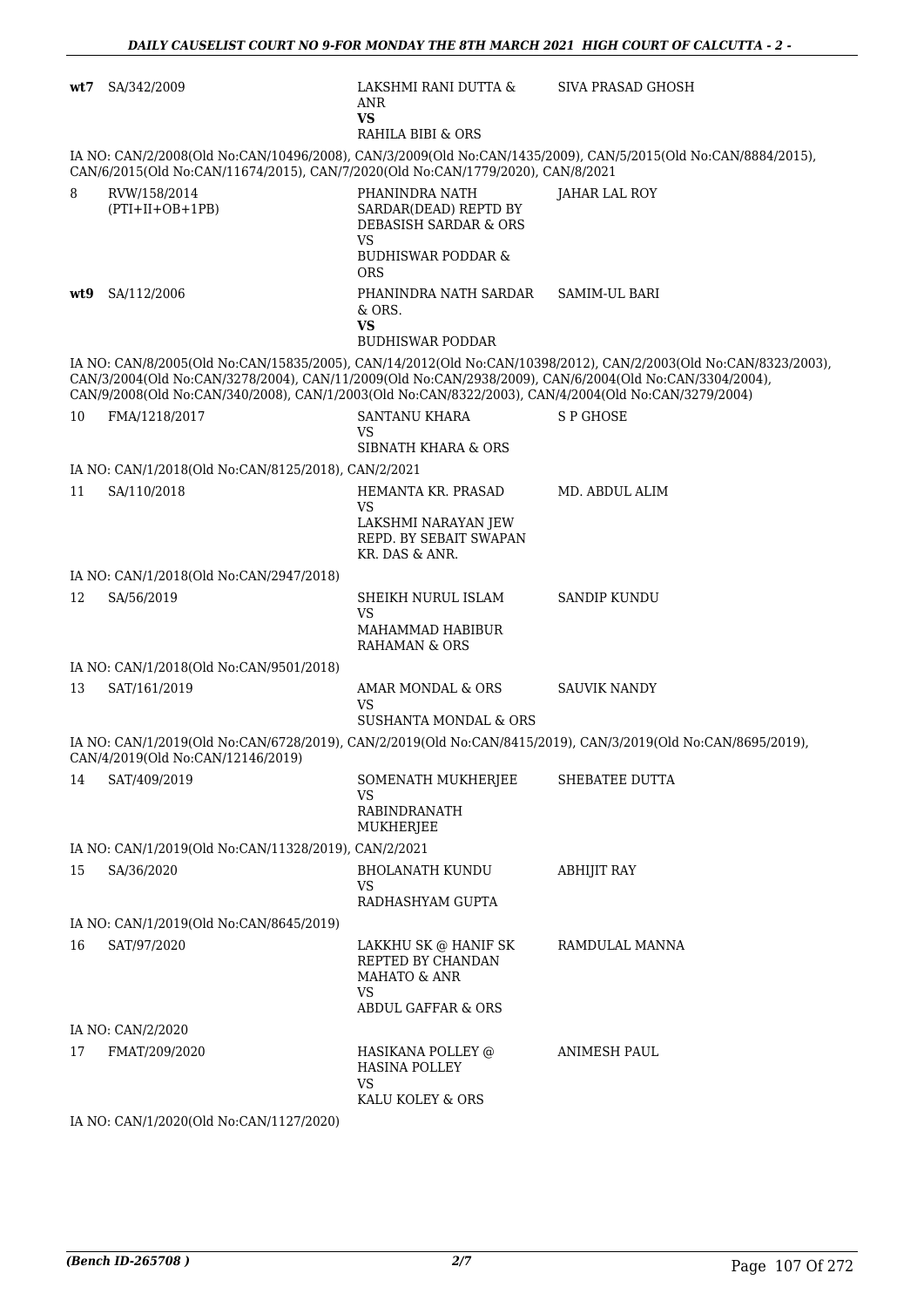| | | | |
|---|---|---|---|
| wt7 | SA/342/2009 | LAKSHMI RANI DUTTA & ANR<br>**VS**<br>RAHILA BIBI & ORS | SIVA PRASAD GHOSH |

IA NO: CAN/2/2008(Old No:CAN/10496/2008), CAN/3/2009(Old No:CAN/1435/2009), CAN/5/2015(Old No:CAN/8884/2015), CAN/6/2015(Old No:CAN/11674/2015), CAN/7/2020(Old No:CAN/1779/2020), CAN/8/2021

| | | | |
|---|---|---|---|
| 8 | RVW/158/2014<br>(PTI+II+OB+1PB) | PHANINDRA NATH SARDAR(DEAD) REPTD BY DEBASISH SARDAR & ORS<br>VS<br>BUDHISWAR PODDAR & ORS | JAHAR LAL ROY |
| wt9 | SA/112/2006 | PHANINDRA NATH SARDAR & ORS.<br>**VS**<br>BUDHISWAR PODDAR | SAMIM-UL BARI |

IA NO: CAN/8/2005(Old No:CAN/15835/2005), CAN/14/2012(Old No:CAN/10398/2012), CAN/2/2003(Old No:CAN/8323/2003), CAN/3/2004(Old No:CAN/3278/2004), CAN/11/2009(Old No:CAN/2938/2009), CAN/6/2004(Old No:CAN/3304/2004), CAN/9/2008(Old No:CAN/340/2008), CAN/1/2003(Old No:CAN/8322/2003), CAN/4/2004(Old No:CAN/3279/2004)

| | | | |
|---|---|---|---|
| 10 | FMA/1218/2017 | SANTANU KHARA<br>VS<br>SIBNATH KHARA & ORS | S P GHOSE |

IA NO: CAN/1/2018(Old No:CAN/8125/2018), CAN/2/2021

| | | | |
|---|---|---|---|
| 11 | SA/110/2018 | HEMANTA KR. PRASAD<br>VS<br>LAKSHMI NARAYAN JEW REPD. BY SEBAIT SWAPAN KR. DAS & ANR. | MD. ABDUL ALIM |

IA NO: CAN/1/2018(Old No:CAN/2947/2018)

| | | | |
|---|---|---|---|
| 12 | SA/56/2019 | SHEIKH NURUL ISLAM<br>VS<br>MAHAMMAD HABIBUR RAHAMAN & ORS | SANDIP KUNDU |

IA NO: CAN/1/2018(Old No:CAN/9501/2018)

| | | | |
|---|---|---|---|
| 13 | SAT/161/2019 | AMAR MONDAL & ORS<br>VS<br>SUSHANTA MONDAL & ORS | SAUVIK NANDY |

IA NO: CAN/1/2019(Old No:CAN/6728/2019), CAN/2/2019(Old No:CAN/8415/2019), CAN/3/2019(Old No:CAN/8695/2019), CAN/4/2019(Old No:CAN/12146/2019)

| | | | |
|---|---|---|---|
| 14 | SAT/409/2019 | SOMENATH MUKHERJEE<br>VS<br>RABINDRANATH MUKHERJEE | SHEBATEE DUTTA |

IA NO: CAN/1/2019(Old No:CAN/11328/2019), CAN/2/2021

| | | | |
|---|---|---|---|
| 15 | SA/36/2020 | BHOLANATH KUNDU<br>VS<br>RADHASHYAM GUPTA | ABHIJIT RAY |

IA NO: CAN/1/2019(Old No:CAN/8645/2019)

| | | | |
|---|---|---|---|
| 16 | SAT/97/2020 | LAKKHU SK @ HANIF SK REPTED BY CHANDAN MAHATO & ANR<br>VS<br>ABDUL GAFFAR & ORS | RAMDULAL MANNA |

IA NO: CAN/2/2020

| | | | |
|---|---|---|---|
| 17 | FMAT/209/2020 | HASIKANA POLLEY @ HASINA POLLEY<br>VS<br>KALU KOLEY & ORS | ANIMESH PAUL |

IA NO: CAN/1/2020(Old No:CAN/1127/2020)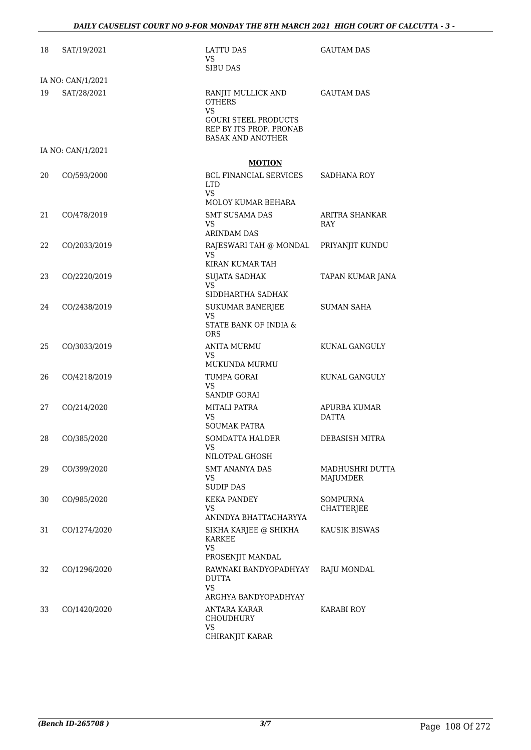| | | | |
|---|---|---|---|
| 18 | SAT/19/2021 | LATTU DAS<br>VS<br>SIBU DAS | GAUTAM DAS |
| | IA NO: CAN/1/2021 | | |
| 19 | SAT/28/2021 | RANJIT MULLICK AND OTHERS<br>VS<br>GOURI STEEL PRODUCTS REP BY ITS PROP. PRONAB BASAK AND ANOTHER | GAUTAM DAS |
| | IA NO: CAN/1/2021 | | |

**MOTION**

| | | | |
|---|---|---|---|
| 20 | CO/593/2000 | BCL FINANCIAL SERVICES LTD<br>VS<br>MOLOY KUMAR BEHARA | SADHANA ROY |
| 21 | CO/478/2019 | SMT SUSAMA DAS<br>VS<br>ARINDAM DAS | ARITRA SHANKAR RAY |
| 22 | CO/2033/2019 | RAJESWARI TAH @ MONDAL<br>VS<br>KIRAN KUMAR TAH | PRIYANJIT KUNDU |
| 23 | CO/2220/2019 | SUJATA SADHAK<br>VS<br>SIDDHARTHA SADHAK | TAPAN KUMAR JANA |
| 24 | CO/2438/2019 | SUKUMAR BANERJEE<br>VS<br>STATE BANK OF INDIA & ORS | SUMAN SAHA |
| 25 | CO/3033/2019 | ANITA MURMU<br>VS<br>MUKUNDA MURMU | KUNAL GANGULY |
| 26 | CO/4218/2019 | TUMPA GORAI<br>VS<br>SANDIP GORAI | KUNAL GANGULY |
| 27 | CO/214/2020 | MITALI PATRA<br>VS<br>SOUMAK PATRA | APURBA KUMAR DATTA |
| 28 | CO/385/2020 | SOMDATTA HALDER<br>VS<br>NILOTPAL GHOSH | DEBASISH MITRA |
| 29 | CO/399/2020 | SMT ANANYA DAS<br>VS<br>SUDIP DAS | MADHUSHRI DUTTA MAJUMDER |
| 30 | CO/985/2020 | KEKA PANDEY<br>VS<br>ANINDYA BHATTACHARYYA | SOMPURNA CHATTERJEE |
| 31 | CO/1274/2020 | SIKHA KARJEE @ SHIKHA KARKEE<br>VS<br>PROSENJIT MANDAL | KAUSIK BISWAS |
| 32 | CO/1296/2020 | RAWNAKI BANDYOPADHYAY DUTTA<br>VS<br>ARGHYA BANDYOPADHYAY | RAJU MONDAL |
| 33 | CO/1420/2020 | ANTARA KARAR CHOUDHURY<br>VS<br>CHIRANJIT KARAR | KARABI ROY |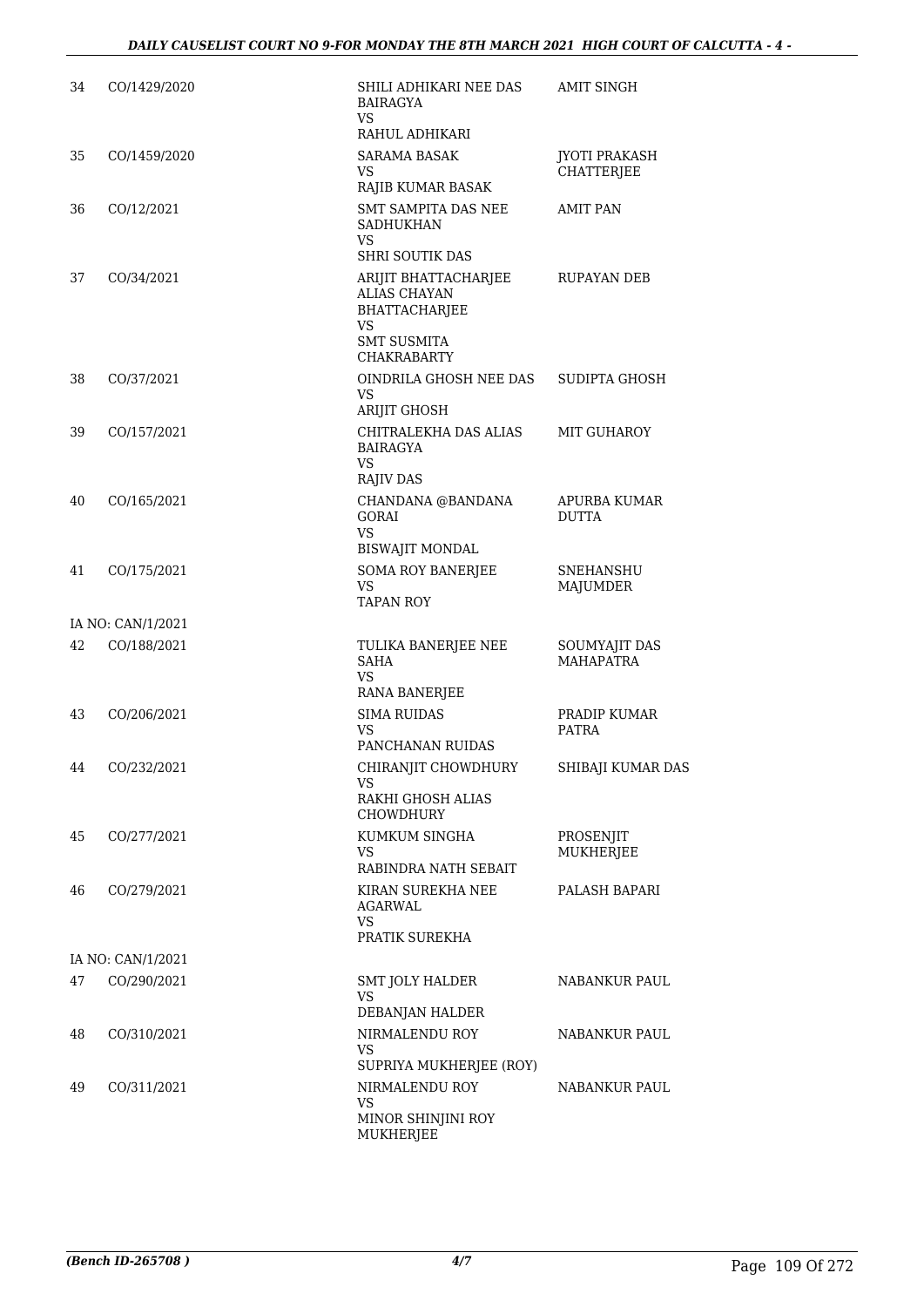| | | | |
|---|---|---|---|
| 34 | CO/1429/2020 | SHILI ADHIKARI NEE DAS BAIRAGYA<br>VS<br>RAHUL ADHIKARI | AMIT SINGH |
| 35 | CO/1459/2020 | SARAMA BASAK<br>VS<br>RAJIB KUMAR BASAK | JYOTI PRAKASH CHATTERJEE |
| 36 | CO/12/2021 | SMT SAMPITA DAS NEE SADHUKHAN<br>VS<br>SHRI SOUTIK DAS | AMIT PAN |
| 37 | CO/34/2021 | ARIJIT BHATTACHARJEE ALIAS CHAYAN BHATTACHARJEE<br>VS<br>SMT SUSMITA CHAKRABARTY | RUPAYAN DEB |
| 38 | CO/37/2021 | OINDRILA GHOSH NEE DAS<br>VS<br>ARIJIT GHOSH | SUDIPTA GHOSH |
| 39 | CO/157/2021 | CHITRALEKHA DAS ALIAS BAIRAGYA<br>VS<br>RAJIV DAS | MIT GUHAROY |
| 40 | CO/165/2021 | CHANDANA @BANDANA GORAI<br>VS<br>BISWAJIT MONDAL | APURBA KUMAR DUTTA |
| 41 | CO/175/2021 | SOMA ROY BANERJEE<br>VS<br>TAPAN ROY | SNEHANSHU MAJUMDER |
| | IA NO: CAN/1/2021 | | |
| 42 | CO/188/2021 | TULIKA BANERJEE NEE SAHA<br>VS<br>RANA BANERJEE | SOUMYAJIT DAS MAHAPATRA |
| 43 | CO/206/2021 | SIMA RUIDAS<br>VS<br>PANCHANAN RUIDAS | PRADIP KUMAR PATRA |
| 44 | CO/232/2021 | CHIRANJIT CHOWDHURY<br>VS<br>RAKHI GHOSH ALIAS CHOWDHURY | SHIBAJI KUMAR DAS |
| 45 | CO/277/2021 | KUMKUM SINGHA<br>VS<br>RABINDRA NATH SEBAIT | PROSENJIT MUKHERJEE |
| 46 | CO/279/2021 | KIRAN SUREKHA NEE AGARWAL<br>VS<br>PRATIK SUREKHA | PALASH BAPARI |
| | IA NO: CAN/1/2021 | | |
| 47 | CO/290/2021 | SMT JOLY HALDER<br>VS<br>DEBANJAN HALDER | NABANKUR PAUL |
| 48 | CO/310/2021 | NIRMALENDU ROY<br>VS<br>SUPRIYA MUKHERJEE (ROY) | NABANKUR PAUL |
| 49 | CO/311/2021 | NIRMALENDU ROY<br>VS<br>MINOR SHINJINI ROY MUKHERJEE | NABANKUR PAUL |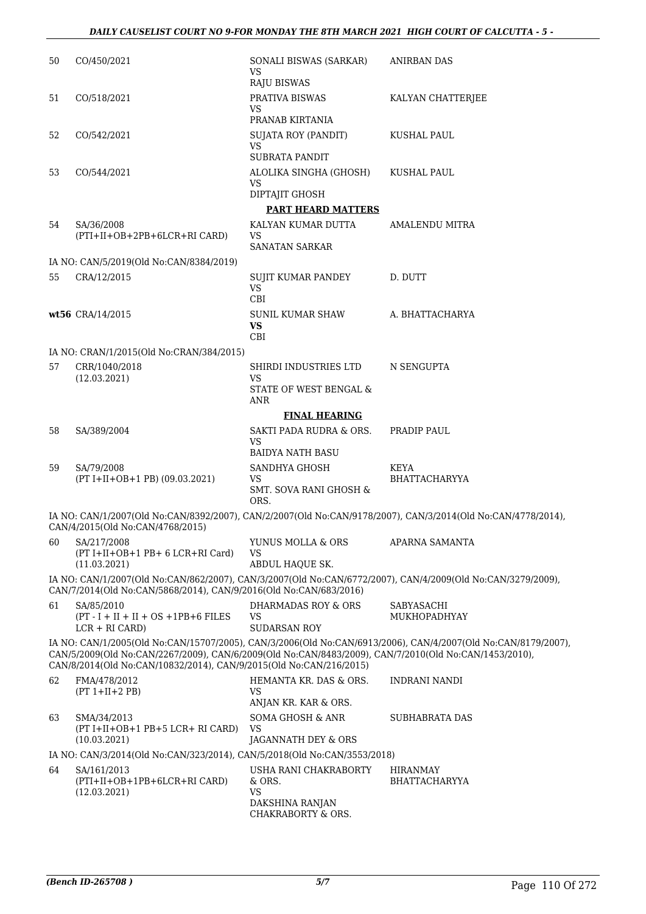| | | | |
|---|---|---|---|
| 50 | CO/450/2021 | SONALI BISWAS (SARKAR)<br>VS<br>RAJU BISWAS | ANIRBAN DAS |
| 51 | CO/518/2021 | PRATIVA BISWAS<br>VS<br>PRANAB KIRTANIA | KALYAN CHATTERJEE |
| 52 | CO/542/2021 | SUJATA ROY (PANDIT)<br>VS<br>SUBRATA PANDIT | KUSHAL PAUL |
| 53 | CO/544/2021 | ALOLIKA SINGHA (GHOSH)<br>VS<br>DIPTAJIT GHOSH | KUSHAL PAUL |

**PART HEARD MATTERS**

| | | | |
|---|---|---|---|
| 54 | SA/36/2008<br>(PTI+II+OB+2PB+6LCR+RI CARD) | KALYAN KUMAR DUTTA<br>VS<br>SANATAN SARKAR | AMALENDU MITRA |

IA NO: CAN/5/2019(Old No:CAN/8384/2019)

| | | | |
|---|---|---|---|
| 55 | CRA/12/2015 | SUJIT KUMAR PANDEY<br>VS<br>CBI | D. DUTT |
| **wt56** | CRA/14/2015 | SUNIL KUMAR SHAW<br>**VS**<br>CBI | A. BHATTACHARYA |

IA NO: CRAN/1/2015(Old No:CRAN/384/2015)

| | | | |
|---|---|---|---|
| 57 | CRR/1040/2018<br>(12.03.2021) | SHIRDI INDUSTRIES LTD<br>VS<br>STATE OF WEST BENGAL & ANR | N SENGUPTA |

**FINAL HEARING**

| | | | |
|---|---|---|---|
| 58 | SA/389/2004 | SAKTI PADA RUDRA & ORS.<br>VS<br>BAIDYA NATH BASU | PRADIP PAUL |
| 59 | SA/79/2008<br>(PT I+II+OB+1 PB) (09.03.2021) | SANDHYA GHOSH<br>VS<br>SMT. SOVA RANI GHOSH & ORS. | KEYA BHATTACHARYYA |

IA NO: CAN/1/2007(Old No:CAN/8392/2007), CAN/2/2007(Old No:CAN/9178/2007), CAN/3/2014(Old No:CAN/4778/2014), CAN/4/2015(Old No:CAN/4768/2015)

| | | | |
|---|---|---|---|
| 60 | SA/217/2008<br>(PT I+II+OB+1 PB+ 6 LCR+RI Card)<br>(11.03.2021) | YUNUS MOLLA & ORS<br>VS<br>ABDUL HAQUE SK. | APARNA SAMANTA |

IA NO: CAN/1/2007(Old No:CAN/862/2007), CAN/3/2007(Old No:CAN/6772/2007), CAN/4/2009(Old No:CAN/3279/2009), CAN/7/2014(Old No:CAN/5868/2014), CAN/9/2016(Old No:CAN/683/2016)

| | | | |
|---|---|---|---|
| 61 | SA/85/2010<br>(PT - I + II + II + OS +1PB+6 FILES LCR + RI CARD) | DHARMADAS ROY & ORS<br>VS<br>SUDARSAN ROY | SABYASACHI MUKHOPADHYAY |

IA NO: CAN/1/2005(Old No:CAN/15707/2005), CAN/3/2006(Old No:CAN/6913/2006), CAN/4/2007(Old No:CAN/8179/2007), CAN/5/2009(Old No:CAN/2267/2009), CAN/6/2009(Old No:CAN/8483/2009), CAN/7/2010(Old No:CAN/1453/2010), CAN/8/2014(Old No:CAN/10832/2014), CAN/9/2015(Old No:CAN/216/2015)

| | | | |
|---|---|---|---|
| 62 | FMA/478/2012<br>(PT 1+II+2 PB) | HEMANTA KR. DAS & ORS.<br>VS<br>ANJAN KR. KAR & ORS. | INDRANI NANDI |
| 63 | SMA/34/2013<br>(PT I+II+OB+1 PB+5 LCR+ RI CARD)<br>(10.03.2021) | SOMA GHOSH & ANR<br>VS<br>JAGANNATH DEY & ORS | SUBHABRATA DAS |

IA NO: CAN/3/2014(Old No:CAN/323/2014), CAN/5/2018(Old No:CAN/3553/2018)

| | | | |
|---|---|---|---|
| 64 | SA/161/2013<br>(PTI+II+OB+1PB+6LCR+RI CARD)<br>(12.03.2021) | USHA RANI CHAKRABORTY & ORS.<br>VS<br>DAKSHINA RANJAN CHAKRABORTY & ORS. | HIRANMAY BHATTACHARYYA |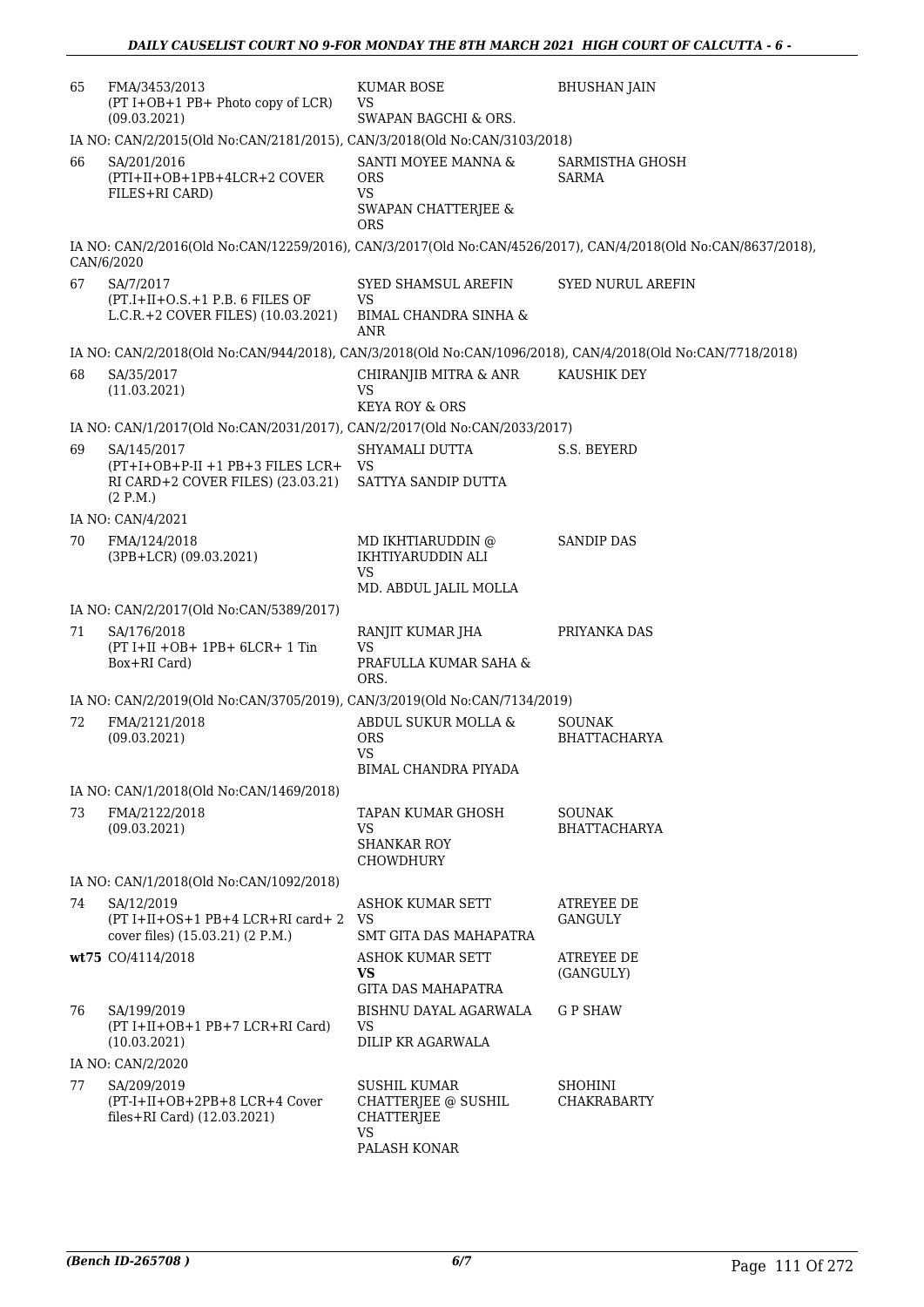| | | | |
|---|---|---|---|
| 65 | FMA/3453/2013 (PT I+OB+1 PB+ Photo copy of LCR) (09.03.2021) | KUMAR BOSE VS SWAPAN BAGCHI & ORS. | BHUSHAN JAIN |

IA NO: CAN/2/2015(Old No:CAN/2181/2015), CAN/3/2018(Old No:CAN/3103/2018)

| | | | |
|---|---|---|---|
| 66 | SA/201/2016 (PTI+II+OB+1PB+4LCR+2 COVER FILES+RI CARD) | SANTI MOYEE MANNA & ORS VS SWAPAN CHATTERJEE & ORS | SARMISTHA GHOSH SARMA |

IA NO: CAN/2/2016(Old No:CAN/12259/2016), CAN/3/2017(Old No:CAN/4526/2017), CAN/4/2018(Old No:CAN/8637/2018), CAN/6/2020

| | | | |
|---|---|---|---|
| 67 | SA/7/2017 (PT.I+II+O.S.+1 P.B. 6 FILES OF L.C.R.+2 COVER FILES) (10.03.2021) | SYED SHAMSUL AREFIN VS BIMAL CHANDRA SINHA & ANR | SYED NURUL AREFIN |

IA NO: CAN/2/2018(Old No:CAN/944/2018), CAN/3/2018(Old No:CAN/1096/2018), CAN/4/2018(Old No:CAN/7718/2018)

| | | | |
|---|---|---|---|
| 68 | SA/35/2017 (11.03.2021) | CHIRANJIB MITRA & ANR VS KEYA ROY & ORS | KAUSHIK DEY |

IA NO: CAN/1/2017(Old No:CAN/2031/2017), CAN/2/2017(Old No:CAN/2033/2017)

| | | | |
|---|---|---|---|
| 69 | SA/145/2017 (PT+I+OB+P-II +1 PB+3 FILES LCR+ RI CARD+2 COVER FILES) (23.03.21) (2 P.M.) | SHYAMALI DUTTA VS SATTYA SANDIP DUTTA | S.S. BEYERD |

IA NO: CAN/4/2021

| | | | |
|---|---|---|---|
| 70 | FMA/124/2018 (3PB+LCR) (09.03.2021) | MD IKHTIARUDDIN @ IKHTIYARUDDIN ALI VS MD. ABDUL JALIL MOLLA | SANDIP DAS |

IA NO: CAN/2/2017(Old No:CAN/5389/2017)

| | | | |
|---|---|---|---|
| 71 | SA/176/2018 (PT I+II +OB+ 1PB+ 6LCR+ 1 Tin Box+RI Card) | RANJIT KUMAR JHA VS PRAFULLA KUMAR SAHA & ORS. | PRIYANKA DAS |

IA NO: CAN/2/2019(Old No:CAN/3705/2019), CAN/3/2019(Old No:CAN/7134/2019)

| | | | |
|---|---|---|---|
| 72 | FMA/2121/2018 (09.03.2021) | ABDUL SUKUR MOLLA & ORS VS BIMAL CHANDRA PIYADA | SOUNAK BHATTACHARYA |

IA NO: CAN/1/2018(Old No:CAN/1469/2018)

| | | | |
|---|---|---|---|
| 73 | FMA/2122/2018 (09.03.2021) | TAPAN KUMAR GHOSH VS SHANKAR ROY CHOWDHURY | SOUNAK BHATTACHARYA |

IA NO: CAN/1/2018(Old No:CAN/1092/2018)

| | | | |
|---|---|---|---|
| 74 | SA/12/2019 (PT I+II+OS+1 PB+4 LCR+RI card+ 2 cover files) (15.03.21) (2 P.M.) | ASHOK KUMAR SETT VS SMT GITA DAS MAHAPATRA | ATREYEE DE GANGULY |
| wt75 | CO/4114/2018 | ASHOK KUMAR SETT **VS** GITA DAS MAHAPATRA | ATREYEE DE (GANGULY) |
| 76 | SA/199/2019 (PT I+II+OB+1 PB+7 LCR+RI Card) (10.03.2021) | BISHNU DAYAL AGARWALA VS DILIP KR AGARWALA | G P SHAW |

IA NO: CAN/2/2020

| | | | |
|---|---|---|---|
| 77 | SA/209/2019 (PT-I+II+OB+2PB+8 LCR+4 Cover files+RI Card) (12.03.2021) | SUSHIL KUMAR CHATTERJEE @ SUSHIL CHATTERJEE VS PALASH KONAR | SHOHINI CHAKRABARTY |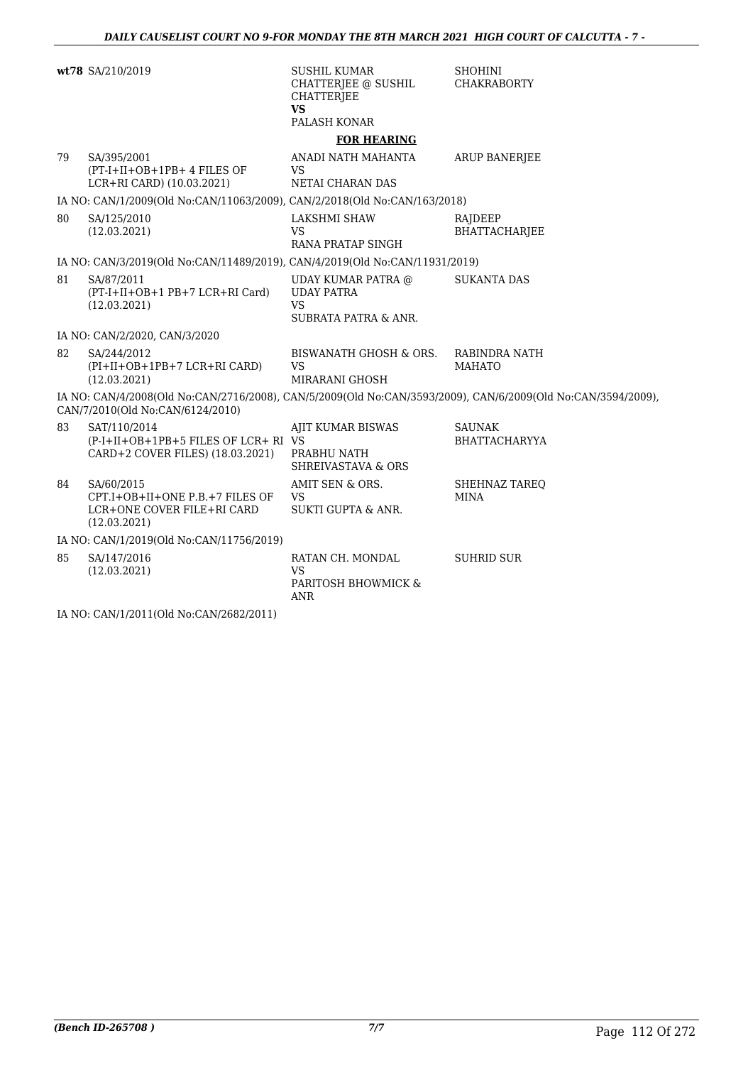| | | | |
|---|---|---|---|
| **wt78** | SA/210/2019 | SUSHIL KUMAR CHATTERJEE @ SUSHIL CHATTERJEE<br>**VS**<br>PALASH KONAR | SHOHINI CHAKRABORTY |

**FOR HEARING**

| | | | |
|---|---|---|---|
| 79 | SA/395/2001<br>(PT-I+II+OB+1PB+ 4 FILES OF LCR+RI CARD) (10.03.2021) | ANADI NATH MAHANTA<br>VS<br>NETAI CHARAN DAS | ARUP BANERJEE |

IA NO: CAN/1/2009(Old No:CAN/11063/2009), CAN/2/2018(Old No:CAN/163/2018)

| | | | |
|---|---|---|---|
| 80 | SA/125/2010<br>(12.03.2021) | LAKSHMI SHAW<br>VS<br>RANA PRATAP SINGH | RAJDEEP BHATTACHARJEE |

IA NO: CAN/3/2019(Old No:CAN/11489/2019), CAN/4/2019(Old No:CAN/11931/2019)

| | | | |
|---|---|---|---|
| 81 | SA/87/2011<br>(PT-I+II+OB+1 PB+7 LCR+RI Card)<br>(12.03.2021) | UDAY KUMAR PATRA @ UDAY PATRA<br>VS<br>SUBRATA PATRA & ANR. | SUKANTA DAS |

IA NO: CAN/2/2020, CAN/3/2020

| | | | |
|---|---|---|---|
| 82 | SA/244/2012<br>(PI+II+OB+1PB+7 LCR+RI CARD)<br>(12.03.2021) | BISWANATH GHOSH & ORS.<br>VS<br>MIRARANI GHOSH | RABINDRA NATH MAHATO |

IA NO: CAN/4/2008(Old No:CAN/2716/2008), CAN/5/2009(Old No:CAN/3593/2009), CAN/6/2009(Old No:CAN/3594/2009), CAN/7/2010(Old No:CAN/6124/2010)

| | | | |
|---|---|---|---|
| 83 | SAT/110/2014<br>(P-I+II+OB+1PB+5 FILES OF LCR+ RI CARD+2 COVER FILES) (18.03.2021) | AJIT KUMAR BISWAS<br>VS<br>PRABHU NATH SHREIVASTAVA & ORS | SAUNAK BHATTACHARYYA |
| 84 | SA/60/2015<br>CPT.I+OB+II+ONE P.B.+7 FILES OF LCR+ONE COVER FILE+RI CARD<br>(12.03.2021) | AMIT SEN & ORS.<br>VS<br>SUKTI GUPTA & ANR. | SHEHNAZ TAREQ MINA |

IA NO: CAN/1/2019(Old No:CAN/11756/2019)

| | | | |
|---|---|---|---|
| 85 | SA/147/2016<br>(12.03.2021) | RATAN CH. MONDAL<br>VS<br>PARITOSH BHOWMICK & ANR | SUHRID SUR |

IA NO: CAN/1/2011(Old No:CAN/2682/2011)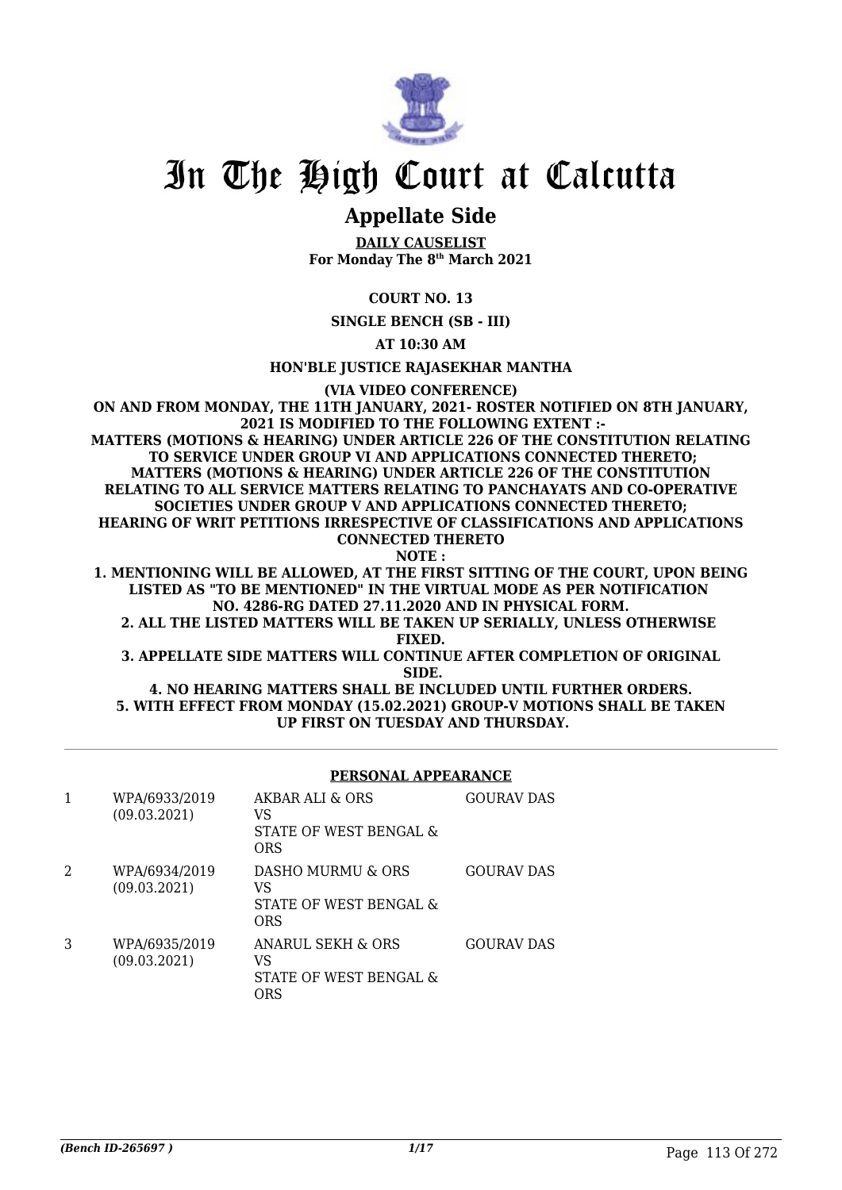# In The High Court at Calcutta

## Appellate Side

**DAILY CAUSELIST**
**For Monday The 8th March 2021**

**COURT NO. 13**

**SINGLE BENCH (SB - III)**

**AT 10:30 AM**

**HON'BLE JUSTICE RAJASEKHAR MANTHA**

**(VIA VIDEO CONFERENCE)**

**ON AND FROM MONDAY, THE 11TH JANUARY, 2021- ROSTER NOTIFIED ON 8TH JANUARY, 2021 IS MODIFIED TO THE FOLLOWING EXTENT :-**
**MATTERS (MOTIONS & HEARING) UNDER ARTICLE 226 OF THE CONSTITUTION RELATING TO SERVICE UNDER GROUP VI AND APPLICATIONS CONNECTED THERETO;**
**MATTERS (MOTIONS & HEARING) UNDER ARTICLE 226 OF THE CONSTITUTION RELATING TO ALL SERVICE MATTERS RELATING TO PANCHAYATS AND CO-OPERATIVE SOCIETIES UNDER GROUP V AND APPLICATIONS CONNECTED THERETO;**
**HEARING OF WRIT PETITIONS IRRESPECTIVE OF CLASSIFICATIONS AND APPLICATIONS CONNECTED THERETO**
**NOTE :**
**1. MENTIONING WILL BE ALLOWED, AT THE FIRST SITTING OF THE COURT, UPON BEING LISTED AS "TO BE MENTIONED" IN THE VIRTUAL MODE AS PER NOTIFICATION NO. 4286-RG DATED 27.11.2020 AND IN PHYSICAL FORM.**
**2. ALL THE LISTED MATTERS WILL BE TAKEN UP SERIALLY, UNLESS OTHERWISE FIXED.**
**3. APPELLATE SIDE MATTERS WILL CONTINUE AFTER COMPLETION OF ORIGINAL SIDE.**
**4. NO HEARING MATTERS SHALL BE INCLUDED UNTIL FURTHER ORDERS.**
**5. WITH EFFECT FROM MONDAY (15.02.2021) GROUP-V MOTIONS SHALL BE TAKEN UP FIRST ON TUESDAY AND THURSDAY.**

---

**PERSONAL APPEARANCE**

| | | | |
|---|---|---|---|
| 1 | WPA/6933/2019 (09.03.2021) | AKBAR ALI & ORS VS STATE OF WEST BENGAL & ORS | GOURAV DAS |
| 2 | WPA/6934/2019 (09.03.2021) | DASHO MURMU & ORS VS STATE OF WEST BENGAL & ORS | GOURAV DAS |
| 3 | WPA/6935/2019 (09.03.2021) | ANARUL SEKH & ORS VS STATE OF WEST BENGAL & ORS | GOURAV DAS |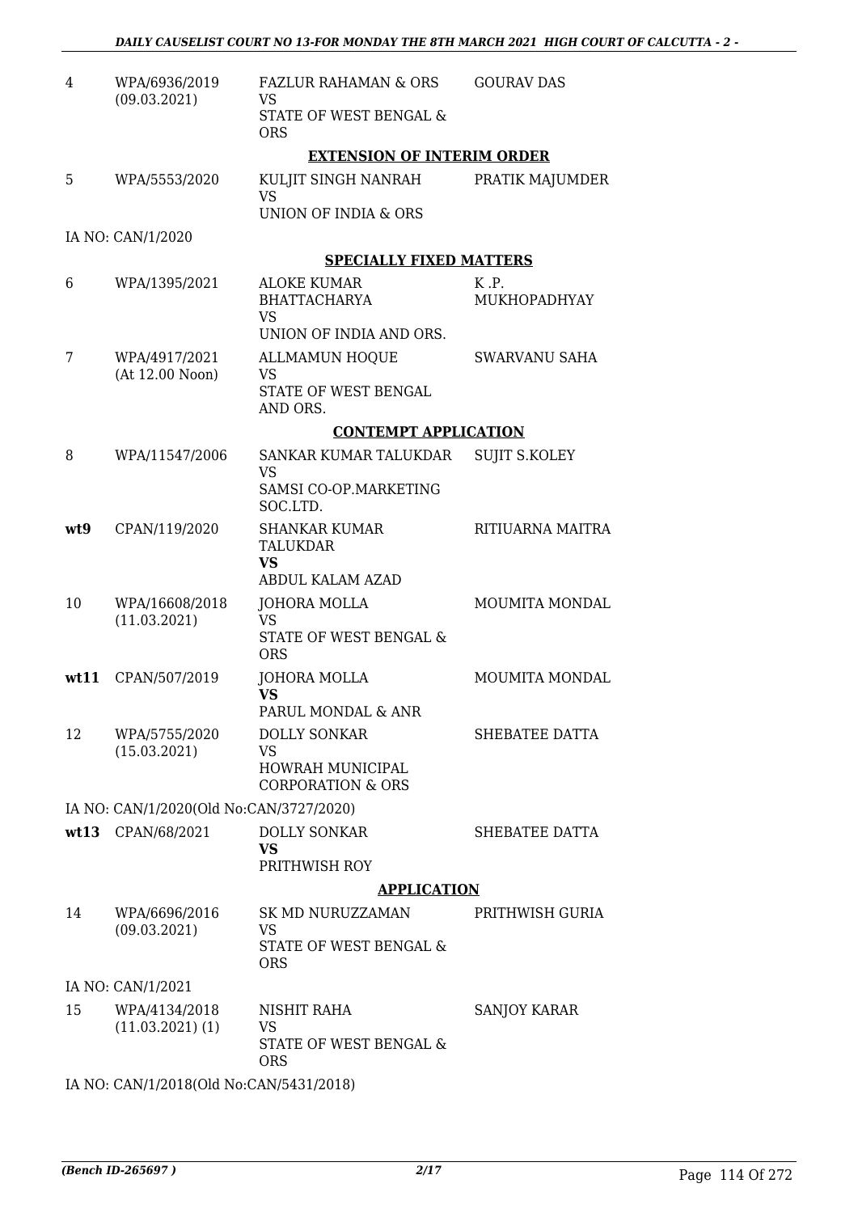| | | | |
|---|---|---|---|
| 4 | WPA/6936/2019 (09.03.2021) | FAZLUR RAHAMAN & ORS VS STATE OF WEST BENGAL & ORS | GOURAV DAS |

**EXTENSION OF INTERIM ORDER**

| | | | |
|---|---|---|---|
| 5 | WPA/5553/2020 | KULJIT SINGH NANRAH VS UNION OF INDIA & ORS | PRATIK MAJUMDER |

IA NO: CAN/1/2020

**SPECIALLY FIXED MATTERS**

| | | | |
|---|---|---|---|
| 6 | WPA/1395/2021 | ALOKE KUMAR BHATTACHARYA VS UNION OF INDIA AND ORS. | K .P. MUKHOPADHYAY |
| 7 | WPA/4917/2021 (At 12.00 Noon) | ALLMAMUN HOQUE VS STATE OF WEST BENGAL AND ORS. | SWARVANU SAHA |

**CONTEMPT APPLICATION**

| | | | |
|---|---|---|---|
| 8 | WPA/11547/2006 | SANKAR KUMAR TALUKDAR VS SAMSI CO-OP.MARKETING SOC.LTD. | SUJIT S.KOLEY |
| **wt9** | CPAN/119/2020 | SHANKAR KUMAR TALUKDAR **VS** ABDUL KALAM AZAD | RITIUARNA MAITRA |
| 10 | WPA/16608/2018 (11.03.2021) | JOHORA MOLLA VS STATE OF WEST BENGAL & ORS | MOUMITA MONDAL |
| **wt11** | CPAN/507/2019 | JOHORA MOLLA **VS** PARUL MONDAL & ANR | MOUMITA MONDAL |
| 12 | WPA/5755/2020 (15.03.2021) | DOLLY SONKAR VS HOWRAH MUNICIPAL CORPORATION & ORS | SHEBATEE DATTA |

IA NO: CAN/1/2020(Old No:CAN/3727/2020)

| | | | |
|---|---|---|---|
| **wt13** | CPAN/68/2021 | DOLLY SONKAR **VS** PRITHWISH ROY | SHEBATEE DATTA |

**APPLICATION**

| | | | |
|---|---|---|---|
| 14 | WPA/6696/2016 (09.03.2021) | SK MD NURUZZAMAN VS STATE OF WEST BENGAL & ORS | PRITHWISH GURIA |

IA NO: CAN/1/2021

| | | | |
|---|---|---|---|
| 15 | WPA/4134/2018 (11.03.2021) (1) | NISHIT RAHA VS STATE OF WEST BENGAL & ORS | SANJOY KARAR |

IA NO: CAN/1/2018(Old No:CAN/5431/2018)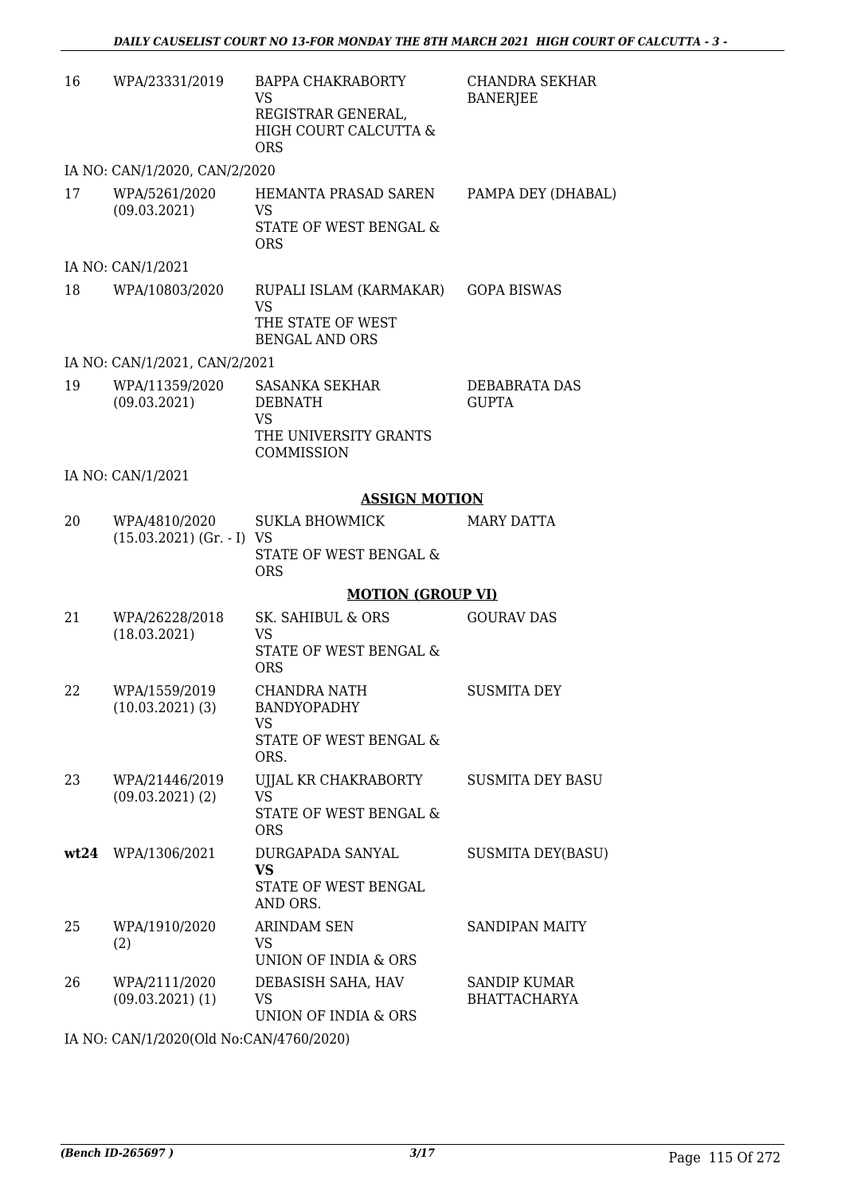| 16 | WPA/23331/2019 | BAPPA CHAKRABORTY VS REGISTRAR GENERAL, HIGH COURT CALCUTTA & ORS | CHANDRA SEKHAR BANERJEE |
|---|---|---|---|

IA NO: CAN/1/2020, CAN/2/2020

| 17 | WPA/5261/2020 (09.03.2021) | HEMANTA PRASAD SAREN VS STATE OF WEST BENGAL & ORS | PAMPA DEY (DHABAL) |
|---|---|---|---|

IA NO: CAN/1/2021

| 18 | WPA/10803/2020 | RUPALI ISLAM (KARMAKAR) VS THE STATE OF WEST BENGAL AND ORS | GOPA BISWAS |
|---|---|---|---|

IA NO: CAN/1/2021, CAN/2/2021

| 19 | WPA/11359/2020 (09.03.2021) | SASANKA SEKHAR DEBNATH VS THE UNIVERSITY GRANTS COMMISSION | DEBABRATA DAS GUPTA |
|---|---|---|---|

IA NO: CAN/1/2021

**ASSIGN MOTION**

| 20 | WPA/4810/2020 (15.03.2021) (Gr. - I) | SUKLA BHOWMICK VS STATE OF WEST BENGAL & ORS | MARY DATTA |
|---|---|---|---|

**MOTION (GROUP VI)**

| 21 | WPA/26228/2018 (18.03.2021) | SK. SAHIBUL & ORS VS STATE OF WEST BENGAL & ORS | GOURAV DAS |
|---|---|---|---|
| 22 | WPA/1559/2019 (10.03.2021) (3) | CHANDRA NATH BANDYOPADHY VS STATE OF WEST BENGAL & ORS. | SUSMITA DEY |
| 23 | WPA/21446/2019 (09.03.2021) (2) | UJJAL KR CHAKRABORTY VS STATE OF WEST BENGAL & ORS | SUSMITA DEY BASU |
| **wt24** | WPA/1306/2021 | DURGAPADA SANYAL **VS** STATE OF WEST BENGAL AND ORS. | SUSMITA DEY(BASU) |
| 25 | WPA/1910/2020 (2) | ARINDAM SEN VS UNION OF INDIA & ORS | SANDIPAN MAITY |
| 26 | WPA/2111/2020 (09.03.2021) (1) | DEBASISH SAHA, HAV VS UNION OF INDIA & ORS | SANDIP KUMAR BHATTACHARYA |

IA NO: CAN/1/2020(Old No:CAN/4760/2020)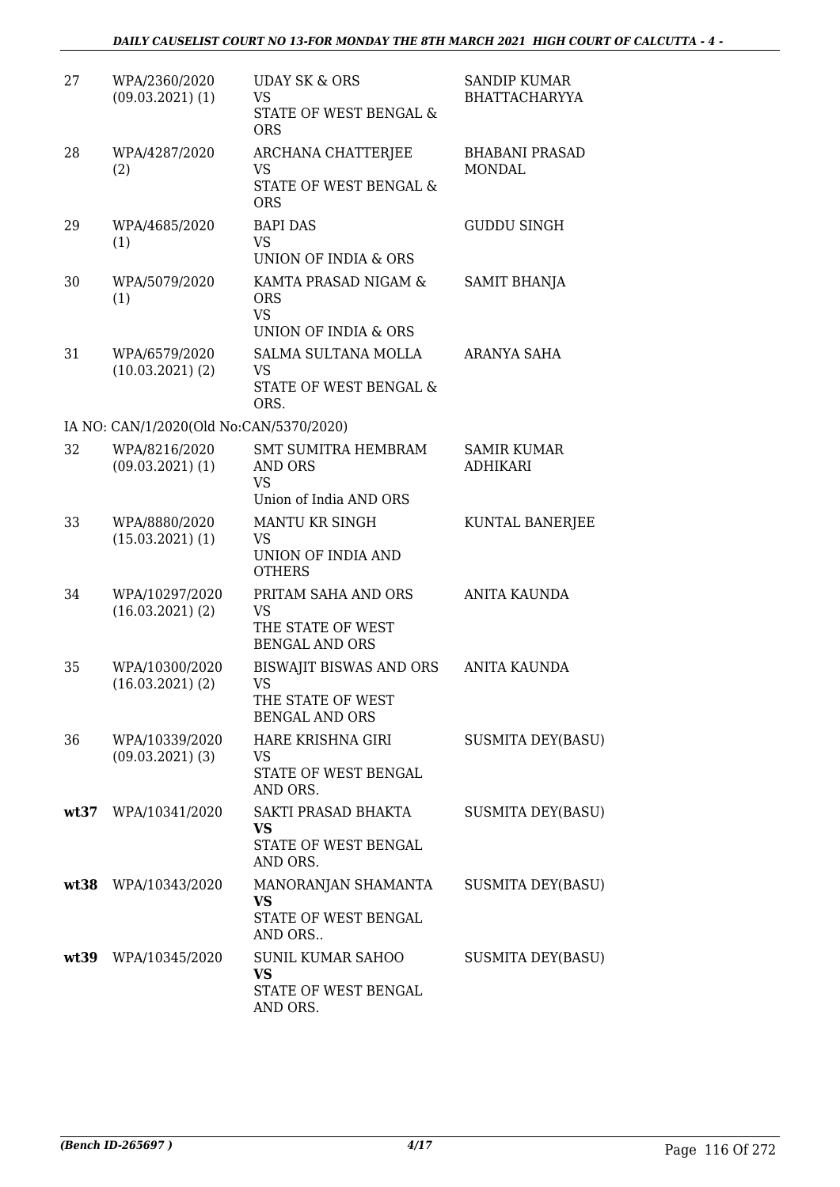| | | | |
|---|---|---|---|
| 27 | WPA/2360/2020 (09.03.2021) (1) | UDAY SK & ORS VS STATE OF WEST BENGAL & ORS | SANDIP KUMAR BHATTACHARYYA |
| 28 | WPA/4287/2020 (2) | ARCHANA CHATTERJEE VS STATE OF WEST BENGAL & ORS | BHABANI PRASAD MONDAL |
| 29 | WPA/4685/2020 (1) | BAPI DAS VS UNION OF INDIA & ORS | GUDDU SINGH |
| 30 | WPA/5079/2020 (1) | KAMTA PRASAD NIGAM & ORS VS UNION OF INDIA & ORS | SAMIT BHANJA |
| 31 | WPA/6579/2020 (10.03.2021) (2) | SALMA SULTANA MOLLA VS STATE OF WEST BENGAL & ORS. | ARANYA SAHA |
| | IA NO: CAN/1/2020(Old No:CAN/5370/2020) | | |
| 32 | WPA/8216/2020 (09.03.2021) (1) | SMT SUMITRA HEMBRAM AND ORS VS Union of India AND ORS | SAMIR KUMAR ADHIKARI |
| 33 | WPA/8880/2020 (15.03.2021) (1) | MANTU KR SINGH VS UNION OF INDIA AND OTHERS | KUNTAL BANERJEE |
| 34 | WPA/10297/2020 (16.03.2021) (2) | PRITAM SAHA AND ORS VS THE STATE OF WEST BENGAL AND ORS | ANITA KAUNDA |
| 35 | WPA/10300/2020 (16.03.2021) (2) | BISWAJIT BISWAS AND ORS VS THE STATE OF WEST BENGAL AND ORS | ANITA KAUNDA |
| 36 | WPA/10339/2020 (09.03.2021) (3) | HARE KRISHNA GIRI VS STATE OF WEST BENGAL AND ORS. | SUSMITA DEY(BASU) |
| **wt37** | WPA/10341/2020 | SAKTI PRASAD BHAKTA **VS** STATE OF WEST BENGAL AND ORS. | SUSMITA DEY(BASU) |
| **wt38** | WPA/10343/2020 | MANORANJAN SHAMANTA **VS** STATE OF WEST BENGAL AND ORS.. | SUSMITA DEY(BASU) |
| **wt39** | WPA/10345/2020 | SUNIL KUMAR SAHOO **VS** STATE OF WEST BENGAL AND ORS. | SUSMITA DEY(BASU) |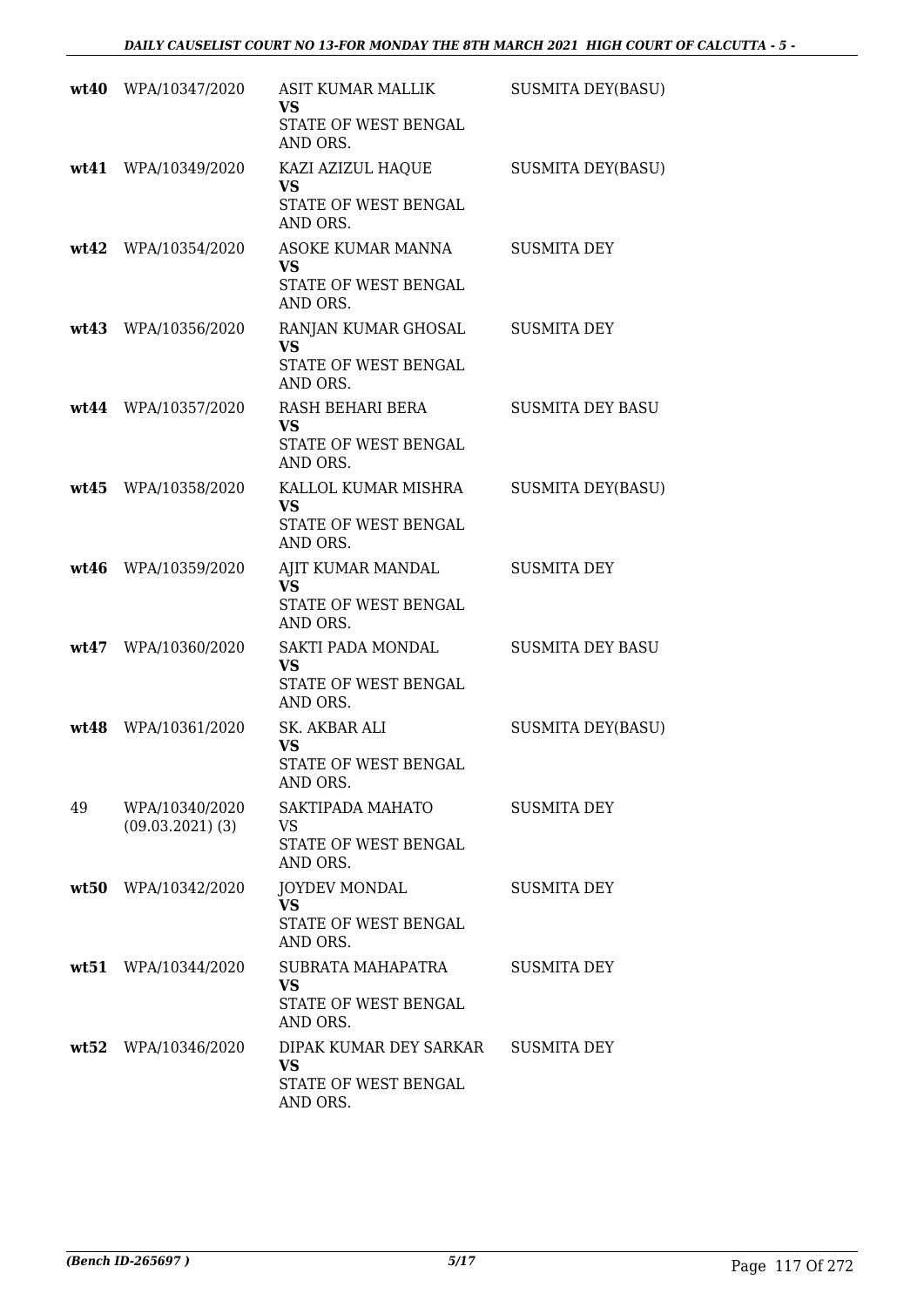| | | | |
|---|---|---|---|
| **wt40** | WPA/10347/2020 | ASIT KUMAR MALLIK<br>**VS**<br>STATE OF WEST BENGAL AND ORS. | SUSMITA DEY(BASU) |
| **wt41** | WPA/10349/2020 | KAZI AZIZUL HAQUE<br>**VS**<br>STATE OF WEST BENGAL AND ORS. | SUSMITA DEY(BASU) |
| **wt42** | WPA/10354/2020 | ASOKE KUMAR MANNA<br>**VS**<br>STATE OF WEST BENGAL AND ORS. | SUSMITA DEY |
| **wt43** | WPA/10356/2020 | RANJAN KUMAR GHOSAL<br>**VS**<br>STATE OF WEST BENGAL AND ORS. | SUSMITA DEY |
| **wt44** | WPA/10357/2020 | RASH BEHARI BERA<br>**VS**<br>STATE OF WEST BENGAL AND ORS. | SUSMITA DEY BASU |
| **wt45** | WPA/10358/2020 | KALLOL KUMAR MISHRA<br>**VS**<br>STATE OF WEST BENGAL AND ORS. | SUSMITA DEY(BASU) |
| **wt46** | WPA/10359/2020 | AJIT KUMAR MANDAL<br>**VS**<br>STATE OF WEST BENGAL AND ORS. | SUSMITA DEY |
| **wt47** | WPA/10360/2020 | SAKTI PADA MONDAL<br>**VS**<br>STATE OF WEST BENGAL AND ORS. | SUSMITA DEY BASU |
| **wt48** | WPA/10361/2020 | SK. AKBAR ALI<br>**VS**<br>STATE OF WEST BENGAL AND ORS. | SUSMITA DEY(BASU) |
| 49 | WPA/10340/2020 (09.03.2021) (3) | SAKTIPADA MAHATO<br>VS<br>STATE OF WEST BENGAL AND ORS. | SUSMITA DEY |
| **wt50** | WPA/10342/2020 | JOYDEV MONDAL<br>**VS**<br>STATE OF WEST BENGAL AND ORS. | SUSMITA DEY |
| **wt51** | WPA/10344/2020 | SUBRATA MAHAPATRA<br>**VS**<br>STATE OF WEST BENGAL AND ORS. | SUSMITA DEY |
| **wt52** | WPA/10346/2020 | DIPAK KUMAR DEY SARKAR<br>**VS**<br>STATE OF WEST BENGAL AND ORS. | SUSMITA DEY |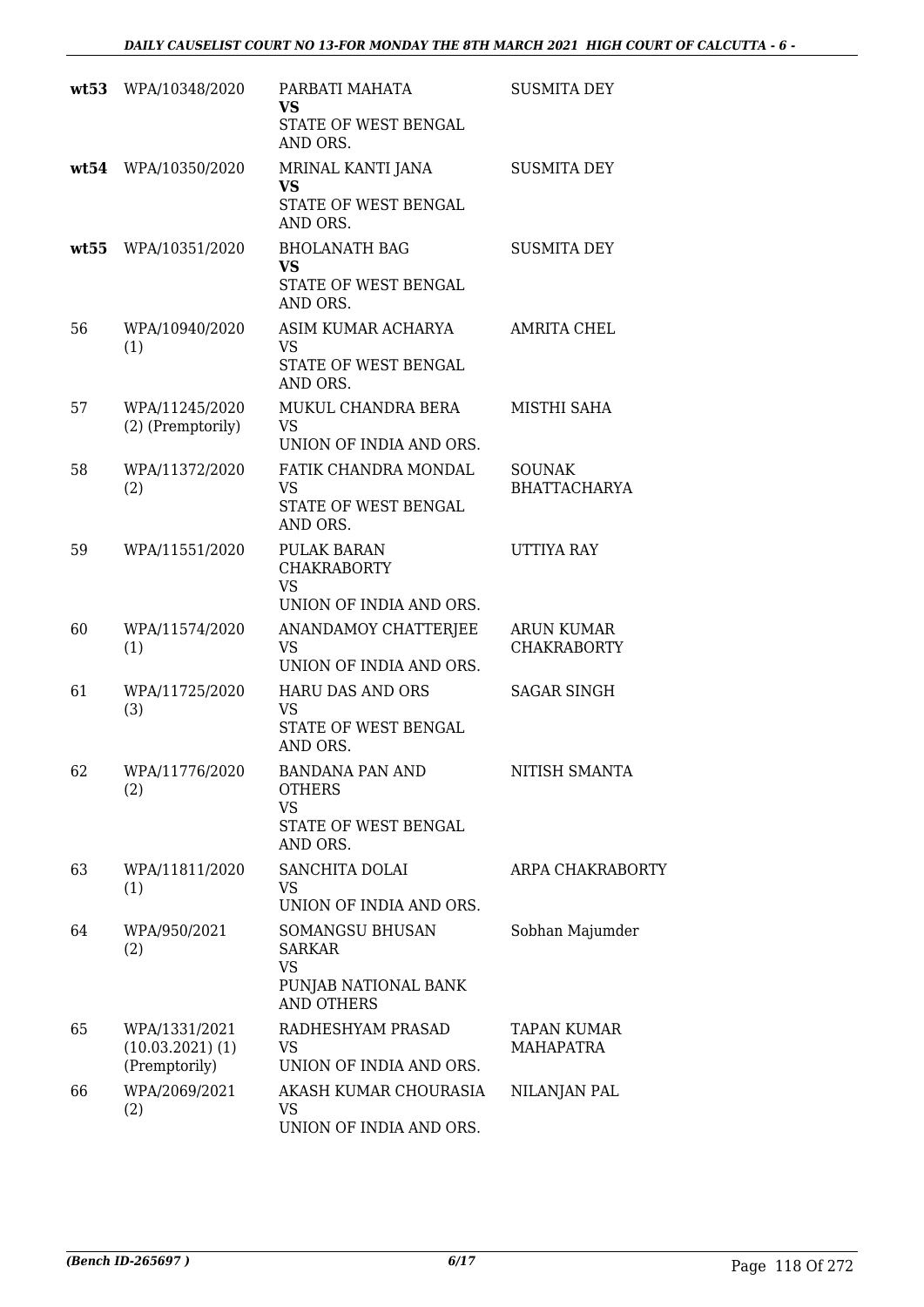| | | | |
|---|---|---|---|
| **wt53** | WPA/10348/2020 | PARBATI MAHATA<br>**VS**<br>STATE OF WEST BENGAL AND ORS. | SUSMITA DEY |
| **wt54** | WPA/10350/2020 | MRINAL KANTI JANA<br>**VS**<br>STATE OF WEST BENGAL AND ORS. | SUSMITA DEY |
| **wt55** | WPA/10351/2020 | BHOLANATH BAG<br>**VS**<br>STATE OF WEST BENGAL AND ORS. | SUSMITA DEY |
| 56 | WPA/10940/2020 (1) | ASIM KUMAR ACHARYA<br>VS<br>STATE OF WEST BENGAL AND ORS. | AMRITA CHEL |
| 57 | WPA/11245/2020 (2) (Premptorily) | MUKUL CHANDRA BERA<br>VS<br>UNION OF INDIA AND ORS. | MISTHI SAHA |
| 58 | WPA/11372/2020 (2) | FATIK CHANDRA MONDAL<br>VS<br>STATE OF WEST BENGAL AND ORS. | SOUNAK BHATTACHARYA |
| 59 | WPA/11551/2020 | PULAK BARAN CHAKRABORTY<br>VS<br>UNION OF INDIA AND ORS. | UTTIYA RAY |
| 60 | WPA/11574/2020 (1) | ANANDAMOY CHATTERJEE<br>VS<br>UNION OF INDIA AND ORS. | ARUN KUMAR CHAKRABORTY |
| 61 | WPA/11725/2020 (3) | HARU DAS AND ORS<br>VS<br>STATE OF WEST BENGAL AND ORS. | SAGAR SINGH |
| 62 | WPA/11776/2020 (2) | BANDANA PAN AND OTHERS<br>VS<br>STATE OF WEST BENGAL AND ORS. | NITISH SMANTA |
| 63 | WPA/11811/2020 (1) | SANCHITA DOLAI<br>VS<br>UNION OF INDIA AND ORS. | ARPA CHAKRABORTY |
| 64 | WPA/950/2021 (2) | SOMANGSU BHUSAN SARKAR<br>VS<br>PUNJAB NATIONAL BANK AND OTHERS | Sobhan Majumder |
| 65 | WPA/1331/2021 (10.03.2021) (1) (Premptorily) | RADHESHYAM PRASAD<br>VS<br>UNION OF INDIA AND ORS. | TAPAN KUMAR MAHAPATRA |
| 66 | WPA/2069/2021 (2) | AKASH KUMAR CHOURASIA<br>VS<br>UNION OF INDIA AND ORS. | NILANJAN PAL |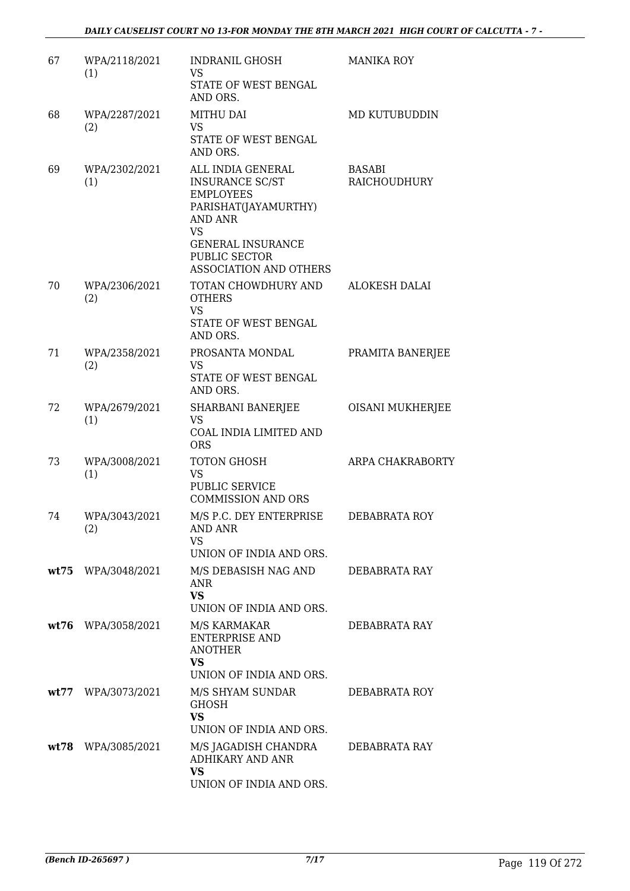| 67 | WPA/2118/2021 (1) | INDRANIL GHOSH VS STATE OF WEST BENGAL AND ORS. | MANIKA ROY |
|---|---|---|---|
| 68 | WPA/2287/2021 (2) | MITHU DAI VS STATE OF WEST BENGAL AND ORS. | MD KUTUBUDDIN |
| 69 | WPA/2302/2021 (1) | ALL INDIA GENERAL INSURANCE SC/ST EMPLOYEES PARISHAT(JAYAMURTHY) AND ANR VS GENERAL INSURANCE PUBLIC SECTOR ASSOCIATION AND OTHERS | BASABI RAICHOUDHURY |
| 70 | WPA/2306/2021 (2) | TOTAN CHOWDHURY AND OTHERS VS STATE OF WEST BENGAL AND ORS. | ALOKESH DALAI |
| 71 | WPA/2358/2021 (2) | PROSANTA MONDAL VS STATE OF WEST BENGAL AND ORS. | PRAMITA BANERJEE |
| 72 | WPA/2679/2021 (1) | SHARBANI BANERJEE VS COAL INDIA LIMITED AND ORS | OISANI MUKHERJEE |
| 73 | WPA/3008/2021 (1) | TOTON GHOSH VS PUBLIC SERVICE COMMISSION AND ORS | ARPA CHAKRABORTY |
| 74 | WPA/3043/2021 (2) | M/S P.C. DEY ENTERPRISE AND ANR VS UNION OF INDIA AND ORS. | DEBABRATA ROY |
| **wt75** | WPA/3048/2021 | M/S DEBASISH NAG AND ANR **VS** UNION OF INDIA AND ORS. | DEBABRATA RAY |
| **wt76** | WPA/3058/2021 | M/S KARMAKAR ENTERPRISE AND ANOTHER **VS** UNION OF INDIA AND ORS. | DEBABRATA RAY |
| **wt77** | WPA/3073/2021 | M/S SHYAM SUNDAR GHOSH **VS** UNION OF INDIA AND ORS. | DEBABRATA ROY |
| **wt78** | WPA/3085/2021 | M/S JAGADISH CHANDRA ADHIKARY AND ANR **VS** UNION OF INDIA AND ORS. | DEBABRATA RAY |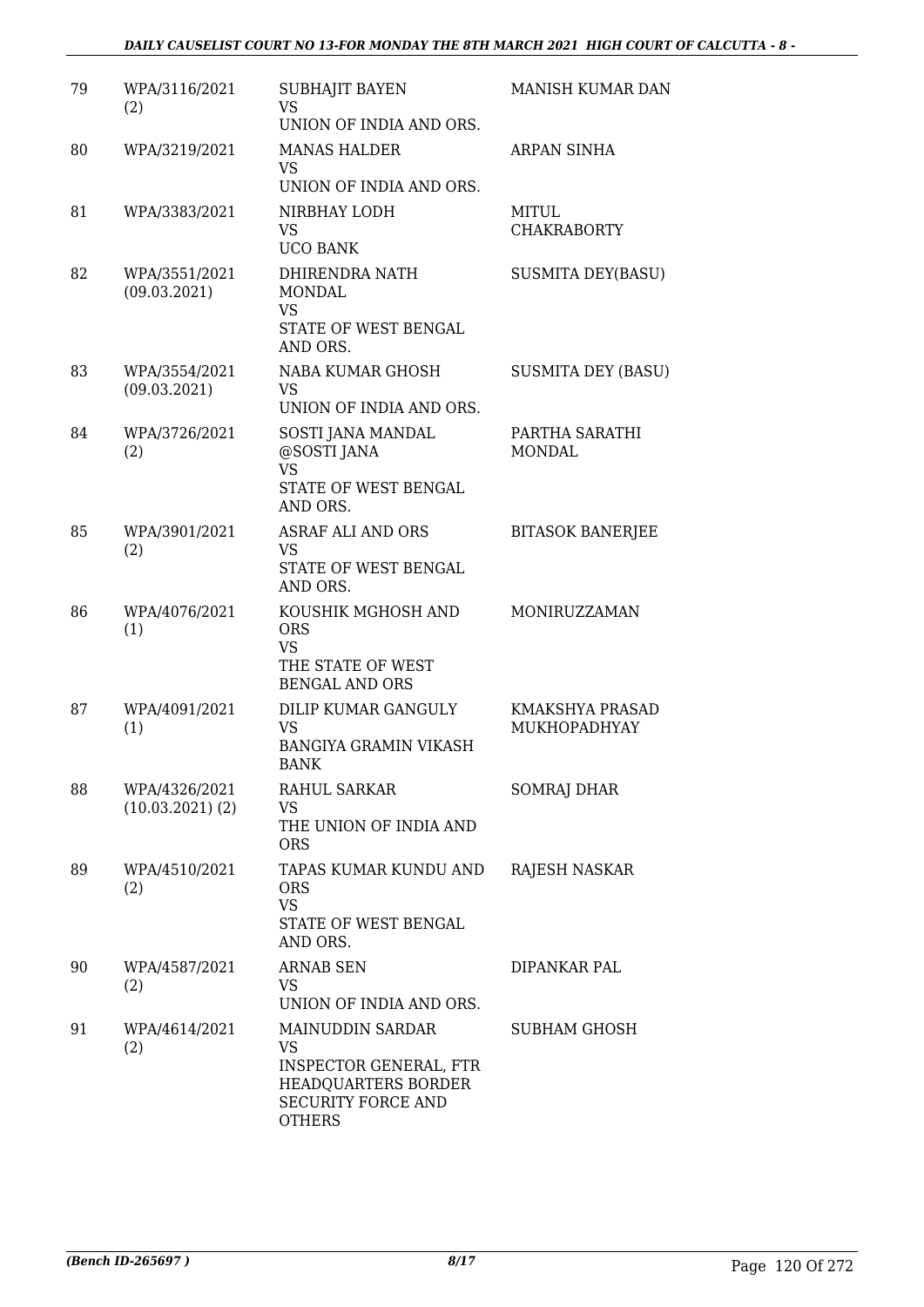| 79 | WPA/3116/2021 (2) | SUBHAJIT BAYEN<br>VS<br>UNION OF INDIA AND ORS. | MANISH KUMAR DAN |
|---|---|---|---|
| 80 | WPA/3219/2021 | MANAS HALDER<br>VS<br>UNION OF INDIA AND ORS. | ARPAN SINHA |
| 81 | WPA/3383/2021 | NIRBHAY LODH<br>VS<br>UCO BANK | MITUL CHAKRABORTY |
| 82 | WPA/3551/2021 (09.03.2021) | DHIRENDRA NATH MONDAL<br>VS<br>STATE OF WEST BENGAL AND ORS. | SUSMITA DEY(BASU) |
| 83 | WPA/3554/2021 (09.03.2021) | NABA KUMAR GHOSH<br>VS<br>UNION OF INDIA AND ORS. | SUSMITA DEY (BASU) |
| 84 | WPA/3726/2021 (2) | SOSTI JANA MANDAL @SOSTI JANA<br>VS<br>STATE OF WEST BENGAL AND ORS. | PARTHA SARATHI MONDAL |
| 85 | WPA/3901/2021 (2) | ASRAF ALI AND ORS<br>VS<br>STATE OF WEST BENGAL AND ORS. | BITASOK BANERJEE |
| 86 | WPA/4076/2021 (1) | KOUSHIK MGHOSH AND ORS<br>VS<br>THE STATE OF WEST BENGAL AND ORS | MONIRUZZAMAN |
| 87 | WPA/4091/2021 (1) | DILIP KUMAR GANGULY<br>VS<br>BANGIYA GRAMIN VIKASH BANK | KMAKSHYA PRASAD MUKHOPADHYAY |
| 88 | WPA/4326/2021 (10.03.2021) (2) | RAHUL SARKAR<br>VS<br>THE UNION OF INDIA AND ORS | SOMRAJ DHAR |
| 89 | WPA/4510/2021 (2) | TAPAS KUMAR KUNDU AND ORS<br>VS<br>STATE OF WEST BENGAL AND ORS. | RAJESH NASKAR |
| 90 | WPA/4587/2021 (2) | ARNAB SEN<br>VS<br>UNION OF INDIA AND ORS. | DIPANKAR PAL |
| 91 | WPA/4614/2021 (2) | MAINUDDIN SARDAR<br>VS<br>INSPECTOR GENERAL, FTR HEADQUARTERS BORDER SECURITY FORCE AND OTHERS | SUBHAM GHOSH |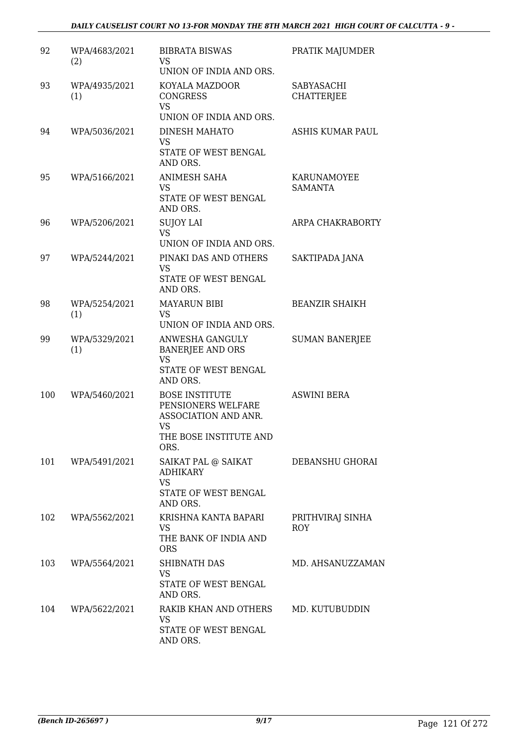| | | | |
|---|---|---|---|
| 92 | WPA/4683/2021 (2) | BIBRATA BISWAS<br>VS<br>UNION OF INDIA AND ORS. | PRATIK MAJUMDER |
| 93 | WPA/4935/2021 (1) | KOYALA MAZDOOR CONGRESS<br>VS<br>UNION OF INDIA AND ORS. | SABYASACHI CHATTERJEE |
| 94 | WPA/5036/2021 | DINESH MAHATO<br>VS<br>STATE OF WEST BENGAL AND ORS. | ASHIS KUMAR PAUL |
| 95 | WPA/5166/2021 | ANIMESH SAHA<br>VS<br>STATE OF WEST BENGAL AND ORS. | KARUNAMOYEE SAMANTA |
| 96 | WPA/5206/2021 | SUJOY LAI<br>VS<br>UNION OF INDIA AND ORS. | ARPA CHAKRABORTY |
| 97 | WPA/5244/2021 | PINAKI DAS AND OTHERS<br>VS<br>STATE OF WEST BENGAL AND ORS. | SAKTIPADA JANA |
| 98 | WPA/5254/2021 (1) | MAYARUN BIBI<br>VS<br>UNION OF INDIA AND ORS. | BEANZIR SHAIKH |
| 99 | WPA/5329/2021 (1) | ANWESHA GANGULY BANERJEE AND ORS<br>VS<br>STATE OF WEST BENGAL AND ORS. | SUMAN BANERJEE |
| 100 | WPA/5460/2021 | BOSE INSTITUTE PENSIONERS WELFARE ASSOCIATION AND ANR.<br>VS<br>THE BOSE INSTITUTE AND ORS. | ASWINI BERA |
| 101 | WPA/5491/2021 | SAIKAT PAL @ SAIKAT ADHIKARY<br>VS<br>STATE OF WEST BENGAL AND ORS. | DEBANSHU GHORAI |
| 102 | WPA/5562/2021 | KRISHNA KANTA BAPARI<br>VS<br>THE BANK OF INDIA AND ORS | PRITHVIRAJ SINHA ROY |
| 103 | WPA/5564/2021 | SHIBNATH DAS<br>VS<br>STATE OF WEST BENGAL AND ORS. | MD. AHSANUZZAMAN |
| 104 | WPA/5622/2021 | RAKIB KHAN AND OTHERS<br>VS<br>STATE OF WEST BENGAL AND ORS. | MD. KUTUBUDDIN |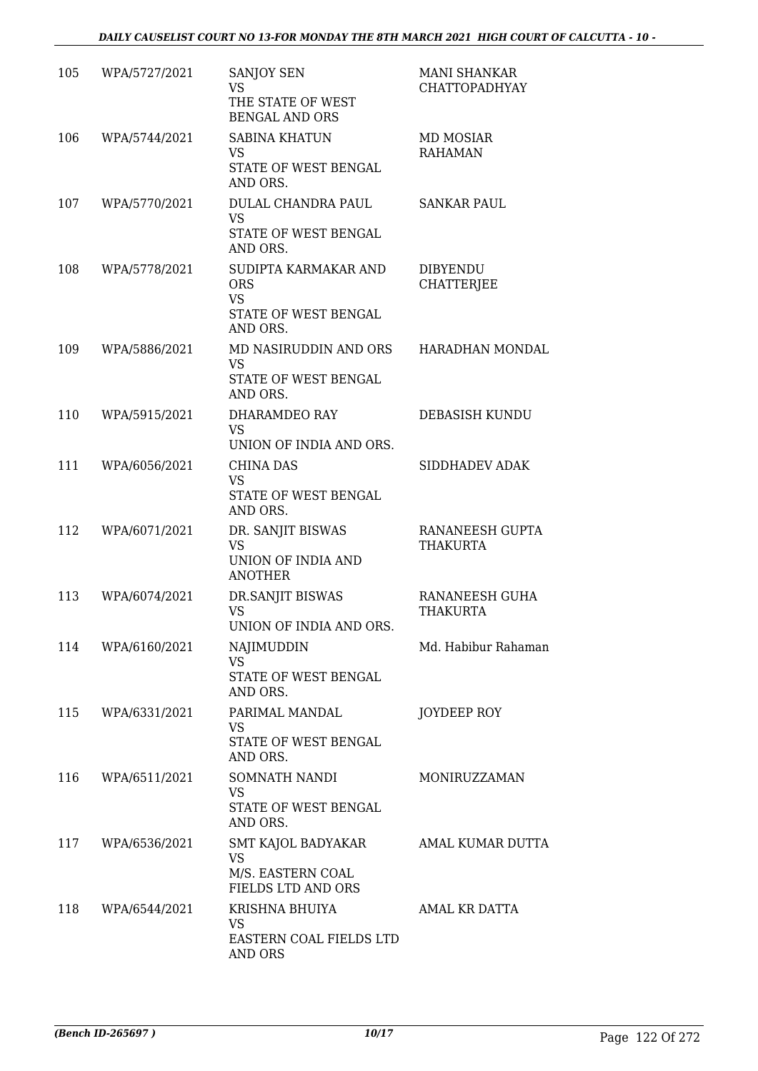| 105 | WPA/5727/2021 | SANJOY SEN<br>VS<br>THE STATE OF WEST BENGAL AND ORS | MANI SHANKAR CHATTOPADHYAY |
|---|---|---|---|
| 106 | WPA/5744/2021 | SABINA KHATUN<br>VS<br>STATE OF WEST BENGAL AND ORS. | MD MOSIAR RAHAMAN |
| 107 | WPA/5770/2021 | DULAL CHANDRA PAUL<br>VS<br>STATE OF WEST BENGAL AND ORS. | SANKAR PAUL |
| 108 | WPA/5778/2021 | SUDIPTA KARMAKAR AND ORS<br>VS<br>STATE OF WEST BENGAL AND ORS. | DIBYENDU CHATTERJEE |
| 109 | WPA/5886/2021 | MD NASIRUDDIN AND ORS<br>VS<br>STATE OF WEST BENGAL AND ORS. | HARADHAN MONDAL |
| 110 | WPA/5915/2021 | DHARAMDEO RAY<br>VS<br>UNION OF INDIA AND ORS. | DEBASISH KUNDU |
| 111 | WPA/6056/2021 | CHINA DAS<br>VS<br>STATE OF WEST BENGAL AND ORS. | SIDDHADEV ADAK |
| 112 | WPA/6071/2021 | DR. SANJIT BISWAS<br>VS<br>UNION OF INDIA AND ANOTHER | RANANEESH GUPTA THAKURTA |
| 113 | WPA/6074/2021 | DR.SANJIT BISWAS<br>VS<br>UNION OF INDIA AND ORS. | RANANEESH GUHA THAKURTA |
| 114 | WPA/6160/2021 | NAJIMUDDIN<br>VS<br>STATE OF WEST BENGAL AND ORS. | Md. Habibur Rahaman |
| 115 | WPA/6331/2021 | PARIMAL MANDAL<br>VS<br>STATE OF WEST BENGAL AND ORS. | JOYDEEP ROY |
| 116 | WPA/6511/2021 | SOMNATH NANDI<br>VS<br>STATE OF WEST BENGAL AND ORS. | MONIRUZZAMAN |
| 117 | WPA/6536/2021 | SMT KAJOL BADYAKAR<br>VS<br>M/S. EASTERN COAL FIELDS LTD AND ORS | AMAL KUMAR DUTTA |
| 118 | WPA/6544/2021 | KRISHNA BHUIYA<br>VS<br>EASTERN COAL FIELDS LTD AND ORS | AMAL KR DATTA |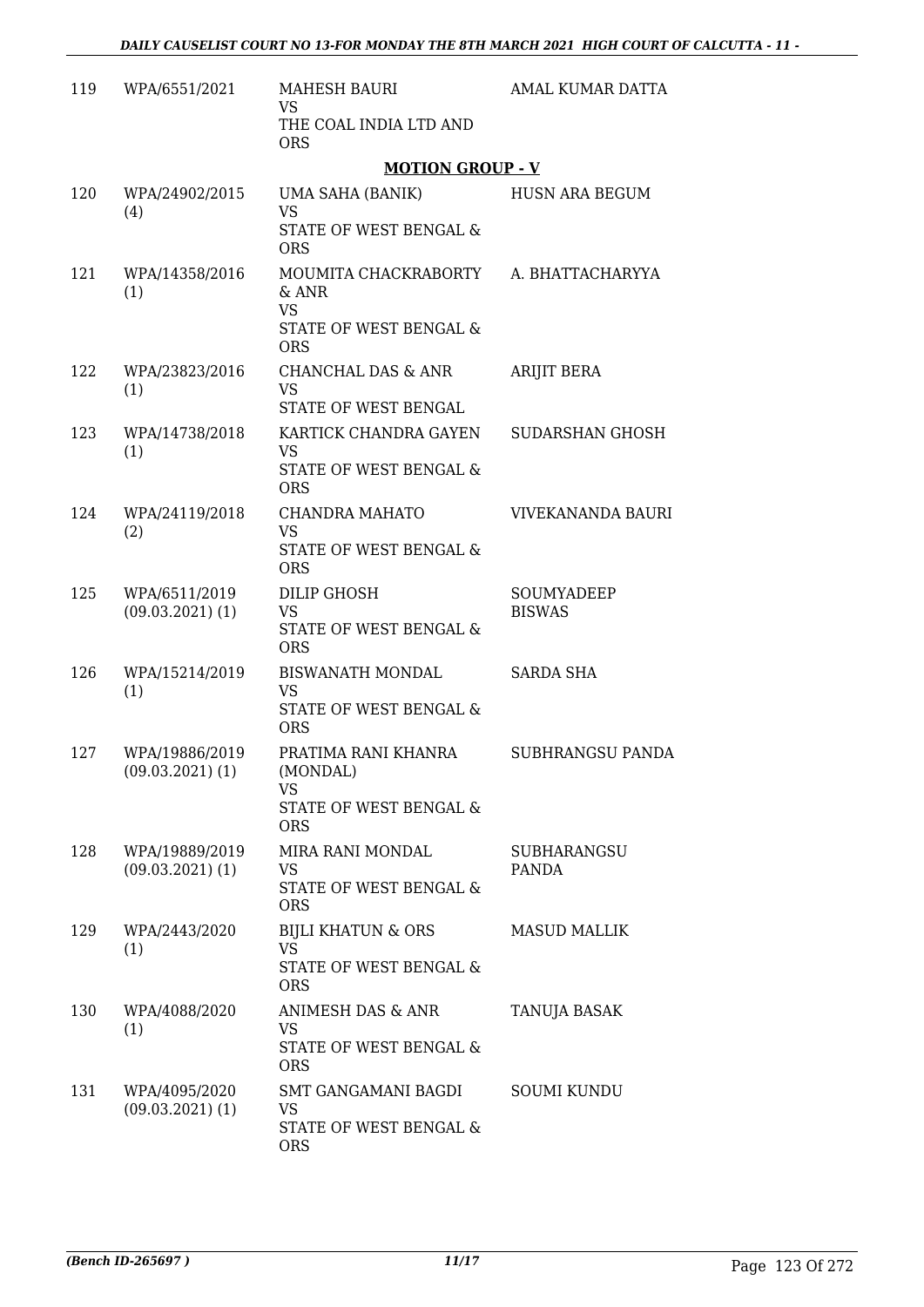| | | | |
|---|---|---|---|
| 119 | WPA/6551/2021 | MAHESH BAURI<br>VS<br>THE COAL INDIA LTD AND ORS | AMAL KUMAR DATTA |

**MOTION GROUP - V**

| | | | |
|---|---|---|---|
| 120 | WPA/24902/2015 (4) | UMA SAHA (BANIK)<br>VS<br>STATE OF WEST BENGAL & ORS | HUSN ARA BEGUM |
| 121 | WPA/14358/2016 (1) | MOUMITA CHACKRABORTY & ANR<br>VS<br>STATE OF WEST BENGAL & ORS | A. BHATTACHARYYA |
| 122 | WPA/23823/2016 (1) | CHANCHAL DAS & ANR<br>VS<br>STATE OF WEST BENGAL | ARIJIT BERA |
| 123 | WPA/14738/2018 (1) | KARTICK CHANDRA GAYEN<br>VS<br>STATE OF WEST BENGAL & ORS | SUDARSHAN GHOSH |
| 124 | WPA/24119/2018 (2) | CHANDRA MAHATO<br>VS<br>STATE OF WEST BENGAL & ORS | VIVEKANANDA BAURI |
| 125 | WPA/6511/2019 (09.03.2021) (1) | DILIP GHOSH<br>VS<br>STATE OF WEST BENGAL & ORS | SOUMYADEEP BISWAS |
| 126 | WPA/15214/2019 (1) | BISWANATH MONDAL<br>VS<br>STATE OF WEST BENGAL & ORS | SARDA SHA |
| 127 | WPA/19886/2019 (09.03.2021) (1) | PRATIMA RANI KHANRA (MONDAL)<br>VS<br>STATE OF WEST BENGAL & ORS | SUBHRANGSU PANDA |
| 128 | WPA/19889/2019 (09.03.2021) (1) | MIRA RANI MONDAL<br>VS<br>STATE OF WEST BENGAL & ORS | SUBHARANGSU PANDA |
| 129 | WPA/2443/2020 (1) | BIJLI KHATUN & ORS<br>VS<br>STATE OF WEST BENGAL & ORS | MASUD MALLIK |
| 130 | WPA/4088/2020 (1) | ANIMESH DAS & ANR<br>VS<br>STATE OF WEST BENGAL & ORS | TANUJA BASAK |
| 131 | WPA/4095/2020 (09.03.2021) (1) | SMT GANGAMANI BAGDI<br>VS<br>STATE OF WEST BENGAL & ORS | SOUMI KUNDU |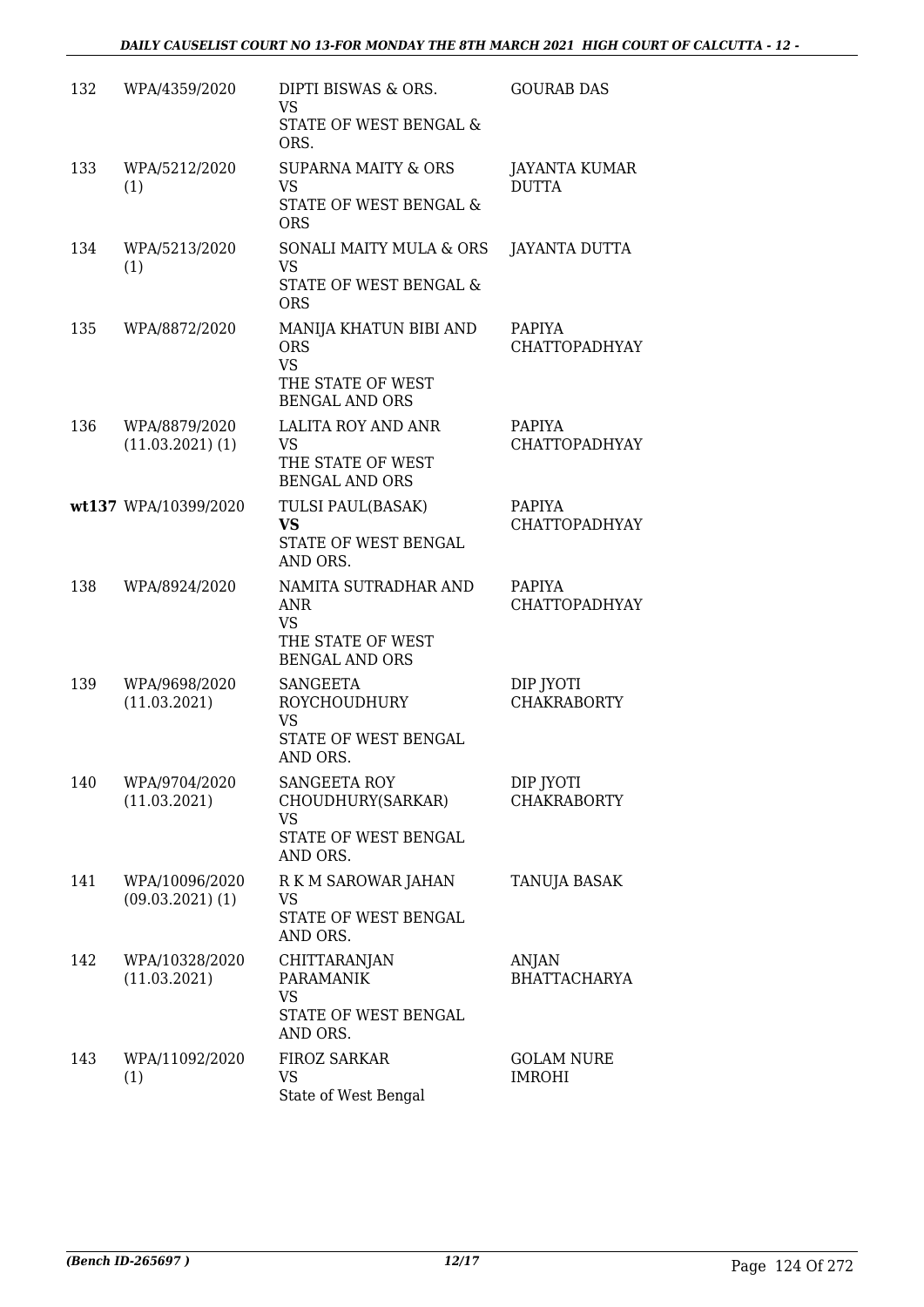| | | | |
|---|---|---|---|
| 132 | WPA/4359/2020 | DIPTI BISWAS & ORS.<br>VS<br>STATE OF WEST BENGAL & ORS. | GOURAB DAS |
| 133 | WPA/5212/2020<br>(1) | SUPARNA MAITY & ORS<br>VS<br>STATE OF WEST BENGAL & ORS | JAYANTA KUMAR DUTTA |
| 134 | WPA/5213/2020<br>(1) | SONALI MAITY MULA & ORS<br>VS<br>STATE OF WEST BENGAL & ORS | JAYANTA DUTTA |
| 135 | WPA/8872/2020 | MANIJA KHATUN BIBI AND ORS<br>VS<br>THE STATE OF WEST BENGAL AND ORS | PAPIYA CHATTOPADHYAY |
| 136 | WPA/8879/2020<br>(11.03.2021) (1) | LALITA ROY AND ANR<br>VS<br>THE STATE OF WEST BENGAL AND ORS | PAPIYA CHATTOPADHYAY |
| wt137 | WPA/10399/2020 | TULSI PAUL(BASAK)<br>**VS**<br>STATE OF WEST BENGAL AND ORS. | PAPIYA CHATTOPADHYAY |
| 138 | WPA/8924/2020 | NAMITA SUTRADHAR AND ANR<br>VS<br>THE STATE OF WEST BENGAL AND ORS | PAPIYA CHATTOPADHYAY |
| 139 | WPA/9698/2020<br>(11.03.2021) | SANGEETA ROYCHOUDHURY<br>VS<br>STATE OF WEST BENGAL AND ORS. | DIP JYOTI CHAKRABORTY |
| 140 | WPA/9704/2020<br>(11.03.2021) | SANGEETA ROY CHOUDHURY(SARKAR)<br>VS<br>STATE OF WEST BENGAL AND ORS. | DIP JYOTI CHAKRABORTY |
| 141 | WPA/10096/2020<br>(09.03.2021) (1) | R K M SAROWAR JAHAN<br>VS<br>STATE OF WEST BENGAL AND ORS. | TANUJA BASAK |
| 142 | WPA/10328/2020<br>(11.03.2021) | CHITTARANJAN PARAMANIK<br>VS<br>STATE OF WEST BENGAL AND ORS. | ANJAN BHATTACHARYA |
| 143 | WPA/11092/2020<br>(1) | FIROZ SARKAR<br>VS<br>State of West Bengal | GOLAM NURE IMROHI |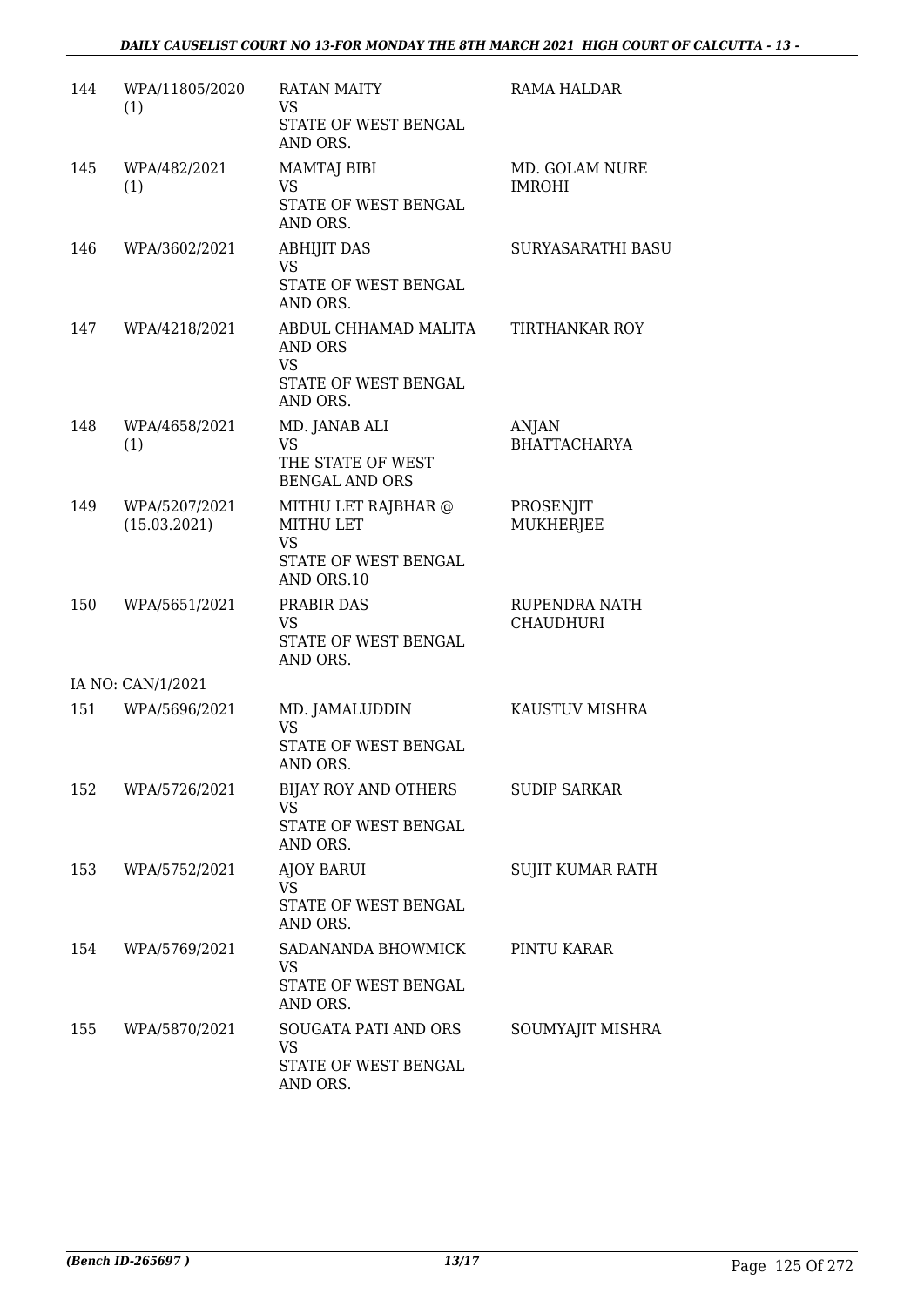| | | | |
|---|---|---|---|
| 144 | WPA/11805/2020 (1) | RATAN MAITY<br>VS<br>STATE OF WEST BENGAL AND ORS. | RAMA HALDAR |
| 145 | WPA/482/2021 (1) | MAMTAJ BIBI<br>VS<br>STATE OF WEST BENGAL AND ORS. | MD. GOLAM NURE IMROHI |
| 146 | WPA/3602/2021 | ABHIJIT DAS<br>VS<br>STATE OF WEST BENGAL AND ORS. | SURYASARATHI BASU |
| 147 | WPA/4218/2021 | ABDUL CHHAMAD MALITA AND ORS<br>VS<br>STATE OF WEST BENGAL AND ORS. | TIRTHANKAR ROY |
| 148 | WPA/4658/2021 (1) | MD. JANAB ALI<br>VS<br>THE STATE OF WEST BENGAL AND ORS | ANJAN BHATTACHARYA |
| 149 | WPA/5207/2021 (15.03.2021) | MITHU LET RAJBHAR @ MITHU LET<br>VS<br>STATE OF WEST BENGAL AND ORS.10 | PROSENJIT MUKHERJEE |
| 150 | WPA/5651/2021 | PRABIR DAS<br>VS<br>STATE OF WEST BENGAL AND ORS. | RUPENDRA NATH CHAUDHURI |
| | IA NO: CAN/1/2021 | | |
| 151 | WPA/5696/2021 | MD. JAMALUDDIN<br>VS<br>STATE OF WEST BENGAL AND ORS. | KAUSTUV MISHRA |
| 152 | WPA/5726/2021 | BIJAY ROY AND OTHERS<br>VS<br>STATE OF WEST BENGAL AND ORS. | SUDIP SARKAR |
| 153 | WPA/5752/2021 | AJOY BARUI<br>VS<br>STATE OF WEST BENGAL AND ORS. | SUJIT KUMAR RATH |
| 154 | WPA/5769/2021 | SADANANDA BHOWMICK<br>VS<br>STATE OF WEST BENGAL AND ORS. | PINTU KARAR |
| 155 | WPA/5870/2021 | SOUGATA PATI AND ORS<br>VS<br>STATE OF WEST BENGAL AND ORS. | SOUMYAJIT MISHRA |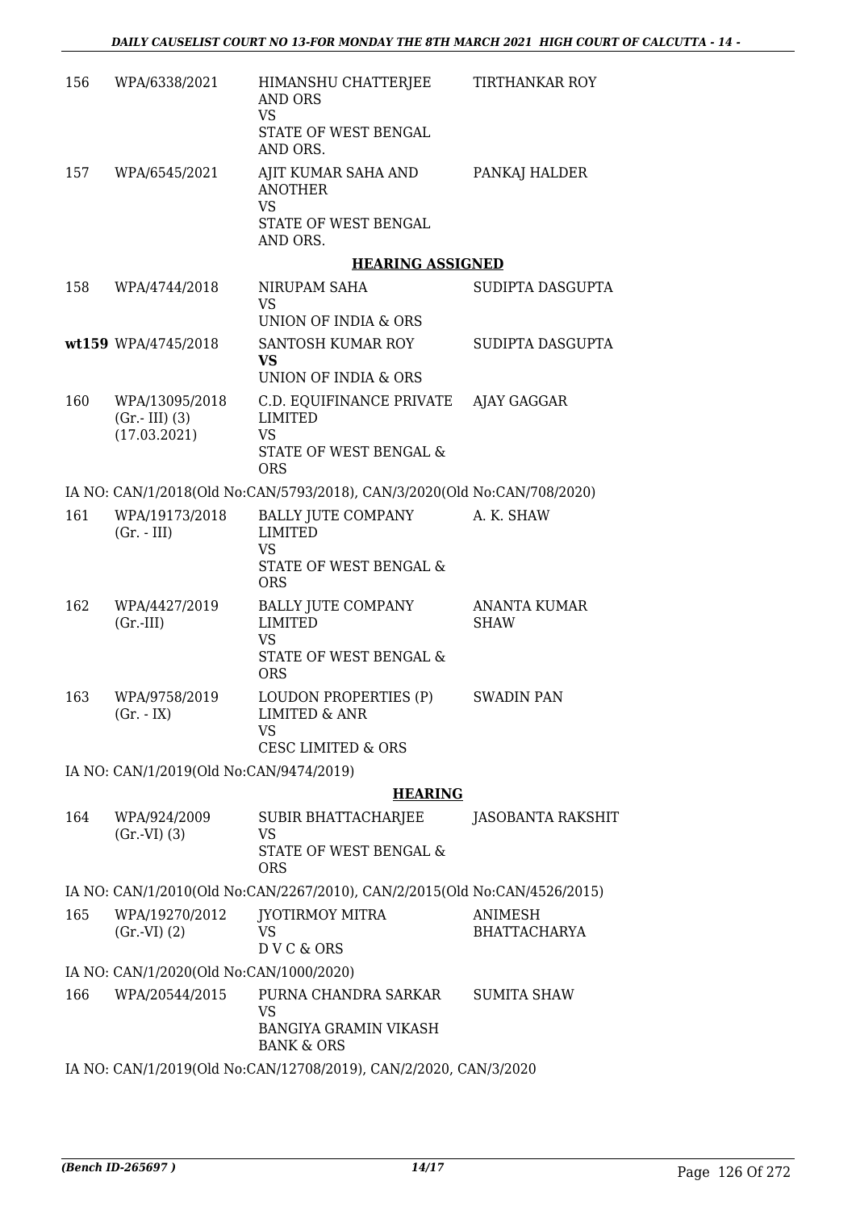| | | | |
|---|---|---|---|
| 156 | WPA/6338/2021 | HIMANSHU CHATTERJEE AND ORS<br>VS<br>STATE OF WEST BENGAL AND ORS. | TIRTHANKAR ROY |
| 157 | WPA/6545/2021 | AJIT KUMAR SAHA AND ANOTHER<br>VS<br>STATE OF WEST BENGAL AND ORS. | PANKAJ HALDER |

**HEARING ASSIGNED**

| | | | |
|---|---|---|---|
| 158 | WPA/4744/2018 | NIRUPAM SAHA<br>VS<br>UNION OF INDIA & ORS | SUDIPTA DASGUPTA |
| **wt159** | WPA/4745/2018 | SANTOSH KUMAR ROY<br>**VS**<br>UNION OF INDIA & ORS | SUDIPTA DASGUPTA |
| 160 | WPA/13095/2018 (Gr.- III) (3) (17.03.2021) | C.D. EQUIFINANCE PRIVATE LIMITED<br>VS<br>STATE OF WEST BENGAL & ORS | AJAY GAGGAR |

IA NO: CAN/1/2018(Old No:CAN/5793/2018), CAN/3/2020(Old No:CAN/708/2020)

| | | | |
|---|---|---|---|
| 161 | WPA/19173/2018 (Gr. - III) | BALLY JUTE COMPANY LIMITED<br>VS<br>STATE OF WEST BENGAL & ORS | A. K. SHAW |
| 162 | WPA/4427/2019 (Gr.-III) | BALLY JUTE COMPANY LIMITED<br>VS<br>STATE OF WEST BENGAL & ORS | ANANTA KUMAR SHAW |
| 163 | WPA/9758/2019 (Gr. - IX) | LOUDON PROPERTIES (P) LIMITED & ANR<br>VS<br>CESC LIMITED & ORS | SWADIN PAN |

IA NO: CAN/1/2019(Old No:CAN/9474/2019)

**HEARING**

| | | | |
|---|---|---|---|
| 164 | WPA/924/2009 (Gr.-VI) (3) | SUBIR BHATTACHARJEE<br>VS<br>STATE OF WEST BENGAL & ORS | JASOBANTA RAKSHIT |

IA NO: CAN/1/2010(Old No:CAN/2267/2010), CAN/2/2015(Old No:CAN/4526/2015)

| | | | |
|---|---|---|---|
| 165 | WPA/19270/2012 (Gr.-VI) (2) | JYOTIRMOY MITRA<br>VS<br>D V C & ORS | ANIMESH BHATTACHARYA |

IA NO: CAN/1/2020(Old No:CAN/1000/2020)

| | | | |
|---|---|---|---|
| 166 | WPA/20544/2015 | PURNA CHANDRA SARKAR<br>VS<br>BANGIYA GRAMIN VIKASH BANK & ORS | SUMITA SHAW |

IA NO: CAN/1/2019(Old No:CAN/12708/2019), CAN/2/2020, CAN/3/2020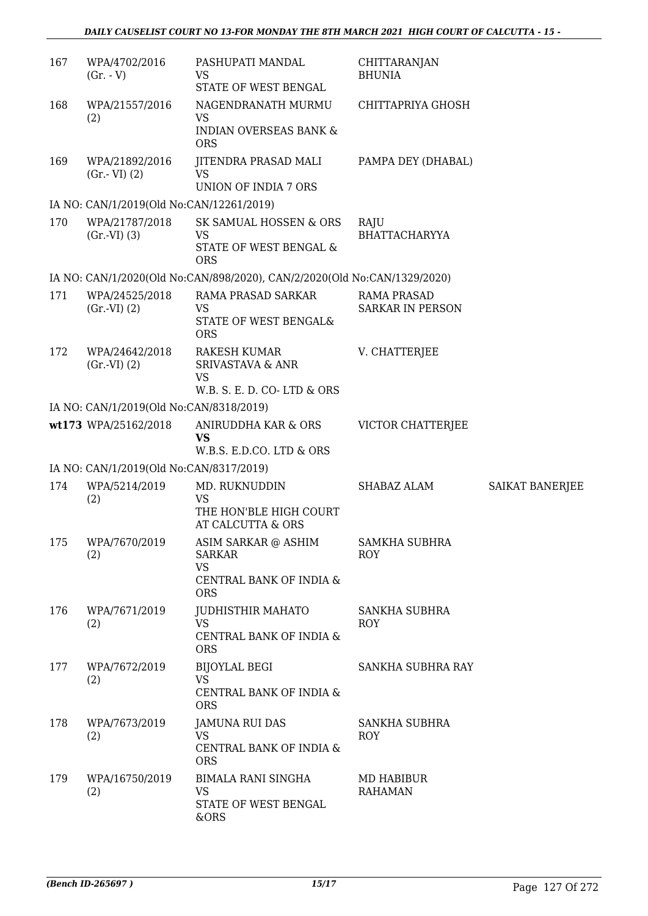| | | | | |
|---|---|---|---|---|
| 167 | WPA/4702/2016 (Gr. - V) | PASHUPATI MANDAL VS STATE OF WEST BENGAL | CHITTARANJAN BHUNIA | |
| 168 | WPA/21557/2016 (2) | NAGENDRANATH MURMU VS INDIAN OVERSEAS BANK & ORS | CHITTAPRIYA GHOSH | |
| 169 | WPA/21892/2016 (Gr.- VI) (2) | JITENDRA PRASAD MALI VS UNION OF INDIA 7 ORS | PAMPA DEY (DHABAL) | |
| | IA NO: CAN/1/2019(Old No:CAN/12261/2019) | | | |
| 170 | WPA/21787/2018 (Gr.-VI) (3) | SK SAMUAL HOSSEN & ORS VS STATE OF WEST BENGAL & ORS | RAJU BHATTACHARYYA | |
| | IA NO: CAN/1/2020(Old No:CAN/898/2020), CAN/2/2020(Old No:CAN/1329/2020) | | | |
| 171 | WPA/24525/2018 (Gr.-VI) (2) | RAMA PRASAD SARKAR VS STATE OF WEST BENGAL& ORS | RAMA PRASAD SARKAR IN PERSON | |
| 172 | WPA/24642/2018 (Gr.-VI) (2) | RAKESH KUMAR SRIVASTAVA & ANR VS W.B. S. E. D. CO- LTD & ORS | V. CHATTERJEE | |
| | IA NO: CAN/1/2019(Old No:CAN/8318/2019) | | | |
| wt173 | WPA/25162/2018 | ANIRUDDHA KAR & ORS **VS** W.B.S. E.D.CO. LTD & ORS | VICTOR CHATTERJEE | |
| | IA NO: CAN/1/2019(Old No:CAN/8317/2019) | | | |
| 174 | WPA/5214/2019 (2) | MD. RUKNUDDIN VS THE HON'BLE HIGH COURT AT CALCUTTA & ORS | SHABAZ ALAM | SAIKAT BANERJEE |
| 175 | WPA/7670/2019 (2) | ASIM SARKAR @ ASHIM SARKAR VS CENTRAL BANK OF INDIA & ORS | SAMKHA SUBHRA ROY | |
| 176 | WPA/7671/2019 (2) | JUDHISTHIR MAHATO VS CENTRAL BANK OF INDIA & ORS | SANKHA SUBHRA ROY | |
| 177 | WPA/7672/2019 (2) | BIJOYLAL BEGI VS CENTRAL BANK OF INDIA & ORS | SANKHA SUBHRA RAY | |
| 178 | WPA/7673/2019 (2) | JAMUNA RUI DAS VS CENTRAL BANK OF INDIA & ORS | SANKHA SUBHRA ROY | |
| 179 | WPA/16750/2019 (2) | BIMALA RANI SINGHA VS STATE OF WEST BENGAL &ORS | MD HABIBUR RAHAMAN | |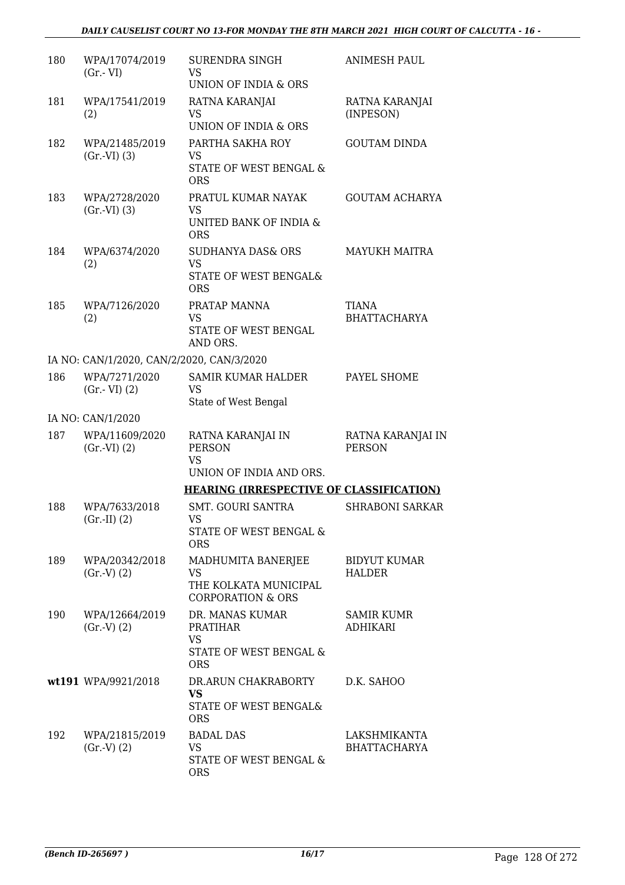| | | | |
|---|---|---|---|
| 180 | WPA/17074/2019 (Gr.- VI) | SURENDRA SINGH VS UNION OF INDIA & ORS | ANIMESH PAUL |
| 181 | WPA/17541/2019 (2) | RATNA KARANJAI VS UNION OF INDIA & ORS | RATNA KARANJAI (INPESON) |
| 182 | WPA/21485/2019 (Gr.-VI) (3) | PARTHA SAKHA ROY VS STATE OF WEST BENGAL & ORS | GOUTAM DINDA |
| 183 | WPA/2728/2020 (Gr.-VI) (3) | PRATUL KUMAR NAYAK VS UNITED BANK OF INDIA & ORS | GOUTAM ACHARYA |
| 184 | WPA/6374/2020 (2) | SUDHANYA DAS& ORS VS STATE OF WEST BENGAL& ORS | MAYUKH MAITRA |
| 185 | WPA/7126/2020 (2) | PRATAP MANNA VS STATE OF WEST BENGAL AND ORS. | TIANA BHATTACHARYA |
| | IA NO: CAN/1/2020, CAN/2/2020, CAN/3/2020 | | |
| 186 | WPA/7271/2020 (Gr.- VI) (2) | SAMIR KUMAR HALDER VS State of West Bengal | PAYEL SHOME |
| | IA NO: CAN/1/2020 | | |
| 187 | WPA/11609/2020 (Gr.-VI) (2) | RATNA KARANJAI IN PERSON VS UNION OF INDIA AND ORS. | RATNA KARANJAI IN PERSON |

**HEARING (IRRESPECTIVE OF CLASSIFICATION)**

| | | | |
|---|---|---|---|
| 188 | WPA/7633/2018 (Gr.-II) (2) | SMT. GOURI SANTRA VS STATE OF WEST BENGAL & ORS | SHRABONI SARKAR |
| 189 | WPA/20342/2018 (Gr.-V) (2) | MADHUMITA BANERJEE VS THE KOLKATA MUNICIPAL CORPORATION & ORS | BIDYUT KUMAR HALDER |
| 190 | WPA/12664/2019 (Gr.-V) (2) | DR. MANAS KUMAR PRATIHAR VS STATE OF WEST BENGAL & ORS | SAMIR KUMR ADHIKARI |
| **wt191** | WPA/9921/2018 | DR.ARUN CHAKRABORTY **VS** STATE OF WEST BENGAL& ORS | D.K. SAHOO |
| 192 | WPA/21815/2019 (Gr.-V) (2) | BADAL DAS VS STATE OF WEST BENGAL & ORS | LAKSHMIKANTA BHATTACHARYA |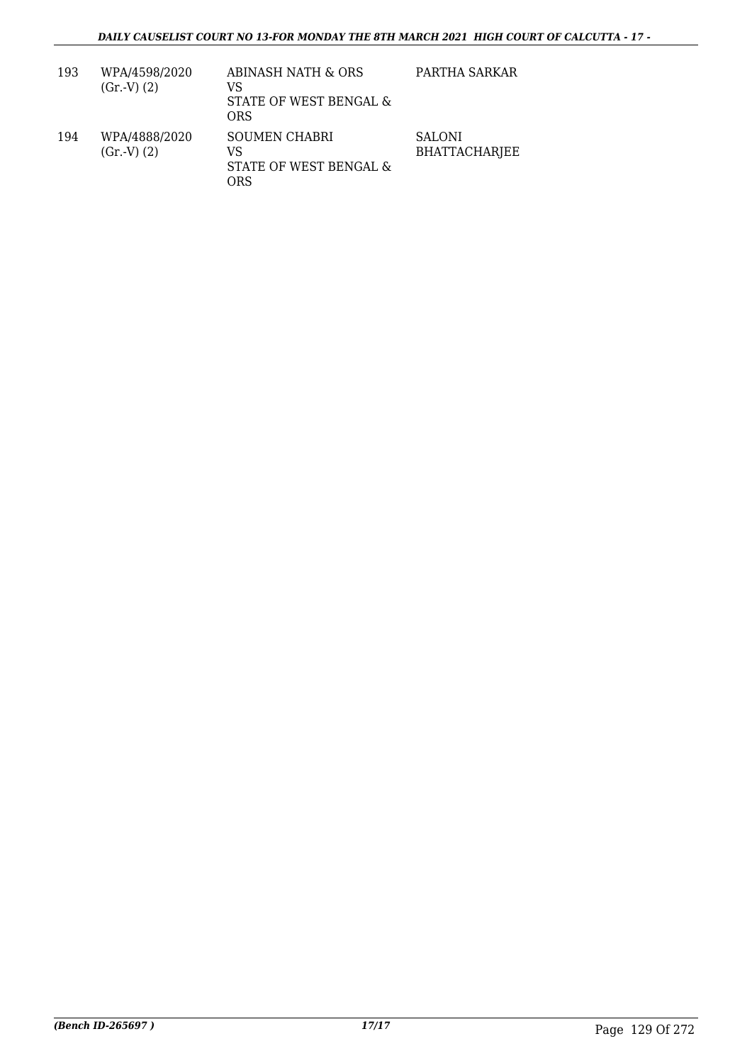| 193 | WPA/4598/2020 (Gr.-V) (2) | ABINASH NATH & ORS VS STATE OF WEST BENGAL & ORS | PARTHA SARKAR |
|---|---|---|---|
| 194 | WPA/4888/2020 (Gr.-V) (2) | SOUMEN CHABRI VS STATE OF WEST BENGAL & ORS | SALONI BHATTACHARJEE |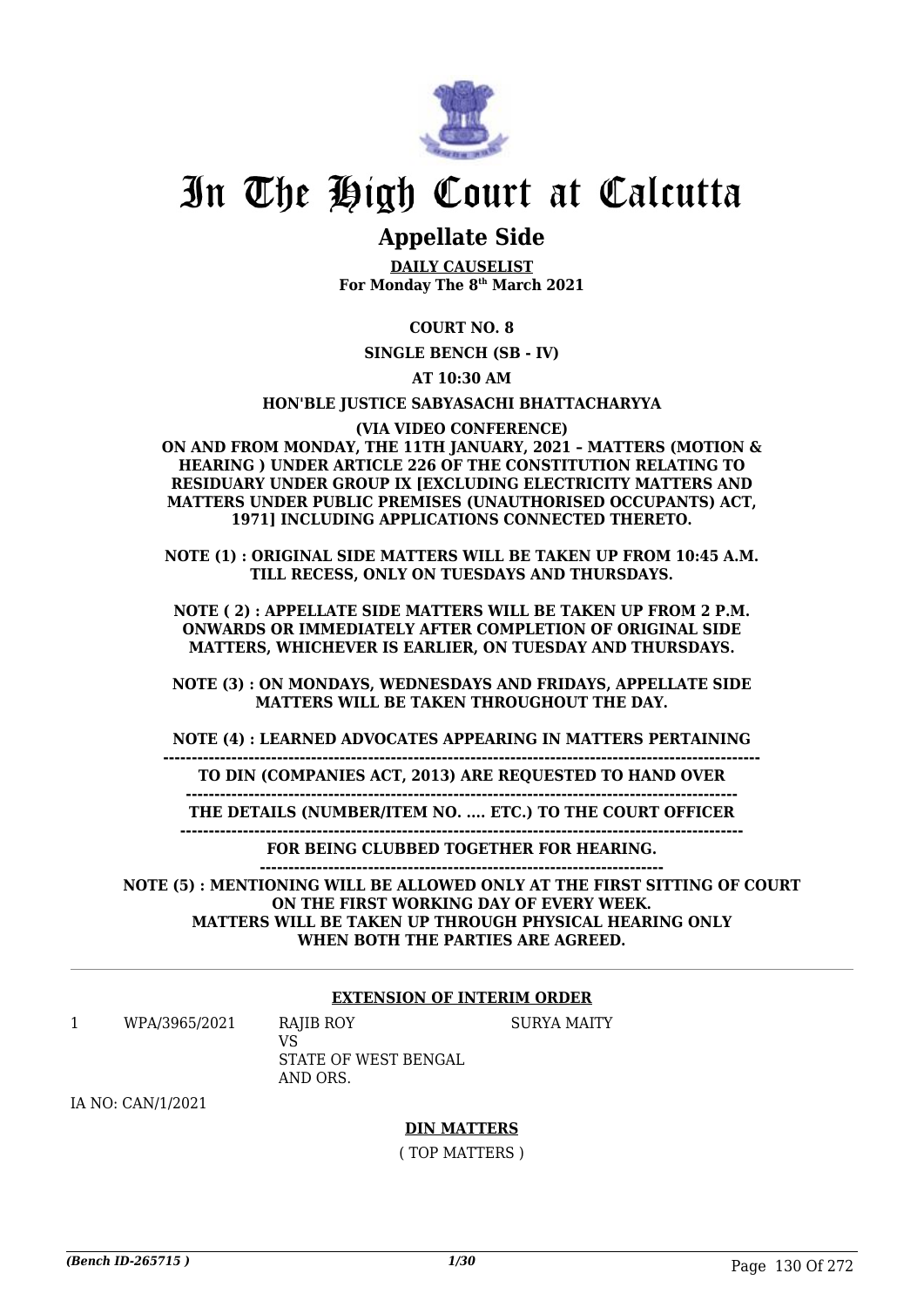# In The High Court at Calcutta

## Appellate Side

**DAILY CAUSELIST**
**For Monday The 8th March 2021**

**COURT NO. 8**

**SINGLE BENCH (SB - IV)**

**AT 10:30 AM**

**HON'BLE JUSTICE SABYASACHI BHATTACHARYYA**

**(VIA VIDEO CONFERENCE)**
**ON AND FROM MONDAY, THE 11TH JANUARY, 2021 – MATTERS (MOTION & HEARING ) UNDER ARTICLE 226 OF THE CONSTITUTION RELATING TO RESIDUARY UNDER GROUP IX [EXCLUDING ELECTRICITY MATTERS AND MATTERS UNDER PUBLIC PREMISES (UNAUTHORISED OCCUPANTS) ACT, 1971] INCLUDING APPLICATIONS CONNECTED THERETO.**

**NOTE (1) : ORIGINAL SIDE MATTERS WILL BE TAKEN UP FROM 10:45 A.M. TILL RECESS, ONLY ON TUESDAYS AND THURSDAYS.**

**NOTE ( 2) : APPELLATE SIDE MATTERS WILL BE TAKEN UP FROM 2 P.M. ONWARDS OR IMMEDIATELY AFTER COMPLETION OF ORIGINAL SIDE MATTERS, WHICHEVER IS EARLIER, ON TUESDAY AND THURSDAYS.**

**NOTE (3) : ON MONDAYS, WEDNESDAYS AND FRIDAYS, APPELLATE SIDE MATTERS WILL BE TAKEN THROUGHOUT THE DAY.**

**NOTE (4) : LEARNED ADVOCATES APPEARING IN MATTERS PERTAINING**
**TO DIN (COMPANIES ACT, 2013) ARE REQUESTED TO HAND OVER**
**THE DETAILS (NUMBER/ITEM NO. .... ETC.) TO THE COURT OFFICER**
**FOR BEING CLUBBED TOGETHER FOR HEARING.**

**NOTE (5) : MENTIONING WILL BE ALLOWED ONLY AT THE FIRST SITTING OF COURT ON THE FIRST WORKING DAY OF EVERY WEEK.**
**MATTERS WILL BE TAKEN UP THROUGH PHYSICAL HEARING ONLY WHEN BOTH THE PARTIES ARE AGREED.**

**EXTENSION OF INTERIM ORDER**

| | | | |
|---|---|---|---|
| 1 | WPA/3965/2021 | RAJIB ROY<br>VS<br>STATE OF WEST BENGAL AND ORS. | SURYA MAITY |

IA NO: CAN/1/2021

**DIN MATTERS**

( TOP MATTERS )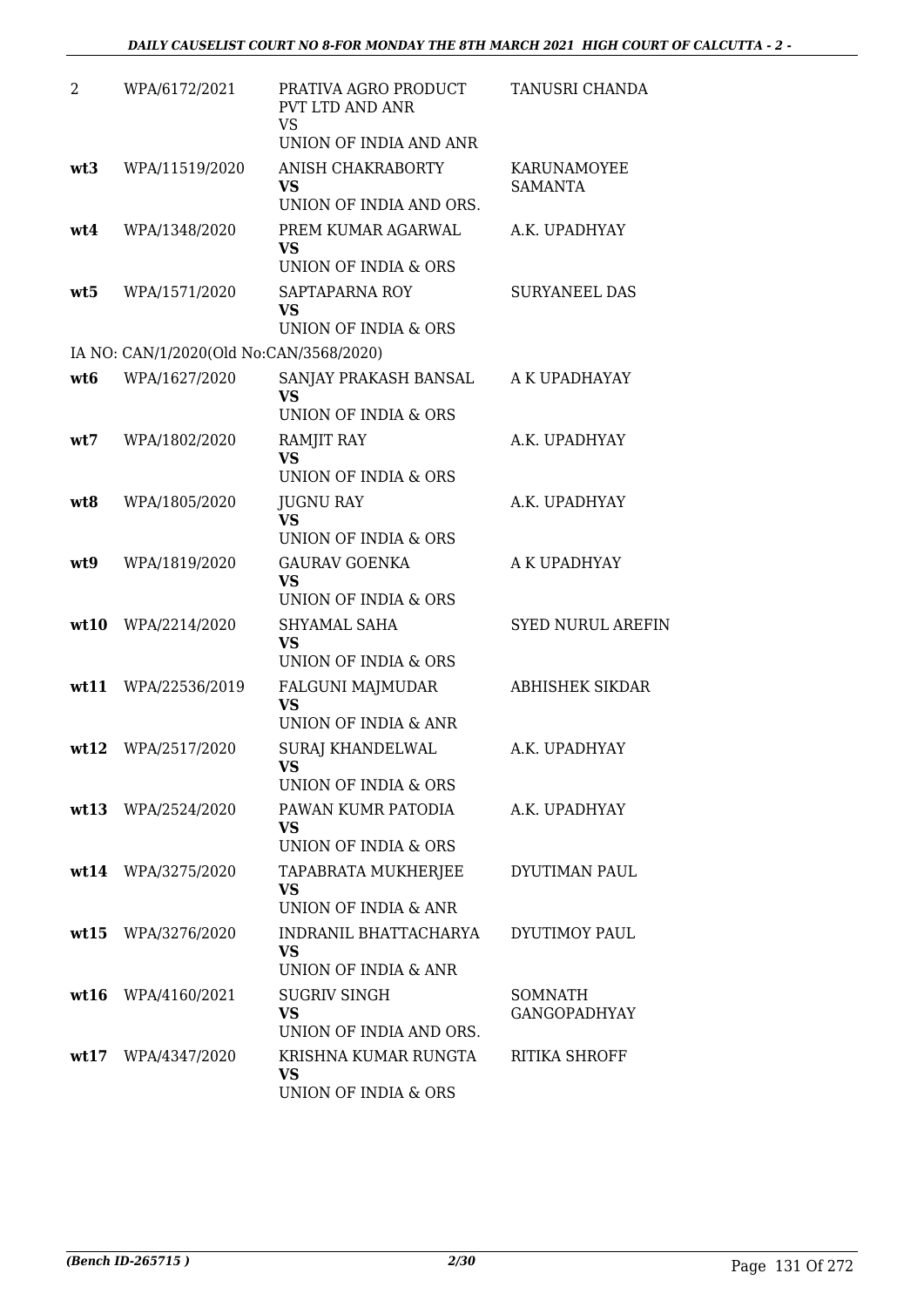| | | | |
|---|---|---|---|
| 2 | WPA/6172/2021 | PRATIVA AGRO PRODUCT PVT LTD AND ANR<br>VS<br>UNION OF INDIA AND ANR | TANUSRI CHANDA |
| **wt3** | WPA/11519/2020 | ANISH CHAKRABORTY<br>**VS**<br>UNION OF INDIA AND ORS. | KARUNAMOYEE SAMANTA |
| **wt4** | WPA/1348/2020 | PREM KUMAR AGARWAL<br>**VS**<br>UNION OF INDIA & ORS | A.K. UPADHYAY |
| **wt5** | WPA/1571/2020 | SAPTAPARNA ROY<br>**VS**<br>UNION OF INDIA & ORS | SURYANEEL DAS |
| | IA NO: CAN/1/2020(Old No:CAN/3568/2020) | | |
| **wt6** | WPA/1627/2020 | SANJAY PRAKASH BANSAL<br>**VS**<br>UNION OF INDIA & ORS | A K UPADHAYAY |
| **wt7** | WPA/1802/2020 | RAMJIT RAY<br>**VS**<br>UNION OF INDIA & ORS | A.K. UPADHYAY |
| **wt8** | WPA/1805/2020 | JUGNU RAY<br>**VS**<br>UNION OF INDIA & ORS | A.K. UPADHYAY |
| **wt9** | WPA/1819/2020 | GAURAV GOENKA<br>**VS**<br>UNION OF INDIA & ORS | A K UPADHYAY |
| **wt10** | WPA/2214/2020 | SHYAMAL SAHA<br>**VS**<br>UNION OF INDIA & ORS | SYED NURUL AREFIN |
| **wt11** | WPA/22536/2019 | FALGUNI MAJMUDAR<br>**VS**<br>UNION OF INDIA & ANR | ABHISHEK SIKDAR |
| **wt12** | WPA/2517/2020 | SURAJ KHANDELWAL<br>**VS**<br>UNION OF INDIA & ORS | A.K. UPADHYAY |
| **wt13** | WPA/2524/2020 | PAWAN KUMR PATODIA<br>**VS**<br>UNION OF INDIA & ORS | A.K. UPADHYAY |
| **wt14** | WPA/3275/2020 | TAPABRATA MUKHERJEE<br>**VS**<br>UNION OF INDIA & ANR | DYUTIMAN PAUL |
| **wt15** | WPA/3276/2020 | INDRANIL BHATTACHARYA<br>**VS**<br>UNION OF INDIA & ANR | DYUTIMOY PAUL |
| **wt16** | WPA/4160/2021 | SUGRIV SINGH<br>**VS**<br>UNION OF INDIA AND ORS. | SOMNATH GANGOPADHYAY |
| **wt17** | WPA/4347/2020 | KRISHNA KUMAR RUNGTA<br>**VS**<br>UNION OF INDIA & ORS | RITIKA SHROFF |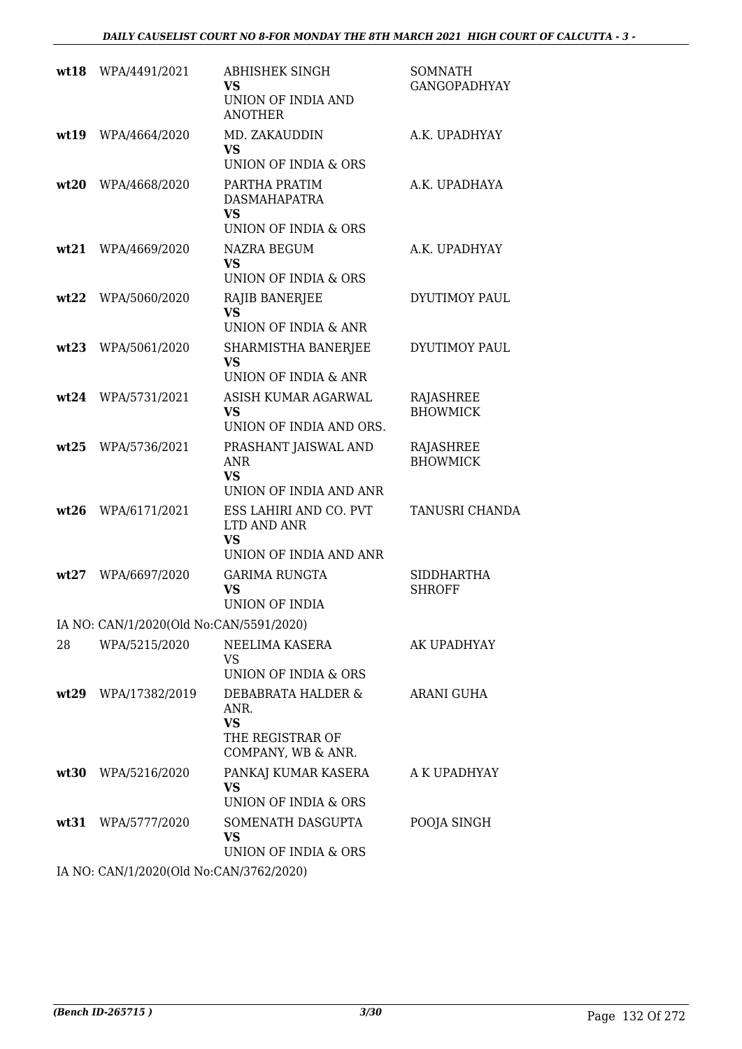| | | | |
|---|---|---|---|
| **wt18** | WPA/4491/2021 | ABHISHEK SINGH<br>**VS**<br>UNION OF INDIA AND ANOTHER | SOMNATH GANGOPADHYAY |
| **wt19** | WPA/4664/2020 | MD. ZAKAUDDIN<br>**VS**<br>UNION OF INDIA & ORS | A.K. UPADHYAY |
| **wt20** | WPA/4668/2020 | PARTHA PRATIM DASMAHAPATRA<br>**VS**<br>UNION OF INDIA & ORS | A.K. UPADHAYA |
| **wt21** | WPA/4669/2020 | NAZRA BEGUM<br>**VS**<br>UNION OF INDIA & ORS | A.K. UPADHYAY |
| **wt22** | WPA/5060/2020 | RAJIB BANERJEE<br>**VS**<br>UNION OF INDIA & ANR | DYUTIMOY PAUL |
| **wt23** | WPA/5061/2020 | SHARMISTHA BANERJEE<br>**VS**<br>UNION OF INDIA & ANR | DYUTIMOY PAUL |
| **wt24** | WPA/5731/2021 | ASISH KUMAR AGARWAL<br>**VS**<br>UNION OF INDIA AND ORS. | RAJASHREE BHOWMICK |
| **wt25** | WPA/5736/2021 | PRASHANT JAISWAL AND ANR<br>**VS**<br>UNION OF INDIA AND ANR | RAJASHREE BHOWMICK |
| **wt26** | WPA/6171/2021 | ESS LAHIRI AND CO. PVT LTD AND ANR<br>**VS**<br>UNION OF INDIA AND ANR | TANUSRI CHANDA |
| **wt27** | WPA/6697/2020 | GARIMA RUNGTA<br>**VS**<br>UNION OF INDIA | SIDDHARTHA SHROFF |

IA NO: CAN/1/2020(Old No:CAN/5591/2020)

| | | | |
|---|---|---|---|
| 28 | WPA/5215/2020 | NEELIMA KASERA<br>VS<br>UNION OF INDIA & ORS | AK UPADHYAY |
| **wt29** | WPA/17382/2019 | DEBABRATA HALDER & ANR.<br>**VS**<br>THE REGISTRAR OF COMPANY, WB & ANR. | ARANI GUHA |
| **wt30** | WPA/5216/2020 | PANKAJ KUMAR KASERA<br>**VS**<br>UNION OF INDIA & ORS | A K UPADHYAY |
| **wt31** | WPA/5777/2020 | SOMENATH DASGUPTA<br>**VS**<br>UNION OF INDIA & ORS | POOJA SINGH |

IA NO: CAN/1/2020(Old No:CAN/3762/2020)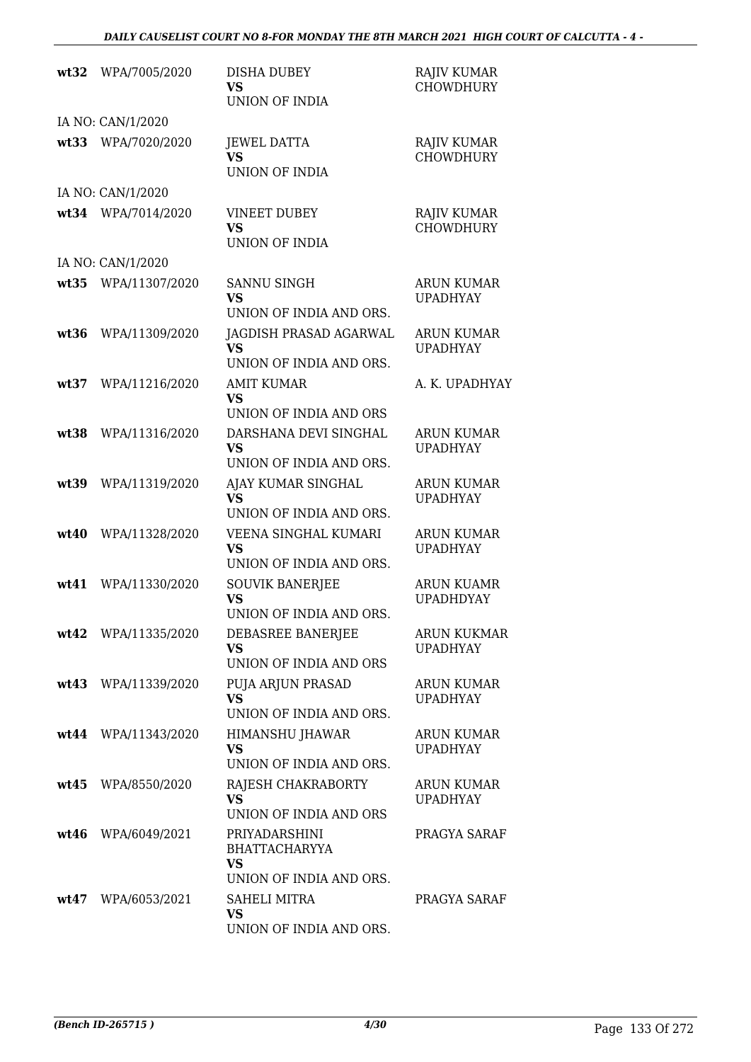| | | | |
|---|---|---|---|
| wt32 | WPA/7005/2020 | DISHA DUBEY<br>VS<br>UNION OF INDIA | RAJIV KUMAR CHOWDHURY |
| | IA NO: CAN/1/2020 | | |
| wt33 | WPA/7020/2020 | JEWEL DATTA<br>VS<br>UNION OF INDIA | RAJIV KUMAR CHOWDHURY |
| | IA NO: CAN/1/2020 | | |
| wt34 | WPA/7014/2020 | VINEET DUBEY<br>VS<br>UNION OF INDIA | RAJIV KUMAR CHOWDHURY |
| | IA NO: CAN/1/2020 | | |
| wt35 | WPA/11307/2020 | SANNU SINGH<br>VS<br>UNION OF INDIA AND ORS. | ARUN KUMAR UPADHYAY |
| wt36 | WPA/11309/2020 | JAGDISH PRASAD AGARWAL<br>VS<br>UNION OF INDIA AND ORS. | ARUN KUMAR UPADHYAY |
| wt37 | WPA/11216/2020 | AMIT KUMAR<br>VS<br>UNION OF INDIA AND ORS | A. K. UPADHYAY |
| wt38 | WPA/11316/2020 | DARSHANA DEVI SINGHAL<br>VS<br>UNION OF INDIA AND ORS. | ARUN KUMAR UPADHYAY |
| wt39 | WPA/11319/2020 | AJAY KUMAR SINGHAL<br>VS<br>UNION OF INDIA AND ORS. | ARUN KUMAR UPADHYAY |
| wt40 | WPA/11328/2020 | VEENA SINGHAL KUMARI<br>VS<br>UNION OF INDIA AND ORS. | ARUN KUMAR UPADHYAY |
| wt41 | WPA/11330/2020 | SOUVIK BANERJEE<br>VS<br>UNION OF INDIA AND ORS. | ARUN KUAMR UPADHDYAY |
| wt42 | WPA/11335/2020 | DEBASREE BANERJEE<br>VS<br>UNION OF INDIA AND ORS | ARUN KUKMAR UPADHYAY |
| wt43 | WPA/11339/2020 | PUJA ARJUN PRASAD<br>VS<br>UNION OF INDIA AND ORS. | ARUN KUMAR UPADHYAY |
| wt44 | WPA/11343/2020 | HIMANSHU JHAWAR<br>VS<br>UNION OF INDIA AND ORS. | ARUN KUMAR UPADHYAY |
| wt45 | WPA/8550/2020 | RAJESH CHAKRABORTY<br>VS<br>UNION OF INDIA AND ORS | ARUN KUMAR UPADHYAY |
| wt46 | WPA/6049/2021 | PRIYADARSHINI BHATTACHARYYA<br>VS<br>UNION OF INDIA AND ORS. | PRAGYA SARAF |
| wt47 | WPA/6053/2021 | SAHELI MITRA<br>VS<br>UNION OF INDIA AND ORS. | PRAGYA SARAF |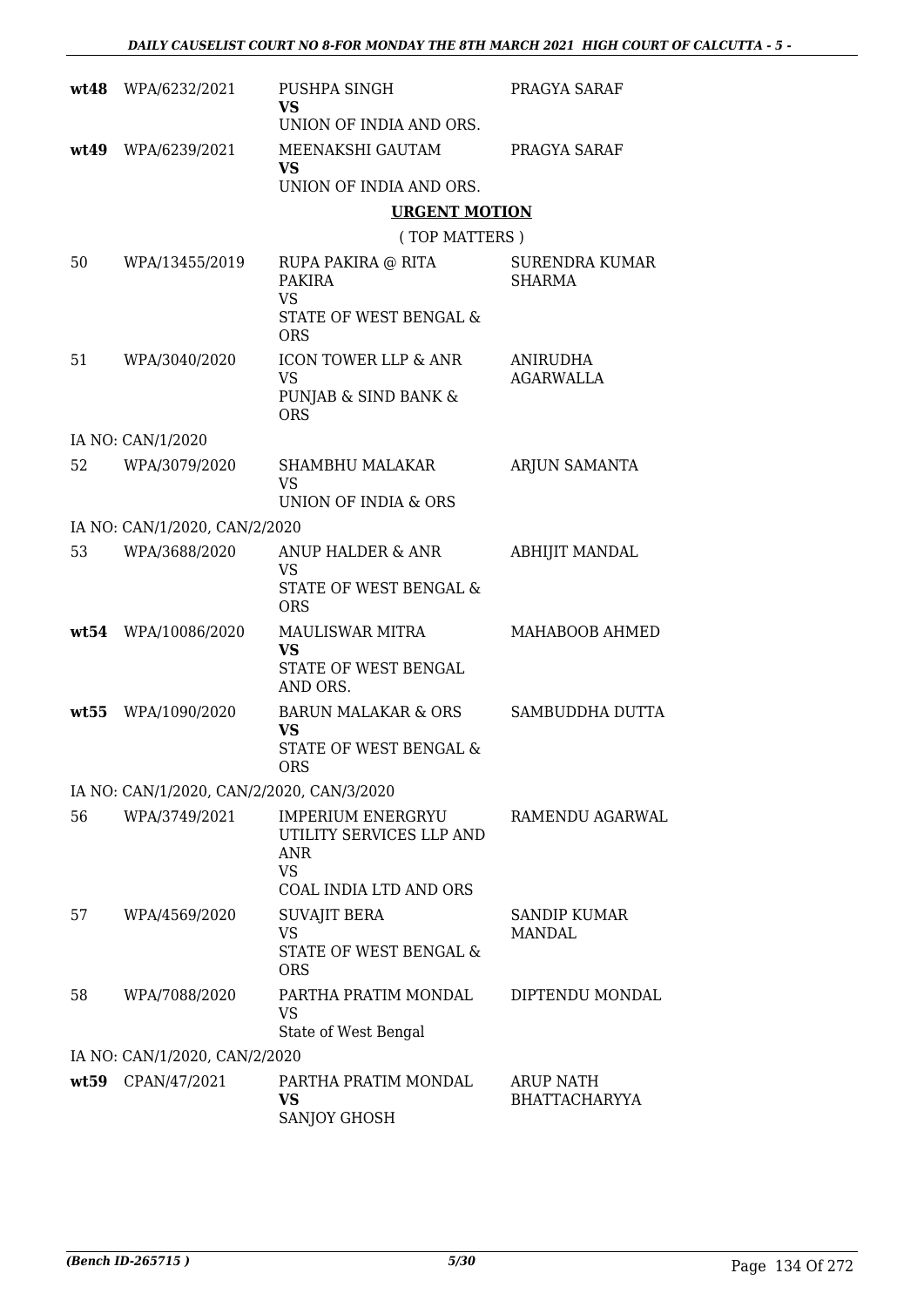| | | | |
|---|---|---|---|
| **wt48** | WPA/6232/2021 | PUSHPA SINGH<br>**VS**<br>UNION OF INDIA AND ORS. | PRAGYA SARAF |
| **wt49** | WPA/6239/2021 | MEENAKSHI GAUTAM<br>**VS**<br>UNION OF INDIA AND ORS. | PRAGYA SARAF |

## URGENT MOTION

( TOP MATTERS )

| | | | |
|---|---|---|---|
| 50 | WPA/13455/2019 | RUPA PAKIRA @ RITA PAKIRA<br>VS<br>STATE OF WEST BENGAL & ORS | SURENDRA KUMAR SHARMA |
| 51 | WPA/3040/2020 | ICON TOWER LLP & ANR<br>VS<br>PUNJAB & SIND BANK & ORS | ANIRUDHA AGARWALLA |
| | IA NO: CAN/1/2020 | | |
| 52 | WPA/3079/2020 | SHAMBHU MALAKAR<br>VS<br>UNION OF INDIA & ORS | ARJUN SAMANTA |
| | IA NO: CAN/1/2020, CAN/2/2020 | | |
| 53 | WPA/3688/2020 | ANUP HALDER & ANR<br>VS<br>STATE OF WEST BENGAL & ORS | ABHIJIT MANDAL |
| **wt54** | WPA/10086/2020 | MAULISWAR MITRA<br>**VS**<br>STATE OF WEST BENGAL AND ORS. | MAHABOOB AHMED |
| **wt55** | WPA/1090/2020 | BARUN MALAKAR & ORS<br>**VS**<br>STATE OF WEST BENGAL & ORS | SAMBUDDHA DUTTA |
| | IA NO: CAN/1/2020, CAN/2/2020, CAN/3/2020 | | |
| 56 | WPA/3749/2021 | IMPERIUM ENERGRYU UTILITY SERVICES LLP AND ANR<br>VS<br>COAL INDIA LTD AND ORS | RAMENDU AGARWAL |
| 57 | WPA/4569/2020 | SUVAJIT BERA<br>VS<br>STATE OF WEST BENGAL & ORS | SANDIP KUMAR MANDAL |
| 58 | WPA/7088/2020 | PARTHA PRATIM MONDAL<br>VS<br>State of West Bengal | DIPTENDU MONDAL |
| | IA NO: CAN/1/2020, CAN/2/2020 | | |
| **wt59** | CPAN/47/2021 | PARTHA PRATIM MONDAL<br>**VS**<br>SANJOY GHOSH | ARUP NATH BHATTACHARYYA |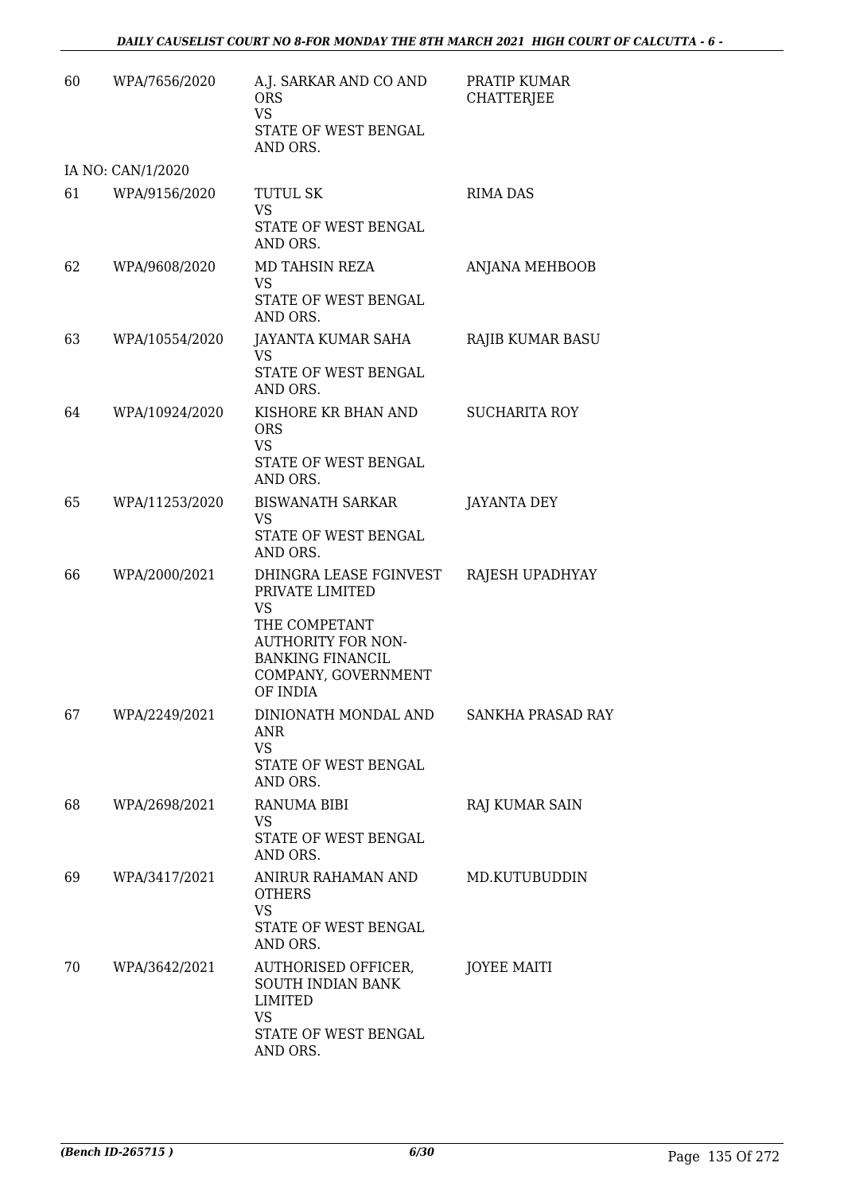| | | | |
|---|---|---|---|
| 60 | WPA/7656/2020 | A.J. SARKAR AND CO AND ORS<br>VS<br>STATE OF WEST BENGAL AND ORS. | PRATIP KUMAR CHATTERJEE |
| IA NO: CAN/1/2020 | | | |
| 61 | WPA/9156/2020 | TUTUL SK<br>VS<br>STATE OF WEST BENGAL AND ORS. | RIMA DAS |
| 62 | WPA/9608/2020 | MD TAHSIN REZA<br>VS<br>STATE OF WEST BENGAL AND ORS. | ANJANA MEHBOOB |
| 63 | WPA/10554/2020 | JAYANTA KUMAR SAHA<br>VS<br>STATE OF WEST BENGAL AND ORS. | RAJIB KUMAR BASU |
| 64 | WPA/10924/2020 | KISHORE KR BHAN AND ORS<br>VS<br>STATE OF WEST BENGAL AND ORS. | SUCHARITA ROY |
| 65 | WPA/11253/2020 | BISWANATH SARKAR<br>VS<br>STATE OF WEST BENGAL AND ORS. | JAYANTA DEY |
| 66 | WPA/2000/2021 | DHINGRA LEASE FGINVEST PRIVATE LIMITED<br>VS<br>THE COMPETANT AUTHORITY FOR NON-BANKING FINANCIL COMPANY, GOVERNMENT OF INDIA | RAJESH UPADHYAY |
| 67 | WPA/2249/2021 | DINIONATH MONDAL AND ANR<br>VS<br>STATE OF WEST BENGAL AND ORS. | SANKHA PRASAD RAY |
| 68 | WPA/2698/2021 | RANUMA BIBI<br>VS<br>STATE OF WEST BENGAL AND ORS. | RAJ KUMAR SAIN |
| 69 | WPA/3417/2021 | ANIRUR RAHAMAN AND OTHERS<br>VS<br>STATE OF WEST BENGAL AND ORS. | MD.KUTUBUDDIN |
| 70 | WPA/3642/2021 | AUTHORISED OFFICER, SOUTH INDIAN BANK LIMITED<br>VS<br>STATE OF WEST BENGAL AND ORS. | JOYEE MAITI |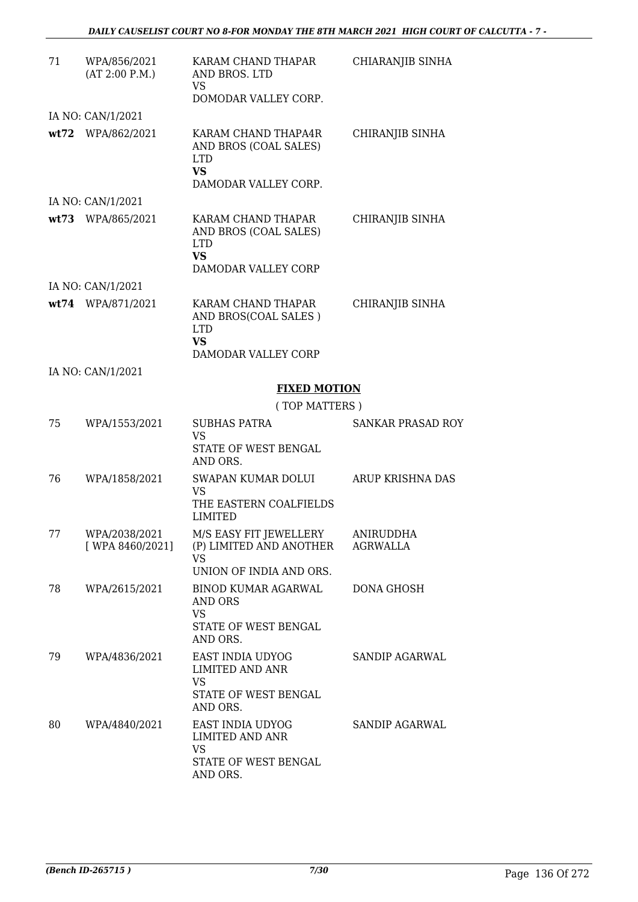| 71 | WPA/856/2021 (AT 2:00 P.M.) | KARAM CHAND THAPAR AND BROS. LTD VS DOMODAR VALLEY CORP. | CHIARANJIB SINHA |
|---|---|---|---|
| | IA NO: CAN/1/2021 | | |
| **wt72** | WPA/862/2021 | KARAM CHAND THAPA4R AND BROS (COAL SALES) LTD **VS** DAMODAR VALLEY CORP. | CHIRANJIB SINHA |
| | IA NO: CAN/1/2021 | | |
| **wt73** | WPA/865/2021 | KARAM CHAND THAPAR AND BROS (COAL SALES) LTD **VS** DAMODAR VALLEY CORP | CHIRANJIB SINHA |
| | IA NO: CAN/1/2021 | | |
| **wt74** | WPA/871/2021 | KARAM CHAND THAPAR AND BROS(COAL SALES ) LTD **VS** DAMODAR VALLEY CORP | CHIRANJIB SINHA |
| | IA NO: CAN/1/2021 | | |

## FIXED MOTION

( TOP MATTERS )

| 75 | WPA/1553/2021 | SUBHAS PATRA VS STATE OF WEST BENGAL AND ORS. | SANKAR PRASAD ROY |
|---|---|---|---|
| 76 | WPA/1858/2021 | SWAPAN KUMAR DOLUI VS THE EASTERN COALFIELDS LIMITED | ARUP KRISHNA DAS |
| 77 | WPA/2038/2021 [ WPA 8460/2021] | M/S EASY FIT JEWELLERY (P) LIMITED AND ANOTHER VS UNION OF INDIA AND ORS. | ANIRUDDHA AGRWALLA |
| 78 | WPA/2615/2021 | BINOD KUMAR AGARWAL AND ORS VS STATE OF WEST BENGAL AND ORS. | DONA GHOSH |
| 79 | WPA/4836/2021 | EAST INDIA UDYOG LIMITED AND ANR VS STATE OF WEST BENGAL AND ORS. | SANDIP AGARWAL |
| 80 | WPA/4840/2021 | EAST INDIA UDYOG LIMITED AND ANR VS STATE OF WEST BENGAL AND ORS. | SANDIP AGARWAL |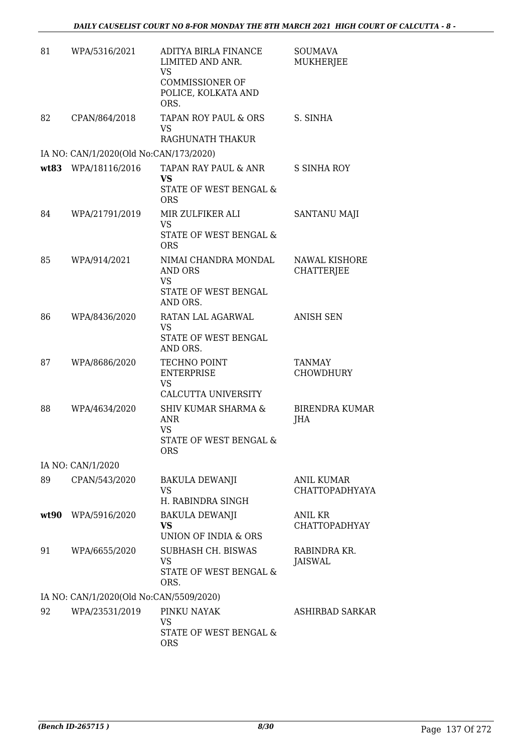| 81 | WPA/5316/2021 | ADITYA BIRLA FINANCE LIMITED AND ANR.<br>VS<br>COMMISSIONER OF POLICE, KOLKATA AND ORS. | SOUMAVA MUKHERJEE |
|---|---|---|---|
| 82 | CPAN/864/2018 | TAPAN ROY PAUL & ORS<br>VS<br>RAGHUNATH THAKUR | S. SINHA |
| | IA NO: CAN/1/2020(Old No:CAN/173/2020) | | |
| **wt83** | WPA/18116/2016 | TAPAN RAY PAUL & ANR<br>**VS**<br>STATE OF WEST BENGAL & ORS | S SINHA ROY |
| 84 | WPA/21791/2019 | MIR ZULFIKER ALI<br>VS<br>STATE OF WEST BENGAL & ORS | SANTANU MAJI |
| 85 | WPA/914/2021 | NIMAI CHANDRA MONDAL AND ORS<br>VS<br>STATE OF WEST BENGAL AND ORS. | NAWAL KISHORE CHATTERJEE |
| 86 | WPA/8436/2020 | RATAN LAL AGARWAL<br>VS<br>STATE OF WEST BENGAL AND ORS. | ANISH SEN |
| 87 | WPA/8686/2020 | TECHNO POINT ENTERPRISE<br>VS<br>CALCUTTA UNIVERSITY | TANMAY CHOWDHURY |
| 88 | WPA/4634/2020 | SHIV KUMAR SHARMA & ANR<br>VS<br>STATE OF WEST BENGAL & ORS | BIRENDRA KUMAR JHA |
| | IA NO: CAN/1/2020 | | |
| 89 | CPAN/543/2020 | BAKULA DEWANJI<br>VS<br>H. RABINDRA SINGH | ANIL KUMAR CHATTOPADHYAYA |
| **wt90** | WPA/5916/2020 | BAKULA DEWANJI<br>**VS**<br>UNION OF INDIA & ORS | ANIL KR CHATTOPADHYAY |
| 91 | WPA/6655/2020 | SUBHASH CH. BISWAS<br>VS<br>STATE OF WEST BENGAL & ORS. | RABINDRA KR. JAISWAL |
| | IA NO: CAN/1/2020(Old No:CAN/5509/2020) | | |
| 92 | WPA/23531/2019 | PINKU NAYAK<br>VS<br>STATE OF WEST BENGAL & ORS | ASHIRBAD SARKAR |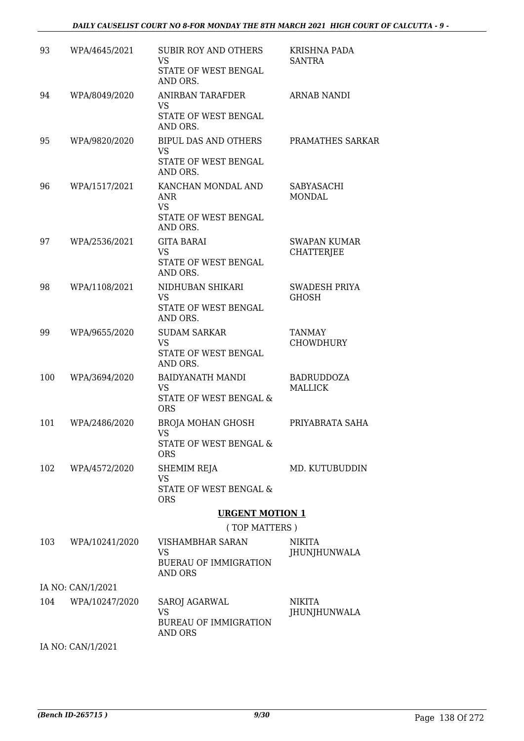| | | | |
|---|---|---|---|
| 93 | WPA/4645/2021 | SUBIR ROY AND OTHERS<br>VS<br>STATE OF WEST BENGAL AND ORS. | KRISHNA PADA SANTRA |
| 94 | WPA/8049/2020 | ANIRBAN TARAFDER<br>VS<br>STATE OF WEST BENGAL AND ORS. | ARNAB NANDI |
| 95 | WPA/9820/2020 | BIPUL DAS AND OTHERS<br>VS<br>STATE OF WEST BENGAL AND ORS. | PRAMATHES SARKAR |
| 96 | WPA/1517/2021 | KANCHAN MONDAL AND ANR<br>VS<br>STATE OF WEST BENGAL AND ORS. | SABYASACHI MONDAL |
| 97 | WPA/2536/2021 | GITA BARAI<br>VS<br>STATE OF WEST BENGAL AND ORS. | SWAPAN KUMAR CHATTERJEE |
| 98 | WPA/1108/2021 | NIDHUBAN SHIKARI<br>VS<br>STATE OF WEST BENGAL AND ORS. | SWADESH PRIYA GHOSH |
| 99 | WPA/9655/2020 | SUDAM SARKAR<br>VS<br>STATE OF WEST BENGAL AND ORS. | TANMAY CHOWDHURY |
| 100 | WPA/3694/2020 | BAIDYANATH MANDI<br>VS<br>STATE OF WEST BENGAL & ORS | BADRUDDOZA MALLICK |
| 101 | WPA/2486/2020 | BROJA MOHAN GHOSH<br>VS<br>STATE OF WEST BENGAL & ORS | PRIYABRATA SAHA |
| 102 | WPA/4572/2020 | SHEMIM REJA<br>VS<br>STATE OF WEST BENGAL & ORS | MD. KUTUBUDDIN |

**URGENT MOTION 1**

( TOP MATTERS )

| | | | |
|---|---|---|---|
| 103 | WPA/10241/2020 | VISHAMBHAR SARAN<br>VS<br>BUERAU OF IMMIGRATION AND ORS | NIKITA JHUNJHUNWALA |
| | IA NO: CAN/1/2021 | | |
| 104 | WPA/10247/2020 | SAROJ AGARWAL<br>VS<br>BUREAU OF IMMIGRATION AND ORS | NIKITA JHUNJHUNWALA |
| | IA NO: CAN/1/2021 | | |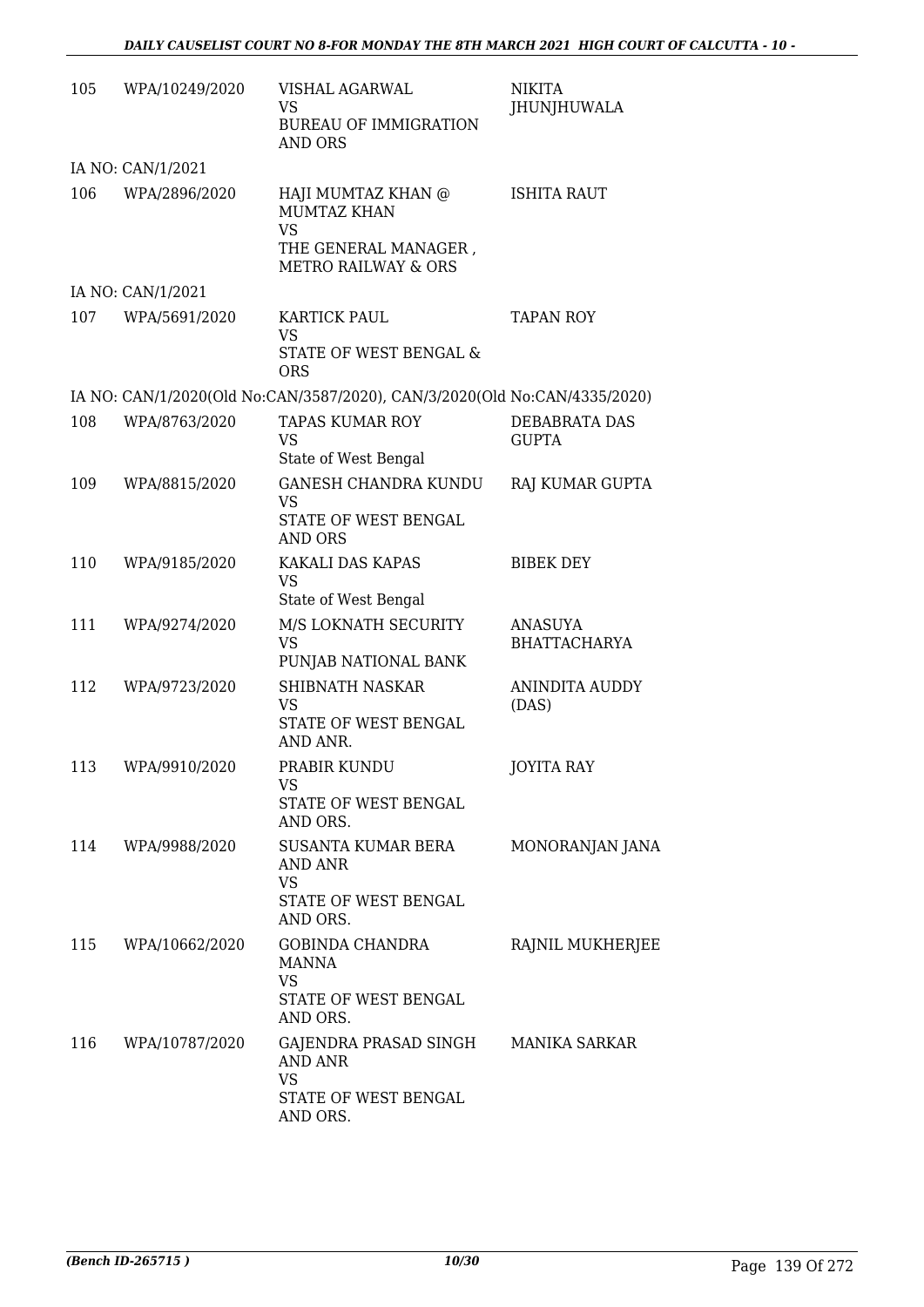| | | | |
|---|---|---|---|
| 105 | WPA/10249/2020 | VISHAL AGARWAL<br>VS<br>BUREAU OF IMMIGRATION AND ORS | NIKITA JHUNJHUWALA |
| IA NO: CAN/1/2021 | | | |
| 106 | WPA/2896/2020 | HAJI MUMTAZ KHAN @ MUMTAZ KHAN<br>VS<br>THE GENERAL MANAGER , METRO RAILWAY & ORS | ISHITA RAUT |
| IA NO: CAN/1/2021 | | | |
| 107 | WPA/5691/2020 | KARTICK PAUL<br>VS<br>STATE OF WEST BENGAL & ORS | TAPAN ROY |
| IA NO: CAN/1/2020(Old No:CAN/3587/2020), CAN/3/2020(Old No:CAN/4335/2020) | | | |
| 108 | WPA/8763/2020 | TAPAS KUMAR ROY<br>VS<br>State of West Bengal | DEBABRATA DAS GUPTA |
| 109 | WPA/8815/2020 | GANESH CHANDRA KUNDU<br>VS<br>STATE OF WEST BENGAL AND ORS | RAJ KUMAR GUPTA |
| 110 | WPA/9185/2020 | KAKALI DAS KAPAS<br>VS<br>State of West Bengal | BIBEK DEY |
| 111 | WPA/9274/2020 | M/S LOKNATH SECURITY<br>VS<br>PUNJAB NATIONAL BANK | ANASUYA BHATTACHARYA |
| 112 | WPA/9723/2020 | SHIBNATH NASKAR<br>VS<br>STATE OF WEST BENGAL AND ANR. | ANINDITA AUDDY (DAS) |
| 113 | WPA/9910/2020 | PRABIR KUNDU<br>VS<br>STATE OF WEST BENGAL AND ORS. | JOYITA RAY |
| 114 | WPA/9988/2020 | SUSANTA KUMAR BERA AND ANR<br>VS<br>STATE OF WEST BENGAL AND ORS. | MONORANJAN JANA |
| 115 | WPA/10662/2020 | GOBINDA CHANDRA MANNA<br>VS<br>STATE OF WEST BENGAL AND ORS. | RAJNIL MUKHERJEE |
| 116 | WPA/10787/2020 | GAJENDRA PRASAD SINGH AND ANR<br>VS<br>STATE OF WEST BENGAL AND ORS. | MANIKA SARKAR |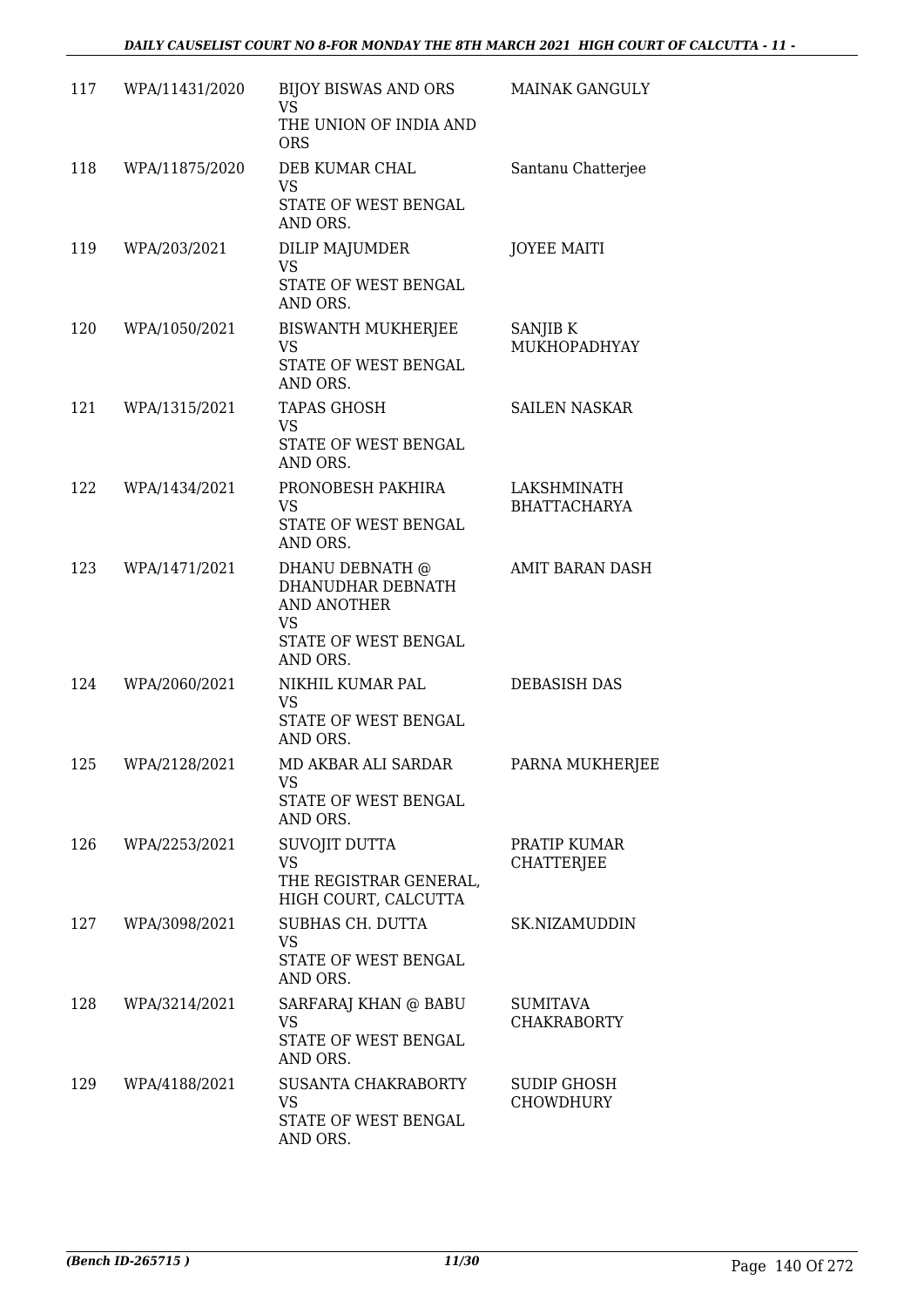| 117 | WPA/11431/2020 | BIJOY BISWAS AND ORS<br>VS<br>THE UNION OF INDIA AND ORS | MAINAK GANGULY |
|---|---|---|---|
| 118 | WPA/11875/2020 | DEB KUMAR CHAL<br>VS<br>STATE OF WEST BENGAL AND ORS. | Santanu Chatterjee |
| 119 | WPA/203/2021 | DILIP MAJUMDER<br>VS<br>STATE OF WEST BENGAL AND ORS. | JOYEE MAITI |
| 120 | WPA/1050/2021 | BISWANTH MUKHERJEE<br>VS<br>STATE OF WEST BENGAL AND ORS. | SANJIB K MUKHOPADHYAY |
| 121 | WPA/1315/2021 | TAPAS GHOSH<br>VS<br>STATE OF WEST BENGAL AND ORS. | SAILEN NASKAR |
| 122 | WPA/1434/2021 | PRONOBESH PAKHIRA<br>VS<br>STATE OF WEST BENGAL AND ORS. | LAKSHMINATH BHATTACHARYA |
| 123 | WPA/1471/2021 | DHANU DEBNATH @ DHANUDHAR DEBNATH AND ANOTHER<br>VS<br>STATE OF WEST BENGAL AND ORS. | AMIT BARAN DASH |
| 124 | WPA/2060/2021 | NIKHIL KUMAR PAL<br>VS<br>STATE OF WEST BENGAL AND ORS. | DEBASISH DAS |
| 125 | WPA/2128/2021 | MD AKBAR ALI SARDAR<br>VS<br>STATE OF WEST BENGAL AND ORS. | PARNA MUKHERJEE |
| 126 | WPA/2253/2021 | SUVOJIT DUTTA<br>VS<br>THE REGISTRAR GENERAL, HIGH COURT, CALCUTTA | PRATIP KUMAR CHATTERJEE |
| 127 | WPA/3098/2021 | SUBHAS CH. DUTTA<br>VS<br>STATE OF WEST BENGAL AND ORS. | SK.NIZAMUDDIN |
| 128 | WPA/3214/2021 | SARFARAJ KHAN @ BABU<br>VS<br>STATE OF WEST BENGAL AND ORS. | SUMITAVA CHAKRABORTY |
| 129 | WPA/4188/2021 | SUSANTA CHAKRABORTY<br>VS<br>STATE OF WEST BENGAL AND ORS. | SUDIP GHOSH CHOWDHURY |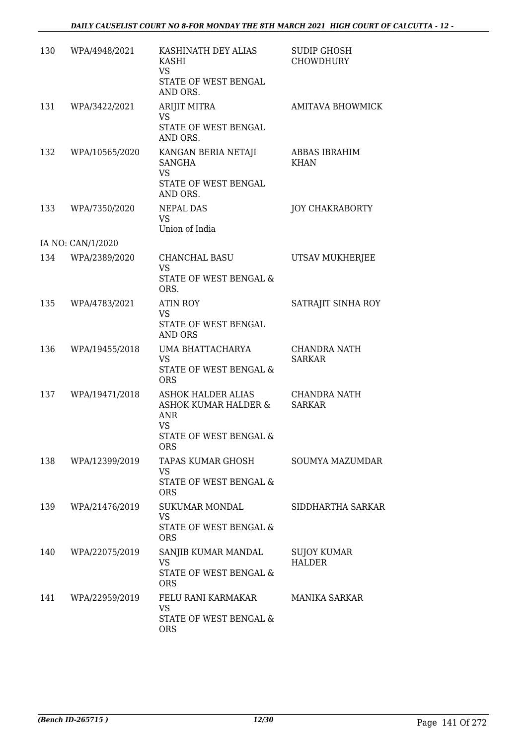| | | | |
|---|---|---|---|
| 130 | WPA/4948/2021 | KASHINATH DEY ALIAS KASHI<br>VS<br>STATE OF WEST BENGAL AND ORS. | SUDIP GHOSH CHOWDHURY |
| 131 | WPA/3422/2021 | ARIJIT MITRA<br>VS<br>STATE OF WEST BENGAL AND ORS. | AMITAVA BHOWMICK |
| 132 | WPA/10565/2020 | KANGAN BERIA NETAJI SANGHA<br>VS<br>STATE OF WEST BENGAL AND ORS. | ABBAS IBRAHIM KHAN |
| 133 | WPA/7350/2020 | NEPAL DAS<br>VS<br>Union of India | JOY CHAKRABORTY |
| IA NO: CAN/1/2020 | | | |
| 134 | WPA/2389/2020 | CHANCHAL BASU<br>VS<br>STATE OF WEST BENGAL & ORS. | UTSAV MUKHERJEE |
| 135 | WPA/4783/2021 | ATIN ROY<br>VS<br>STATE OF WEST BENGAL AND ORS | SATRAJIT SINHA ROY |
| 136 | WPA/19455/2018 | UMA BHATTACHARYA<br>VS<br>STATE OF WEST BENGAL & ORS | CHANDRA NATH SARKAR |
| 137 | WPA/19471/2018 | ASHOK HALDER ALIAS ASHOK KUMAR HALDER & ANR<br>VS<br>STATE OF WEST BENGAL & ORS | CHANDRA NATH SARKAR |
| 138 | WPA/12399/2019 | TAPAS KUMAR GHOSH<br>VS<br>STATE OF WEST BENGAL & ORS | SOUMYA MAZUMDAR |
| 139 | WPA/21476/2019 | SUKUMAR MONDAL<br>VS<br>STATE OF WEST BENGAL & ORS | SIDDHARTHA SARKAR |
| 140 | WPA/22075/2019 | SANJIB KUMAR MANDAL<br>VS<br>STATE OF WEST BENGAL & ORS | SUJOY KUMAR HALDER |
| 141 | WPA/22959/2019 | FELU RANI KARMAKAR<br>VS<br>STATE OF WEST BENGAL & ORS | MANIKA SARKAR |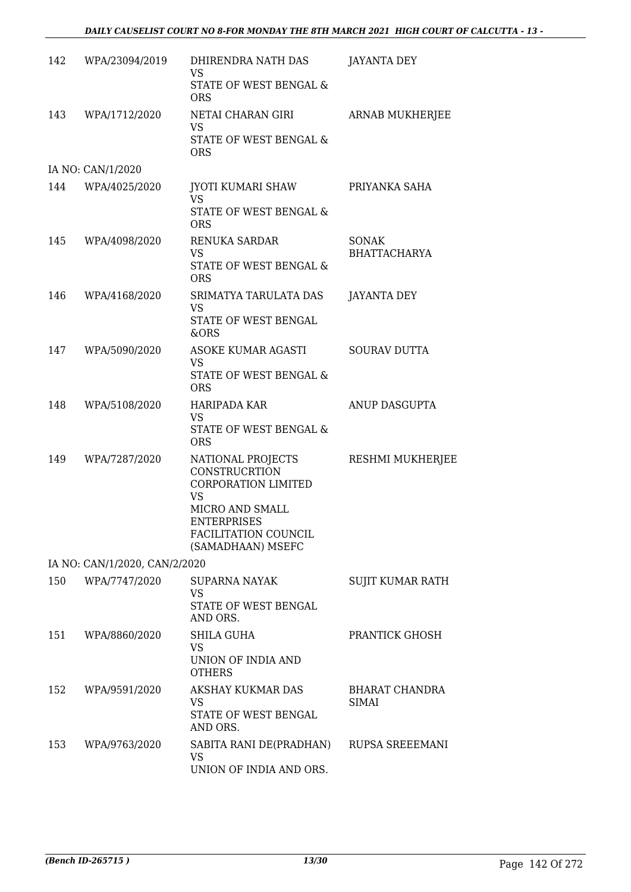| 142 | WPA/23094/2019 | DHIRENDRA NATH DAS<br>VS<br>STATE OF WEST BENGAL & ORS | JAYANTA DEY |
|---|---|---|---|
| 143 | WPA/1712/2020 | NETAI CHARAN GIRI<br>VS<br>STATE OF WEST BENGAL & ORS | ARNAB MUKHERJEE |
| IA NO: CAN/1/2020 | | | |
| 144 | WPA/4025/2020 | JYOTI KUMARI SHAW<br>VS<br>STATE OF WEST BENGAL & ORS | PRIYANKA SAHA |
| 145 | WPA/4098/2020 | RENUKA SARDAR<br>VS<br>STATE OF WEST BENGAL & ORS | SONAK BHATTACHARYA |
| 146 | WPA/4168/2020 | SRIMATYA TARULATA DAS<br>VS<br>STATE OF WEST BENGAL &ORS | JAYANTA DEY |
| 147 | WPA/5090/2020 | ASOKE KUMAR AGASTI<br>VS<br>STATE OF WEST BENGAL & ORS | SOURAV DUTTA |
| 148 | WPA/5108/2020 | HARIPADA KAR<br>VS<br>STATE OF WEST BENGAL & ORS | ANUP DASGUPTA |
| 149 | WPA/7287/2020 | NATIONAL PROJECTS CONSTRUCRTION CORPORATION LIMITED<br>VS<br>MICRO AND SMALL ENTERPRISES FACILITATION COUNCIL (SAMADHAAN) MSEFC | RESHMI MUKHERJEE |
| IA NO: CAN/1/2020, CAN/2/2020 | | | |
| 150 | WPA/7747/2020 | SUPARNA NAYAK<br>VS<br>STATE OF WEST BENGAL AND ORS. | SUJIT KUMAR RATH |
| 151 | WPA/8860/2020 | SHILA GUHA<br>VS<br>UNION OF INDIA AND OTHERS | PRANTICK GHOSH |
| 152 | WPA/9591/2020 | AKSHAY KUKMAR DAS<br>VS<br>STATE OF WEST BENGAL AND ORS. | BHARAT CHANDRA SIMAI |
| 153 | WPA/9763/2020 | SABITA RANI DE(PRADHAN)<br>VS<br>UNION OF INDIA AND ORS. | RUPSA SREEEMANI |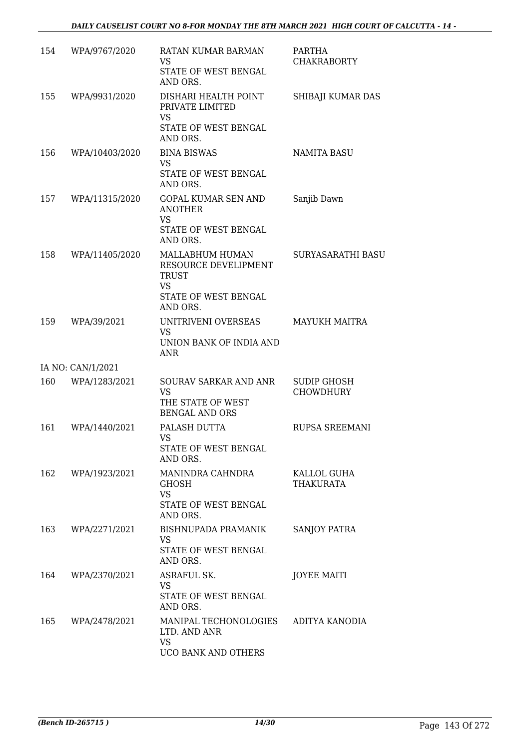| | | | |
|---|---|---|---|
| 154 | WPA/9767/2020 | RATAN KUMAR BARMAN<br>VS<br>STATE OF WEST BENGAL AND ORS. | PARTHA CHAKRABORTY |
| 155 | WPA/9931/2020 | DISHARI HEALTH POINT PRIVATE LIMITED<br>VS<br>STATE OF WEST BENGAL AND ORS. | SHIBAJI KUMAR DAS |
| 156 | WPA/10403/2020 | BINA BISWAS<br>VS<br>STATE OF WEST BENGAL AND ORS. | NAMITA BASU |
| 157 | WPA/11315/2020 | GOPAL KUMAR SEN AND ANOTHER<br>VS<br>STATE OF WEST BENGAL AND ORS. | Sanjib Dawn |
| 158 | WPA/11405/2020 | MALLABHUM HUMAN RESOURCE DEVELIPMENT TRUST<br>VS<br>STATE OF WEST BENGAL AND ORS. | SURYASARATHI BASU |
| 159 | WPA/39/2021 | UNITRIVENI OVERSEAS<br>VS<br>UNION BANK OF INDIA AND ANR | MAYUKH MAITRA |
| | IA NO: CAN/1/2021 | | |
| 160 | WPA/1283/2021 | SOURAV SARKAR AND ANR<br>VS<br>THE STATE OF WEST BENGAL AND ORS | SUDIP GHOSH CHOWDHURY |
| 161 | WPA/1440/2021 | PALASH DUTTA<br>VS<br>STATE OF WEST BENGAL AND ORS. | RUPSA SREEMANI |
| 162 | WPA/1923/2021 | MANINDRA CAHNDRA GHOSH<br>VS<br>STATE OF WEST BENGAL AND ORS. | KALLOL GUHA THAKURATA |
| 163 | WPA/2271/2021 | BISHNUPADA PRAMANIK<br>VS<br>STATE OF WEST BENGAL AND ORS. | SANJOY PATRA |
| 164 | WPA/2370/2021 | ASRAFUL SK.<br>VS<br>STATE OF WEST BENGAL AND ORS. | JOYEE MAITI |
| 165 | WPA/2478/2021 | MANIPAL TECHONOLOGIES LTD. AND ANR<br>VS<br>UCO BANK AND OTHERS | ADITYA KANODIA |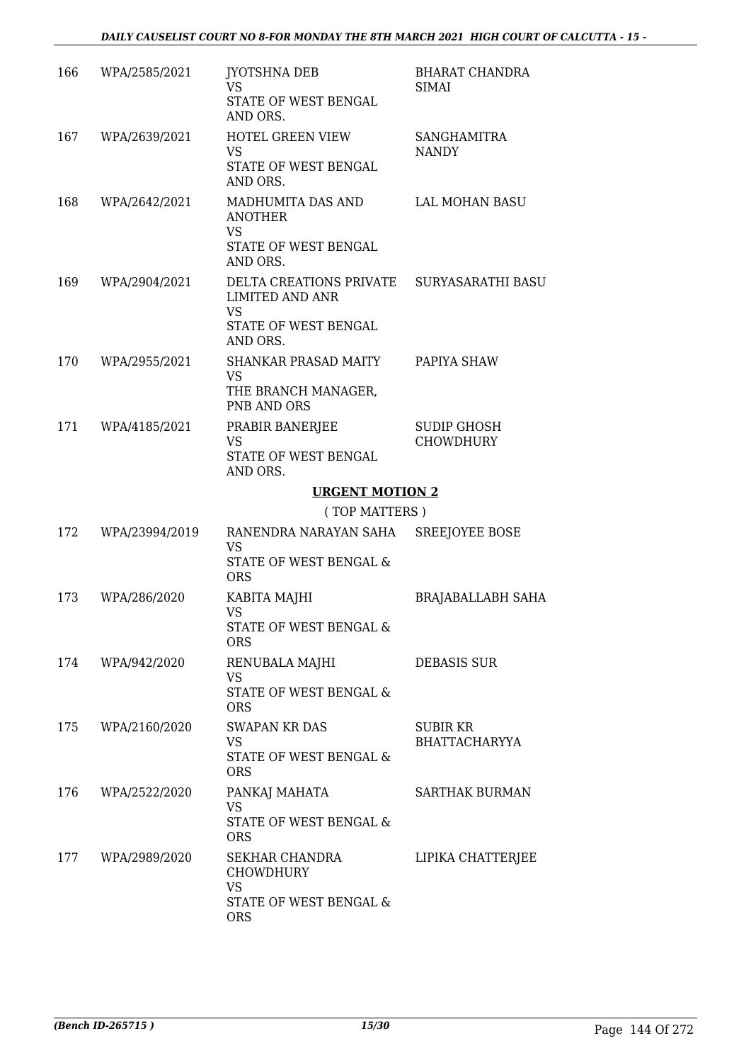| | | | |
|---|---|---|---|
| 166 | WPA/2585/2021 | JYOTSHNA DEB<br>VS<br>STATE OF WEST BENGAL AND ORS. | BHARAT CHANDRA SIMAI |
| 167 | WPA/2639/2021 | HOTEL GREEN VIEW<br>VS<br>STATE OF WEST BENGAL AND ORS. | SANGHAMITRA NANDY |
| 168 | WPA/2642/2021 | MADHUMITA DAS AND ANOTHER<br>VS<br>STATE OF WEST BENGAL AND ORS. | LAL MOHAN BASU |
| 169 | WPA/2904/2021 | DELTA CREATIONS PRIVATE LIMITED AND ANR<br>VS<br>STATE OF WEST BENGAL AND ORS. | SURYASARATHI BASU |
| 170 | WPA/2955/2021 | SHANKAR PRASAD MAITY<br>VS<br>THE BRANCH MANAGER, PNB AND ORS | PAPIYA SHAW |
| 171 | WPA/4185/2021 | PRABIR BANERJEE<br>VS<br>STATE OF WEST BENGAL AND ORS. | SUDIP GHOSH CHOWDHURY |

## URGENT MOTION 2

( TOP MATTERS )

| | | | |
|---|---|---|---|
| 172 | WPA/23994/2019 | RANENDRA NARAYAN SAHA<br>VS<br>STATE OF WEST BENGAL & ORS | SREEJOYEE BOSE |
| 173 | WPA/286/2020 | KABITA MAJHI<br>VS<br>STATE OF WEST BENGAL & ORS | BRAJABALLABH SAHA |
| 174 | WPA/942/2020 | RENUBALA MAJHI<br>VS<br>STATE OF WEST BENGAL & ORS | DEBASIS SUR |
| 175 | WPA/2160/2020 | SWAPAN KR DAS<br>VS<br>STATE OF WEST BENGAL & ORS | SUBIR KR BHATTACHARYYA |
| 176 | WPA/2522/2020 | PANKAJ MAHATA<br>VS<br>STATE OF WEST BENGAL & ORS | SARTHAK BURMAN |
| 177 | WPA/2989/2020 | SEKHAR CHANDRA CHOWDHURY<br>VS<br>STATE OF WEST BENGAL & ORS | LIPIKA CHATTERJEE |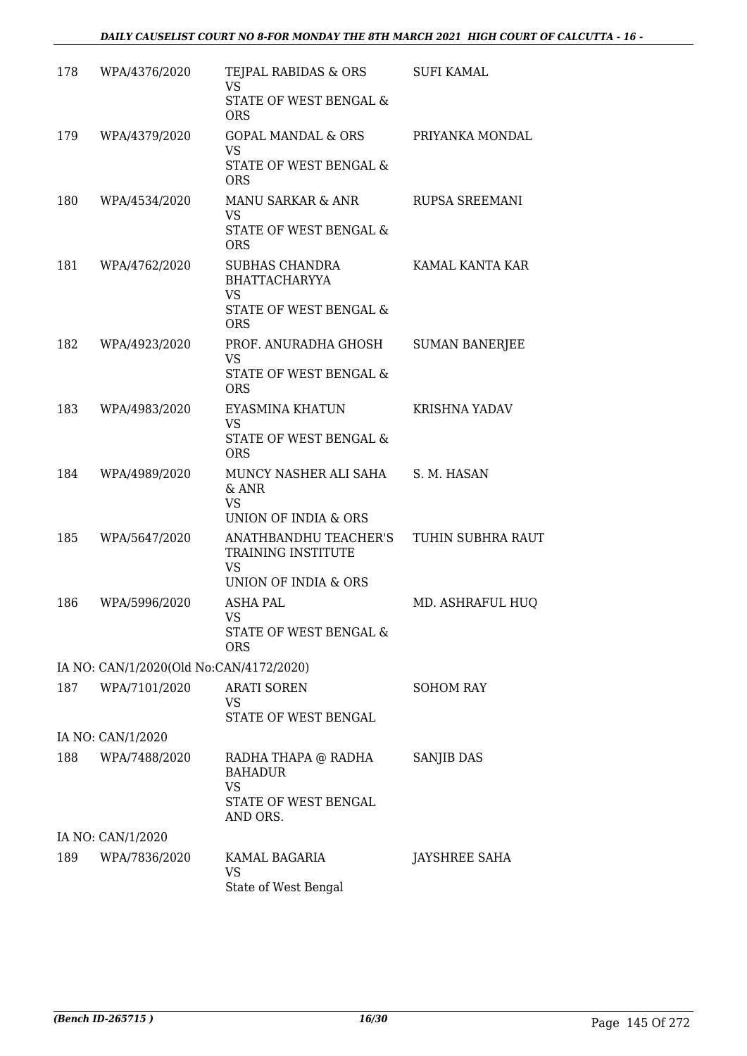| | | | |
|---|---|---|---|
| 178 | WPA/4376/2020 | TEJPAL RABIDAS & ORS<br>VS<br>STATE OF WEST BENGAL & ORS | SUFI KAMAL |
| 179 | WPA/4379/2020 | GOPAL MANDAL & ORS<br>VS<br>STATE OF WEST BENGAL & ORS | PRIYANKA MONDAL |
| 180 | WPA/4534/2020 | MANU SARKAR & ANR<br>VS<br>STATE OF WEST BENGAL & ORS | RUPSA SREEMANI |
| 181 | WPA/4762/2020 | SUBHAS CHANDRA BHATTACHARYYA<br>VS<br>STATE OF WEST BENGAL & ORS | KAMAL KANTA KAR |
| 182 | WPA/4923/2020 | PROF. ANURADHA GHOSH<br>VS<br>STATE OF WEST BENGAL & ORS | SUMAN BANERJEE |
| 183 | WPA/4983/2020 | EYASMINA KHATUN<br>VS<br>STATE OF WEST BENGAL & ORS | KRISHNA YADAV |
| 184 | WPA/4989/2020 | MUNCY NASHER ALI SAHA & ANR<br>VS<br>UNION OF INDIA & ORS | S. M. HASAN |
| 185 | WPA/5647/2020 | ANATHBANDHU TEACHER'S TRAINING INSTITUTE<br>VS<br>UNION OF INDIA & ORS | TUHIN SUBHRA RAUT |
| 186 | WPA/5996/2020 | ASHA PAL<br>VS<br>STATE OF WEST BENGAL & ORS | MD. ASHRAFUL HUQ |
| | IA NO: CAN/1/2020(Old No:CAN/4172/2020) | | |
| 187 | WPA/7101/2020 | ARATI SOREN<br>VS<br>STATE OF WEST BENGAL | SOHOM RAY |
| | IA NO: CAN/1/2020 | | |
| 188 | WPA/7488/2020 | RADHA THAPA @ RADHA BAHADUR<br>VS<br>STATE OF WEST BENGAL AND ORS. | SANJIB DAS |
| | IA NO: CAN/1/2020 | | |
| 189 | WPA/7836/2020 | KAMAL BAGARIA<br>VS<br>State of West Bengal | JAYSHREE SAHA |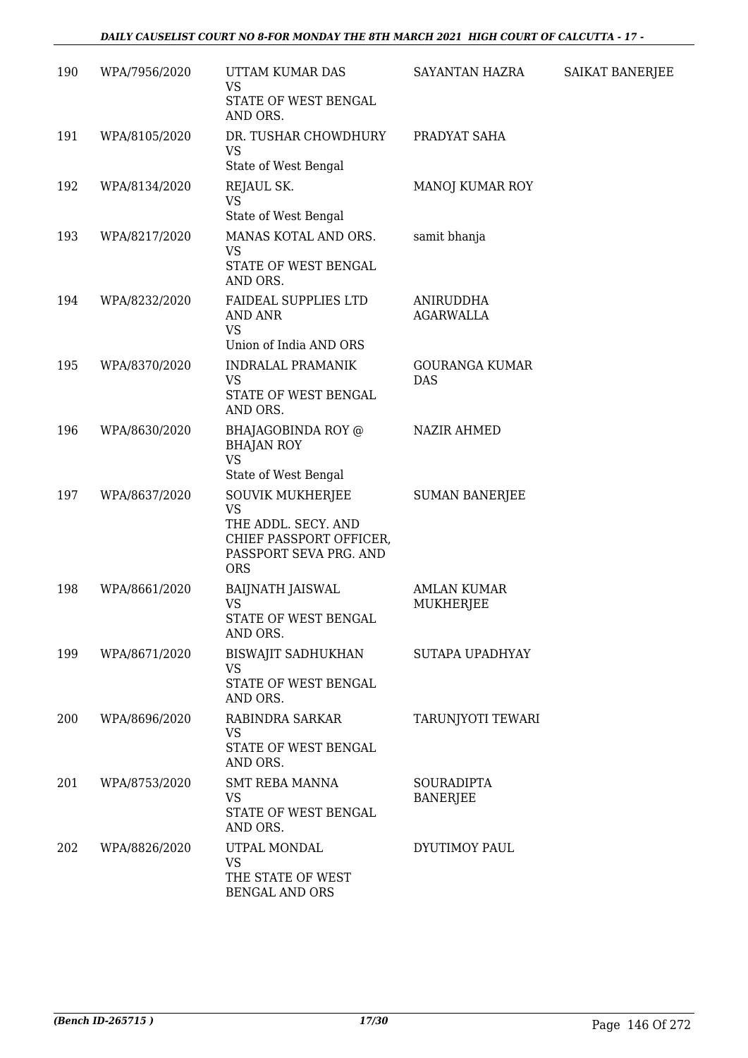| 190 | WPA/7956/2020 | UTTAM KUMAR DAS<br>VS<br>STATE OF WEST BENGAL AND ORS. | SAYANTAN HAZRA | SAIKAT BANERJEE |
|---|---|---|---|---|
| 191 | WPA/8105/2020 | DR. TUSHAR CHOWDHURY<br>VS<br>State of West Bengal | PRADYAT SAHA | |
| 192 | WPA/8134/2020 | REJAUL SK.<br>VS<br>State of West Bengal | MANOJ KUMAR ROY | |
| 193 | WPA/8217/2020 | MANAS KOTAL AND ORS.<br>VS<br>STATE OF WEST BENGAL AND ORS. | samit bhanja | |
| 194 | WPA/8232/2020 | FAIDEAL SUPPLIES LTD AND ANR<br>VS<br>Union of India AND ORS | ANIRUDDHA AGARWALLA | |
| 195 | WPA/8370/2020 | INDRALAL PRAMANIK<br>VS<br>STATE OF WEST BENGAL AND ORS. | GOURANGA KUMAR DAS | |
| 196 | WPA/8630/2020 | BHAJAGOBINDA ROY @ BHAJAN ROY<br>VS<br>State of West Bengal | NAZIR AHMED | |
| 197 | WPA/8637/2020 | SOUVIK MUKHERJEE<br>VS<br>THE ADDL. SECY. AND CHIEF PASSPORT OFFICER, PASSPORT SEVA PRG. AND ORS | SUMAN BANERJEE | |
| 198 | WPA/8661/2020 | BAIJNATH JAISWAL<br>VS<br>STATE OF WEST BENGAL AND ORS. | AMLAN KUMAR MUKHERJEE | |
| 199 | WPA/8671/2020 | BISWAJIT SADHUKHAN<br>VS<br>STATE OF WEST BENGAL AND ORS. | SUTAPA UPADHYAY | |
| 200 | WPA/8696/2020 | RABINDRA SARKAR<br>VS<br>STATE OF WEST BENGAL AND ORS. | TARUNJYOTI TEWARI | |
| 201 | WPA/8753/2020 | SMT REBA MANNA<br>VS<br>STATE OF WEST BENGAL AND ORS. | SOURADIPTA BANERJEE | |
| 202 | WPA/8826/2020 | UTPAL MONDAL<br>VS<br>THE STATE OF WEST BENGAL AND ORS | DYUTIMOY PAUL | |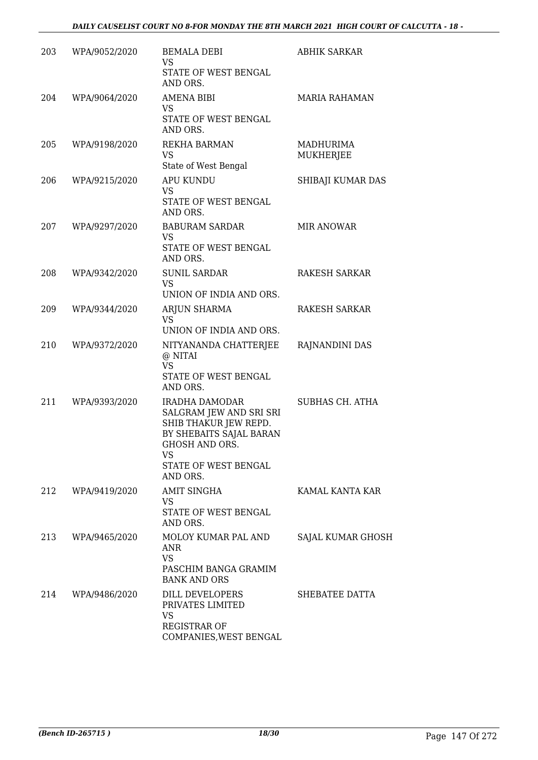| | | | |
|---|---|---|---|
| 203 | WPA/9052/2020 | BEMALA DEBI<br>VS<br>STATE OF WEST BENGAL AND ORS. | ABHIK SARKAR |
| 204 | WPA/9064/2020 | AMENA BIBI<br>VS<br>STATE OF WEST BENGAL AND ORS. | MARIA RAHAMAN |
| 205 | WPA/9198/2020 | REKHA BARMAN<br>VS<br>State of West Bengal | MADHURIMA MUKHERJEE |
| 206 | WPA/9215/2020 | APU KUNDU<br>VS<br>STATE OF WEST BENGAL AND ORS. | SHIBAJI KUMAR DAS |
| 207 | WPA/9297/2020 | BABURAM SARDAR<br>VS<br>STATE OF WEST BENGAL AND ORS. | MIR ANOWAR |
| 208 | WPA/9342/2020 | SUNIL SARDAR<br>VS<br>UNION OF INDIA AND ORS. | RAKESH SARKAR |
| 209 | WPA/9344/2020 | ARJUN SHARMA<br>VS<br>UNION OF INDIA AND ORS. | RAKESH SARKAR |
| 210 | WPA/9372/2020 | NITYANANDA CHATTERJEE @ NITAI<br>VS<br>STATE OF WEST BENGAL AND ORS. | RAJNANDINI DAS |
| 211 | WPA/9393/2020 | IRADHA DAMODAR SALGRAM JEW AND SRI SRI SHIB THAKUR JEW REPD. BY SHEBAITS SAJAL BARAN GHOSH AND ORS.<br>VS<br>STATE OF WEST BENGAL AND ORS. | SUBHAS CH. ATHA |
| 212 | WPA/9419/2020 | AMIT SINGHA<br>VS<br>STATE OF WEST BENGAL AND ORS. | KAMAL KANTA KAR |
| 213 | WPA/9465/2020 | MOLOY KUMAR PAL AND ANR<br>VS<br>PASCHIM BANGA GRAMIM BANK AND ORS | SAJAL KUMAR GHOSH |
| 214 | WPA/9486/2020 | DILL DEVELOPERS PRIVATES LIMITED<br>VS<br>REGISTRAR OF COMPANIES,WEST BENGAL | SHEBATEE DATTA |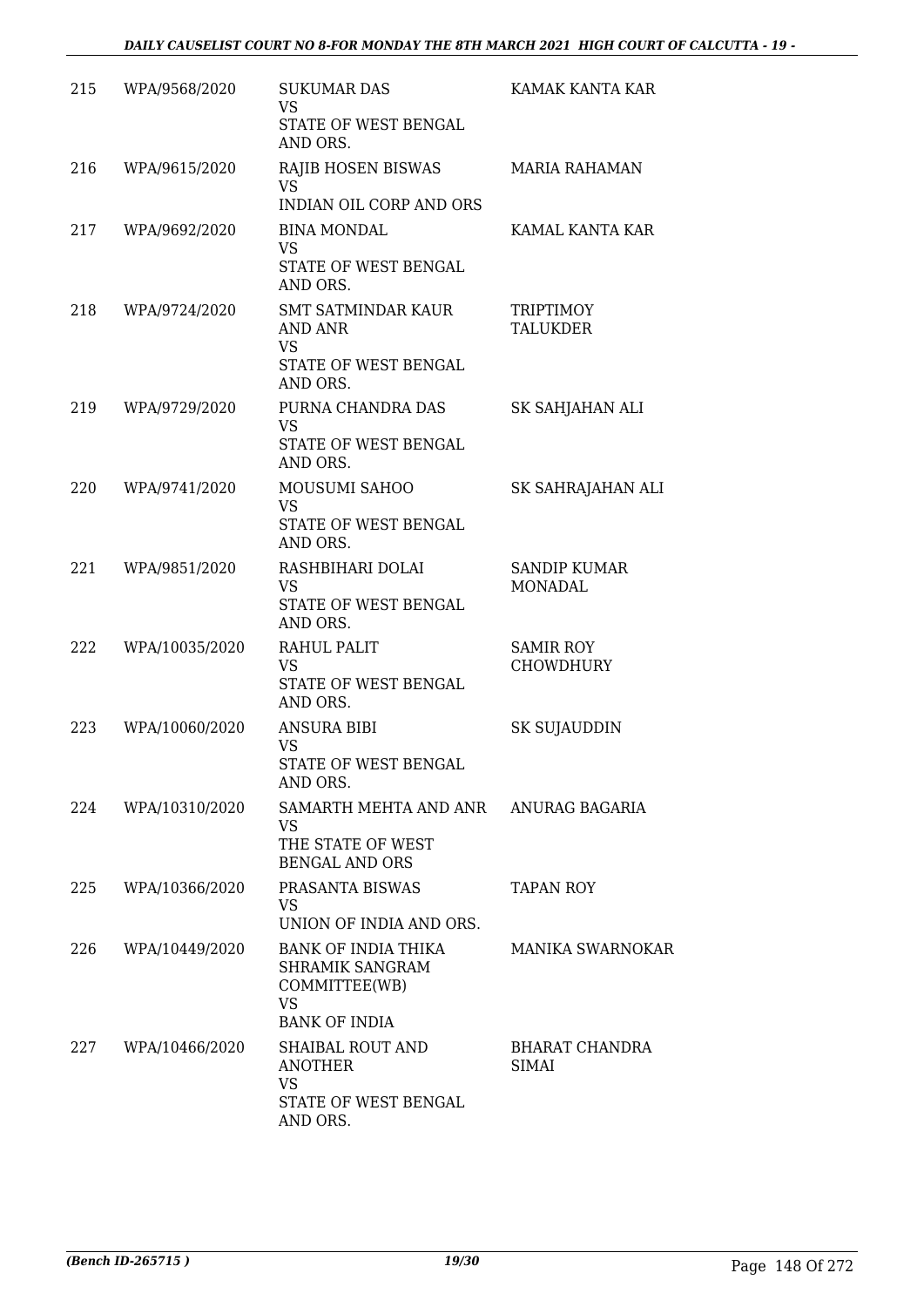| 215 | WPA/9568/2020 | SUKUMAR DAS<br>VS<br>STATE OF WEST BENGAL AND ORS. | KAMAK KANTA KAR |
|---|---|---|---|
| 216 | WPA/9615/2020 | RAJIB HOSEN BISWAS<br>VS<br>INDIAN OIL CORP AND ORS | MARIA RAHAMAN |
| 217 | WPA/9692/2020 | BINA MONDAL<br>VS<br>STATE OF WEST BENGAL AND ORS. | KAMAL KANTA KAR |
| 218 | WPA/9724/2020 | SMT SATMINDAR KAUR AND ANR<br>VS<br>STATE OF WEST BENGAL AND ORS. | TRIPTIMOY TALUKDER |
| 219 | WPA/9729/2020 | PURNA CHANDRA DAS<br>VS<br>STATE OF WEST BENGAL AND ORS. | SK SAHJAHAN ALI |
| 220 | WPA/9741/2020 | MOUSUMI SAHOO<br>VS<br>STATE OF WEST BENGAL AND ORS. | SK SAHRAJAHAN ALI |
| 221 | WPA/9851/2020 | RASHBIHARI DOLAI<br>VS<br>STATE OF WEST BENGAL AND ORS. | SANDIP KUMAR MONADAL |
| 222 | WPA/10035/2020 | RAHUL PALIT<br>VS<br>STATE OF WEST BENGAL AND ORS. | SAMIR ROY CHOWDHURY |
| 223 | WPA/10060/2020 | ANSURA BIBI<br>VS<br>STATE OF WEST BENGAL AND ORS. | SK SUJAUDDIN |
| 224 | WPA/10310/2020 | SAMARTH MEHTA AND ANR<br>VS<br>THE STATE OF WEST BENGAL AND ORS | ANURAG BAGARIA |
| 225 | WPA/10366/2020 | PRASANTA BISWAS<br>VS<br>UNION OF INDIA AND ORS. | TAPAN ROY |
| 226 | WPA/10449/2020 | BANK OF INDIA THIKA SHRAMIK SANGRAM COMMITTEE(WB)<br>VS<br>BANK OF INDIA | MANIKA SWARNOKAR |
| 227 | WPA/10466/2020 | SHAIBAL ROUT AND ANOTHER<br>VS<br>STATE OF WEST BENGAL AND ORS. | BHARAT CHANDRA SIMAI |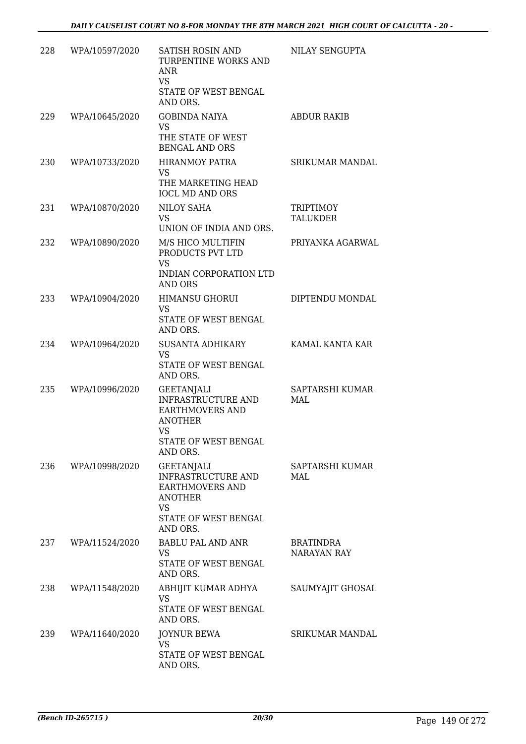| | | | |
|---|---|---|---|
| 228 | WPA/10597/2020 | SATISH ROSIN AND TURPENTINE WORKS AND ANR<br>VS<br>STATE OF WEST BENGAL AND ORS. | NILAY SENGUPTA |
| 229 | WPA/10645/2020 | GOBINDA NAIYA<br>VS<br>THE STATE OF WEST BENGAL AND ORS | ABDUR RAKIB |
| 230 | WPA/10733/2020 | HIRANMOY PATRA<br>VS<br>THE MARKETING HEAD IOCL MD AND ORS | SRIKUMAR MANDAL |
| 231 | WPA/10870/2020 | NILOY SAHA<br>VS<br>UNION OF INDIA AND ORS. | TRIPTIMOY TALUKDER |
| 232 | WPA/10890/2020 | M/S HICO MULTIFIN PRODUCTS PVT LTD<br>VS<br>INDIAN CORPORATION LTD AND ORS | PRIYANKA AGARWAL |
| 233 | WPA/10904/2020 | HIMANSU GHORUI<br>VS<br>STATE OF WEST BENGAL AND ORS. | DIPTENDU MONDAL |
| 234 | WPA/10964/2020 | SUSANTA ADHIKARY<br>VS<br>STATE OF WEST BENGAL AND ORS. | KAMAL KANTA KAR |
| 235 | WPA/10996/2020 | GEETANJALI INFRASTRUCTURE AND EARTHMOVERS AND ANOTHER<br>VS<br>STATE OF WEST BENGAL AND ORS. | SAPTARSHI KUMAR MAL |
| 236 | WPA/10998/2020 | GEETANJALI INFRASTRUCTURE AND EARTHMOVERS AND ANOTHER<br>VS<br>STATE OF WEST BENGAL AND ORS. | SAPTARSHI KUMAR MAL |
| 237 | WPA/11524/2020 | BABLU PAL AND ANR<br>VS<br>STATE OF WEST BENGAL AND ORS. | BRATINDRA NARAYAN RAY |
| 238 | WPA/11548/2020 | ABHIJIT KUMAR ADHYA<br>VS<br>STATE OF WEST BENGAL AND ORS. | SAUMYAJIT GHOSAL |
| 239 | WPA/11640/2020 | JOYNUR BEWA<br>VS<br>STATE OF WEST BENGAL AND ORS. | SRIKUMAR MANDAL |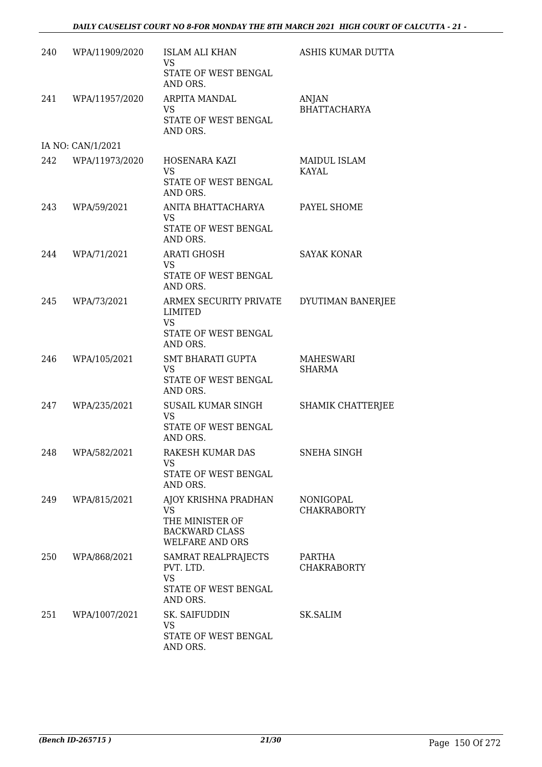| 240 | WPA/11909/2020 | ISLAM ALI KHAN<br>VS<br>STATE OF WEST BENGAL AND ORS. | ASHIS KUMAR DUTTA |
|---|---|---|---|
| 241 | WPA/11957/2020 | ARPITA MANDAL<br>VS<br>STATE OF WEST BENGAL AND ORS. | ANJAN BHATTACHARYA |
| | IA NO: CAN/1/2021 | | |
| 242 | WPA/11973/2020 | HOSENARA KAZI<br>VS<br>STATE OF WEST BENGAL AND ORS. | MAIDUL ISLAM KAYAL |
| 243 | WPA/59/2021 | ANITA BHATTACHARYA<br>VS<br>STATE OF WEST BENGAL AND ORS. | PAYEL SHOME |
| 244 | WPA/71/2021 | ARATI GHOSH<br>VS<br>STATE OF WEST BENGAL AND ORS. | SAYAK KONAR |
| 245 | WPA/73/2021 | ARMEX SECURITY PRIVATE LIMITED<br>VS<br>STATE OF WEST BENGAL AND ORS. | DYUTIMAN BANERJEE |
| 246 | WPA/105/2021 | SMT BHARATI GUPTA<br>VS<br>STATE OF WEST BENGAL AND ORS. | MAHESWARI SHARMA |
| 247 | WPA/235/2021 | SUSAIL KUMAR SINGH<br>VS<br>STATE OF WEST BENGAL AND ORS. | SHAMIK CHATTERJEE |
| 248 | WPA/582/2021 | RAKESH KUMAR DAS<br>VS<br>STATE OF WEST BENGAL AND ORS. | SNEHA SINGH |
| 249 | WPA/815/2021 | AJOY KRISHNA PRADHAN<br>VS<br>THE MINISTER OF BACKWARD CLASS WELFARE AND ORS | NONIGOPAL CHAKRABORTY |
| 250 | WPA/868/2021 | SAMRAT REALPRAJECTS PVT. LTD.<br>VS<br>STATE OF WEST BENGAL AND ORS. | PARTHA CHAKRABORTY |
| 251 | WPA/1007/2021 | SK. SAIFUDDIN<br>VS<br>STATE OF WEST BENGAL AND ORS. | SK.SALIM |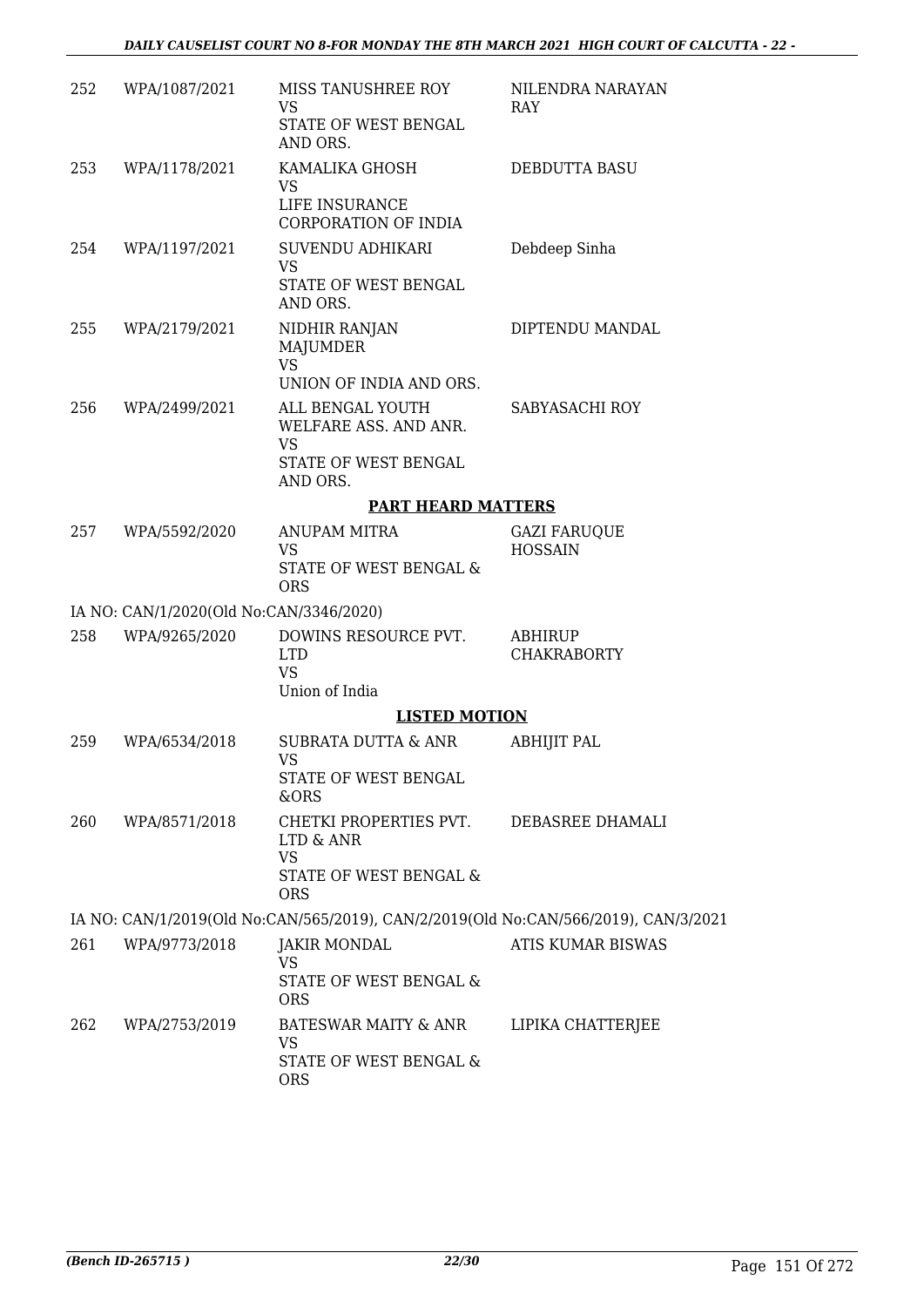| | | | |
|---|---|---|---|
| 252 | WPA/1087/2021 | MISS TANUSHREE ROY<br>VS<br>STATE OF WEST BENGAL AND ORS. | NILENDRA NARAYAN RAY |
| 253 | WPA/1178/2021 | KAMALIKA GHOSH<br>VS<br>LIFE INSURANCE CORPORATION OF INDIA | DEBDUTTA BASU |
| 254 | WPA/1197/2021 | SUVENDU ADHIKARI<br>VS<br>STATE OF WEST BENGAL AND ORS. | Debdeep Sinha |
| 255 | WPA/2179/2021 | NIDHIR RANJAN MAJUMDER<br>VS<br>UNION OF INDIA AND ORS. | DIPTENDU MANDAL |
| 256 | WPA/2499/2021 | ALL BENGAL YOUTH WELFARE ASS. AND ANR.<br>VS<br>STATE OF WEST BENGAL AND ORS. | SABYASACHI ROY |

**PART HEARD MATTERS**

| | | | |
|---|---|---|---|
| 257 | WPA/5592/2020 | ANUPAM MITRA<br>VS<br>STATE OF WEST BENGAL & ORS | GAZI FARUQUE HOSSAIN |

IA NO: CAN/1/2020(Old No:CAN/3346/2020)

| | | | |
|---|---|---|---|
| 258 | WPA/9265/2020 | DOWINS RESOURCE PVT. LTD<br>VS<br>Union of India | ABHIRUP CHAKRABORTY |

**LISTED MOTION**

| | | | |
|---|---|---|---|
| 259 | WPA/6534/2018 | SUBRATA DUTTA & ANR<br>VS<br>STATE OF WEST BENGAL &ORS | ABHIJIT PAL |
| 260 | WPA/8571/2018 | CHETKI PROPERTIES PVT. LTD & ANR<br>VS<br>STATE OF WEST BENGAL & ORS | DEBASREE DHAMALI |

IA NO: CAN/1/2019(Old No:CAN/565/2019), CAN/2/2019(Old No:CAN/566/2019), CAN/3/2021

| | | | |
|---|---|---|---|
| 261 | WPA/9773/2018 | JAKIR MONDAL<br>VS<br>STATE OF WEST BENGAL & ORS | ATIS KUMAR BISWAS |
| 262 | WPA/2753/2019 | BATESWAR MAITY & ANR<br>VS<br>STATE OF WEST BENGAL & ORS | LIPIKA CHATTERJEE |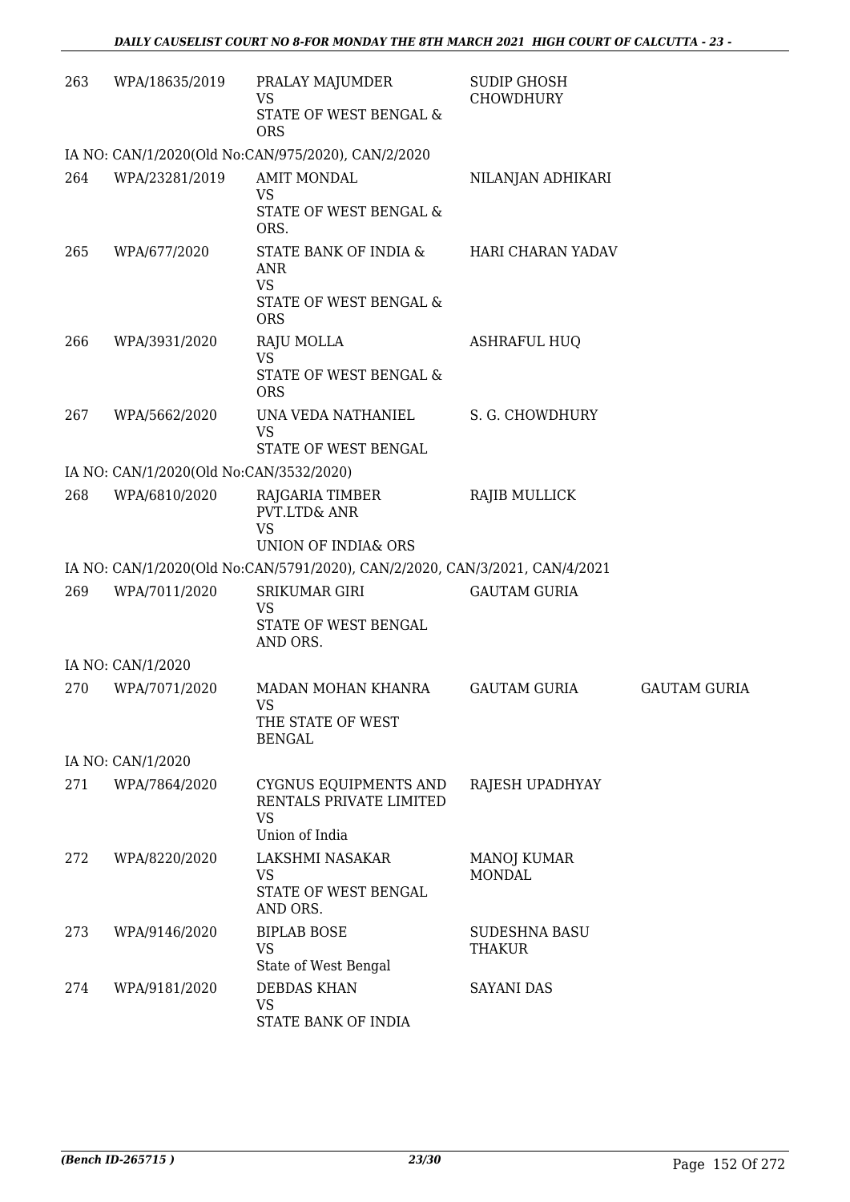| | | | | |
|---|---|---|---|---|
| 263 | WPA/18635/2019 | PRALAY MAJUMDER<br>VS<br>STATE OF WEST BENGAL & ORS | SUDIP GHOSH CHOWDHURY | |
| IA NO: CAN/1/2020(Old No:CAN/975/2020), CAN/2/2020 | | | | |
| 264 | WPA/23281/2019 | AMIT MONDAL<br>VS<br>STATE OF WEST BENGAL & ORS. | NILANJAN ADHIKARI | |
| 265 | WPA/677/2020 | STATE BANK OF INDIA & ANR<br>VS<br>STATE OF WEST BENGAL & ORS | HARI CHARAN YADAV | |
| 266 | WPA/3931/2020 | RAJU MOLLA<br>VS<br>STATE OF WEST BENGAL & ORS | ASHRAFUL HUQ | |
| 267 | WPA/5662/2020 | UNA VEDA NATHANIEL<br>VS<br>STATE OF WEST BENGAL | S. G. CHOWDHURY | |
| IA NO: CAN/1/2020(Old No:CAN/3532/2020) | | | | |
| 268 | WPA/6810/2020 | RAJGARIA TIMBER PVT.LTD& ANR<br>VS<br>UNION OF INDIA& ORS | RAJIB MULLICK | |
| IA NO: CAN/1/2020(Old No:CAN/5791/2020), CAN/2/2020, CAN/3/2021, CAN/4/2021 | | | | |
| 269 | WPA/7011/2020 | SRIKUMAR GIRI<br>VS<br>STATE OF WEST BENGAL AND ORS. | GAUTAM GURIA | |
| IA NO: CAN/1/2020 | | | | |
| 270 | WPA/7071/2020 | MADAN MOHAN KHANRA<br>VS<br>THE STATE OF WEST BENGAL | GAUTAM GURIA | GAUTAM GURIA |
| IA NO: CAN/1/2020 | | | | |
| 271 | WPA/7864/2020 | CYGNUS EQUIPMENTS AND RENTALS PRIVATE LIMITED<br>VS<br>Union of India | RAJESH UPADHYAY | |
| 272 | WPA/8220/2020 | LAKSHMI NASAKAR<br>VS<br>STATE OF WEST BENGAL AND ORS. | MANOJ KUMAR MONDAL | |
| 273 | WPA/9146/2020 | BIPLAB BOSE<br>VS<br>State of West Bengal | SUDESHNA BASU THAKUR | |
| 274 | WPA/9181/2020 | DEBDAS KHAN<br>VS<br>STATE BANK OF INDIA | SAYANI DAS | |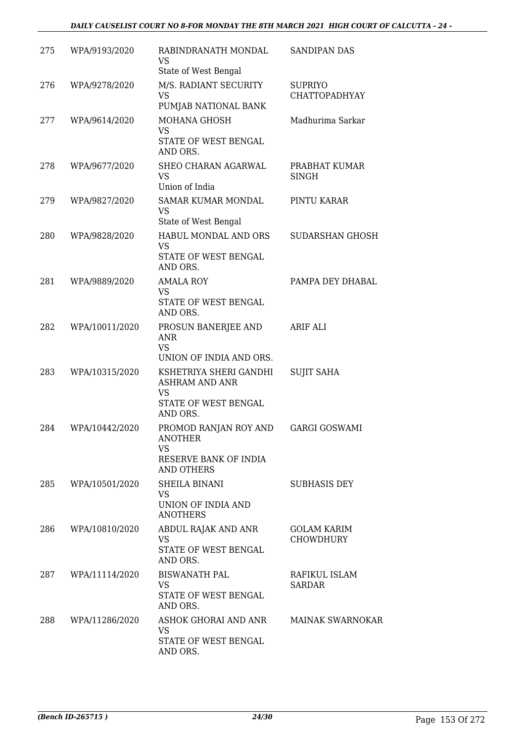| | | | |
|---|---|---|---|
| 275 | WPA/9193/2020 | RABINDRANATH MONDAL<br>VS<br>State of West Bengal | SANDIPAN DAS |
| 276 | WPA/9278/2020 | M/S. RADIANT SECURITY<br>VS<br>PUMJAB NATIONAL BANK | SUPRIYO CHATTOPADHYAY |
| 277 | WPA/9614/2020 | MOHANA GHOSH<br>VS<br>STATE OF WEST BENGAL AND ORS. | Madhurima Sarkar |
| 278 | WPA/9677/2020 | SHEO CHARAN AGARWAL<br>VS<br>Union of India | PRABHAT KUMAR SINGH |
| 279 | WPA/9827/2020 | SAMAR KUMAR MONDAL<br>VS<br>State of West Bengal | PINTU KARAR |
| 280 | WPA/9828/2020 | HABUL MONDAL AND ORS<br>VS<br>STATE OF WEST BENGAL AND ORS. | SUDARSHAN GHOSH |
| 281 | WPA/9889/2020 | AMALA ROY<br>VS<br>STATE OF WEST BENGAL AND ORS. | PAMPA DEY DHABAL |
| 282 | WPA/10011/2020 | PROSUN BANERJEE AND ANR<br>VS<br>UNION OF INDIA AND ORS. | ARIF ALI |
| 283 | WPA/10315/2020 | KSHETRIYA SHERI GANDHI ASHRAM AND ANR<br>VS<br>STATE OF WEST BENGAL AND ORS. | SUJIT SAHA |
| 284 | WPA/10442/2020 | PROMOD RANJAN ROY AND ANOTHER<br>VS<br>RESERVE BANK OF INDIA AND OTHERS | GARGI GOSWAMI |
| 285 | WPA/10501/2020 | SHEILA BINANI<br>VS<br>UNION OF INDIA AND ANOTHERS | SUBHASIS DEY |
| 286 | WPA/10810/2020 | ABDUL RAJAK AND ANR<br>VS<br>STATE OF WEST BENGAL AND ORS. | GOLAM KARIM CHOWDHURY |
| 287 | WPA/11114/2020 | BISWANATH PAL<br>VS<br>STATE OF WEST BENGAL AND ORS. | RAFIKUL ISLAM SARDAR |
| 288 | WPA/11286/2020 | ASHOK GHORAI AND ANR<br>VS<br>STATE OF WEST BENGAL AND ORS. | MAINAK SWARNOKAR |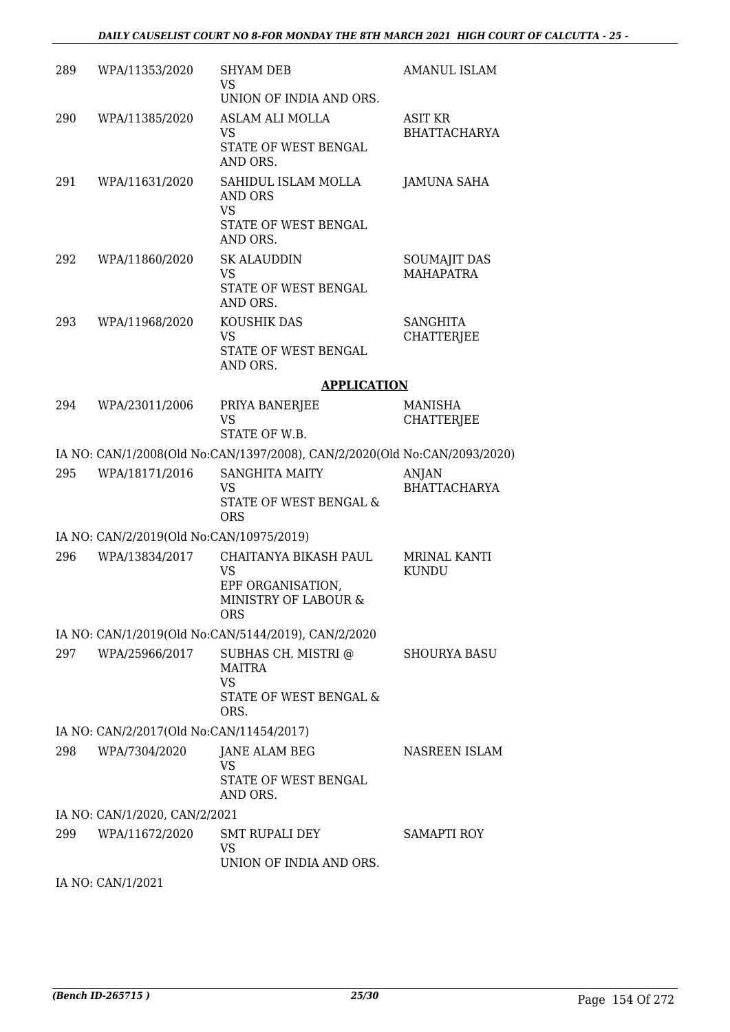| | | | |
|---|---|---|---|
| 289 | WPA/11353/2020 | SHYAM DEB<br>VS<br>UNION OF INDIA AND ORS. | AMANUL ISLAM |
| 290 | WPA/11385/2020 | ASLAM ALI MOLLA<br>VS<br>STATE OF WEST BENGAL AND ORS. | ASIT KR BHATTACHARYA |
| 291 | WPA/11631/2020 | SAHIDUL ISLAM MOLLA AND ORS<br>VS<br>STATE OF WEST BENGAL AND ORS. | JAMUNA SAHA |
| 292 | WPA/11860/2020 | SK ALAUDDIN<br>VS<br>STATE OF WEST BENGAL AND ORS. | SOUMAJIT DAS MAHAPATRA |
| 293 | WPA/11968/2020 | KOUSHIK DAS<br>VS<br>STATE OF WEST BENGAL AND ORS. | SANGHITA CHATTERJEE |

## APPLICATION

| | | | |
|---|---|---|---|
| 294 | WPA/23011/2006 | PRIYA BANERJEE<br>VS<br>STATE OF W.B. | MANISHA CHATTERJEE |

IA NO: CAN/1/2008(Old No:CAN/1397/2008), CAN/2/2020(Old No:CAN/2093/2020)

| | | | |
|---|---|---|---|
| 295 | WPA/18171/2016 | SANGHITA MAITY<br>VS<br>STATE OF WEST BENGAL & ORS | ANJAN BHATTACHARYA |

IA NO: CAN/2/2019(Old No:CAN/10975/2019)

| | | | |
|---|---|---|---|
| 296 | WPA/13834/2017 | CHAITANYA BIKASH PAUL<br>VS<br>EPF ORGANISATION, MINISTRY OF LABOUR & ORS | MRINAL KANTI KUNDU |

IA NO: CAN/1/2019(Old No:CAN/5144/2019), CAN/2/2020

| | | | |
|---|---|---|---|
| 297 | WPA/25966/2017 | SUBHAS CH. MISTRI @ MAITRA<br>VS<br>STATE OF WEST BENGAL & ORS. | SHOURYA BASU |

IA NO: CAN/2/2017(Old No:CAN/11454/2017)

| | | | |
|---|---|---|---|
| 298 | WPA/7304/2020 | JANE ALAM BEG<br>VS<br>STATE OF WEST BENGAL AND ORS. | NASREEN ISLAM |

IA NO: CAN/1/2020, CAN/2/2021

| | | | |
|---|---|---|---|
| 299 | WPA/11672/2020 | SMT RUPALI DEY<br>VS<br>UNION OF INDIA AND ORS. | SAMAPTI ROY |

IA NO: CAN/1/2021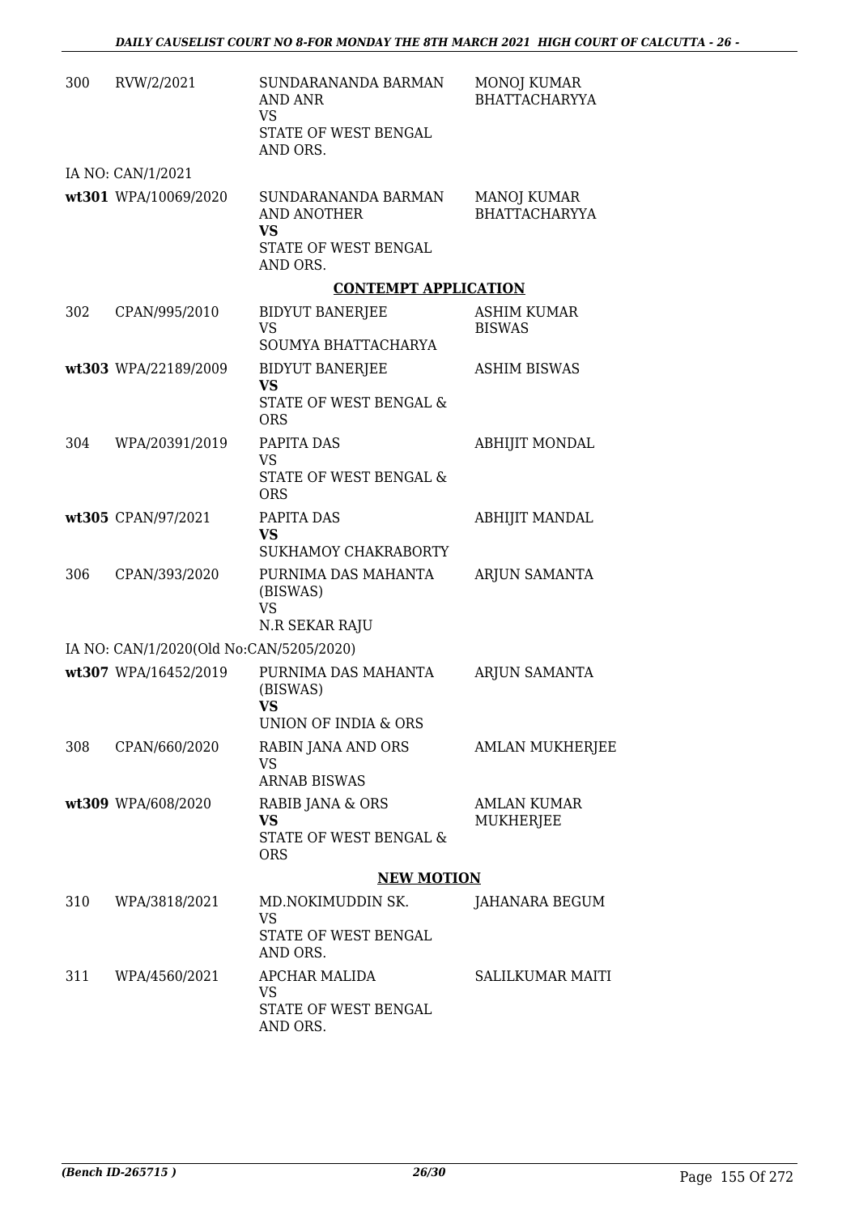| | | | |
|---|---|---|---|
| 300 | RVW/2/2021 | SUNDARANANDA BARMAN AND ANR<br>VS<br>STATE OF WEST BENGAL AND ORS. | MONOJ KUMAR BHATTACHARYYA |
| IA NO: CAN/1/2021 | | | |
| **wt301** | WPA/10069/2020 | SUNDARANANDA BARMAN AND ANOTHER<br>**VS**<br>STATE OF WEST BENGAL AND ORS. | MANOJ KUMAR BHATTACHARYYA |

**CONTEMPT APPLICATION**

| | | | |
|---|---|---|---|
| 302 | CPAN/995/2010 | BIDYUT BANERJEE<br>VS<br>SOUMYA BHATTACHARYA | ASHIM KUMAR BISWAS |
| **wt303** | WPA/22189/2009 | BIDYUT BANERJEE<br>**VS**<br>STATE OF WEST BENGAL & ORS | ASHIM BISWAS |
| 304 | WPA/20391/2019 | PAPITA DAS<br>VS<br>STATE OF WEST BENGAL & ORS | ABHIJIT MONDAL |
| **wt305** | CPAN/97/2021 | PAPITA DAS<br>**VS**<br>SUKHAMOY CHAKRABORTY | ABHIJIT MANDAL |
| 306 | CPAN/393/2020 | PURNIMA DAS MAHANTA (BISWAS)<br>VS<br>N.R SEKAR RAJU | ARJUN SAMANTA |
| IA NO: CAN/1/2020(Old No:CAN/5205/2020) | | | |
| **wt307** | WPA/16452/2019 | PURNIMA DAS MAHANTA (BISWAS)<br>**VS**<br>UNION OF INDIA & ORS | ARJUN SAMANTA |
| 308 | CPAN/660/2020 | RABIN JANA AND ORS<br>VS<br>ARNAB BISWAS | AMLAN MUKHERJEE |
| **wt309** | WPA/608/2020 | RABIB JANA & ORS<br>**VS**<br>STATE OF WEST BENGAL & ORS | AMLAN KUMAR MUKHERJEE |

**NEW MOTION**

| | | | |
|---|---|---|---|
| 310 | WPA/3818/2021 | MD.NOKIMUDDIN SK.<br>VS<br>STATE OF WEST BENGAL AND ORS. | JAHANARA BEGUM |
| 311 | WPA/4560/2021 | APCHAR MALIDA<br>VS<br>STATE OF WEST BENGAL AND ORS. | SALILKUMAR MAITI |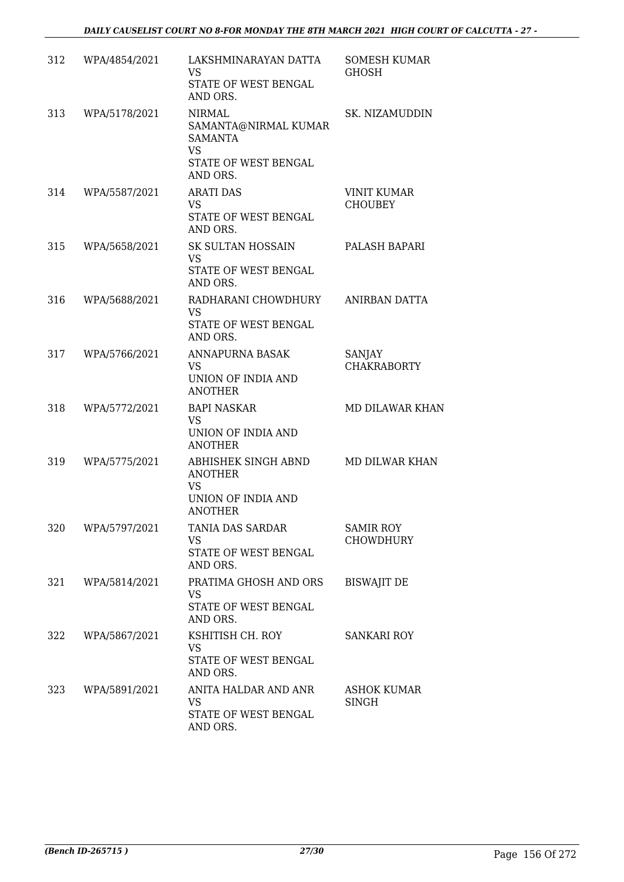| | | | |
|---|---|---|---|
| 312 | WPA/4854/2021 | LAKSHMINARAYAN DATTA<br>VS<br>STATE OF WEST BENGAL AND ORS. | SOMESH KUMAR GHOSH |
| 313 | WPA/5178/2021 | NIRMAL SAMANTA@NIRMAL KUMAR SAMANTA<br>VS<br>STATE OF WEST BENGAL AND ORS. | SK. NIZAMUDDIN |
| 314 | WPA/5587/2021 | ARATI DAS<br>VS<br>STATE OF WEST BENGAL AND ORS. | VINIT KUMAR CHOUBEY |
| 315 | WPA/5658/2021 | SK SULTAN HOSSAIN<br>VS<br>STATE OF WEST BENGAL AND ORS. | PALASH BAPARI |
| 316 | WPA/5688/2021 | RADHARANI CHOWDHURY<br>VS<br>STATE OF WEST BENGAL AND ORS. | ANIRBAN DATTA |
| 317 | WPA/5766/2021 | ANNAPURNA BASAK<br>VS<br>UNION OF INDIA AND ANOTHER | SANJAY CHAKRABORTY |
| 318 | WPA/5772/2021 | BAPI NASKAR<br>VS<br>UNION OF INDIA AND ANOTHER | MD DILAWAR KHAN |
| 319 | WPA/5775/2021 | ABHISHEK SINGH ABND ANOTHER<br>VS<br>UNION OF INDIA AND ANOTHER | MD DILWAR KHAN |
| 320 | WPA/5797/2021 | TANIA DAS SARDAR<br>VS<br>STATE OF WEST BENGAL AND ORS. | SAMIR ROY CHOWDHURY |
| 321 | WPA/5814/2021 | PRATIMA GHOSH AND ORS<br>VS<br>STATE OF WEST BENGAL AND ORS. | BISWAJIT DE |
| 322 | WPA/5867/2021 | KSHITISH CH. ROY<br>VS<br>STATE OF WEST BENGAL AND ORS. | SANKARI ROY |
| 323 | WPA/5891/2021 | ANITA HALDAR AND ANR<br>VS<br>STATE OF WEST BENGAL AND ORS. | ASHOK KUMAR SINGH |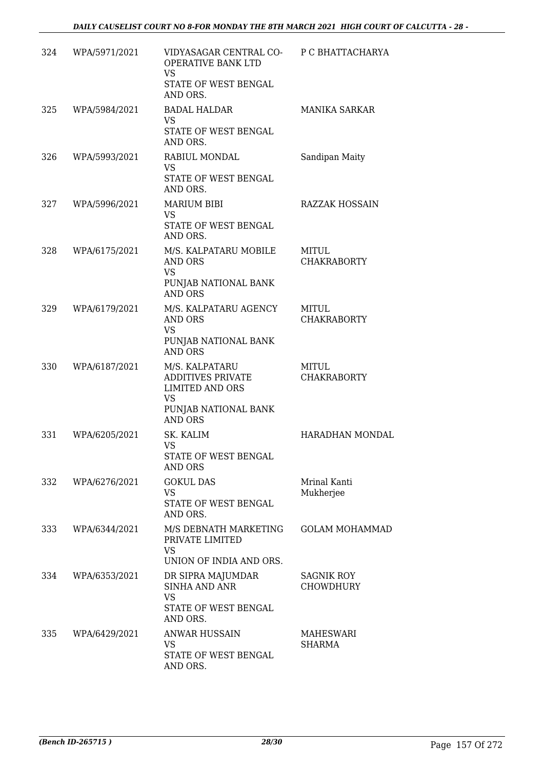| 324 | WPA/5971/2021 | VIDYASAGAR CENTRAL CO-OPERATIVE BANK LTD<br>VS<br>STATE OF WEST BENGAL AND ORS. | P C BHATTACHARYA |
|---|---|---|---|
| 325 | WPA/5984/2021 | BADAL HALDAR<br>VS<br>STATE OF WEST BENGAL AND ORS. | MANIKA SARKAR |
| 326 | WPA/5993/2021 | RABIUL MONDAL<br>VS<br>STATE OF WEST BENGAL AND ORS. | Sandipan Maity |
| 327 | WPA/5996/2021 | MARIUM BIBI<br>VS<br>STATE OF WEST BENGAL AND ORS. | RAZZAK HOSSAIN |
| 328 | WPA/6175/2021 | M/S. KALPATARU MOBILE AND ORS<br>VS<br>PUNJAB NATIONAL BANK AND ORS | MITUL CHAKRABORTY |
| 329 | WPA/6179/2021 | M/S. KALPATARU AGENCY AND ORS<br>VS<br>PUNJAB NATIONAL BANK AND ORS | MITUL CHAKRABORTY |
| 330 | WPA/6187/2021 | M/S. KALPATARU ADDITIVES PRIVATE LIMITED AND ORS<br>VS<br>PUNJAB NATIONAL BANK AND ORS | MITUL CHAKRABORTY |
| 331 | WPA/6205/2021 | SK. KALIM<br>VS<br>STATE OF WEST BENGAL AND ORS | HARADHAN MONDAL |
| 332 | WPA/6276/2021 | GOKUL DAS<br>VS<br>STATE OF WEST BENGAL AND ORS. | Mrinal Kanti Mukherjee |
| 333 | WPA/6344/2021 | M/S DEBNATH MARKETING PRIVATE LIMITED<br>VS<br>UNION OF INDIA AND ORS. | GOLAM MOHAMMAD |
| 334 | WPA/6353/2021 | DR SIPRA MAJUMDAR SINHA AND ANR<br>VS<br>STATE OF WEST BENGAL AND ORS. | SAGNIK ROY CHOWDHURY |
| 335 | WPA/6429/2021 | ANWAR HUSSAIN<br>VS<br>STATE OF WEST BENGAL AND ORS. | MAHESWARI SHARMA |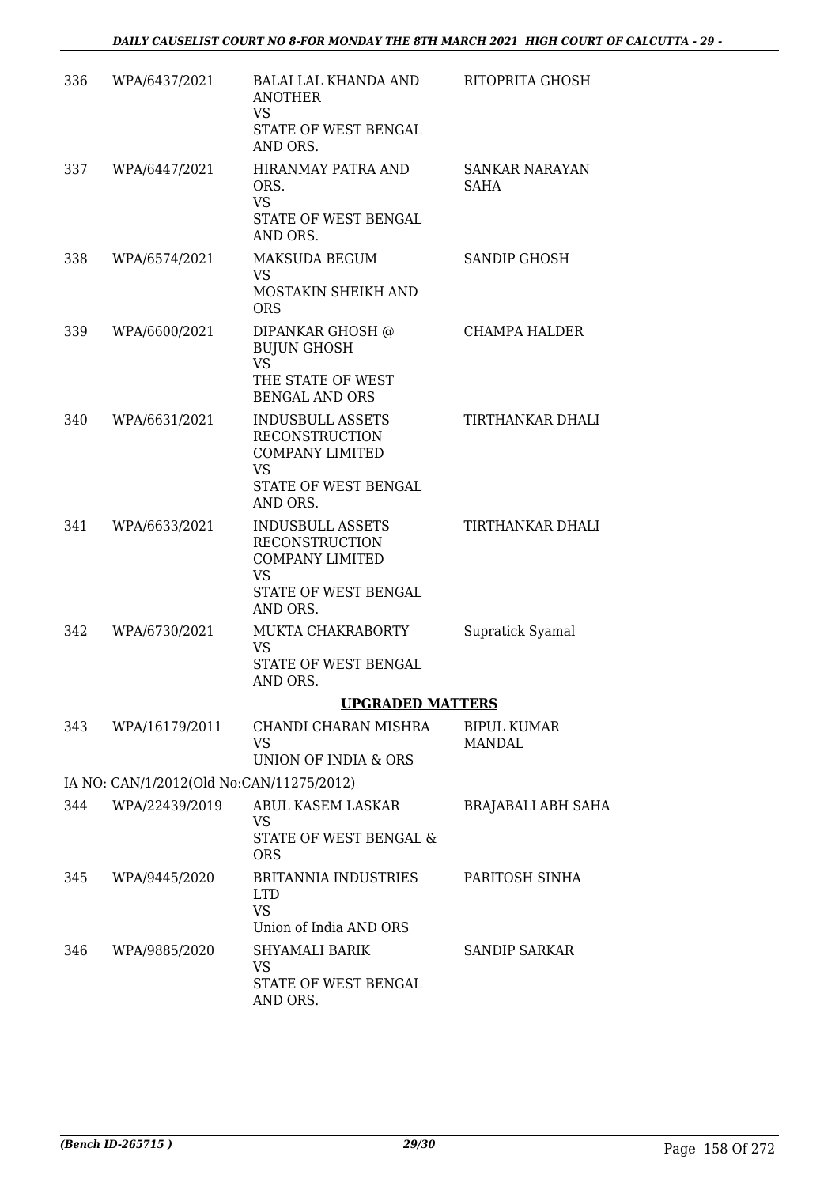| | | | |
|---|---|---|---|
| 336 | WPA/6437/2021 | BALAI LAL KHANDA AND ANOTHER<br>VS<br>STATE OF WEST BENGAL AND ORS. | RITOPRITA GHOSH |
| 337 | WPA/6447/2021 | HIRANMAY PATRA AND ORS.<br>VS<br>STATE OF WEST BENGAL AND ORS. | SANKAR NARAYAN SAHA |
| 338 | WPA/6574/2021 | MAKSUDA BEGUM<br>VS<br>MOSTAKIN SHEIKH AND ORS | SANDIP GHOSH |
| 339 | WPA/6600/2021 | DIPANKAR GHOSH @ BUJUN GHOSH<br>VS<br>THE STATE OF WEST BENGAL AND ORS | CHAMPA HALDER |
| 340 | WPA/6631/2021 | INDUSBULL ASSETS RECONSTRUCTION COMPANY LIMITED<br>VS<br>STATE OF WEST BENGAL AND ORS. | TIRTHANKAR DHALI |
| 341 | WPA/6633/2021 | INDUSBULL ASSETS RECONSTRUCTION COMPANY LIMITED<br>VS<br>STATE OF WEST BENGAL AND ORS. | TIRTHANKAR DHALI |
| 342 | WPA/6730/2021 | MUKTA CHAKRABORTY<br>VS<br>STATE OF WEST BENGAL AND ORS. | Supratick Syamal |

## UPGRADED MATTERS

| | | | |
|---|---|---|---|
| 343 | WPA/16179/2011 | CHANDI CHARAN MISHRA<br>VS<br>UNION OF INDIA & ORS | BIPUL KUMAR MANDAL |
| | IA NO: CAN/1/2012(Old No:CAN/11275/2012) | | |
| 344 | WPA/22439/2019 | ABUL KASEM LASKAR<br>VS<br>STATE OF WEST BENGAL & ORS | BRAJABALLABH SAHA |
| 345 | WPA/9445/2020 | BRITANNIA INDUSTRIES LTD<br>VS<br>Union of India AND ORS | PARITOSH SINHA |
| 346 | WPA/9885/2020 | SHYAMALI BARIK<br>VS<br>STATE OF WEST BENGAL AND ORS. | SANDIP SARKAR |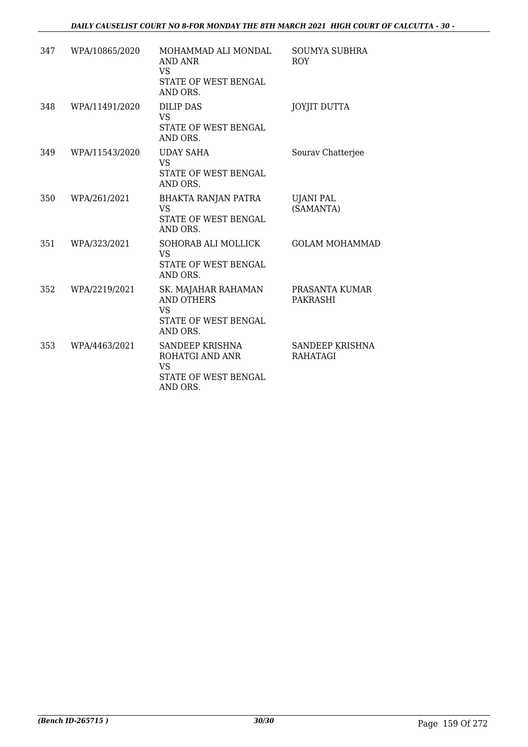| 347 | WPA/10865/2020 | MOHAMMAD ALI MONDAL AND ANR<br>VS<br>STATE OF WEST BENGAL AND ORS. | SOUMYA SUBHRA ROY |
|---|---|---|---|
| 348 | WPA/11491/2020 | DILIP DAS<br>VS<br>STATE OF WEST BENGAL AND ORS. | JOYJIT DUTTA |
| 349 | WPA/11543/2020 | UDAY SAHA<br>VS<br>STATE OF WEST BENGAL AND ORS. | Sourav Chatterjee |
| 350 | WPA/261/2021 | BHAKTA RANJAN PATRA<br>VS<br>STATE OF WEST BENGAL AND ORS. | UJANI PAL (SAMANTA) |
| 351 | WPA/323/2021 | SOHORAB ALI MOLLICK<br>VS<br>STATE OF WEST BENGAL AND ORS. | GOLAM MOHAMMAD |
| 352 | WPA/2219/2021 | SK. MAJAHAR RAHAMAN AND OTHERS<br>VS<br>STATE OF WEST BENGAL AND ORS. | PRASANTA KUMAR PAKRASHI |
| 353 | WPA/4463/2021 | SANDEEP KRISHNA ROHATGI AND ANR<br>VS<br>STATE OF WEST BENGAL AND ORS. | SANDEEP KRISHNA RAHATAGI |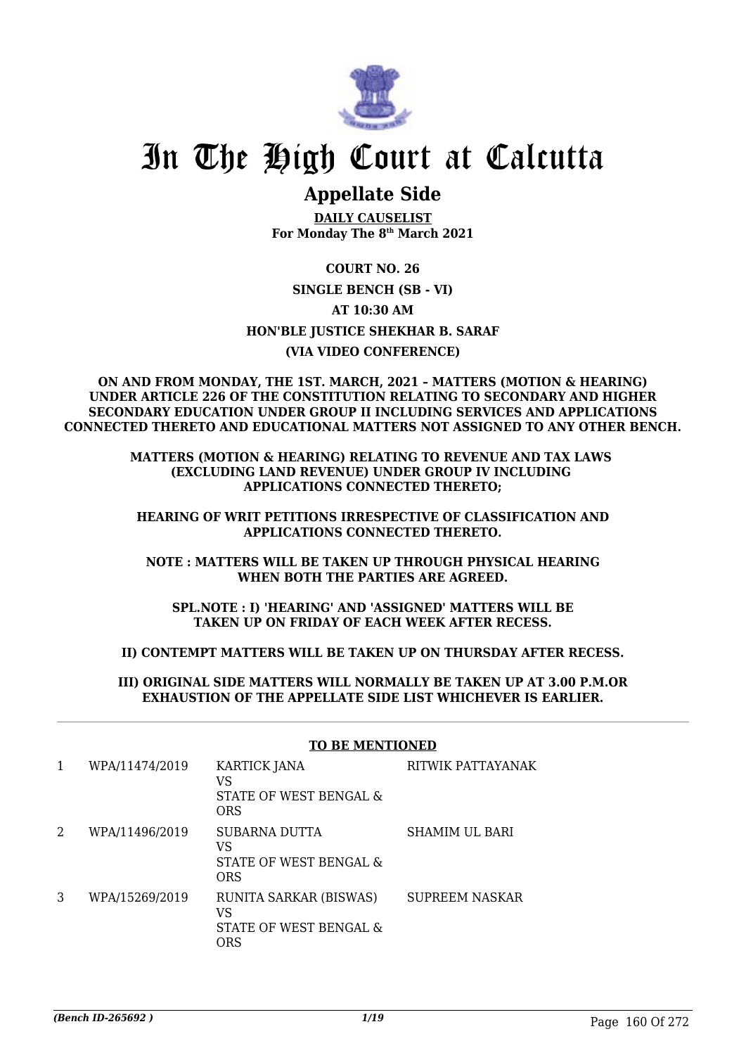# In The High Court at Calcutta

## Appellate Side

**DAILY CAUSELIST**
**For Monday The 8th March 2021**

**COURT NO. 26**

**SINGLE BENCH (SB - VI)**

**AT 10:30 AM**

**HON'BLE JUSTICE SHEKHAR B. SARAF**

**(VIA VIDEO CONFERENCE)**

**ON AND FROM MONDAY, THE 1ST. MARCH, 2021 – MATTERS (MOTION & HEARING) UNDER ARTICLE 226 OF THE CONSTITUTION RELATING TO SECONDARY AND HIGHER SECONDARY EDUCATION UNDER GROUP II INCLUDING SERVICES AND APPLICATIONS CONNECTED THERETO AND EDUCATIONAL MATTERS NOT ASSIGNED TO ANY OTHER BENCH.**

**MATTERS (MOTION & HEARING) RELATING TO REVENUE AND TAX LAWS (EXCLUDING LAND REVENUE) UNDER GROUP IV INCLUDING APPLICATIONS CONNECTED THERETO;**

**HEARING OF WRIT PETITIONS IRRESPECTIVE OF CLASSIFICATION AND APPLICATIONS CONNECTED THERETO.**

**NOTE : MATTERS WILL BE TAKEN UP THROUGH PHYSICAL HEARING WHEN BOTH THE PARTIES ARE AGREED.**

**SPL.NOTE : I) 'HEARING' AND 'ASSIGNED' MATTERS WILL BE TAKEN UP ON FRIDAY OF EACH WEEK AFTER RECESS.**

**II) CONTEMPT MATTERS WILL BE TAKEN UP ON THURSDAY AFTER RECESS.**

**III) ORIGINAL SIDE MATTERS WILL NORMALLY BE TAKEN UP AT 3.00 P.M.OR EXHAUSTION OF THE APPELLATE SIDE LIST WHICHEVER IS EARLIER.**

**TO BE MENTIONED**

| | | | |
|---|---|---|---|
| 1 | WPA/11474/2019 | KARTICK JANA<br>VS<br>STATE OF WEST BENGAL & ORS | RITWIK PATTAYANAK |
| 2 | WPA/11496/2019 | SUBARNA DUTTA<br>VS<br>STATE OF WEST BENGAL & ORS | SHAMIM UL BARI |
| 3 | WPA/15269/2019 | RUNITA SARKAR (BISWAS)<br>VS<br>STATE OF WEST BENGAL & ORS | SUPREEM NASKAR |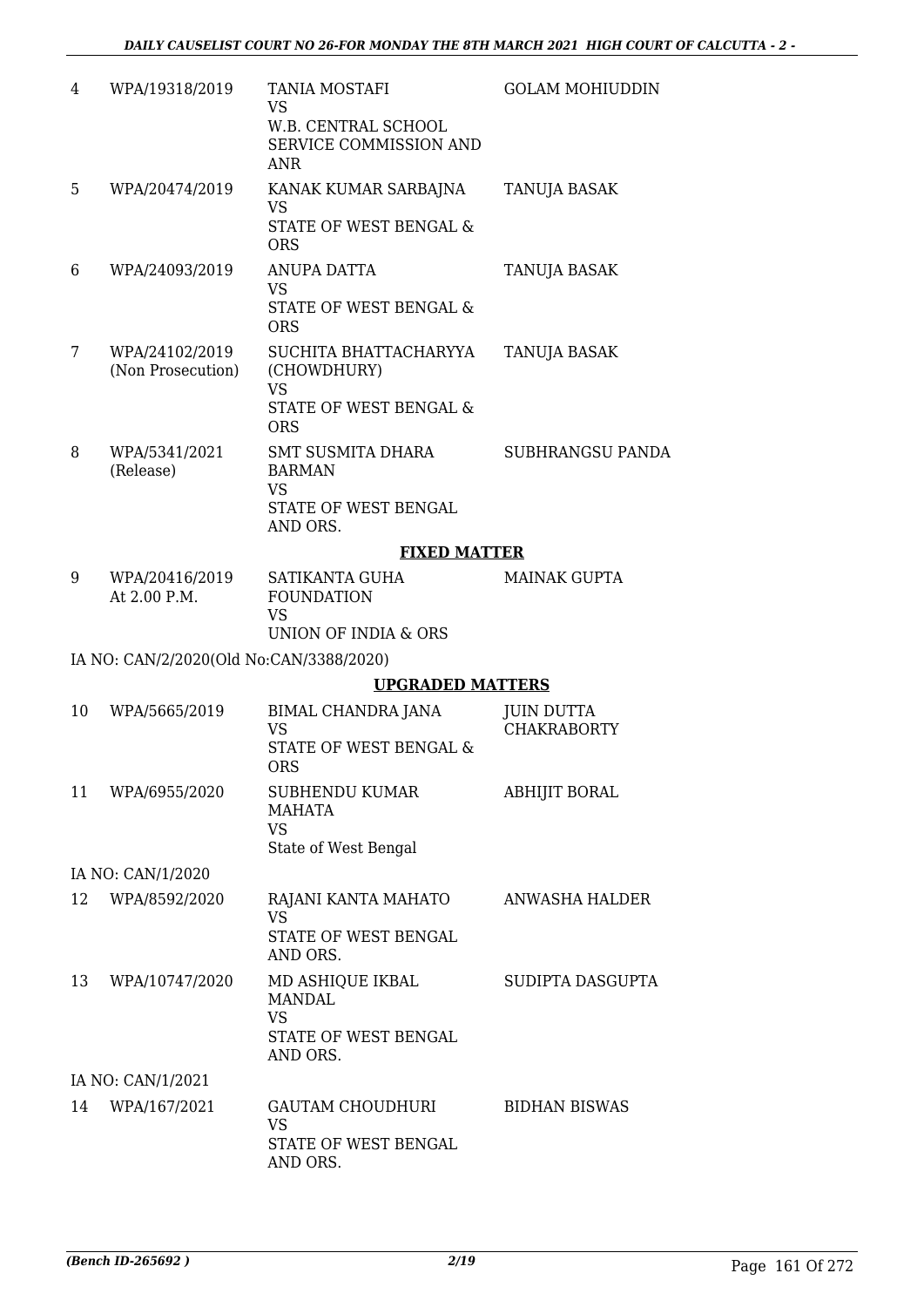| 4 | WPA/19318/2019 | TANIA MOSTAFI<br>VS<br>W.B. CENTRAL SCHOOL SERVICE COMMISSION AND ANR | GOLAM MOHIUDDIN |
|---|---|---|---|
| 5 | WPA/20474/2019 | KANAK KUMAR SARBAJNA<br>VS<br>STATE OF WEST BENGAL & ORS | TANUJA BASAK |
| 6 | WPA/24093/2019 | ANUPA DATTA<br>VS<br>STATE OF WEST BENGAL & ORS | TANUJA BASAK |
| 7 | WPA/24102/2019<br>(Non Prosecution) | SUCHITA BHATTACHARYYA (CHOWDHURY)<br>VS<br>STATE OF WEST BENGAL & ORS | TANUJA BASAK |
| 8 | WPA/5341/2021<br>(Release) | SMT SUSMITA DHARA BARMAN<br>VS<br>STATE OF WEST BENGAL AND ORS. | SUBHRANGSU PANDA |

**FIXED MATTER**

| 9 | WPA/20416/2019<br>At 2.00 P.M. | SATIKANTA GUHA FOUNDATION<br>VS<br>UNION OF INDIA & ORS | MAINAK GUPTA |
|---|---|---|---|

IA NO: CAN/2/2020(Old No:CAN/3388/2020)

**UPGRADED MATTERS**

| 10 | WPA/5665/2019 | BIMAL CHANDRA JANA<br>VS<br>STATE OF WEST BENGAL & ORS | JUIN DUTTA CHAKRABORTY |
|---|---|---|---|
| 11 | WPA/6955/2020 | SUBHENDU KUMAR MAHATA<br>VS<br>State of West Bengal | ABHIJIT BORAL |

IA NO: CAN/1/2020

| 12 | WPA/8592/2020 | RAJANI KANTA MAHATO<br>VS<br>STATE OF WEST BENGAL AND ORS. | ANWASHA HALDER |
|---|---|---|---|
| 13 | WPA/10747/2020 | MD ASHIQUE IKBAL MANDAL<br>VS<br>STATE OF WEST BENGAL AND ORS. | SUDIPTA DASGUPTA |

IA NO: CAN/1/2021

| 14 | WPA/167/2021 | GAUTAM CHOUDHURI<br>VS<br>STATE OF WEST BENGAL AND ORS. | BIDHAN BISWAS |
|---|---|---|---|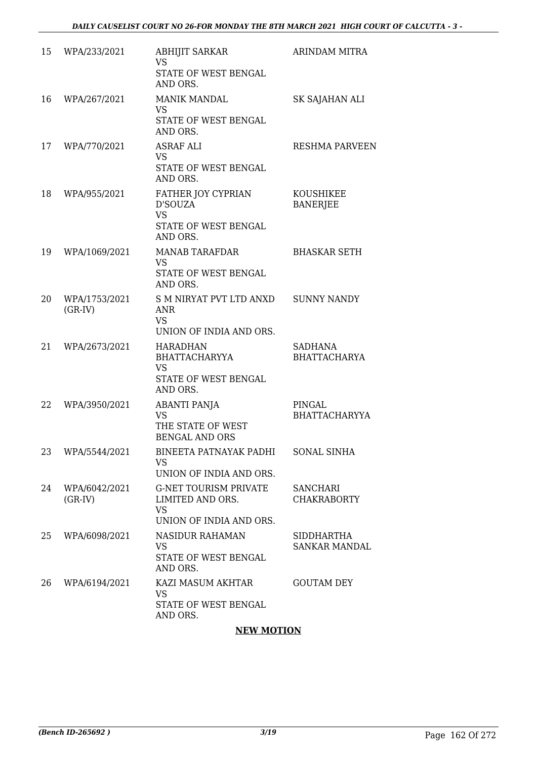| 15 | WPA/233/2021 | ABHIJIT SARKAR<br>VS<br>STATE OF WEST BENGAL AND ORS. | ARINDAM MITRA |
|---|---|---|---|
| 16 | WPA/267/2021 | MANIK MANDAL<br>VS<br>STATE OF WEST BENGAL AND ORS. | SK SAJAHAN ALI |
| 17 | WPA/770/2021 | ASRAF ALI<br>VS<br>STATE OF WEST BENGAL AND ORS. | RESHMA PARVEEN |
| 18 | WPA/955/2021 | FATHER JOY CYPRIAN D'SOUZA<br>VS<br>STATE OF WEST BENGAL AND ORS. | KOUSHIKEE BANERJEE |
| 19 | WPA/1069/2021 | MANAB TARAFDAR<br>VS<br>STATE OF WEST BENGAL AND ORS. | BHASKAR SETH |
| 20 | WPA/1753/2021 (GR-IV) | S M NIRYAT PVT LTD ANXD ANR<br>VS<br>UNION OF INDIA AND ORS. | SUNNY NANDY |
| 21 | WPA/2673/2021 | HARADHAN BHATTACHARYYA<br>VS<br>STATE OF WEST BENGAL AND ORS. | SADHANA BHATTACHARYA |
| 22 | WPA/3950/2021 | ABANTI PANJA<br>VS<br>THE STATE OF WEST BENGAL AND ORS | PINGAL BHATTACHARYYA |
| 23 | WPA/5544/2021 | BINEETA PATNAYAK PADHI<br>VS<br>UNION OF INDIA AND ORS. | SONAL SINHA |
| 24 | WPA/6042/2021 (GR-IV) | G-NET TOURISM PRIVATE LIMITED AND ORS.<br>VS<br>UNION OF INDIA AND ORS. | SANCHARI CHAKRABORTY |
| 25 | WPA/6098/2021 | NASIDUR RAHAMAN<br>VS<br>STATE OF WEST BENGAL AND ORS. | SIDDHARTHA SANKAR MANDAL |
| 26 | WPA/6194/2021 | KAZI MASUM AKHTAR<br>VS<br>STATE OF WEST BENGAL AND ORS. | GOUTAM DEY |

**NEW MOTION**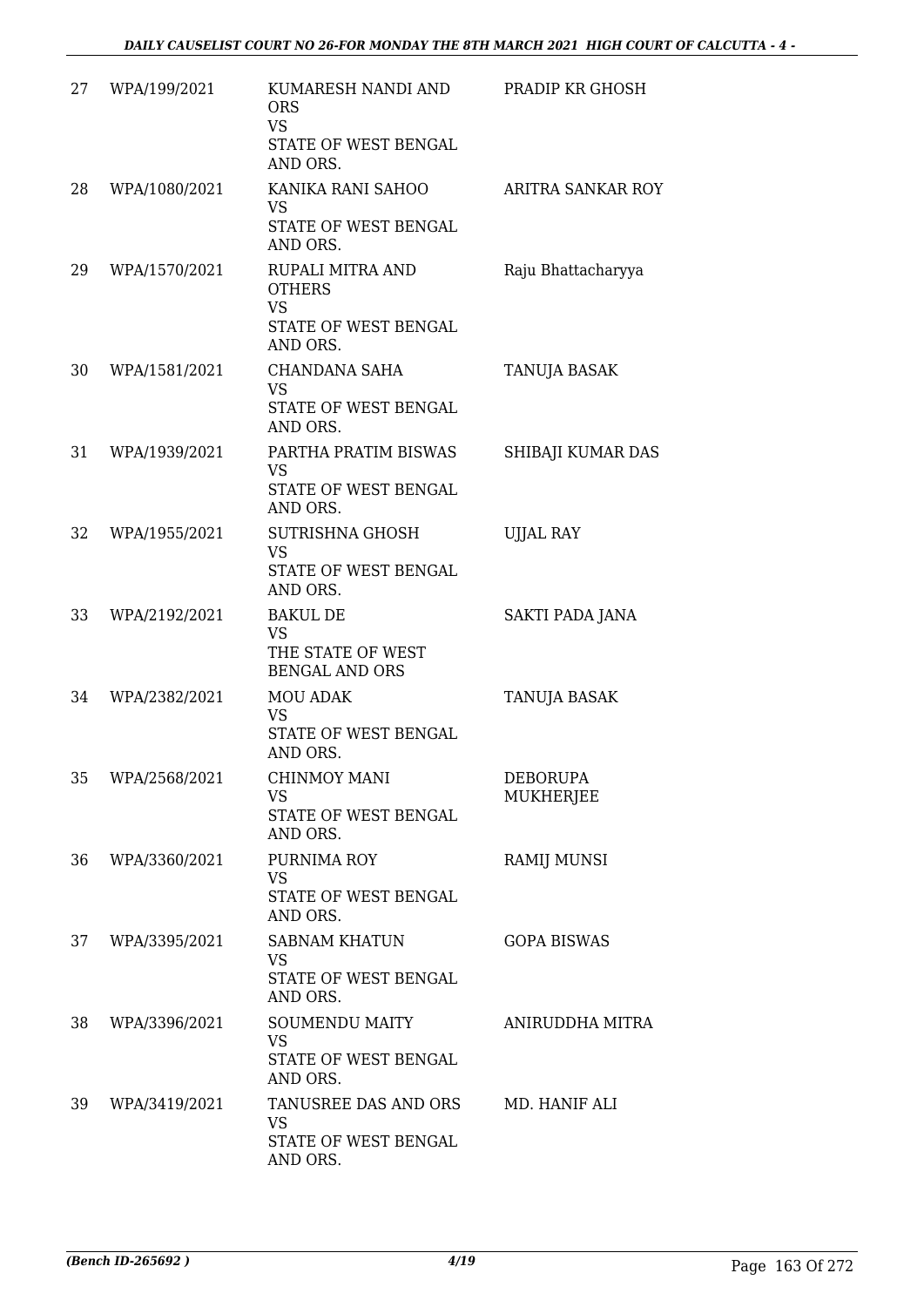| 27 | WPA/199/2021 | KUMARESH NANDI AND ORS<br>VS<br>STATE OF WEST BENGAL AND ORS. | PRADIP KR GHOSH |
|---|---|---|---|
| 28 | WPA/1080/2021 | KANIKA RANI SAHOO<br>VS<br>STATE OF WEST BENGAL AND ORS. | ARITRA SANKAR ROY |
| 29 | WPA/1570/2021 | RUPALI MITRA AND OTHERS<br>VS<br>STATE OF WEST BENGAL AND ORS. | Raju Bhattacharyya |
| 30 | WPA/1581/2021 | CHANDANA SAHA<br>VS<br>STATE OF WEST BENGAL AND ORS. | TANUJA BASAK |
| 31 | WPA/1939/2021 | PARTHA PRATIM BISWAS<br>VS<br>STATE OF WEST BENGAL AND ORS. | SHIBAJI KUMAR DAS |
| 32 | WPA/1955/2021 | SUTRISHNA GHOSH<br>VS<br>STATE OF WEST BENGAL AND ORS. | UJJAL RAY |
| 33 | WPA/2192/2021 | BAKUL DE<br>VS<br>THE STATE OF WEST BENGAL AND ORS | SAKTI PADA JANA |
| 34 | WPA/2382/2021 | MOU ADAK<br>VS<br>STATE OF WEST BENGAL AND ORS. | TANUJA BASAK |
| 35 | WPA/2568/2021 | CHINMOY MANI<br>VS<br>STATE OF WEST BENGAL AND ORS. | DEBORUPA MUKHERJEE |
| 36 | WPA/3360/2021 | PURNIMA ROY<br>VS<br>STATE OF WEST BENGAL AND ORS. | RAMIJ MUNSI |
| 37 | WPA/3395/2021 | SABNAM KHATUN<br>VS<br>STATE OF WEST BENGAL AND ORS. | GOPA BISWAS |
| 38 | WPA/3396/2021 | SOUMENDU MAITY<br>VS<br>STATE OF WEST BENGAL AND ORS. | ANIRUDDHA MITRA |
| 39 | WPA/3419/2021 | TANUSREE DAS AND ORS<br>VS<br>STATE OF WEST BENGAL AND ORS. | MD. HANIF ALI |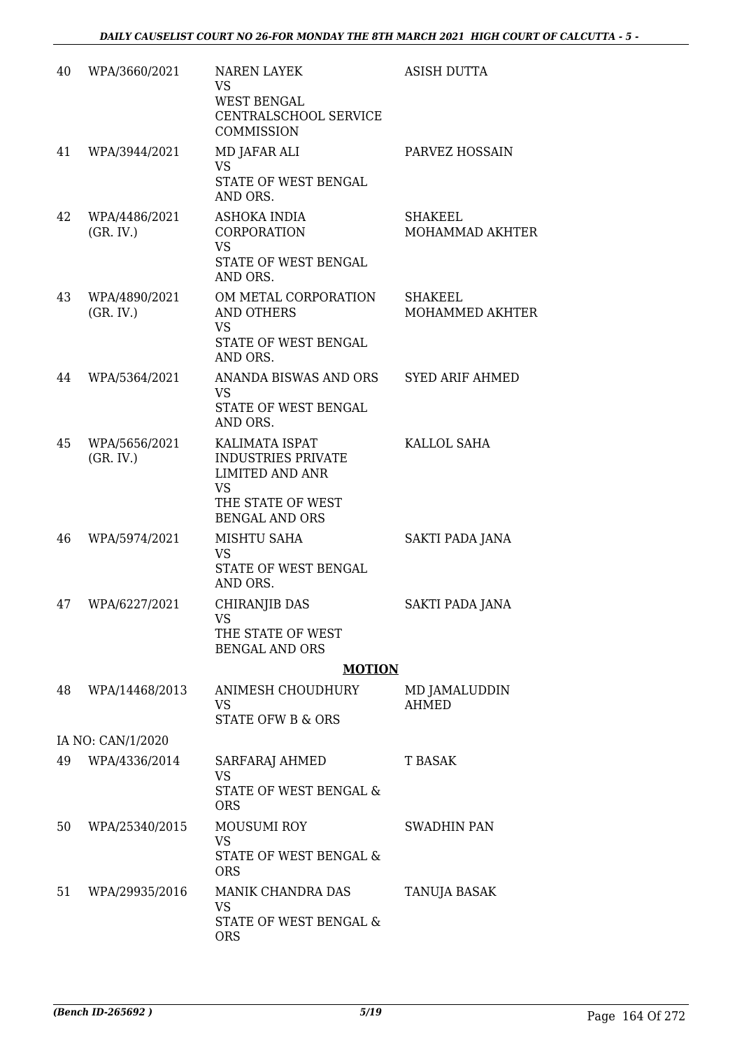| | | | |
|---|---|---|---|
| 40 | WPA/3660/2021 | NAREN LAYEK<br>VS<br>WEST BENGAL CENTRALSCHOOL SERVICE COMMISSION | ASISH DUTTA |
| 41 | WPA/3944/2021 | MD JAFAR ALI<br>VS<br>STATE OF WEST BENGAL AND ORS. | PARVEZ HOSSAIN |
| 42 | WPA/4486/2021 (GR. IV.) | ASHOKA INDIA CORPORATION<br>VS<br>STATE OF WEST BENGAL AND ORS. | SHAKEEL MOHAMMAD AKHTER |
| 43 | WPA/4890/2021 (GR. IV.) | OM METAL CORPORATION AND OTHERS<br>VS<br>STATE OF WEST BENGAL AND ORS. | SHAKEEL MOHAMMED AKHTER |
| 44 | WPA/5364/2021 | ANANDA BISWAS AND ORS<br>VS<br>STATE OF WEST BENGAL AND ORS. | SYED ARIF AHMED |
| 45 | WPA/5656/2021 (GR. IV.) | KALIMATA ISPAT INDUSTRIES PRIVATE LIMITED AND ANR<br>VS<br>THE STATE OF WEST BENGAL AND ORS | KALLOL SAHA |
| 46 | WPA/5974/2021 | MISHTU SAHA<br>VS<br>STATE OF WEST BENGAL AND ORS. | SAKTI PADA JANA |
| 47 | WPA/6227/2021 | CHIRANJIB DAS<br>VS<br>THE STATE OF WEST BENGAL AND ORS | SAKTI PADA JANA |

**MOTION**

| | | | |
|---|---|---|---|
| 48 | WPA/14468/2013 | ANIMESH CHOUDHURY<br>VS<br>STATE OFW B & ORS | MD JAMALUDDIN AHMED |
| | IA NO: CAN/1/2020 | | |
| 49 | WPA/4336/2014 | SARFARAJ AHMED<br>VS<br>STATE OF WEST BENGAL & ORS | T BASAK |
| 50 | WPA/25340/2015 | MOUSUMI ROY<br>VS<br>STATE OF WEST BENGAL & ORS | SWADHIN PAN |
| 51 | WPA/29935/2016 | MANIK CHANDRA DAS<br>VS<br>STATE OF WEST BENGAL & ORS | TANUJA BASAK |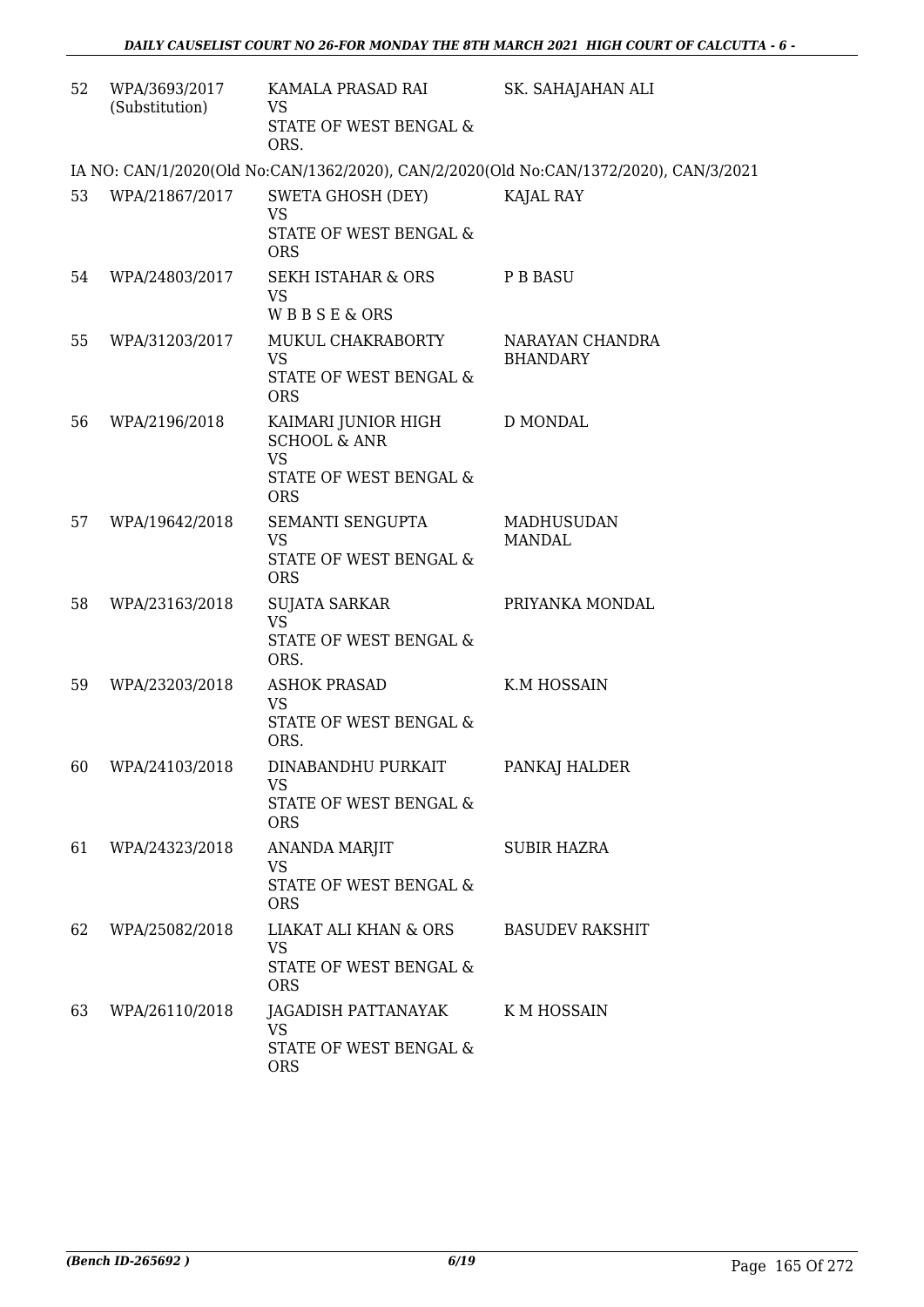| 52 | WPA/3693/2017 (Substitution) | KAMALA PRASAD RAI<br>VS<br>STATE OF WEST BENGAL & ORS. | SK. SAHAJAHAN ALI |
|---|---|---|---|
| | IA NO: CAN/1/2020(Old No:CAN/1362/2020), CAN/2/2020(Old No:CAN/1372/2020), CAN/3/2021 | | |
| 53 | WPA/21867/2017 | SWETA GHOSH (DEY)<br>VS<br>STATE OF WEST BENGAL & ORS | KAJAL RAY |
| 54 | WPA/24803/2017 | SEKH ISTAHAR & ORS<br>VS<br>W B B S E & ORS | P B BASU |
| 55 | WPA/31203/2017 | MUKUL CHAKRABORTY<br>VS<br>STATE OF WEST BENGAL & ORS | NARAYAN CHANDRA BHANDARY |
| 56 | WPA/2196/2018 | KAIMARI JUNIOR HIGH SCHOOL & ANR<br>VS<br>STATE OF WEST BENGAL & ORS | D MONDAL |
| 57 | WPA/19642/2018 | SEMANTI SENGUPTA<br>VS<br>STATE OF WEST BENGAL & ORS | MADHUSUDAN MANDAL |
| 58 | WPA/23163/2018 | SUJATA SARKAR<br>VS<br>STATE OF WEST BENGAL & ORS. | PRIYANKA MONDAL |
| 59 | WPA/23203/2018 | ASHOK PRASAD<br>VS<br>STATE OF WEST BENGAL & ORS. | K.M HOSSAIN |
| 60 | WPA/24103/2018 | DINABANDHU PURKAIT<br>VS<br>STATE OF WEST BENGAL & ORS | PANKAJ HALDER |
| 61 | WPA/24323/2018 | ANANDA MARJIT<br>VS<br>STATE OF WEST BENGAL & ORS | SUBIR HAZRA |
| 62 | WPA/25082/2018 | LIAKAT ALI KHAN & ORS<br>VS<br>STATE OF WEST BENGAL & ORS | BASUDEV RAKSHIT |
| 63 | WPA/26110/2018 | JAGADISH PATTANAYAK<br>VS<br>STATE OF WEST BENGAL & ORS | K M HOSSAIN |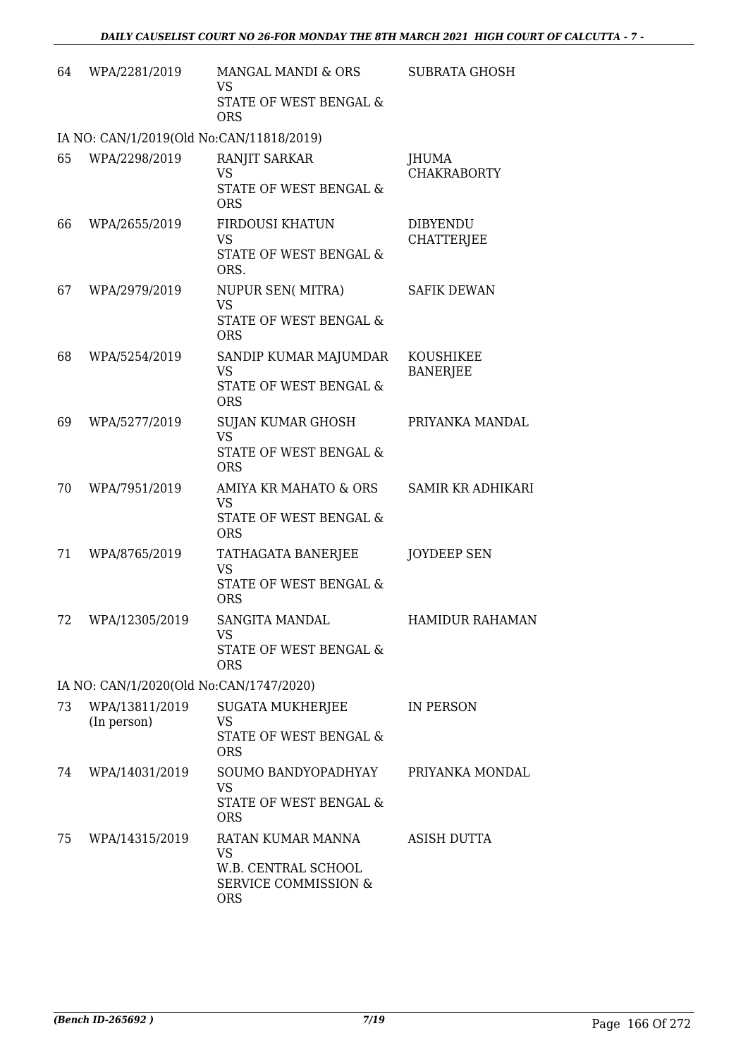| | | | |
|---|---|---|---|
| 64 | WPA/2281/2019 | MANGAL MANDI & ORS<br>VS<br>STATE OF WEST BENGAL & ORS | SUBRATA GHOSH |
| IA NO: CAN/1/2019(Old No:CAN/11818/2019) | | | |
| 65 | WPA/2298/2019 | RANJIT SARKAR<br>VS<br>STATE OF WEST BENGAL & ORS | JHUMA CHAKRABORTY |
| 66 | WPA/2655/2019 | FIRDOUSI KHATUN<br>VS<br>STATE OF WEST BENGAL & ORS. | DIBYENDU CHATTERJEE |
| 67 | WPA/2979/2019 | NUPUR SEN( MITRA)<br>VS<br>STATE OF WEST BENGAL & ORS | SAFIK DEWAN |
| 68 | WPA/5254/2019 | SANDIP KUMAR MAJUMDAR<br>VS<br>STATE OF WEST BENGAL & ORS | KOUSHIKEE BANERJEE |
| 69 | WPA/5277/2019 | SUJAN KUMAR GHOSH<br>VS<br>STATE OF WEST BENGAL & ORS | PRIYANKA MANDAL |
| 70 | WPA/7951/2019 | AMIYA KR MAHATO & ORS<br>VS<br>STATE OF WEST BENGAL & ORS | SAMIR KR ADHIKARI |
| 71 | WPA/8765/2019 | TATHAGATA BANERJEE<br>VS<br>STATE OF WEST BENGAL & ORS | JOYDEEP SEN |
| 72 | WPA/12305/2019 | SANGITA MANDAL<br>VS<br>STATE OF WEST BENGAL & ORS | HAMIDUR RAHAMAN |
| IA NO: CAN/1/2020(Old No:CAN/1747/2020) | | | |
| 73 | WPA/13811/2019<br>(In person) | SUGATA MUKHERJEE<br>VS<br>STATE OF WEST BENGAL & ORS | IN PERSON |
| 74 | WPA/14031/2019 | SOUMO BANDYOPADHYAY<br>VS<br>STATE OF WEST BENGAL & ORS | PRIYANKA MONDAL |
| 75 | WPA/14315/2019 | RATAN KUMAR MANNA<br>VS<br>W.B. CENTRAL SCHOOL SERVICE COMMISSION & ORS | ASISH DUTTA |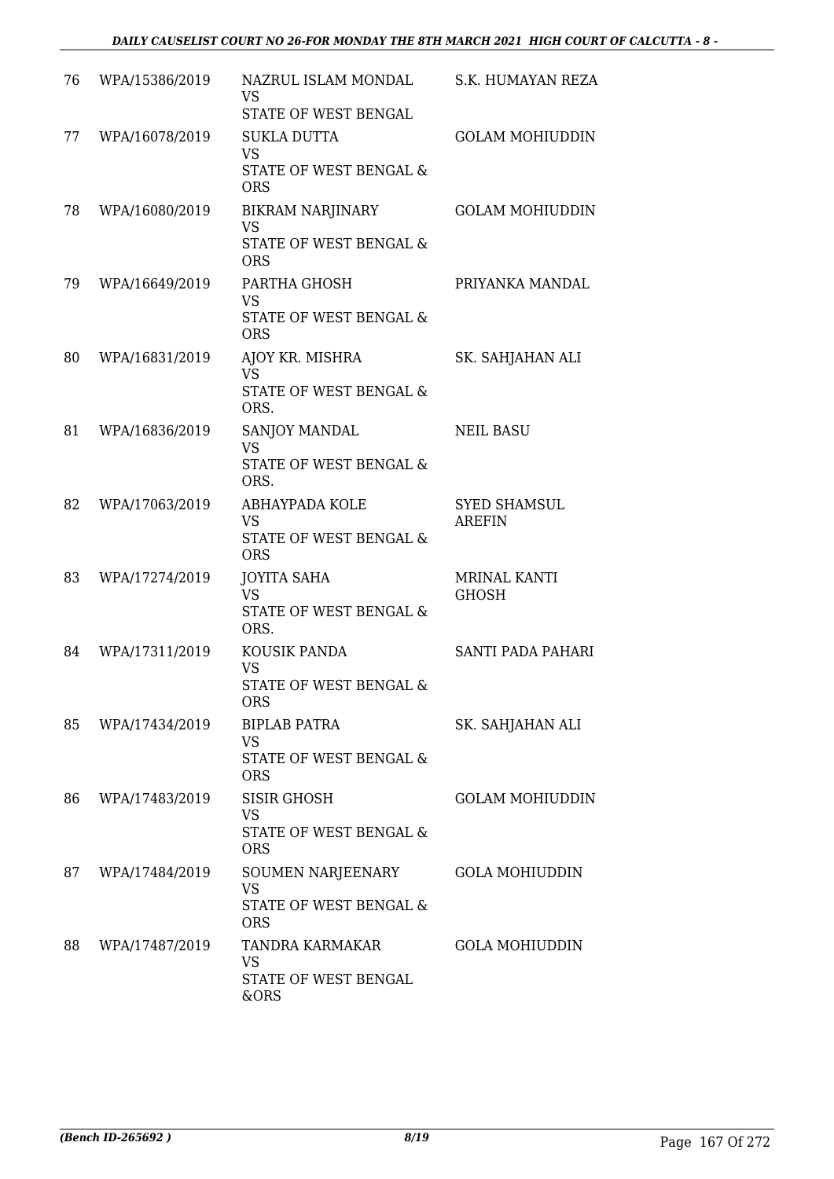| 76 | WPA/15386/2019 | NAZRUL ISLAM MONDAL<br>VS<br>STATE OF WEST BENGAL | S.K. HUMAYAN REZA |
|---|---|---|---|
| 77 | WPA/16078/2019 | SUKLA DUTTA<br>VS<br>STATE OF WEST BENGAL & ORS | GOLAM MOHIUDDIN |
| 78 | WPA/16080/2019 | BIKRAM NARJINARY<br>VS<br>STATE OF WEST BENGAL & ORS | GOLAM MOHIUDDIN |
| 79 | WPA/16649/2019 | PARTHA GHOSH<br>VS<br>STATE OF WEST BENGAL & ORS | PRIYANKA MANDAL |
| 80 | WPA/16831/2019 | AJOY KR. MISHRA<br>VS<br>STATE OF WEST BENGAL & ORS. | SK. SAHJAHAN ALI |
| 81 | WPA/16836/2019 | SANJOY MANDAL<br>VS<br>STATE OF WEST BENGAL & ORS. | NEIL BASU |
| 82 | WPA/17063/2019 | ABHAYPADA KOLE<br>VS<br>STATE OF WEST BENGAL & ORS | SYED SHAMSUL AREFIN |
| 83 | WPA/17274/2019 | JOYITA SAHA<br>VS<br>STATE OF WEST BENGAL & ORS. | MRINAL KANTI GHOSH |
| 84 | WPA/17311/2019 | KOUSIK PANDA<br>VS<br>STATE OF WEST BENGAL & ORS | SANTI PADA PAHARI |
| 85 | WPA/17434/2019 | BIPLAB PATRA<br>VS<br>STATE OF WEST BENGAL & ORS | SK. SAHJAHAN ALI |
| 86 | WPA/17483/2019 | SISIR GHOSH<br>VS<br>STATE OF WEST BENGAL & ORS | GOLAM MOHIUDDIN |
| 87 | WPA/17484/2019 | SOUMEN NARJEENARY<br>VS<br>STATE OF WEST BENGAL & ORS | GOLA MOHIUDDIN |
| 88 | WPA/17487/2019 | TANDRA KARMAKAR<br>VS<br>STATE OF WEST BENGAL &ORS | GOLA MOHIUDDIN |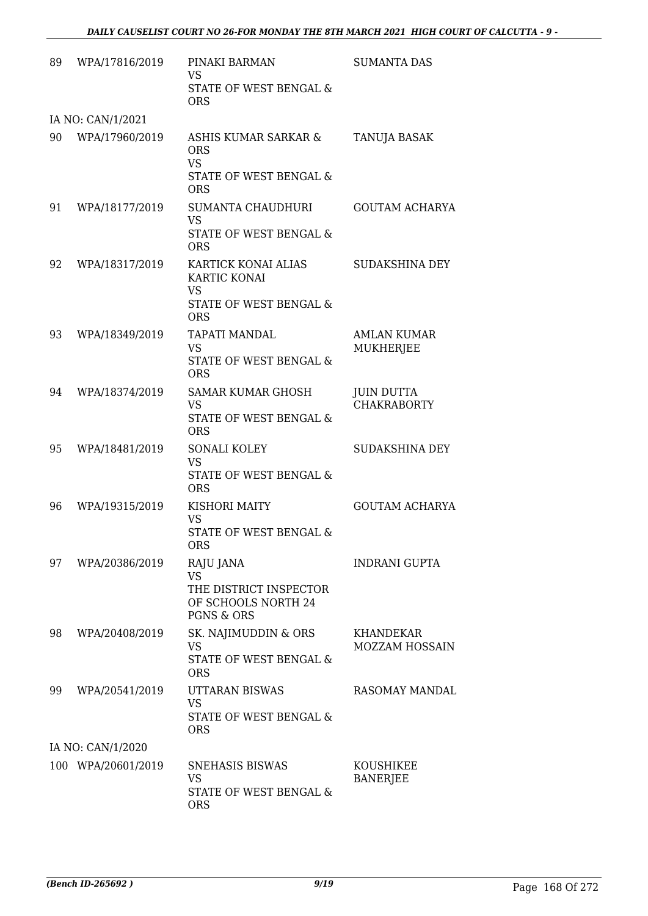| 89 | WPA/17816/2019 | PINAKI BARMAN<br>VS<br>STATE OF WEST BENGAL & ORS | SUMANTA DAS |
|---|---|---|---|
| | IA NO: CAN/1/2021 | | |
| 90 | WPA/17960/2019 | ASHIS KUMAR SARKAR & ORS<br>VS<br>STATE OF WEST BENGAL & ORS | TANUJA BASAK |
| 91 | WPA/18177/2019 | SUMANTA CHAUDHURI<br>VS<br>STATE OF WEST BENGAL & ORS | GOUTAM ACHARYA |
| 92 | WPA/18317/2019 | KARTICK KONAI ALIAS KARTIC KONAI<br>VS<br>STATE OF WEST BENGAL & ORS | SUDAKSHINA DEY |
| 93 | WPA/18349/2019 | TAPATI MANDAL<br>VS<br>STATE OF WEST BENGAL & ORS | AMLAN KUMAR MUKHERJEE |
| 94 | WPA/18374/2019 | SAMAR KUMAR GHOSH<br>VS<br>STATE OF WEST BENGAL & ORS | JUIN DUTTA CHAKRABORTY |
| 95 | WPA/18481/2019 | SONALI KOLEY<br>VS<br>STATE OF WEST BENGAL & ORS | SUDAKSHINA DEY |
| 96 | WPA/19315/2019 | KISHORI MAITY<br>VS<br>STATE OF WEST BENGAL & ORS | GOUTAM ACHARYA |
| 97 | WPA/20386/2019 | RAJU JANA<br>VS<br>THE DISTRICT INSPECTOR OF SCHOOLS NORTH 24 PGNS & ORS | INDRANI GUPTA |
| 98 | WPA/20408/2019 | SK. NAJIMUDDIN & ORS<br>VS<br>STATE OF WEST BENGAL & ORS | KHANDEKAR MOZZAM HOSSAIN |
| 99 | WPA/20541/2019 | UTTARAN BISWAS<br>VS<br>STATE OF WEST BENGAL & ORS | RASOMAY MANDAL |
| | IA NO: CAN/1/2020 | | |
| 100 | WPA/20601/2019 | SNEHASIS BISWAS<br>VS<br>STATE OF WEST BENGAL & ORS | KOUSHIKEE BANERJEE |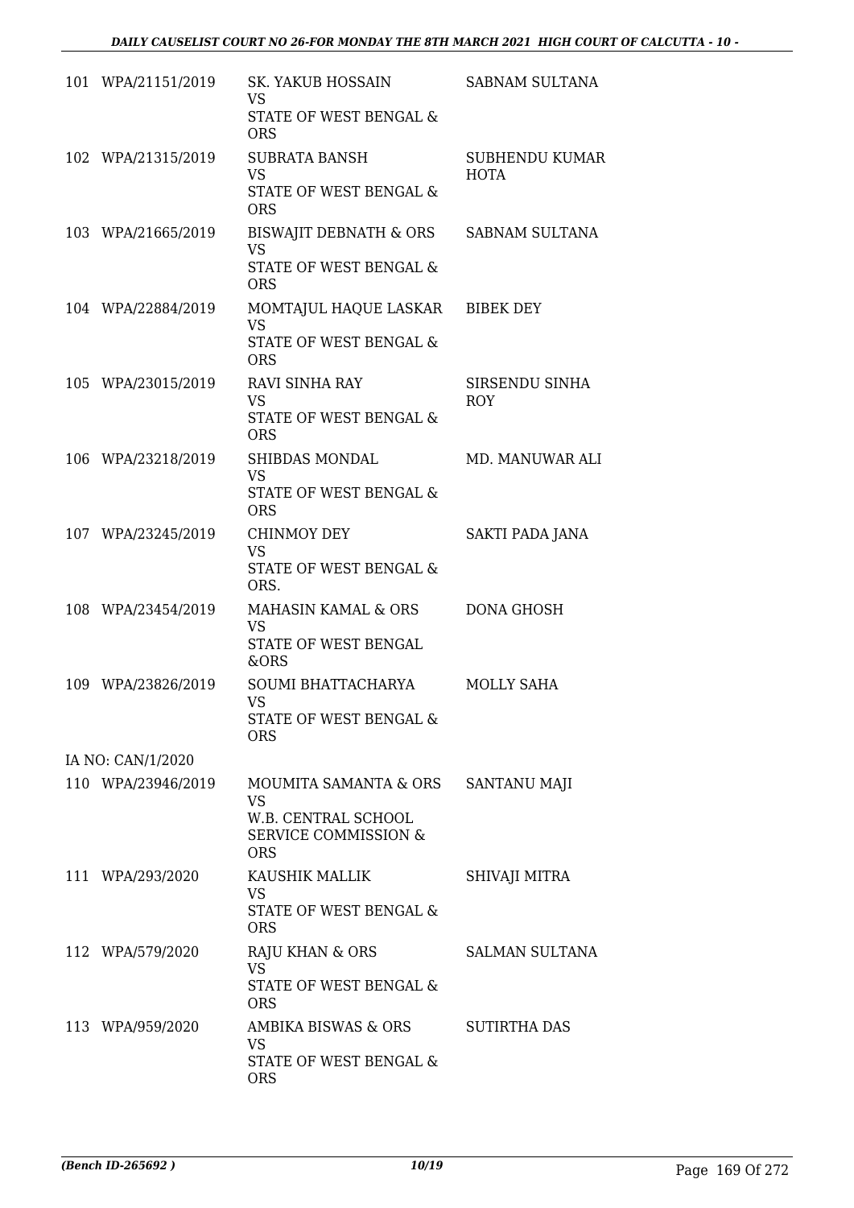| | | | |
|---|---|---|---|
| 101 | WPA/21151/2019 | SK. YAKUB HOSSAIN<br>VS<br>STATE OF WEST BENGAL & ORS | SABNAM SULTANA |
| 102 | WPA/21315/2019 | SUBRATA BANSH<br>VS<br>STATE OF WEST BENGAL & ORS | SUBHENDU KUMAR HOTA |
| 103 | WPA/21665/2019 | BISWAJIT DEBNATH & ORS<br>VS<br>STATE OF WEST BENGAL & ORS | SABNAM SULTANA |
| 104 | WPA/22884/2019 | MOMTAJUL HAQUE LASKAR<br>VS<br>STATE OF WEST BENGAL & ORS | BIBEK DEY |
| 105 | WPA/23015/2019 | RAVI SINHA RAY<br>VS<br>STATE OF WEST BENGAL & ORS | SIRSENDU SINHA ROY |
| 106 | WPA/23218/2019 | SHIBDAS MONDAL<br>VS<br>STATE OF WEST BENGAL & ORS | MD. MANUWAR ALI |
| 107 | WPA/23245/2019 | CHINMOY DEY<br>VS<br>STATE OF WEST BENGAL & ORS. | SAKTI PADA JANA |
| 108 | WPA/23454/2019 | MAHASIN KAMAL & ORS<br>VS<br>STATE OF WEST BENGAL &ORS | DONA GHOSH |
| 109 | WPA/23826/2019 | SOUMI BHATTACHARYA<br>VS<br>STATE OF WEST BENGAL & ORS | MOLLY SAHA |
| | IA NO: CAN/1/2020 | | |
| 110 | WPA/23946/2019 | MOUMITA SAMANTA & ORS<br>VS<br>W.B. CENTRAL SCHOOL SERVICE COMMISSION & ORS | SANTANU MAJI |
| 111 | WPA/293/2020 | KAUSHIK MALLIK<br>VS<br>STATE OF WEST BENGAL & ORS | SHIVAJI MITRA |
| 112 | WPA/579/2020 | RAJU KHAN & ORS<br>VS<br>STATE OF WEST BENGAL & ORS | SALMAN SULTANA |
| 113 | WPA/959/2020 | AMBIKA BISWAS & ORS<br>VS<br>STATE OF WEST BENGAL & ORS | SUTIRTHA DAS |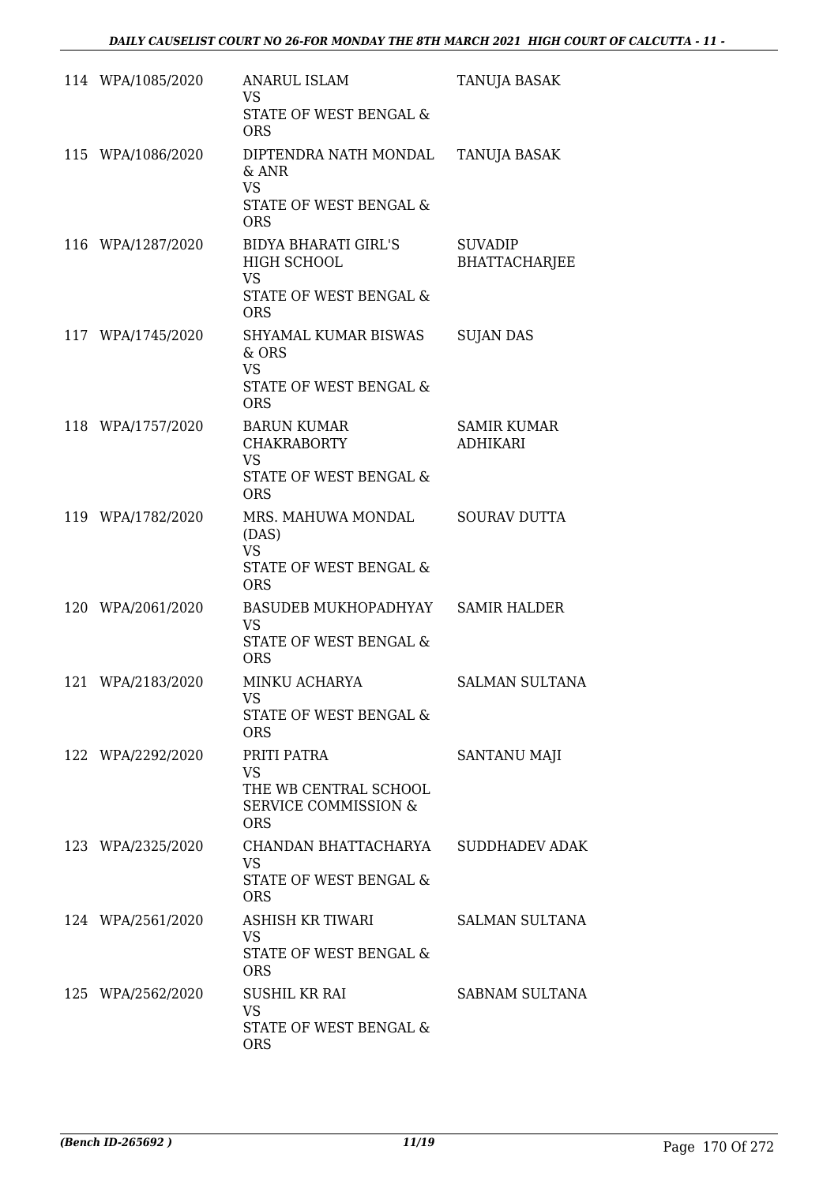| | | | |
|---|---|---|---|
| 114 | WPA/1085/2020 | ANARUL ISLAM<br>VS<br>STATE OF WEST BENGAL & ORS | TANUJA BASAK |
| 115 | WPA/1086/2020 | DIPTENDRA NATH MONDAL & ANR<br>VS<br>STATE OF WEST BENGAL & ORS | TANUJA BASAK |
| 116 | WPA/1287/2020 | BIDYA BHARATI GIRL'S HIGH SCHOOL<br>VS<br>STATE OF WEST BENGAL & ORS | SUVADIP BHATTACHARJEE |
| 117 | WPA/1745/2020 | SHYAMAL KUMAR BISWAS & ORS<br>VS<br>STATE OF WEST BENGAL & ORS | SUJAN DAS |
| 118 | WPA/1757/2020 | BARUN KUMAR CHAKRABORTY<br>VS<br>STATE OF WEST BENGAL & ORS | SAMIR KUMAR ADHIKARI |
| 119 | WPA/1782/2020 | MRS. MAHUWA MONDAL (DAS)<br>VS<br>STATE OF WEST BENGAL & ORS | SOURAV DUTTA |
| 120 | WPA/2061/2020 | BASUDEB MUKHOPADHYAY<br>VS<br>STATE OF WEST BENGAL & ORS | SAMIR HALDER |
| 121 | WPA/2183/2020 | MINKU ACHARYA<br>VS<br>STATE OF WEST BENGAL & ORS | SALMAN SULTANA |
| 122 | WPA/2292/2020 | PRITI PATRA<br>VS<br>THE WB CENTRAL SCHOOL SERVICE COMMISSION & ORS | SANTANU MAJI |
| 123 | WPA/2325/2020 | CHANDAN BHATTACHARYA<br>VS<br>STATE OF WEST BENGAL & ORS | SUDDHADEV ADAK |
| 124 | WPA/2561/2020 | ASHISH KR TIWARI<br>VS<br>STATE OF WEST BENGAL & ORS | SALMAN SULTANA |
| 125 | WPA/2562/2020 | SUSHIL KR RAI<br>VS<br>STATE OF WEST BENGAL & ORS | SABNAM SULTANA |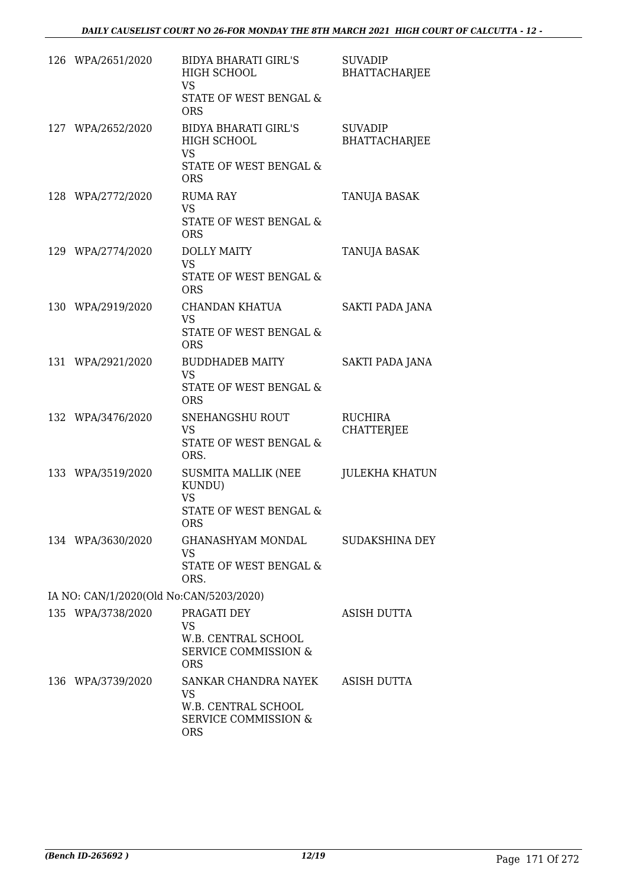| | | | |
|---|---|---|---|
| 126 | WPA/2651/2020 | BIDYA BHARATI GIRL'S HIGH SCHOOL<br>VS<br>STATE OF WEST BENGAL & ORS | SUVADIP BHATTACHARJEE |
| 127 | WPA/2652/2020 | BIDYA BHARATI GIRL'S HIGH SCHOOL<br>VS<br>STATE OF WEST BENGAL & ORS | SUVADIP BHATTACHARJEE |
| 128 | WPA/2772/2020 | RUMA RAY<br>VS<br>STATE OF WEST BENGAL & ORS | TANUJA BASAK |
| 129 | WPA/2774/2020 | DOLLY MAITY<br>VS<br>STATE OF WEST BENGAL & ORS | TANUJA BASAK |
| 130 | WPA/2919/2020 | CHANDAN KHATUA<br>VS<br>STATE OF WEST BENGAL & ORS | SAKTI PADA JANA |
| 131 | WPA/2921/2020 | BUDDHADEB MAITY<br>VS<br>STATE OF WEST BENGAL & ORS | SAKTI PADA JANA |
| 132 | WPA/3476/2020 | SNEHANGSHU ROUT<br>VS<br>STATE OF WEST BENGAL & ORS. | RUCHIRA CHATTERJEE |
| 133 | WPA/3519/2020 | SUSMITA MALLIK (NEE KUNDU)<br>VS<br>STATE OF WEST BENGAL & ORS | JULEKHA KHATUN |
| 134 | WPA/3630/2020 | GHANASHYAM MONDAL<br>VS<br>STATE OF WEST BENGAL & ORS. | SUDAKSHINA DEY |
| | IA NO: CAN/1/2020(Old No:CAN/5203/2020) | | |
| 135 | WPA/3738/2020 | PRAGATI DEY<br>VS<br>W.B. CENTRAL SCHOOL SERVICE COMMISSION & ORS | ASISH DUTTA |
| 136 | WPA/3739/2020 | SANKAR CHANDRA NAYEK<br>VS<br>W.B. CENTRAL SCHOOL SERVICE COMMISSION & ORS | ASISH DUTTA |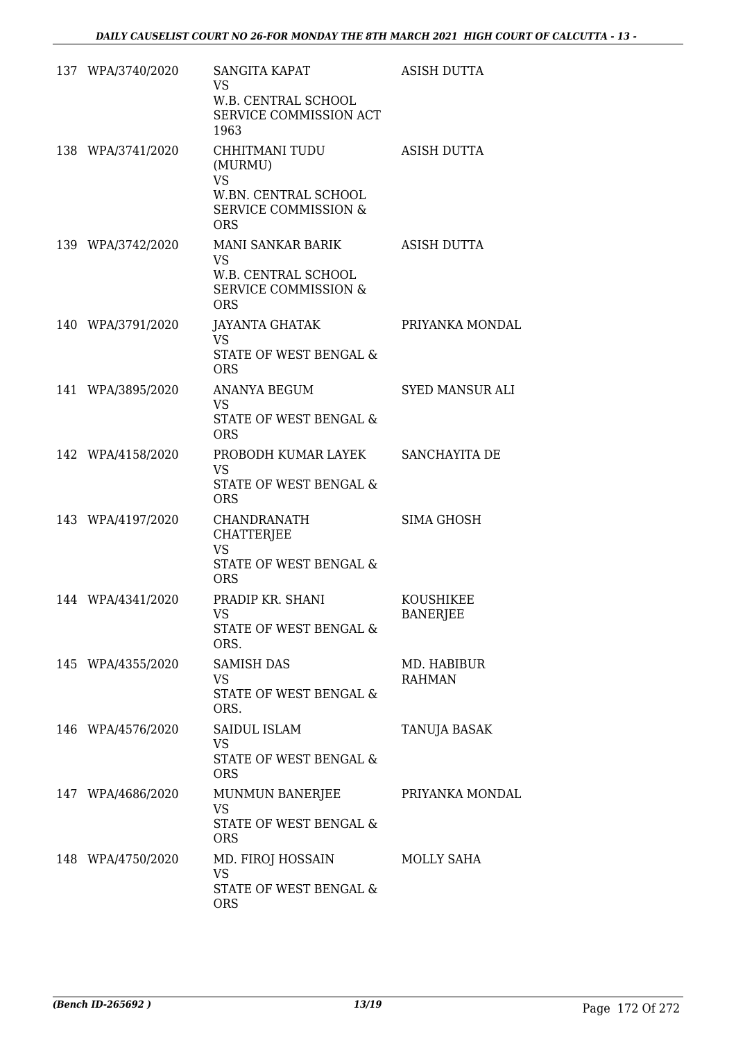| | | | |
|---|---|---|---|
| 137 | WPA/3740/2020 | SANGITA KAPAT<br>VS<br>W.B. CENTRAL SCHOOL SERVICE COMMISSION ACT 1963 | ASISH DUTTA |
| 138 | WPA/3741/2020 | CHHITMANI TUDU (MURMU)<br>VS<br>W.BN. CENTRAL SCHOOL SERVICE COMMISSION & ORS | ASISH DUTTA |
| 139 | WPA/3742/2020 | MANI SANKAR BARIK<br>VS<br>W.B. CENTRAL SCHOOL SERVICE COMMISSION & ORS | ASISH DUTTA |
| 140 | WPA/3791/2020 | JAYANTA GHATAK<br>VS<br>STATE OF WEST BENGAL & ORS | PRIYANKA MONDAL |
| 141 | WPA/3895/2020 | ANANYA BEGUM<br>VS<br>STATE OF WEST BENGAL & ORS | SYED MANSUR ALI |
| 142 | WPA/4158/2020 | PROBODH KUMAR LAYEK<br>VS<br>STATE OF WEST BENGAL & ORS | SANCHAYITA DE |
| 143 | WPA/4197/2020 | CHANDRANATH CHATTERJEE<br>VS<br>STATE OF WEST BENGAL & ORS | SIMA GHOSH |
| 144 | WPA/4341/2020 | PRADIP KR. SHANI<br>VS<br>STATE OF WEST BENGAL & ORS. | KOUSHIKEE BANERJEE |
| 145 | WPA/4355/2020 | SAMISH DAS<br>VS<br>STATE OF WEST BENGAL & ORS. | MD. HABIBUR RAHMAN |
| 146 | WPA/4576/2020 | SAIDUL ISLAM<br>VS<br>STATE OF WEST BENGAL & ORS | TANUJA BASAK |
| 147 | WPA/4686/2020 | MUNMUN BANERJEE<br>VS<br>STATE OF WEST BENGAL & ORS | PRIYANKA MONDAL |
| 148 | WPA/4750/2020 | MD. FIROJ HOSSAIN<br>VS<br>STATE OF WEST BENGAL & ORS | MOLLY SAHA |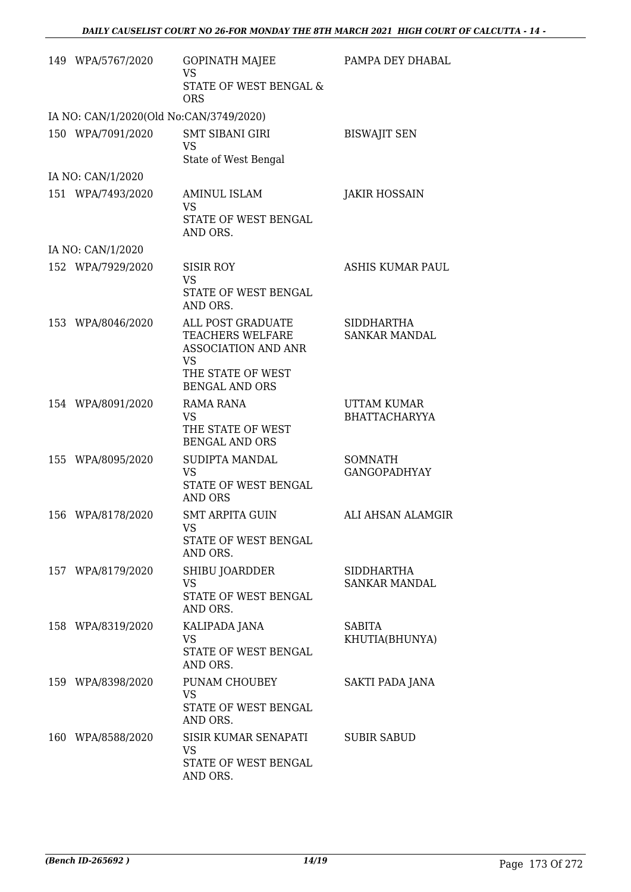| | | | |
|---|---|---|---|
| 149 | WPA/5767/2020 | GOPINATH MAJEE<br>VS<br>STATE OF WEST BENGAL & ORS | PAMPA DEY DHABAL |
| IA NO: CAN/1/2020(Old No:CAN/3749/2020) | | | |
| 150 | WPA/7091/2020 | SMT SIBANI GIRI<br>VS<br>State of West Bengal | BISWAJIT SEN |
| IA NO: CAN/1/2020 | | | |
| 151 | WPA/7493/2020 | AMINUL ISLAM<br>VS<br>STATE OF WEST BENGAL AND ORS. | JAKIR HOSSAIN |
| IA NO: CAN/1/2020 | | | |
| 152 | WPA/7929/2020 | SISIR ROY<br>VS<br>STATE OF WEST BENGAL AND ORS. | ASHIS KUMAR PAUL |
| 153 | WPA/8046/2020 | ALL POST GRADUATE TEACHERS WELFARE ASSOCIATION AND ANR<br>VS<br>THE STATE OF WEST BENGAL AND ORS | SIDDHARTHA SANKAR MANDAL |
| 154 | WPA/8091/2020 | RAMA RANA<br>VS<br>THE STATE OF WEST BENGAL AND ORS | UTTAM KUMAR BHATTACHARYYA |
| 155 | WPA/8095/2020 | SUDIPTA MANDAL<br>VS<br>STATE OF WEST BENGAL AND ORS | SOMNATH GANGOPADHYAY |
| 156 | WPA/8178/2020 | SMT ARPITA GUIN<br>VS<br>STATE OF WEST BENGAL AND ORS. | ALI AHSAN ALAMGIR |
| 157 | WPA/8179/2020 | SHIBU JOARDDER<br>VS<br>STATE OF WEST BENGAL AND ORS. | SIDDHARTHA SANKAR MANDAL |
| 158 | WPA/8319/2020 | KALIPADA JANA<br>VS<br>STATE OF WEST BENGAL AND ORS. | SABITA KHUTIA(BHUNYA) |
| 159 | WPA/8398/2020 | PUNAM CHOUBEY<br>VS<br>STATE OF WEST BENGAL AND ORS. | SAKTI PADA JANA |
| 160 | WPA/8588/2020 | SISIR KUMAR SENAPATI<br>VS<br>STATE OF WEST BENGAL AND ORS. | SUBIR SABUD |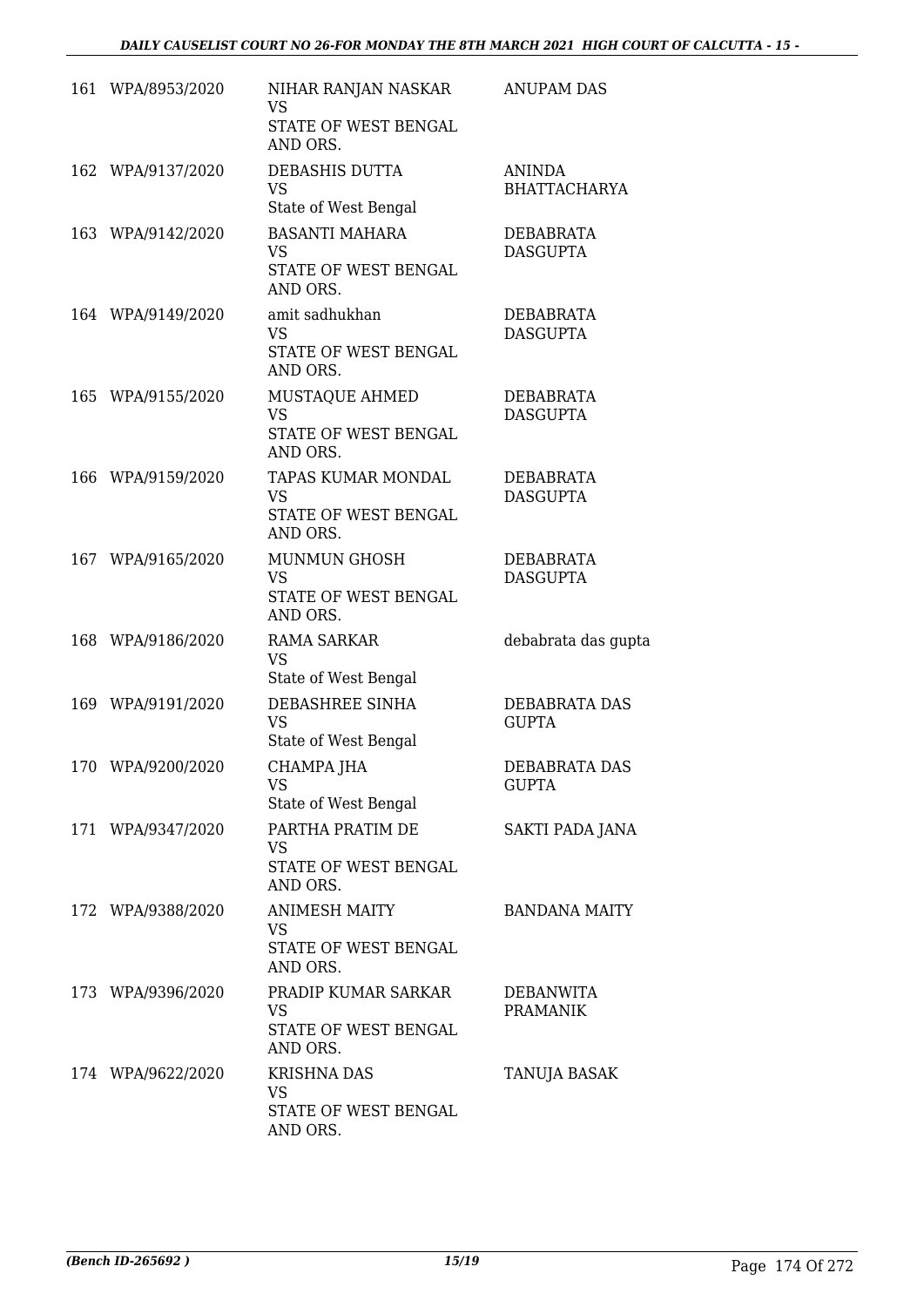| | | | |
|---|---|---|---|
| 161 | WPA/8953/2020 | NIHAR RANJAN NASKAR<br>VS<br>STATE OF WEST BENGAL AND ORS. | ANUPAM DAS |
| 162 | WPA/9137/2020 | DEBASHIS DUTTA<br>VS<br>State of West Bengal | ANINDA BHATTACHARYA |
| 163 | WPA/9142/2020 | BASANTI MAHARA<br>VS<br>STATE OF WEST BENGAL AND ORS. | DEBABRATA DASGUPTA |
| 164 | WPA/9149/2020 | amit sadhukhan<br>VS<br>STATE OF WEST BENGAL AND ORS. | DEBABRATA DASGUPTA |
| 165 | WPA/9155/2020 | MUSTAQUE AHMED<br>VS<br>STATE OF WEST BENGAL AND ORS. | DEBABRATA DASGUPTA |
| 166 | WPA/9159/2020 | TAPAS KUMAR MONDAL<br>VS<br>STATE OF WEST BENGAL AND ORS. | DEBABRATA DASGUPTA |
| 167 | WPA/9165/2020 | MUNMUN GHOSH<br>VS<br>STATE OF WEST BENGAL AND ORS. | DEBABRATA DASGUPTA |
| 168 | WPA/9186/2020 | RAMA SARKAR<br>VS<br>State of West Bengal | debabrata das gupta |
| 169 | WPA/9191/2020 | DEBASHREE SINHA<br>VS<br>State of West Bengal | DEBABRATA DAS GUPTA |
| 170 | WPA/9200/2020 | CHAMPA JHA<br>VS<br>State of West Bengal | DEBABRATA DAS GUPTA |
| 171 | WPA/9347/2020 | PARTHA PRATIM DE<br>VS<br>STATE OF WEST BENGAL AND ORS. | SAKTI PADA JANA |
| 172 | WPA/9388/2020 | ANIMESH MAITY<br>VS<br>STATE OF WEST BENGAL AND ORS. | BANDANA MAITY |
| 173 | WPA/9396/2020 | PRADIP KUMAR SARKAR<br>VS<br>STATE OF WEST BENGAL AND ORS. | DEBANWITA PRAMANIK |
| 174 | WPA/9622/2020 | KRISHNA DAS<br>VS<br>STATE OF WEST BENGAL AND ORS. | TANUJA BASAK |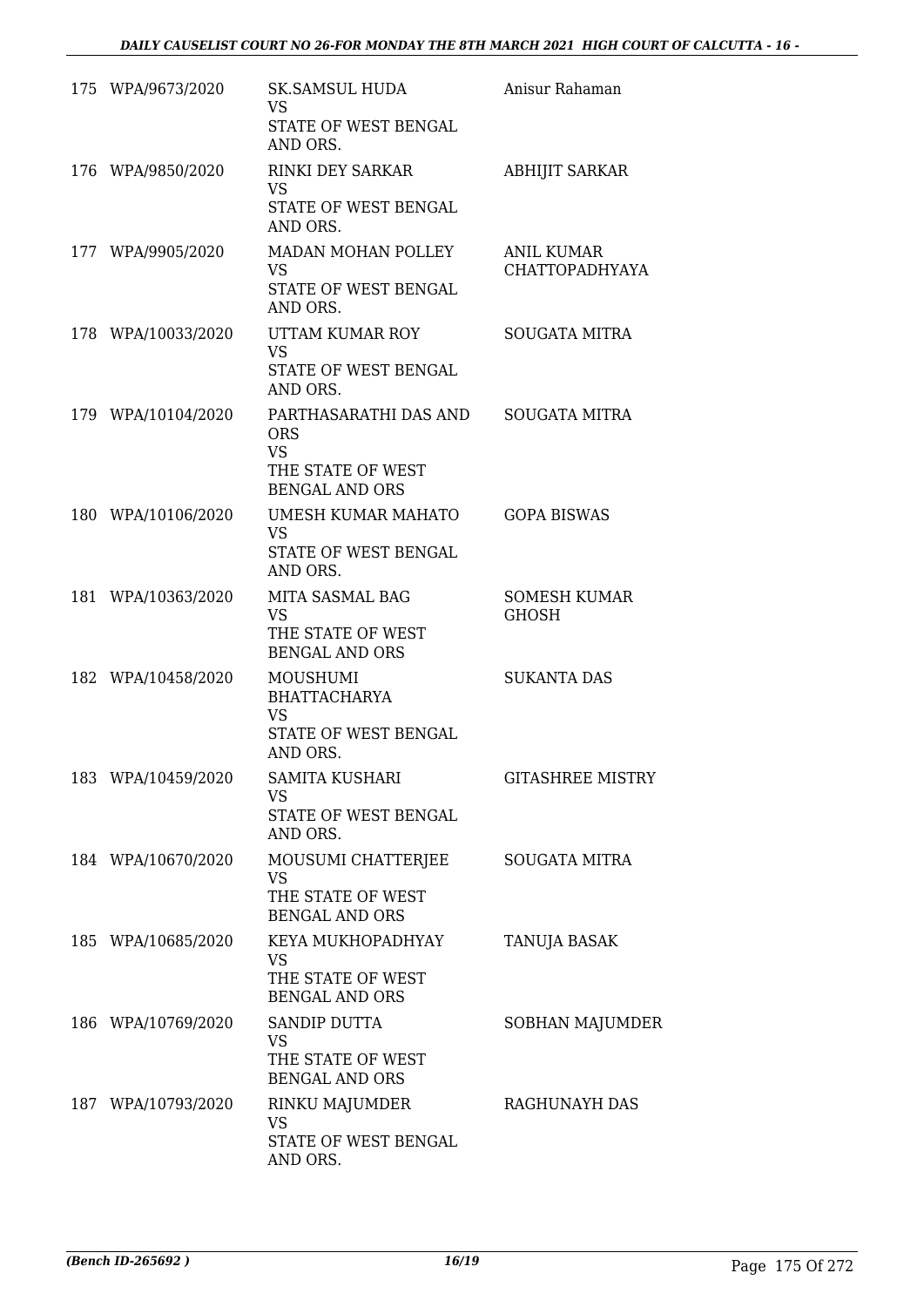| | | | |
|---|---|---|---|
| 175 | WPA/9673/2020 | SK.SAMSUL HUDA<br>VS<br>STATE OF WEST BENGAL AND ORS. | Anisur Rahaman |
| 176 | WPA/9850/2020 | RINKI DEY SARKAR<br>VS<br>STATE OF WEST BENGAL AND ORS. | ABHIJIT SARKAR |
| 177 | WPA/9905/2020 | MADAN MOHAN POLLEY<br>VS<br>STATE OF WEST BENGAL AND ORS. | ANIL KUMAR CHATTOPADHYAYA |
| 178 | WPA/10033/2020 | UTTAM KUMAR ROY<br>VS<br>STATE OF WEST BENGAL AND ORS. | SOUGATA MITRA |
| 179 | WPA/10104/2020 | PARTHASARATHI DAS AND ORS<br>VS<br>THE STATE OF WEST BENGAL AND ORS | SOUGATA MITRA |
| 180 | WPA/10106/2020 | UMESH KUMAR MAHATO<br>VS<br>STATE OF WEST BENGAL AND ORS. | GOPA BISWAS |
| 181 | WPA/10363/2020 | MITA SASMAL BAG<br>VS<br>THE STATE OF WEST BENGAL AND ORS | SOMESH KUMAR GHOSH |
| 182 | WPA/10458/2020 | MOUSHUMI BHATTACHARYA<br>VS<br>STATE OF WEST BENGAL AND ORS. | SUKANTA DAS |
| 183 | WPA/10459/2020 | SAMITA KUSHARI<br>VS<br>STATE OF WEST BENGAL AND ORS. | GITASHREE MISTRY |
| 184 | WPA/10670/2020 | MOUSUMI CHATTERJEE<br>VS<br>THE STATE OF WEST BENGAL AND ORS | SOUGATA MITRA |
| 185 | WPA/10685/2020 | KEYA MUKHOPADHYAY<br>VS<br>THE STATE OF WEST BENGAL AND ORS | TANUJA BASAK |
| 186 | WPA/10769/2020 | SANDIP DUTTA<br>VS<br>THE STATE OF WEST BENGAL AND ORS | SOBHAN MAJUMDER |
| 187 | WPA/10793/2020 | RINKU MAJUMDER<br>VS<br>STATE OF WEST BENGAL AND ORS. | RAGHUNAYH DAS |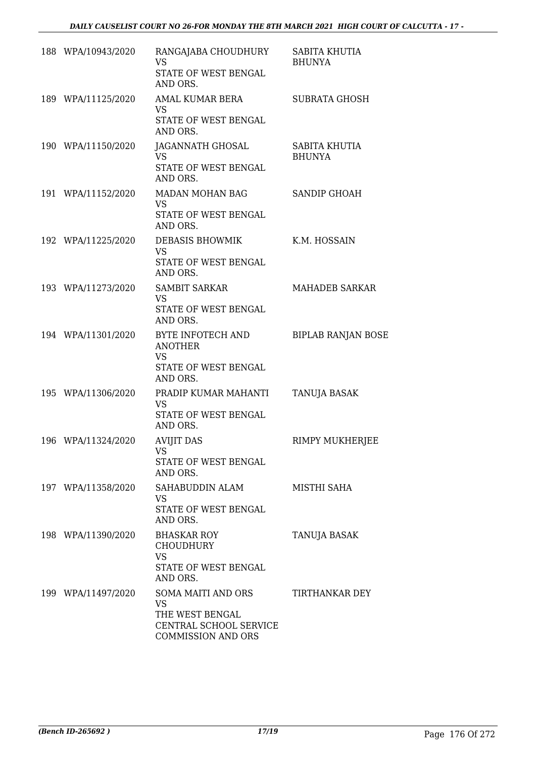| | | | |
|---|---|---|---|
| 188 | WPA/10943/2020 | RANGAJABA CHOUDHURY<br>VS<br>STATE OF WEST BENGAL AND ORS. | SABITA KHUTIA BHUNYA |
| 189 | WPA/11125/2020 | AMAL KUMAR BERA<br>VS<br>STATE OF WEST BENGAL AND ORS. | SUBRATA GHOSH |
| 190 | WPA/11150/2020 | JAGANNATH GHOSAL<br>VS<br>STATE OF WEST BENGAL AND ORS. | SABITA KHUTIA BHUNYA |
| 191 | WPA/11152/2020 | MADAN MOHAN BAG<br>VS<br>STATE OF WEST BENGAL AND ORS. | SANDIP GHOAH |
| 192 | WPA/11225/2020 | DEBASIS BHOWMIK<br>VS<br>STATE OF WEST BENGAL AND ORS. | K.M. HOSSAIN |
| 193 | WPA/11273/2020 | SAMBIT SARKAR<br>VS<br>STATE OF WEST BENGAL AND ORS. | MAHADEB SARKAR |
| 194 | WPA/11301/2020 | BYTE INFOTECH AND ANOTHER<br>VS<br>STATE OF WEST BENGAL AND ORS. | BIPLAB RANJAN BOSE |
| 195 | WPA/11306/2020 | PRADIP KUMAR MAHANTI<br>VS<br>STATE OF WEST BENGAL AND ORS. | TANUJA BASAK |
| 196 | WPA/11324/2020 | AVIJIT DAS<br>VS<br>STATE OF WEST BENGAL AND ORS. | RIMPY MUKHERJEE |
| 197 | WPA/11358/2020 | SAHABUDDIN ALAM<br>VS<br>STATE OF WEST BENGAL AND ORS. | MISTHI SAHA |
| 198 | WPA/11390/2020 | BHASKAR ROY CHOUDHURY<br>VS<br>STATE OF WEST BENGAL AND ORS. | TANUJA BASAK |
| 199 | WPA/11497/2020 | SOMA MAITI AND ORS<br>VS<br>THE WEST BENGAL CENTRAL SCHOOL SERVICE COMMISSION AND ORS | TIRTHANKAR DEY |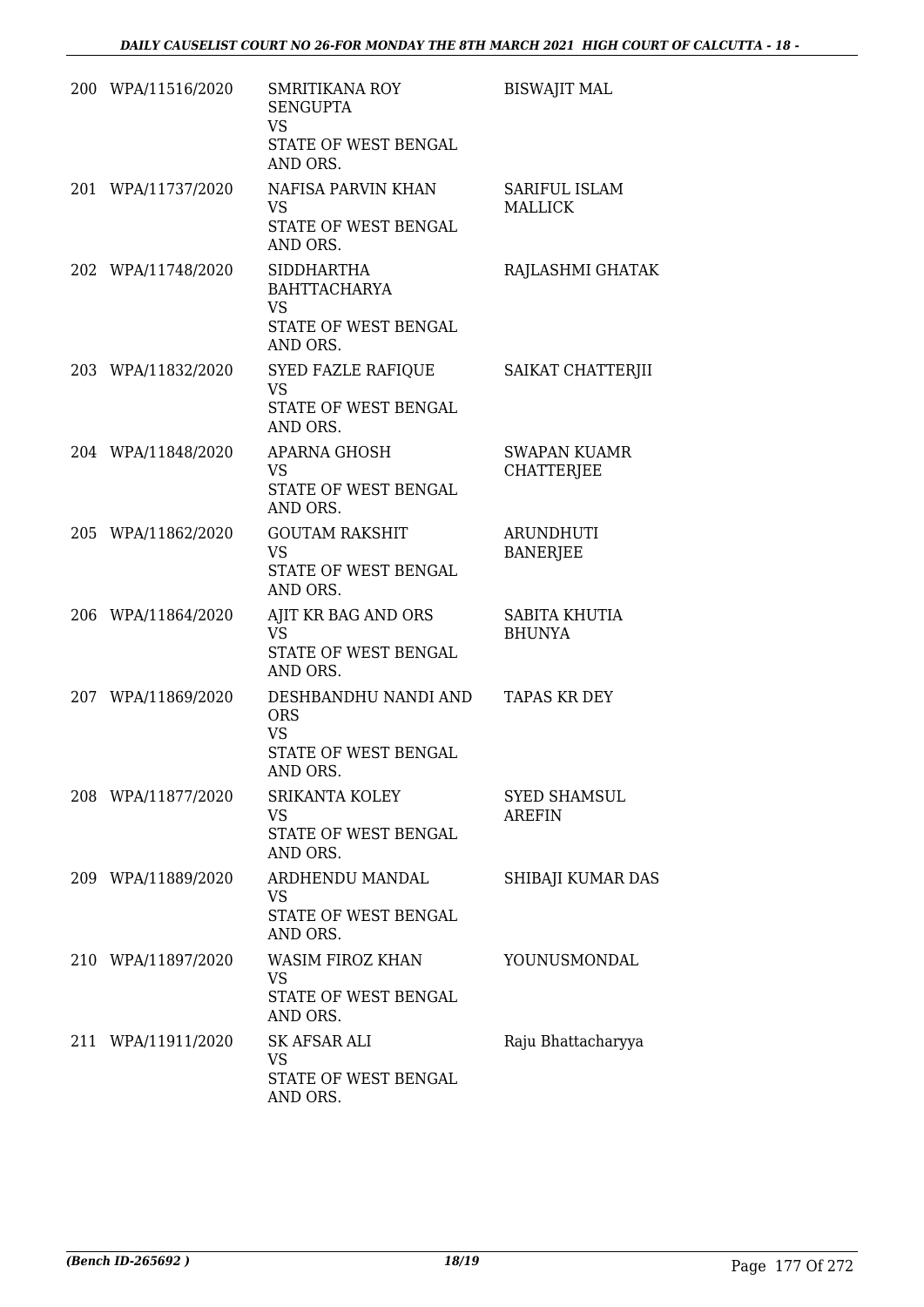| | | | |
|---|---|---|---|
| 200 | WPA/11516/2020 | SMRITIKANA ROY SENGUPTA<br>VS<br>STATE OF WEST BENGAL AND ORS. | BISWAJIT MAL |
| 201 | WPA/11737/2020 | NAFISA PARVIN KHAN<br>VS<br>STATE OF WEST BENGAL AND ORS. | SARIFUL ISLAM MALLICK |
| 202 | WPA/11748/2020 | SIDDHARTHA BAHTTACHARYA<br>VS<br>STATE OF WEST BENGAL AND ORS. | RAJLASHMI GHATAK |
| 203 | WPA/11832/2020 | SYED FAZLE RAFIQUE<br>VS<br>STATE OF WEST BENGAL AND ORS. | SAIKAT CHATTERJII |
| 204 | WPA/11848/2020 | APARNA GHOSH<br>VS<br>STATE OF WEST BENGAL AND ORS. | SWAPAN KUAMR CHATTERJEE |
| 205 | WPA/11862/2020 | GOUTAM RAKSHIT<br>VS<br>STATE OF WEST BENGAL AND ORS. | ARUNDHUTI BANERJEE |
| 206 | WPA/11864/2020 | AJIT KR BAG AND ORS<br>VS<br>STATE OF WEST BENGAL AND ORS. | SABITA KHUTIA BHUNYA |
| 207 | WPA/11869/2020 | DESHBANDHU NANDI AND ORS<br>VS<br>STATE OF WEST BENGAL AND ORS. | TAPAS KR DEY |
| 208 | WPA/11877/2020 | SRIKANTA KOLEY<br>VS<br>STATE OF WEST BENGAL AND ORS. | SYED SHAMSUL AREFIN |
| 209 | WPA/11889/2020 | ARDHENDU MANDAL<br>VS<br>STATE OF WEST BENGAL AND ORS. | SHIBAJI KUMAR DAS |
| 210 | WPA/11897/2020 | WASIM FIROZ KHAN<br>VS<br>STATE OF WEST BENGAL AND ORS. | YOUNUSMONDAL |
| 211 | WPA/11911/2020 | SK AFSAR ALI<br>VS<br>STATE OF WEST BENGAL AND ORS. | Raju Bhattacharyya |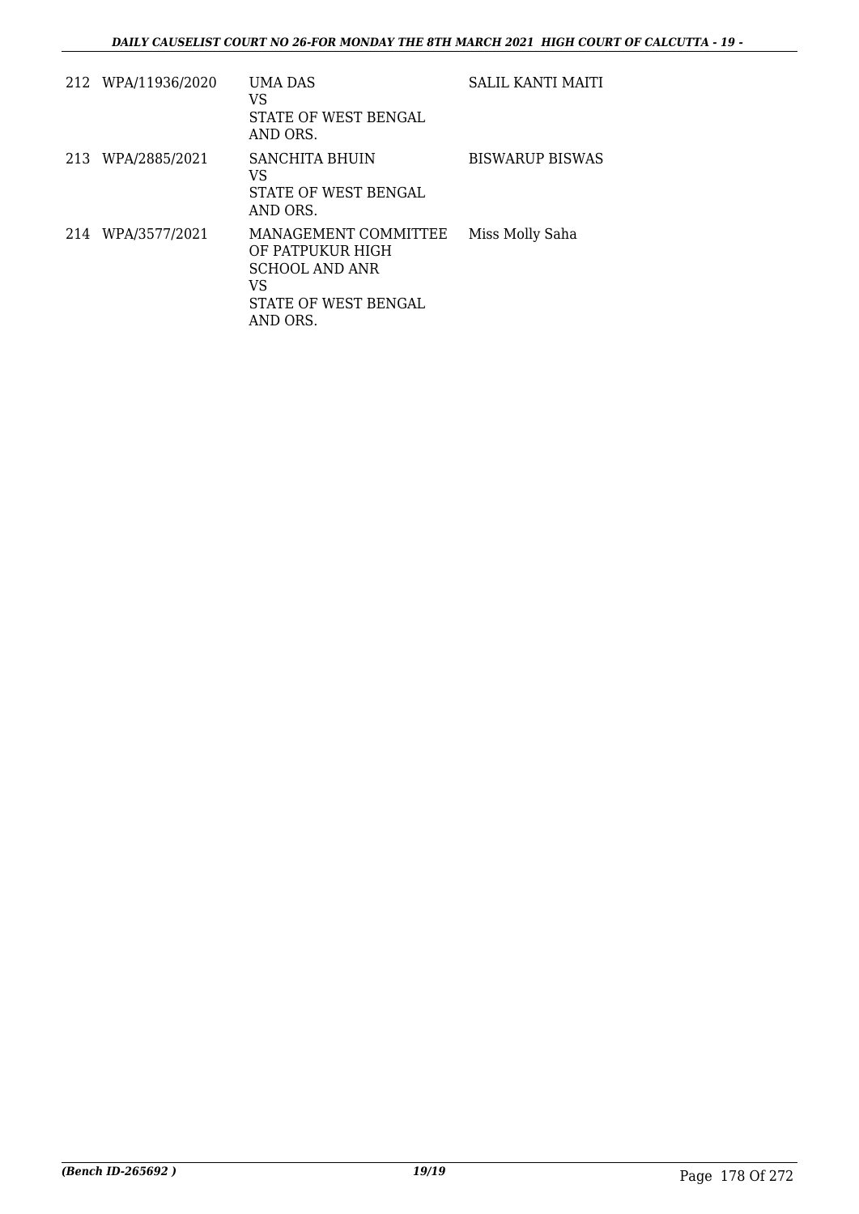| | | | |
|---|---|---|---|
| 212 | WPA/11936/2020 | UMA DAS<br>VS<br>STATE OF WEST BENGAL<br>AND ORS. | SALIL KANTI MAITI |
| 213 | WPA/2885/2021 | SANCHITA BHUIN<br>VS<br>STATE OF WEST BENGAL<br>AND ORS. | BISWARUP BISWAS |
| 214 | WPA/3577/2021 | MANAGEMENT COMMITTEE<br>OF PATPUKUR HIGH<br>SCHOOL AND ANR<br>VS<br>STATE OF WEST BENGAL<br>AND ORS. | Miss Molly Saha |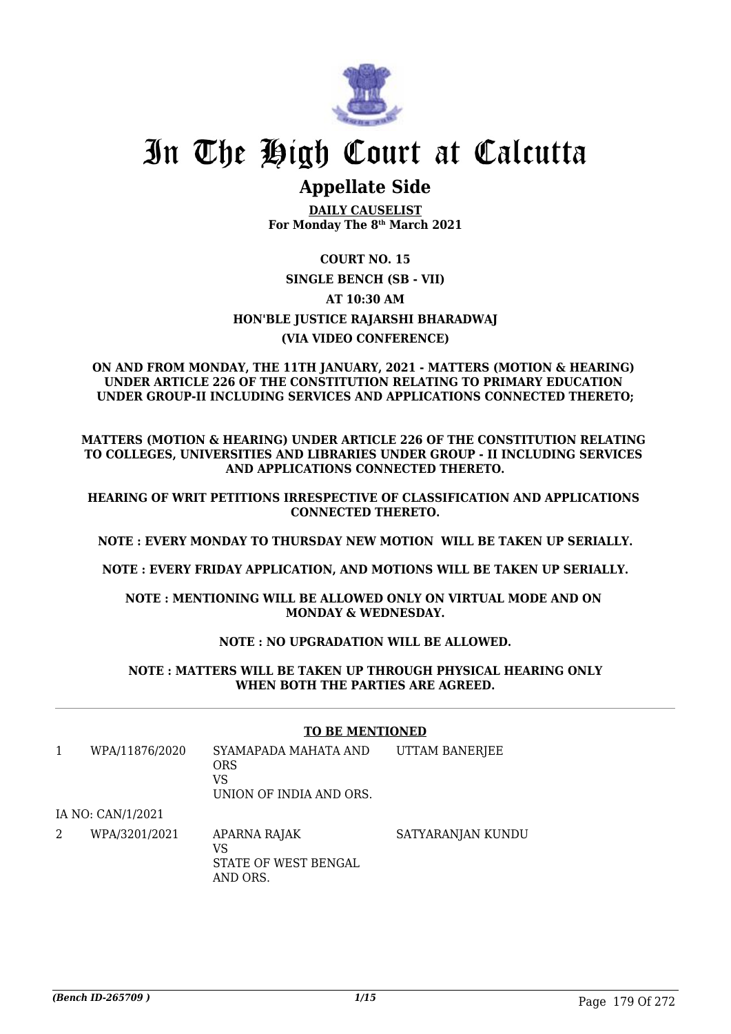# In The High Court at Calcutta

## Appellate Side

**DAILY CAUSELIST**
**For Monday The 8th March 2021**

**COURT NO. 15**

**SINGLE BENCH (SB - VII)**

**AT 10:30 AM**

**HON'BLE JUSTICE RAJARSHI BHARADWAJ**

**(VIA VIDEO CONFERENCE)**

**ON AND FROM MONDAY, THE 11TH JANUARY, 2021 - MATTERS (MOTION & HEARING) UNDER ARTICLE 226 OF THE CONSTITUTION RELATING TO PRIMARY EDUCATION UNDER GROUP-II INCLUDING SERVICES AND APPLICATIONS CONNECTED THERETO;**

**MATTERS (MOTION & HEARING) UNDER ARTICLE 226 OF THE CONSTITUTION RELATING TO COLLEGES, UNIVERSITIES AND LIBRARIES UNDER GROUP - II INCLUDING SERVICES AND APPLICATIONS CONNECTED THERETO.**

**HEARING OF WRIT PETITIONS IRRESPECTIVE OF CLASSIFICATION AND APPLICATIONS CONNECTED THERETO.**

**NOTE : EVERY MONDAY TO THURSDAY NEW MOTION WILL BE TAKEN UP SERIALLY.**

**NOTE : EVERY FRIDAY APPLICATION, AND MOTIONS WILL BE TAKEN UP SERIALLY.**

**NOTE : MENTIONING WILL BE ALLOWED ONLY ON VIRTUAL MODE AND ON MONDAY & WEDNESDAY.**

**NOTE : NO UPGRADATION WILL BE ALLOWED.**

**NOTE : MATTERS WILL BE TAKEN UP THROUGH PHYSICAL HEARING ONLY WHEN BOTH THE PARTIES ARE AGREED.**

**TO BE MENTIONED**

| | | | |
|---|---|---|---|
| 1 | WPA/11876/2020 | SYAMAPADA MAHATA AND ORS<br>VS<br>UNION OF INDIA AND ORS. | UTTAM BANERJEE |
| | IA NO: CAN/1/2021 | | |
| 2 | WPA/3201/2021 | APARNA RAJAK<br>VS<br>STATE OF WEST BENGAL AND ORS. | SATYARANJAN KUNDU |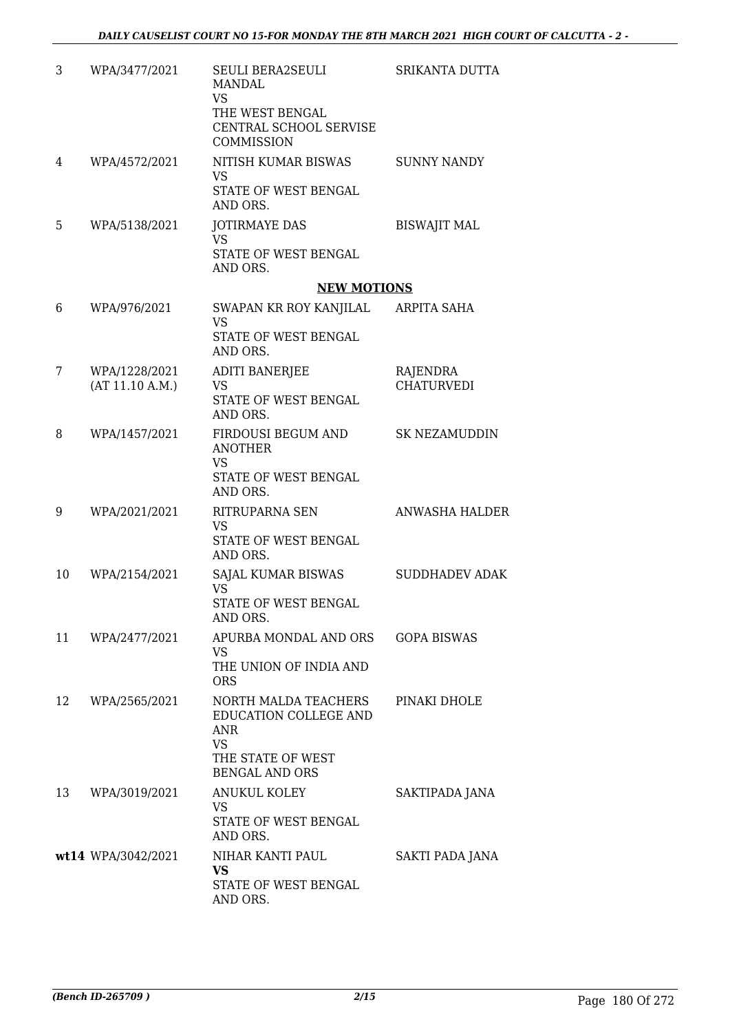| | | | |
|---|---|---|---|
| 3 | WPA/3477/2021 | SEULI BERA2SEULI MANDAL<br>VS<br>THE WEST BENGAL CENTRAL SCHOOL SERVISE COMMISSION | SRIKANTA DUTTA |
| 4 | WPA/4572/2021 | NITISH KUMAR BISWAS<br>VS<br>STATE OF WEST BENGAL AND ORS. | SUNNY NANDY |
| 5 | WPA/5138/2021 | JOTIRMAYE DAS<br>VS<br>STATE OF WEST BENGAL AND ORS. | BISWAJIT MAL |

**NEW MOTIONS**

| | | | |
|---|---|---|---|
| 6 | WPA/976/2021 | SWAPAN KR ROY KANJILAL<br>VS<br>STATE OF WEST BENGAL AND ORS. | ARPITA SAHA |
| 7 | WPA/1228/2021<br>(AT 11.10 A.M.) | ADITI BANERJEE<br>VS<br>STATE OF WEST BENGAL AND ORS. | RAJENDRA CHATURVEDI |
| 8 | WPA/1457/2021 | FIRDOUSI BEGUM AND ANOTHER<br>VS<br>STATE OF WEST BENGAL AND ORS. | SK NEZAMUDDIN |
| 9 | WPA/2021/2021 | RITRUPARNA SEN<br>VS<br>STATE OF WEST BENGAL AND ORS. | ANWASHA HALDER |
| 10 | WPA/2154/2021 | SAJAL KUMAR BISWAS<br>VS<br>STATE OF WEST BENGAL AND ORS. | SUDDHADEV ADAK |
| 11 | WPA/2477/2021 | APURBA MONDAL AND ORS<br>VS<br>THE UNION OF INDIA AND ORS | GOPA BISWAS |
| 12 | WPA/2565/2021 | NORTH MALDA TEACHERS EDUCATION COLLEGE AND ANR<br>VS<br>THE STATE OF WEST BENGAL AND ORS | PINAKI DHOLE |
| 13 | WPA/3019/2021 | ANUKUL KOLEY<br>VS<br>STATE OF WEST BENGAL AND ORS. | SAKTIPADA JANA |
| wt14 | WPA/3042/2021 | NIHAR KANTI PAUL<br>**VS**<br>STATE OF WEST BENGAL AND ORS. | SAKTI PADA JANA |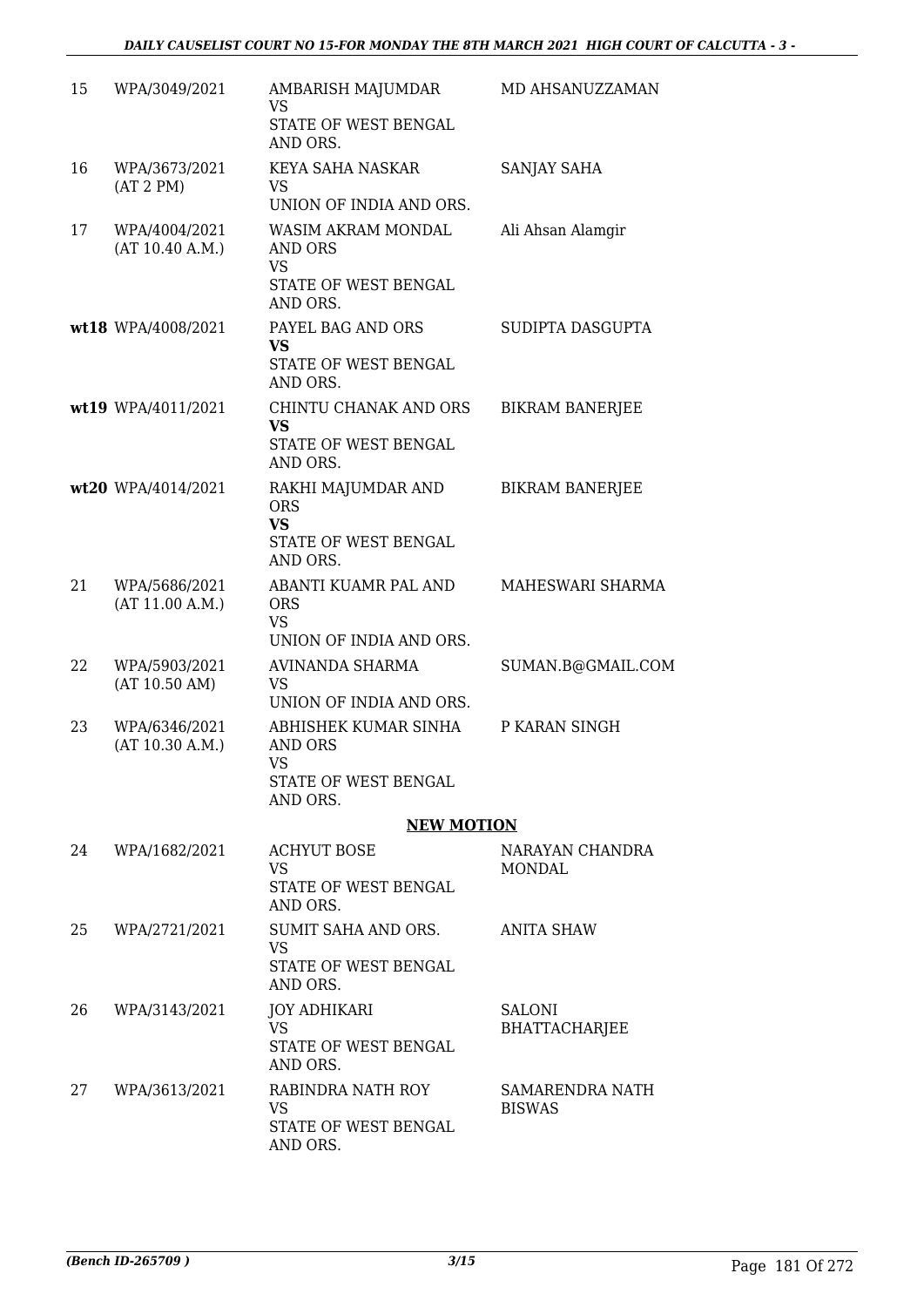| | | | |
|---|---|---|---|
| 15 | WPA/3049/2021 | AMBARISH MAJUMDAR<br>VS<br>STATE OF WEST BENGAL AND ORS. | MD AHSANUZZAMAN |
| 16 | WPA/3673/2021<br>(AT 2 PM) | KEYA SAHA NASKAR<br>VS<br>UNION OF INDIA AND ORS. | SANJAY SAHA |
| 17 | WPA/4004/2021<br>(AT 10.40 A.M.) | WASIM AKRAM MONDAL AND ORS<br>VS<br>STATE OF WEST BENGAL AND ORS. | Ali Ahsan Alamgir |
| **wt18** | WPA/4008/2021 | PAYEL BAG AND ORS<br>**VS**<br>STATE OF WEST BENGAL AND ORS. | SUDIPTA DASGUPTA |
| **wt19** | WPA/4011/2021 | CHINTU CHANAK AND ORS<br>**VS**<br>STATE OF WEST BENGAL AND ORS. | BIKRAM BANERJEE |
| **wt20** | WPA/4014/2021 | RAKHI MAJUMDAR AND ORS<br>**VS**<br>STATE OF WEST BENGAL AND ORS. | BIKRAM BANERJEE |
| 21 | WPA/5686/2021<br>(AT 11.00 A.M.) | ABANTI KUAMR PAL AND ORS<br>VS<br>UNION OF INDIA AND ORS. | MAHESWARI SHARMA |
| 22 | WPA/5903/2021<br>(AT 10.50 AM) | AVINANDA SHARMA<br>VS<br>UNION OF INDIA AND ORS. | SUMAN.B@GMAIL.COM |
| 23 | WPA/6346/2021<br>(AT 10.30 A.M.) | ABHISHEK KUMAR SINHA AND ORS<br>VS<br>STATE OF WEST BENGAL AND ORS. | P KARAN SINGH |

**NEW MOTION**

| | | | |
|---|---|---|---|
| 24 | WPA/1682/2021 | ACHYUT BOSE<br>VS<br>STATE OF WEST BENGAL AND ORS. | NARAYAN CHANDRA MONDAL |
| 25 | WPA/2721/2021 | SUMIT SAHA AND ORS.<br>VS<br>STATE OF WEST BENGAL AND ORS. | ANITA SHAW |
| 26 | WPA/3143/2021 | JOY ADHIKARI<br>VS<br>STATE OF WEST BENGAL AND ORS. | SALONI BHATTACHARJEE |
| 27 | WPA/3613/2021 | RABINDRA NATH ROY<br>VS<br>STATE OF WEST BENGAL AND ORS. | SAMARENDRA NATH BISWAS |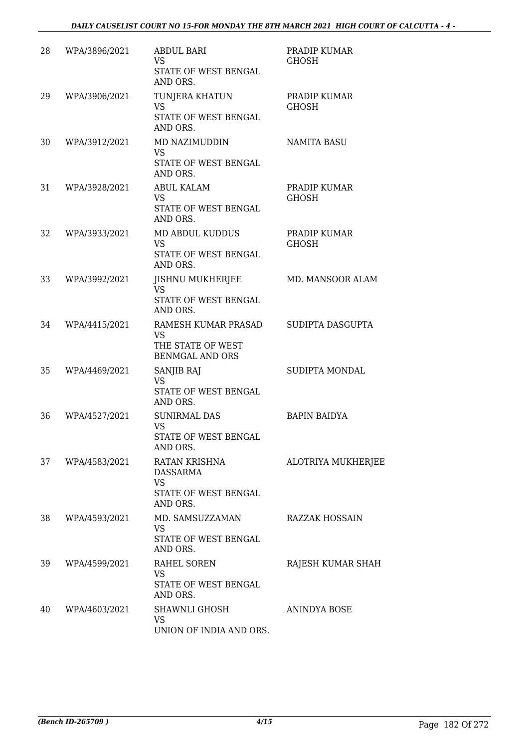| 28 | WPA/3896/2021 | ABDUL BARI<br>VS<br>STATE OF WEST BENGAL AND ORS. | PRADIP KUMAR GHOSH |
|---|---|---|---|
| 29 | WPA/3906/2021 | TUNJERA KHATUN<br>VS<br>STATE OF WEST BENGAL AND ORS. | PRADIP KUMAR GHOSH |
| 30 | WPA/3912/2021 | MD NAZIMUDDIN<br>VS<br>STATE OF WEST BENGAL AND ORS. | NAMITA BASU |
| 31 | WPA/3928/2021 | ABUL KALAM<br>VS<br>STATE OF WEST BENGAL AND ORS. | PRADIP KUMAR GHOSH |
| 32 | WPA/3933/2021 | MD ABDUL KUDDUS<br>VS<br>STATE OF WEST BENGAL AND ORS. | PRADIP KUMAR GHOSH |
| 33 | WPA/3992/2021 | JISHNU MUKHERJEE<br>VS<br>STATE OF WEST BENGAL AND ORS. | MD. MANSOOR ALAM |
| 34 | WPA/4415/2021 | RAMESH KUMAR PRASAD<br>VS<br>THE STATE OF WEST BENMGAL AND ORS | SUDIPTA DASGUPTA |
| 35 | WPA/4469/2021 | SANJIB RAJ<br>VS<br>STATE OF WEST BENGAL AND ORS. | SUDIPTA MONDAL |
| 36 | WPA/4527/2021 | SUNIRMAL DAS<br>VS<br>STATE OF WEST BENGAL AND ORS. | BAPIN BAIDYA |
| 37 | WPA/4583/2021 | RATAN KRISHNA DASSARMA<br>VS<br>STATE OF WEST BENGAL AND ORS. | ALOTRIYA MUKHERJEE |
| 38 | WPA/4593/2021 | MD. SAMSUZZAMAN<br>VS<br>STATE OF WEST BENGAL AND ORS. | RAZZAK HOSSAIN |
| 39 | WPA/4599/2021 | RAHEL SOREN<br>VS<br>STATE OF WEST BENGAL AND ORS. | RAJESH KUMAR SHAH |
| 40 | WPA/4603/2021 | SHAWNLI GHOSH<br>VS<br>UNION OF INDIA AND ORS. | ANINDYA BOSE |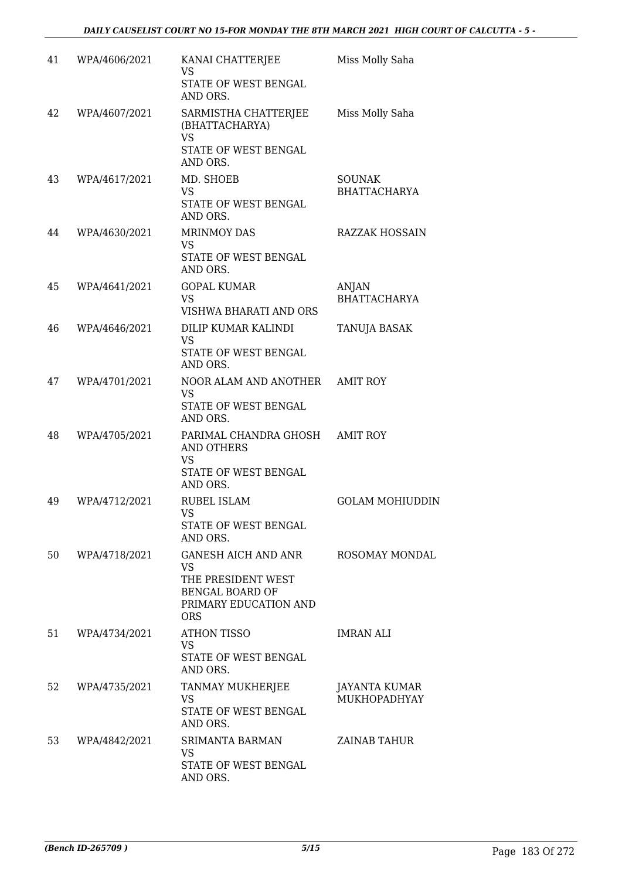| 41 | WPA/4606/2021 | KANAI CHATTERJEE VS STATE OF WEST BENGAL AND ORS. | Miss Molly Saha |
|---|---|---|---|
| 42 | WPA/4607/2021 | SARMISTHA CHATTERJEE (BHATTACHARYA) VS STATE OF WEST BENGAL AND ORS. | Miss Molly Saha |
| 43 | WPA/4617/2021 | MD. SHOEB VS STATE OF WEST BENGAL AND ORS. | SOUNAK BHATTACHARYA |
| 44 | WPA/4630/2021 | MRINMOY DAS VS STATE OF WEST BENGAL AND ORS. | RAZZAK HOSSAIN |
| 45 | WPA/4641/2021 | GOPAL KUMAR VS VISHWA BHARATI AND ORS | ANJAN BHATTACHARYA |
| 46 | WPA/4646/2021 | DILIP KUMAR KALINDI VS STATE OF WEST BENGAL AND ORS. | TANUJA BASAK |
| 47 | WPA/4701/2021 | NOOR ALAM AND ANOTHER VS STATE OF WEST BENGAL AND ORS. | AMIT ROY |
| 48 | WPA/4705/2021 | PARIMAL CHANDRA GHOSH AND OTHERS VS STATE OF WEST BENGAL AND ORS. | AMIT ROY |
| 49 | WPA/4712/2021 | RUBEL ISLAM VS STATE OF WEST BENGAL AND ORS. | GOLAM MOHIUDDIN |
| 50 | WPA/4718/2021 | GANESH AICH AND ANR VS THE PRESIDENT WEST BENGAL BOARD OF PRIMARY EDUCATION AND ORS | ROSOMAY MONDAL |
| 51 | WPA/4734/2021 | ATHON TISSO VS STATE OF WEST BENGAL AND ORS. | IMRAN ALI |
| 52 | WPA/4735/2021 | TANMAY MUKHERJEE VS STATE OF WEST BENGAL AND ORS. | JAYANTA KUMAR MUKHOPADHYAY |
| 53 | WPA/4842/2021 | SRIMANTA BARMAN VS STATE OF WEST BENGAL AND ORS. | ZAINAB TAHUR |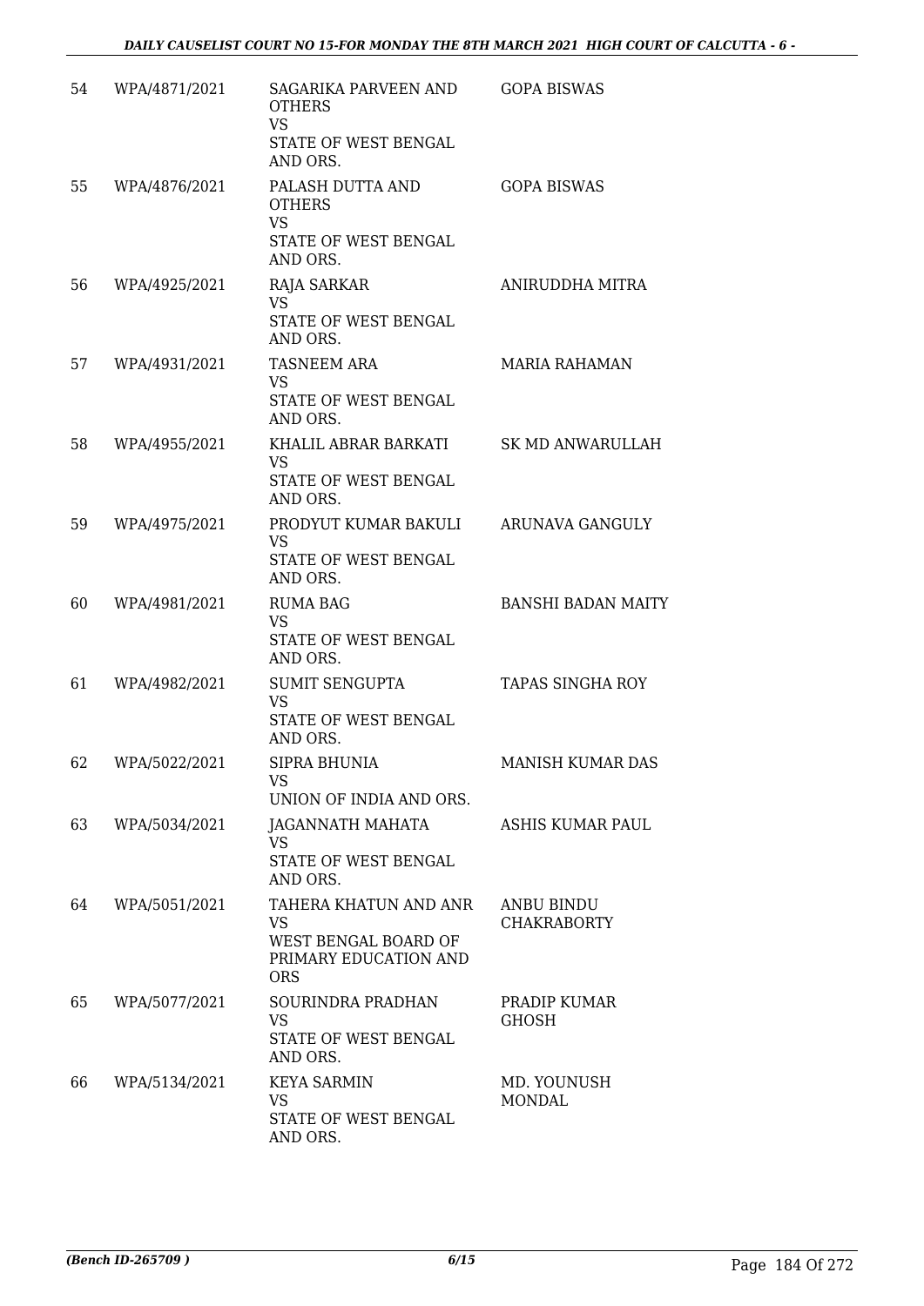| | | | |
|---|---|---|---|
| 54 | WPA/4871/2021 | SAGARIKA PARVEEN AND OTHERS<br>VS<br>STATE OF WEST BENGAL AND ORS. | GOPA BISWAS |
| 55 | WPA/4876/2021 | PALASH DUTTA AND OTHERS<br>VS<br>STATE OF WEST BENGAL AND ORS. | GOPA BISWAS |
| 56 | WPA/4925/2021 | RAJA SARKAR<br>VS<br>STATE OF WEST BENGAL AND ORS. | ANIRUDDHA MITRA |
| 57 | WPA/4931/2021 | TASNEEM ARA<br>VS<br>STATE OF WEST BENGAL AND ORS. | MARIA RAHAMAN |
| 58 | WPA/4955/2021 | KHALIL ABRAR BARKATI<br>VS<br>STATE OF WEST BENGAL AND ORS. | SK MD ANWARULLAH |
| 59 | WPA/4975/2021 | PRODYUT KUMAR BAKULI<br>VS<br>STATE OF WEST BENGAL AND ORS. | ARUNAVA GANGULY |
| 60 | WPA/4981/2021 | RUMA BAG<br>VS<br>STATE OF WEST BENGAL AND ORS. | BANSHI BADAN MAITY |
| 61 | WPA/4982/2021 | SUMIT SENGUPTA<br>VS<br>STATE OF WEST BENGAL AND ORS. | TAPAS SINGHA ROY |
| 62 | WPA/5022/2021 | SIPRA BHUNIA<br>VS<br>UNION OF INDIA AND ORS. | MANISH KUMAR DAS |
| 63 | WPA/5034/2021 | JAGANNATH MAHATA<br>VS<br>STATE OF WEST BENGAL AND ORS. | ASHIS KUMAR PAUL |
| 64 | WPA/5051/2021 | TAHERA KHATUN AND ANR<br>VS<br>WEST BENGAL BOARD OF PRIMARY EDUCATION AND ORS | ANBU BINDU CHAKRABORTY |
| 65 | WPA/5077/2021 | SOURINDRA PRADHAN<br>VS<br>STATE OF WEST BENGAL AND ORS. | PRADIP KUMAR GHOSH |
| 66 | WPA/5134/2021 | KEYA SARMIN<br>VS<br>STATE OF WEST BENGAL AND ORS. | MD. YOUNUSH MONDAL |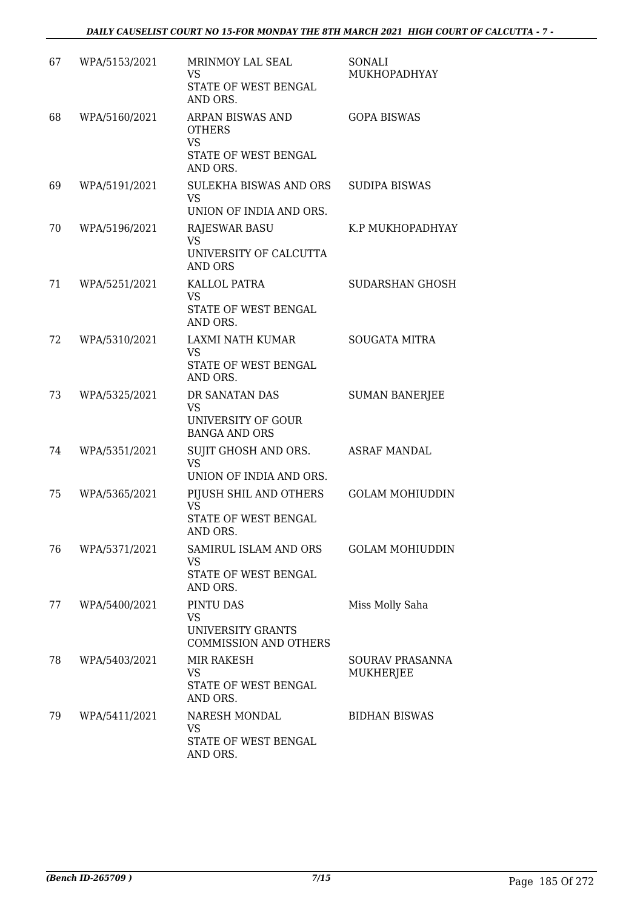| | | | |
|---|---|---|---|
| 67 | WPA/5153/2021 | MRINMOY LAL SEAL<br>VS<br>STATE OF WEST BENGAL AND ORS. | SONALI MUKHOPADHYAY |
| 68 | WPA/5160/2021 | ARPAN BISWAS AND OTHERS<br>VS<br>STATE OF WEST BENGAL AND ORS. | GOPA BISWAS |
| 69 | WPA/5191/2021 | SULEKHA BISWAS AND ORS<br>VS<br>UNION OF INDIA AND ORS. | SUDIPA BISWAS |
| 70 | WPA/5196/2021 | RAJESWAR BASU<br>VS<br>UNIVERSITY OF CALCUTTA AND ORS | K.P MUKHOPADHYAY |
| 71 | WPA/5251/2021 | KALLOL PATRA<br>VS<br>STATE OF WEST BENGAL AND ORS. | SUDARSHAN GHOSH |
| 72 | WPA/5310/2021 | LAXMI NATH KUMAR<br>VS<br>STATE OF WEST BENGAL AND ORS. | SOUGATA MITRA |
| 73 | WPA/5325/2021 | DR SANATAN DAS<br>VS<br>UNIVERSITY OF GOUR BANGA AND ORS | SUMAN BANERJEE |
| 74 | WPA/5351/2021 | SUJIT GHOSH AND ORS.<br>VS<br>UNION OF INDIA AND ORS. | ASRAF MANDAL |
| 75 | WPA/5365/2021 | PIJUSH SHIL AND OTHERS<br>VS<br>STATE OF WEST BENGAL AND ORS. | GOLAM MOHIUDDIN |
| 76 | WPA/5371/2021 | SAMIRUL ISLAM AND ORS<br>VS<br>STATE OF WEST BENGAL AND ORS. | GOLAM MOHIUDDIN |
| 77 | WPA/5400/2021 | PINTU DAS<br>VS<br>UNIVERSITY GRANTS COMMISSION AND OTHERS | Miss Molly Saha |
| 78 | WPA/5403/2021 | MIR RAKESH<br>VS<br>STATE OF WEST BENGAL AND ORS. | SOURAV PRASANNA MUKHERJEE |
| 79 | WPA/5411/2021 | NARESH MONDAL<br>VS<br>STATE OF WEST BENGAL AND ORS. | BIDHAN BISWAS |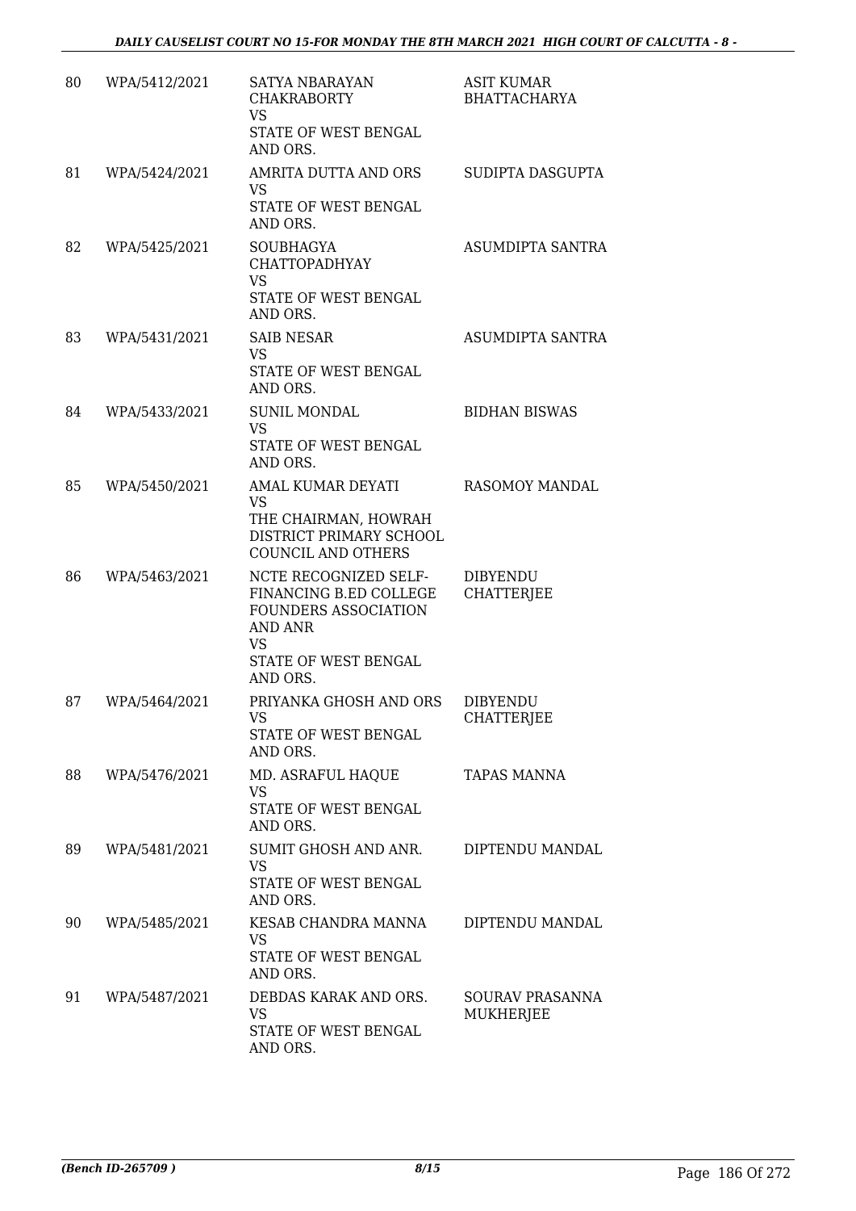| 80 | WPA/5412/2021 | SATYA NBARAYAN CHAKRABORTY<br>VS<br>STATE OF WEST BENGAL AND ORS. | ASIT KUMAR BHATTACHARYA |
|---|---|---|---|
| 81 | WPA/5424/2021 | AMRITA DUTTA AND ORS<br>VS<br>STATE OF WEST BENGAL AND ORS. | SUDIPTA DASGUPTA |
| 82 | WPA/5425/2021 | SOUBHAGYA CHATTOPADHYAY<br>VS<br>STATE OF WEST BENGAL AND ORS. | ASUMDIPTA SANTRA |
| 83 | WPA/5431/2021 | SAIB NESAR<br>VS<br>STATE OF WEST BENGAL AND ORS. | ASUMDIPTA SANTRA |
| 84 | WPA/5433/2021 | SUNIL MONDAL<br>VS<br>STATE OF WEST BENGAL AND ORS. | BIDHAN BISWAS |
| 85 | WPA/5450/2021 | AMAL KUMAR DEYATI<br>VS<br>THE CHAIRMAN, HOWRAH DISTRICT PRIMARY SCHOOL COUNCIL AND OTHERS | RASOMOY MANDAL |
| 86 | WPA/5463/2021 | NCTE RECOGNIZED SELF-FINANCING B.ED COLLEGE FOUNDERS ASSOCIATION AND ANR<br>VS<br>STATE OF WEST BENGAL AND ORS. | DIBYENDU CHATTERJEE |
| 87 | WPA/5464/2021 | PRIYANKA GHOSH AND ORS<br>VS<br>STATE OF WEST BENGAL AND ORS. | DIBYENDU CHATTERJEE |
| 88 | WPA/5476/2021 | MD. ASRAFUL HAQUE<br>VS<br>STATE OF WEST BENGAL AND ORS. | TAPAS MANNA |
| 89 | WPA/5481/2021 | SUMIT GHOSH AND ANR.<br>VS<br>STATE OF WEST BENGAL AND ORS. | DIPTENDU MANDAL |
| 90 | WPA/5485/2021 | KESAB CHANDRA MANNA<br>VS<br>STATE OF WEST BENGAL AND ORS. | DIPTENDU MANDAL |
| 91 | WPA/5487/2021 | DEBDAS KARAK AND ORS.<br>VS<br>STATE OF WEST BENGAL AND ORS. | SOURAV PRASANNA MUKHERJEE |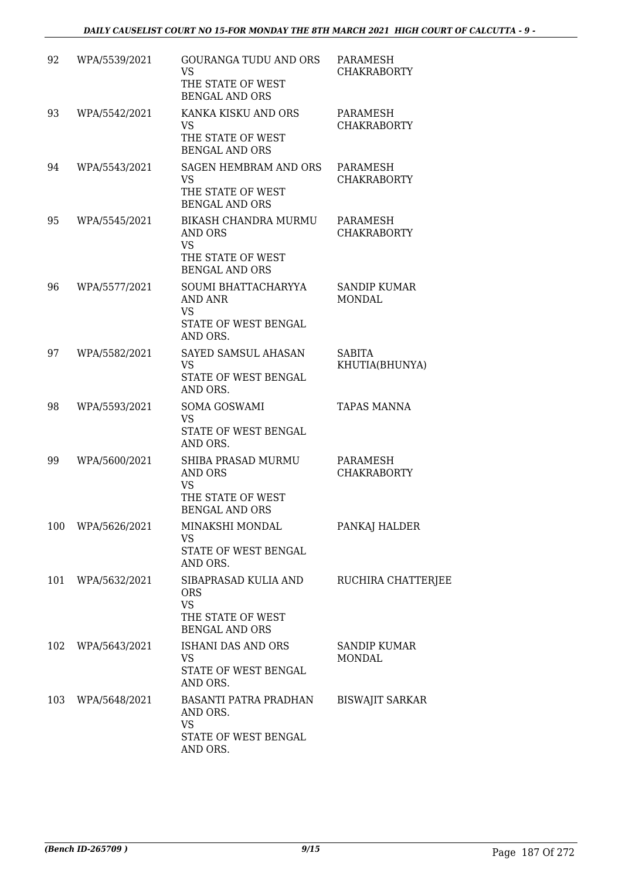| | | | |
|---|---|---|---|
| 92 | WPA/5539/2021 | GOURANGA TUDU AND ORS VS THE STATE OF WEST BENGAL AND ORS | PARAMESH CHAKRABORTY |
| 93 | WPA/5542/2021 | KANKA KISKU AND ORS VS THE STATE OF WEST BENGAL AND ORS | PARAMESH CHAKRABORTY |
| 94 | WPA/5543/2021 | SAGEN HEMBRAM AND ORS VS THE STATE OF WEST BENGAL AND ORS | PARAMESH CHAKRABORTY |
| 95 | WPA/5545/2021 | BIKASH CHANDRA MURMU AND ORS VS THE STATE OF WEST BENGAL AND ORS | PARAMESH CHAKRABORTY |
| 96 | WPA/5577/2021 | SOUMI BHATTACHARYYA AND ANR VS STATE OF WEST BENGAL AND ORS. | SANDIP KUMAR MONDAL |
| 97 | WPA/5582/2021 | SAYED SAMSUL AHASAN VS STATE OF WEST BENGAL AND ORS. | SABITA KHUTIA(BHUNYA) |
| 98 | WPA/5593/2021 | SOMA GOSWAMI VS STATE OF WEST BENGAL AND ORS. | TAPAS MANNA |
| 99 | WPA/5600/2021 | SHIBA PRASAD MURMU AND ORS VS THE STATE OF WEST BENGAL AND ORS | PARAMESH CHAKRABORTY |
| 100 | WPA/5626/2021 | MINAKSHI MONDAL VS STATE OF WEST BENGAL AND ORS. | PANKAJ HALDER |
| 101 | WPA/5632/2021 | SIBAPRASAD KULIA AND ORS VS THE STATE OF WEST BENGAL AND ORS | RUCHIRA CHATTERJEE |
| 102 | WPA/5643/2021 | ISHANI DAS AND ORS VS STATE OF WEST BENGAL AND ORS. | SANDIP KUMAR MONDAL |
| 103 | WPA/5648/2021 | BASANTI PATRA PRADHAN AND ORS. VS STATE OF WEST BENGAL AND ORS. | BISWAJIT SARKAR |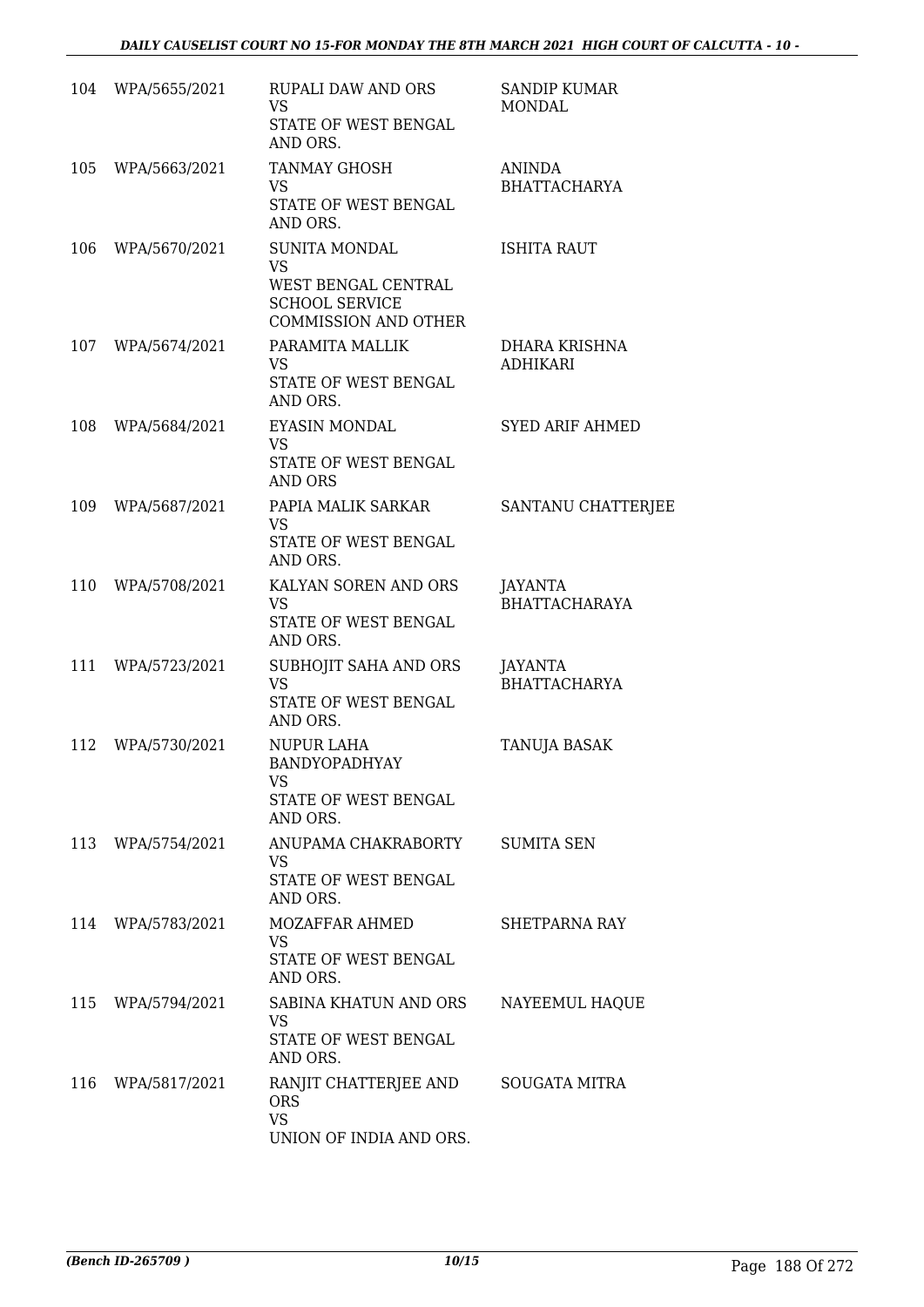| 104 | WPA/5655/2021 | RUPALI DAW AND ORS<br>VS<br>STATE OF WEST BENGAL AND ORS. | SANDIP KUMAR MONDAL |
|---|---|---|---|
| 105 | WPA/5663/2021 | TANMAY GHOSH<br>VS<br>STATE OF WEST BENGAL AND ORS. | ANINDA BHATTACHARYA |
| 106 | WPA/5670/2021 | SUNITA MONDAL<br>VS<br>WEST BENGAL CENTRAL SCHOOL SERVICE COMMISSION AND OTHER | ISHITA RAUT |
| 107 | WPA/5674/2021 | PARAMITA MALLIK<br>VS<br>STATE OF WEST BENGAL AND ORS. | DHARA KRISHNA ADHIKARI |
| 108 | WPA/5684/2021 | EYASIN MONDAL<br>VS<br>STATE OF WEST BENGAL AND ORS | SYED ARIF AHMED |
| 109 | WPA/5687/2021 | PAPIA MALIK SARKAR<br>VS<br>STATE OF WEST BENGAL AND ORS. | SANTANU CHATTERJEE |
| 110 | WPA/5708/2021 | KALYAN SOREN AND ORS<br>VS<br>STATE OF WEST BENGAL AND ORS. | JAYANTA BHATTACHARAYA |
| 111 | WPA/5723/2021 | SUBHOJIT SAHA AND ORS<br>VS<br>STATE OF WEST BENGAL AND ORS. | JAYANTA BHATTACHARYA |
| 112 | WPA/5730/2021 | NUPUR LAHA BANDYOPADHYAY<br>VS<br>STATE OF WEST BENGAL AND ORS. | TANUJA BASAK |
| 113 | WPA/5754/2021 | ANUPAMA CHAKRABORTY<br>VS<br>STATE OF WEST BENGAL AND ORS. | SUMITA SEN |
| 114 | WPA/5783/2021 | MOZAFFAR AHMED<br>VS<br>STATE OF WEST BENGAL AND ORS. | SHETPARNA RAY |
| 115 | WPA/5794/2021 | SABINA KHATUN AND ORS<br>VS<br>STATE OF WEST BENGAL AND ORS. | NAYEEMUL HAQUE |
| 116 | WPA/5817/2021 | RANJIT CHATTERJEE AND ORS<br>VS<br>UNION OF INDIA AND ORS. | SOUGATA MITRA |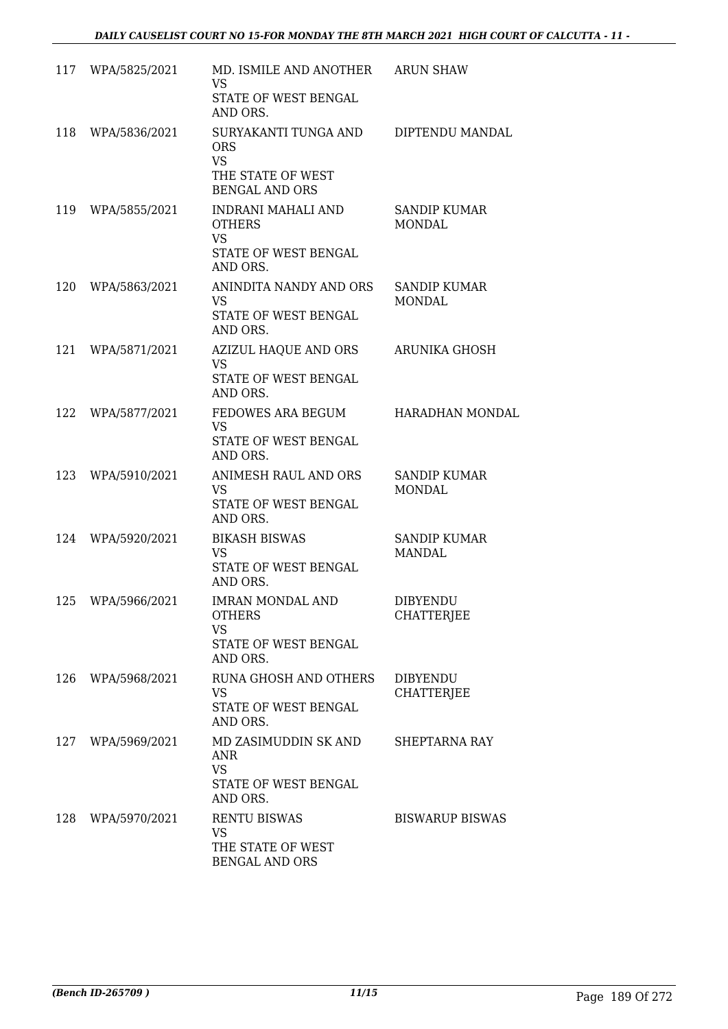| | | | |
|---|---|---|---|
| 117 | WPA/5825/2021 | MD. ISMILE AND ANOTHER<br>VS<br>STATE OF WEST BENGAL AND ORS. | ARUN SHAW |
| 118 | WPA/5836/2021 | SURYAKANTI TUNGA AND ORS<br>VS<br>THE STATE OF WEST BENGAL AND ORS | DIPTENDU MANDAL |
| 119 | WPA/5855/2021 | INDRANI MAHALI AND OTHERS<br>VS<br>STATE OF WEST BENGAL AND ORS. | SANDIP KUMAR MONDAL |
| 120 | WPA/5863/2021 | ANINDITA NANDY AND ORS<br>VS<br>STATE OF WEST BENGAL AND ORS. | SANDIP KUMAR MONDAL |
| 121 | WPA/5871/2021 | AZIZUL HAQUE AND ORS<br>VS<br>STATE OF WEST BENGAL AND ORS. | ARUNIKA GHOSH |
| 122 | WPA/5877/2021 | FEDOWES ARA BEGUM<br>VS<br>STATE OF WEST BENGAL AND ORS. | HARADHAN MONDAL |
| 123 | WPA/5910/2021 | ANIMESH RAUL AND ORS<br>VS<br>STATE OF WEST BENGAL AND ORS. | SANDIP KUMAR MONDAL |
| 124 | WPA/5920/2021 | BIKASH BISWAS<br>VS<br>STATE OF WEST BENGAL AND ORS. | SANDIP KUMAR MANDAL |
| 125 | WPA/5966/2021 | IMRAN MONDAL AND OTHERS<br>VS<br>STATE OF WEST BENGAL AND ORS. | DIBYENDU CHATTERJEE |
| 126 | WPA/5968/2021 | RUNA GHOSH AND OTHERS<br>VS<br>STATE OF WEST BENGAL AND ORS. | DIBYENDU CHATTERJEE |
| 127 | WPA/5969/2021 | MD ZASIMUDDIN SK AND ANR<br>VS<br>STATE OF WEST BENGAL AND ORS. | SHEPTARNA RAY |
| 128 | WPA/5970/2021 | RENTU BISWAS<br>VS<br>THE STATE OF WEST BENGAL AND ORS | BISWARUP BISWAS |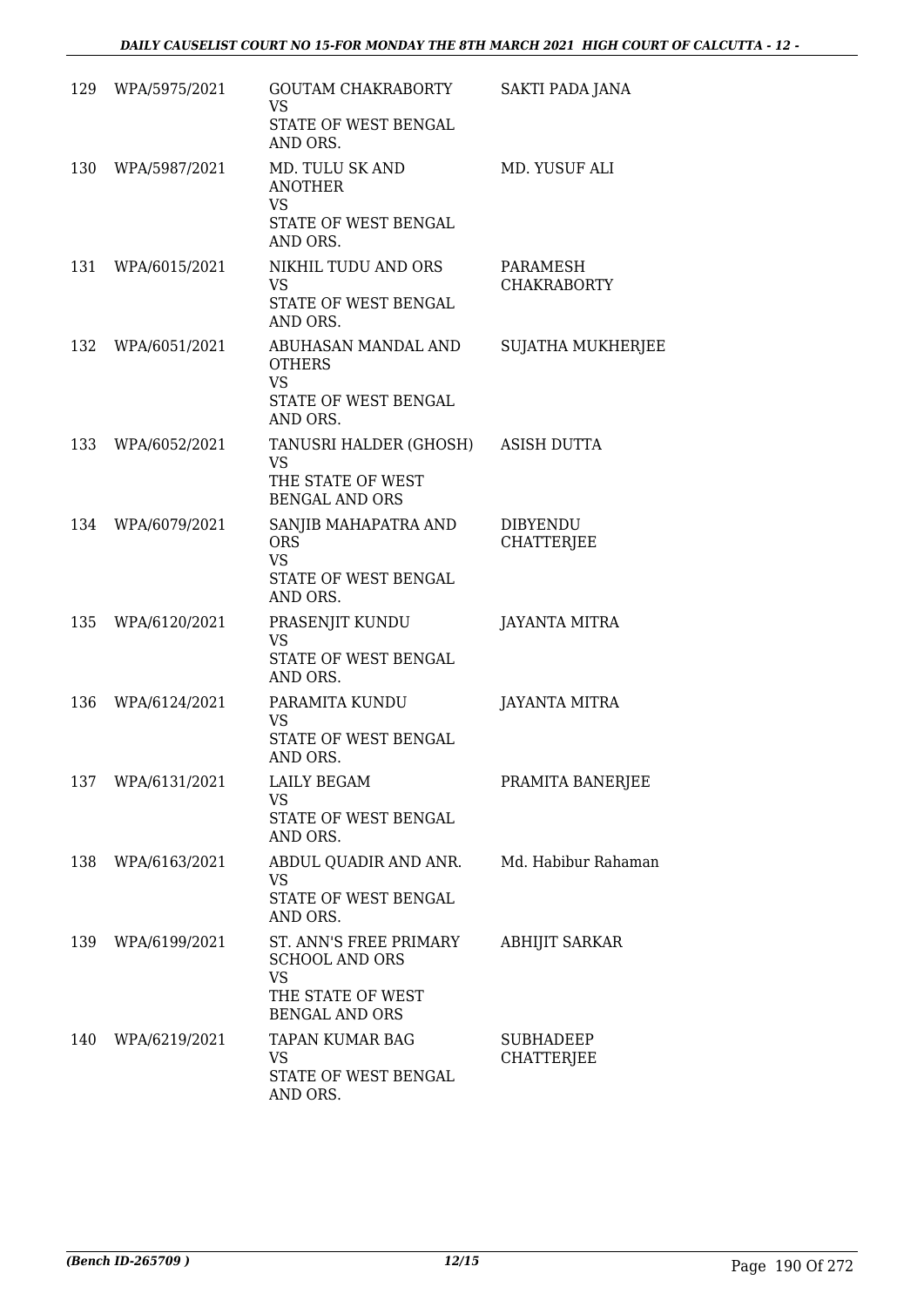| | | | |
|---|---|---|---|
| 129 | WPA/5975/2021 | GOUTAM CHAKRABORTY<br>VS<br>STATE OF WEST BENGAL AND ORS. | SAKTI PADA JANA |
| 130 | WPA/5987/2021 | MD. TULU SK AND ANOTHER<br>VS<br>STATE OF WEST BENGAL AND ORS. | MD. YUSUF ALI |
| 131 | WPA/6015/2021 | NIKHIL TUDU AND ORS<br>VS<br>STATE OF WEST BENGAL AND ORS. | PARAMESH CHAKRABORTY |
| 132 | WPA/6051/2021 | ABUHASAN MANDAL AND OTHERS<br>VS<br>STATE OF WEST BENGAL AND ORS. | SUJATHA MUKHERJEE |
| 133 | WPA/6052/2021 | TANUSRI HALDER (GHOSH)<br>VS<br>THE STATE OF WEST BENGAL AND ORS | ASISH DUTTA |
| 134 | WPA/6079/2021 | SANJIB MAHAPATRA AND ORS<br>VS<br>STATE OF WEST BENGAL AND ORS. | DIBYENDU CHATTERJEE |
| 135 | WPA/6120/2021 | PRASENJIT KUNDU<br>VS<br>STATE OF WEST BENGAL AND ORS. | JAYANTA MITRA |
| 136 | WPA/6124/2021 | PARAMITA KUNDU<br>VS<br>STATE OF WEST BENGAL AND ORS. | JAYANTA MITRA |
| 137 | WPA/6131/2021 | LAILY BEGAM<br>VS<br>STATE OF WEST BENGAL AND ORS. | PRAMITA BANERJEE |
| 138 | WPA/6163/2021 | ABDUL QUADIR AND ANR.<br>VS<br>STATE OF WEST BENGAL AND ORS. | Md. Habibur Rahaman |
| 139 | WPA/6199/2021 | ST. ANN'S FREE PRIMARY SCHOOL AND ORS<br>VS<br>THE STATE OF WEST BENGAL AND ORS | ABHIJIT SARKAR |
| 140 | WPA/6219/2021 | TAPAN KUMAR BAG<br>VS<br>STATE OF WEST BENGAL AND ORS. | SUBHADEEP CHATTERJEE |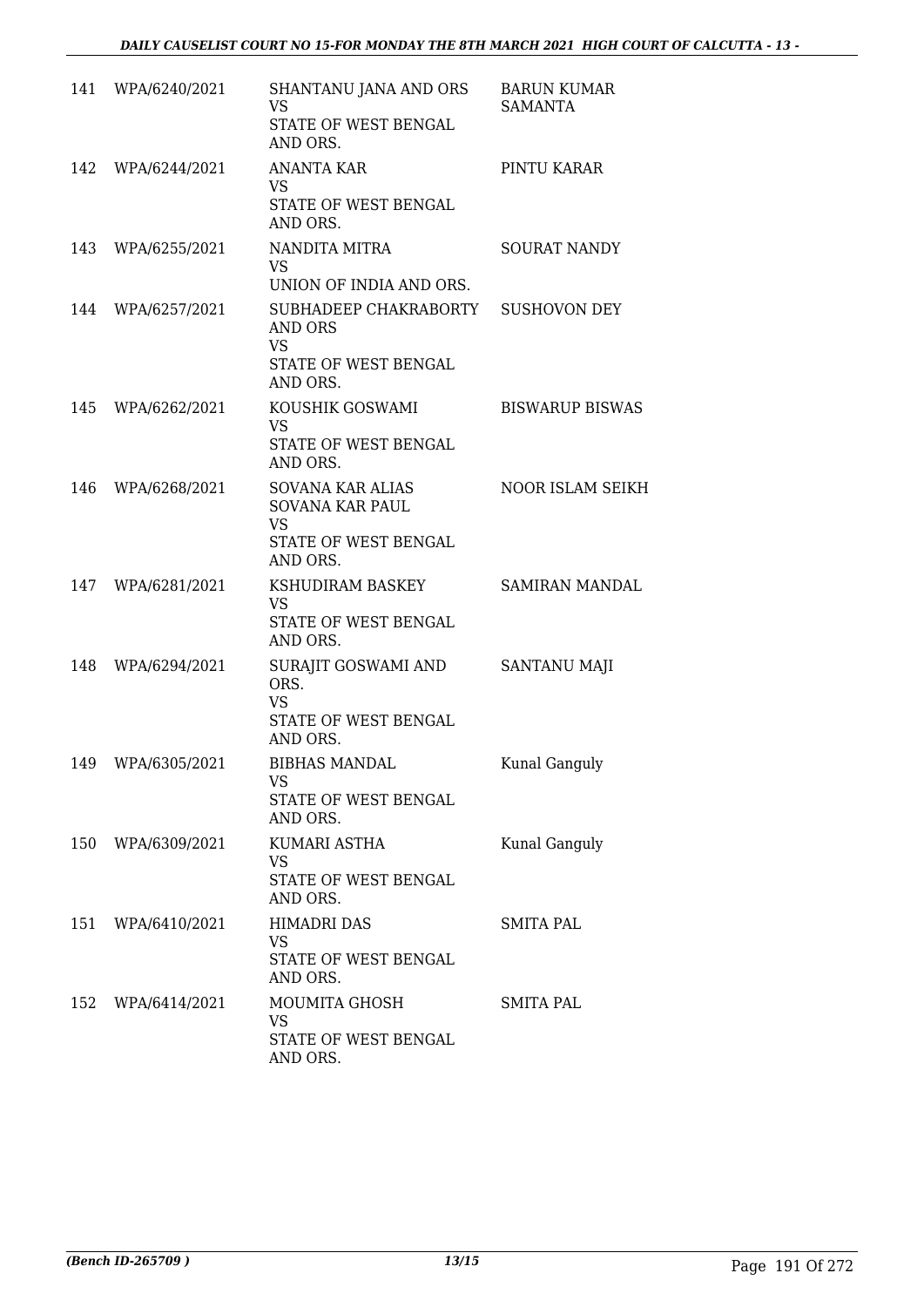| | | | |
|---|---|---|---|
| 141 | WPA/6240/2021 | SHANTANU JANA AND ORS<br>VS<br>STATE OF WEST BENGAL AND ORS. | BARUN KUMAR SAMANTA |
| 142 | WPA/6244/2021 | ANANTA KAR<br>VS<br>STATE OF WEST BENGAL AND ORS. | PINTU KARAR |
| 143 | WPA/6255/2021 | NANDITA MITRA<br>VS<br>UNION OF INDIA AND ORS. | SOURAT NANDY |
| 144 | WPA/6257/2021 | SUBHADEEP CHAKRABORTY AND ORS<br>VS<br>STATE OF WEST BENGAL AND ORS. | SUSHOVON DEY |
| 145 | WPA/6262/2021 | KOUSHIK GOSWAMI<br>VS<br>STATE OF WEST BENGAL AND ORS. | BISWARUP BISWAS |
| 146 | WPA/6268/2021 | SOVANA KAR ALIAS SOVANA KAR PAUL<br>VS<br>STATE OF WEST BENGAL AND ORS. | NOOR ISLAM SEIKH |
| 147 | WPA/6281/2021 | KSHUDIRAM BASKEY<br>VS<br>STATE OF WEST BENGAL AND ORS. | SAMIRAN MANDAL |
| 148 | WPA/6294/2021 | SURAJIT GOSWAMI AND ORS.<br>VS<br>STATE OF WEST BENGAL AND ORS. | SANTANU MAJI |
| 149 | WPA/6305/2021 | BIBHAS MANDAL<br>VS<br>STATE OF WEST BENGAL AND ORS. | Kunal Ganguly |
| 150 | WPA/6309/2021 | KUMARI ASTHA<br>VS<br>STATE OF WEST BENGAL AND ORS. | Kunal Ganguly |
| 151 | WPA/6410/2021 | HIMADRI DAS<br>VS<br>STATE OF WEST BENGAL AND ORS. | SMITA PAL |
| 152 | WPA/6414/2021 | MOUMITA GHOSH<br>VS<br>STATE OF WEST BENGAL AND ORS. | SMITA PAL |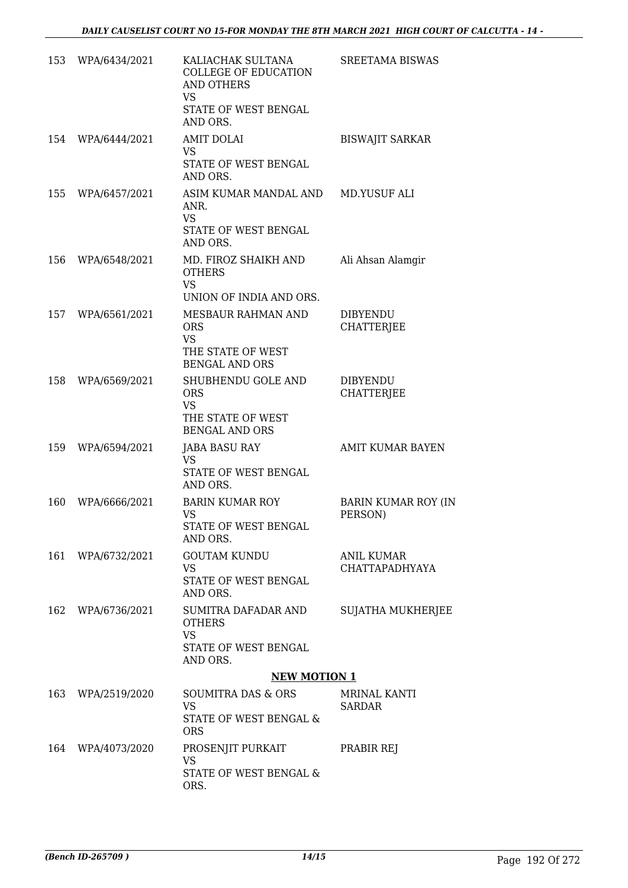| | | | |
|---|---|---|---|
| 153 | WPA/6434/2021 | KALIACHAK SULTANA COLLEGE OF EDUCATION AND OTHERS<br>VS<br>STATE OF WEST BENGAL AND ORS. | SREETAMA BISWAS |
| 154 | WPA/6444/2021 | AMIT DOLAI<br>VS<br>STATE OF WEST BENGAL AND ORS. | BISWAJIT SARKAR |
| 155 | WPA/6457/2021 | ASIM KUMAR MANDAL AND ANR.<br>VS<br>STATE OF WEST BENGAL AND ORS. | MD.YUSUF ALI |
| 156 | WPA/6548/2021 | MD. FIROZ SHAIKH AND OTHERS<br>VS<br>UNION OF INDIA AND ORS. | Ali Ahsan Alamgir |
| 157 | WPA/6561/2021 | MESBAUR RAHMAN AND ORS<br>VS<br>THE STATE OF WEST BENGAL AND ORS | DIBYENDU CHATTERJEE |
| 158 | WPA/6569/2021 | SHUBHENDU GOLE AND ORS<br>VS<br>THE STATE OF WEST BENGAL AND ORS | DIBYENDU CHATTERJEE |
| 159 | WPA/6594/2021 | JABA BASU RAY<br>VS<br>STATE OF WEST BENGAL AND ORS. | AMIT KUMAR BAYEN |
| 160 | WPA/6666/2021 | BARIN KUMAR ROY<br>VS<br>STATE OF WEST BENGAL AND ORS. | BARIN KUMAR ROY (IN PERSON) |
| 161 | WPA/6732/2021 | GOUTAM KUNDU<br>VS<br>STATE OF WEST BENGAL AND ORS. | ANIL KUMAR CHATTAPADHYAYA |
| 162 | WPA/6736/2021 | SUMITRA DAFADAR AND OTHERS<br>VS<br>STATE OF WEST BENGAL AND ORS. | SUJATHA MUKHERJEE |

**NEW MOTION 1**

| | | | |
|---|---|---|---|
| 163 | WPA/2519/2020 | SOUMITRA DAS & ORS<br>VS<br>STATE OF WEST BENGAL & ORS | MRINAL KANTI SARDAR |
| 164 | WPA/4073/2020 | PROSENJIT PURKAIT<br>VS<br>STATE OF WEST BENGAL & ORS. | PRABIR REJ |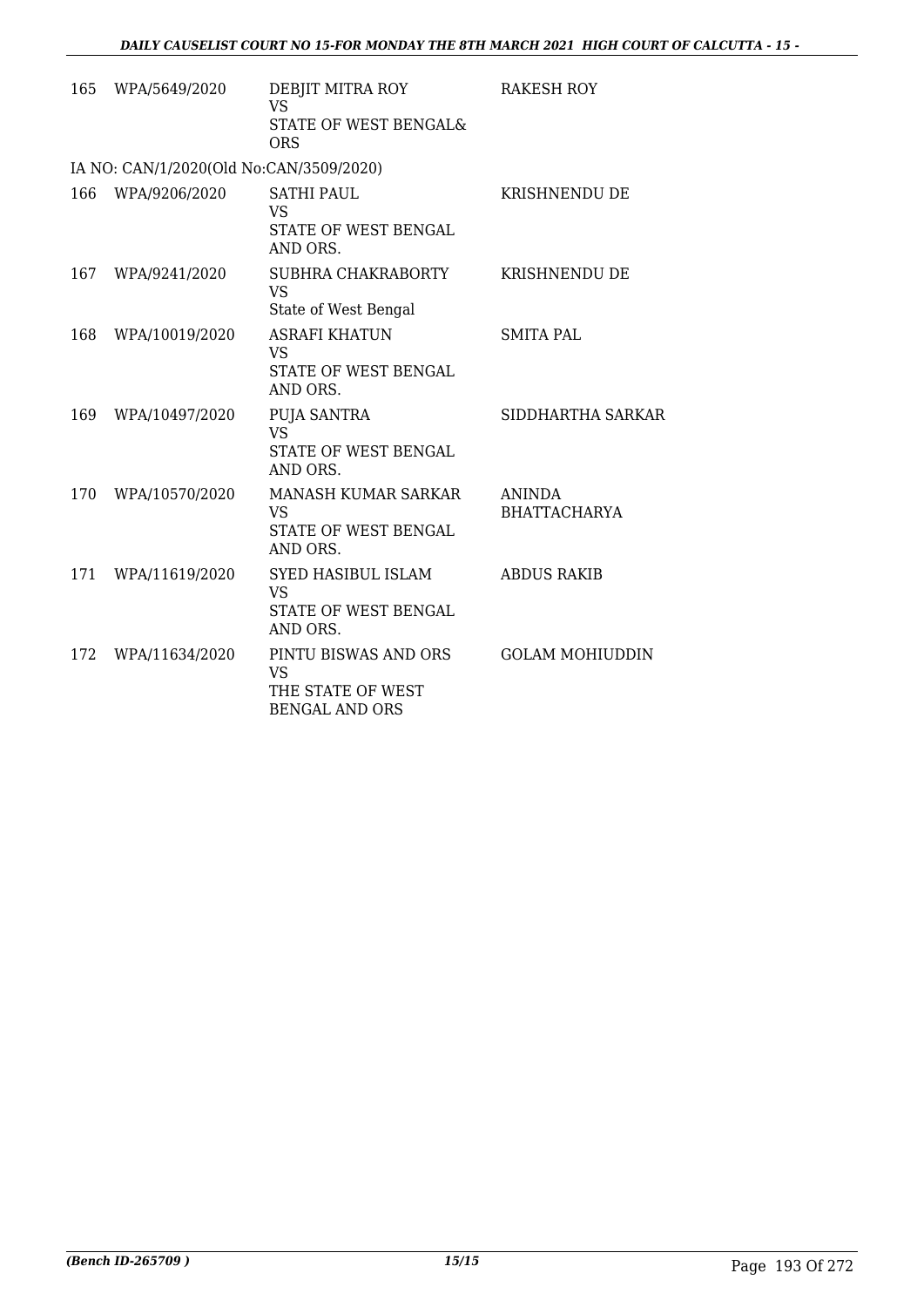| | | | |
|---|---|---|---|
| 165 | WPA/5649/2020 | DEBJIT MITRA ROY<br>VS<br>STATE OF WEST BENGAL&<br>ORS | RAKESH ROY |
| IA NO: CAN/1/2020(Old No:CAN/3509/2020) | | | |
| 166 | WPA/9206/2020 | SATHI PAUL<br>VS<br>STATE OF WEST BENGAL<br>AND ORS. | KRISHNENDU DE |
| 167 | WPA/9241/2020 | SUBHRA CHAKRABORTY<br>VS<br>State of West Bengal | KRISHNENDU DE |
| 168 | WPA/10019/2020 | ASRAFI KHATUN<br>VS<br>STATE OF WEST BENGAL<br>AND ORS. | SMITA PAL |
| 169 | WPA/10497/2020 | PUJA SANTRA<br>VS<br>STATE OF WEST BENGAL<br>AND ORS. | SIDDHARTHA SARKAR |
| 170 | WPA/10570/2020 | MANASH KUMAR SARKAR<br>VS<br>STATE OF WEST BENGAL<br>AND ORS. | ANINDA BHATTACHARYA |
| 171 | WPA/11619/2020 | SYED HASIBUL ISLAM<br>VS<br>STATE OF WEST BENGAL<br>AND ORS. | ABDUS RAKIB |
| 172 | WPA/11634/2020 | PINTU BISWAS AND ORS<br>VS<br>THE STATE OF WEST<br>BENGAL AND ORS | GOLAM MOHIUDDIN |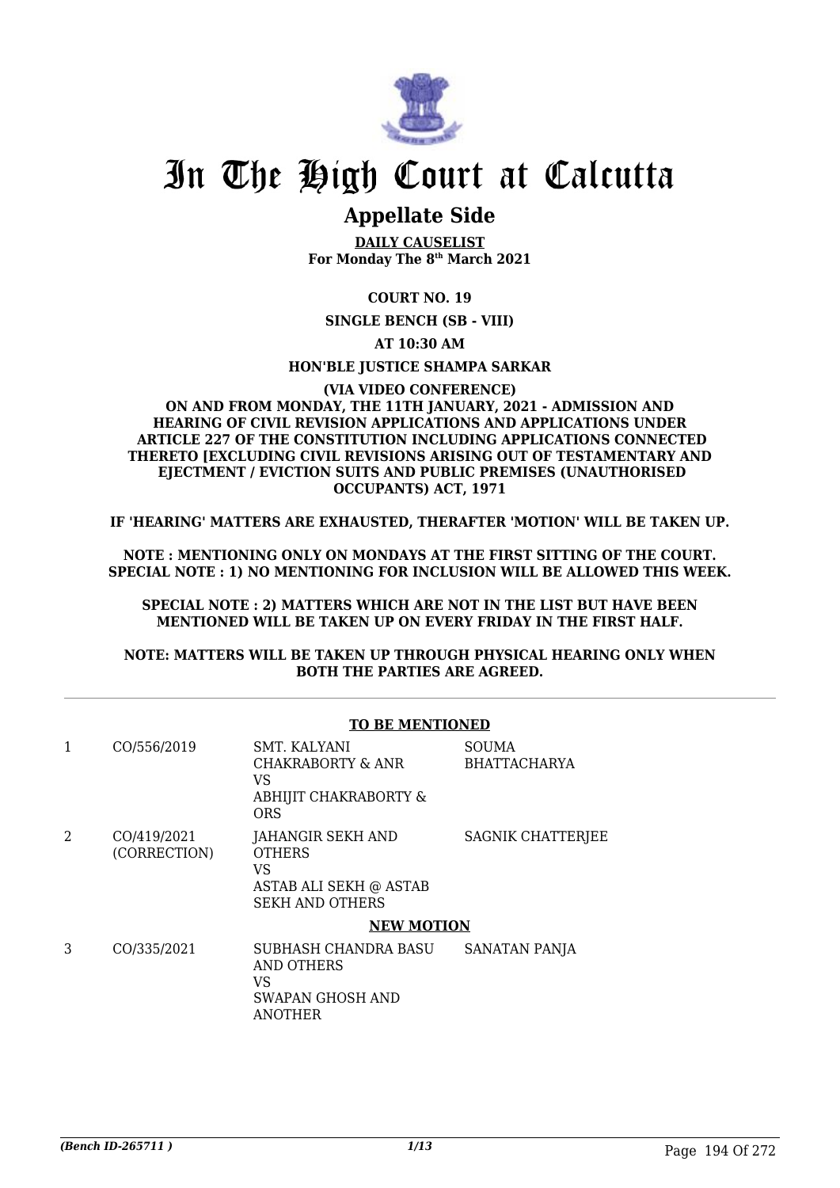# In The High Court at Calcutta

## Appellate Side

**DAILY CAUSELIST**
**For Monday The 8th March 2021**

**COURT NO. 19**

**SINGLE BENCH (SB - VIII)**

**AT 10:30 AM**

**HON'BLE JUSTICE SHAMPA SARKAR**

**(VIA VIDEO CONFERENCE)**
**ON AND FROM MONDAY, THE 11TH JANUARY, 2021 - ADMISSION AND HEARING OF CIVIL REVISION APPLICATIONS AND APPLICATIONS UNDER ARTICLE 227 OF THE CONSTITUTION INCLUDING APPLICATIONS CONNECTED THERETO [EXCLUDING CIVIL REVISIONS ARISING OUT OF TESTAMENTARY AND EJECTMENT / EVICTION SUITS AND PUBLIC PREMISES (UNAUTHORISED OCCUPANTS) ACT, 1971**

**IF 'HEARING' MATTERS ARE EXHAUSTED, THERAFTER 'MOTION' WILL BE TAKEN UP.**

**NOTE : MENTIONING ONLY ON MONDAYS AT THE FIRST SITTING OF THE COURT. SPECIAL NOTE : 1) NO MENTIONING FOR INCLUSION WILL BE ALLOWED THIS WEEK.**

**SPECIAL NOTE : 2) MATTERS WHICH ARE NOT IN THE LIST BUT HAVE BEEN MENTIONED WILL BE TAKEN UP ON EVERY FRIDAY IN THE FIRST HALF.**

**NOTE: MATTERS WILL BE TAKEN UP THROUGH PHYSICAL HEARING ONLY WHEN BOTH THE PARTIES ARE AGREED.**

**TO BE MENTIONED**

| | | | |
|---|---|---|---|
| 1 | CO/556/2019 | SMT. KALYANI CHAKRABORTY & ANR VS ABHIJIT CHAKRABORTY & ORS | SOUMA BHATTACHARYA |
| 2 | CO/419/2021 (CORRECTION) | JAHANGIR SEKH AND OTHERS VS ASTAB ALI SEKH @ ASTAB SEKH AND OTHERS | SAGNIK CHATTERJEE |

**NEW MOTION**

| | | | |
|---|---|---|---|
| 3 | CO/335/2021 | SUBHASH CHANDRA BASU AND OTHERS VS SWAPAN GHOSH AND ANOTHER | SANATAN PANJA |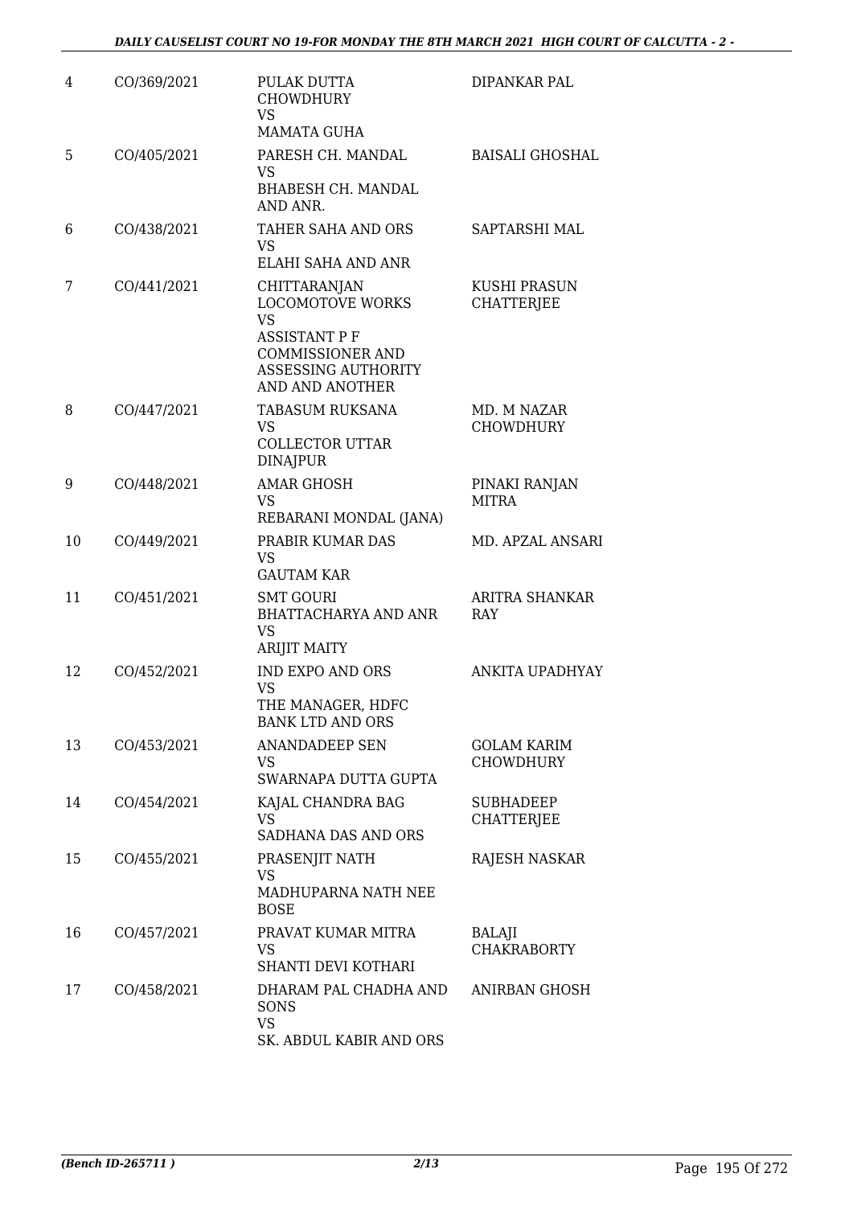| | | | |
|---|---|---|---|
| 4 | CO/369/2021 | PULAK DUTTA CHOWDHURY<br>VS<br>MAMATA GUHA | DIPANKAR PAL |
| 5 | CO/405/2021 | PARESH CH. MANDAL<br>VS<br>BHABESH CH. MANDAL AND ANR. | BAISALI GHOSHAL |
| 6 | CO/438/2021 | TAHER SAHA AND ORS<br>VS<br>ELAHI SAHA AND ANR | SAPTARSHI MAL |
| 7 | CO/441/2021 | CHITTARANJAN LOCOMOTOVE WORKS<br>VS<br>ASSISTANT P F COMMISSIONER AND ASSESSING AUTHORITY AND AND ANOTHER | KUSHI PRASUN CHATTERJEE |
| 8 | CO/447/2021 | TABASUM RUKSANA<br>VS<br>COLLECTOR UTTAR DINAJPUR | MD. M NAZAR CHOWDHURY |
| 9 | CO/448/2021 | AMAR GHOSH<br>VS<br>REBARANI MONDAL (JANA) | PINAKI RANJAN MITRA |
| 10 | CO/449/2021 | PRABIR KUMAR DAS<br>VS<br>GAUTAM KAR | MD. APZAL ANSARI |
| 11 | CO/451/2021 | SMT GOURI BHATTACHARYA AND ANR<br>VS<br>ARIJIT MAITY | ARITRA SHANKAR RAY |
| 12 | CO/452/2021 | IND EXPO AND ORS<br>VS<br>THE MANAGER, HDFC BANK LTD AND ORS | ANKITA UPADHYAY |
| 13 | CO/453/2021 | ANANDADEEP SEN<br>VS<br>SWARNAPA DUTTA GUPTA | GOLAM KARIM CHOWDHURY |
| 14 | CO/454/2021 | KAJAL CHANDRA BAG<br>VS<br>SADHANA DAS AND ORS | SUBHADEEP CHATTERJEE |
| 15 | CO/455/2021 | PRASENJIT NATH<br>VS<br>MADHUPARNA NATH NEE BOSE | RAJESH NASKAR |
| 16 | CO/457/2021 | PRAVAT KUMAR MITRA<br>VS<br>SHANTI DEVI KOTHARI | BALAJI CHAKRABORTY |
| 17 | CO/458/2021 | DHARAM PAL CHADHA AND SONS<br>VS<br>SK. ABDUL KABIR AND ORS | ANIRBAN GHOSH |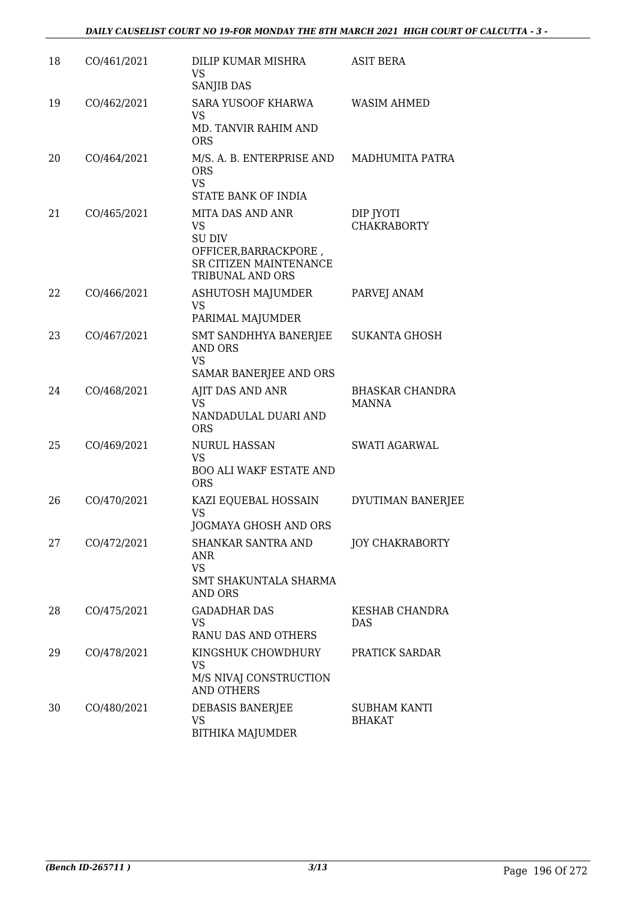| 18 | CO/461/2021 | DILIP KUMAR MISHRA<br>VS<br>SANJIB DAS | ASIT BERA |
|---|---|---|---|
| 19 | CO/462/2021 | SARA YUSOOF KHARWA<br>VS<br>MD. TANVIR RAHIM AND ORS | WASIM AHMED |
| 20 | CO/464/2021 | M/S. A. B. ENTERPRISE AND ORS<br>VS<br>STATE BANK OF INDIA | MADHUMITA PATRA |
| 21 | CO/465/2021 | MITA DAS AND ANR<br>VS<br>SU DIV OFFICER,BARRACKPORE , SR CITIZEN MAINTENANCE TRIBUNAL AND ORS | DIP JYOTI CHAKRABORTY |
| 22 | CO/466/2021 | ASHUTOSH MAJUMDER<br>VS<br>PARIMAL MAJUMDER | PARVEJ ANAM |
| 23 | CO/467/2021 | SMT SANDHHYA BANERJEE AND ORS<br>VS<br>SAMAR BANERJEE AND ORS | SUKANTA GHOSH |
| 24 | CO/468/2021 | AJIT DAS AND ANR<br>VS<br>NANDADULAL DUARI AND ORS | BHASKAR CHANDRA MANNA |
| 25 | CO/469/2021 | NURUL HASSAN<br>VS<br>BOO ALI WAKF ESTATE AND ORS | SWATI AGARWAL |
| 26 | CO/470/2021 | KAZI EQUEBAL HOSSAIN<br>VS<br>JOGMAYA GHOSH AND ORS | DYUTIMAN BANERJEE |
| 27 | CO/472/2021 | SHANKAR SANTRA AND ANR<br>VS<br>SMT SHAKUNTALA SHARMA AND ORS | JOY CHAKRABORTY |
| 28 | CO/475/2021 | GADADHAR DAS<br>VS<br>RANU DAS AND OTHERS | KESHAB CHANDRA DAS |
| 29 | CO/478/2021 | KINGSHUK CHOWDHURY<br>VS<br>M/S NIVAJ CONSTRUCTION AND OTHERS | PRATICK SARDAR |
| 30 | CO/480/2021 | DEBASIS BANERJEE<br>VS<br>BITHIKA MAJUMDER | SUBHAM KANTI BHAKAT |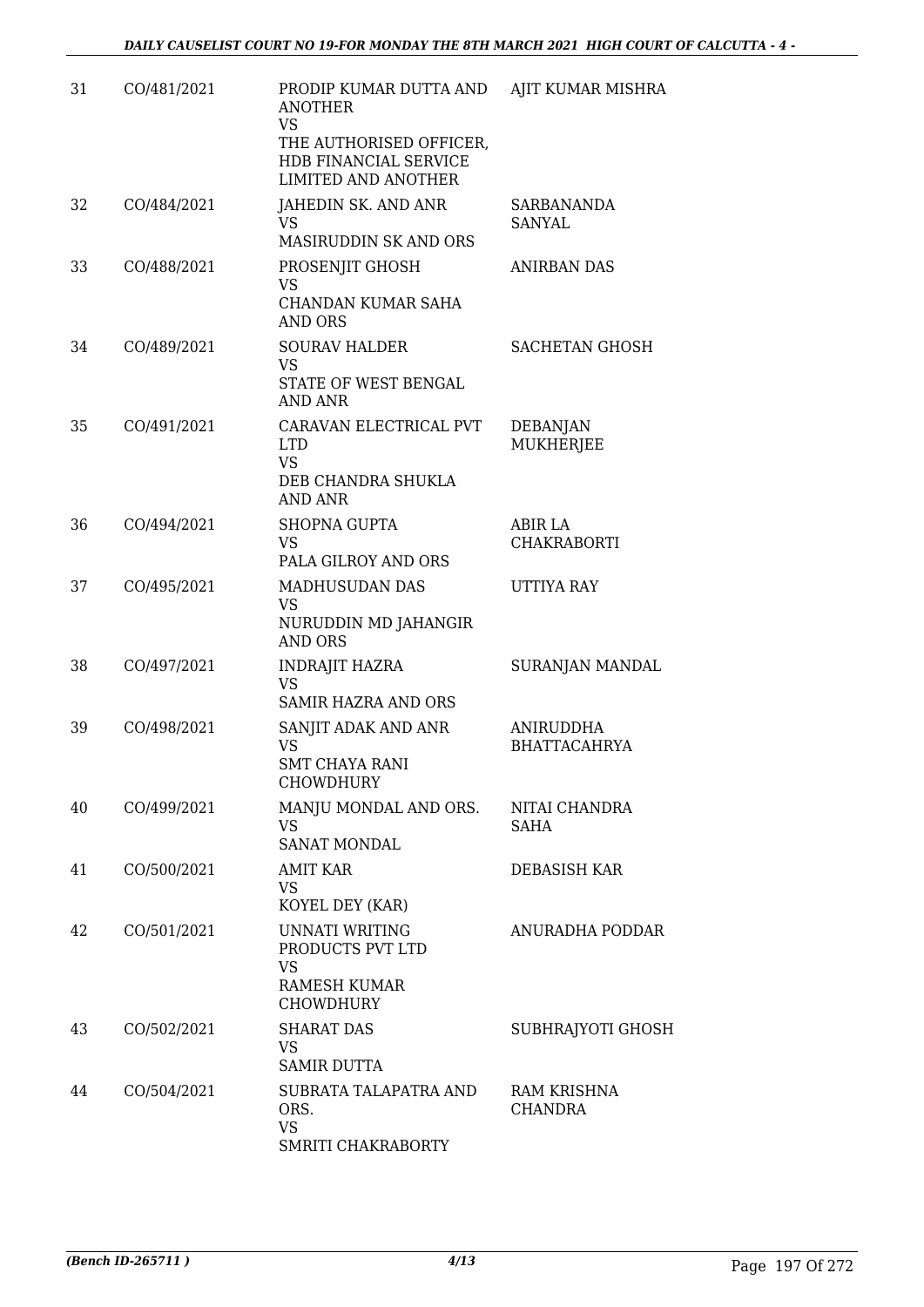| | | | |
|---|---|---|---|
| 31 | CO/481/2021 | PRODIP KUMAR DUTTA AND ANOTHER<br>VS<br>THE AUTHORISED OFFICER, HDB FINANCIAL SERVICE LIMITED AND ANOTHER | AJIT KUMAR MISHRA |
| 32 | CO/484/2021 | JAHEDIN SK. AND ANR<br>VS<br>MASIRUDDIN SK AND ORS | SARBANANDA SANYAL |
| 33 | CO/488/2021 | PROSENJIT GHOSH<br>VS<br>CHANDAN KUMAR SAHA AND ORS | ANIRBAN DAS |
| 34 | CO/489/2021 | SOURAV HALDER<br>VS<br>STATE OF WEST BENGAL AND ANR | SACHETAN GHOSH |
| 35 | CO/491/2021 | CARAVAN ELECTRICAL PVT LTD<br>VS<br>DEB CHANDRA SHUKLA AND ANR | DEBANJAN MUKHERJEE |
| 36 | CO/494/2021 | SHOPNA GUPTA<br>VS<br>PALA GILROY AND ORS | ABIR LA CHAKRABORTI |
| 37 | CO/495/2021 | MADHUSUDAN DAS<br>VS<br>NURUDDIN MD JAHANGIR AND ORS | UTTIYA RAY |
| 38 | CO/497/2021 | INDRAJIT HAZRA<br>VS<br>SAMIR HAZRA AND ORS | SURANJAN MANDAL |
| 39 | CO/498/2021 | SANJIT ADAK AND ANR<br>VS<br>SMT CHAYA RANI CHOWDHURY | ANIRUDDHA BHATTACAHRYA |
| 40 | CO/499/2021 | MANJU MONDAL AND ORS.<br>VS<br>SANAT MONDAL | NITAI CHANDRA SAHA |
| 41 | CO/500/2021 | AMIT KAR<br>VS<br>KOYEL DEY (KAR) | DEBASISH KAR |
| 42 | CO/501/2021 | UNNATI WRITING PRODUCTS PVT LTD<br>VS<br>RAMESH KUMAR CHOWDHURY | ANURADHA PODDAR |
| 43 | CO/502/2021 | SHARAT DAS<br>VS<br>SAMIR DUTTA | SUBHRAJYOTI GHOSH |
| 44 | CO/504/2021 | SUBRATA TALAPATRA AND ORS.<br>VS<br>SMRITI CHAKRABORTY | RAM KRISHNA CHANDRA |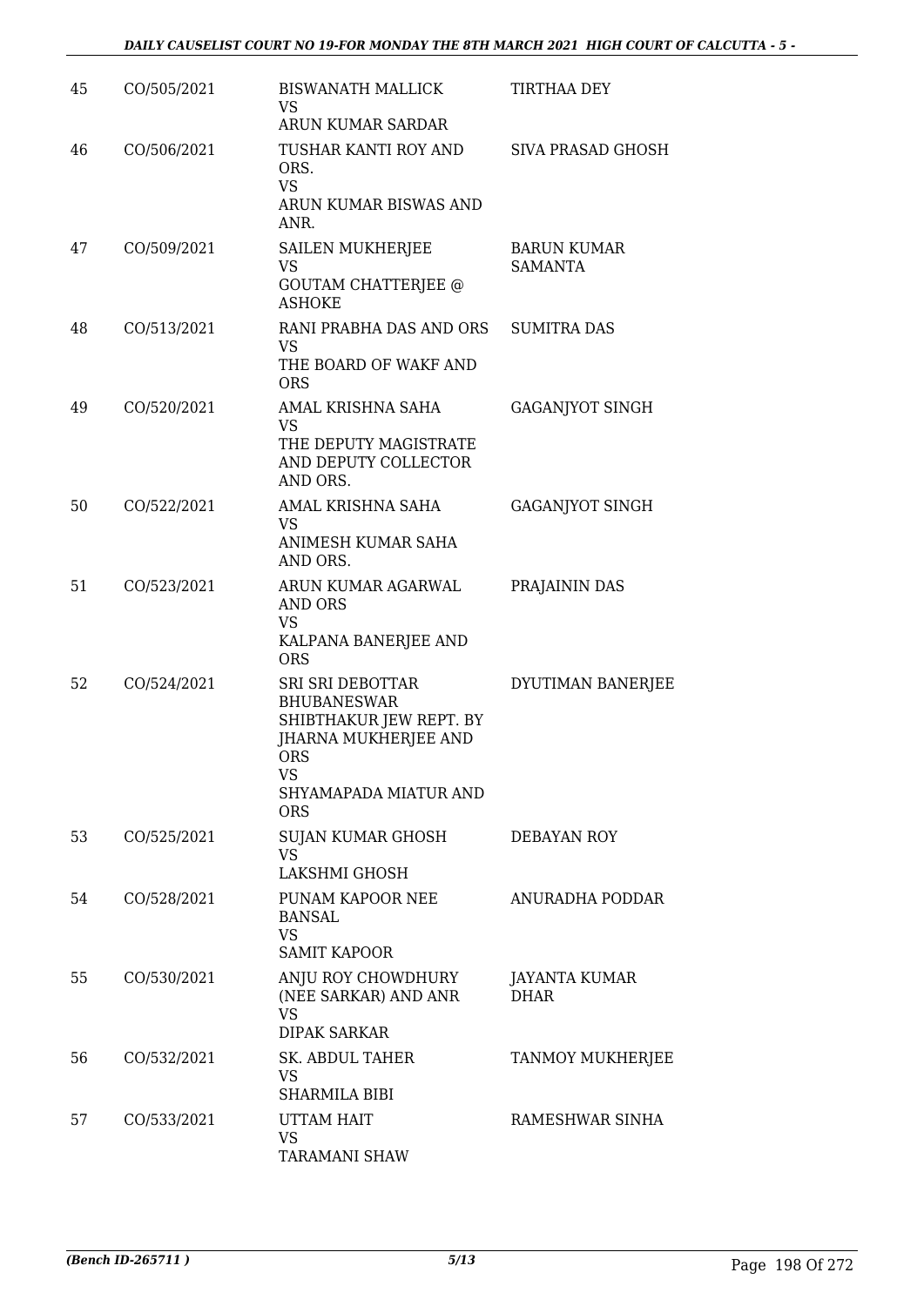| | | | |
|---|---|---|---|
| 45 | CO/505/2021 | BISWANATH MALLICK<br>VS<br>ARUN KUMAR SARDAR | TIRTHAA DEY |
| 46 | CO/506/2021 | TUSHAR KANTI ROY AND ORS.<br>VS<br>ARUN KUMAR BISWAS AND ANR. | SIVA PRASAD GHOSH |
| 47 | CO/509/2021 | SAILEN MUKHERJEE<br>VS<br>GOUTAM CHATTERJEE @ ASHOKE | BARUN KUMAR SAMANTA |
| 48 | CO/513/2021 | RANI PRABHA DAS AND ORS<br>VS<br>THE BOARD OF WAKF AND ORS | SUMITRA DAS |
| 49 | CO/520/2021 | AMAL KRISHNA SAHA<br>VS<br>THE DEPUTY MAGISTRATE AND DEPUTY COLLECTOR AND ORS. | GAGANJYOT SINGH |
| 50 | CO/522/2021 | AMAL KRISHNA SAHA<br>VS<br>ANIMESH KUMAR SAHA AND ORS. | GAGANJYOT SINGH |
| 51 | CO/523/2021 | ARUN KUMAR AGARWAL AND ORS<br>VS<br>KALPANA BANERJEE AND ORS | PRAJAININ DAS |
| 52 | CO/524/2021 | SRI SRI DEBOTTAR BHUBANESWAR SHIBTHAKUR JEW REPT. BY JHARNA MUKHERJEE AND ORS<br>VS<br>SHYAMAPADA MIATUR AND ORS | DYUTIMAN BANERJEE |
| 53 | CO/525/2021 | SUJAN KUMAR GHOSH<br>VS<br>LAKSHMI GHOSH | DEBAYAN ROY |
| 54 | CO/528/2021 | PUNAM KAPOOR NEE BANSAL<br>VS<br>SAMIT KAPOOR | ANURADHA PODDAR |
| 55 | CO/530/2021 | ANJU ROY CHOWDHURY (NEE SARKAR) AND ANR<br>VS<br>DIPAK SARKAR | JAYANTA KUMAR DHAR |
| 56 | CO/532/2021 | SK. ABDUL TAHER<br>VS<br>SHARMILA BIBI | TANMOY MUKHERJEE |
| 57 | CO/533/2021 | UTTAM HAIT<br>VS<br>TARAMANI SHAW | RAMESHWAR SINHA |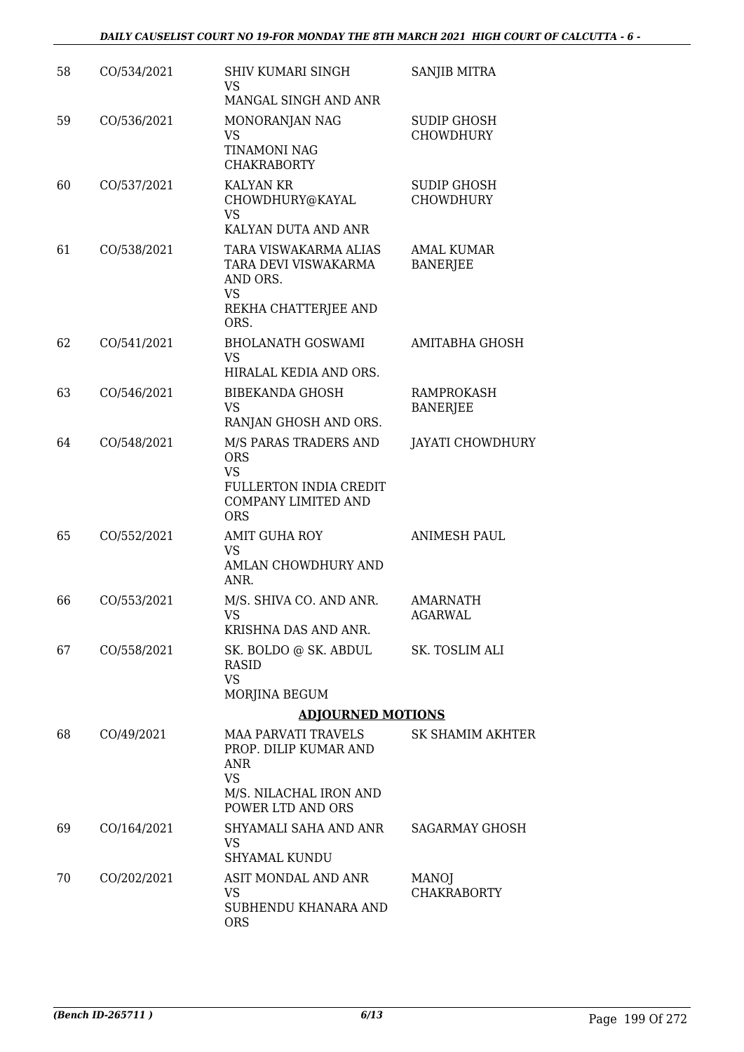| | | | |
|---|---|---|---|
| 58 | CO/534/2021 | SHIV KUMARI SINGH<br>VS<br>MANGAL SINGH AND ANR | SANJIB MITRA |
| 59 | CO/536/2021 | MONORANJAN NAG<br>VS<br>TINAMONI NAG CHAKRABORTY | SUDIP GHOSH CHOWDHURY |
| 60 | CO/537/2021 | KALYAN KR CHOWDHURY@KAYAL<br>VS<br>KALYAN DUTA AND ANR | SUDIP GHOSH CHOWDHURY |
| 61 | CO/538/2021 | TARA VISWAKARMA ALIAS TARA DEVI VISWAKARMA AND ORS.<br>VS<br>REKHA CHATTERJEE AND ORS. | AMAL KUMAR BANERJEE |
| 62 | CO/541/2021 | BHOLANATH GOSWAMI<br>VS<br>HIRALAL KEDIA AND ORS. | AMITABHA GHOSH |
| 63 | CO/546/2021 | BIBEKANDA GHOSH<br>VS<br>RANJAN GHOSH AND ORS. | RAMPROKASH BANERJEE |
| 64 | CO/548/2021 | M/S PARAS TRADERS AND ORS<br>VS<br>FULLERTON INDIA CREDIT COMPANY LIMITED AND ORS | JAYATI CHOWDHURY |
| 65 | CO/552/2021 | AMIT GUHA ROY<br>VS<br>AMLAN CHOWDHURY AND ANR. | ANIMESH PAUL |
| 66 | CO/553/2021 | M/S. SHIVA CO. AND ANR.<br>VS<br>KRISHNA DAS AND ANR. | AMARNATH AGARWAL |
| 67 | CO/558/2021 | SK. BOLDO @ SK. ABDUL RASID<br>VS<br>MORJINA BEGUM | SK. TOSLIM ALI |

**ADJOURNED MOTIONS**

| | | | |
|---|---|---|---|
| 68 | CO/49/2021 | MAA PARVATI TRAVELS PROP. DILIP KUMAR AND ANR<br>VS<br>M/S. NILACHAL IRON AND POWER LTD AND ORS | SK SHAMIM AKHTER |
| 69 | CO/164/2021 | SHYAMALI SAHA AND ANR<br>VS<br>SHYAMAL KUNDU | SAGARMAY GHOSH |
| 70 | CO/202/2021 | ASIT MONDAL AND ANR<br>VS<br>SUBHENDU KHANARA AND ORS | MANOJ CHAKRABORTY |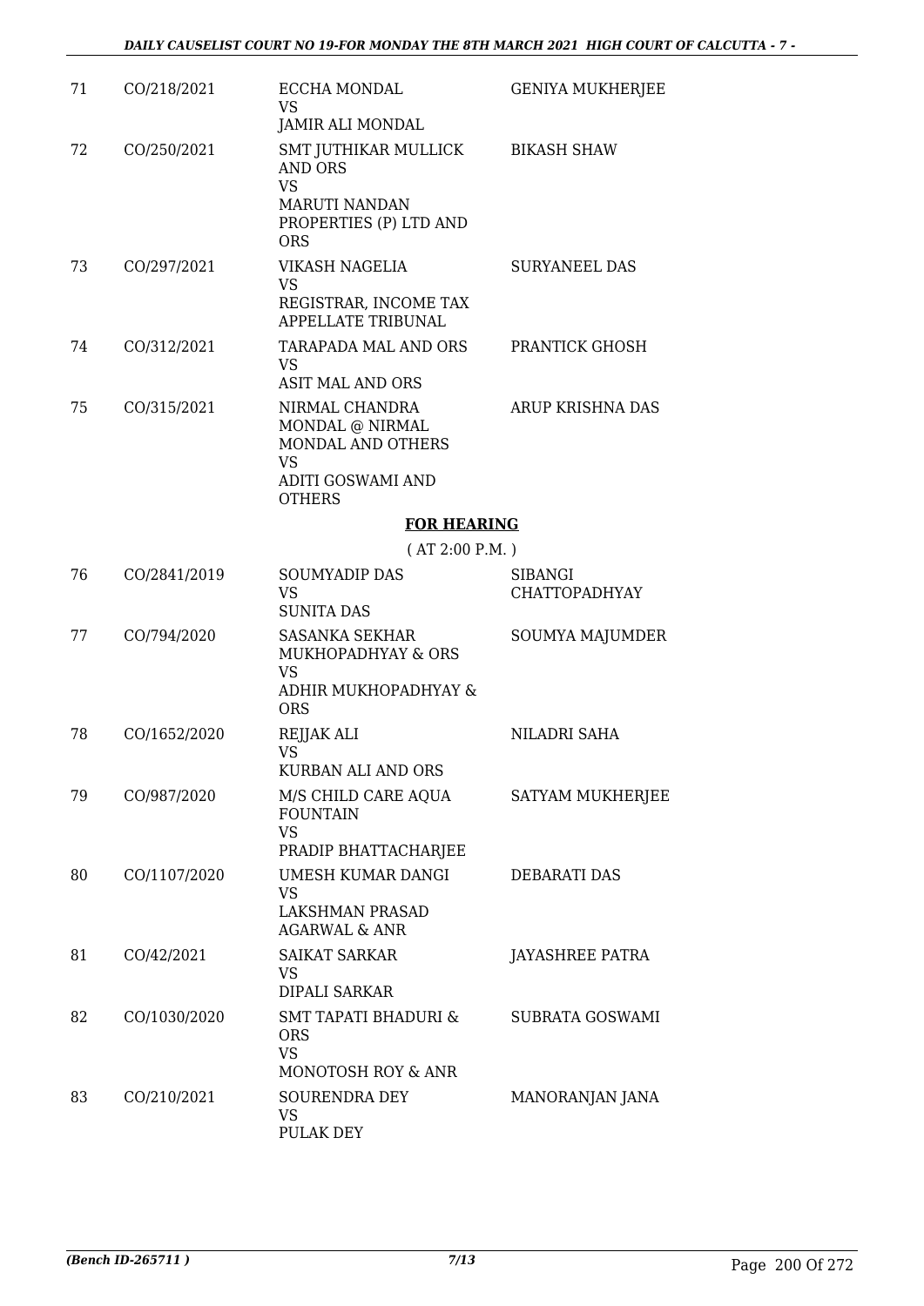| | | | |
|---|---|---|---|
| 71 | CO/218/2021 | ECCHA MONDAL<br>VS<br>JAMIR ALI MONDAL | GENIYA MUKHERJEE |
| 72 | CO/250/2021 | SMT JUTHIKAR MULLICK AND ORS<br>VS<br>MARUTI NANDAN PROPERTIES (P) LTD AND ORS | BIKASH SHAW |
| 73 | CO/297/2021 | VIKASH NAGELIA<br>VS<br>REGISTRAR, INCOME TAX APPELLATE TRIBUNAL | SURYANEEL DAS |
| 74 | CO/312/2021 | TARAPADA MAL AND ORS<br>VS<br>ASIT MAL AND ORS | PRANTICK GHOSH |
| 75 | CO/315/2021 | NIRMAL CHANDRA MONDAL @ NIRMAL MONDAL AND OTHERS<br>VS<br>ADITI GOSWAMI AND OTHERS | ARUP KRISHNA DAS |

## FOR HEARING

( AT 2:00 P.M. )

| | | | |
|---|---|---|---|
| 76 | CO/2841/2019 | SOUMYADIP DAS<br>VS<br>SUNITA DAS | SIBANGI CHATTOPADHYAY |
| 77 | CO/794/2020 | SASANKA SEKHAR MUKHOPADHYAY & ORS<br>VS<br>ADHIR MUKHOPADHYAY & ORS | SOUMYA MAJUMDER |
| 78 | CO/1652/2020 | REJJAK ALI<br>VS<br>KURBAN ALI AND ORS | NILADRI SAHA |
| 79 | CO/987/2020 | M/S CHILD CARE AQUA FOUNTAIN<br>VS<br>PRADIP BHATTACHARJEE | SATYAM MUKHERJEE |
| 80 | CO/1107/2020 | UMESH KUMAR DANGI<br>VS<br>LAKSHMAN PRASAD AGARWAL & ANR | DEBARATI DAS |
| 81 | CO/42/2021 | SAIKAT SARKAR<br>VS<br>DIPALI SARKAR | JAYASHREE PATRA |
| 82 | CO/1030/2020 | SMT TAPATI BHADURI & ORS<br>VS<br>MONOTOSH ROY & ANR | SUBRATA GOSWAMI |
| 83 | CO/210/2021 | SOURENDRA DEY<br>VS<br>PULAK DEY | MANORANJAN JANA |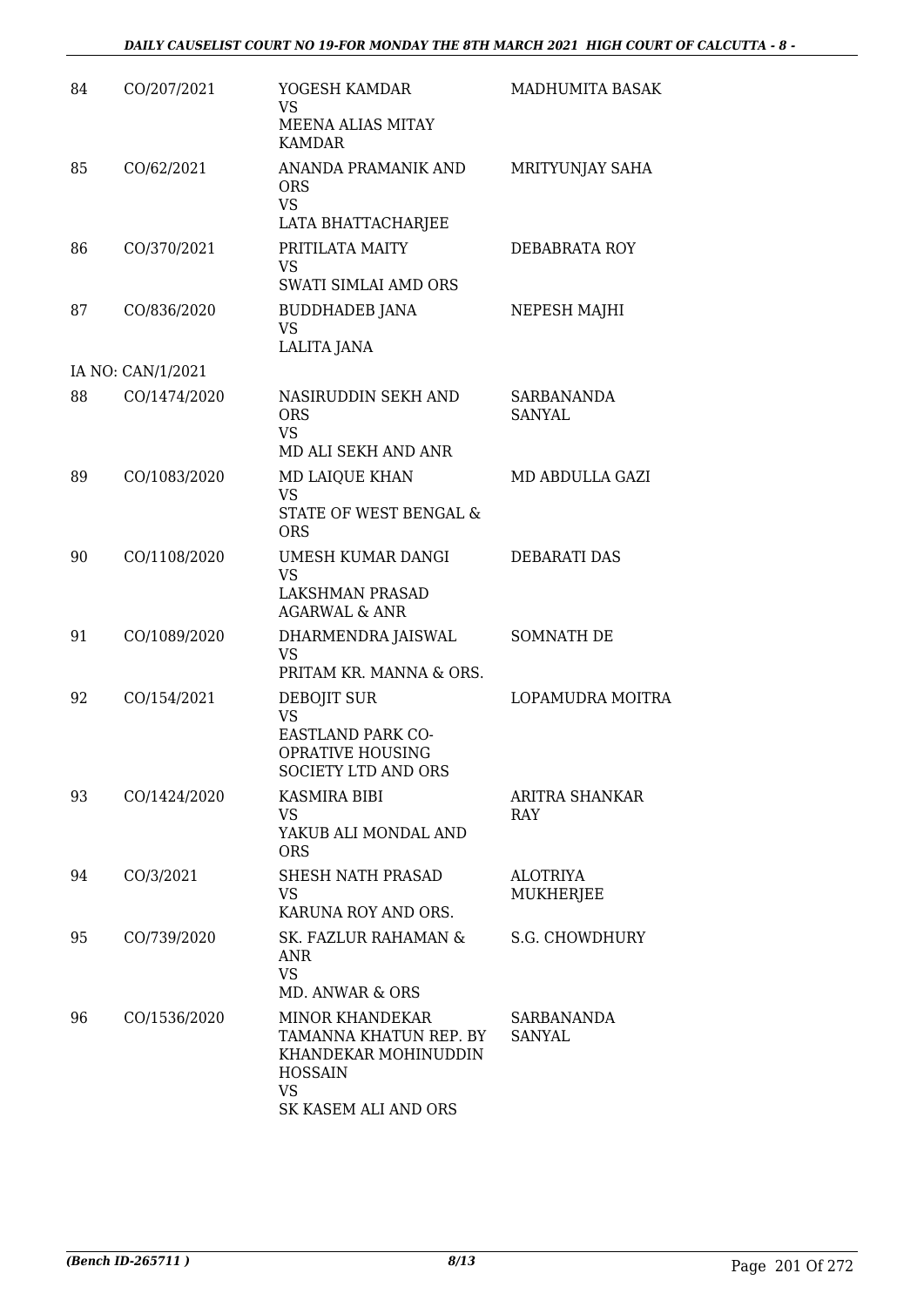| | | | |
|---|---|---|---|
| 84 | CO/207/2021 | YOGESH KAMDAR<br>VS<br>MEENA ALIAS MITAY KAMDAR | MADHUMITA BASAK |
| 85 | CO/62/2021 | ANANDA PRAMANIK AND ORS<br>VS<br>LATA BHATTACHARJEE | MRITYUNJAY SAHA |
| 86 | CO/370/2021 | PRITILATA MAITY<br>VS<br>SWATI SIMLAI AMD ORS | DEBABRATA ROY |
| 87 | CO/836/2020 | BUDDHADEB JANA<br>VS<br>LALITA JANA | NEPESH MAJHI |
| | IA NO: CAN/1/2021 | | |
| 88 | CO/1474/2020 | NASIRUDDIN SEKH AND ORS<br>VS<br>MD ALI SEKH AND ANR | SARBANANDA SANYAL |
| 89 | CO/1083/2020 | MD LAIQUE KHAN<br>VS<br>STATE OF WEST BENGAL & ORS | MD ABDULLA GAZI |
| 90 | CO/1108/2020 | UMESH KUMAR DANGI<br>VS<br>LAKSHMAN PRASAD AGARWAL & ANR | DEBARATI DAS |
| 91 | CO/1089/2020 | DHARMENDRA JAISWAL<br>VS<br>PRITAM KR. MANNA & ORS. | SOMNATH DE |
| 92 | CO/154/2021 | DEBOJIT SUR<br>VS<br>EASTLAND PARK CO-OPRATIVE HOUSING SOCIETY LTD AND ORS | LOPAMUDRA MOITRA |
| 93 | CO/1424/2020 | KASMIRA BIBI<br>VS<br>YAKUB ALI MONDAL AND ORS | ARITRA SHANKAR RAY |
| 94 | CO/3/2021 | SHESH NATH PRASAD<br>VS<br>KARUNA ROY AND ORS. | ALOTRIYA MUKHERJEE |
| 95 | CO/739/2020 | SK. FAZLUR RAHAMAN & ANR<br>VS<br>MD. ANWAR & ORS | S.G. CHOWDHURY |
| 96 | CO/1536/2020 | MINOR KHANDEKAR TAMANNA KHATUN REP. BY KHANDEKAR MOHINUDDIN HOSSAIN<br>VS<br>SK KASEM ALI AND ORS | SARBANANDA SANYAL |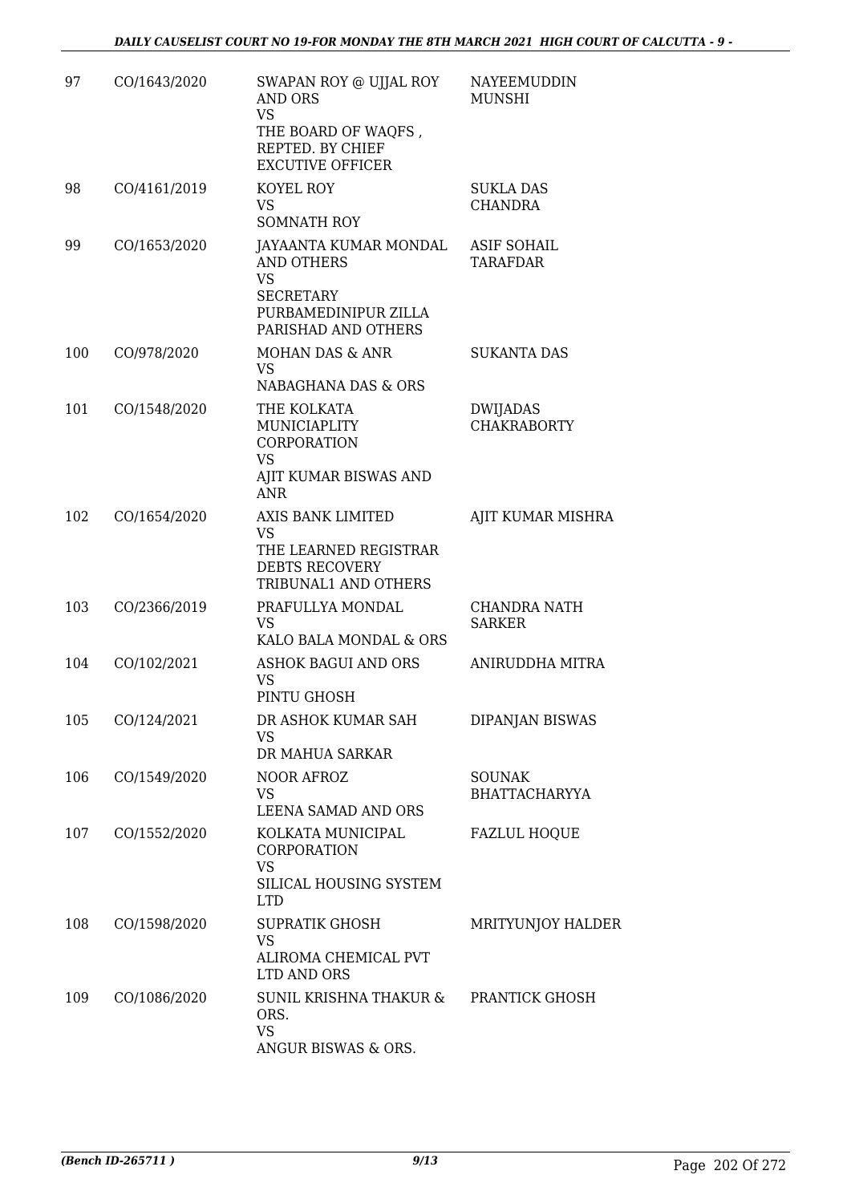| 97 | CO/1643/2020 | SWAPAN ROY @ UJJAL ROY AND ORS<br>VS<br>THE BOARD OF WAQFS , REPTED. BY CHIEF EXCUTIVE OFFICER | NAYEEMUDDIN MUNSHI |
|---|---|---|---|
| 98 | CO/4161/2019 | KOYEL ROY<br>VS<br>SOMNATH ROY | SUKLA DAS CHANDRA |
| 99 | CO/1653/2020 | JAYAANTA KUMAR MONDAL AND OTHERS<br>VS<br>SECRETARY PURBAMEDINIPUR ZILLA PARISHAD AND OTHERS | ASIF SOHAIL TARAFDAR |
| 100 | CO/978/2020 | MOHAN DAS & ANR<br>VS<br>NABAGHANA DAS & ORS | SUKANTA DAS |
| 101 | CO/1548/2020 | THE KOLKATA MUNICIAPLITY CORPORATION<br>VS<br>AJIT KUMAR BISWAS AND ANR | DWIJADAS CHAKRABORTY |
| 102 | CO/1654/2020 | AXIS BANK LIMITED<br>VS<br>THE LEARNED REGISTRAR DEBTS RECOVERY TRIBUNAL1 AND OTHERS | AJIT KUMAR MISHRA |
| 103 | CO/2366/2019 | PRAFULLYA MONDAL<br>VS<br>KALO BALA MONDAL & ORS | CHANDRA NATH SARKER |
| 104 | CO/102/2021 | ASHOK BAGUI AND ORS<br>VS<br>PINTU GHOSH | ANIRUDDHA MITRA |
| 105 | CO/124/2021 | DR ASHOK KUMAR SAH<br>VS<br>DR MAHUA SARKAR | DIPANJAN BISWAS |
| 106 | CO/1549/2020 | NOOR AFROZ<br>VS<br>LEENA SAMAD AND ORS | SOUNAK BHATTACHARYYA |
| 107 | CO/1552/2020 | KOLKATA MUNICIPAL CORPORATION<br>VS<br>SILICAL HOUSING SYSTEM LTD | FAZLUL HOQUE |
| 108 | CO/1598/2020 | SUPRATIK GHOSH<br>VS<br>ALIROMA CHEMICAL PVT LTD AND ORS | MRITYUNJOY HALDER |
| 109 | CO/1086/2020 | SUNIL KRISHNA THAKUR & ORS.<br>VS<br>ANGUR BISWAS & ORS. | PRANTICK GHOSH |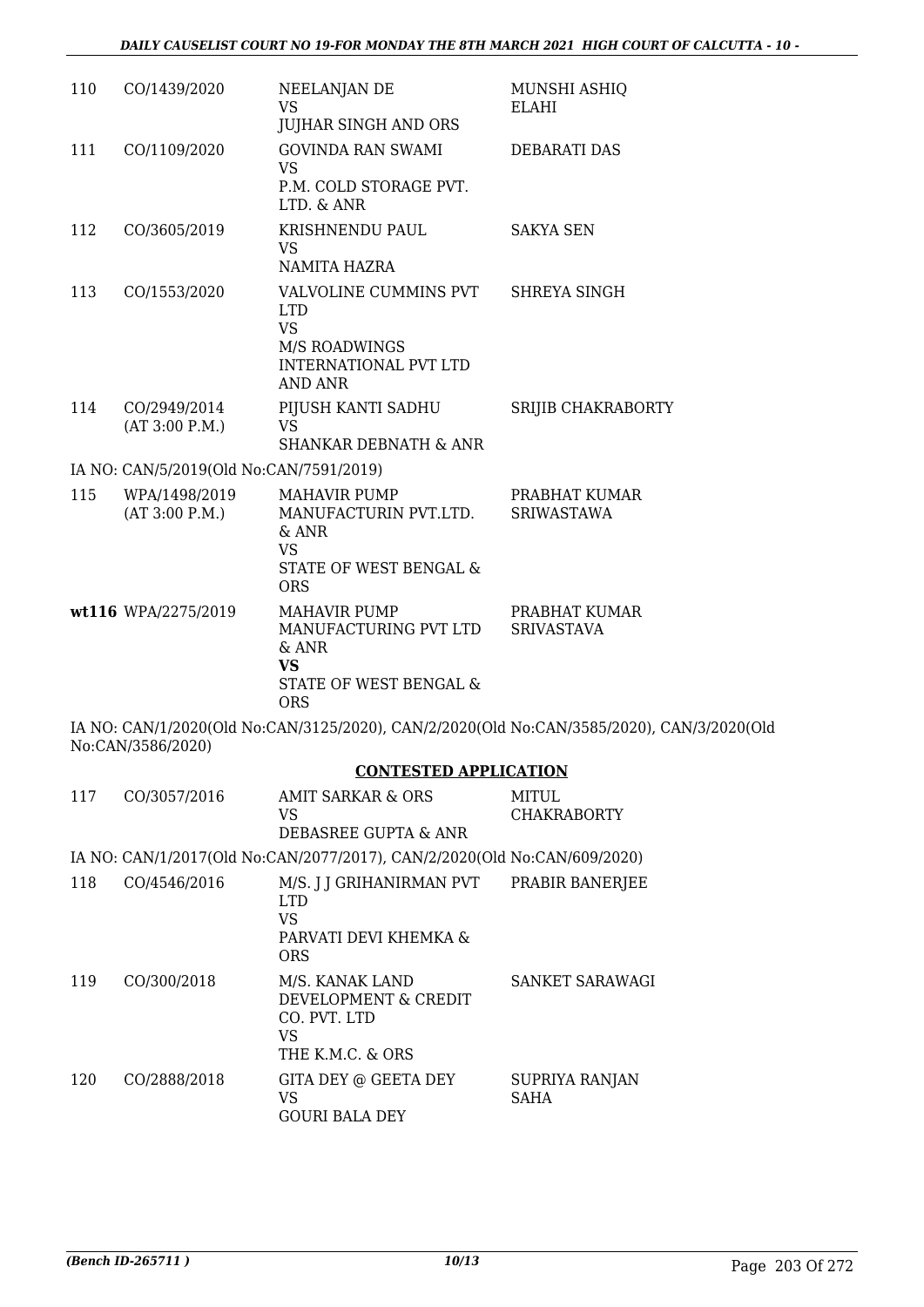| | | | |
|---|---|---|---|
| 110 | CO/1439/2020 | NEELANJAN DE<br>VS<br>JUJHAR SINGH AND ORS | MUNSHI ASHIQ ELAHI |
| 111 | CO/1109/2020 | GOVINDA RAN SWAMI<br>VS<br>P.M. COLD STORAGE PVT. LTD. & ANR | DEBARATI DAS |
| 112 | CO/3605/2019 | KRISHNENDU PAUL<br>VS<br>NAMITA HAZRA | SAKYA SEN |
| 113 | CO/1553/2020 | VALVOLINE CUMMINS PVT LTD<br>VS<br>M/S ROADWINGS INTERNATIONAL PVT LTD AND ANR | SHREYA SINGH |
| 114 | CO/2949/2014<br>(AT 3:00 P.M.) | PIJUSH KANTI SADHU<br>VS<br>SHANKAR DEBNATH & ANR | SRIJIB CHAKRABORTY |

IA NO: CAN/5/2019(Old No:CAN/7591/2019)

| | | | |
|---|---|---|---|
| 115 | WPA/1498/2019<br>(AT 3:00 P.M.) | MAHAVIR PUMP MANUFACTURIN PVT.LTD. & ANR<br>VS<br>STATE OF WEST BENGAL & ORS | PRABHAT KUMAR SRIWASTAWA |
| **wt116** | WPA/2275/2019 | MAHAVIR PUMP MANUFACTURING PVT LTD & ANR<br>**VS**<br>STATE OF WEST BENGAL & ORS | PRABHAT KUMAR SRIVASTAVA |

IA NO: CAN/1/2020(Old No:CAN/3125/2020), CAN/2/2020(Old No:CAN/3585/2020), CAN/3/2020(Old No:CAN/3586/2020)

## CONTESTED APPLICATION

| | | | |
|---|---|---|---|
| 117 | CO/3057/2016 | AMIT SARKAR & ORS<br>VS<br>DEBASREE GUPTA & ANR | MITUL CHAKRABORTY |

IA NO: CAN/1/2017(Old No:CAN/2077/2017), CAN/2/2020(Old No:CAN/609/2020)

| | | | |
|---|---|---|---|
| 118 | CO/4546/2016 | M/S. J J GRIHANIRMAN PVT LTD<br>VS<br>PARVATI DEVI KHEMKA & ORS | PRABIR BANERJEE |
| 119 | CO/300/2018 | M/S. KANAK LAND DEVELOPMENT & CREDIT CO. PVT. LTD<br>VS<br>THE K.M.C. & ORS | SANKET SARAWAGI |
| 120 | CO/2888/2018 | GITA DEY @ GEETA DEY<br>VS<br>GOURI BALA DEY | SUPRIYA RANJAN SAHA |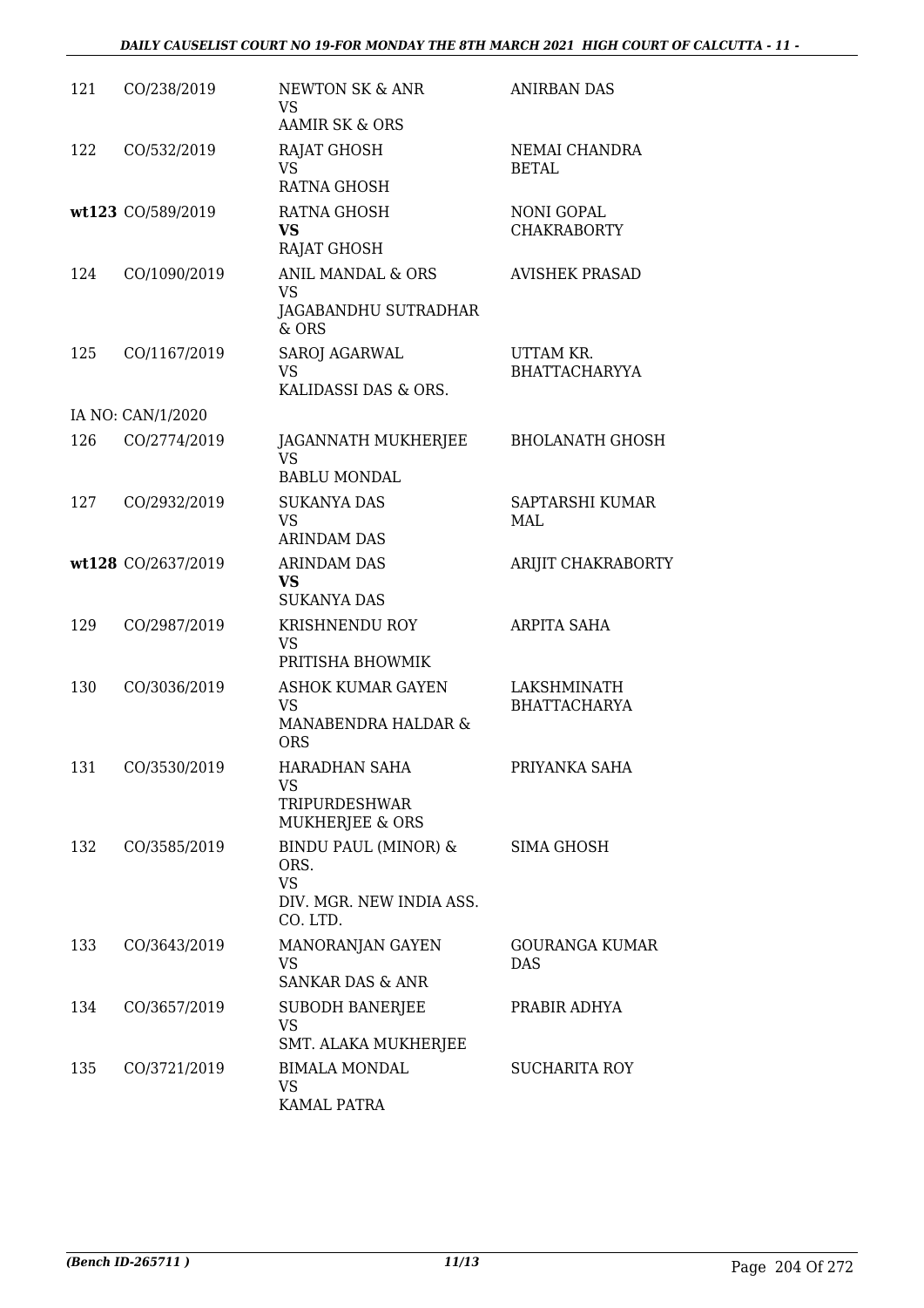| | | | |
|---|---|---|---|
| 121 | CO/238/2019 | NEWTON SK & ANR<br>VS<br>AAMIR SK & ORS | ANIRBAN DAS |
| 122 | CO/532/2019 | RAJAT GHOSH<br>VS<br>RATNA GHOSH | NEMAI CHANDRA BETAL |
| **wt123** | CO/589/2019 | RATNA GHOSH<br>**VS**<br>RAJAT GHOSH | NONI GOPAL CHAKRABORTY |
| 124 | CO/1090/2019 | ANIL MANDAL & ORS<br>VS<br>JAGABANDHU SUTRADHAR & ORS | AVISHEK PRASAD |
| 125 | CO/1167/2019 | SAROJ AGARWAL<br>VS<br>KALIDASSI DAS & ORS. | UTTAM KR. BHATTACHARYYA |
| IA NO: CAN/1/2020 | | | |
| 126 | CO/2774/2019 | JAGANNATH MUKHERJEE<br>VS<br>BABLU MONDAL | BHOLANATH GHOSH |
| 127 | CO/2932/2019 | SUKANYA DAS<br>VS<br>ARINDAM DAS | SAPTARSHI KUMAR MAL |
| **wt128** | CO/2637/2019 | ARINDAM DAS<br>**VS**<br>SUKANYA DAS | ARIJIT CHAKRABORTY |
| 129 | CO/2987/2019 | KRISHNENDU ROY<br>VS<br>PRITISHA BHOWMIK | ARPITA SAHA |
| 130 | CO/3036/2019 | ASHOK KUMAR GAYEN<br>VS<br>MANABENDRA HALDAR & ORS | LAKSHMINATH BHATTACHARYA |
| 131 | CO/3530/2019 | HARADHAN SAHA<br>VS<br>TRIPURDESHWAR MUKHERJEE & ORS | PRIYANKA SAHA |
| 132 | CO/3585/2019 | BINDU PAUL (MINOR) & ORS.<br>VS<br>DIV. MGR. NEW INDIA ASS. CO. LTD. | SIMA GHOSH |
| 133 | CO/3643/2019 | MANORANJAN GAYEN<br>VS<br>SANKAR DAS & ANR | GOURANGA KUMAR DAS |
| 134 | CO/3657/2019 | SUBODH BANERJEE<br>VS<br>SMT. ALAKA MUKHERJEE | PRABIR ADHYA |
| 135 | CO/3721/2019 | BIMALA MONDAL<br>VS<br>KAMAL PATRA | SUCHARITA ROY |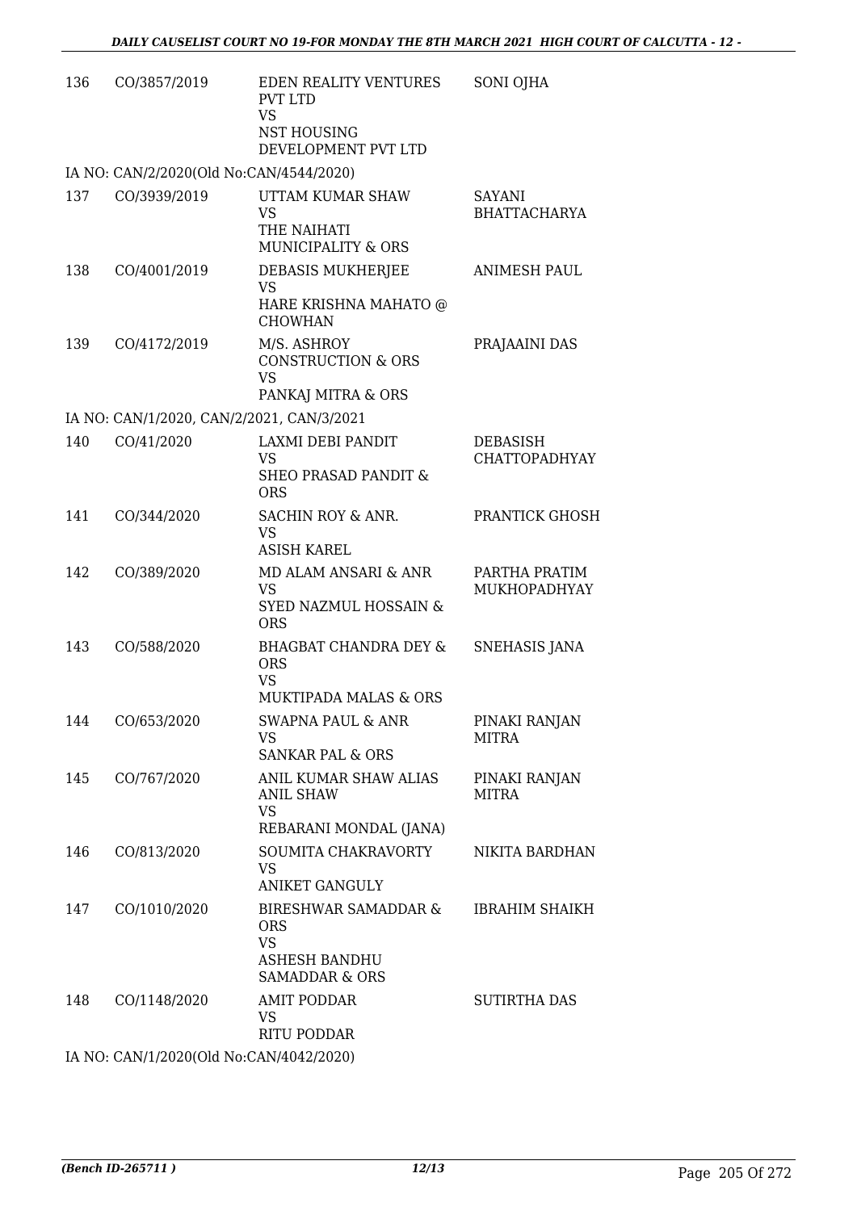| | | | |
|---|---|---|---|
| 136 | CO/3857/2019 | EDEN REALITY VENTURES PVT LTD<br>VS<br>NST HOUSING DEVELOPMENT PVT LTD | SONI OJHA |

IA NO: CAN/2/2020(Old No:CAN/4544/2020)

| | | | |
|---|---|---|---|
| 137 | CO/3939/2019 | UTTAM KUMAR SHAW<br>VS<br>THE NAIHATI MUNICIPALITY & ORS | SAYANI BHATTACHARYA |
| 138 | CO/4001/2019 | DEBASIS MUKHERJEE<br>VS<br>HARE KRISHNA MAHATO @ CHOWHAN | ANIMESH PAUL |
| 139 | CO/4172/2019 | M/S. ASHROY CONSTRUCTION & ORS<br>VS<br>PANKAJ MITRA & ORS | PRAJAAINI DAS |

IA NO: CAN/1/2020, CAN/2/2021, CAN/3/2021

| | | | |
|---|---|---|---|
| 140 | CO/41/2020 | LAXMI DEBI PANDIT<br>VS<br>SHEO PRASAD PANDIT & ORS | DEBASISH CHATTOPADHYAY |
| 141 | CO/344/2020 | SACHIN ROY & ANR.<br>VS<br>ASISH KAREL | PRANTICK GHOSH |
| 142 | CO/389/2020 | MD ALAM ANSARI & ANR<br>VS<br>SYED NAZMUL HOSSAIN & ORS | PARTHA PRATIM MUKHOPADHYAY |
| 143 | CO/588/2020 | BHAGBAT CHANDRA DEY & ORS<br>VS<br>MUKTIPADA MALAS & ORS | SNEHASIS JANA |
| 144 | CO/653/2020 | SWAPNA PAUL & ANR<br>VS<br>SANKAR PAL & ORS | PINAKI RANJAN MITRA |
| 145 | CO/767/2020 | ANIL KUMAR SHAW ALIAS ANIL SHAW<br>VS<br>REBARANI MONDAL (JANA) | PINAKI RANJAN MITRA |
| 146 | CO/813/2020 | SOUMITA CHAKRAVORTY<br>VS<br>ANIKET GANGULY | NIKITA BARDHAN |
| 147 | CO/1010/2020 | BIRESHWAR SAMADDAR & ORS<br>VS<br>ASHESH BANDHU SAMADDAR & ORS | IBRAHIM SHAIKH |
| 148 | CO/1148/2020 | AMIT PODDAR<br>VS<br>RITU PODDAR | SUTIRTHA DAS |

IA NO: CAN/1/2020(Old No:CAN/4042/2020)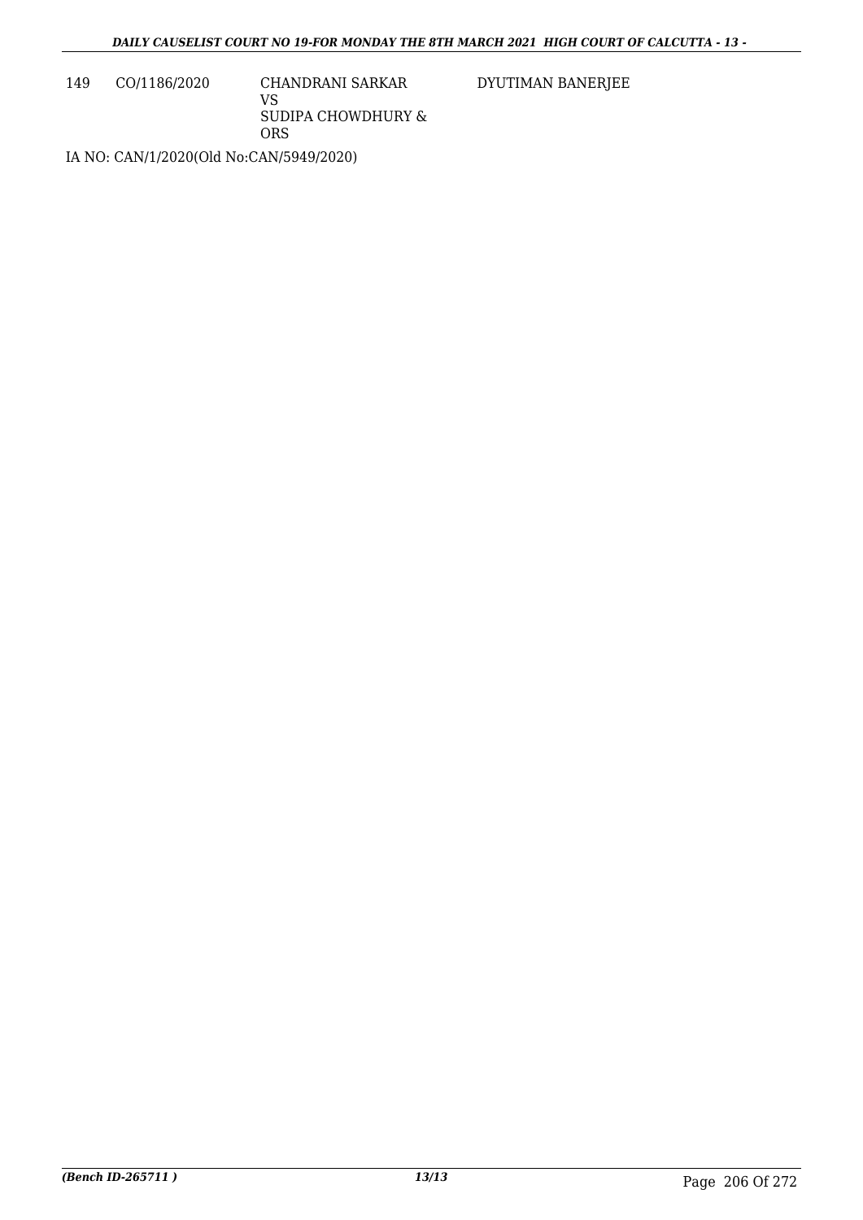| 149 | CO/1186/2020 | CHANDRANI SARKAR<br>VS<br>SUDIPA CHOWDHURY & ORS | DYUTIMAN BANERJEE |
|---|---|---|---|

IA NO: CAN/1/2020(Old No:CAN/5949/2020)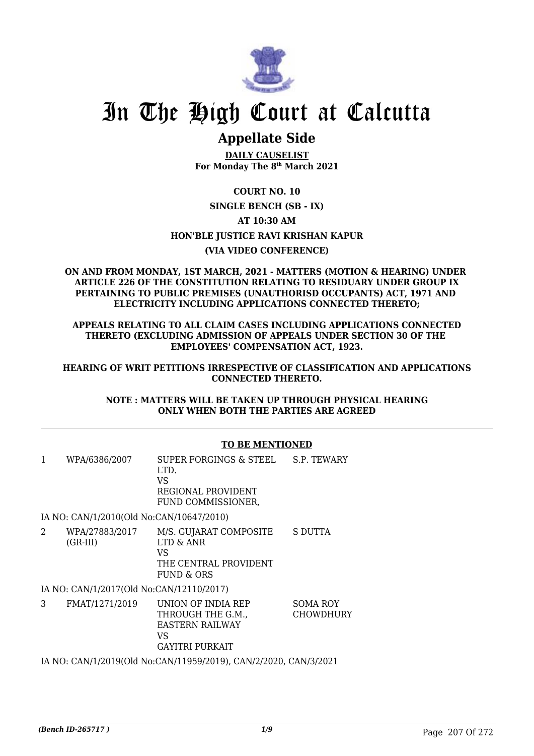# In The High Court at Calcutta

## Appellate Side

**DAILY CAUSELIST**
**For Monday The 8th March 2021**

**COURT NO. 10**

**SINGLE BENCH (SB - IX)**

**AT 10:30 AM**

**HON'BLE JUSTICE RAVI KRISHAN KAPUR**

**(VIA VIDEO CONFERENCE)**

**ON AND FROM MONDAY, 1ST MARCH, 2021 - MATTERS (MOTION & HEARING) UNDER ARTICLE 226 OF THE CONSTITUTION RELATING TO RESIDUARY UNDER GROUP IX PERTAINING TO PUBLIC PREMISES (UNAUTHORISD OCCUPANTS) ACT, 1971 AND ELECTRICITY INCLUDING APPLICATIONS CONNECTED THERETO;**

**APPEALS RELATING TO ALL CLAIM CASES INCLUDING APPLICATIONS CONNECTED THERETO (EXCLUDING ADMISSION OF APPEALS UNDER SECTION 30 OF THE EMPLOYEES' COMPENSATION ACT, 1923.**

**HEARING OF WRIT PETITIONS IRRESPECTIVE OF CLASSIFICATION AND APPLICATIONS CONNECTED THERETO.**

**NOTE : MATTERS WILL BE TAKEN UP THROUGH PHYSICAL HEARING ONLY WHEN BOTH THE PARTIES ARE AGREED**

**TO BE MENTIONED**

| | | | |
|---|---|---|---|
| 1 | WPA/6386/2007 | SUPER FORGINGS & STEEL LTD.<br>VS<br>REGIONAL PROVIDENT FUND COMMISSIONER, | S.P. TEWARY |

IA NO: CAN/1/2010(Old No:CAN/10647/2010)

| | | | |
|---|---|---|---|
| 2 | WPA/27883/2017 (GR-III) | M/S. GUJARAT COMPOSITE LTD & ANR<br>VS<br>THE CENTRAL PROVIDENT FUND & ORS | S DUTTA |

IA NO: CAN/1/2017(Old No:CAN/12110/2017)

| | | | |
|---|---|---|---|
| 3 | FMAT/1271/2019 | UNION OF INDIA REP THROUGH THE G.M., EASTERN RAILWAY<br>VS<br>GAYITRI PURKAIT | SOMA ROY CHOWDHURY |

IA NO: CAN/1/2019(Old No:CAN/11959/2019), CAN/2/2020, CAN/3/2021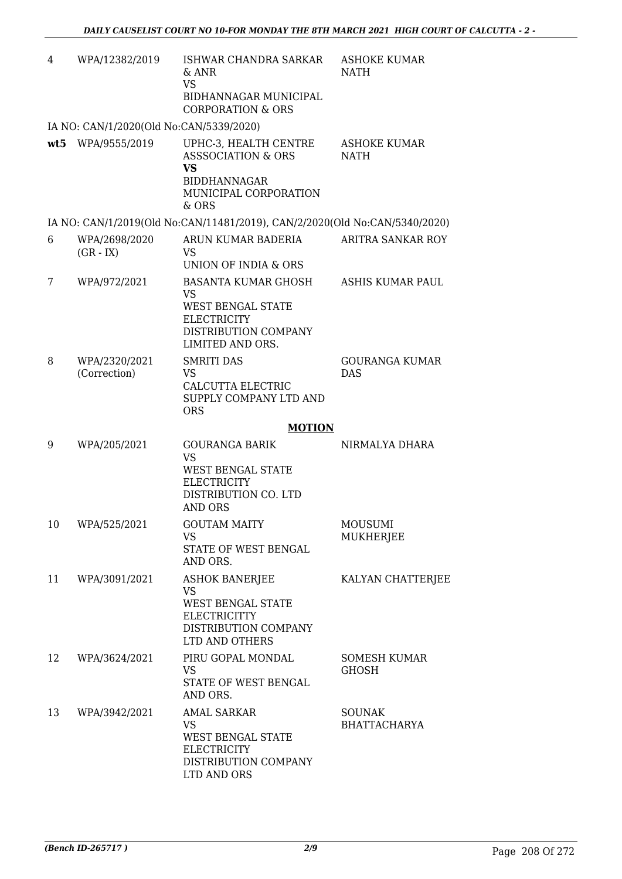| | | | |
|---|---|---|---|
| 4 | WPA/12382/2019 | ISHWAR CHANDRA SARKAR & ANR<br>VS<br>BIDHANNAGAR MUNICIPAL CORPORATION & ORS | ASHOKE KUMAR NATH |

IA NO: CAN/1/2020(Old No:CAN/5339/2020)

| | | | |
|---|---|---|---|
| **wt5** | WPA/9555/2019 | UPHC-3, HEALTH CENTRE ASSSOCIATION & ORS<br>**VS**<br>BIDDHANNAGAR MUNICIPAL CORPORATION & ORS | ASHOKE KUMAR NATH |

IA NO: CAN/1/2019(Old No:CAN/11481/2019), CAN/2/2020(Old No:CAN/5340/2020)

| | | | |
|---|---|---|---|
| 6 | WPA/2698/2020 (GR - IX) | ARUN KUMAR BADERIA<br>VS<br>UNION OF INDIA & ORS | ARITRA SANKAR ROY |
| 7 | WPA/972/2021 | BASANTA KUMAR GHOSH<br>VS<br>WEST BENGAL STATE ELECTRICITY DISTRIBUTION COMPANY LIMITED AND ORS. | ASHIS KUMAR PAUL |
| 8 | WPA/2320/2021 (Correction) | SMRITI DAS<br>VS<br>CALCUTTA ELECTRIC SUPPLY COMPANY LTD AND ORS | GOURANGA KUMAR DAS |

## MOTION

| | | | |
|---|---|---|---|
| 9 | WPA/205/2021 | GOURANGA BARIK<br>VS<br>WEST BENGAL STATE ELECTRICITY DISTRIBUTION CO. LTD AND ORS | NIRMALYA DHARA |
| 10 | WPA/525/2021 | GOUTAM MAITY<br>VS<br>STATE OF WEST BENGAL AND ORS. | MOUSUMI MUKHERJEE |
| 11 | WPA/3091/2021 | ASHOK BANERJEE<br>VS<br>WEST BENGAL STATE ELECTRICITTY DISTRIBUTION COMPANY LTD AND OTHERS | KALYAN CHATTERJEE |
| 12 | WPA/3624/2021 | PIRU GOPAL MONDAL<br>VS<br>STATE OF WEST BENGAL AND ORS. | SOMESH KUMAR GHOSH |
| 13 | WPA/3942/2021 | AMAL SARKAR<br>VS<br>WEST BENGAL STATE ELECTRICITY DISTRIBUTION COMPANY LTD AND ORS | SOUNAK BHATTACHARYA |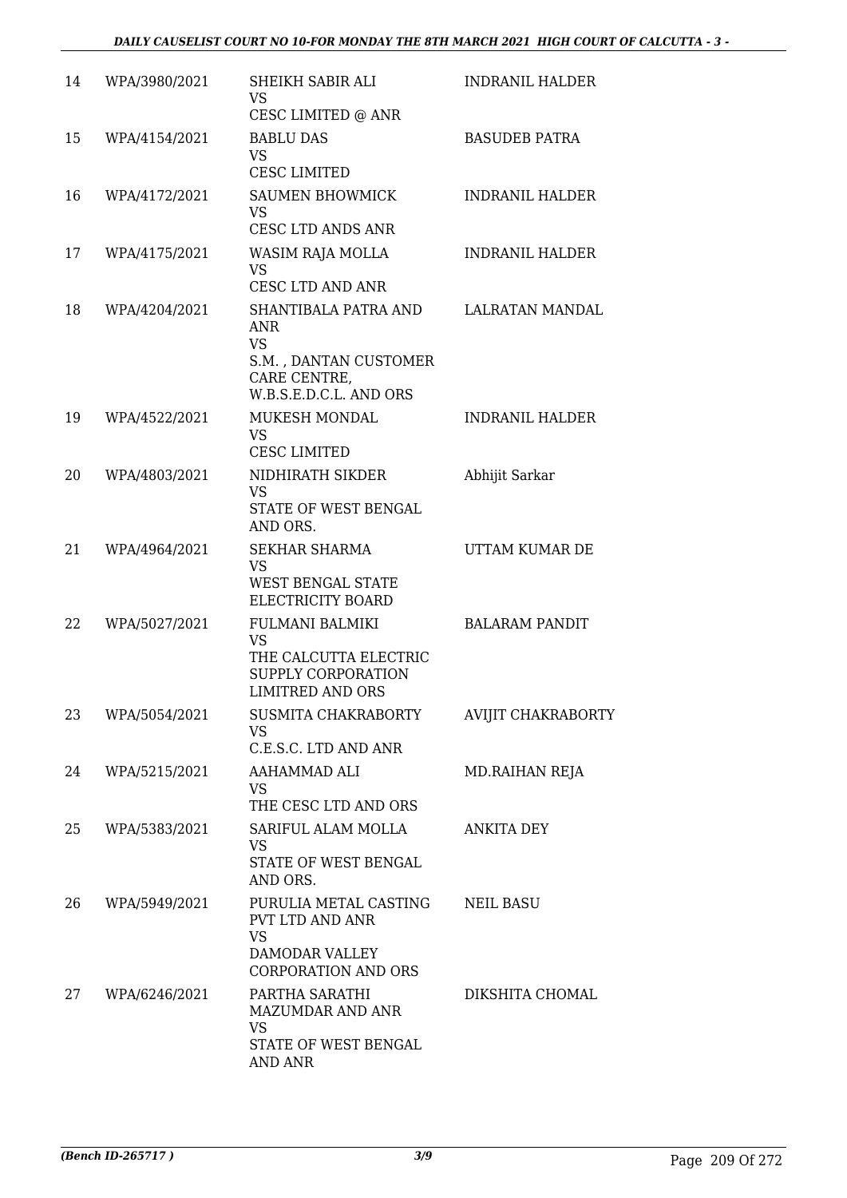| 14 | WPA/3980/2021 | SHEIKH SABIR ALI<br>VS<br>CESC LIMITED @ ANR | INDRANIL HALDER |
|---|---|---|---|
| 15 | WPA/4154/2021 | BABLU DAS<br>VS<br>CESC LIMITED | BASUDEB PATRA |
| 16 | WPA/4172/2021 | SAUMEN BHOWMICK<br>VS<br>CESC LTD ANDS ANR | INDRANIL HALDER |
| 17 | WPA/4175/2021 | WASIM RAJA MOLLA<br>VS<br>CESC LTD AND ANR | INDRANIL HALDER |
| 18 | WPA/4204/2021 | SHANTIBALA PATRA AND ANR<br>VS<br>S.M. , DANTAN CUSTOMER CARE CENTRE, W.B.S.E.D.C.L. AND ORS | LALRATAN MANDAL |
| 19 | WPA/4522/2021 | MUKESH MONDAL<br>VS<br>CESC LIMITED | INDRANIL HALDER |
| 20 | WPA/4803/2021 | NIDHIRATH SIKDER<br>VS<br>STATE OF WEST BENGAL AND ORS. | Abhijit Sarkar |
| 21 | WPA/4964/2021 | SEKHAR SHARMA<br>VS<br>WEST BENGAL STATE ELECTRICITY BOARD | UTTAM KUMAR DE |
| 22 | WPA/5027/2021 | FULMANI BALMIKI<br>VS<br>THE CALCUTTA ELECTRIC SUPPLY CORPORATION LIMITRED AND ORS | BALARAM PANDIT |
| 23 | WPA/5054/2021 | SUSMITA CHAKRABORTY<br>VS<br>C.E.S.C. LTD AND ANR | AVIJIT CHAKRABORTY |
| 24 | WPA/5215/2021 | AAHAMMAD ALI<br>VS<br>THE CESC LTD AND ORS | MD.RAIHAN REJA |
| 25 | WPA/5383/2021 | SARIFUL ALAM MOLLA<br>VS<br>STATE OF WEST BENGAL AND ORS. | ANKITA DEY |
| 26 | WPA/5949/2021 | PURULIA METAL CASTING PVT LTD AND ANR<br>VS<br>DAMODAR VALLEY CORPORATION AND ORS | NEIL BASU |
| 27 | WPA/6246/2021 | PARTHA SARATHI MAZUMDAR AND ANR<br>VS<br>STATE OF WEST BENGAL AND ANR | DIKSHITA CHOMAL |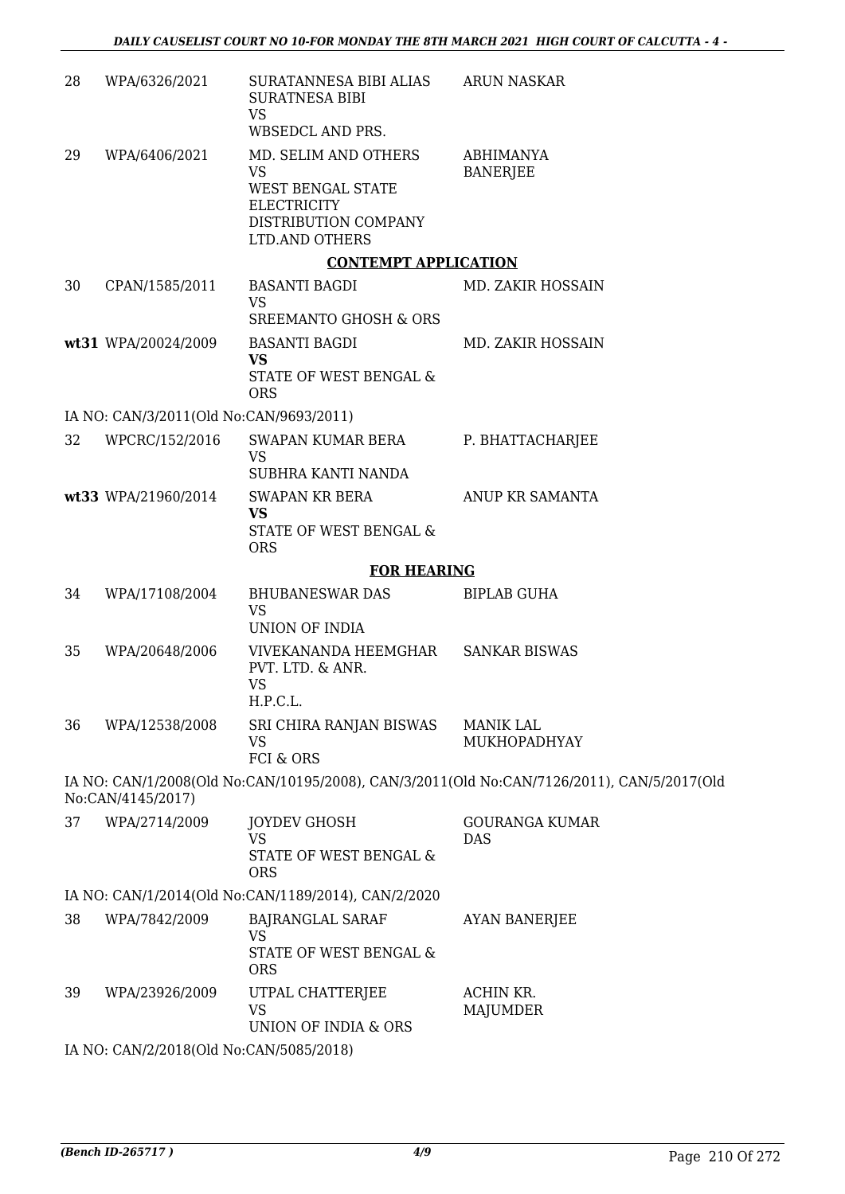| | | | |
|---|---|---|---|
| 28 | WPA/6326/2021 | SURATANNESA BIBI ALIAS SURATNESA BIBI<br>VS<br>WBSEDCL AND PRS. | ARUN NASKAR |
| 29 | WPA/6406/2021 | MD. SELIM AND OTHERS<br>VS<br>WEST BENGAL STATE ELECTRICITY DISTRIBUTION COMPANY LTD.AND OTHERS | ABHIMANYA BANERJEE |

**CONTEMPT APPLICATION**

| | | | |
|---|---|---|---|
| 30 | CPAN/1585/2011 | BASANTI BAGDI<br>VS<br>SREEMANTO GHOSH & ORS | MD. ZAKIR HOSSAIN |
| **wt31** | WPA/20024/2009 | BASANTI BAGDI<br>**VS**<br>STATE OF WEST BENGAL & ORS | MD. ZAKIR HOSSAIN |

IA NO: CAN/3/2011(Old No:CAN/9693/2011)

| | | | |
|---|---|---|---|
| 32 | WPCRC/152/2016 | SWAPAN KUMAR BERA<br>VS<br>SUBHRA KANTI NANDA | P. BHATTACHARJEE |
| **wt33** | WPA/21960/2014 | SWAPAN KR BERA<br>**VS**<br>STATE OF WEST BENGAL & ORS | ANUP KR SAMANTA |

**FOR HEARING**

| | | | |
|---|---|---|---|
| 34 | WPA/17108/2004 | BHUBANESWAR DAS<br>VS<br>UNION OF INDIA | BIPLAB GUHA |
| 35 | WPA/20648/2006 | VIVEKANANDA HEEMGHAR PVT. LTD. & ANR.<br>VS<br>H.P.C.L. | SANKAR BISWAS |
| 36 | WPA/12538/2008 | SRI CHIRA RANJAN BISWAS<br>VS<br>FCI & ORS | MANIK LAL MUKHOPADHYAY |

IA NO: CAN/1/2008(Old No:CAN/10195/2008), CAN/3/2011(Old No:CAN/7126/2011), CAN/5/2017(Old No:CAN/4145/2017)

| | | | |
|---|---|---|---|
| 37 | WPA/2714/2009 | JOYDEV GHOSH<br>VS<br>STATE OF WEST BENGAL & ORS | GOURANGA KUMAR DAS |

IA NO: CAN/1/2014(Old No:CAN/1189/2014), CAN/2/2020

| | | | |
|---|---|---|---|
| 38 | WPA/7842/2009 | BAJRANGLAL SARAF<br>VS<br>STATE OF WEST BENGAL & ORS | AYAN BANERJEE |
| 39 | WPA/23926/2009 | UTPAL CHATTERJEE<br>VS<br>UNION OF INDIA & ORS | ACHIN KR. MAJUMDER |

IA NO: CAN/2/2018(Old No:CAN/5085/2018)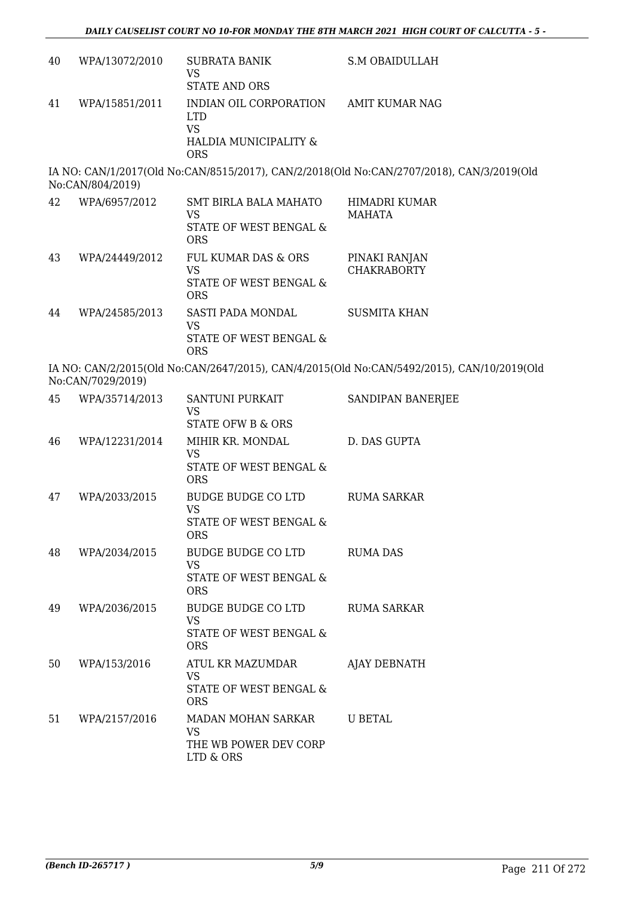| | | | |
|---|---|---|---|
| 40 | WPA/13072/2010 | SUBRATA BANIK<br>VS<br>STATE AND ORS | S.M OBAIDULLAH |
| 41 | WPA/15851/2011 | INDIAN OIL CORPORATION LTD<br>VS<br>HALDIA MUNICIPALITY & ORS | AMIT KUMAR NAG |

IA NO: CAN/1/2017(Old No:CAN/8515/2017), CAN/2/2018(Old No:CAN/2707/2018), CAN/3/2019(Old No:CAN/804/2019)

| | | | |
|---|---|---|---|
| 42 | WPA/6957/2012 | SMT BIRLA BALA MAHATO<br>VS<br>STATE OF WEST BENGAL & ORS | HIMADRI KUMAR MAHATA |
| 43 | WPA/24449/2012 | FUL KUMAR DAS & ORS<br>VS<br>STATE OF WEST BENGAL & ORS | PINAKI RANJAN CHAKRABORTY |
| 44 | WPA/24585/2013 | SASTI PADA MONDAL<br>VS<br>STATE OF WEST BENGAL & ORS | SUSMITA KHAN |

IA NO: CAN/2/2015(Old No:CAN/2647/2015), CAN/4/2015(Old No:CAN/5492/2015), CAN/10/2019(Old No:CAN/7029/2019)

| | | | |
|---|---|---|---|
| 45 | WPA/35714/2013 | SANTUNI PURKAIT<br>VS<br>STATE OFW B & ORS | SANDIPAN BANERJEE |
| 46 | WPA/12231/2014 | MIHIR KR. MONDAL<br>VS<br>STATE OF WEST BENGAL & ORS | D. DAS GUPTA |
| 47 | WPA/2033/2015 | BUDGE BUDGE CO LTD<br>VS<br>STATE OF WEST BENGAL & ORS | RUMA SARKAR |
| 48 | WPA/2034/2015 | BUDGE BUDGE CO LTD<br>VS<br>STATE OF WEST BENGAL & ORS | RUMA DAS |
| 49 | WPA/2036/2015 | BUDGE BUDGE CO LTD<br>VS<br>STATE OF WEST BENGAL & ORS | RUMA SARKAR |
| 50 | WPA/153/2016 | ATUL KR MAZUMDAR<br>VS<br>STATE OF WEST BENGAL & ORS | AJAY DEBNATH |
| 51 | WPA/2157/2016 | MADAN MOHAN SARKAR<br>VS<br>THE WB POWER DEV CORP LTD & ORS | U BETAL |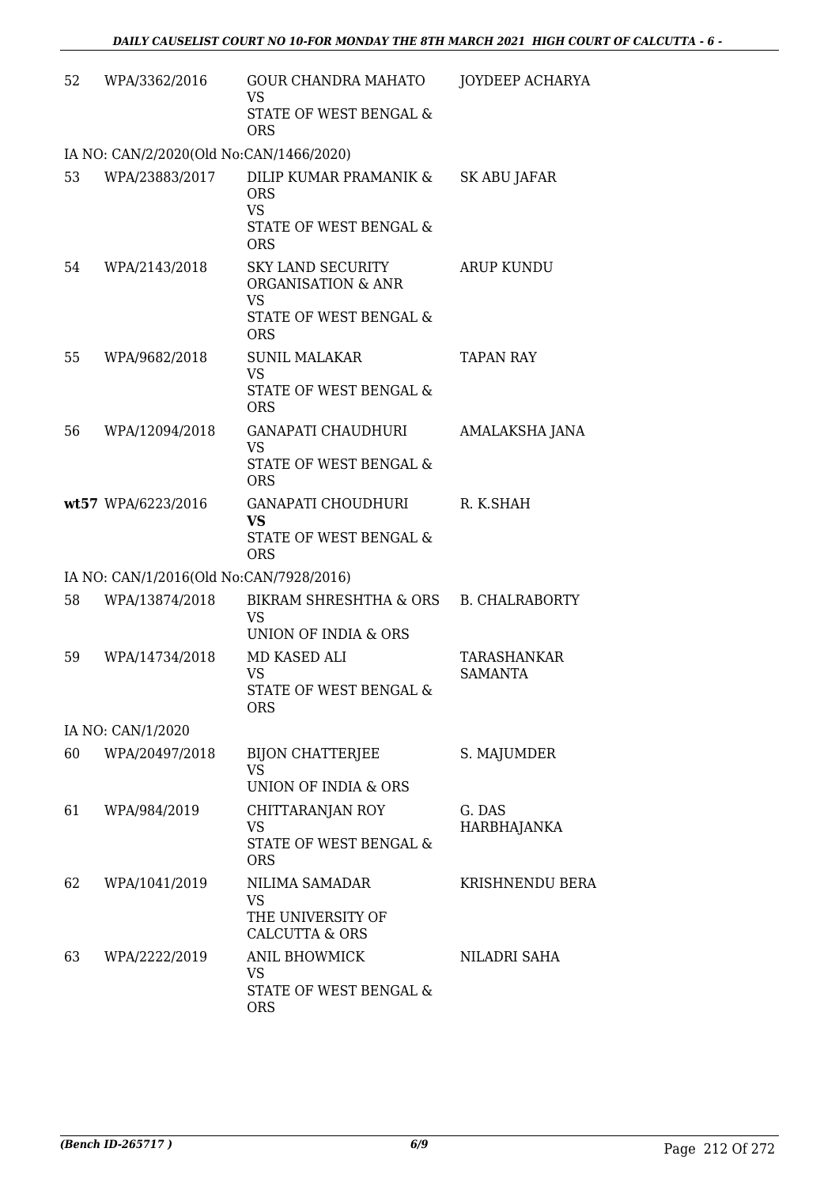| | | | |
|---|---|---|---|
| 52 | WPA/3362/2016 | GOUR CHANDRA MAHATO<br>VS<br>STATE OF WEST BENGAL & ORS | JOYDEEP ACHARYA |
| IA NO: CAN/2/2020(Old No:CAN/1466/2020) | | | |
| 53 | WPA/23883/2017 | DILIP KUMAR PRAMANIK & ORS<br>VS<br>STATE OF WEST BENGAL & ORS | SK ABU JAFAR |
| 54 | WPA/2143/2018 | SKY LAND SECURITY ORGANISATION & ANR<br>VS<br>STATE OF WEST BENGAL & ORS | ARUP KUNDU |
| 55 | WPA/9682/2018 | SUNIL MALAKAR<br>VS<br>STATE OF WEST BENGAL & ORS | TAPAN RAY |
| 56 | WPA/12094/2018 | GANAPATI CHAUDHURI<br>VS<br>STATE OF WEST BENGAL & ORS | AMALAKSHA JANA |
| **wt57** | WPA/6223/2016 | GANAPATI CHOUDHURI<br>**VS**<br>STATE OF WEST BENGAL & ORS | R. K.SHAH |
| IA NO: CAN/1/2016(Old No:CAN/7928/2016) | | | |
| 58 | WPA/13874/2018 | BIKRAM SHRESHTHA & ORS<br>VS<br>UNION OF INDIA & ORS | B. CHALRABORTY |
| 59 | WPA/14734/2018 | MD KASED ALI<br>VS<br>STATE OF WEST BENGAL & ORS | TARASHANKAR SAMANTA |
| IA NO: CAN/1/2020 | | | |
| 60 | WPA/20497/2018 | BIJON CHATTERJEE<br>VS<br>UNION OF INDIA & ORS | S. MAJUMDER |
| 61 | WPA/984/2019 | CHITTARANJAN ROY<br>VS<br>STATE OF WEST BENGAL & ORS | G. DAS HARBHAJANKA |
| 62 | WPA/1041/2019 | NILIMA SAMADAR<br>VS<br>THE UNIVERSITY OF CALCUTTA & ORS | KRISHNENDU BERA |
| 63 | WPA/2222/2019 | ANIL BHOWMICK<br>VS<br>STATE OF WEST BENGAL & ORS | NILADRI SAHA |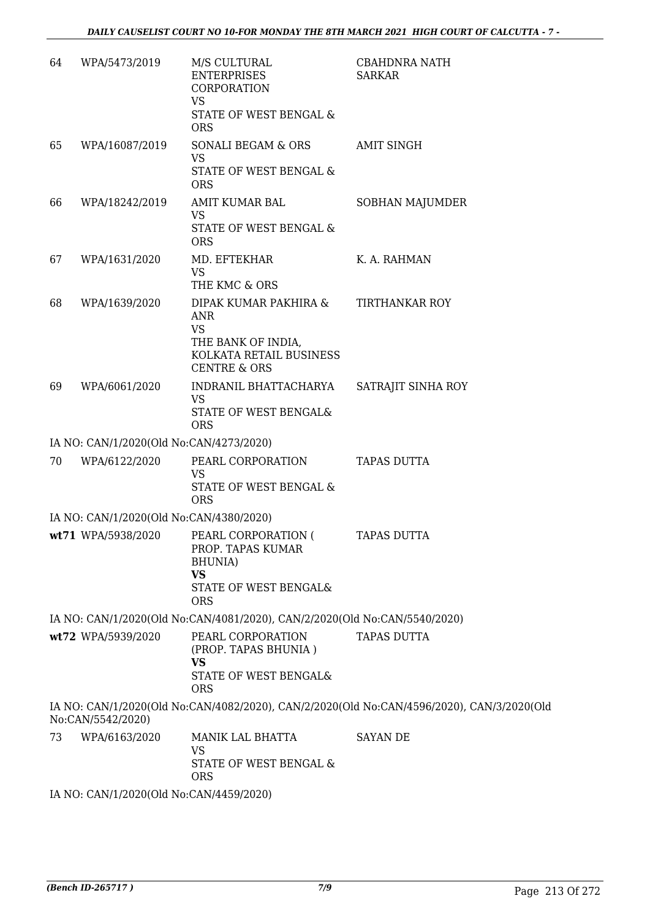| 64 | WPA/5473/2019 | M/S CULTURAL ENTERPRISES CORPORATION<br>VS<br>STATE OF WEST BENGAL & ORS | CBAHDNRA NATH SARKAR |
|---|---|---|---|
| 65 | WPA/16087/2019 | SONALI BEGAM & ORS<br>VS<br>STATE OF WEST BENGAL & ORS | AMIT SINGH |
| 66 | WPA/18242/2019 | AMIT KUMAR BAL<br>VS<br>STATE OF WEST BENGAL & ORS | SOBHAN MAJUMDER |
| 67 | WPA/1631/2020 | MD. EFTEKHAR<br>VS<br>THE KMC & ORS | K. A. RAHMAN |
| 68 | WPA/1639/2020 | DIPAK KUMAR PAKHIRA & ANR<br>VS<br>THE BANK OF INDIA, KOLKATA RETAIL BUSINESS CENTRE & ORS | TIRTHANKAR ROY |
| 69 | WPA/6061/2020 | INDRANIL BHATTACHARYA<br>VS<br>STATE OF WEST BENGAL& ORS | SATRAJIT SINHA ROY |

IA NO: CAN/1/2020(Old No:CAN/4273/2020)

| 70 | WPA/6122/2020 | PEARL CORPORATION<br>VS<br>STATE OF WEST BENGAL & ORS | TAPAS DUTTA |
|---|---|---|---|

IA NO: CAN/1/2020(Old No:CAN/4380/2020)

| **wt71** | WPA/5938/2020 | PEARL CORPORATION ( PROP. TAPAS KUMAR BHUNIA)<br>**VS**<br>STATE OF WEST BENGAL& ORS | TAPAS DUTTA |
|---|---|---|---|

IA NO: CAN/1/2020(Old No:CAN/4081/2020), CAN/2/2020(Old No:CAN/5540/2020)

| **wt72** | WPA/5939/2020 | PEARL CORPORATION (PROP. TAPAS BHUNIA )<br>**VS**<br>STATE OF WEST BENGAL& ORS | TAPAS DUTTA |
|---|---|---|---|

IA NO: CAN/1/2020(Old No:CAN/4082/2020), CAN/2/2020(Old No:CAN/4596/2020), CAN/3/2020(Old No:CAN/5542/2020)

| 73 | WPA/6163/2020 | MANIK LAL BHATTA<br>VS<br>STATE OF WEST BENGAL & ORS | SAYAN DE |
|---|---|---|---|

IA NO: CAN/1/2020(Old No:CAN/4459/2020)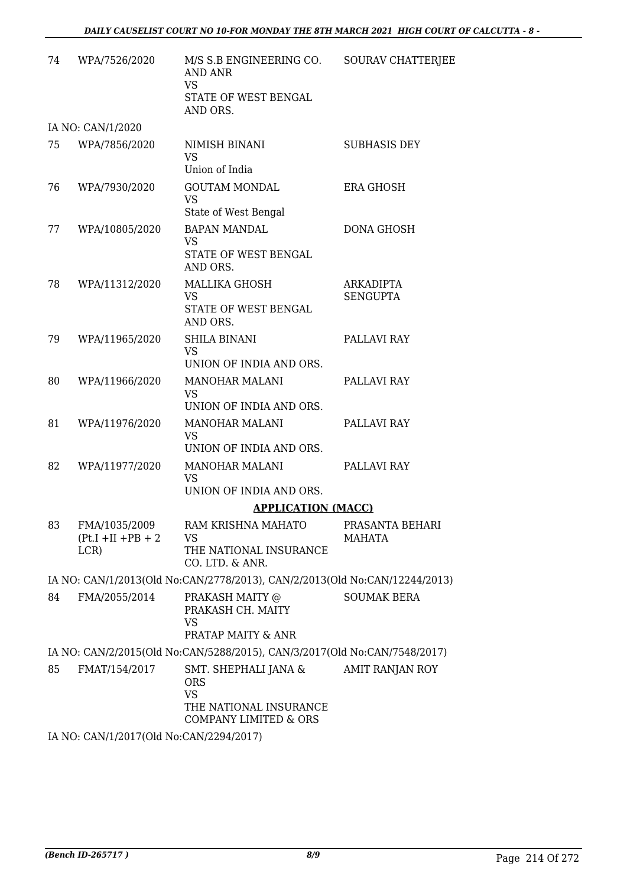| | | | |
|---|---|---|---|
| 74 | WPA/7526/2020 | M/S S.B ENGINEERING CO. AND ANR<br>VS<br>STATE OF WEST BENGAL AND ORS. | SOURAV CHATTERJEE |

IA NO: CAN/1/2020

| | | | |
|---|---|---|---|
| 75 | WPA/7856/2020 | NIMISH BINANI<br>VS<br>Union of India | SUBHASIS DEY |
| 76 | WPA/7930/2020 | GOUTAM MONDAL<br>VS<br>State of West Bengal | ERA GHOSH |
| 77 | WPA/10805/2020 | BAPAN MANDAL<br>VS<br>STATE OF WEST BENGAL AND ORS. | DONA GHOSH |
| 78 | WPA/11312/2020 | MALLIKA GHOSH<br>VS<br>STATE OF WEST BENGAL AND ORS. | ARKADIPTA SENGUPTA |
| 79 | WPA/11965/2020 | SHILA BINANI<br>VS<br>UNION OF INDIA AND ORS. | PALLAVI RAY |
| 80 | WPA/11966/2020 | MANOHAR MALANI<br>VS<br>UNION OF INDIA AND ORS. | PALLAVI RAY |
| 81 | WPA/11976/2020 | MANOHAR MALANI<br>VS<br>UNION OF INDIA AND ORS. | PALLAVI RAY |
| 82 | WPA/11977/2020 | MANOHAR MALANI<br>VS<br>UNION OF INDIA AND ORS. | PALLAVI RAY |

## APPLICATION (MACC)

| | | | |
|---|---|---|---|
| 83 | FMA/1035/2009 (Pt.I +II +PB + 2 LCR) | RAM KRISHNA MAHATO<br>VS<br>THE NATIONAL INSURANCE CO. LTD. & ANR. | PRASANTA BEHARI MAHATA |

IA NO: CAN/1/2013(Old No:CAN/2778/2013), CAN/2/2013(Old No:CAN/12244/2013)

| | | | |
|---|---|---|---|
| 84 | FMA/2055/2014 | PRAKASH MAITY @ PRAKASH CH. MAITY<br>VS<br>PRATAP MAITY & ANR | SOUMAK BERA |

IA NO: CAN/2/2015(Old No:CAN/5288/2015), CAN/3/2017(Old No:CAN/7548/2017)

| | | | |
|---|---|---|---|
| 85 | FMAT/154/2017 | SMT. SHEPHALI JANA & ORS<br>VS<br>THE NATIONAL INSURANCE COMPANY LIMITED & ORS | AMIT RANJAN ROY |

IA NO: CAN/1/2017(Old No:CAN/2294/2017)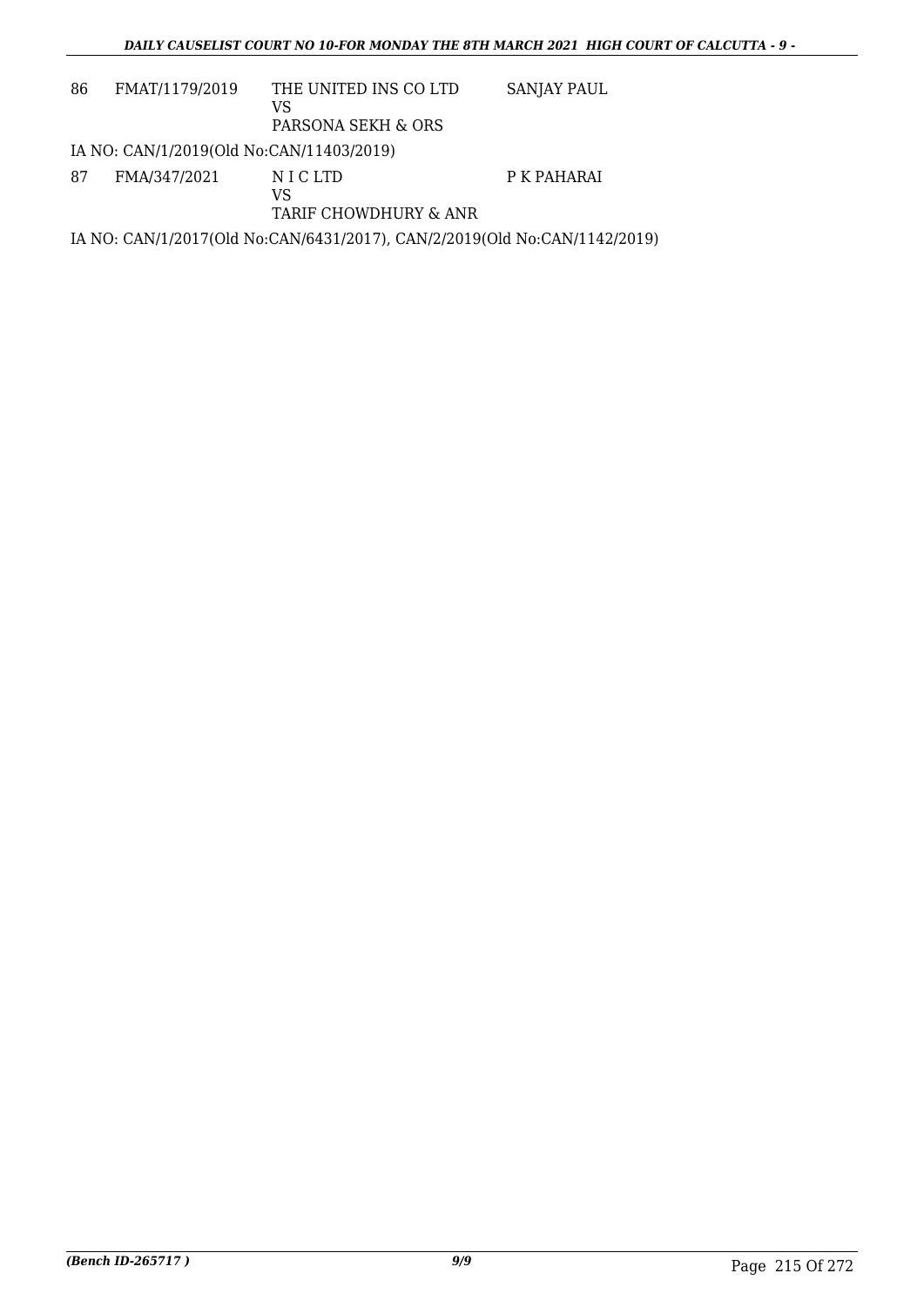| 86 | FMAT/1179/2019 | THE UNITED INS CO LTD<br>VS<br>PARSONA SEKH & ORS | SANJAY PAUL |
|---|---|---|---|

IA NO: CAN/1/2019(Old No:CAN/11403/2019)

| 87 | FMA/347/2021 | N I C LTD<br>VS<br>TARIF CHOWDHURY & ANR | P K PAHARAI |
|---|---|---|---|

IA NO: CAN/1/2017(Old No:CAN/6431/2017), CAN/2/2019(Old No:CAN/1142/2019)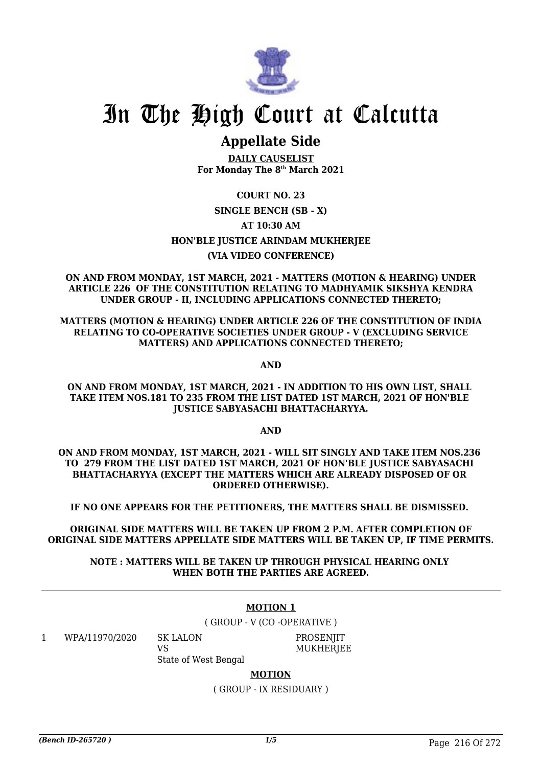# In The High Court at Calcutta

## Appellate Side

**DAILY CAUSELIST**
**For Monday The 8th March 2021**

**COURT NO. 23**

**SINGLE BENCH (SB - X)**

**AT 10:30 AM**

**HON'BLE JUSTICE ARINDAM MUKHERJEE**

**(VIA VIDEO CONFERENCE)**

**ON AND FROM MONDAY, 1ST MARCH, 2021 - MATTERS (MOTION & HEARING) UNDER ARTICLE 226 OF THE CONSTITUTION RELATING TO MADHYAMIK SIKSHYA KENDRA UNDER GROUP - II, INCLUDING APPLICATIONS CONNECTED THERETO;**

**MATTERS (MOTION & HEARING) UNDER ARTICLE 226 OF THE CONSTITUTION OF INDIA RELATING TO CO-OPERATIVE SOCIETIES UNDER GROUP - V (EXCLUDING SERVICE MATTERS) AND APPLICATIONS CONNECTED THERETO;**

**AND**

**ON AND FROM MONDAY, 1ST MARCH, 2021 - IN ADDITION TO HIS OWN LIST, SHALL TAKE ITEM NOS.181 TO 235 FROM THE LIST DATED 1ST MARCH, 2021 OF HON'BLE JUSTICE SABYASACHI BHATTACHARYYA.**

**AND**

**ON AND FROM MONDAY, 1ST MARCH, 2021 - WILL SIT SINGLY AND TAKE ITEM NOS.236 TO 279 FROM THE LIST DATED 1ST MARCH, 2021 OF HON'BLE JUSTICE SABYASACHI BHATTACHARYYA (EXCEPT THE MATTERS WHICH ARE ALREADY DISPOSED OF OR ORDERED OTHERWISE).**

**IF NO ONE APPEARS FOR THE PETITIONERS, THE MATTERS SHALL BE DISMISSED.**

**ORIGINAL SIDE MATTERS WILL BE TAKEN UP FROM 2 P.M. AFTER COMPLETION OF ORIGINAL SIDE MATTERS APPELLATE SIDE MATTERS WILL BE TAKEN UP, IF TIME PERMITS.**

**NOTE : MATTERS WILL BE TAKEN UP THROUGH PHYSICAL HEARING ONLY WHEN BOTH THE PARTIES ARE AGREED.**

---

**MOTION 1**

( GROUP - V (CO -OPERATIVE )

| | | | |
|---|---|---|---|
| 1 | WPA/11970/2020 | SK LALON<br>VS<br>State of West Bengal | PROSENJIT MUKHERJEE |

**MOTION**

( GROUP - IX RESIDUARY )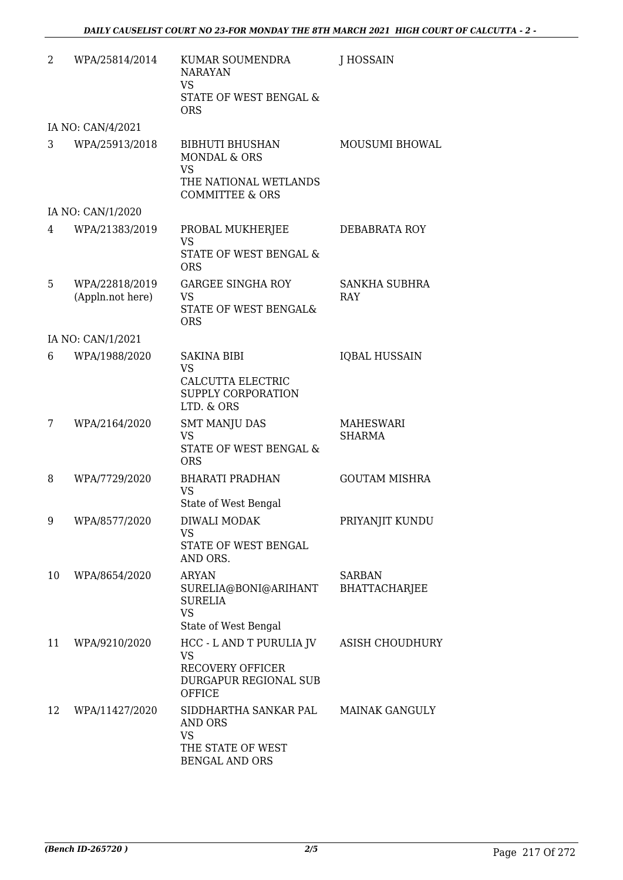| | | | |
|---|---|---|---|
| 2 | WPA/25814/2014 | KUMAR SOUMENDRA NARAYAN<br>VS<br>STATE OF WEST BENGAL & ORS | J HOSSAIN |
| | IA NO: CAN/4/2021 | | |
| 3 | WPA/25913/2018 | BIBHUTI BHUSHAN MONDAL & ORS<br>VS<br>THE NATIONAL WETLANDS COMMITTEE & ORS | MOUSUMI BHOWAL |
| | IA NO: CAN/1/2020 | | |
| 4 | WPA/21383/2019 | PROBAL MUKHERJEE<br>VS<br>STATE OF WEST BENGAL & ORS | DEBABRATA ROY |
| 5 | WPA/22818/2019<br>(Appln.not here) | GARGEE SINGHA ROY<br>VS<br>STATE OF WEST BENGAL& ORS | SANKHA SUBHRA RAY |
| | IA NO: CAN/1/2021 | | |
| 6 | WPA/1988/2020 | SAKINA BIBI<br>VS<br>CALCUTTA ELECTRIC SUPPLY CORPORATION LTD. & ORS | IQBAL HUSSAIN |
| 7 | WPA/2164/2020 | SMT MANJU DAS<br>VS<br>STATE OF WEST BENGAL & ORS | MAHESWARI SHARMA |
| 8 | WPA/7729/2020 | BHARATI PRADHAN<br>VS<br>State of West Bengal | GOUTAM MISHRA |
| 9 | WPA/8577/2020 | DIWALI MODAK<br>VS<br>STATE OF WEST BENGAL AND ORS. | PRIYANJIT KUNDU |
| 10 | WPA/8654/2020 | ARYAN SURELIA@BONI@ARIHANT SURELIA<br>VS<br>State of West Bengal | SARBAN BHATTACHARJEE |
| 11 | WPA/9210/2020 | HCC - L AND T PURULIA JV<br>VS<br>RECOVERY OFFICER DURGAPUR REGIONAL SUB OFFICE | ASISH CHOUDHURY |
| 12 | WPA/11427/2020 | SIDDHARTHA SANKAR PAL AND ORS<br>VS<br>THE STATE OF WEST BENGAL AND ORS | MAINAK GANGULY |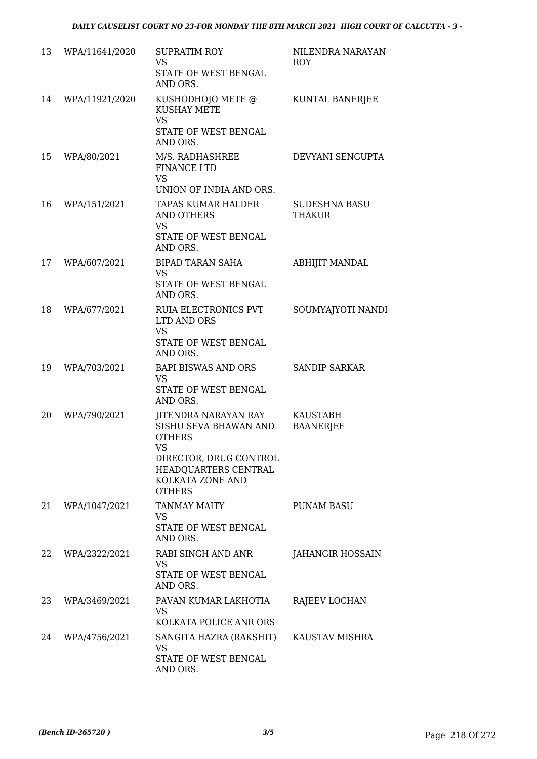| 13 | WPA/11641/2020 | SUPRATIM ROY<br>VS<br>STATE OF WEST BENGAL AND ORS. | NILENDRA NARAYAN ROY |
|---|---|---|---|
| 14 | WPA/11921/2020 | KUSHODHOJO METE @ KUSHAY METE<br>VS<br>STATE OF WEST BENGAL AND ORS. | KUNTAL BANERJEE |
| 15 | WPA/80/2021 | M/S. RADHASHREE FINANCE LTD<br>VS<br>UNION OF INDIA AND ORS. | DEVYANI SENGUPTA |
| 16 | WPA/151/2021 | TAPAS KUMAR HALDER AND OTHERS<br>VS<br>STATE OF WEST BENGAL AND ORS. | SUDESHNA BASU THAKUR |
| 17 | WPA/607/2021 | BIPAD TARAN SAHA<br>VS<br>STATE OF WEST BENGAL AND ORS. | ABHIJIT MANDAL |
| 18 | WPA/677/2021 | RUIA ELECTRONICS PVT LTD AND ORS<br>VS<br>STATE OF WEST BENGAL AND ORS. | SOUMYAJYOTI NANDI |
| 19 | WPA/703/2021 | BAPI BISWAS AND ORS<br>VS<br>STATE OF WEST BENGAL AND ORS. | SANDIP SARKAR |
| 20 | WPA/790/2021 | JITENDRA NARAYAN RAY SISHU SEVA BHAWAN AND OTHERS<br>VS<br>DIRECTOR, DRUG CONTROL HEADQUARTERS CENTRAL KOLKATA ZONE AND OTHERS | KAUSTABH BAANERJEE |
| 21 | WPA/1047/2021 | TANMAY MAITY<br>VS<br>STATE OF WEST BENGAL AND ORS. | PUNAM BASU |
| 22 | WPA/2322/2021 | RABI SINGH AND ANR<br>VS<br>STATE OF WEST BENGAL AND ORS. | JAHANGIR HOSSAIN |
| 23 | WPA/3469/2021 | PAVAN KUMAR LAKHOTIA<br>VS<br>KOLKATA POLICE ANR ORS | RAJEEV LOCHAN |
| 24 | WPA/4756/2021 | SANGITA HAZRA (RAKSHIT)<br>VS<br>STATE OF WEST BENGAL AND ORS. | KAUSTAV MISHRA |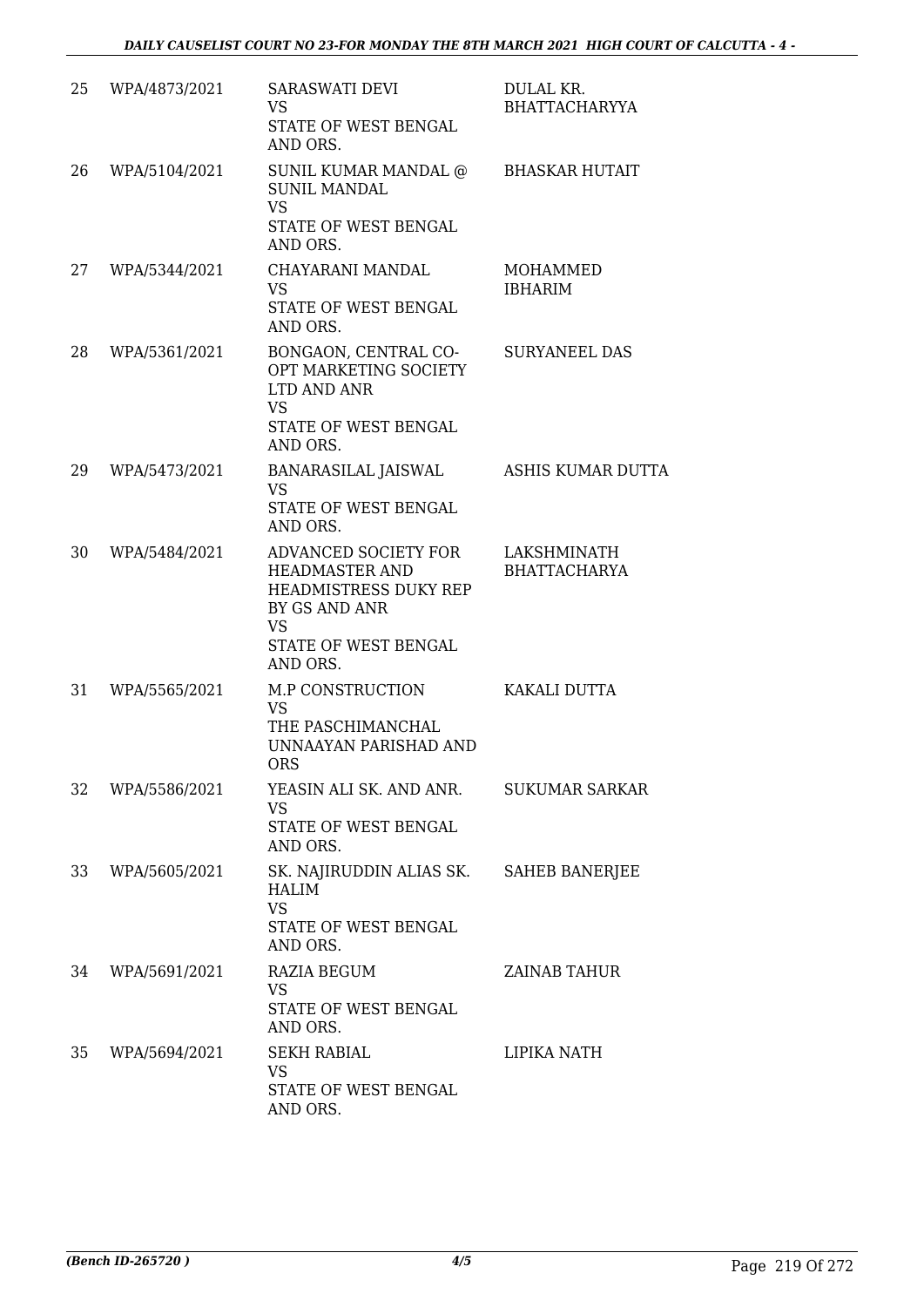| | | | |
|---|---|---|---|
| 25 | WPA/4873/2021 | SARASWATI DEVI<br>VS<br>STATE OF WEST BENGAL AND ORS. | DULAL KR. BHATTACHARYYA |
| 26 | WPA/5104/2021 | SUNIL KUMAR MANDAL @ SUNIL MANDAL<br>VS<br>STATE OF WEST BENGAL AND ORS. | BHASKAR HUTAIT |
| 27 | WPA/5344/2021 | CHAYARANI MANDAL<br>VS<br>STATE OF WEST BENGAL AND ORS. | MOHAMMED IBHARIM |
| 28 | WPA/5361/2021 | BONGAON, CENTRAL CO-OPT MARKETING SOCIETY LTD AND ANR<br>VS<br>STATE OF WEST BENGAL AND ORS. | SURYANEEL DAS |
| 29 | WPA/5473/2021 | BANARASILAL JAISWAL<br>VS<br>STATE OF WEST BENGAL AND ORS. | ASHIS KUMAR DUTTA |
| 30 | WPA/5484/2021 | ADVANCED SOCIETY FOR HEADMASTER AND HEADMISTRESS DUKY REP BY GS AND ANR<br>VS<br>STATE OF WEST BENGAL AND ORS. | LAKSHMINATH BHATTACHARYA |
| 31 | WPA/5565/2021 | M.P CONSTRUCTION<br>VS<br>THE PASCHIMANCHAL UNNAAYAN PARISHAD AND ORS | KAKALI DUTTA |
| 32 | WPA/5586/2021 | YEASIN ALI SK. AND ANR.<br>VS<br>STATE OF WEST BENGAL AND ORS. | SUKUMAR SARKAR |
| 33 | WPA/5605/2021 | SK. NAJIRUDDIN ALIAS SK. HALIM<br>VS<br>STATE OF WEST BENGAL AND ORS. | SAHEB BANERJEE |
| 34 | WPA/5691/2021 | RAZIA BEGUM<br>VS<br>STATE OF WEST BENGAL AND ORS. | ZAINAB TAHUR |
| 35 | WPA/5694/2021 | SEKH RABIAL<br>VS<br>STATE OF WEST BENGAL AND ORS. | LIPIKA NATH |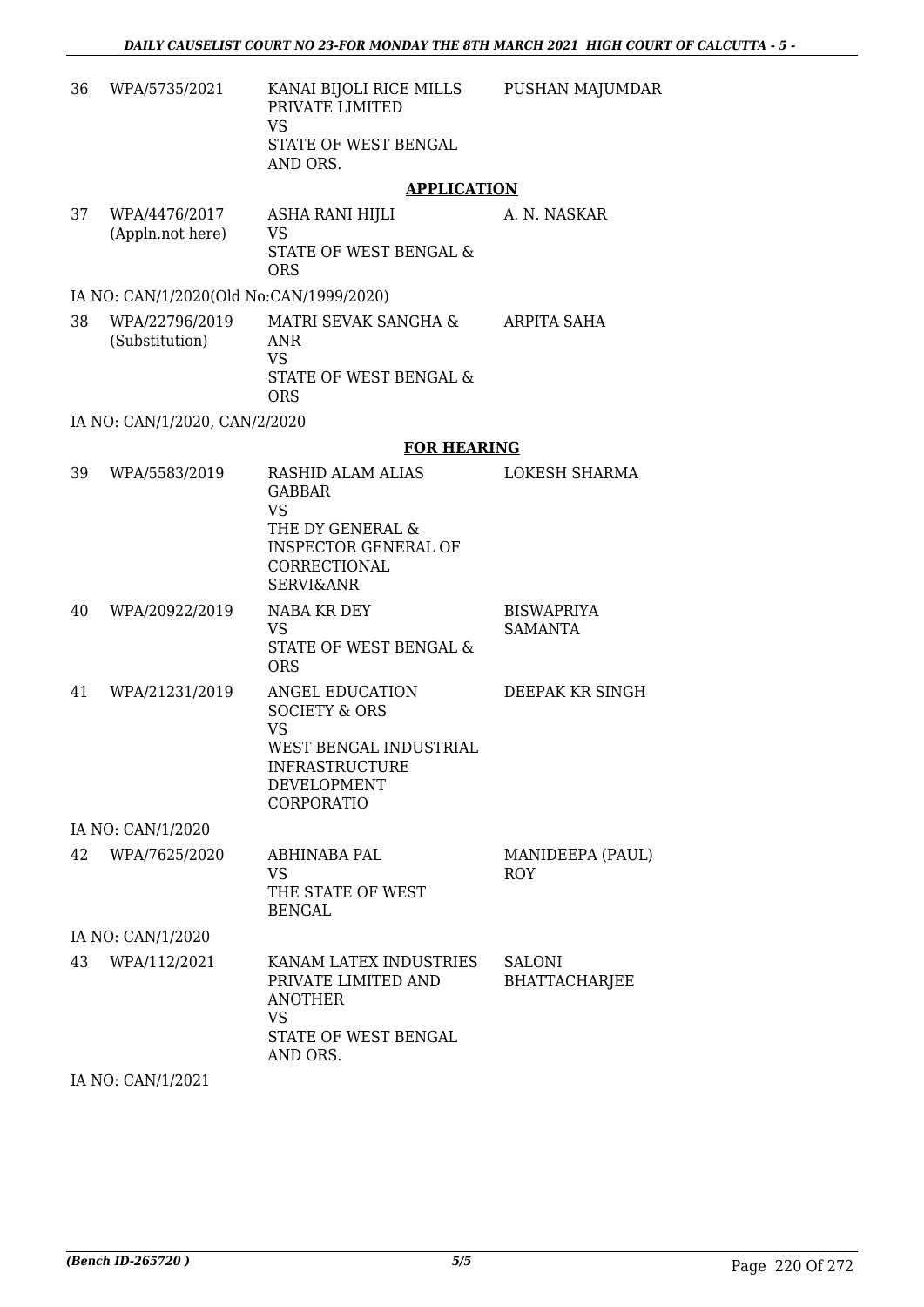| | | | |
|---|---|---|---|
| 36 | WPA/5735/2021 | KANAI BIJOLI RICE MILLS PRIVATE LIMITED<br>VS<br>STATE OF WEST BENGAL AND ORS. | PUSHAN MAJUMDAR |

**APPLICATION**

| | | | |
|---|---|---|---|
| 37 | WPA/4476/2017<br>(Appln.not here) | ASHA RANI HIJLI<br>VS<br>STATE OF WEST BENGAL & ORS | A. N. NASKAR |

IA NO: CAN/1/2020(Old No:CAN/1999/2020)

| | | | |
|---|---|---|---|
| 38 | WPA/22796/2019<br>(Substitution) | MATRI SEVAK SANGHA & ANR<br>VS<br>STATE OF WEST BENGAL & ORS | ARPITA SAHA |

IA NO: CAN/1/2020, CAN/2/2020

**FOR HEARING**

| | | | |
|---|---|---|---|
| 39 | WPA/5583/2019 | RASHID ALAM ALIAS GABBAR<br>VS<br>THE DY GENERAL & INSPECTOR GENERAL OF CORRECTIONAL SERVI&ANR | LOKESH SHARMA |
| 40 | WPA/20922/2019 | NABA KR DEY<br>VS<br>STATE OF WEST BENGAL & ORS | BISWAPRIYA SAMANTA |
| 41 | WPA/21231/2019 | ANGEL EDUCATION SOCIETY & ORS<br>VS<br>WEST BENGAL INDUSTRIAL INFRASTRUCTURE DEVELOPMENT CORPORATIO | DEEPAK KR SINGH |

IA NO: CAN/1/2020

| | | | |
|---|---|---|---|
| 42 | WPA/7625/2020 | ABHINABA PAL<br>VS<br>THE STATE OF WEST BENGAL | MANIDEEPA (PAUL) ROY |

IA NO: CAN/1/2020

| | | | |
|---|---|---|---|
| 43 | WPA/112/2021 | KANAM LATEX INDUSTRIES PRIVATE LIMITED AND ANOTHER<br>VS<br>STATE OF WEST BENGAL AND ORS. | SALONI BHATTACHARJEE |

IA NO: CAN/1/2021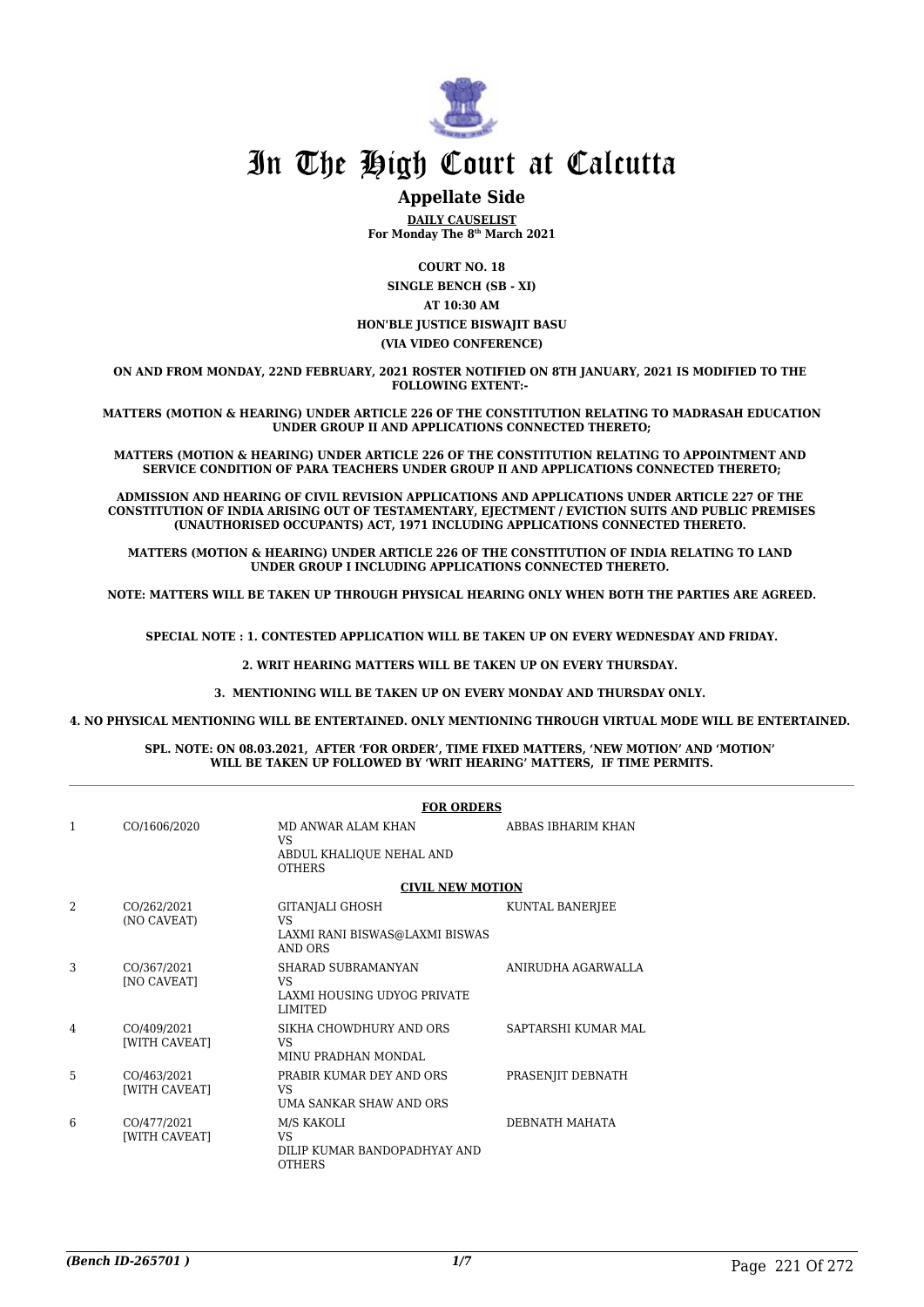# In The High Court at Calcutta

## Appellate Side

**DAILY CAUSELIST**
**For Monday The 8th March 2021**

**COURT NO. 18**
**SINGLE BENCH (SB - XI)**
**AT 10:30 AM**
**HON'BLE JUSTICE BISWAJIT BASU**
**(VIA VIDEO CONFERENCE)**

**ON AND FROM MONDAY, 22ND FEBRUARY, 2021 ROSTER NOTIFIED ON 8TH JANUARY, 2021 IS MODIFIED TO THE FOLLOWING EXTENT:-**

**MATTERS (MOTION & HEARING) UNDER ARTICLE 226 OF THE CONSTITUTION RELATING TO MADRASAH EDUCATION UNDER GROUP II AND APPLICATIONS CONNECTED THERETO;**

**MATTERS (MOTION & HEARING) UNDER ARTICLE 226 OF THE CONSTITUTION RELATING TO APPOINTMENT AND SERVICE CONDITION OF PARA TEACHERS UNDER GROUP II AND APPLICATIONS CONNECTED THERETO;**

**ADMISSION AND HEARING OF CIVIL REVISION APPLICATIONS AND APPLICATIONS UNDER ARTICLE 227 OF THE CONSTITUTION OF INDIA ARISING OUT OF TESTAMENTARY, EJECTMENT / EVICTION SUITS AND PUBLIC PREMISES (UNAUTHORISED OCCUPANTS) ACT, 1971 INCLUDING APPLICATIONS CONNECTED THERETO.**

**MATTERS (MOTION & HEARING) UNDER ARTICLE 226 OF THE CONSTITUTION OF INDIA RELATING TO LAND UNDER GROUP I INCLUDING APPLICATIONS CONNECTED THERETO.**

**NOTE: MATTERS WILL BE TAKEN UP THROUGH PHYSICAL HEARING ONLY WHEN BOTH THE PARTIES ARE AGREED.**

**SPECIAL NOTE : 1. CONTESTED APPLICATION WILL BE TAKEN UP ON EVERY WEDNESDAY AND FRIDAY.**

**2. WRIT HEARING MATTERS WILL BE TAKEN UP ON EVERY THURSDAY.**

**3. MENTIONING WILL BE TAKEN UP ON EVERY MONDAY AND THURSDAY ONLY.**

**4. NO PHYSICAL MENTIONING WILL BE ENTERTAINED. ONLY MENTIONING THROUGH VIRTUAL MODE WILL BE ENTERTAINED.**

**SPL. NOTE: ON 08.03.2021, AFTER 'FOR ORDER', TIME FIXED MATTERS, 'NEW MOTION' AND 'MOTION' WILL BE TAKEN UP FOLLOWED BY 'WRIT HEARING' MATTERS, IF TIME PERMITS.**

**FOR ORDERS**

| | | | |
|---|---|---|---|
| 1 | CO/1606/2020 | MD ANWAR ALAM KHAN<br>VS<br>ABDUL KHALIQUE NEHAL AND OTHERS | ABBAS IBHARIM KHAN |

**CIVIL NEW MOTION**

| | | | |
|---|---|---|---|
| 2 | CO/262/2021<br>(NO CAVEAT) | GITANJALI GHOSH<br>VS<br>LAXMI RANI BISWAS@LAXMI BISWAS AND ORS | KUNTAL BANERJEE |
| 3 | CO/367/2021<br>[NO CAVEAT] | SHARAD SUBRAMANYAN<br>VS<br>LAXMI HOUSING UDYOG PRIVATE LIMITED | ANIRUDHA AGARWALLA |
| 4 | CO/409/2021<br>[WITH CAVEAT] | SIKHA CHOWDHURY AND ORS<br>VS<br>MINU PRADHAN MONDAL | SAPTARSHI KUMAR MAL |
| 5 | CO/463/2021<br>[WITH CAVEAT] | PRABIR KUMAR DEY AND ORS<br>VS<br>UMA SANKAR SHAW AND ORS | PRASENJIT DEBNATH |
| 6 | CO/477/2021<br>[WITH CAVEAT] | M/S KAKOLI<br>VS<br>DILIP KUMAR BANDOPADHYAY AND OTHERS | DEBNATH MAHATA |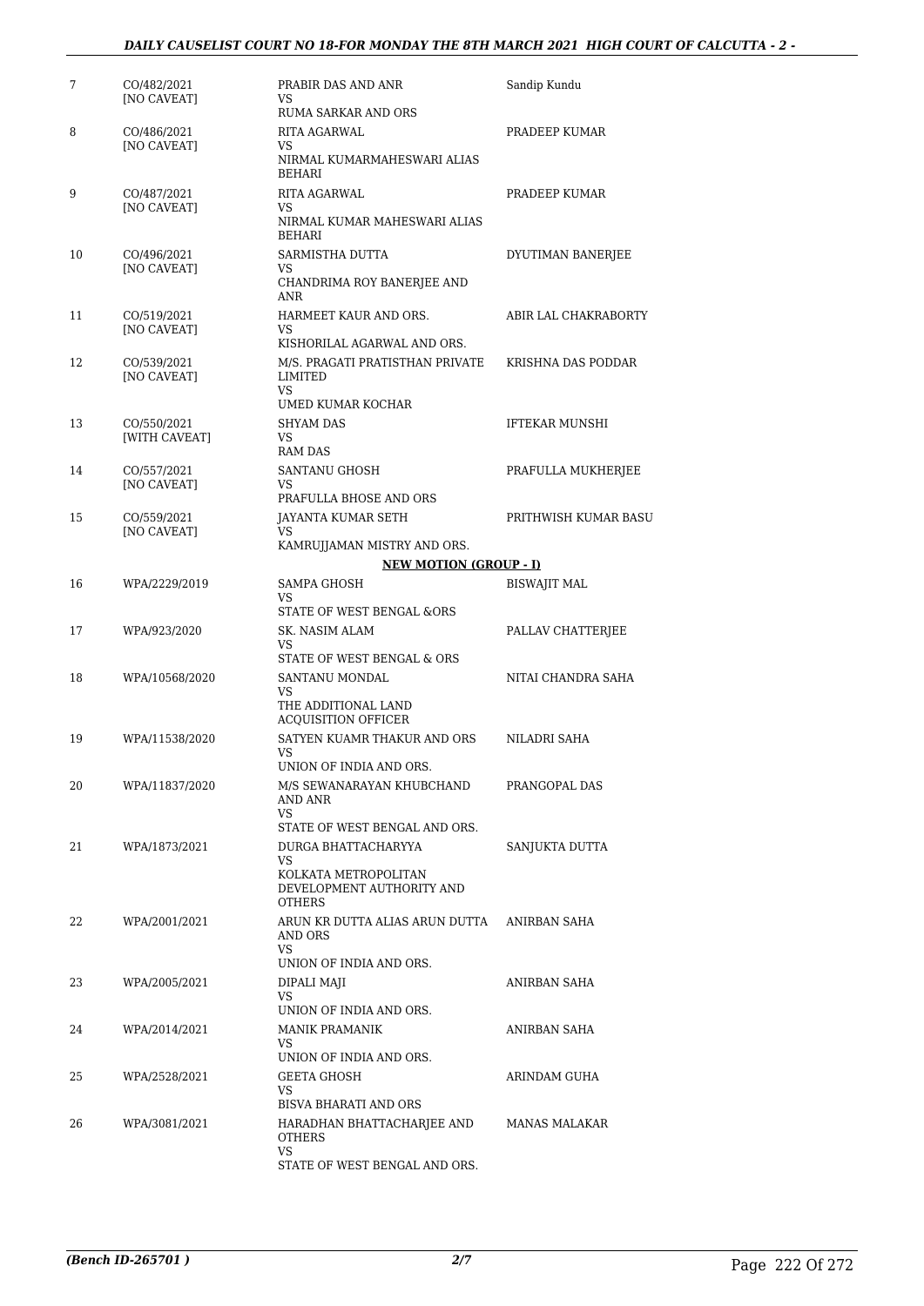| 7 | CO/482/2021 [NO CAVEAT] | PRABIR DAS AND ANR VS RUMA SARKAR AND ORS | Sandip Kundu |
|---|---|---|---|
| 8 | CO/486/2021 [NO CAVEAT] | RITA AGARWAL VS NIRMAL KUMARMAHESWARI ALIAS BEHARI | PRADEEP KUMAR |
| 9 | CO/487/2021 [NO CAVEAT] | RITA AGARWAL VS NIRMAL KUMAR MAHESWARI ALIAS BEHARI | PRADEEP KUMAR |
| 10 | CO/496/2021 [NO CAVEAT] | SARMISTHA DUTTA VS CHANDRIMA ROY BANERJEE AND ANR | DYUTIMAN BANERJEE |
| 11 | CO/519/2021 [NO CAVEAT] | HARMEET KAUR AND ORS. VS KISHORILAL AGARWAL AND ORS. | ABIR LAL CHAKRABORTY |
| 12 | CO/539/2021 [NO CAVEAT] | M/S. PRAGATI PRATISTHAN PRIVATE LIMITED VS UMED KUMAR KOCHAR | KRISHNA DAS PODDAR |
| 13 | CO/550/2021 [WITH CAVEAT] | SHYAM DAS VS RAM DAS | IFTEKAR MUNSHI |
| 14 | CO/557/2021 [NO CAVEAT] | SANTANU GHOSH VS PRAFULLA BHOSE AND ORS | PRAFULLA MUKHERJEE |
| 15 | CO/559/2021 [NO CAVEAT] | JAYANTA KUMAR SETH VS KAMRUJJAMAN MISTRY AND ORS. | PRITHWISH KUMAR BASU |
| | | **NEW MOTION (GROUP - I)** | |
| 16 | WPA/2229/2019 | SAMPA GHOSH VS STATE OF WEST BENGAL &ORS | BISWAJIT MAL |
| 17 | WPA/923/2020 | SK. NASIM ALAM VS STATE OF WEST BENGAL & ORS | PALLAV CHATTERJEE |
| 18 | WPA/10568/2020 | SANTANU MONDAL VS THE ADDITIONAL LAND ACQUISITION OFFICER | NITAI CHANDRA SAHA |
| 19 | WPA/11538/2020 | SATYEN KUAMR THAKUR AND ORS VS UNION OF INDIA AND ORS. | NILADRI SAHA |
| 20 | WPA/11837/2020 | M/S SEWANARAYAN KHUBCHAND AND ANR VS STATE OF WEST BENGAL AND ORS. | PRANGOPAL DAS |
| 21 | WPA/1873/2021 | DURGA BHATTACHARYYA VS KOLKATA METROPOLITAN DEVELOPMENT AUTHORITY AND OTHERS | SANJUKTA DUTTA |
| 22 | WPA/2001/2021 | ARUN KR DUTTA ALIAS ARUN DUTTA AND ORS VS UNION OF INDIA AND ORS. | ANIRBAN SAHA |
| 23 | WPA/2005/2021 | DIPALI MAJI VS UNION OF INDIA AND ORS. | ANIRBAN SAHA |
| 24 | WPA/2014/2021 | MANIK PRAMANIK VS UNION OF INDIA AND ORS. | ANIRBAN SAHA |
| 25 | WPA/2528/2021 | GEETA GHOSH VS BISVA BHARATI AND ORS | ARINDAM GUHA |
| 26 | WPA/3081/2021 | HARADHAN BHATTACHARJEE AND OTHERS VS STATE OF WEST BENGAL AND ORS. | MANAS MALAKAR |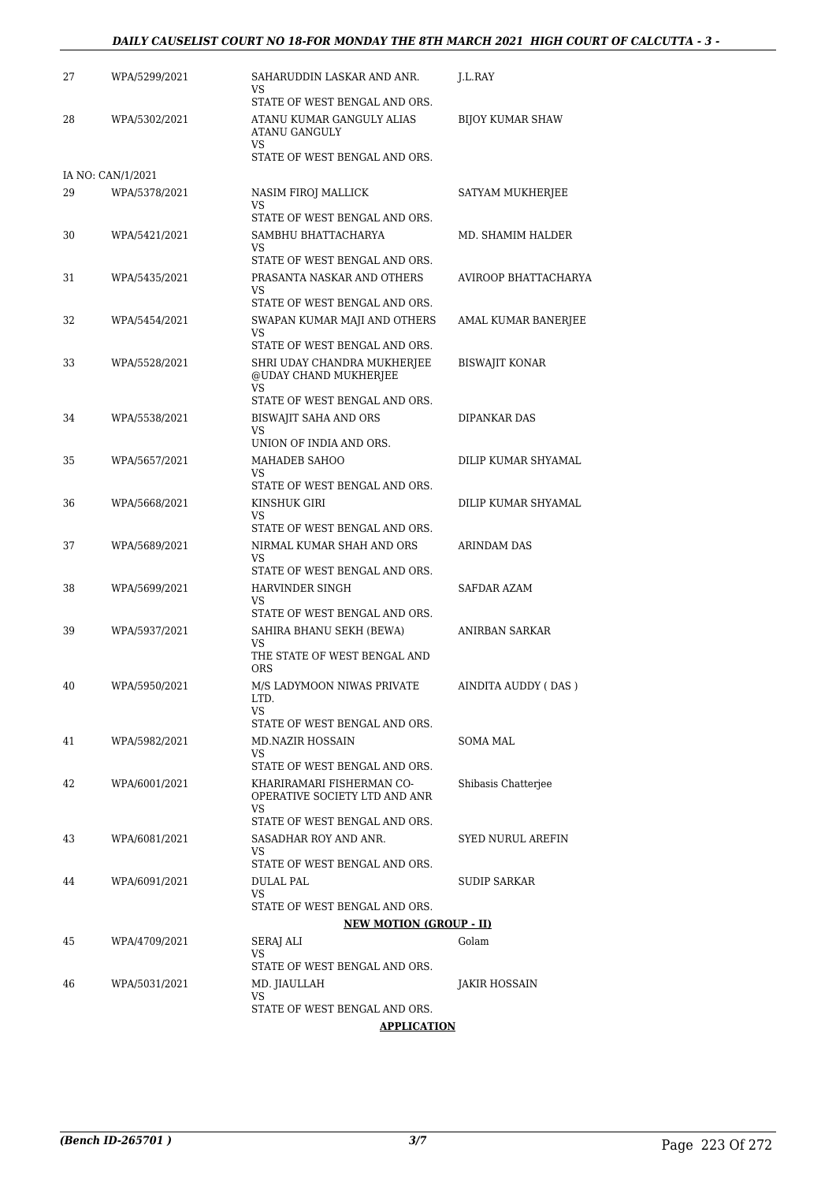| | | | |
|---|---|---|---|
| 27 | WPA/5299/2021 | SAHARUDDIN LASKAR AND ANR.<br>VS<br>STATE OF WEST BENGAL AND ORS. | J.L.RAY |
| 28 | WPA/5302/2021 | ATANU KUMAR GANGULY ALIAS ATANU GANGULY<br>VS<br>STATE OF WEST BENGAL AND ORS. | BIJOY KUMAR SHAW |
| | IA NO: CAN/1/2021 | | |
| 29 | WPA/5378/2021 | NASIM FIROJ MALLICK<br>VS<br>STATE OF WEST BENGAL AND ORS. | SATYAM MUKHERJEE |
| 30 | WPA/5421/2021 | SAMBHU BHATTACHARYA<br>VS<br>STATE OF WEST BENGAL AND ORS. | MD. SHAMIM HALDER |
| 31 | WPA/5435/2021 | PRASANTA NASKAR AND OTHERS<br>VS<br>STATE OF WEST BENGAL AND ORS. | AVIROOP BHATTACHARYA |
| 32 | WPA/5454/2021 | SWAPAN KUMAR MAJI AND OTHERS<br>VS<br>STATE OF WEST BENGAL AND ORS. | AMAL KUMAR BANERJEE |
| 33 | WPA/5528/2021 | SHRI UDAY CHANDRA MUKHERJEE @UDAY CHAND MUKHERJEE<br>VS<br>STATE OF WEST BENGAL AND ORS. | BISWAJIT KONAR |
| 34 | WPA/5538/2021 | BISWAJIT SAHA AND ORS<br>VS<br>UNION OF INDIA AND ORS. | DIPANKAR DAS |
| 35 | WPA/5657/2021 | MAHADEB SAHOO<br>VS<br>STATE OF WEST BENGAL AND ORS. | DILIP KUMAR SHYAMAL |
| 36 | WPA/5668/2021 | KINSHUK GIRI<br>VS<br>STATE OF WEST BENGAL AND ORS. | DILIP KUMAR SHYAMAL |
| 37 | WPA/5689/2021 | NIRMAL KUMAR SHAH AND ORS<br>VS<br>STATE OF WEST BENGAL AND ORS. | ARINDAM DAS |
| 38 | WPA/5699/2021 | HARVINDER SINGH<br>VS<br>STATE OF WEST BENGAL AND ORS. | SAFDAR AZAM |
| 39 | WPA/5937/2021 | SAHIRA BHANU SEKH (BEWA)<br>VS<br>THE STATE OF WEST BENGAL AND ORS | ANIRBAN SARKAR |
| 40 | WPA/5950/2021 | M/S LADYMOON NIWAS PRIVATE LTD.<br>VS<br>STATE OF WEST BENGAL AND ORS. | AINDITA AUDDY ( DAS ) |
| 41 | WPA/5982/2021 | MD.NAZIR HOSSAIN<br>VS<br>STATE OF WEST BENGAL AND ORS. | SOMA MAL |
| 42 | WPA/6001/2021 | KHARIRAMARI FISHERMAN CO-OPERATIVE SOCIETY LTD AND ANR<br>VS<br>STATE OF WEST BENGAL AND ORS. | Shibasis Chatterjee |
| 43 | WPA/6081/2021 | SASADHAR ROY AND ANR.<br>VS<br>STATE OF WEST BENGAL AND ORS. | SYED NURUL AREFIN |
| 44 | WPA/6091/2021 | DULAL PAL<br>VS<br>STATE OF WEST BENGAL AND ORS. | SUDIP SARKAR |
| | | **NEW MOTION (GROUP - II)** | |
| 45 | WPA/4709/2021 | SERAJ ALI<br>VS<br>STATE OF WEST BENGAL AND ORS. | Golam |
| 46 | WPA/5031/2021 | MD. JIAULLAH<br>VS<br>STATE OF WEST BENGAL AND ORS. | JAKIR HOSSAIN |
| | | **APPLICATION** | |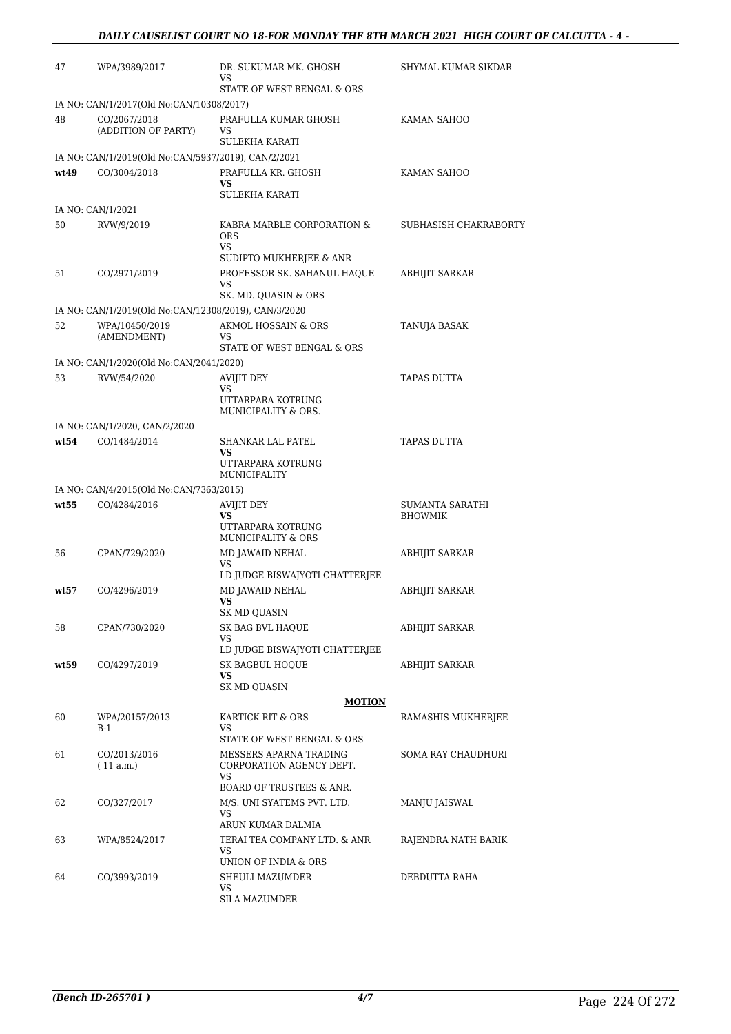| | | | |
|---|---|---|---|
| 47 | WPA/3989/2017 | DR. SUKUMAR MK. GHOSH<br>VS<br>STATE OF WEST BENGAL & ORS | SHYMAL KUMAR SIKDAR |
| IA NO: CAN/1/2017(Old No:CAN/10308/2017) | | | |
| 48 | CO/2067/2018<br>(ADDITION OF PARTY) | PRAFULLA KUMAR GHOSH<br>VS<br>SULEKHA KARATI | KAMAN SAHOO |
| IA NO: CAN/1/2019(Old No:CAN/5937/2019), CAN/2/2021 | | | |
| **wt49** | CO/3004/2018 | PRAFULLA KR. GHOSH<br>**VS**<br>SULEKHA KARATI | KAMAN SAHOO |
| IA NO: CAN/1/2021 | | | |
| 50 | RVW/9/2019 | KABRA MARBLE CORPORATION & ORS<br>VS<br>SUDIPTO MUKHERJEE & ANR | SUBHASISH CHAKRABORTY |
| 51 | CO/2971/2019 | PROFESSOR SK. SAHANUL HAQUE<br>VS<br>SK. MD. QUASIN & ORS | ABHIJIT SARKAR |
| IA NO: CAN/1/2019(Old No:CAN/12308/2019), CAN/3/2020 | | | |
| 52 | WPA/10450/2019<br>(AMENDMENT) | AKMOL HOSSAIN & ORS<br>VS<br>STATE OF WEST BENGAL & ORS | TANUJA BASAK |
| IA NO: CAN/1/2020(Old No:CAN/2041/2020) | | | |
| 53 | RVW/54/2020 | AVIJIT DEY<br>VS<br>UTTARPARA KOTRUNG MUNICIPALITY & ORS. | TAPAS DUTTA |
| IA NO: CAN/1/2020, CAN/2/2020 | | | |
| **wt54** | CO/1484/2014 | SHANKAR LAL PATEL<br>**VS**<br>UTTARPARA KOTRUNG MUNICIPALITY | TAPAS DUTTA |
| IA NO: CAN/4/2015(Old No:CAN/7363/2015) | | | |
| **wt55** | CO/4284/2016 | AVIJIT DEY<br>**VS**<br>UTTARPARA KOTRUNG MUNICIPALITY & ORS | SUMANTA SARATHI BHOWMIK |
| 56 | CPAN/729/2020 | MD JAWAID NEHAL<br>VS<br>LD JUDGE BISWAJYOTI CHATTERJEE | ABHIJIT SARKAR |
| **wt57** | CO/4296/2019 | MD JAWAID NEHAL<br>**VS**<br>SK MD QUASIN | ABHIJIT SARKAR |
| 58 | CPAN/730/2020 | SK BAG BVL HAQUE<br>VS<br>LD JUDGE BISWAJYOTI CHATTERJEE | ABHIJIT SARKAR |
| **wt59** | CO/4297/2019 | SK BAGBUL HOQUE<br>**VS**<br>SK MD QUASIN | ABHIJIT SARKAR |
| | | **MOTION** | |
| 60 | WPA/20157/2013<br>B-1 | KARTICK RIT & ORS<br>VS<br>STATE OF WEST BENGAL & ORS | RAMASHIS MUKHERJEE |
| 61 | CO/2013/2016<br>( 11 a.m.) | MESSERS APARNA TRADING CORPORATION AGENCY DEPT.<br>VS<br>BOARD OF TRUSTEES & ANR. | SOMA RAY CHAUDHURI |
| 62 | CO/327/2017 | M/S. UNI SYATEMS PVT. LTD.<br>VS<br>ARUN KUMAR DALMIA | MANJU JAISWAL |
| 63 | WPA/8524/2017 | TERAI TEA COMPANY LTD. & ANR<br>VS<br>UNION OF INDIA & ORS | RAJENDRA NATH BARIK |
| 64 | CO/3993/2019 | SHEULI MAZUMDER<br>VS<br>SILA MAZUMDER | DEBDUTTA RAHA |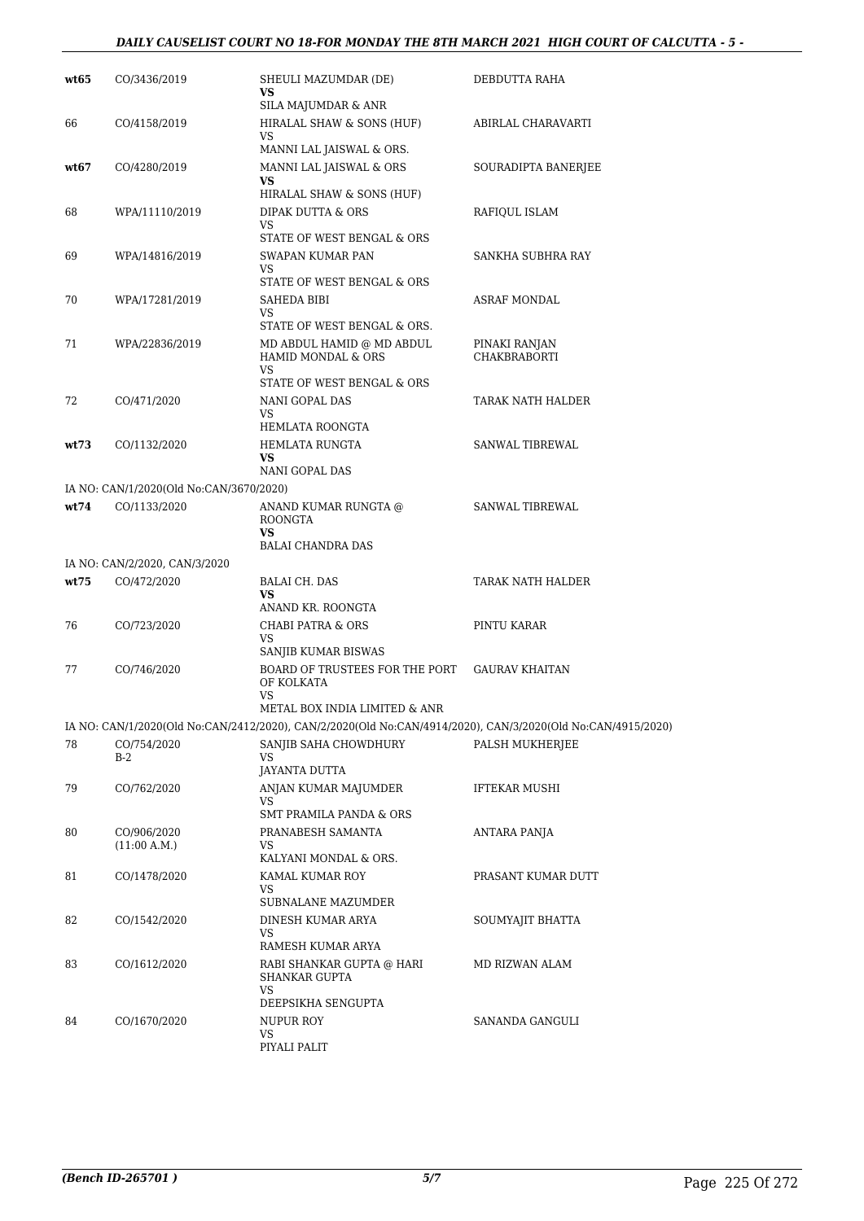| | | | |
|---|---|---|---|
| **wt65** | CO/3436/2019 | SHEULI MAZUMDAR (DE) **VS** SILA MAJUMDAR & ANR | DEBDUTTA RAHA |
| 66 | CO/4158/2019 | HIRALAL SHAW & SONS (HUF) VS MANNI LAL JAISWAL & ORS. | ABIRLAL CHARAVARTI |
| **wt67** | CO/4280/2019 | MANNI LAL JAISWAL & ORS **VS** HIRALAL SHAW & SONS (HUF) | SOURADIPTA BANERJEE |
| 68 | WPA/11110/2019 | DIPAK DUTTA & ORS VS STATE OF WEST BENGAL & ORS | RAFIQUL ISLAM |
| 69 | WPA/14816/2019 | SWAPAN KUMAR PAN VS STATE OF WEST BENGAL & ORS | SANKHA SUBHRA RAY |
| 70 | WPA/17281/2019 | SAHEDA BIBI VS STATE OF WEST BENGAL & ORS. | ASRAF MONDAL |
| 71 | WPA/22836/2019 | MD ABDUL HAMID @ MD ABDUL HAMID MONDAL & ORS VS STATE OF WEST BENGAL & ORS | PINAKI RANJAN CHAKBRABORTI |
| 72 | CO/471/2020 | NANI GOPAL DAS VS HEMLATA ROONGTA | TARAK NATH HALDER |
| **wt73** | CO/1132/2020 | HEMLATA RUNGTA **VS** NANI GOPAL DAS | SANWAL TIBREWAL |
| | IA NO: CAN/1/2020(Old No:CAN/3670/2020) | | |
| **wt74** | CO/1133/2020 | ANAND KUMAR RUNGTA @ ROONGTA **VS** BALAI CHANDRA DAS | SANWAL TIBREWAL |
| | IA NO: CAN/2/2020, CAN/3/2020 | | |
| **wt75** | CO/472/2020 | BALAI CH. DAS **VS** ANAND KR. ROONGTA | TARAK NATH HALDER |
| 76 | CO/723/2020 | CHABI PATRA & ORS VS SANJIB KUMAR BISWAS | PINTU KARAR |
| 77 | CO/746/2020 | BOARD OF TRUSTEES FOR THE PORT OF KOLKATA VS METAL BOX INDIA LIMITED & ANR | GAURAV KHAITAN |
| | IA NO: CAN/1/2020(Old No:CAN/2412/2020), CAN/2/2020(Old No:CAN/4914/2020), CAN/3/2020(Old No:CAN/4915/2020) | | |
| 78 | CO/754/2020 B-2 | SANJIB SAHA CHOWDHURY VS JAYANTA DUTTA | PALSH MUKHERJEE |
| 79 | CO/762/2020 | ANJAN KUMAR MAJUMDER VS SMT PRAMILA PANDA & ORS | IFTEKAR MUSHI |
| 80 | CO/906/2020 (11:00 A.M.) | PRANABESH SAMANTA VS KALYANI MONDAL & ORS. | ANTARA PANJA |
| 81 | CO/1478/2020 | KAMAL KUMAR ROY VS SUBNALANE MAZUMDER | PRASANT KUMAR DUTT |
| 82 | CO/1542/2020 | DINESH KUMAR ARYA VS RAMESH KUMAR ARYA | SOUMYAJIT BHATTA |
| 83 | CO/1612/2020 | RABI SHANKAR GUPTA @ HARI SHANKAR GUPTA VS DEEPSIKHA SENGUPTA | MD RIZWAN ALAM |
| 84 | CO/1670/2020 | NUPUR ROY VS PIYALI PALIT | SANANDA GANGULI |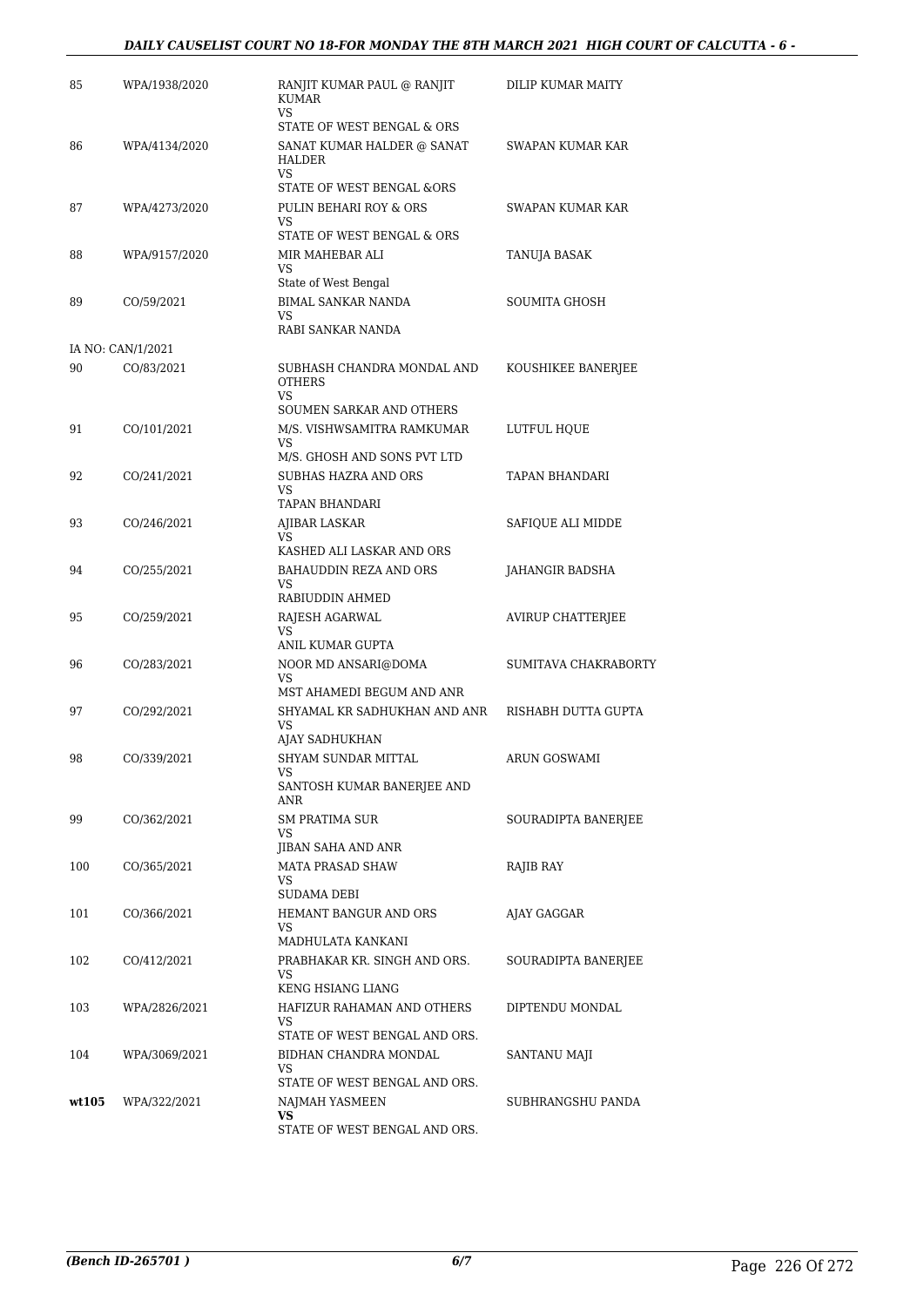| | | | |
|---|---|---|---|
| 85 | WPA/1938/2020 | RANJIT KUMAR PAUL @ RANJIT KUMAR<br>VS<br>STATE OF WEST BENGAL & ORS | DILIP KUMAR MAITY |
| 86 | WPA/4134/2020 | SANAT KUMAR HALDER @ SANAT HALDER<br>VS<br>STATE OF WEST BENGAL &ORS | SWAPAN KUMAR KAR |
| 87 | WPA/4273/2020 | PULIN BEHARI ROY & ORS<br>VS<br>STATE OF WEST BENGAL & ORS | SWAPAN KUMAR KAR |
| 88 | WPA/9157/2020 | MIR MAHEBAR ALI<br>VS<br>State of West Bengal | TANUJA BASAK |
| 89 | CO/59/2021 | BIMAL SANKAR NANDA<br>VS<br>RABI SANKAR NANDA | SOUMITA GHOSH |
| IA NO: CAN/1/2021 | | | |
| 90 | CO/83/2021 | SUBHASH CHANDRA MONDAL AND OTHERS<br>VS<br>SOUMEN SARKAR AND OTHERS | KOUSHIKEE BANERJEE |
| 91 | CO/101/2021 | M/S. VISHWSAMITRA RAMKUMAR<br>VS<br>M/S. GHOSH AND SONS PVT LTD | LUTFUL HQUE |
| 92 | CO/241/2021 | SUBHAS HAZRA AND ORS<br>VS<br>TAPAN BHANDARI | TAPAN BHANDARI |
| 93 | CO/246/2021 | AJIBAR LASKAR<br>VS<br>KASHED ALI LASKAR AND ORS | SAFIQUE ALI MIDDE |
| 94 | CO/255/2021 | BAHAUDDIN REZA AND ORS<br>VS<br>RABIUDDIN AHMED | JAHANGIR BADSHA |
| 95 | CO/259/2021 | RAJESH AGARWAL<br>VS<br>ANIL KUMAR GUPTA | AVIRUP CHATTERJEE |
| 96 | CO/283/2021 | NOOR MD ANSARI@DOMA<br>VS<br>MST AHAMEDI BEGUM AND ANR | SUMITAVA CHAKRABORTY |
| 97 | CO/292/2021 | SHYAMAL KR SADHUKHAN AND ANR<br>VS<br>AJAY SADHUKHAN | RISHABH DUTTA GUPTA |
| 98 | CO/339/2021 | SHYAM SUNDAR MITTAL<br>VS<br>SANTOSH KUMAR BANERJEE AND ANR | ARUN GOSWAMI |
| 99 | CO/362/2021 | SM PRATIMA SUR<br>VS<br>JIBAN SAHA AND ANR | SOURADIPTA BANERJEE |
| 100 | CO/365/2021 | MATA PRASAD SHAW<br>VS<br>SUDAMA DEBI | RAJIB RAY |
| 101 | CO/366/2021 | HEMANT BANGUR AND ORS<br>VS<br>MADHULATA KANKANI | AJAY GAGGAR |
| 102 | CO/412/2021 | PRABHAKAR KR. SINGH AND ORS.<br>VS<br>KENG HSIANG LIANG | SOURADIPTA BANERJEE |
| 103 | WPA/2826/2021 | HAFIZUR RAHAMAN AND OTHERS<br>VS<br>STATE OF WEST BENGAL AND ORS. | DIPTENDU MONDAL |
| 104 | WPA/3069/2021 | BIDHAN CHANDRA MONDAL<br>VS<br>STATE OF WEST BENGAL AND ORS. | SANTANU MAJI |
| **wt105** | WPA/322/2021 | NAJMAH YASMEEN<br>**VS**<br>STATE OF WEST BENGAL AND ORS. | SUBHRANGSHU PANDA |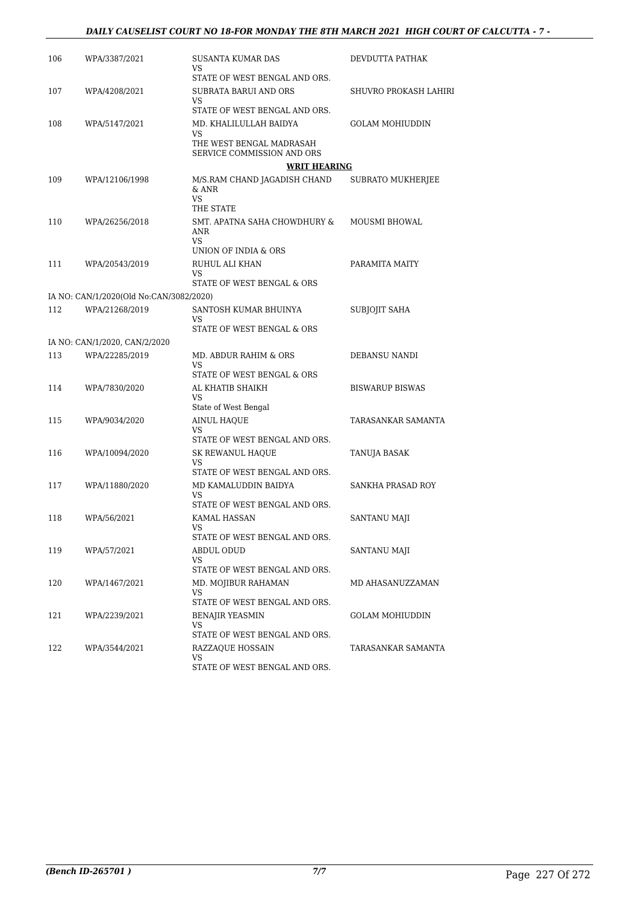| | | | |
|---|---|---|---|
| 106 | WPA/3387/2021 | SUSANTA KUMAR DAS<br>VS<br>STATE OF WEST BENGAL AND ORS. | DEVDUTTA PATHAK |
| 107 | WPA/4208/2021 | SUBRATA BARUI AND ORS<br>VS<br>STATE OF WEST BENGAL AND ORS. | SHUVRO PROKASH LAHIRI |
| 108 | WPA/5147/2021 | MD. KHALILULLAH BAIDYA<br>VS<br>THE WEST BENGAL MADRASAH SERVICE COMMISSION AND ORS | GOLAM MOHIUDDIN |

**WRIT HEARING**

| | | | |
|---|---|---|---|
| 109 | WPA/12106/1998 | M/S.RAM CHAND JAGADISH CHAND & ANR<br>VS<br>THE STATE | SUBRATO MUKHERJEE |
| 110 | WPA/26256/2018 | SMT. APATNA SAHA CHOWDHURY & ANR<br>VS<br>UNION OF INDIA & ORS | MOUSMI BHOWAL |
| 111 | WPA/20543/2019 | RUHUL ALI KHAN<br>VS<br>STATE OF WEST BENGAL & ORS | PARAMITA MAITY |
| | IA NO: CAN/1/2020(Old No:CAN/3082/2020) | | |
| 112 | WPA/21268/2019 | SANTOSH KUMAR BHUINYA<br>VS<br>STATE OF WEST BENGAL & ORS | SUBJOJIT SAHA |
| | IA NO: CAN/1/2020, CAN/2/2020 | | |
| 113 | WPA/22285/2019 | MD. ABDUR RAHIM & ORS<br>VS<br>STATE OF WEST BENGAL & ORS | DEBANSU NANDI |
| 114 | WPA/7830/2020 | AL KHATIB SHAIKH<br>VS<br>State of West Bengal | BISWARUP BISWAS |
| 115 | WPA/9034/2020 | AINUL HAQUE<br>VS<br>STATE OF WEST BENGAL AND ORS. | TARASANKAR SAMANTA |
| 116 | WPA/10094/2020 | SK REWANUL HAQUE<br>VS<br>STATE OF WEST BENGAL AND ORS. | TANUJA BASAK |
| 117 | WPA/11880/2020 | MD KAMALUDDIN BAIDYA<br>VS<br>STATE OF WEST BENGAL AND ORS. | SANKHA PRASAD ROY |
| 118 | WPA/56/2021 | KAMAL HASSAN<br>VS<br>STATE OF WEST BENGAL AND ORS. | SANTANU MAJI |
| 119 | WPA/57/2021 | ABDUL ODUD<br>VS<br>STATE OF WEST BENGAL AND ORS. | SANTANU MAJI |
| 120 | WPA/1467/2021 | MD. MOJIBUR RAHAMAN<br>VS<br>STATE OF WEST BENGAL AND ORS. | MD AHASANUZZAMAN |
| 121 | WPA/2239/2021 | BENAJIR YEASMIN<br>VS<br>STATE OF WEST BENGAL AND ORS. | GOLAM MOHIUDDIN |
| 122 | WPA/3544/2021 | RAZZAQUE HOSSAIN<br>VS<br>STATE OF WEST BENGAL AND ORS. | TARASANKAR SAMANTA |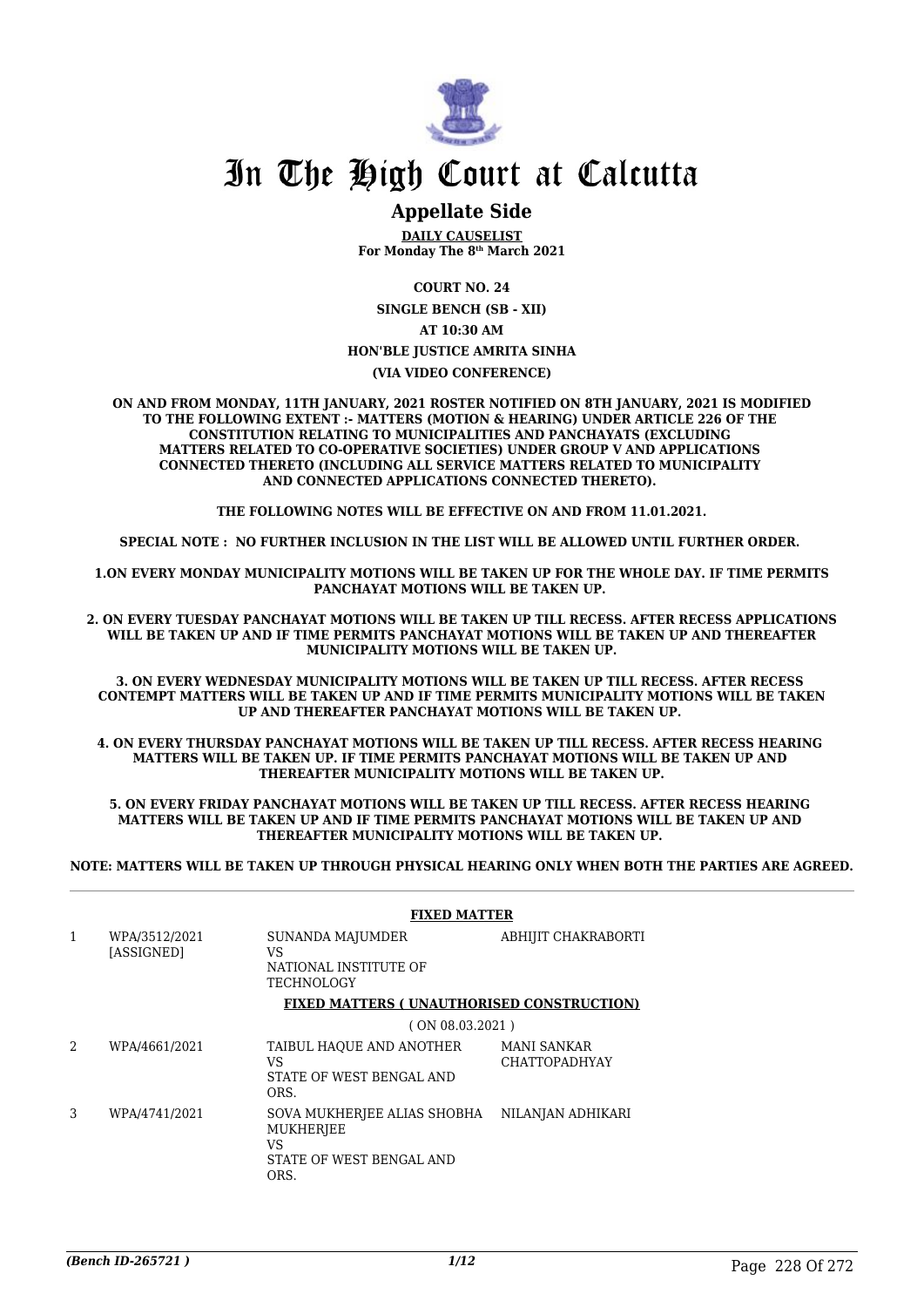# In The High Court at Calcutta

## Appellate Side

**DAILY CAUSELIST**
**For Monday The 8th March 2021**

**COURT NO. 24**

**SINGLE BENCH (SB - XII)**

**AT 10:30 AM**

**HON'BLE JUSTICE AMRITA SINHA**

**(VIA VIDEO CONFERENCE)**

**ON AND FROM MONDAY, 11TH JANUARY, 2021 ROSTER NOTIFIED ON 8TH JANUARY, 2021 IS MODIFIED TO THE FOLLOWING EXTENT :- MATTERS (MOTION & HEARING) UNDER ARTICLE 226 OF THE CONSTITUTION RELATING TO MUNICIPALITIES AND PANCHAYATS (EXCLUDING MATTERS RELATED TO CO-OPERATIVE SOCIETIES) UNDER GROUP V AND APPLICATIONS CONNECTED THERETO (INCLUDING ALL SERVICE MATTERS RELATED TO MUNICIPALITY AND CONNECTED APPLICATIONS CONNECTED THERETO).**

**THE FOLLOWING NOTES WILL BE EFFECTIVE ON AND FROM 11.01.2021.**

**SPECIAL NOTE : NO FURTHER INCLUSION IN THE LIST WILL BE ALLOWED UNTIL FURTHER ORDER.**

**1.ON EVERY MONDAY MUNICIPALITY MOTIONS WILL BE TAKEN UP FOR THE WHOLE DAY. IF TIME PERMITS PANCHAYAT MOTIONS WILL BE TAKEN UP.**

**2. ON EVERY TUESDAY PANCHAYAT MOTIONS WILL BE TAKEN UP TILL RECESS. AFTER RECESS APPLICATIONS WILL BE TAKEN UP AND IF TIME PERMITS PANCHAYAT MOTIONS WILL BE TAKEN UP AND THEREAFTER MUNICIPALITY MOTIONS WILL BE TAKEN UP.**

**3. ON EVERY WEDNESDAY MUNICIPALITY MOTIONS WILL BE TAKEN UP TILL RECESS. AFTER RECESS CONTEMPT MATTERS WILL BE TAKEN UP AND IF TIME PERMITS MUNICIPALITY MOTIONS WILL BE TAKEN UP AND THEREAFTER PANCHAYAT MOTIONS WILL BE TAKEN UP.**

**4. ON EVERY THURSDAY PANCHAYAT MOTIONS WILL BE TAKEN UP TILL RECESS. AFTER RECESS HEARING MATTERS WILL BE TAKEN UP. IF TIME PERMITS PANCHAYAT MOTIONS WILL BE TAKEN UP AND THEREAFTER MUNICIPALITY MOTIONS WILL BE TAKEN UP.**

**5. ON EVERY FRIDAY PANCHAYAT MOTIONS WILL BE TAKEN UP TILL RECESS. AFTER RECESS HEARING MATTERS WILL BE TAKEN UP AND IF TIME PERMITS PANCHAYAT MOTIONS WILL BE TAKEN UP AND THEREAFTER MUNICIPALITY MOTIONS WILL BE TAKEN UP.**

**NOTE: MATTERS WILL BE TAKEN UP THROUGH PHYSICAL HEARING ONLY WHEN BOTH THE PARTIES ARE AGREED.**

**FIXED MATTER**

| | | | |
|---|---|---|---|
| 1 | WPA/3512/2021 [ASSIGNED] | SUNANDA MAJUMDER VS NATIONAL INSTITUTE OF TECHNOLOGY | ABHIJIT CHAKRABORTI |

**FIXED MATTERS ( UNAUTHORISED CONSTRUCTION)**

( ON 08.03.2021 )

| | | | |
|---|---|---|---|
| 2 | WPA/4661/2021 | TAIBUL HAQUE AND ANOTHER VS STATE OF WEST BENGAL AND ORS. | MANI SANKAR CHATTOPADHYAY |
| 3 | WPA/4741/2021 | SOVA MUKHERJEE ALIAS SHOBHA MUKHERJEE VS STATE OF WEST BENGAL AND ORS. | NILANJAN ADHIKARI |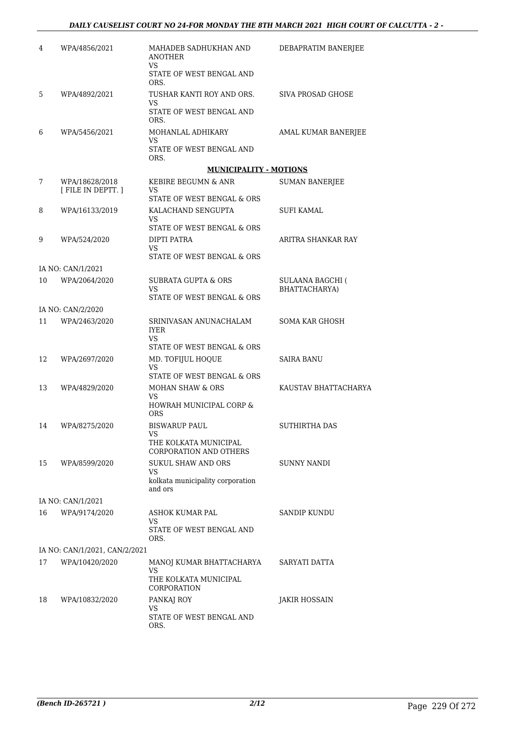| | | | |
|---|---|---|---|
| 4 | WPA/4856/2021 | MAHADEB SADHUKHAN AND ANOTHER<br>VS<br>STATE OF WEST BENGAL AND ORS. | DEBAPRATIM BANERJEE |
| 5 | WPA/4892/2021 | TUSHAR KANTI ROY AND ORS.<br>VS<br>STATE OF WEST BENGAL AND ORS. | SIVA PROSAD GHOSE |
| 6 | WPA/5456/2021 | MOHANLAL ADHIKARY<br>VS<br>STATE OF WEST BENGAL AND ORS. | AMAL KUMAR BANERJEE |

**MUNICIPALITY - MOTIONS**

| | | | |
|---|---|---|---|
| 7 | WPA/18628/2018<br>[ FILE IN DEPTT. ] | KEBIRE BEGUMN & ANR<br>VS<br>STATE OF WEST BENGAL & ORS | SUMAN BANERJEE |
| 8 | WPA/16133/2019 | KALACHAND SENGUPTA<br>VS<br>STATE OF WEST BENGAL & ORS | SUFI KAMAL |
| 9 | WPA/524/2020 | DIPTI PATRA<br>VS<br>STATE OF WEST BENGAL & ORS | ARITRA SHANKAR RAY |
| | IA NO: CAN/1/2021 | | |
| 10 | WPA/2064/2020 | SUBRATA GUPTA & ORS<br>VS<br>STATE OF WEST BENGAL & ORS | SULAANA BAGCHI ( BHATTACHARYA) |
| | IA NO: CAN/2/2020 | | |
| 11 | WPA/2463/2020 | SRINIVASAN ANUNACHALAM IYER<br>VS<br>STATE OF WEST BENGAL & ORS | SOMA KAR GHOSH |
| 12 | WPA/2697/2020 | MD. TOFIJUL HOQUE<br>VS<br>STATE OF WEST BENGAL & ORS | SAIRA BANU |
| 13 | WPA/4829/2020 | MOHAN SHAW & ORS<br>VS<br>HOWRAH MUNICIPAL CORP & ORS | KAUSTAV BHATTACHARYA |
| 14 | WPA/8275/2020 | BISWARUP PAUL<br>VS<br>THE KOLKATA MUNICIPAL CORPORATION AND OTHERS | SUTHIRTHA DAS |
| 15 | WPA/8599/2020 | SUKUL SHAW AND ORS<br>VS<br>kolkata municipality corporation and ors | SUNNY NANDI |
| | IA NO: CAN/1/2021 | | |
| 16 | WPA/9174/2020 | ASHOK KUMAR PAL<br>VS<br>STATE OF WEST BENGAL AND ORS. | SANDIP KUNDU |
| | IA NO: CAN/1/2021, CAN/2/2021 | | |
| 17 | WPA/10420/2020 | MANOJ KUMAR BHATTACHARYA<br>VS<br>THE KOLKATA MUNICIPAL CORPORATION | SARYATI DATTA |
| 18 | WPA/10832/2020 | PANKAJ ROY<br>VS<br>STATE OF WEST BENGAL AND ORS. | JAKIR HOSSAIN |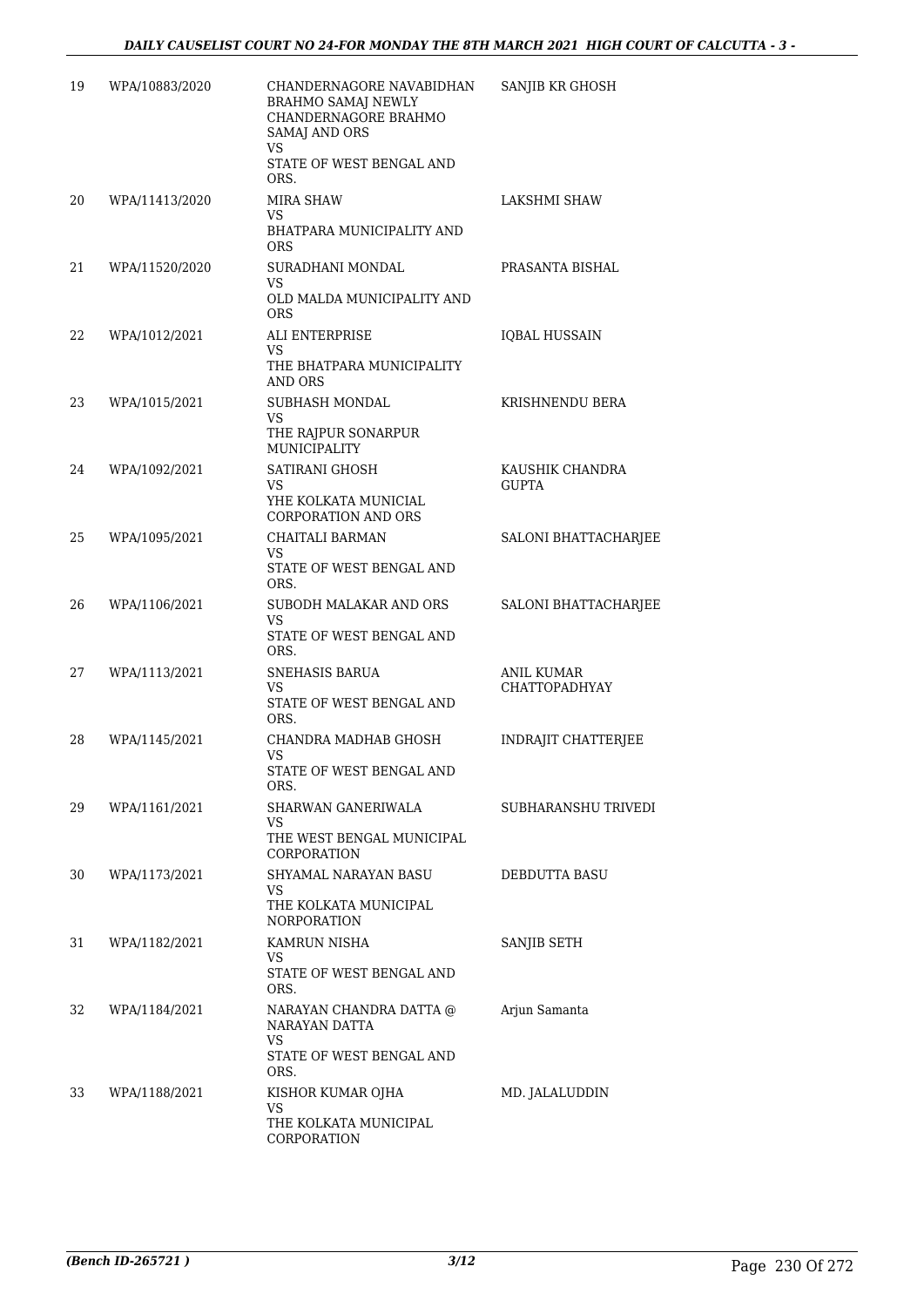| 19 | WPA/10883/2020 | CHANDERNAGORE NAVABIDHAN BRAHMO SAMAJ NEWLY CHANDERNAGORE BRAHMO SAMAJ AND ORS<br>VS<br>STATE OF WEST BENGAL AND ORS. | SANJIB KR GHOSH |
|---|---|---|---|
| 20 | WPA/11413/2020 | MIRA SHAW<br>VS<br>BHATPARA MUNICIPALITY AND ORS | LAKSHMI SHAW |
| 21 | WPA/11520/2020 | SURADHANI MONDAL<br>VS<br>OLD MALDA MUNICIPALITY AND ORS | PRASANTA BISHAL |
| 22 | WPA/1012/2021 | ALI ENTERPRISE<br>VS<br>THE BHATPARA MUNICIPALITY AND ORS | IQBAL HUSSAIN |
| 23 | WPA/1015/2021 | SUBHASH MONDAL<br>VS<br>THE RAJPUR SONARPUR MUNICIPALITY | KRISHNENDU BERA |
| 24 | WPA/1092/2021 | SATIRANI GHOSH<br>VS<br>YHE KOLKATA MUNICIAL CORPORATION AND ORS | KAUSHIK CHANDRA GUPTA |
| 25 | WPA/1095/2021 | CHAITALI BARMAN<br>VS<br>STATE OF WEST BENGAL AND ORS. | SALONI BHATTACHARJEE |
| 26 | WPA/1106/2021 | SUBODH MALAKAR AND ORS<br>VS<br>STATE OF WEST BENGAL AND ORS. | SALONI BHATTACHARJEE |
| 27 | WPA/1113/2021 | SNEHASIS BARUA<br>VS<br>STATE OF WEST BENGAL AND ORS. | ANIL KUMAR CHATTOPADHYAY |
| 28 | WPA/1145/2021 | CHANDRA MADHAB GHOSH<br>VS<br>STATE OF WEST BENGAL AND ORS. | INDRAJIT CHATTERJEE |
| 29 | WPA/1161/2021 | SHARWAN GANERIWALA<br>VS<br>THE WEST BENGAL MUNICIPAL CORPORATION | SUBHARANSHU TRIVEDI |
| 30 | WPA/1173/2021 | SHYAMAL NARAYAN BASU<br>VS<br>THE KOLKATA MUNICIPAL NORPORATION | DEBDUTTA BASU |
| 31 | WPA/1182/2021 | KAMRUN NISHA<br>VS<br>STATE OF WEST BENGAL AND ORS. | SANJIB SETH |
| 32 | WPA/1184/2021 | NARAYAN CHANDRA DATTA @ NARAYAN DATTA<br>VS<br>STATE OF WEST BENGAL AND ORS. | Arjun Samanta |
| 33 | WPA/1188/2021 | KISHOR KUMAR OJHA<br>VS<br>THE KOLKATA MUNICIPAL CORPORATION | MD. JALALUDDIN |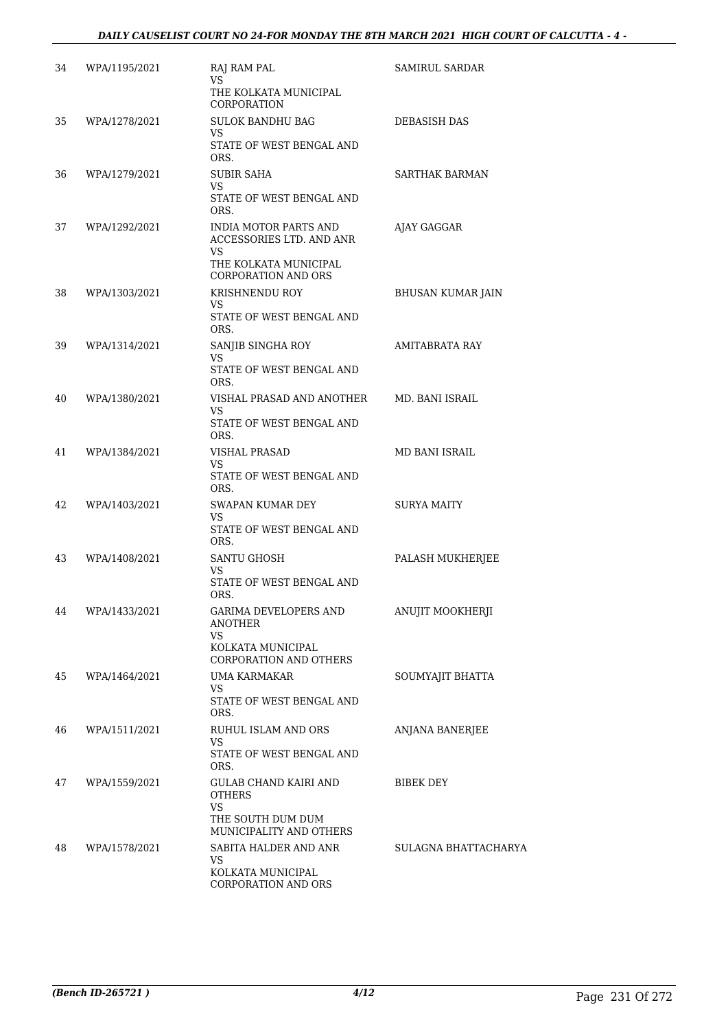| 34 | WPA/1195/2021 | RAJ RAM PAL<br>VS<br>THE KOLKATA MUNICIPAL CORPORATION | SAMIRUL SARDAR |
|---|---|---|---|
| 35 | WPA/1278/2021 | SULOK BANDHU BAG<br>VS<br>STATE OF WEST BENGAL AND ORS. | DEBASISH DAS |
| 36 | WPA/1279/2021 | SUBIR SAHA<br>VS<br>STATE OF WEST BENGAL AND ORS. | SARTHAK BARMAN |
| 37 | WPA/1292/2021 | INDIA MOTOR PARTS AND ACCESSORIES LTD. AND ANR<br>VS<br>THE KOLKATA MUNICIPAL CORPORATION AND ORS | AJAY GAGGAR |
| 38 | WPA/1303/2021 | KRISHNENDU ROY<br>VS<br>STATE OF WEST BENGAL AND ORS. | BHUSAN KUMAR JAIN |
| 39 | WPA/1314/2021 | SANJIB SINGHA ROY<br>VS<br>STATE OF WEST BENGAL AND ORS. | AMITABRATA RAY |
| 40 | WPA/1380/2021 | VISHAL PRASAD AND ANOTHER<br>VS<br>STATE OF WEST BENGAL AND ORS. | MD. BANI ISRAIL |
| 41 | WPA/1384/2021 | VISHAL PRASAD<br>VS<br>STATE OF WEST BENGAL AND ORS. | MD BANI ISRAIL |
| 42 | WPA/1403/2021 | SWAPAN KUMAR DEY<br>VS<br>STATE OF WEST BENGAL AND ORS. | SURYA MAITY |
| 43 | WPA/1408/2021 | SANTU GHOSH<br>VS<br>STATE OF WEST BENGAL AND ORS. | PALASH MUKHERJEE |
| 44 | WPA/1433/2021 | GARIMA DEVELOPERS AND ANOTHER<br>VS<br>KOLKATA MUNICIPAL CORPORATION AND OTHERS | ANUJIT MOOKHERJI |
| 45 | WPA/1464/2021 | UMA KARMAKAR<br>VS<br>STATE OF WEST BENGAL AND ORS. | SOUMYAJIT BHATTA |
| 46 | WPA/1511/2021 | RUHUL ISLAM AND ORS<br>VS<br>STATE OF WEST BENGAL AND ORS. | ANJANA BANERJEE |
| 47 | WPA/1559/2021 | GULAB CHAND KAIRI AND OTHERS<br>VS<br>THE SOUTH DUM DUM MUNICIPALITY AND OTHERS | BIBEK DEY |
| 48 | WPA/1578/2021 | SABITA HALDER AND ANR<br>VS<br>KOLKATA MUNICIPAL CORPORATION AND ORS | SULAGNA BHATTACHARYA |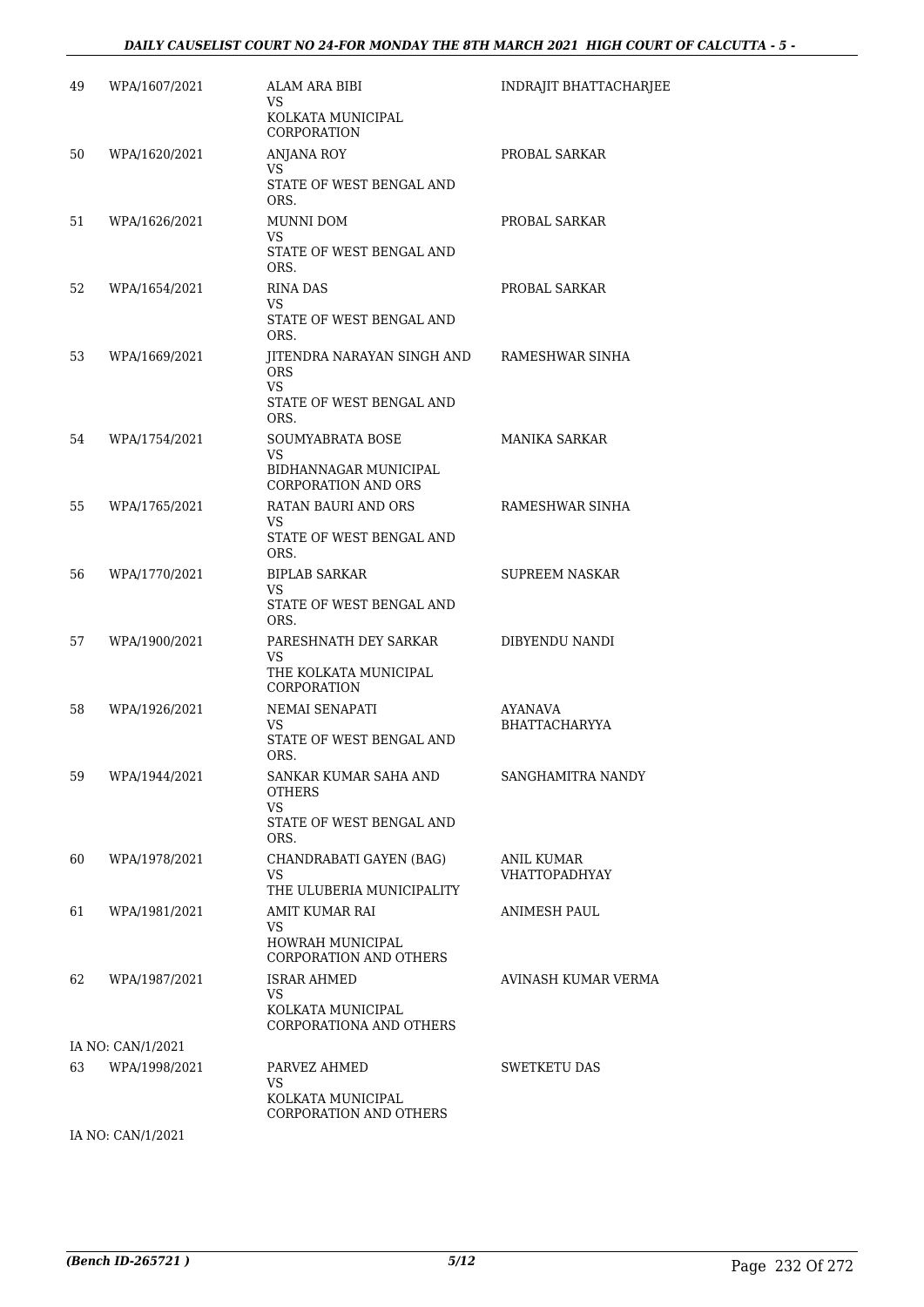| | | | |
|---|---|---|---|
| 49 | WPA/1607/2021 | ALAM ARA BIBI<br>VS<br>KOLKATA MUNICIPAL CORPORATION | INDRAJIT BHATTACHARJEE |
| 50 | WPA/1620/2021 | ANJANA ROY<br>VS<br>STATE OF WEST BENGAL AND ORS. | PROBAL SARKAR |
| 51 | WPA/1626/2021 | MUNNI DOM<br>VS<br>STATE OF WEST BENGAL AND ORS. | PROBAL SARKAR |
| 52 | WPA/1654/2021 | RINA DAS<br>VS<br>STATE OF WEST BENGAL AND ORS. | PROBAL SARKAR |
| 53 | WPA/1669/2021 | JITENDRA NARAYAN SINGH AND ORS<br>VS<br>STATE OF WEST BENGAL AND ORS. | RAMESHWAR SINHA |
| 54 | WPA/1754/2021 | SOUMYABRATA BOSE<br>VS<br>BIDHANNAGAR MUNICIPAL CORPORATION AND ORS | MANIKA SARKAR |
| 55 | WPA/1765/2021 | RATAN BAURI AND ORS<br>VS<br>STATE OF WEST BENGAL AND ORS. | RAMESHWAR SINHA |
| 56 | WPA/1770/2021 | BIPLAB SARKAR<br>VS<br>STATE OF WEST BENGAL AND ORS. | SUPREEM NASKAR |
| 57 | WPA/1900/2021 | PARESHNATH DEY SARKAR<br>VS<br>THE KOLKATA MUNICIPAL CORPORATION | DIBYENDU NANDI |
| 58 | WPA/1926/2021 | NEMAI SENAPATI<br>VS<br>STATE OF WEST BENGAL AND ORS. | AYANAVA BHATTACHARYYA |
| 59 | WPA/1944/2021 | SANKAR KUMAR SAHA AND OTHERS<br>VS<br>STATE OF WEST BENGAL AND ORS. | SANGHAMITRA NANDY |
| 60 | WPA/1978/2021 | CHANDRABATI GAYEN (BAG)<br>VS<br>THE ULUBERIA MUNICIPALITY | ANIL KUMAR VHATTOPADHYAY |
| 61 | WPA/1981/2021 | AMIT KUMAR RAI<br>VS<br>HOWRAH MUNICIPAL CORPORATION AND OTHERS | ANIMESH PAUL |
| 62 | WPA/1987/2021 | ISRAR AHMED<br>VS<br>KOLKATA MUNICIPAL CORPORATIONA AND OTHERS | AVINASH KUMAR VERMA |
| | IA NO: CAN/1/2021 | | |
| 63 | WPA/1998/2021 | PARVEZ AHMED<br>VS<br>KOLKATA MUNICIPAL CORPORATION AND OTHERS | SWETKETU DAS |
| | IA NO: CAN/1/2021 | | |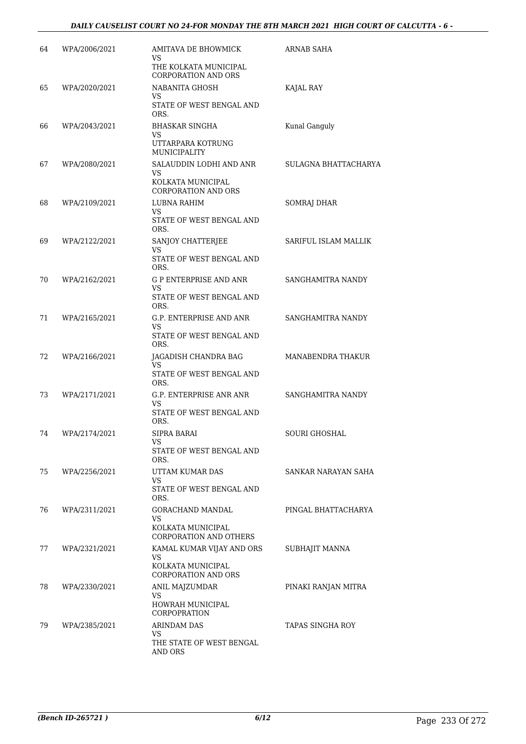| | | | |
|---|---|---|---|
| 64 | WPA/2006/2021 | AMITAVA DE BHOWMICK<br>VS<br>THE KOLKATA MUNICIPAL CORPORATION AND ORS | ARNAB SAHA |
| 65 | WPA/2020/2021 | NABANITA GHOSH<br>VS<br>STATE OF WEST BENGAL AND ORS. | KAJAL RAY |
| 66 | WPA/2043/2021 | BHASKAR SINGHA<br>VS<br>UTTARPARA KOTRUNG MUNICIPALITY | Kunal Ganguly |
| 67 | WPA/2080/2021 | SALAUDDIN LODHI AND ANR<br>VS<br>KOLKATA MUNICIPAL CORPORATION AND ORS | SULAGNA BHATTACHARYA |
| 68 | WPA/2109/2021 | LUBNA RAHIM<br>VS<br>STATE OF WEST BENGAL AND ORS. | SOMRAJ DHAR |
| 69 | WPA/2122/2021 | SANJOY CHATTERJEE<br>VS<br>STATE OF WEST BENGAL AND ORS. | SARIFUL ISLAM MALLIK |
| 70 | WPA/2162/2021 | G P ENTERPRISE AND ANR<br>VS<br>STATE OF WEST BENGAL AND ORS. | SANGHAMITRA NANDY |
| 71 | WPA/2165/2021 | G.P. ENTERPRISE AND ANR<br>VS<br>STATE OF WEST BENGAL AND ORS. | SANGHAMITRA NANDY |
| 72 | WPA/2166/2021 | JAGADISH CHANDRA BAG<br>VS<br>STATE OF WEST BENGAL AND ORS. | MANABENDRA THAKUR |
| 73 | WPA/2171/2021 | G.P. ENTERPRISE ANR ANR<br>VS<br>STATE OF WEST BENGAL AND ORS. | SANGHAMITRA NANDY |
| 74 | WPA/2174/2021 | SIPRA BARAI<br>VS<br>STATE OF WEST BENGAL AND ORS. | SOURI GHOSHAL |
| 75 | WPA/2256/2021 | UTTAM KUMAR DAS<br>VS<br>STATE OF WEST BENGAL AND ORS. | SANKAR NARAYAN SAHA |
| 76 | WPA/2311/2021 | GORACHAND MANDAL<br>VS<br>KOLKATA MUNICIPAL CORPORATION AND OTHERS | PINGAL BHATTACHARYA |
| 77 | WPA/2321/2021 | KAMAL KUMAR VIJAY AND ORS<br>VS<br>KOLKATA MUNICIPAL CORPORATION AND ORS | SUBHAJIT MANNA |
| 78 | WPA/2330/2021 | ANIL MAJZUMDAR<br>VS<br>HOWRAH MUNICIPAL CORPOPRATION | PINAKI RANJAN MITRA |
| 79 | WPA/2385/2021 | ARINDAM DAS<br>VS<br>THE STATE OF WEST BENGAL AND ORS | TAPAS SINGHA ROY |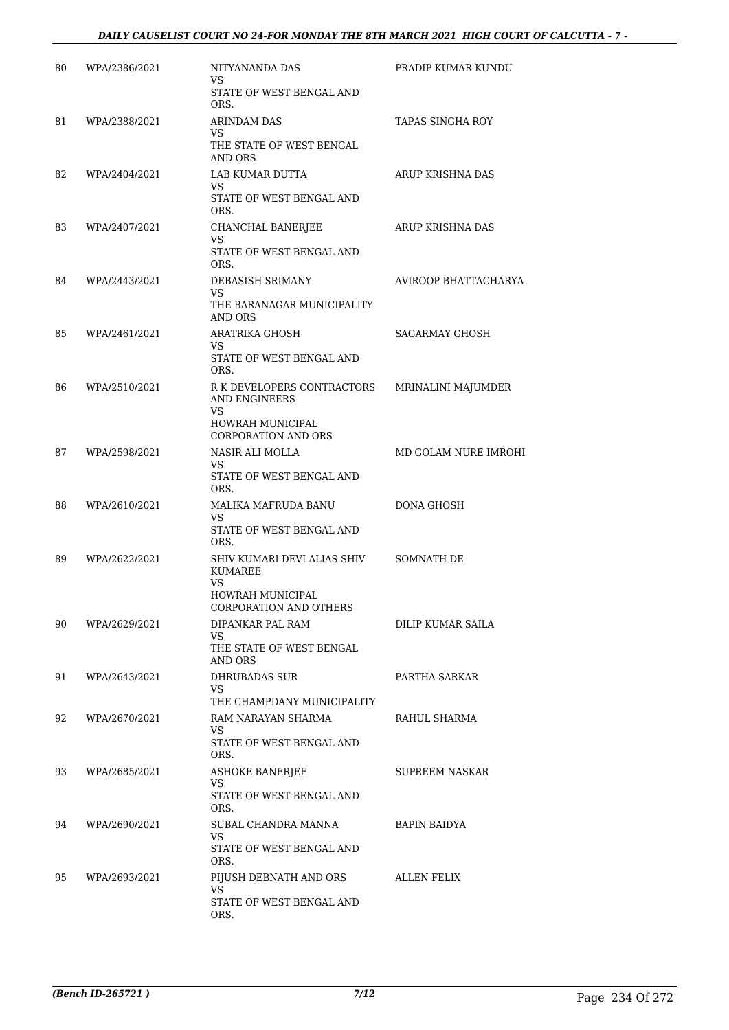| 80 | WPA/2386/2021 | NITYANANDA DAS<br>VS<br>STATE OF WEST BENGAL AND ORS. | PRADIP KUMAR KUNDU |
|---|---|---|---|
| 81 | WPA/2388/2021 | ARINDAM DAS<br>VS<br>THE STATE OF WEST BENGAL AND ORS | TAPAS SINGHA ROY |
| 82 | WPA/2404/2021 | LAB KUMAR DUTTA<br>VS<br>STATE OF WEST BENGAL AND ORS. | ARUP KRISHNA DAS |
| 83 | WPA/2407/2021 | CHANCHAL BANERJEE<br>VS<br>STATE OF WEST BENGAL AND ORS. | ARUP KRISHNA DAS |
| 84 | WPA/2443/2021 | DEBASISH SRIMANY<br>VS<br>THE BARANAGAR MUNICIPALITY AND ORS | AVIROOP BHATTACHARYA |
| 85 | WPA/2461/2021 | ARATRIKA GHOSH<br>VS<br>STATE OF WEST BENGAL AND ORS. | SAGARMAY GHOSH |
| 86 | WPA/2510/2021 | R K DEVELOPERS CONTRACTORS AND ENGINEERS<br>VS<br>HOWRAH MUNICIPAL CORPORATION AND ORS | MRINALINI MAJUMDER |
| 87 | WPA/2598/2021 | NASIR ALI MOLLA<br>VS<br>STATE OF WEST BENGAL AND ORS. | MD GOLAM NURE IMROHI |
| 88 | WPA/2610/2021 | MALIKA MAFRUDA BANU<br>VS<br>STATE OF WEST BENGAL AND ORS. | DONA GHOSH |
| 89 | WPA/2622/2021 | SHIV KUMARI DEVI ALIAS SHIV KUMAREE<br>VS<br>HOWRAH MUNICIPAL CORPORATION AND OTHERS | SOMNATH DE |
| 90 | WPA/2629/2021 | DIPANKAR PAL RAM<br>VS<br>THE STATE OF WEST BENGAL AND ORS | DILIP KUMAR SAILA |
| 91 | WPA/2643/2021 | DHRUBADAS SUR<br>VS<br>THE CHAMPDANY MUNICIPALITY | PARTHA SARKAR |
| 92 | WPA/2670/2021 | RAM NARAYAN SHARMA<br>VS<br>STATE OF WEST BENGAL AND ORS. | RAHUL SHARMA |
| 93 | WPA/2685/2021 | ASHOKE BANERJEE<br>VS<br>STATE OF WEST BENGAL AND ORS. | SUPREEM NASKAR |
| 94 | WPA/2690/2021 | SUBAL CHANDRA MANNA<br>VS<br>STATE OF WEST BENGAL AND ORS. | BAPIN BAIDYA |
| 95 | WPA/2693/2021 | PIJUSH DEBNATH AND ORS<br>VS<br>STATE OF WEST BENGAL AND ORS. | ALLEN FELIX |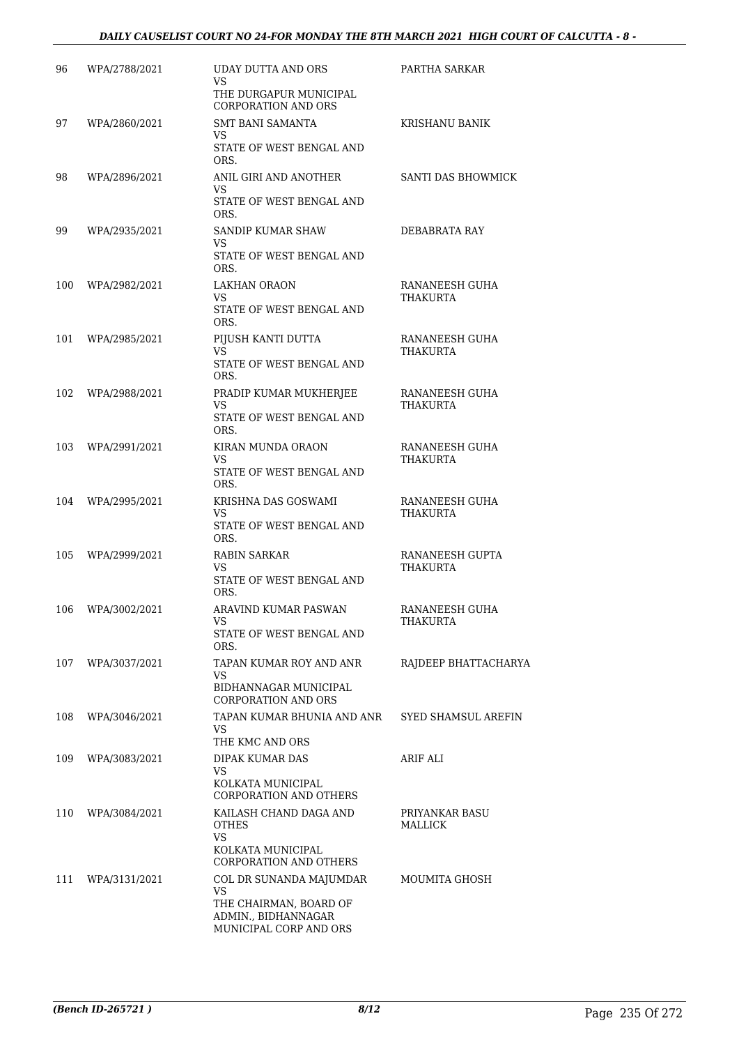| | | | |
|---|---|---|---|
| 96 | WPA/2788/2021 | UDAY DUTTA AND ORS<br>VS<br>THE DURGAPUR MUNICIPAL CORPORATION AND ORS | PARTHA SARKAR |
| 97 | WPA/2860/2021 | SMT BANI SAMANTA<br>VS<br>STATE OF WEST BENGAL AND ORS. | KRISHANU BANIK |
| 98 | WPA/2896/2021 | ANIL GIRI AND ANOTHER<br>VS<br>STATE OF WEST BENGAL AND ORS. | SANTI DAS BHOWMICK |
| 99 | WPA/2935/2021 | SANDIP KUMAR SHAW<br>VS<br>STATE OF WEST BENGAL AND ORS. | DEBABRATA RAY |
| 100 | WPA/2982/2021 | LAKHAN ORAON<br>VS<br>STATE OF WEST BENGAL AND ORS. | RANANEESH GUHA THAKURTA |
| 101 | WPA/2985/2021 | PIJUSH KANTI DUTTA<br>VS<br>STATE OF WEST BENGAL AND ORS. | RANANEESH GUHA THAKURTA |
| 102 | WPA/2988/2021 | PRADIP KUMAR MUKHERJEE<br>VS<br>STATE OF WEST BENGAL AND ORS. | RANANEESH GUHA THAKURTA |
| 103 | WPA/2991/2021 | KIRAN MUNDA ORAON<br>VS<br>STATE OF WEST BENGAL AND ORS. | RANANEESH GUHA THAKURTA |
| 104 | WPA/2995/2021 | KRISHNA DAS GOSWAMI<br>VS<br>STATE OF WEST BENGAL AND ORS. | RANANEESH GUHA THAKURTA |
| 105 | WPA/2999/2021 | RABIN SARKAR<br>VS<br>STATE OF WEST BENGAL AND ORS. | RANANEESH GUPTA THAKURTA |
| 106 | WPA/3002/2021 | ARAVIND KUMAR PASWAN<br>VS<br>STATE OF WEST BENGAL AND ORS. | RANANEESH GUHA THAKURTA |
| 107 | WPA/3037/2021 | TAPAN KUMAR ROY AND ANR<br>VS<br>BIDHANNAGAR MUNICIPAL CORPORATION AND ORS | RAJDEEP BHATTACHARYA |
| 108 | WPA/3046/2021 | TAPAN KUMAR BHUNIA AND ANR<br>VS<br>THE KMC AND ORS | SYED SHAMSUL AREFIN |
| 109 | WPA/3083/2021 | DIPAK KUMAR DAS<br>VS<br>KOLKATA MUNICIPAL CORPORATION AND OTHERS | ARIF ALI |
| 110 | WPA/3084/2021 | KAILASH CHAND DAGA AND OTHES<br>VS<br>KOLKATA MUNICIPAL CORPORATION AND OTHERS | PRIYANKAR BASU MALLICK |
| 111 | WPA/3131/2021 | COL DR SUNANDA MAJUMDAR<br>VS<br>THE CHAIRMAN, BOARD OF ADMIN., BIDHANNAGAR MUNICIPAL CORP AND ORS | MOUMITA GHOSH |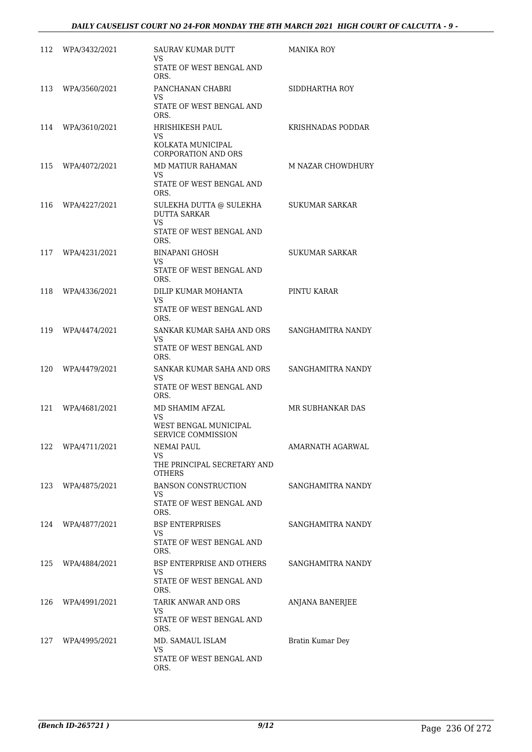| | | | |
|---|---|---|---|
| 112 | WPA/3432/2021 | SAURAV KUMAR DUTT<br>VS<br>STATE OF WEST BENGAL AND ORS. | MANIKA ROY |
| 113 | WPA/3560/2021 | PANCHANAN CHABRI<br>VS<br>STATE OF WEST BENGAL AND ORS. | SIDDHARTHA ROY |
| 114 | WPA/3610/2021 | HRISHIKESH PAUL<br>VS<br>KOLKATA MUNICIPAL CORPORATION AND ORS | KRISHNADAS PODDAR |
| 115 | WPA/4072/2021 | MD MATIUR RAHAMAN<br>VS<br>STATE OF WEST BENGAL AND ORS. | M NAZAR CHOWDHURY |
| 116 | WPA/4227/2021 | SULEKHA DUTTA @ SULEKHA DUTTA SARKAR<br>VS<br>STATE OF WEST BENGAL AND ORS. | SUKUMAR SARKAR |
| 117 | WPA/4231/2021 | BINAPANI GHOSH<br>VS<br>STATE OF WEST BENGAL AND ORS. | SUKUMAR SARKAR |
| 118 | WPA/4336/2021 | DILIP KUMAR MOHANTA<br>VS<br>STATE OF WEST BENGAL AND ORS. | PINTU KARAR |
| 119 | WPA/4474/2021 | SANKAR KUMAR SAHA AND ORS<br>VS<br>STATE OF WEST BENGAL AND ORS. | SANGHAMITRA NANDY |
| 120 | WPA/4479/2021 | SANKAR KUMAR SAHA AND ORS<br>VS<br>STATE OF WEST BENGAL AND ORS. | SANGHAMITRA NANDY |
| 121 | WPA/4681/2021 | MD SHAMIM AFZAL<br>VS<br>WEST BENGAL MUNICIPAL SERVICE COMMISSION | MR SUBHANKAR DAS |
| 122 | WPA/4711/2021 | NEMAI PAUL<br>VS<br>THE PRINCIPAL SECRETARY AND OTHERS | AMARNATH AGARWAL |
| 123 | WPA/4875/2021 | BANSON CONSTRUCTION<br>VS<br>STATE OF WEST BENGAL AND ORS. | SANGHAMITRA NANDY |
| 124 | WPA/4877/2021 | BSP ENTERPRISES<br>VS<br>STATE OF WEST BENGAL AND ORS. | SANGHAMITRA NANDY |
| 125 | WPA/4884/2021 | BSP ENTERPRISE AND OTHERS<br>VS<br>STATE OF WEST BENGAL AND ORS. | SANGHAMITRA NANDY |
| 126 | WPA/4991/2021 | TARIK ANWAR AND ORS<br>VS<br>STATE OF WEST BENGAL AND ORS. | ANJANA BANERJEE |
| 127 | WPA/4995/2021 | MD. SAMAUL ISLAM<br>VS<br>STATE OF WEST BENGAL AND ORS. | Bratin Kumar Dey |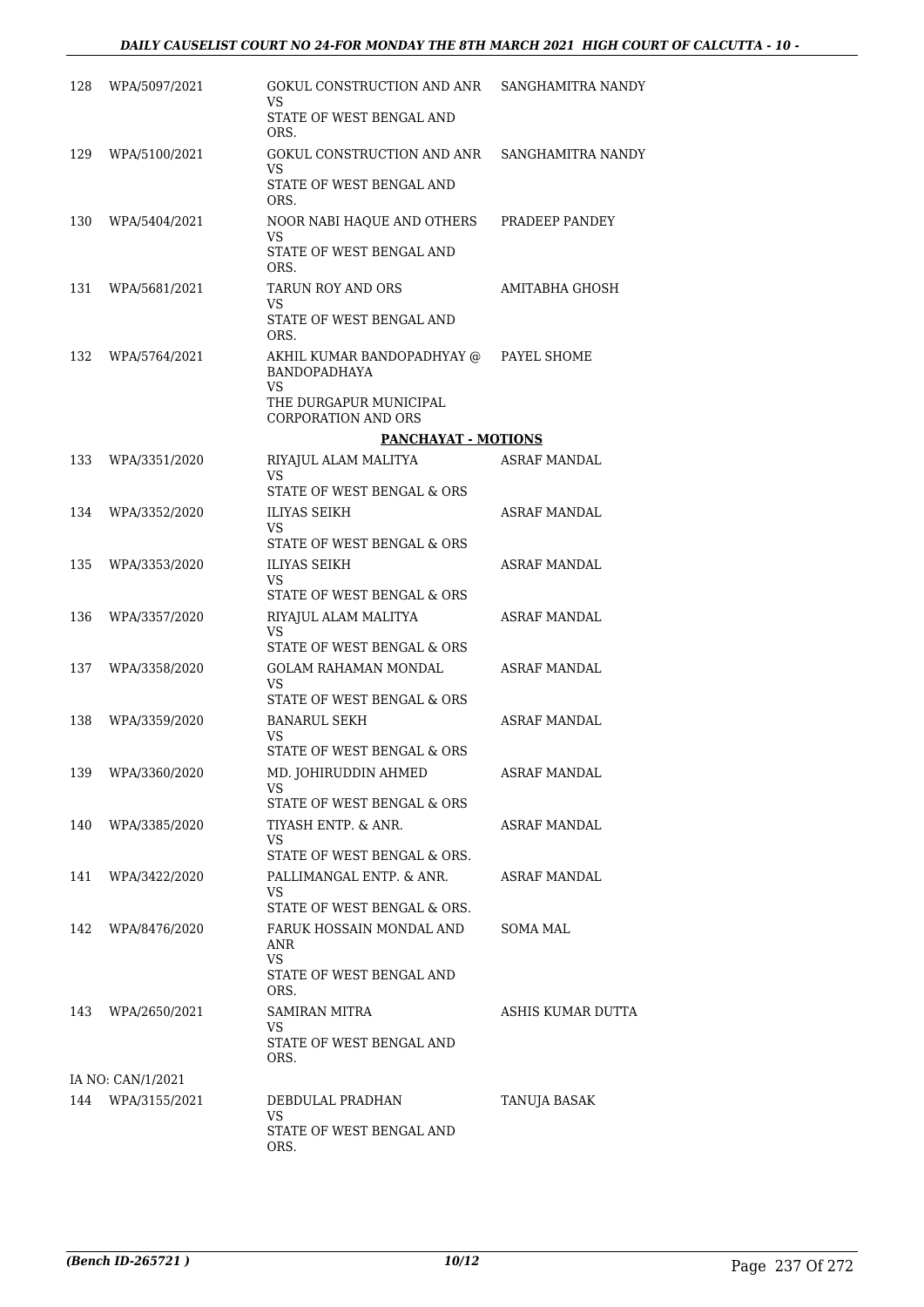| | | | |
|---|---|---|---|
| 128 | WPA/5097/2021 | GOKUL CONSTRUCTION AND ANR<br>VS<br>STATE OF WEST BENGAL AND ORS. | SANGHAMITRA NANDY |
| 129 | WPA/5100/2021 | GOKUL CONSTRUCTION AND ANR<br>VS<br>STATE OF WEST BENGAL AND ORS. | SANGHAMITRA NANDY |
| 130 | WPA/5404/2021 | NOOR NABI HAQUE AND OTHERS<br>VS<br>STATE OF WEST BENGAL AND ORS. | PRADEEP PANDEY |
| 131 | WPA/5681/2021 | TARUN ROY AND ORS<br>VS<br>STATE OF WEST BENGAL AND ORS. | AMITABHA GHOSH |
| 132 | WPA/5764/2021 | AKHIL KUMAR BANDOPADHYAY @ BANDOPADHAYA<br>VS<br>THE DURGAPUR MUNICIPAL CORPORATION AND ORS | PAYEL SHOME |

**PANCHAYAT - MOTIONS**

| | | | |
|---|---|---|---|
| 133 | WPA/3351/2020 | RIYAJUL ALAM MALITYA<br>VS<br>STATE OF WEST BENGAL & ORS | ASRAF MANDAL |
| 134 | WPA/3352/2020 | ILIYAS SEIKH<br>VS<br>STATE OF WEST BENGAL & ORS | ASRAF MANDAL |
| 135 | WPA/3353/2020 | ILIYAS SEIKH<br>VS<br>STATE OF WEST BENGAL & ORS | ASRAF MANDAL |
| 136 | WPA/3357/2020 | RIYAJUL ALAM MALITYA<br>VS<br>STATE OF WEST BENGAL & ORS | ASRAF MANDAL |
| 137 | WPA/3358/2020 | GOLAM RAHAMAN MONDAL<br>VS<br>STATE OF WEST BENGAL & ORS | ASRAF MANDAL |
| 138 | WPA/3359/2020 | BANARUL SEKH<br>VS<br>STATE OF WEST BENGAL & ORS | ASRAF MANDAL |
| 139 | WPA/3360/2020 | MD. JOHIRUDDIN AHMED<br>VS<br>STATE OF WEST BENGAL & ORS | ASRAF MANDAL |
| 140 | WPA/3385/2020 | TIYASH ENTP. & ANR.<br>VS<br>STATE OF WEST BENGAL & ORS. | ASRAF MANDAL |
| 141 | WPA/3422/2020 | PALLIMANGAL ENTP. & ANR.<br>VS<br>STATE OF WEST BENGAL & ORS. | ASRAF MANDAL |
| 142 | WPA/8476/2020 | FARUK HOSSAIN MONDAL AND ANR<br>VS<br>STATE OF WEST BENGAL AND ORS. | SOMA MAL |
| 143 | WPA/2650/2021 | SAMIRAN MITRA<br>VS<br>STATE OF WEST BENGAL AND ORS. | ASHIS KUMAR DUTTA |
| | IA NO: CAN/1/2021 | | |
| 144 | WPA/3155/2021 | DEBDULAL PRADHAN<br>VS<br>STATE OF WEST BENGAL AND ORS. | TANUJA BASAK |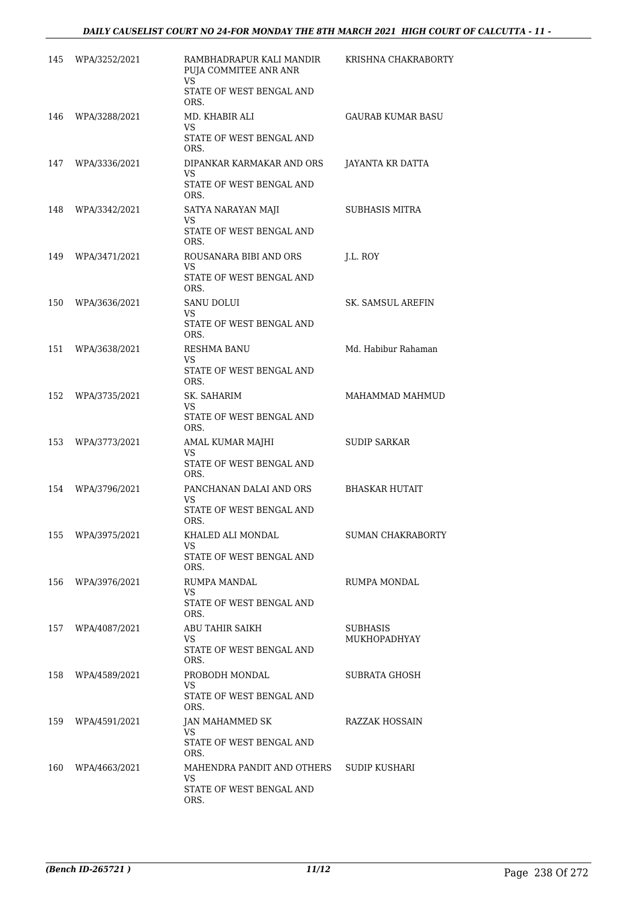| | | | |
|---|---|---|---|
| 145 | WPA/3252/2021 | RAMBHADRAPUR KALI MANDIR PUJA COMMITEE ANR ANR<br>VS<br>STATE OF WEST BENGAL AND ORS. | KRISHNA CHAKRABORTY |
| 146 | WPA/3288/2021 | MD. KHABIR ALI<br>VS<br>STATE OF WEST BENGAL AND ORS. | GAURAB KUMAR BASU |
| 147 | WPA/3336/2021 | DIPANKAR KARMAKAR AND ORS<br>VS<br>STATE OF WEST BENGAL AND ORS. | JAYANTA KR DATTA |
| 148 | WPA/3342/2021 | SATYA NARAYAN MAJI<br>VS<br>STATE OF WEST BENGAL AND ORS. | SUBHASIS MITRA |
| 149 | WPA/3471/2021 | ROUSANARA BIBI AND ORS<br>VS<br>STATE OF WEST BENGAL AND ORS. | J.L. ROY |
| 150 | WPA/3636/2021 | SANU DOLUI<br>VS<br>STATE OF WEST BENGAL AND ORS. | SK. SAMSUL AREFIN |
| 151 | WPA/3638/2021 | RESHMA BANU<br>VS<br>STATE OF WEST BENGAL AND ORS. | Md. Habibur Rahaman |
| 152 | WPA/3735/2021 | SK. SAHARIM<br>VS<br>STATE OF WEST BENGAL AND ORS. | MAHAMMAD MAHMUD |
| 153 | WPA/3773/2021 | AMAL KUMAR MAJHI<br>VS<br>STATE OF WEST BENGAL AND ORS. | SUDIP SARKAR |
| 154 | WPA/3796/2021 | PANCHANAN DALAI AND ORS<br>VS<br>STATE OF WEST BENGAL AND ORS. | BHASKAR HUTAIT |
| 155 | WPA/3975/2021 | KHALED ALI MONDAL<br>VS<br>STATE OF WEST BENGAL AND ORS. | SUMAN CHAKRABORTY |
| 156 | WPA/3976/2021 | RUMPA MANDAL<br>VS<br>STATE OF WEST BENGAL AND ORS. | RUMPA MONDAL |
| 157 | WPA/4087/2021 | ABU TAHIR SAIKH<br>VS<br>STATE OF WEST BENGAL AND ORS. | SUBHASIS MUKHOPADHYAY |
| 158 | WPA/4589/2021 | PROBODH MONDAL<br>VS<br>STATE OF WEST BENGAL AND ORS. | SUBRATA GHOSH |
| 159 | WPA/4591/2021 | JAN MAHAMMED SK<br>VS<br>STATE OF WEST BENGAL AND ORS. | RAZZAK HOSSAIN |
| 160 | WPA/4663/2021 | MAHENDRA PANDIT AND OTHERS<br>VS<br>STATE OF WEST BENGAL AND ORS. | SUDIP KUSHARI |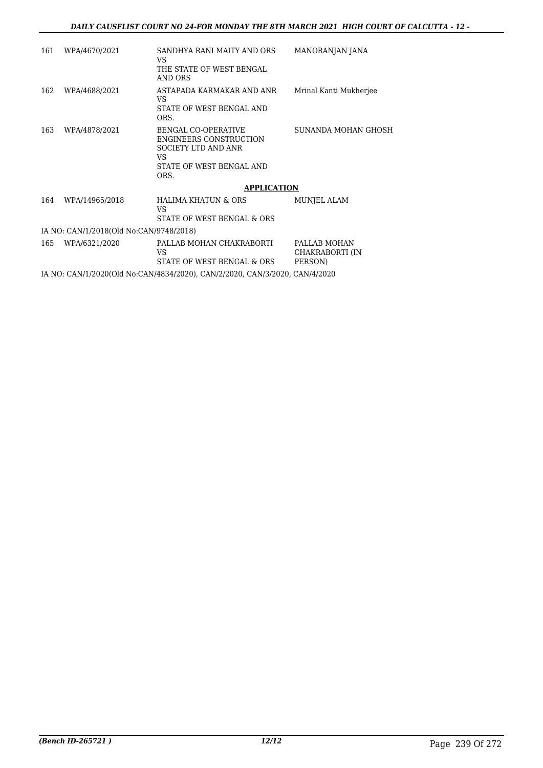| | | | |
|---|---|---|---|
| 161 | WPA/4670/2021 | SANDHYA RANI MAITY AND ORS<br>VS<br>THE STATE OF WEST BENGAL AND ORS | MANORANJAN JANA |
| 162 | WPA/4688/2021 | ASTAPADA KARMAKAR AND ANR<br>VS<br>STATE OF WEST BENGAL AND ORS. | Mrinal Kanti Mukherjee |
| 163 | WPA/4878/2021 | BENGAL CO-OPERATIVE ENGINEERS CONSTRUCTION SOCIETY LTD AND ANR<br>VS<br>STATE OF WEST BENGAL AND ORS. | SUNANDA MOHAN GHOSH |

**APPLICATION**

| | | | |
|---|---|---|---|
| 164 | WPA/14965/2018 | HALIMA KHATUN & ORS<br>VS<br>STATE OF WEST BENGAL & ORS | MUNJEL ALAM |

IA NO: CAN/1/2018(Old No:CAN/9748/2018)

| | | | |
|---|---|---|---|
| 165 | WPA/6321/2020 | PALLAB MOHAN CHAKRABORTI<br>VS<br>STATE OF WEST BENGAL & ORS | PALLAB MOHAN CHAKRABORTI (IN PERSON) |

IA NO: CAN/1/2020(Old No:CAN/4834/2020), CAN/2/2020, CAN/3/2020, CAN/4/2020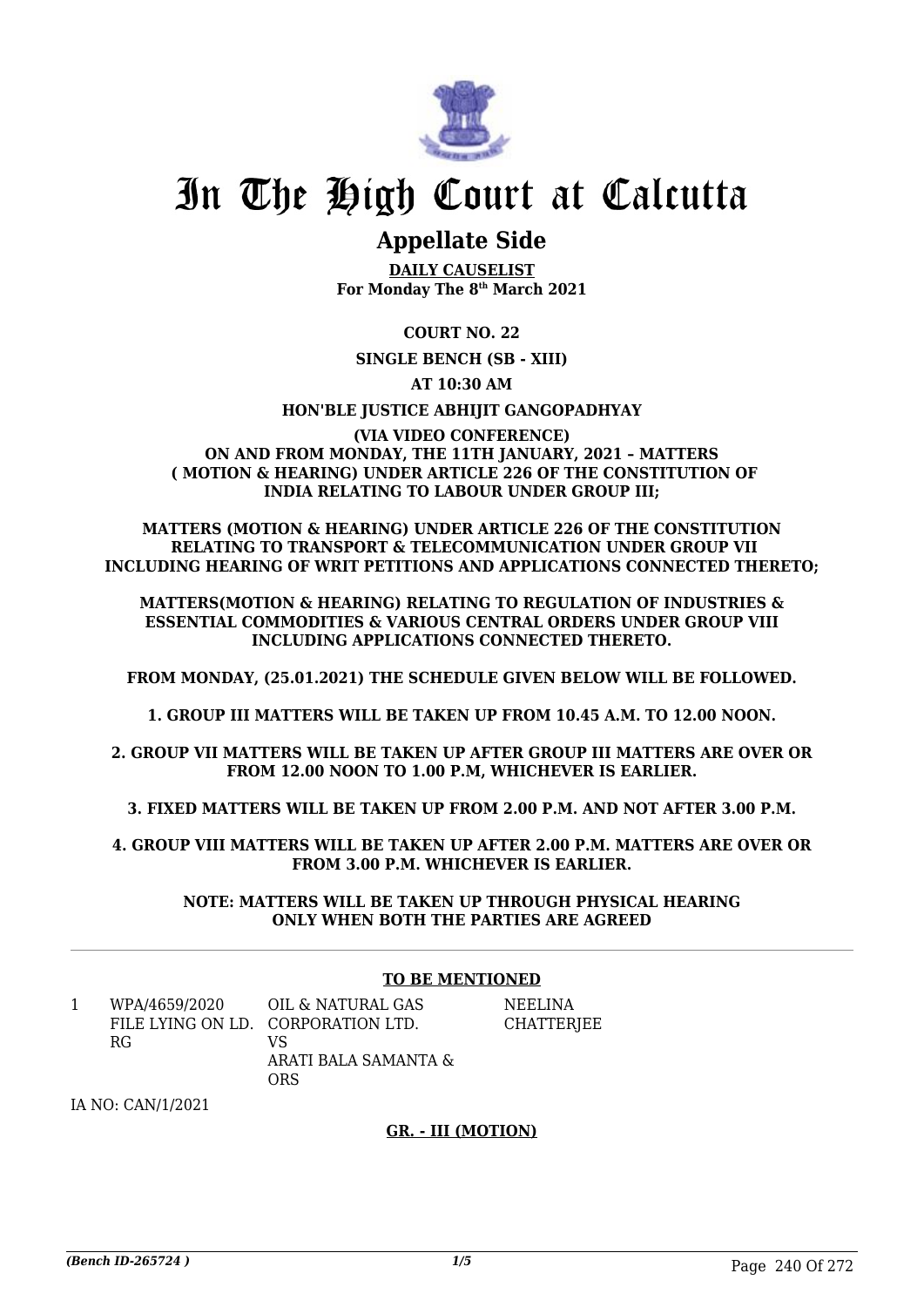# In The High Court at Calcutta

## Appellate Side

**DAILY CAUSELIST**
**For Monday The 8th March 2021**

**COURT NO. 22**

**SINGLE BENCH (SB - XIII)**

**AT 10:30 AM**

**HON'BLE JUSTICE ABHIJIT GANGOPADHYAY**

**(VIA VIDEO CONFERENCE)**
**ON AND FROM MONDAY, THE 11TH JANUARY, 2021 – MATTERS ( MOTION & HEARING) UNDER ARTICLE 226 OF THE CONSTITUTION OF INDIA RELATING TO LABOUR UNDER GROUP III;**

**MATTERS (MOTION & HEARING) UNDER ARTICLE 226 OF THE CONSTITUTION RELATING TO TRANSPORT & TELECOMMUNICATION UNDER GROUP VII INCLUDING HEARING OF WRIT PETITIONS AND APPLICATIONS CONNECTED THERETO;**

**MATTERS(MOTION & HEARING) RELATING TO REGULATION OF INDUSTRIES & ESSENTIAL COMMODITIES & VARIOUS CENTRAL ORDERS UNDER GROUP VIII INCLUDING APPLICATIONS CONNECTED THERETO.**

**FROM MONDAY, (25.01.2021) THE SCHEDULE GIVEN BELOW WILL BE FOLLOWED.**

**1. GROUP III MATTERS WILL BE TAKEN UP FROM 10.45 A.M. TO 12.00 NOON.**

**2. GROUP VII MATTERS WILL BE TAKEN UP AFTER GROUP III MATTERS ARE OVER OR FROM 12.00 NOON TO 1.00 P.M, WHICHEVER IS EARLIER.**

**3. FIXED MATTERS WILL BE TAKEN UP FROM 2.00 P.M. AND NOT AFTER 3.00 P.M.**

**4. GROUP VIII MATTERS WILL BE TAKEN UP AFTER 2.00 P.M. MATTERS ARE OVER OR FROM 3.00 P.M. WHICHEVER IS EARLIER.**

**NOTE: MATTERS WILL BE TAKEN UP THROUGH PHYSICAL HEARING ONLY WHEN BOTH THE PARTIES ARE AGREED**

---

**TO BE MENTIONED**

| | | | |
|---|---|---|---|
| 1 | WPA/4659/2020 FILE LYING ON LD. RG | OIL & NATURAL GAS CORPORATION LTD. VS ARATI BALA SAMANTA & ORS | NEELINA CHATTERJEE |

IA NO: CAN/1/2021

**GR. - III (MOTION)**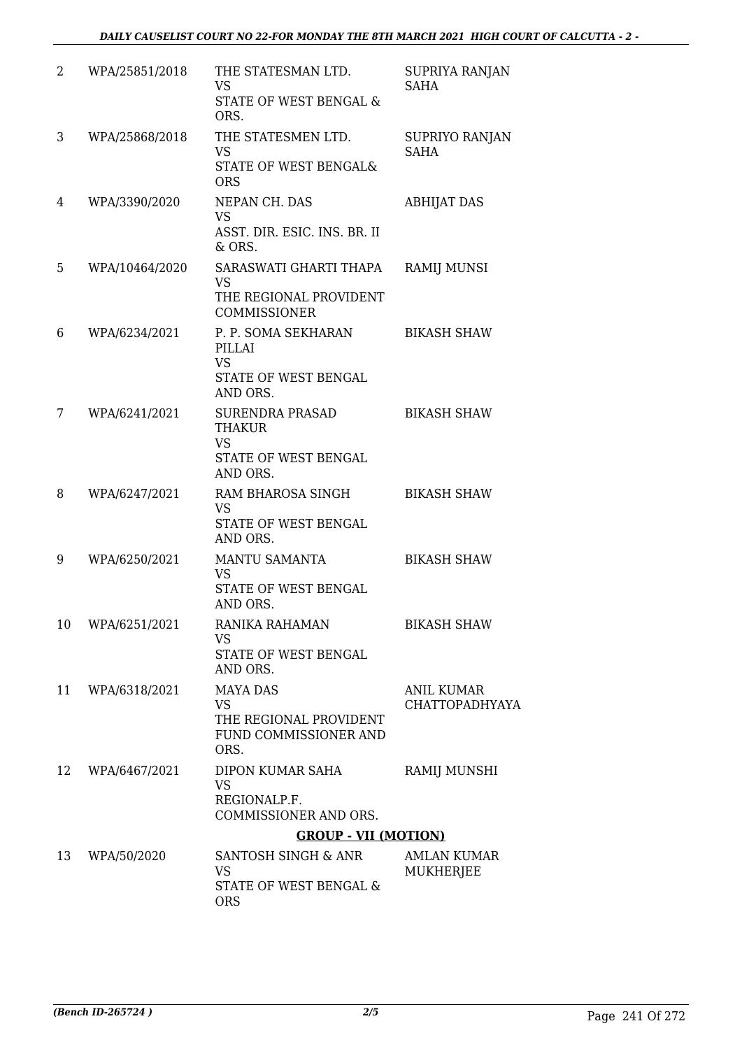| | | | |
|---|---|---|---|
| 2 | WPA/25851/2018 | THE STATESMAN LTD.<br>VS<br>STATE OF WEST BENGAL & ORS. | SUPRIYA RANJAN SAHA |
| 3 | WPA/25868/2018 | THE STATESMEN LTD.<br>VS<br>STATE OF WEST BENGAL& ORS | SUPRIYO RANJAN SAHA |
| 4 | WPA/3390/2020 | NEPAN CH. DAS<br>VS<br>ASST. DIR. ESIC. INS. BR. II & ORS. | ABHIJAT DAS |
| 5 | WPA/10464/2020 | SARASWATI GHARTI THAPA<br>VS<br>THE REGIONAL PROVIDENT COMMISSIONER | RAMIJ MUNSI |
| 6 | WPA/6234/2021 | P. P. SOMA SEKHARAN PILLAI<br>VS<br>STATE OF WEST BENGAL AND ORS. | BIKASH SHAW |
| 7 | WPA/6241/2021 | SURENDRA PRASAD THAKUR<br>VS<br>STATE OF WEST BENGAL AND ORS. | BIKASH SHAW |
| 8 | WPA/6247/2021 | RAM BHAROSA SINGH<br>VS<br>STATE OF WEST BENGAL AND ORS. | BIKASH SHAW |
| 9 | WPA/6250/2021 | MANTU SAMANTA<br>VS<br>STATE OF WEST BENGAL AND ORS. | BIKASH SHAW |
| 10 | WPA/6251/2021 | RANIKA RAHAMAN<br>VS<br>STATE OF WEST BENGAL AND ORS. | BIKASH SHAW |
| 11 | WPA/6318/2021 | MAYA DAS<br>VS<br>THE REGIONAL PROVIDENT FUND COMMISSIONER AND ORS. | ANIL KUMAR CHATTOPADHYAYA |
| 12 | WPA/6467/2021 | DIPON KUMAR SAHA<br>VS<br>REGIONALP.F. COMMISSIONER AND ORS. | RAMIJ MUNSHI |

**GROUP - VII (MOTION)**

| | | | |
|---|---|---|---|
| 13 | WPA/50/2020 | SANTOSH SINGH & ANR<br>VS<br>STATE OF WEST BENGAL & ORS | AMLAN KUMAR MUKHERJEE |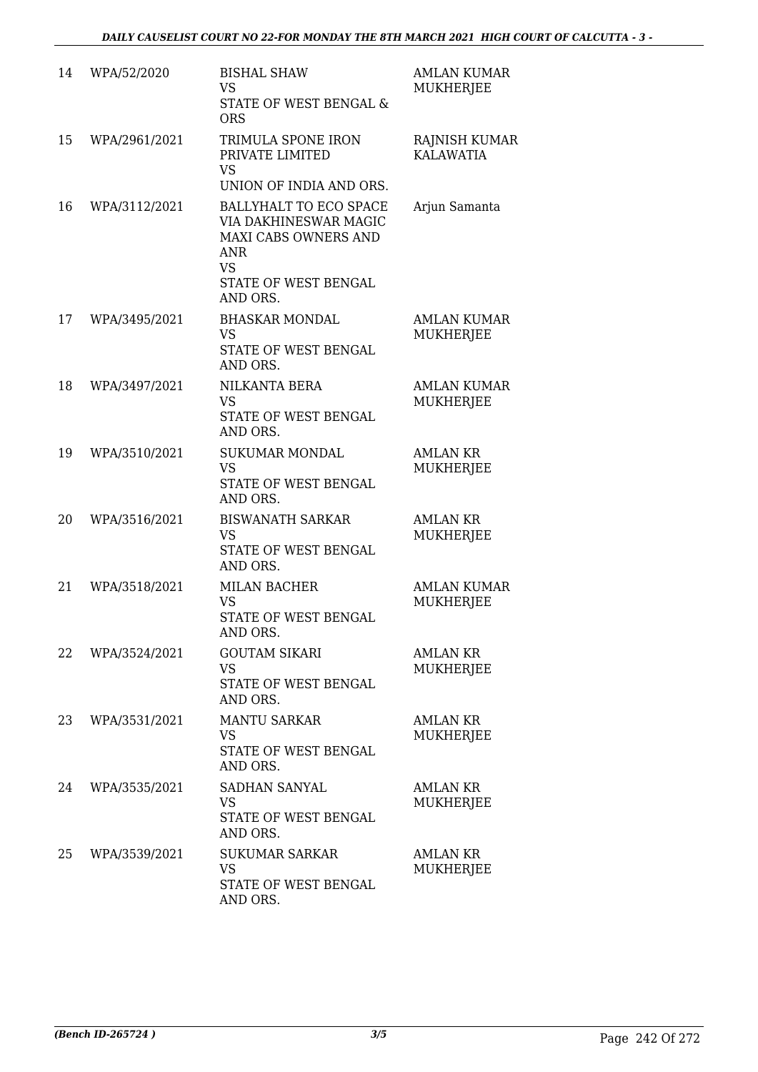| 14 | WPA/52/2020 | BISHAL SHAW<br>VS<br>STATE OF WEST BENGAL & ORS | AMLAN KUMAR MUKHERJEE |
|---|---|---|---|
| 15 | WPA/2961/2021 | TRIMULA SPONE IRON PRIVATE LIMITED<br>VS<br>UNION OF INDIA AND ORS. | RAJNISH KUMAR KALAWATIA |
| 16 | WPA/3112/2021 | BALLYHALT TO ECO SPACE VIA DAKHINESWAR MAGIC MAXI CABS OWNERS AND ANR<br>VS<br>STATE OF WEST BENGAL AND ORS. | Arjun Samanta |
| 17 | WPA/3495/2021 | BHASKAR MONDAL<br>VS<br>STATE OF WEST BENGAL AND ORS. | AMLAN KUMAR MUKHERJEE |
| 18 | WPA/3497/2021 | NILKANTA BERA<br>VS<br>STATE OF WEST BENGAL AND ORS. | AMLAN KUMAR MUKHERJEE |
| 19 | WPA/3510/2021 | SUKUMAR MONDAL<br>VS<br>STATE OF WEST BENGAL AND ORS. | AMLAN KR MUKHERJEE |
| 20 | WPA/3516/2021 | BISWANATH SARKAR<br>VS<br>STATE OF WEST BENGAL AND ORS. | AMLAN KR MUKHERJEE |
| 21 | WPA/3518/2021 | MILAN BACHER<br>VS<br>STATE OF WEST BENGAL AND ORS. | AMLAN KUMAR MUKHERJEE |
| 22 | WPA/3524/2021 | GOUTAM SIKARI<br>VS<br>STATE OF WEST BENGAL AND ORS. | AMLAN KR MUKHERJEE |
| 23 | WPA/3531/2021 | MANTU SARKAR<br>VS<br>STATE OF WEST BENGAL AND ORS. | AMLAN KR MUKHERJEE |
| 24 | WPA/3535/2021 | SADHAN SANYAL<br>VS<br>STATE OF WEST BENGAL AND ORS. | AMLAN KR MUKHERJEE |
| 25 | WPA/3539/2021 | SUKUMAR SARKAR<br>VS<br>STATE OF WEST BENGAL AND ORS. | AMLAN KR MUKHERJEE |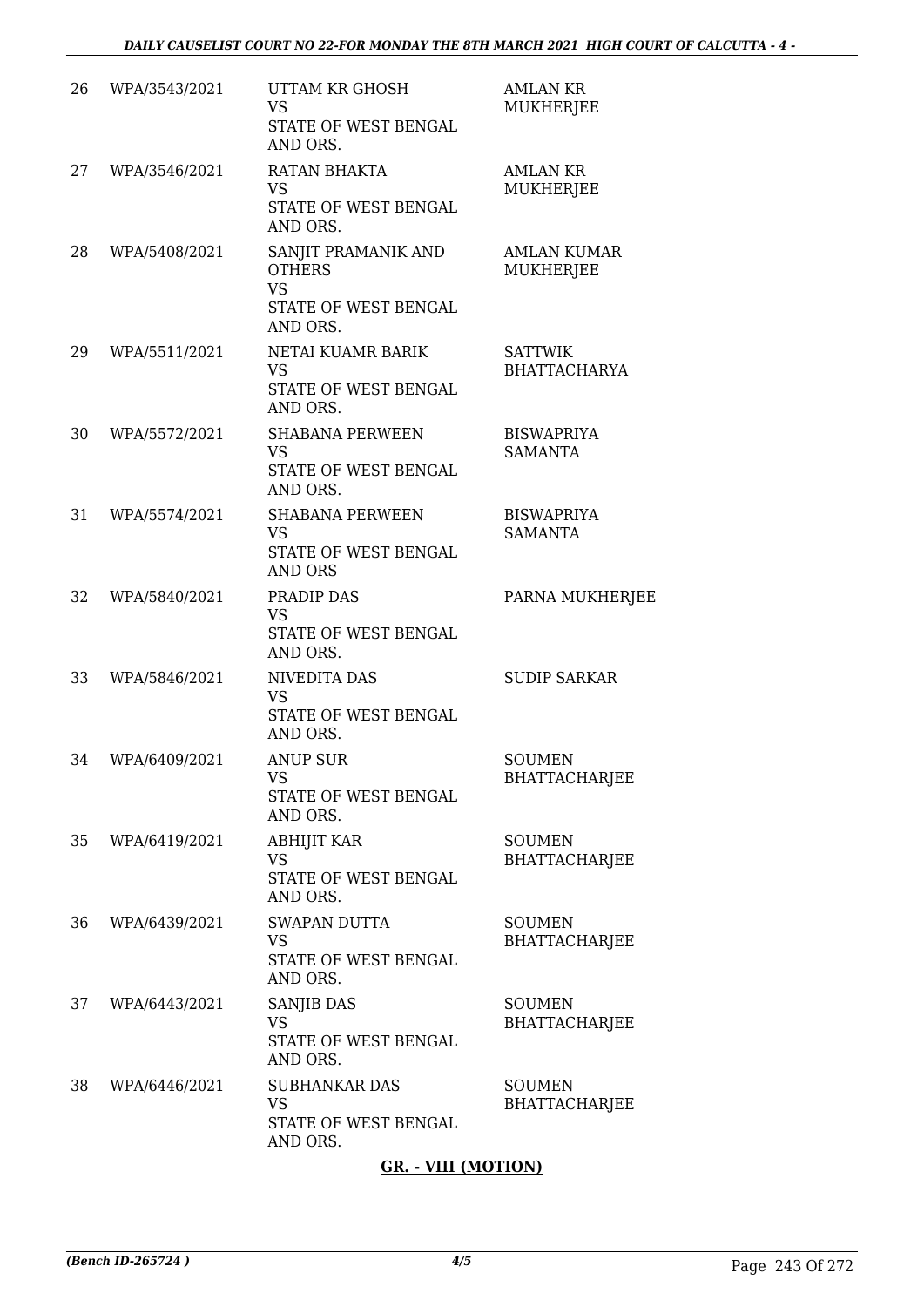| | | | |
|---|---|---|---|
| 26 | WPA/3543/2021 | UTTAM KR GHOSH<br>VS<br>STATE OF WEST BENGAL AND ORS. | AMLAN KR MUKHERJEE |
| 27 | WPA/3546/2021 | RATAN BHAKTA<br>VS<br>STATE OF WEST BENGAL AND ORS. | AMLAN KR MUKHERJEE |
| 28 | WPA/5408/2021 | SANJIT PRAMANIK AND OTHERS<br>VS<br>STATE OF WEST BENGAL AND ORS. | AMLAN KUMAR MUKHERJEE |
| 29 | WPA/5511/2021 | NETAI KUAMR BARIK<br>VS<br>STATE OF WEST BENGAL AND ORS. | SATTWIK BHATTACHARYA |
| 30 | WPA/5572/2021 | SHABANA PERWEEN<br>VS<br>STATE OF WEST BENGAL AND ORS. | BISWAPRIYA SAMANTA |
| 31 | WPA/5574/2021 | SHABANA PERWEEN<br>VS<br>STATE OF WEST BENGAL AND ORS | BISWAPRIYA SAMANTA |
| 32 | WPA/5840/2021 | PRADIP DAS<br>VS<br>STATE OF WEST BENGAL AND ORS. | PARNA MUKHERJEE |
| 33 | WPA/5846/2021 | NIVEDITA DAS<br>VS<br>STATE OF WEST BENGAL AND ORS. | SUDIP SARKAR |
| 34 | WPA/6409/2021 | ANUP SUR<br>VS<br>STATE OF WEST BENGAL AND ORS. | SOUMEN BHATTACHARJEE |
| 35 | WPA/6419/2021 | ABHIJIT KAR<br>VS<br>STATE OF WEST BENGAL AND ORS. | SOUMEN BHATTACHARJEE |
| 36 | WPA/6439/2021 | SWAPAN DUTTA<br>VS<br>STATE OF WEST BENGAL AND ORS. | SOUMEN BHATTACHARJEE |
| 37 | WPA/6443/2021 | SANJIB DAS<br>VS<br>STATE OF WEST BENGAL AND ORS. | SOUMEN BHATTACHARJEE |
| 38 | WPA/6446/2021 | SUBHANKAR DAS<br>VS<br>STATE OF WEST BENGAL AND ORS. | SOUMEN BHATTACHARJEE |

**GR. - VIII (MOTION)**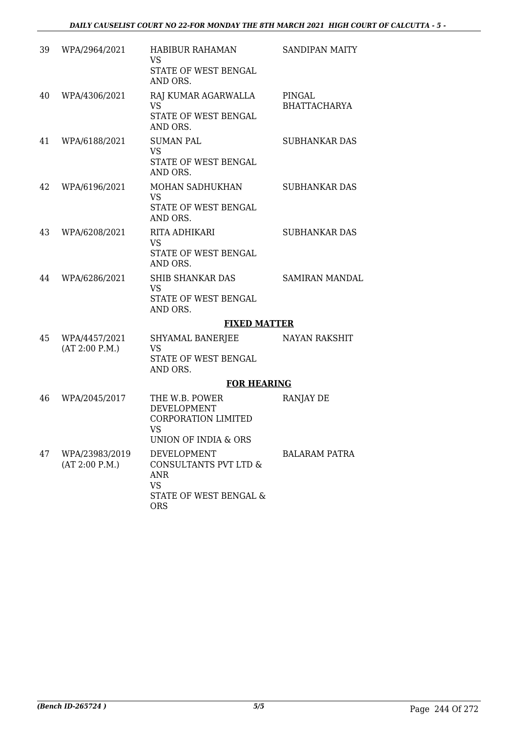| | | | |
|---|---|---|---|
| 39 | WPA/2964/2021 | HABIBUR RAHAMAN<br>VS<br>STATE OF WEST BENGAL AND ORS. | SANDIPAN MAITY |
| 40 | WPA/4306/2021 | RAJ KUMAR AGARWALLA<br>VS<br>STATE OF WEST BENGAL AND ORS. | PINGAL BHATTACHARYA |
| 41 | WPA/6188/2021 | SUMAN PAL<br>VS<br>STATE OF WEST BENGAL AND ORS. | SUBHANKAR DAS |
| 42 | WPA/6196/2021 | MOHAN SADHUKHAN<br>VS<br>STATE OF WEST BENGAL AND ORS. | SUBHANKAR DAS |
| 43 | WPA/6208/2021 | RITA ADHIKARI<br>VS<br>STATE OF WEST BENGAL AND ORS. | SUBHANKAR DAS |
| 44 | WPA/6286/2021 | SHIB SHANKAR DAS<br>VS<br>STATE OF WEST BENGAL AND ORS. | SAMIRAN MANDAL |

**FIXED MATTER**

| | | | |
|---|---|---|---|
| 45 | WPA/4457/2021<br>(AT 2:00 P.M.) | SHYAMAL BANERJEE<br>VS<br>STATE OF WEST BENGAL AND ORS. | NAYAN RAKSHIT |

**FOR HEARING**

| | | | |
|---|---|---|---|
| 46 | WPA/2045/2017 | THE W.B. POWER DEVELOPMENT CORPORATION LIMITED<br>VS<br>UNION OF INDIA & ORS | RANJAY DE |
| 47 | WPA/23983/2019<br>(AT 2:00 P.M.) | DEVELOPMENT CONSULTANTS PVT LTD & ANR<br>VS<br>STATE OF WEST BENGAL & ORS | BALARAM PATRA |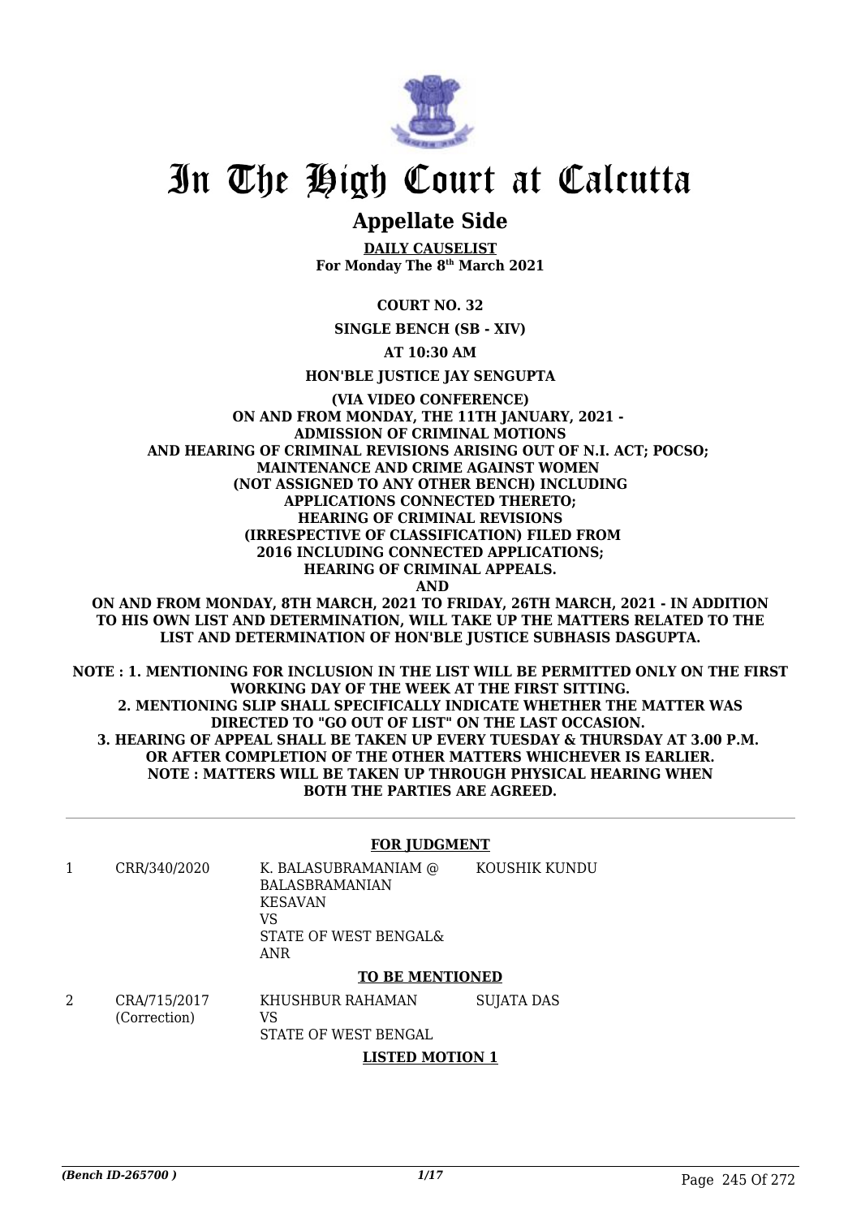# In The High Court at Calcutta

## Appellate Side

**DAILY CAUSELIST**
**For Monday The 8th March 2021**

**COURT NO. 32**

**SINGLE BENCH (SB - XIV)**

**AT 10:30 AM**

**HON'BLE JUSTICE JAY SENGUPTA**

**(VIA VIDEO CONFERENCE)**
**ON AND FROM MONDAY, THE 11TH JANUARY, 2021 - ADMISSION OF CRIMINAL MOTIONS AND HEARING OF CRIMINAL REVISIONS ARISING OUT OF N.I. ACT; POCSO; MAINTENANCE AND CRIME AGAINST WOMEN (NOT ASSIGNED TO ANY OTHER BENCH) INCLUDING APPLICATIONS CONNECTED THERETO; HEARING OF CRIMINAL REVISIONS (IRRESPECTIVE OF CLASSIFICATION) FILED FROM 2016 INCLUDING CONNECTED APPLICATIONS; HEARING OF CRIMINAL APPEALS.**
**AND**
**ON AND FROM MONDAY, 8TH MARCH, 2021 TO FRIDAY, 26TH MARCH, 2021 - IN ADDITION TO HIS OWN LIST AND DETERMINATION, WILL TAKE UP THE MATTERS RELATED TO THE LIST AND DETERMINATION OF HON'BLE JUSTICE SUBHASIS DASGUPTA.**

**NOTE : 1. MENTIONING FOR INCLUSION IN THE LIST WILL BE PERMITTED ONLY ON THE FIRST WORKING DAY OF THE WEEK AT THE FIRST SITTING.**
**2. MENTIONING SLIP SHALL SPECIFICALLY INDICATE WHETHER THE MATTER WAS DIRECTED TO "GO OUT OF LIST" ON THE LAST OCCASION.**
**3. HEARING OF APPEAL SHALL BE TAKEN UP EVERY TUESDAY & THURSDAY AT 3.00 P.M. OR AFTER COMPLETION OF THE OTHER MATTERS WHICHEVER IS EARLIER.**
**NOTE : MATTERS WILL BE TAKEN UP THROUGH PHYSICAL HEARING WHEN BOTH THE PARTIES ARE AGREED.**

**FOR JUDGMENT**

| | | | |
|---|---|---|---|
| 1 | CRR/340/2020 | K. BALASUBRAMANIAM @ BALASBRAMANIAN KESAVAN<br>VS<br>STATE OF WEST BENGAL& ANR | KOUSHIK KUNDU |

**TO BE MENTIONED**

| | | | |
|---|---|---|---|
| 2 | CRA/715/2017<br>(Correction) | KHUSHBUR RAHAMAN<br>VS<br>STATE OF WEST BENGAL | SUJATA DAS |

**LISTED MOTION 1**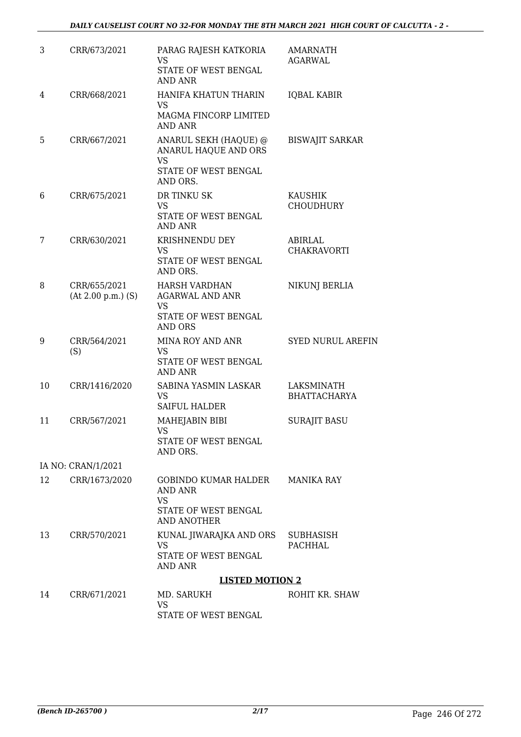| | | | |
|---|---|---|---|
| 3 | CRR/673/2021 | PARAG RAJESH KATKORIA<br>VS<br>STATE OF WEST BENGAL AND ANR | AMARNATH AGARWAL |
| 4 | CRR/668/2021 | HANIFA KHATUN THARIN<br>VS<br>MAGMA FINCORP LIMITED AND ANR | IQBAL KABIR |
| 5 | CRR/667/2021 | ANARUL SEKH (HAQUE) @ ANARUL HAQUE AND ORS<br>VS<br>STATE OF WEST BENGAL AND ORS. | BISWAJIT SARKAR |
| 6 | CRR/675/2021 | DR TINKU SK<br>VS<br>STATE OF WEST BENGAL AND ANR | KAUSHIK CHOUDHURY |
| 7 | CRR/630/2021 | KRISHNENDU DEY<br>VS<br>STATE OF WEST BENGAL AND ORS. | ABIRLAL CHAKRAVORTI |
| 8 | CRR/655/2021<br>(At 2.00 p.m.) (S) | HARSH VARDHAN AGARWAL AND ANR<br>VS<br>STATE OF WEST BENGAL AND ORS | NIKUNJ BERLIA |
| 9 | CRR/564/2021<br>(S) | MINA ROY AND ANR<br>VS<br>STATE OF WEST BENGAL AND ANR | SYED NURUL AREFIN |
| 10 | CRR/1416/2020 | SABINA YASMIN LASKAR<br>VS<br>SAIFUL HALDER | LAKSMINATH BHATTACHARYA |
| 11 | CRR/567/2021 | MAHEJABIN BIBI<br>VS<br>STATE OF WEST BENGAL AND ORS. | SURAJIT BASU |
| | IA NO: CRAN/1/2021 | | |
| 12 | CRR/1673/2020 | GOBINDO KUMAR HALDER AND ANR<br>VS<br>STATE OF WEST BENGAL AND ANOTHER | MANIKA RAY |
| 13 | CRR/570/2021 | KUNAL JIWARAJKA AND ORS<br>VS<br>STATE OF WEST BENGAL AND ANR | SUBHASISH PACHHAL |

**LISTED MOTION 2**

| | | | |
|---|---|---|---|
| 14 | CRR/671/2021 | MD. SARUKH<br>VS<br>STATE OF WEST BENGAL | ROHIT KR. SHAW |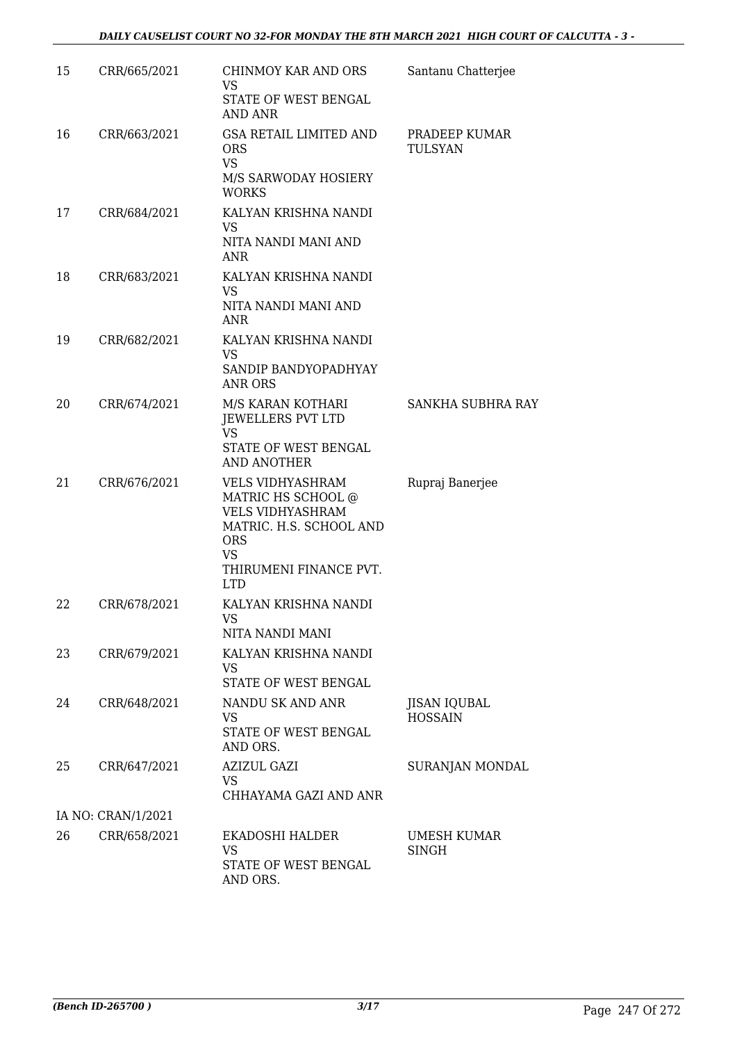| | | | |
|---|---|---|---|
| 15 | CRR/665/2021 | CHINMOY KAR AND ORS<br>VS<br>STATE OF WEST BENGAL AND ANR | Santanu Chatterjee |
| 16 | CRR/663/2021 | GSA RETAIL LIMITED AND ORS<br>VS<br>M/S SARWODAY HOSIERY WORKS | PRADEEP KUMAR TULSYAN |
| 17 | CRR/684/2021 | KALYAN KRISHNA NANDI<br>VS<br>NITA NANDI MANI AND ANR | |
| 18 | CRR/683/2021 | KALYAN KRISHNA NANDI<br>VS<br>NITA NANDI MANI AND ANR | |
| 19 | CRR/682/2021 | KALYAN KRISHNA NANDI<br>VS<br>SANDIP BANDYOPADHYAY ANR ORS | |
| 20 | CRR/674/2021 | M/S KARAN KOTHARI JEWELLERS PVT LTD<br>VS<br>STATE OF WEST BENGAL AND ANOTHER | SANKHA SUBHRA RAY |
| 21 | CRR/676/2021 | VELS VIDHYASHRAM MATRIC HS SCHOOL @ VELS VIDHYASHRAM MATRIC. H.S. SCHOOL AND ORS<br>VS<br>THIRUMENI FINANCE PVT. LTD | Rupraj Banerjee |
| 22 | CRR/678/2021 | KALYAN KRISHNA NANDI<br>VS<br>NITA NANDI MANI | |
| 23 | CRR/679/2021 | KALYAN KRISHNA NANDI<br>VS<br>STATE OF WEST BENGAL | |
| 24 | CRR/648/2021 | NANDU SK AND ANR<br>VS<br>STATE OF WEST BENGAL AND ORS. | JISAN IQUBAL HOSSAIN |
| 25 | CRR/647/2021 | AZIZUL GAZI<br>VS<br>CHHAYAMA GAZI AND ANR | SURANJAN MONDAL |
| | IA NO: CRAN/1/2021 | | |
| 26 | CRR/658/2021 | EKADOSHI HALDER<br>VS<br>STATE OF WEST BENGAL AND ORS. | UMESH KUMAR SINGH |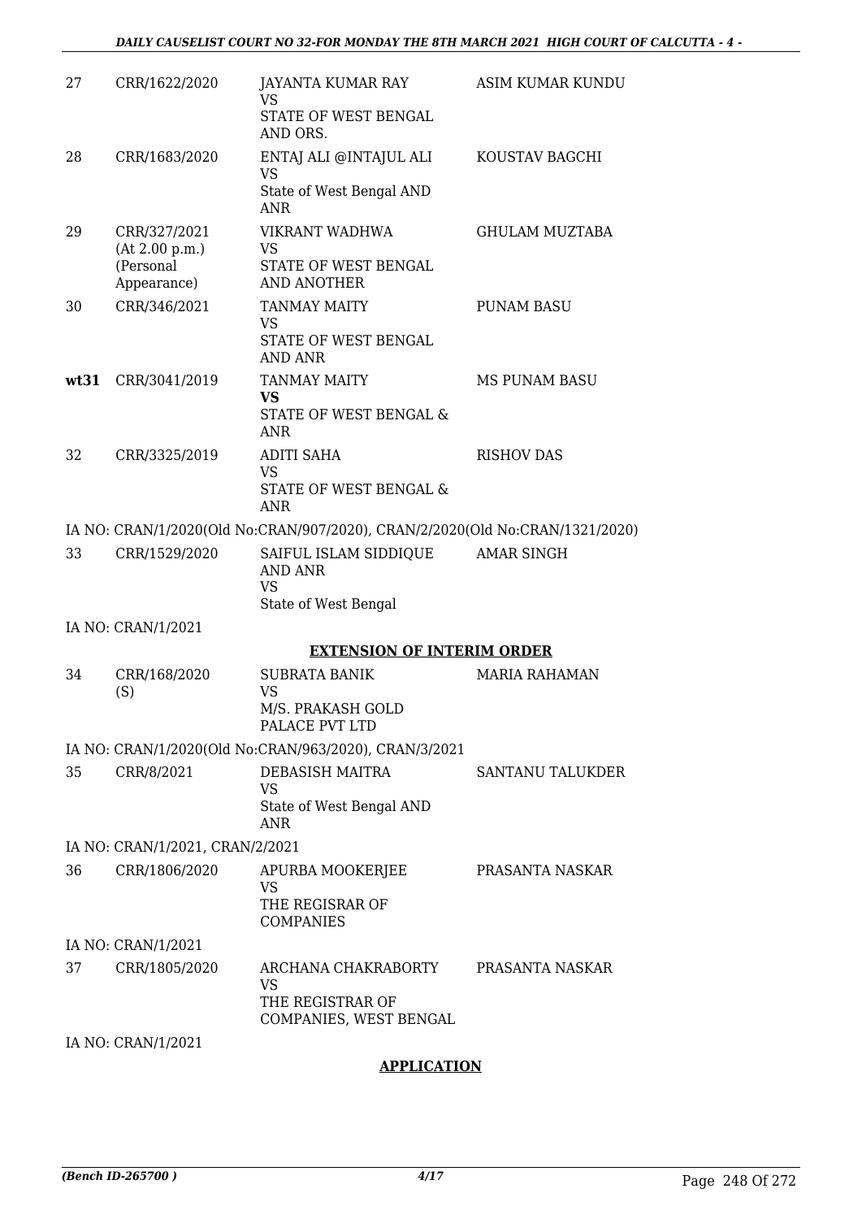| | | | |
|---|---|---|---|
| 27 | CRR/1622/2020 | JAYANTA KUMAR RAY<br>VS<br>STATE OF WEST BENGAL AND ORS. | ASIM KUMAR KUNDU |
| 28 | CRR/1683/2020 | ENTAJ ALI @INTAJUL ALI<br>VS<br>State of West Bengal AND ANR | KOUSTAV BAGCHI |
| 29 | CRR/327/2021<br>(At 2.00 p.m.)<br>(Personal Appearance) | VIKRANT WADHWA<br>VS<br>STATE OF WEST BENGAL AND ANOTHER | GHULAM MUZTABA |
| 30 | CRR/346/2021 | TANMAY MAITY<br>VS<br>STATE OF WEST BENGAL AND ANR | PUNAM BASU |
| **wt31** | CRR/3041/2019 | TANMAY MAITY<br>**VS**<br>STATE OF WEST BENGAL & ANR | MS PUNAM BASU |
| 32 | CRR/3325/2019 | ADITI SAHA<br>VS<br>STATE OF WEST BENGAL & ANR | RISHOV DAS |

IA NO: CRAN/1/2020(Old No:CRAN/907/2020), CRAN/2/2020(Old No:CRAN/1321/2020)

| | | | |
|---|---|---|---|
| 33 | CRR/1529/2020 | SAIFUL ISLAM SIDDIQUE AND ANR<br>VS<br>State of West Bengal | AMAR SINGH |

IA NO: CRAN/1/2021

**EXTENSION OF INTERIM ORDER**

| | | | |
|---|---|---|---|
| 34 | CRR/168/2020<br>(S) | SUBRATA BANIK<br>VS<br>M/S. PRAKASH GOLD PALACE PVT LTD | MARIA RAHAMAN |

IA NO: CRAN/1/2020(Old No:CRAN/963/2020), CRAN/3/2021

| | | | |
|---|---|---|---|
| 35 | CRR/8/2021 | DEBASISH MAITRA<br>VS<br>State of West Bengal AND ANR | SANTANU TALUKDER |

IA NO: CRAN/1/2021, CRAN/2/2021

| | | | |
|---|---|---|---|
| 36 | CRR/1806/2020 | APURBA MOOKERJEE<br>VS<br>THE REGISRAR OF COMPANIES | PRASANTA NASKAR |

IA NO: CRAN/1/2021

| | | | |
|---|---|---|---|
| 37 | CRR/1805/2020 | ARCHANA CHAKRABORTY<br>VS<br>THE REGISTRAR OF COMPANIES, WEST BENGAL | PRASANTA NASKAR |

IA NO: CRAN/1/2021

**APPLICATION**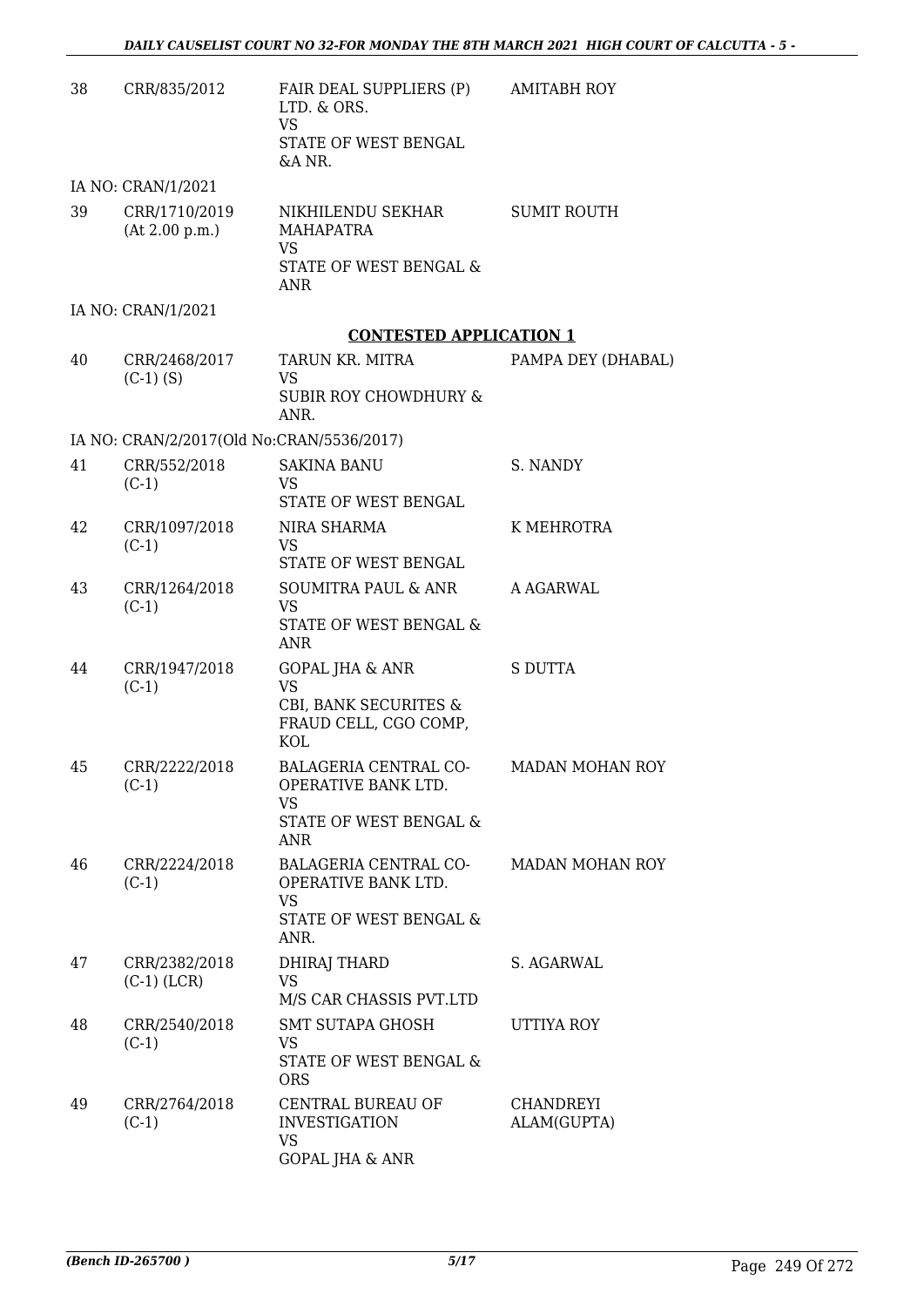| | | | |
|---|---|---|---|
| 38 | CRR/835/2012 | FAIR DEAL SUPPLIERS (P) LTD. & ORS.<br>VS<br>STATE OF WEST BENGAL &A NR. | AMITABH ROY |

IA NO: CRAN/1/2021

| | | | |
|---|---|---|---|
| 39 | CRR/1710/2019<br>(At 2.00 p.m.) | NIKHILENDU SEKHAR MAHAPATRA<br>VS<br>STATE OF WEST BENGAL & ANR | SUMIT ROUTH |

IA NO: CRAN/1/2021

**CONTESTED APPLICATION 1**

| | | | |
|---|---|---|---|
| 40 | CRR/2468/2017<br>(C-1) (S) | TARUN KR. MITRA<br>VS<br>SUBIR ROY CHOWDHURY & ANR. | PAMPA DEY (DHABAL) |

IA NO: CRAN/2/2017(Old No:CRAN/5536/2017)

| | | | |
|---|---|---|---|
| 41 | CRR/552/2018<br>(C-1) | SAKINA BANU<br>VS<br>STATE OF WEST BENGAL | S. NANDY |
| 42 | CRR/1097/2018<br>(C-1) | NIRA SHARMA<br>VS<br>STATE OF WEST BENGAL | K MEHROTRA |
| 43 | CRR/1264/2018<br>(C-1) | SOUMITRA PAUL & ANR<br>VS<br>STATE OF WEST BENGAL & ANR | A AGARWAL |
| 44 | CRR/1947/2018<br>(C-1) | GOPAL JHA & ANR<br>VS<br>CBI, BANK SECURITES & FRAUD CELL, CGO COMP, KOL | S DUTTA |
| 45 | CRR/2222/2018<br>(C-1) | BALAGERIA CENTRAL CO-OPERATIVE BANK LTD.<br>VS<br>STATE OF WEST BENGAL & ANR | MADAN MOHAN ROY |
| 46 | CRR/2224/2018<br>(C-1) | BALAGERIA CENTRAL CO-OPERATIVE BANK LTD.<br>VS<br>STATE OF WEST BENGAL & ANR. | MADAN MOHAN ROY |
| 47 | CRR/2382/2018<br>(C-1) (LCR) | DHIRAJ THARD<br>VS<br>M/S CAR CHASSIS PVT.LTD | S. AGARWAL |
| 48 | CRR/2540/2018<br>(C-1) | SMT SUTAPA GHOSH<br>VS<br>STATE OF WEST BENGAL & ORS | UTTIYA ROY |
| 49 | CRR/2764/2018<br>(C-1) | CENTRAL BUREAU OF INVESTIGATION<br>VS<br>GOPAL JHA & ANR | CHANDREYI ALAM(GUPTA) |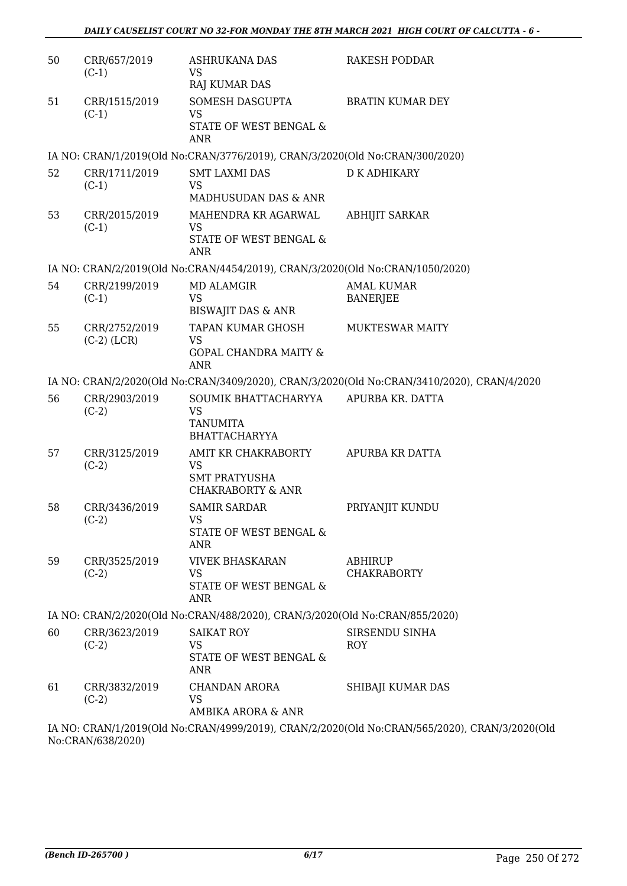| | | | |
|---|---|---|---|
| 50 | CRR/657/2019 (C-1) | ASHRUKANA DAS VS RAJ KUMAR DAS | RAKESH PODDAR |
| 51 | CRR/1515/2019 (C-1) | SOMESH DASGUPTA VS STATE OF WEST BENGAL & ANR | BRATIN KUMAR DEY |

IA NO: CRAN/1/2019(Old No:CRAN/3776/2019), CRAN/3/2020(Old No:CRAN/300/2020)

| | | | |
|---|---|---|---|
| 52 | CRR/1711/2019 (C-1) | SMT LAXMI DAS VS MADHUSUDAN DAS & ANR | D K ADHIKARY |
| 53 | CRR/2015/2019 (C-1) | MAHENDRA KR AGARWAL VS STATE OF WEST BENGAL & ANR | ABHIJIT SARKAR |

IA NO: CRAN/2/2019(Old No:CRAN/4454/2019), CRAN/3/2020(Old No:CRAN/1050/2020)

| | | | |
|---|---|---|---|
| 54 | CRR/2199/2019 (C-1) | MD ALAMGIR VS BISWAJIT DAS & ANR | AMAL KUMAR BANERJEE |
| 55 | CRR/2752/2019 (C-2) (LCR) | TAPAN KUMAR GHOSH VS GOPAL CHANDRA MAITY & ANR | MUKTESWAR MAITY |

IA NO: CRAN/2/2020(Old No:CRAN/3409/2020), CRAN/3/2020(Old No:CRAN/3410/2020), CRAN/4/2020

| | | | |
|---|---|---|---|
| 56 | CRR/2903/2019 (C-2) | SOUMIK BHATTACHARYYA VS TANUMITA BHATTACHARYYA | APURBA KR. DATTA |
| 57 | CRR/3125/2019 (C-2) | AMIT KR CHAKRABORTY VS SMT PRATYUSHA CHAKRABORTY & ANR | APURBA KR DATTA |
| 58 | CRR/3436/2019 (C-2) | SAMIR SARDAR VS STATE OF WEST BENGAL & ANR | PRIYANJIT KUNDU |
| 59 | CRR/3525/2019 (C-2) | VIVEK BHASKARAN VS STATE OF WEST BENGAL & ANR | ABHIRUP CHAKRABORTY |

IA NO: CRAN/2/2020(Old No:CRAN/488/2020), CRAN/3/2020(Old No:CRAN/855/2020)

| | | | |
|---|---|---|---|
| 60 | CRR/3623/2019 (C-2) | SAIKAT ROY VS STATE OF WEST BENGAL & ANR | SIRSENDU SINHA ROY |
| 61 | CRR/3832/2019 (C-2) | CHANDAN ARORA VS AMBIKA ARORA & ANR | SHIBAJI KUMAR DAS |

IA NO: CRAN/1/2019(Old No:CRAN/4999/2019), CRAN/2/2020(Old No:CRAN/565/2020), CRAN/3/2020(Old No:CRAN/638/2020)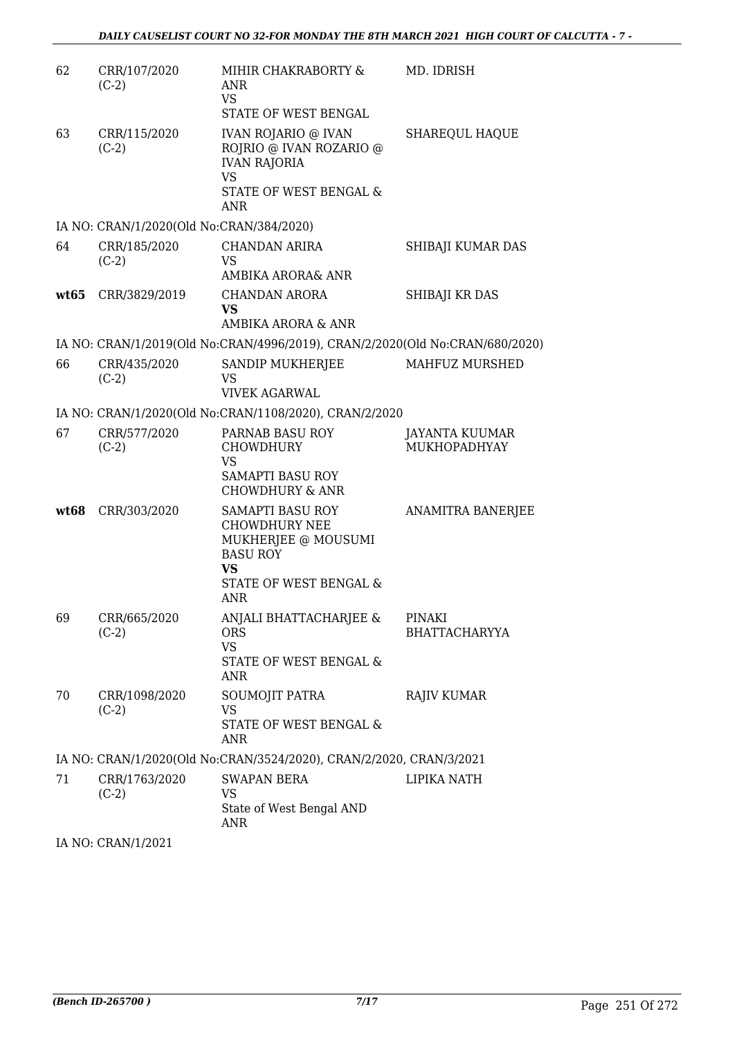| | | | |
|---|---|---|---|
| 62 | CRR/107/2020 (C-2) | MIHIR CHAKRABORTY & ANR<br>VS<br>STATE OF WEST BENGAL | MD. IDRISH |
| 63 | CRR/115/2020 (C-2) | IVAN ROJARIO @ IVAN ROJRIO @ IVAN ROZARIO @ IVAN RAJORIA<br>VS<br>STATE OF WEST BENGAL & ANR | SHAREQUL HAQUE |

IA NO: CRAN/1/2020(Old No:CRAN/384/2020)

| | | | |
|---|---|---|---|
| 64 | CRR/185/2020 (C-2) | CHANDAN ARIRA<br>VS<br>AMBIKA ARORA& ANR | SHIBAJI KUMAR DAS |
| **wt65** | CRR/3829/2019 | CHANDAN ARORA<br>**VS**<br>AMBIKA ARORA & ANR | SHIBAJI KR DAS |

IA NO: CRAN/1/2019(Old No:CRAN/4996/2019), CRAN/2/2020(Old No:CRAN/680/2020)

| | | | |
|---|---|---|---|
| 66 | CRR/435/2020 (C-2) | SANDIP MUKHERJEE<br>VS<br>VIVEK AGARWAL | MAHFUZ MURSHED |

IA NO: CRAN/1/2020(Old No:CRAN/1108/2020), CRAN/2/2020

| | | | |
|---|---|---|---|
| 67 | CRR/577/2020 (C-2) | PARNAB BASU ROY CHOWDHURY<br>VS<br>SAMAPTI BASU ROY CHOWDHURY & ANR | JAYANTA KUUMAR MUKHOPADHYAY |
| **wt68** | CRR/303/2020 | SAMAPTI BASU ROY CHOWDHURY NEE MUKHERJEE @ MOUSUMI BASU ROY<br>**VS**<br>STATE OF WEST BENGAL & ANR | ANAMITRA BANERJEE |
| 69 | CRR/665/2020 (C-2) | ANJALI BHATTACHARJEE & ORS<br>VS<br>STATE OF WEST BENGAL & ANR | PINAKI BHATTACHARYYA |
| 70 | CRR/1098/2020 (C-2) | SOUMOJIT PATRA<br>VS<br>STATE OF WEST BENGAL & ANR | RAJIV KUMAR |

IA NO: CRAN/1/2020(Old No:CRAN/3524/2020), CRAN/2/2020, CRAN/3/2021

| | | | |
|---|---|---|---|
| 71 | CRR/1763/2020 (C-2) | SWAPAN BERA<br>VS<br>State of West Bengal AND ANR | LIPIKA NATH |

IA NO: CRAN/1/2021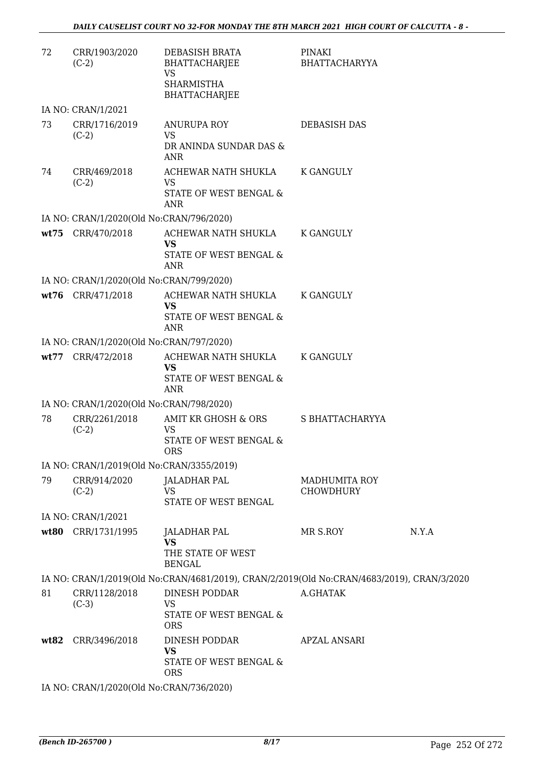| | | | | |
|---|---|---|---|---|
| 72 | CRR/1903/2020 (C-2) | DEBASISH BRATA BHATTACHARJEE VS SHARMISTHA BHATTACHARJEE | PINAKI BHATTACHARYYA | |
| IA NO: CRAN/1/2021 | | | | |
| 73 | CRR/1716/2019 (C-2) | ANURUPA ROY VS DR ANINDA SUNDAR DAS & ANR | DEBASISH DAS | |
| 74 | CRR/469/2018 (C-2) | ACHEWAR NATH SHUKLA VS STATE OF WEST BENGAL & ANR | K GANGULY | |
| IA NO: CRAN/1/2020(Old No:CRAN/796/2020) | | | | |
| **wt75** | CRR/470/2018 | ACHEWAR NATH SHUKLA **VS** STATE OF WEST BENGAL & ANR | K GANGULY | |
| IA NO: CRAN/1/2020(Old No:CRAN/799/2020) | | | | |
| **wt76** | CRR/471/2018 | ACHEWAR NATH SHUKLA **VS** STATE OF WEST BENGAL & ANR | K GANGULY | |
| IA NO: CRAN/1/2020(Old No:CRAN/797/2020) | | | | |
| **wt77** | CRR/472/2018 | ACHEWAR NATH SHUKLA **VS** STATE OF WEST BENGAL & ANR | K GANGULY | |
| IA NO: CRAN/1/2020(Old No:CRAN/798/2020) | | | | |
| 78 | CRR/2261/2018 (C-2) | AMIT KR GHOSH & ORS VS STATE OF WEST BENGAL & ORS | S BHATTACHARYYA | |
| IA NO: CRAN/1/2019(Old No:CRAN/3355/2019) | | | | |
| 79 | CRR/914/2020 (C-2) | JALADHAR PAL VS STATE OF WEST BENGAL | MADHUMITA ROY CHOWDHURY | |
| IA NO: CRAN/1/2021 | | | | |
| **wt80** | CRR/1731/1995 | JALADHAR PAL **VS** THE STATE OF WEST BENGAL | MR S.ROY | N.Y.A |
| IA NO: CRAN/1/2019(Old No:CRAN/4681/2019), CRAN/2/2019(Old No:CRAN/4683/2019), CRAN/3/2020 | | | | |
| 81 | CRR/1128/2018 (C-3) | DINESH PODDAR VS STATE OF WEST BENGAL & ORS | A.GHATAK | |
| **wt82** | CRR/3496/2018 | DINESH PODDAR **VS** STATE OF WEST BENGAL & ORS | APZAL ANSARI | |
| IA NO: CRAN/1/2020(Old No:CRAN/736/2020) | | | | |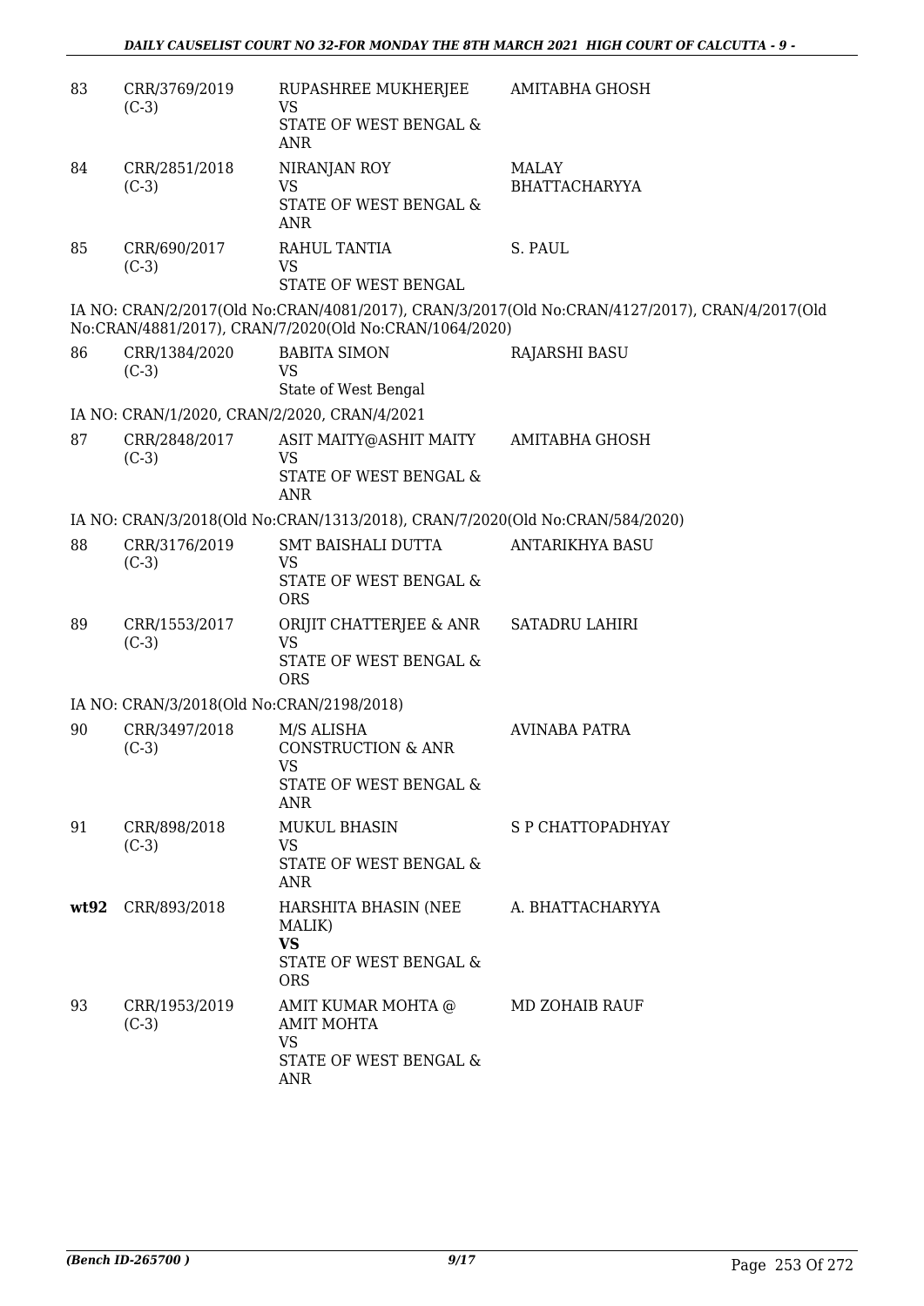| | | | |
|---|---|---|---|
| 83 | CRR/3769/2019 (C-3) | RUPASHREE MUKHERJEE VS STATE OF WEST BENGAL & ANR | AMITABHA GHOSH |
| 84 | CRR/2851/2018 (C-3) | NIRANJAN ROY VS STATE OF WEST BENGAL & ANR | MALAY BHATTACHARYYA |
| 85 | CRR/690/2017 (C-3) | RAHUL TANTIA VS STATE OF WEST BENGAL | S. PAUL |

IA NO: CRAN/2/2017(Old No:CRAN/4081/2017), CRAN/3/2017(Old No:CRAN/4127/2017), CRAN/4/2017(Old No:CRAN/4881/2017), CRAN/7/2020(Old No:CRAN/1064/2020)

| | | | |
|---|---|---|---|
| 86 | CRR/1384/2020 (C-3) | BABITA SIMON VS State of West Bengal | RAJARSHI BASU |

IA NO: CRAN/1/2020, CRAN/2/2020, CRAN/4/2021

| | | | |
|---|---|---|---|
| 87 | CRR/2848/2017 (C-3) | ASIT MAITY@ASHIT MAITY VS STATE OF WEST BENGAL & ANR | AMITABHA GHOSH |

IA NO: CRAN/3/2018(Old No:CRAN/1313/2018), CRAN/7/2020(Old No:CRAN/584/2020)

| | | | |
|---|---|---|---|
| 88 | CRR/3176/2019 (C-3) | SMT BAISHALI DUTTA VS STATE OF WEST BENGAL & ORS | ANTARIKHYA BASU |
| 89 | CRR/1553/2017 (C-3) | ORIJIT CHATTERJEE & ANR VS STATE OF WEST BENGAL & ORS | SATADRU LAHIRI |

IA NO: CRAN/3/2018(Old No:CRAN/2198/2018)

| | | | |
|---|---|---|---|
| 90 | CRR/3497/2018 (C-3) | M/S ALISHA CONSTRUCTION & ANR VS STATE OF WEST BENGAL & ANR | AVINABA PATRA |
| 91 | CRR/898/2018 (C-3) | MUKUL BHASIN VS STATE OF WEST BENGAL & ANR | S P CHATTOPADHYAY |
| **wt92** | CRR/893/2018 | HARSHITA BHASIN (NEE MALIK) **VS** STATE OF WEST BENGAL & ORS | A. BHATTACHARYYA |
| 93 | CRR/1953/2019 (C-3) | AMIT KUMAR MOHTA @ AMIT MOHTA VS STATE OF WEST BENGAL & ANR | MD ZOHAIB RAUF |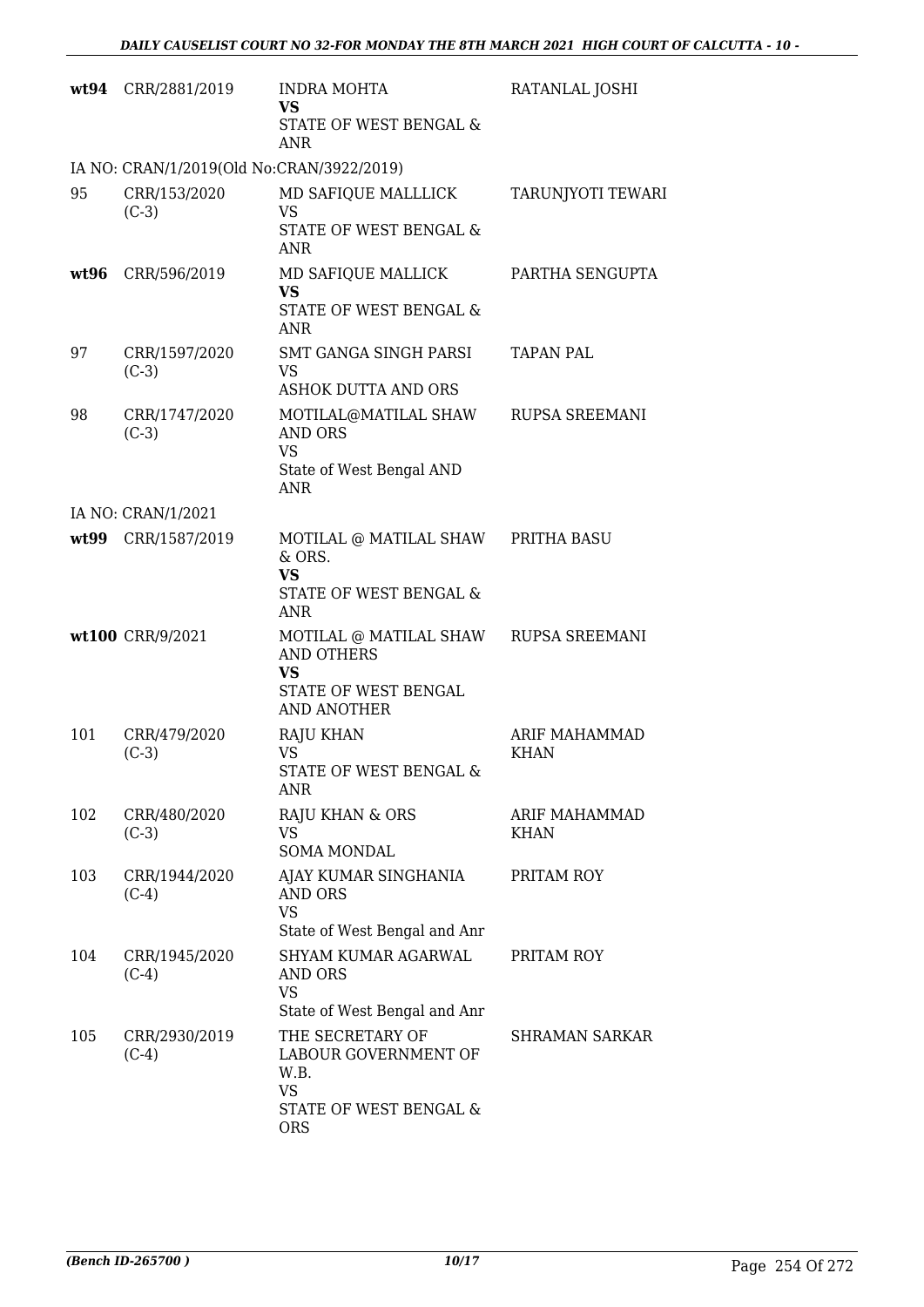| | | | |
|---|---|---|---|
| **wt94** | CRR/2881/2019 | INDRA MOHTA **VS** STATE OF WEST BENGAL & ANR | RATANLAL JOSHI |
| IA NO: CRAN/1/2019(Old No:CRAN/3922/2019) | | | |
| 95 | CRR/153/2020 (C-3) | MD SAFIQUE MALLLICK VS STATE OF WEST BENGAL & ANR | TARUNJYOTI TEWARI |
| **wt96** | CRR/596/2019 | MD SAFIQUE MALLICK **VS** STATE OF WEST BENGAL & ANR | PARTHA SENGUPTA |
| 97 | CRR/1597/2020 (C-3) | SMT GANGA SINGH PARSI VS ASHOK DUTTA AND ORS | TAPAN PAL |
| 98 | CRR/1747/2020 (C-3) | MOTILAL@MATILAL SHAW AND ORS VS State of West Bengal AND ANR | RUPSA SREEMANI |
| IA NO: CRAN/1/2021 | | | |
| **wt99** | CRR/1587/2019 | MOTILAL @ MATILAL SHAW & ORS. **VS** STATE OF WEST BENGAL & ANR | PRITHA BASU |
| **wt100** | CRR/9/2021 | MOTILAL @ MATILAL SHAW AND OTHERS **VS** STATE OF WEST BENGAL AND ANOTHER | RUPSA SREEMANI |
| 101 | CRR/479/2020 (C-3) | RAJU KHAN VS STATE OF WEST BENGAL & ANR | ARIF MAHAMMAD KHAN |
| 102 | CRR/480/2020 (C-3) | RAJU KHAN & ORS VS SOMA MONDAL | ARIF MAHAMMAD KHAN |
| 103 | CRR/1944/2020 (C-4) | AJAY KUMAR SINGHANIA AND ORS VS State of West Bengal and Anr | PRITAM ROY |
| 104 | CRR/1945/2020 (C-4) | SHYAM KUMAR AGARWAL AND ORS VS State of West Bengal and Anr | PRITAM ROY |
| 105 | CRR/2930/2019 (C-4) | THE SECRETARY OF LABOUR GOVERNMENT OF W.B. VS STATE OF WEST BENGAL & ORS | SHRAMAN SARKAR |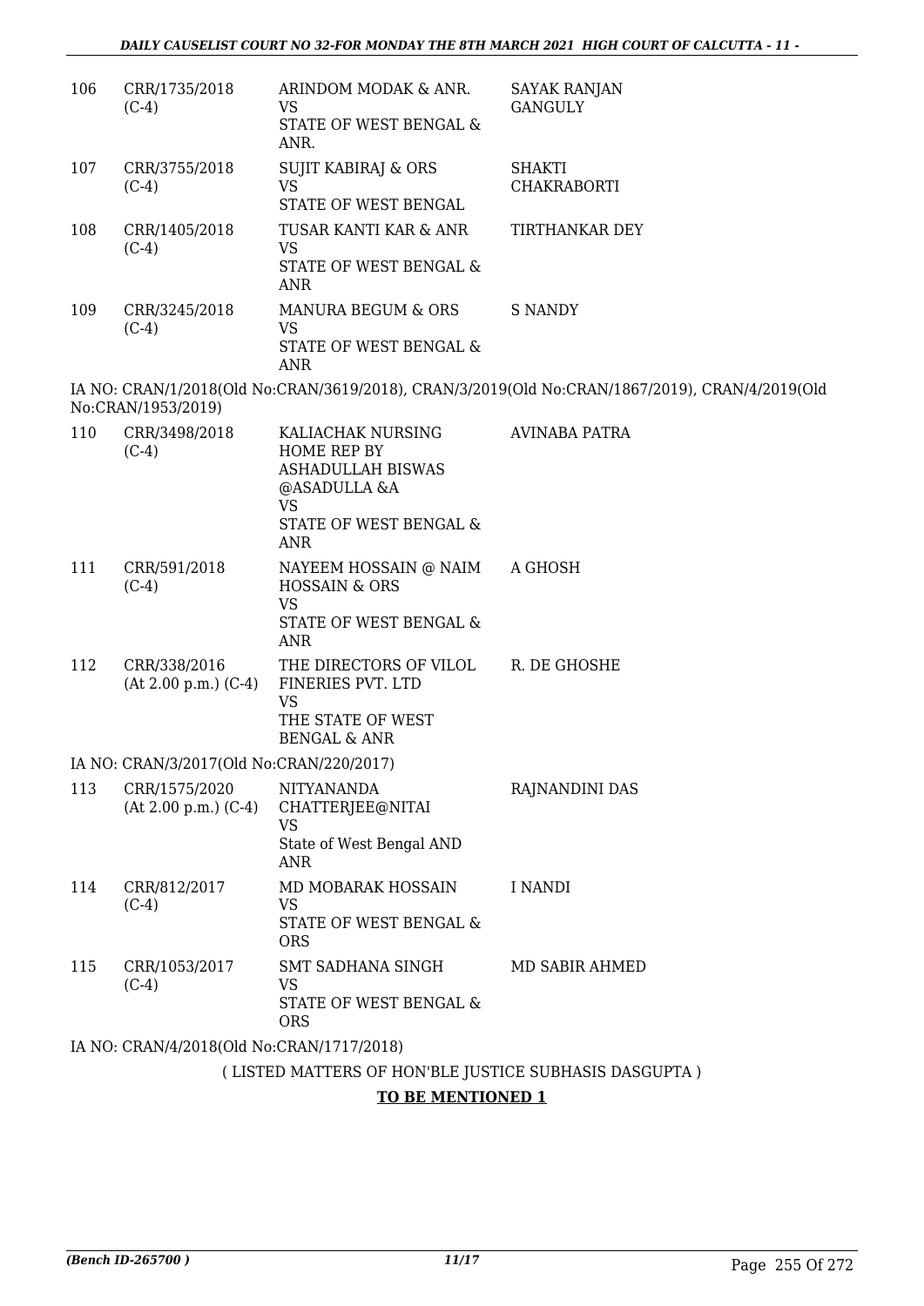| 106 | CRR/1735/2018 (C-4) | ARINDOM MODAK & ANR. VS STATE OF WEST BENGAL & ANR. | SAYAK RANJAN GANGULY |
|---|---|---|---|
| 107 | CRR/3755/2018 (C-4) | SUJIT KABIRAJ & ORS VS STATE OF WEST BENGAL | SHAKTI CHAKRABORTI |
| 108 | CRR/1405/2018 (C-4) | TUSAR KANTI KAR & ANR VS STATE OF WEST BENGAL & ANR | TIRTHANKAR DEY |
| 109 | CRR/3245/2018 (C-4) | MANURA BEGUM & ORS VS STATE OF WEST BENGAL & ANR | S NANDY |

IA NO: CRAN/1/2018(Old No:CRAN/3619/2018), CRAN/3/2019(Old No:CRAN/1867/2019), CRAN/4/2019(Old No:CRAN/1953/2019)

| 110 | CRR/3498/2018 (C-4) | KALIACHAK NURSING HOME REP BY ASHADULLAH BISWAS @ASADULLA &A VS STATE OF WEST BENGAL & ANR | AVINABA PATRA |
|---|---|---|---|
| 111 | CRR/591/2018 (C-4) | NAYEEM HOSSAIN @ NAIM HOSSAIN & ORS VS STATE OF WEST BENGAL & ANR | A GHOSH |
| 112 | CRR/338/2016 (At 2.00 p.m.) (C-4) | THE DIRECTORS OF VILOL FINERIES PVT. LTD VS THE STATE OF WEST BENGAL & ANR | R. DE GHOSHE |

IA NO: CRAN/3/2017(Old No:CRAN/220/2017)

| 113 | CRR/1575/2020 (At 2.00 p.m.) (C-4) | NITYANANDA CHATTERJEE@NITAI VS State of West Bengal AND ANR | RAJNANDINI DAS |
|---|---|---|---|
| 114 | CRR/812/2017 (C-4) | MD MOBARAK HOSSAIN VS STATE OF WEST BENGAL & ORS | I NANDI |
| 115 | CRR/1053/2017 (C-4) | SMT SADHANA SINGH VS STATE OF WEST BENGAL & ORS | MD SABIR AHMED |

IA NO: CRAN/4/2018(Old No:CRAN/1717/2018)

( LISTED MATTERS OF HON'BLE JUSTICE SUBHASIS DASGUPTA )

**TO BE MENTIONED 1**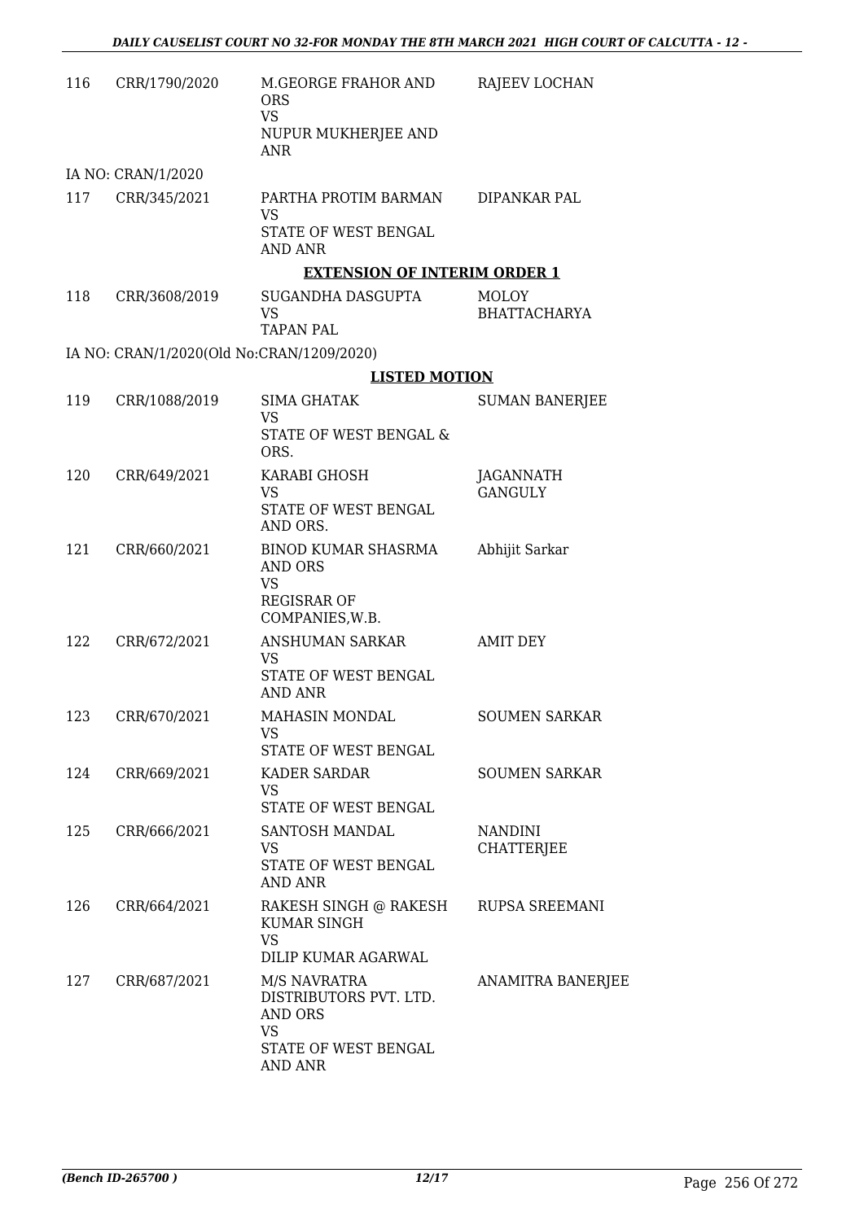| | | | |
|---|---|---|---|
| 116 | CRR/1790/2020 | M.GEORGE FRAHOR AND ORS<br>VS<br>NUPUR MUKHERJEE AND ANR | RAJEEV LOCHAN |
| | IA NO: CRAN/1/2020 | | |
| 117 | CRR/345/2021 | PARTHA PROTIM BARMAN<br>VS<br>STATE OF WEST BENGAL AND ANR | DIPANKAR PAL |

**EXTENSION OF INTERIM ORDER 1**

| | | | |
|---|---|---|---|
| 118 | CRR/3608/2019 | SUGANDHA DASGUPTA<br>VS<br>TAPAN PAL | MOLOY BHATTACHARYA |
| | IA NO: CRAN/1/2020(Old No:CRAN/1209/2020) | | |

**LISTED MOTION**

| | | | |
|---|---|---|---|
| 119 | CRR/1088/2019 | SIMA GHATAK<br>VS<br>STATE OF WEST BENGAL & ORS. | SUMAN BANERJEE |
| 120 | CRR/649/2021 | KARABI GHOSH<br>VS<br>STATE OF WEST BENGAL AND ORS. | JAGANNATH GANGULY |
| 121 | CRR/660/2021 | BINOD KUMAR SHASRMA AND ORS<br>VS<br>REGISRAR OF COMPANIES,W.B. | Abhijit Sarkar |
| 122 | CRR/672/2021 | ANSHUMAN SARKAR<br>VS<br>STATE OF WEST BENGAL AND ANR | AMIT DEY |
| 123 | CRR/670/2021 | MAHASIN MONDAL<br>VS<br>STATE OF WEST BENGAL | SOUMEN SARKAR |
| 124 | CRR/669/2021 | KADER SARDAR<br>VS<br>STATE OF WEST BENGAL | SOUMEN SARKAR |
| 125 | CRR/666/2021 | SANTOSH MANDAL<br>VS<br>STATE OF WEST BENGAL AND ANR | NANDINI CHATTERJEE |
| 126 | CRR/664/2021 | RAKESH SINGH @ RAKESH KUMAR SINGH<br>VS<br>DILIP KUMAR AGARWAL | RUPSA SREEMANI |
| 127 | CRR/687/2021 | M/S NAVRATRA DISTRIBUTORS PVT. LTD. AND ORS<br>VS<br>STATE OF WEST BENGAL AND ANR | ANAMITRA BANERJEE |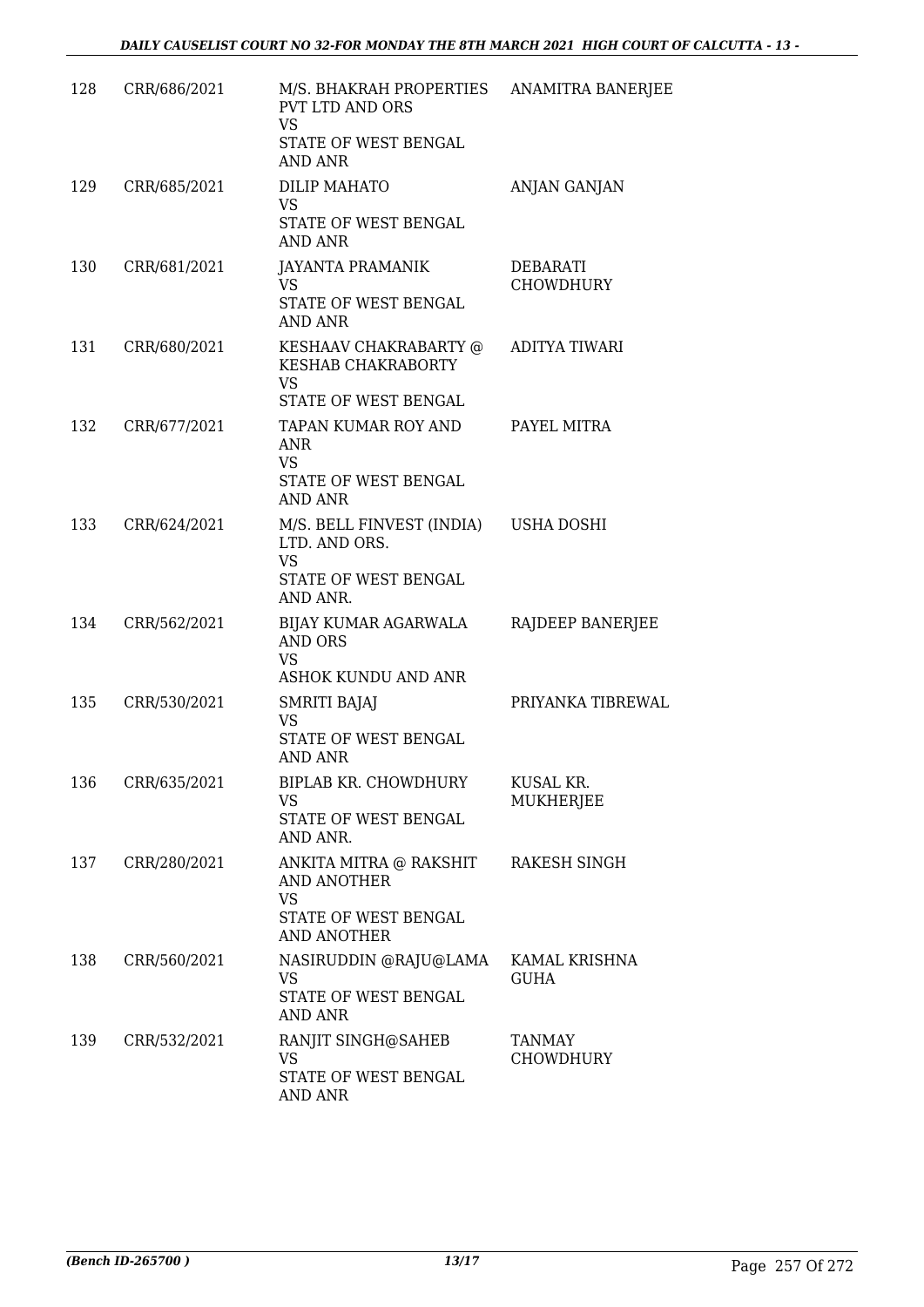| 128 | CRR/686/2021 | M/S. BHAKRAH PROPERTIES PVT LTD AND ORS<br>VS<br>STATE OF WEST BENGAL AND ANR | ANAMITRA BANERJEE |
|---|---|---|---|
| 129 | CRR/685/2021 | DILIP MAHATO<br>VS<br>STATE OF WEST BENGAL AND ANR | ANJAN GANJAN |
| 130 | CRR/681/2021 | JAYANTA PRAMANIK<br>VS<br>STATE OF WEST BENGAL AND ANR | DEBARATI CHOWDHURY |
| 131 | CRR/680/2021 | KESHAAV CHAKRABARTY @ KESHAB CHAKRABORTY<br>VS<br>STATE OF WEST BENGAL | ADITYA TIWARI |
| 132 | CRR/677/2021 | TAPAN KUMAR ROY AND ANR<br>VS<br>STATE OF WEST BENGAL AND ANR | PAYEL MITRA |
| 133 | CRR/624/2021 | M/S. BELL FINVEST (INDIA) LTD. AND ORS.<br>VS<br>STATE OF WEST BENGAL AND ANR. | USHA DOSHI |
| 134 | CRR/562/2021 | BIJAY KUMAR AGARWALA AND ORS<br>VS<br>ASHOK KUNDU AND ANR | RAJDEEP BANERJEE |
| 135 | CRR/530/2021 | SMRITI BAJAJ<br>VS<br>STATE OF WEST BENGAL AND ANR | PRIYANKA TIBREWAL |
| 136 | CRR/635/2021 | BIPLAB KR. CHOWDHURY<br>VS<br>STATE OF WEST BENGAL AND ANR. | KUSAL KR. MUKHERJEE |
| 137 | CRR/280/2021 | ANKITA MITRA @ RAKSHIT AND ANOTHER<br>VS<br>STATE OF WEST BENGAL AND ANOTHER | RAKESH SINGH |
| 138 | CRR/560/2021 | NASIRUDDIN @RAJU@LAMA<br>VS<br>STATE OF WEST BENGAL AND ANR | KAMAL KRISHNA GUHA |
| 139 | CRR/532/2021 | RANJIT SINGH@SAHEB<br>VS<br>STATE OF WEST BENGAL AND ANR | TANMAY CHOWDHURY |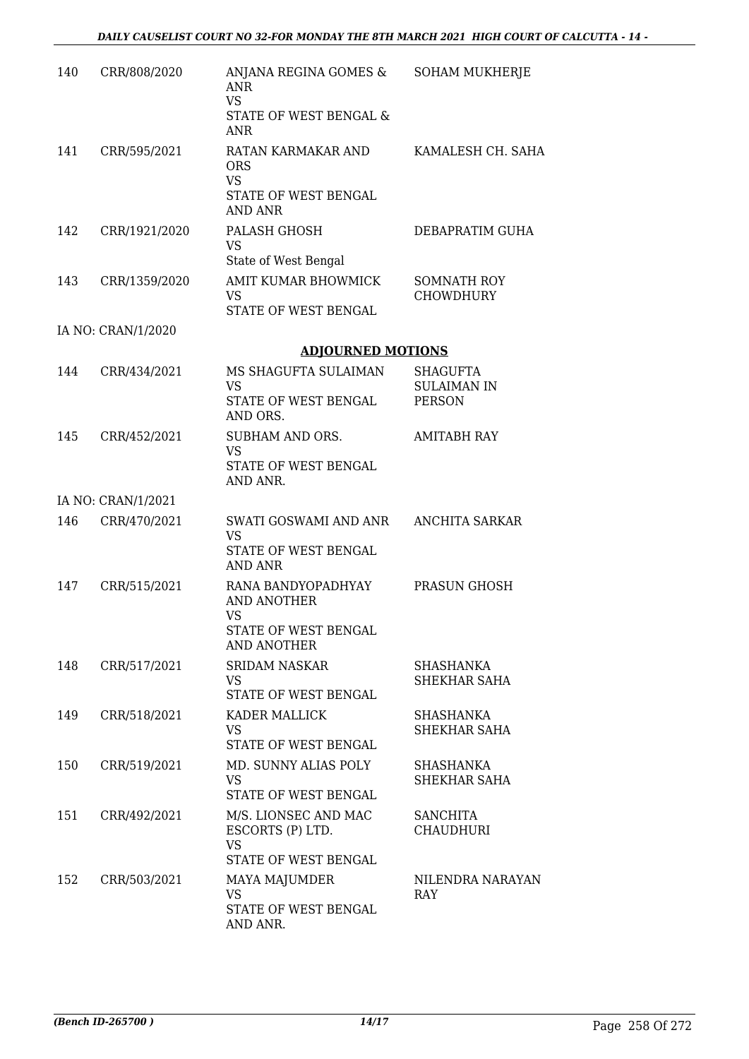| 140 | CRR/808/2020 | ANJANA REGINA GOMES & ANR<br>VS<br>STATE OF WEST BENGAL & ANR | SOHAM MUKHERJE |
|---|---|---|---|
| 141 | CRR/595/2021 | RATAN KARMAKAR AND ORS<br>VS<br>STATE OF WEST BENGAL AND ANR | KAMALESH CH. SAHA |
| 142 | CRR/1921/2020 | PALASH GHOSH<br>VS<br>State of West Bengal | DEBAPRATIM GUHA |
| 143 | CRR/1359/2020 | AMIT KUMAR BHOWMICK<br>VS<br>STATE OF WEST BENGAL | SOMNATH ROY CHOWDHURY |

IA NO: CRAN/1/2020

## ADJOURNED MOTIONS

| 144 | CRR/434/2021 | MS SHAGUFTA SULAIMAN<br>VS<br>STATE OF WEST BENGAL AND ORS. | SHAGUFTA SULAIMAN IN PERSON |
|---|---|---|---|
| 145 | CRR/452/2021 | SUBHAM AND ORS.<br>VS<br>STATE OF WEST BENGAL AND ANR. | AMITABH RAY |

IA NO: CRAN/1/2021

| 146 | CRR/470/2021 | SWATI GOSWAMI AND ANR<br>VS<br>STATE OF WEST BENGAL AND ANR | ANCHITA SARKAR |
|---|---|---|---|
| 147 | CRR/515/2021 | RANA BANDYOPADHYAY AND ANOTHER<br>VS<br>STATE OF WEST BENGAL AND ANOTHER | PRASUN GHOSH |
| 148 | CRR/517/2021 | SRIDAM NASKAR<br>VS<br>STATE OF WEST BENGAL | SHASHANKA SHEKHAR SAHA |
| 149 | CRR/518/2021 | KADER MALLICK<br>VS<br>STATE OF WEST BENGAL | SHASHANKA SHEKHAR SAHA |
| 150 | CRR/519/2021 | MD. SUNNY ALIAS POLY<br>VS<br>STATE OF WEST BENGAL | SHASHANKA SHEKHAR SAHA |
| 151 | CRR/492/2021 | M/S. LIONSEC AND MAC ESCORTS (P) LTD.<br>VS<br>STATE OF WEST BENGAL | SANCHITA CHAUDHURI |
| 152 | CRR/503/2021 | MAYA MAJUMDER<br>VS<br>STATE OF WEST BENGAL AND ANR. | NILENDRA NARAYAN RAY |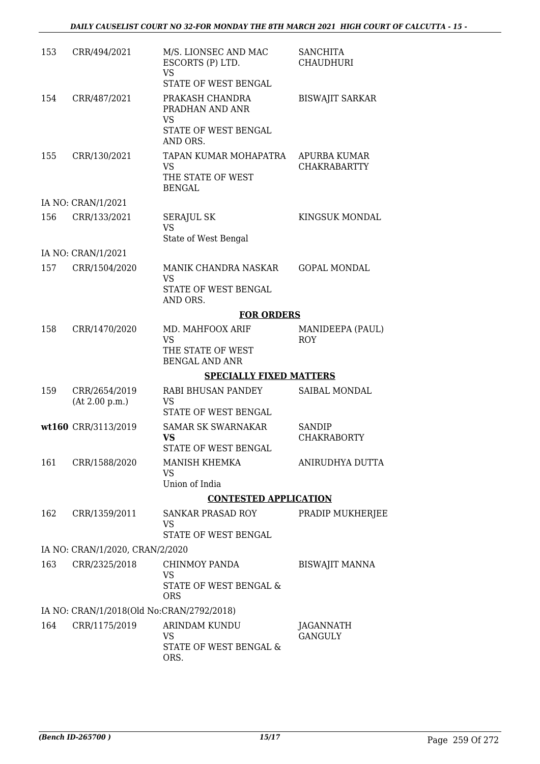| | | | |
|---|---|---|---|
| 153 | CRR/494/2021 | M/S. LIONSEC AND MAC ESCORTS (P) LTD.<br>VS<br>STATE OF WEST BENGAL | SANCHITA CHAUDHURI |
| 154 | CRR/487/2021 | PRAKASH CHANDRA PRADHAN AND ANR<br>VS<br>STATE OF WEST BENGAL AND ORS. | BISWAJIT SARKAR |
| 155 | CRR/130/2021 | TAPAN KUMAR MOHAPATRA<br>VS<br>THE STATE OF WEST BENGAL | APURBA KUMAR CHAKRABARTTY |
| IA NO: CRAN/1/2021 | | | |
| 156 | CRR/133/2021 | SERAJUL SK<br>VS<br>State of West Bengal | KINGSUK MONDAL |
| IA NO: CRAN/1/2021 | | | |
| 157 | CRR/1504/2020 | MANIK CHANDRA NASKAR<br>VS<br>STATE OF WEST BENGAL AND ORS. | GOPAL MONDAL |
| | | **FOR ORDERS** | |
| 158 | CRR/1470/2020 | MD. MAHFOOX ARIF<br>VS<br>THE STATE OF WEST BENGAL AND ANR | MANIDEEPA (PAUL) ROY |
| | | **SPECIALLY FIXED MATTERS** | |
| 159 | CRR/2654/2019<br>(At 2.00 p.m.) | RABI BHUSAN PANDEY<br>VS<br>STATE OF WEST BENGAL | SAIBAL MONDAL |
| **wt160** | CRR/3113/2019 | SAMAR SK SWARNAKAR<br>**VS**<br>STATE OF WEST BENGAL | SANDIP CHAKRABORTY |
| 161 | CRR/1588/2020 | MANISH KHEMKA<br>VS<br>Union of India | ANIRUDHYA DUTTA |
| | | **CONTESTED APPLICATION** | |
| 162 | CRR/1359/2011 | SANKAR PRASAD ROY<br>VS<br>STATE OF WEST BENGAL | PRADIP MUKHERJEE |
| IA NO: CRAN/1/2020, CRAN/2/2020 | | | |
| 163 | CRR/2325/2018 | CHINMOY PANDA<br>VS<br>STATE OF WEST BENGAL & ORS | BISWAJIT MANNA |
| IA NO: CRAN/1/2018(Old No:CRAN/2792/2018) | | | |
| 164 | CRR/1175/2019 | ARINDAM KUNDU<br>VS<br>STATE OF WEST BENGAL & ORS. | JAGANNATH GANGULY |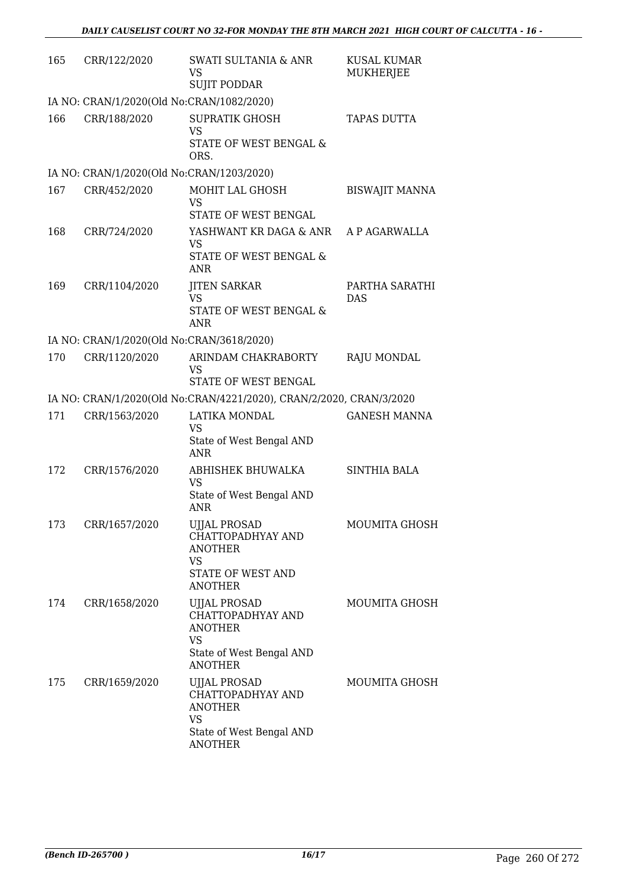| | | | |
|---|---|---|---|
| 165 | CRR/122/2020 | SWATI SULTANIA & ANR<br>VS<br>SUJIT PODDAR | KUSAL KUMAR MUKHERJEE |
| IA NO: CRAN/1/2020(Old No:CRAN/1082/2020) | | | |
| 166 | CRR/188/2020 | SUPRATIK GHOSH<br>VS<br>STATE OF WEST BENGAL & ORS. | TAPAS DUTTA |
| IA NO: CRAN/1/2020(Old No:CRAN/1203/2020) | | | |
| 167 | CRR/452/2020 | MOHIT LAL GHOSH<br>VS<br>STATE OF WEST BENGAL | BISWAJIT MANNA |
| 168 | CRR/724/2020 | YASHWANT KR DAGA & ANR<br>VS<br>STATE OF WEST BENGAL & ANR | A P AGARWALLA |
| 169 | CRR/1104/2020 | JITEN SARKAR<br>VS<br>STATE OF WEST BENGAL & ANR | PARTHA SARATHI DAS |
| IA NO: CRAN/1/2020(Old No:CRAN/3618/2020) | | | |
| 170 | CRR/1120/2020 | ARINDAM CHAKRABORTY<br>VS<br>STATE OF WEST BENGAL | RAJU MONDAL |
| IA NO: CRAN/1/2020(Old No:CRAN/4221/2020), CRAN/2/2020, CRAN/3/2020 | | | |
| 171 | CRR/1563/2020 | LATIKA MONDAL<br>VS<br>State of West Bengal AND ANR | GANESH MANNA |
| 172 | CRR/1576/2020 | ABHISHEK BHUWALKA<br>VS<br>State of West Bengal AND ANR | SINTHIA BALA |
| 173 | CRR/1657/2020 | UJJAL PROSAD CHATTOPADHYAY AND ANOTHER<br>VS<br>STATE OF WEST AND ANOTHER | MOUMITA GHOSH |
| 174 | CRR/1658/2020 | UJJAL PROSAD CHATTOPADHYAY AND ANOTHER<br>VS<br>State of West Bengal AND ANOTHER | MOUMITA GHOSH |
| 175 | CRR/1659/2020 | UJJAL PROSAD CHATTOPADHYAY AND ANOTHER<br>VS<br>State of West Bengal AND ANOTHER | MOUMITA GHOSH |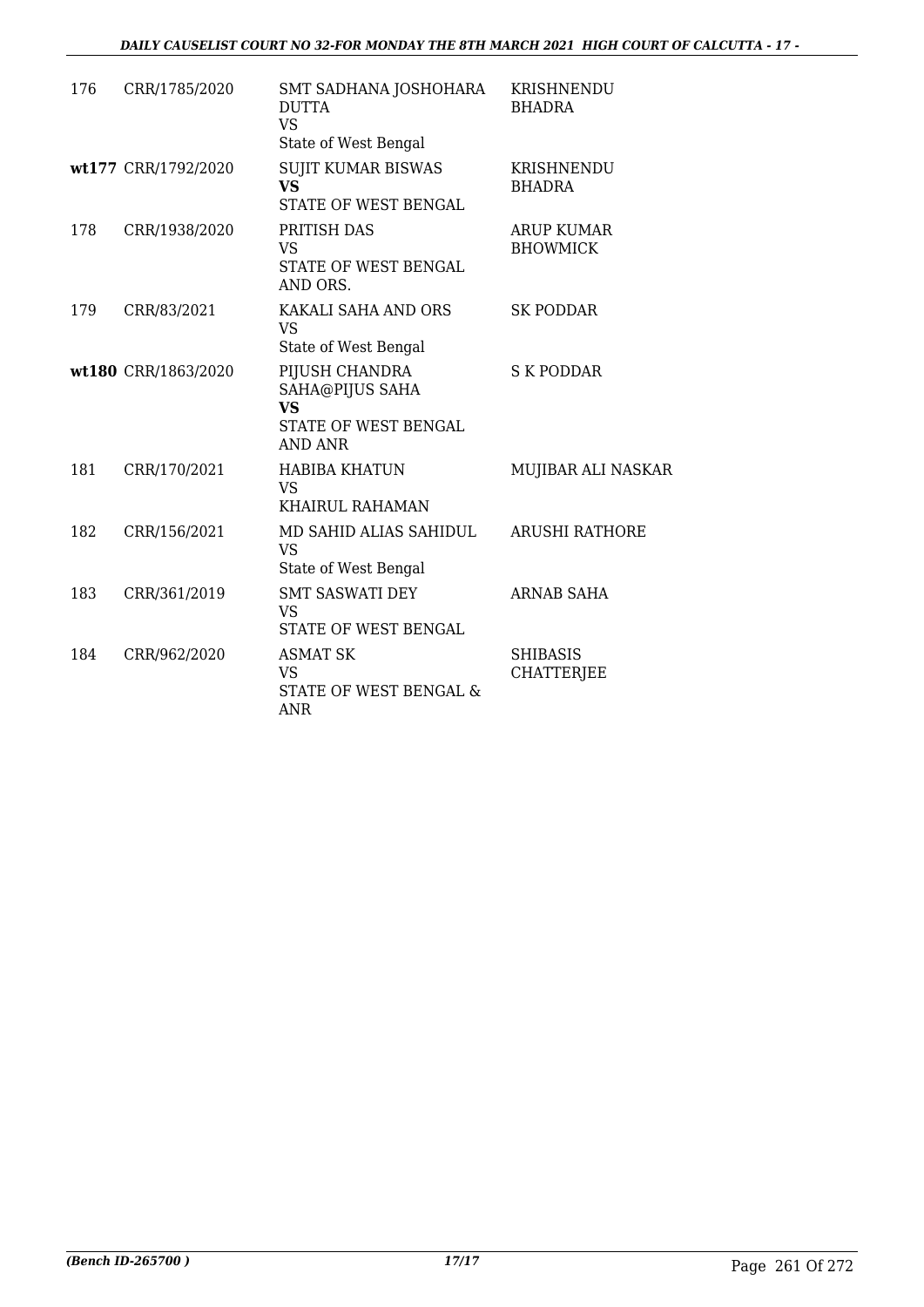| | | | |
|---|---|---|---|
| 176 | CRR/1785/2020 | SMT SADHANA JOSHOHARA DUTTA<br>VS<br>State of West Bengal | KRISHNENDU BHADRA |
| wt177 | CRR/1792/2020 | SUJIT KUMAR BISWAS<br>**VS**<br>STATE OF WEST BENGAL | KRISHNENDU BHADRA |
| 178 | CRR/1938/2020 | PRITISH DAS<br>VS<br>STATE OF WEST BENGAL AND ORS. | ARUP KUMAR BHOWMICK |
| 179 | CRR/83/2021 | KAKALI SAHA AND ORS<br>VS<br>State of West Bengal | SK PODDAR |
| wt180 | CRR/1863/2020 | PIJUSH CHANDRA SAHA@PIJUS SAHA<br>**VS**<br>STATE OF WEST BENGAL AND ANR | S K PODDAR |
| 181 | CRR/170/2021 | HABIBA KHATUN<br>VS<br>KHAIRUL RAHAMAN | MUJIBAR ALI NASKAR |
| 182 | CRR/156/2021 | MD SAHID ALIAS SAHIDUL<br>VS<br>State of West Bengal | ARUSHI RATHORE |
| 183 | CRR/361/2019 | SMT SASWATI DEY<br>VS<br>STATE OF WEST BENGAL | ARNAB SAHA |
| 184 | CRR/962/2020 | ASMAT SK<br>VS<br>STATE OF WEST BENGAL & ANR | SHIBASIS CHATTERJEE |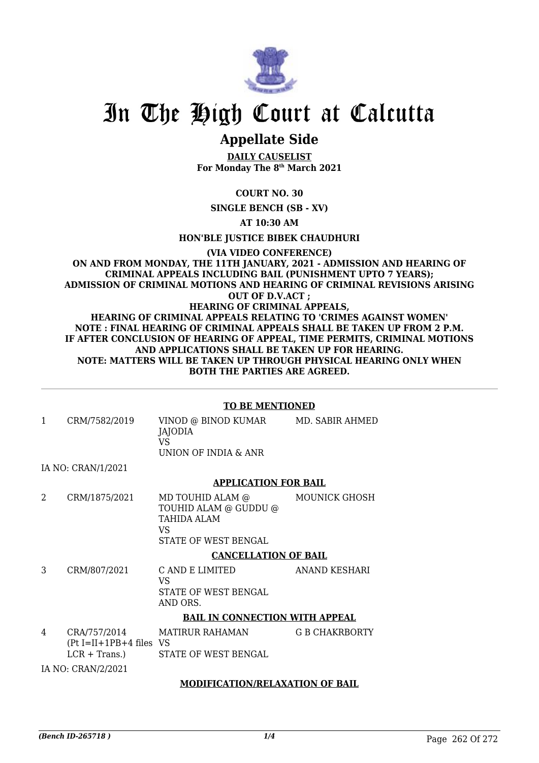# In The High Court at Calcutta

## Appellate Side

**DAILY CAUSELIST**
**For Monday The 8th March 2021**

**COURT NO. 30**

**SINGLE BENCH (SB - XV)**

**AT 10:30 AM**

**HON'BLE JUSTICE BIBEK CHAUDHURI**

**(VIA VIDEO CONFERENCE)**
**ON AND FROM MONDAY, THE 11TH JANUARY, 2021 - ADMISSION AND HEARING OF CRIMINAL APPEALS INCLUDING BAIL (PUNISHMENT UPTO 7 YEARS); ADMISSION OF CRIMINAL MOTIONS AND HEARING OF CRIMINAL REVISIONS ARISING OUT OF D.V.ACT ;**
**HEARING OF CRIMINAL APPEALS,**
**HEARING OF CRIMINAL APPEALS RELATING TO 'CRIMES AGAINST WOMEN'**
**NOTE : FINAL HEARING OF CRIMINAL APPEALS SHALL BE TAKEN UP FROM 2 P.M. IF AFTER CONCLUSION OF HEARING OF APPEAL, TIME PERMITS, CRIMINAL MOTIONS AND APPLICATIONS SHALL BE TAKEN UP FOR HEARING.**
**NOTE: MATTERS WILL BE TAKEN UP THROUGH PHYSICAL HEARING ONLY WHEN BOTH THE PARTIES ARE AGREED.**

**TO BE MENTIONED**

| | | | |
|---|---|---|---|
| 1 | CRM/7582/2019 | VINOD @ BINOD KUMAR JAJODIA<br>VS<br>UNION OF INDIA & ANR | MD. SABIR AHMED |

IA NO: CRAN/1/2021

**APPLICATION FOR BAIL**

| | | | |
|---|---|---|---|
| 2 | CRM/1875/2021 | MD TOUHID ALAM @ TOUHID ALAM @ GUDDU @ TAHIDA ALAM<br>VS<br>STATE OF WEST BENGAL | MOUNICK GHOSH |

**CANCELLATION OF BAIL**

| | | | |
|---|---|---|---|
| 3 | CRM/807/2021 | C AND E LIMITED<br>VS<br>STATE OF WEST BENGAL AND ORS. | ANAND KESHARI |

**BAIL IN CONNECTION WITH APPEAL**

| | | | |
|---|---|---|---|
| 4 | CRA/757/2014<br>(Pt I=II+1PB+4 files LCR + Trans.) | MATIRUR RAHAMAN<br>VS<br>STATE OF WEST BENGAL | G B CHAKRBORTY |

IA NO: CRAN/2/2021

**MODIFICATION/RELAXATION OF BAIL**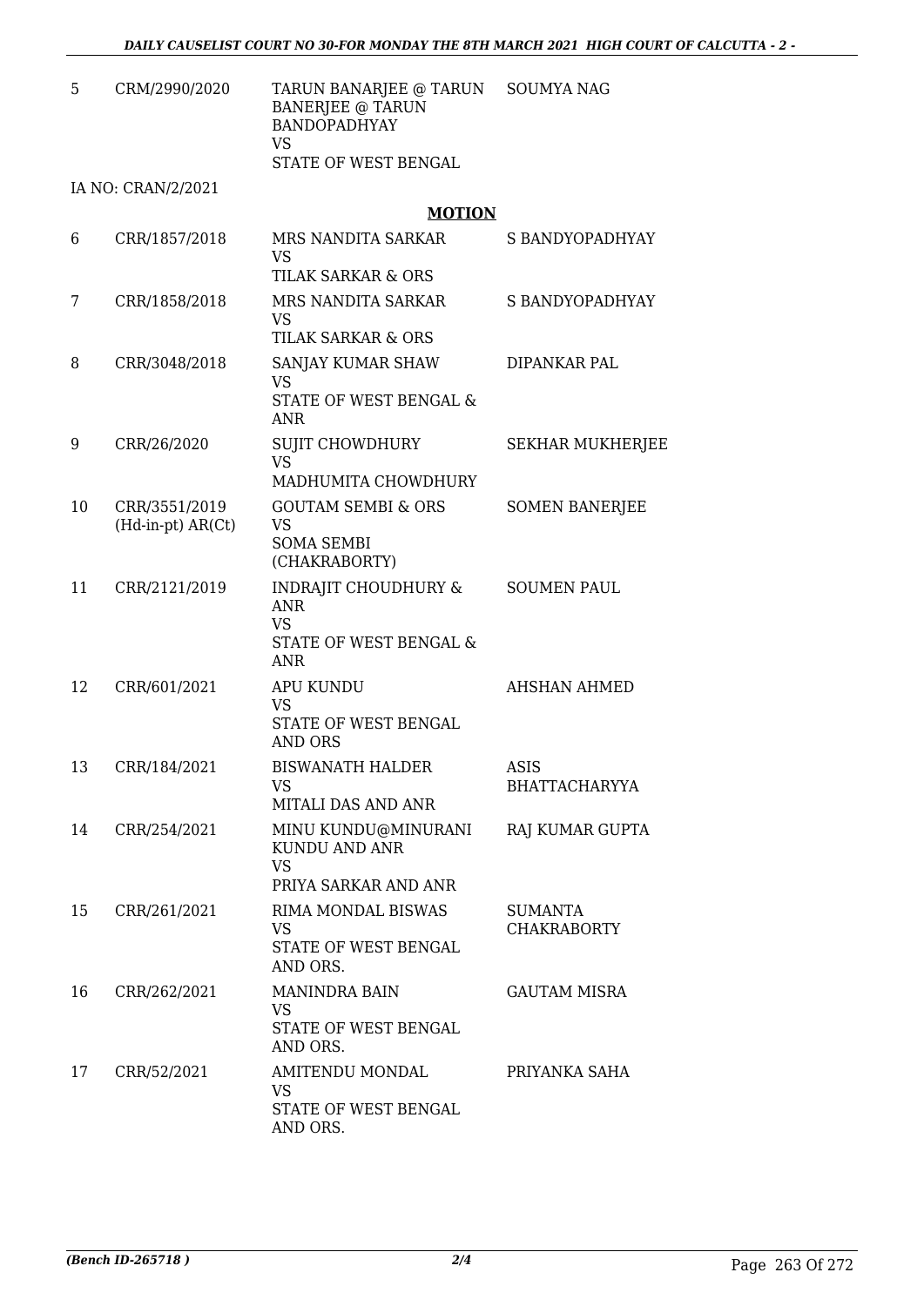| | | | |
|---|---|---|---|
| 5 | CRM/2990/2020 | TARUN BANARJEE @ TARUN BANERJEE @ TARUN BANDOPADHYAY<br>VS<br>STATE OF WEST BENGAL | SOUMYA NAG |
| | IA NO: CRAN/2/2021 | | |

**MOTION**

| | | | |
|---|---|---|---|
| 6 | CRR/1857/2018 | MRS NANDITA SARKAR<br>VS<br>TILAK SARKAR & ORS | S BANDYOPADHYAY |
| 7 | CRR/1858/2018 | MRS NANDITA SARKAR<br>VS<br>TILAK SARKAR & ORS | S BANDYOPADHYAY |
| 8 | CRR/3048/2018 | SANJAY KUMAR SHAW<br>VS<br>STATE OF WEST BENGAL & ANR | DIPANKAR PAL |
| 9 | CRR/26/2020 | SUJIT CHOWDHURY<br>VS<br>MADHUMITA CHOWDHURY | SEKHAR MUKHERJEE |
| 10 | CRR/3551/2019 (Hd-in-pt) AR(Ct) | GOUTAM SEMBI & ORS<br>VS<br>SOMA SEMBI (CHAKRABORTY) | SOMEN BANERJEE |
| 11 | CRR/2121/2019 | INDRAJIT CHOUDHURY & ANR<br>VS<br>STATE OF WEST BENGAL & ANR | SOUMEN PAUL |
| 12 | CRR/601/2021 | APU KUNDU<br>VS<br>STATE OF WEST BENGAL AND ORS | AHSHAN AHMED |
| 13 | CRR/184/2021 | BISWANATH HALDER<br>VS<br>MITALI DAS AND ANR | ASIS BHATTACHARYYA |
| 14 | CRR/254/2021 | MINU KUNDU@MINURANI KUNDU AND ANR<br>VS<br>PRIYA SARKAR AND ANR | RAJ KUMAR GUPTA |
| 15 | CRR/261/2021 | RIMA MONDAL BISWAS<br>VS<br>STATE OF WEST BENGAL AND ORS. | SUMANTA CHAKRABORTY |
| 16 | CRR/262/2021 | MANINDRA BAIN<br>VS<br>STATE OF WEST BENGAL AND ORS. | GAUTAM MISRA |
| 17 | CRR/52/2021 | AMITENDU MONDAL<br>VS<br>STATE OF WEST BENGAL AND ORS. | PRIYANKA SAHA |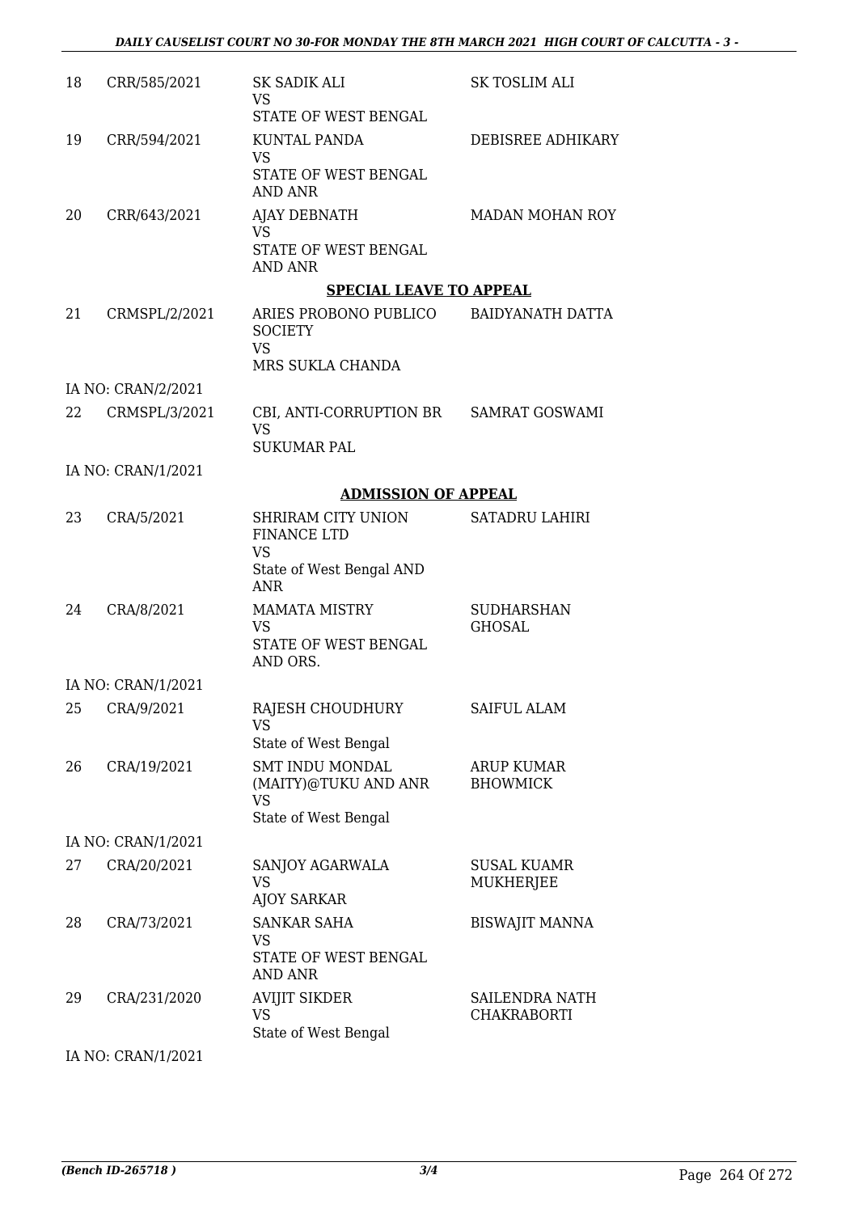| | | | |
|---|---|---|---|
| 18 | CRR/585/2021 | SK SADIK ALI<br>VS<br>STATE OF WEST BENGAL | SK TOSLIM ALI |
| 19 | CRR/594/2021 | KUNTAL PANDA<br>VS<br>STATE OF WEST BENGAL AND ANR | DEBISREE ADHIKARY |
| 20 | CRR/643/2021 | AJAY DEBNATH<br>VS<br>STATE OF WEST BENGAL AND ANR | MADAN MOHAN ROY |

**SPECIAL LEAVE TO APPEAL**

| | | | |
|---|---|---|---|
| 21 | CRMSPL/2/2021 | ARIES PROBONO PUBLICO SOCIETY<br>VS<br>MRS SUKLA CHANDA | BAIDYANATH DATTA |
| | IA NO: CRAN/2/2021 | | |
| 22 | CRMSPL/3/2021 | CBI, ANTI-CORRUPTION BR<br>VS<br>SUKUMAR PAL | SAMRAT GOSWAMI |
| | IA NO: CRAN/1/2021 | | |

**ADMISSION OF APPEAL**

| | | | |
|---|---|---|---|
| 23 | CRA/5/2021 | SHRIRAM CITY UNION FINANCE LTD<br>VS<br>State of West Bengal AND ANR | SATADRU LAHIRI |
| 24 | CRA/8/2021 | MAMATA MISTRY<br>VS<br>STATE OF WEST BENGAL AND ORS. | SUDHARSHAN GHOSAL |
| | IA NO: CRAN/1/2021 | | |
| 25 | CRA/9/2021 | RAJESH CHOUDHURY<br>VS<br>State of West Bengal | SAIFUL ALAM |
| 26 | CRA/19/2021 | SMT INDU MONDAL (MAITY)@TUKU AND ANR<br>VS<br>State of West Bengal | ARUP KUMAR BHOWMICK |
| | IA NO: CRAN/1/2021 | | |
| 27 | CRA/20/2021 | SANJOY AGARWALA<br>VS<br>AJOY SARKAR | SUSAL KUAMR MUKHERJEE |
| 28 | CRA/73/2021 | SANKAR SAHA<br>VS<br>STATE OF WEST BENGAL AND ANR | BISWAJIT MANNA |
| 29 | CRA/231/2020 | AVIJIT SIKDER<br>VS<br>State of West Bengal | SAILENDRA NATH CHAKRABORTI |
| | IA NO: CRAN/1/2021 | | |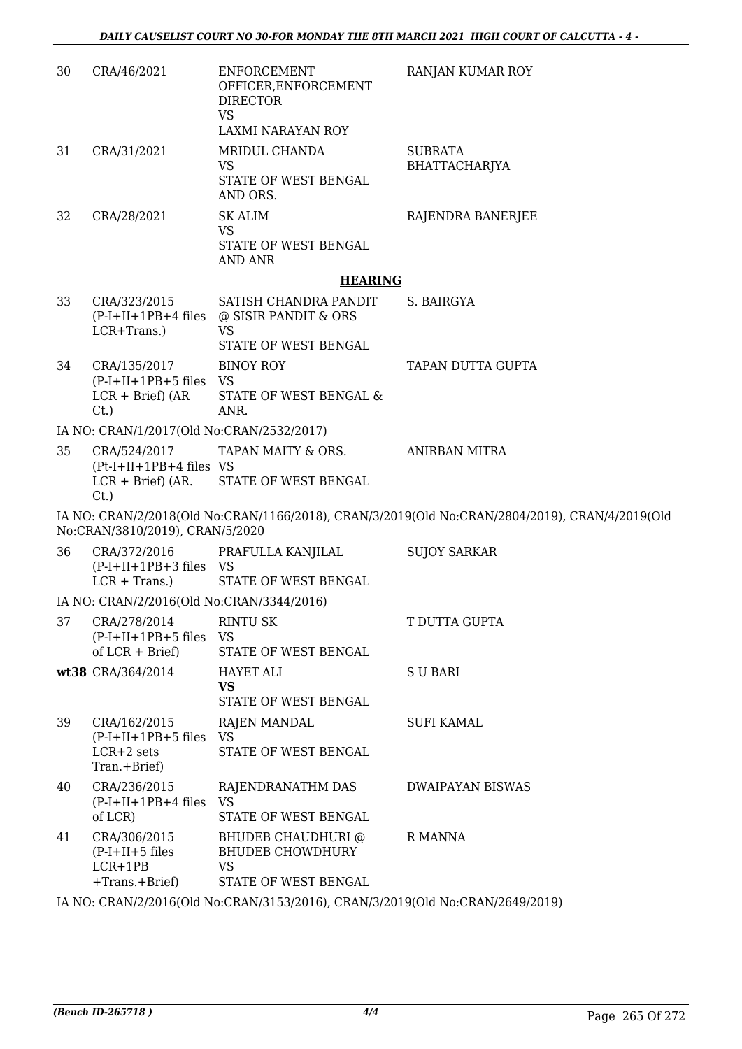| | | | |
|---|---|---|---|
| 30 | CRA/46/2021 | ENFORCEMENT OFFICER,ENFORCEMENT DIRECTOR<br>VS<br>LAXMI NARAYAN ROY | RANJAN KUMAR ROY |
| 31 | CRA/31/2021 | MRIDUL CHANDA<br>VS<br>STATE OF WEST BENGAL AND ORS. | SUBRATA BHATTACHARJYA |
| 32 | CRA/28/2021 | SK ALIM<br>VS<br>STATE OF WEST BENGAL AND ANR | RAJENDRA BANERJEE |

**HEARING**

| | | | |
|---|---|---|---|
| 33 | CRA/323/2015<br>(P-I+II+1PB+4 files LCR+Trans.) | SATISH CHANDRA PANDIT @ SISIR PANDIT & ORS<br>VS<br>STATE OF WEST BENGAL | S. BAIRGYA |
| 34 | CRA/135/2017<br>(P-I+II+1PB+5 files LCR + Brief) (AR Ct.) | BINOY ROY<br>VS<br>STATE OF WEST BENGAL & ANR. | TAPAN DUTTA GUPTA |

IA NO: CRAN/1/2017(Old No:CRAN/2532/2017)

| | | | |
|---|---|---|---|
| 35 | CRA/524/2017<br>(Pt-I+II+1PB+4 files LCR + Brief) (AR. Ct.) | TAPAN MAITY & ORS.<br>VS<br>STATE OF WEST BENGAL | ANIRBAN MITRA |

IA NO: CRAN/2/2018(Old No:CRAN/1166/2018), CRAN/3/2019(Old No:CRAN/2804/2019), CRAN/4/2019(Old No:CRAN/3810/2019), CRAN/5/2020

| | | | |
|---|---|---|---|
| 36 | CRA/372/2016<br>(P-I+II+1PB+3 files LCR + Trans.) | PRAFULLA KANJILAL<br>VS<br>STATE OF WEST BENGAL | SUJOY SARKAR |

IA NO: CRAN/2/2016(Old No:CRAN/3344/2016)

| | | | |
|---|---|---|---|
| 37 | CRA/278/2014<br>(P-I+II+1PB+5 files of LCR + Brief) | RINTU SK<br>VS<br>STATE OF WEST BENGAL | T DUTTA GUPTA |
| **wt38** | CRA/364/2014 | HAYET ALI<br>**VS**<br>STATE OF WEST BENGAL | S U BARI |
| 39 | CRA/162/2015<br>(P-I+II+1PB+5 files LCR+2 sets Tran.+Brief) | RAJEN MANDAL<br>VS<br>STATE OF WEST BENGAL | SUFI KAMAL |
| 40 | CRA/236/2015<br>(P-I+II+1PB+4 files of LCR) | RAJENDRANATHM DAS<br>VS<br>STATE OF WEST BENGAL | DWAIPAYAN BISWAS |
| 41 | CRA/306/2015<br>(P-I+II+5 files LCR+1PB +Trans.+Brief) | BHUDEB CHAUDHURI @ BHUDEB CHOWDHURY<br>VS<br>STATE OF WEST BENGAL | R MANNA |

IA NO: CRAN/2/2016(Old No:CRAN/3153/2016), CRAN/3/2019(Old No:CRAN/2649/2019)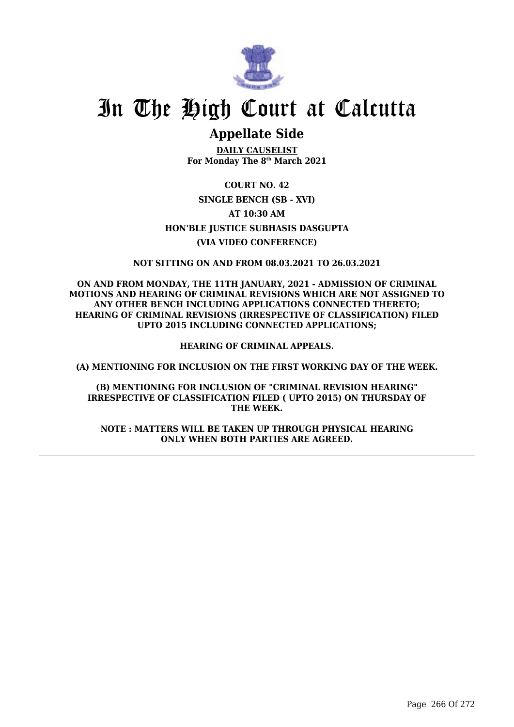# In The High Court at Calcutta

## Appellate Side

**DAILY CAUSELIST**
**For Monday The 8th March 2021**

**COURT NO. 42**

**SINGLE BENCH (SB - XVI)**

**AT 10:30 AM**

**HON'BLE JUSTICE SUBHASIS DASGUPTA**

**(VIA VIDEO CONFERENCE)**

**NOT SITTING ON AND FROM 08.03.2021 TO 26.03.2021**

**ON AND FROM MONDAY, THE 11TH JANUARY, 2021 - ADMISSION OF CRIMINAL MOTIONS AND HEARING OF CRIMINAL REVISIONS WHICH ARE NOT ASSIGNED TO ANY OTHER BENCH INCLUDING APPLICATIONS CONNECTED THERETO; HEARING OF CRIMINAL REVISIONS (IRRESPECTIVE OF CLASSIFICATION) FILED UPTO 2015 INCLUDING CONNECTED APPLICATIONS;**

**HEARING OF CRIMINAL APPEALS.**

**(A) MENTIONING FOR INCLUSION ON THE FIRST WORKING DAY OF THE WEEK.**

**(B) MENTIONING FOR INCLUSION OF "CRIMINAL REVISION HEARING" IRRESPECTIVE OF CLASSIFICATION FILED ( UPTO 2015) ON THURSDAY OF THE WEEK.**

**NOTE : MATTERS WILL BE TAKEN UP THROUGH PHYSICAL HEARING ONLY WHEN BOTH PARTIES ARE AGREED.**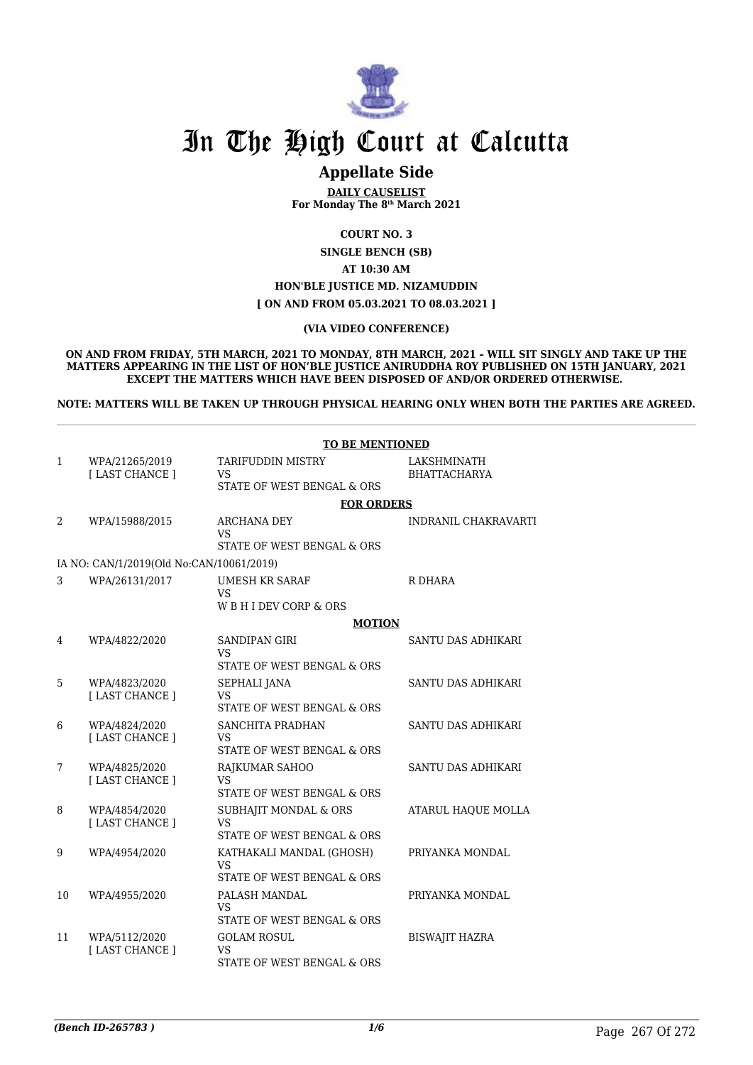# In The High Court at Calcutta

## Appellate Side

**DAILY CAUSELIST**
**For Monday The 8th March 2021**

**COURT NO. 3**

**SINGLE BENCH (SB)**

**AT 10:30 AM**

**HON'BLE JUSTICE MD. NIZAMUDDIN**

**[ ON AND FROM 05.03.2021 TO 08.03.2021 ]**

**(VIA VIDEO CONFERENCE)**

**ON AND FROM FRIDAY, 5TH MARCH, 2021 TO MONDAY, 8TH MARCH, 2021 – WILL SIT SINGLY AND TAKE UP THE MATTERS APPEARING IN THE LIST OF HON'BLE JUSTICE ANIRUDDHA ROY PUBLISHED ON 15TH JANUARY, 2021 EXCEPT THE MATTERS WHICH HAVE BEEN DISPOSED OF AND/OR ORDERED OTHERWISE.**

**NOTE: MATTERS WILL BE TAKEN UP THROUGH PHYSICAL HEARING ONLY WHEN BOTH THE PARTIES ARE AGREED.**

**TO BE MENTIONED**

| | | | |
|---|---|---|---|
| 1 | WPA/21265/2019 [ LAST CHANCE ] | TARIFUDDIN MISTRY VS STATE OF WEST BENGAL & ORS | LAKSHMINATH BHATTACHARYA |

**FOR ORDERS**

| | | | |
|---|---|---|---|
| 2 | WPA/15988/2015 | ARCHANA DEY VS STATE OF WEST BENGAL & ORS | INDRANIL CHAKRAVARTI |
| | IA NO: CAN/1/2019(Old No:CAN/10061/2019) | | |
| 3 | WPA/26131/2017 | UMESH KR SARAF VS W B H I DEV CORP & ORS | R DHARA |

**MOTION**

| | | | |
|---|---|---|---|
| 4 | WPA/4822/2020 | SANDIPAN GIRI VS STATE OF WEST BENGAL & ORS | SANTU DAS ADHIKARI |
| 5 | WPA/4823/2020 [ LAST CHANCE ] | SEPHALI JANA VS STATE OF WEST BENGAL & ORS | SANTU DAS ADHIKARI |
| 6 | WPA/4824/2020 [ LAST CHANCE ] | SANCHITA PRADHAN VS STATE OF WEST BENGAL & ORS | SANTU DAS ADHIKARI |
| 7 | WPA/4825/2020 [ LAST CHANCE ] | RAJKUMAR SAHOO VS STATE OF WEST BENGAL & ORS | SANTU DAS ADHIKARI |
| 8 | WPA/4854/2020 [ LAST CHANCE ] | SUBHAJIT MONDAL & ORS VS STATE OF WEST BENGAL & ORS | ATARUL HAQUE MOLLA |
| 9 | WPA/4954/2020 | KATHAKALI MANDAL (GHOSH) VS STATE OF WEST BENGAL & ORS | PRIYANKA MONDAL |
| 10 | WPA/4955/2020 | PALASH MANDAL VS STATE OF WEST BENGAL & ORS | PRIYANKA MONDAL |
| 11 | WPA/5112/2020 [ LAST CHANCE ] | GOLAM ROSUL VS STATE OF WEST BENGAL & ORS | BISWAJIT HAZRA |

*(Bench ID-265783 )*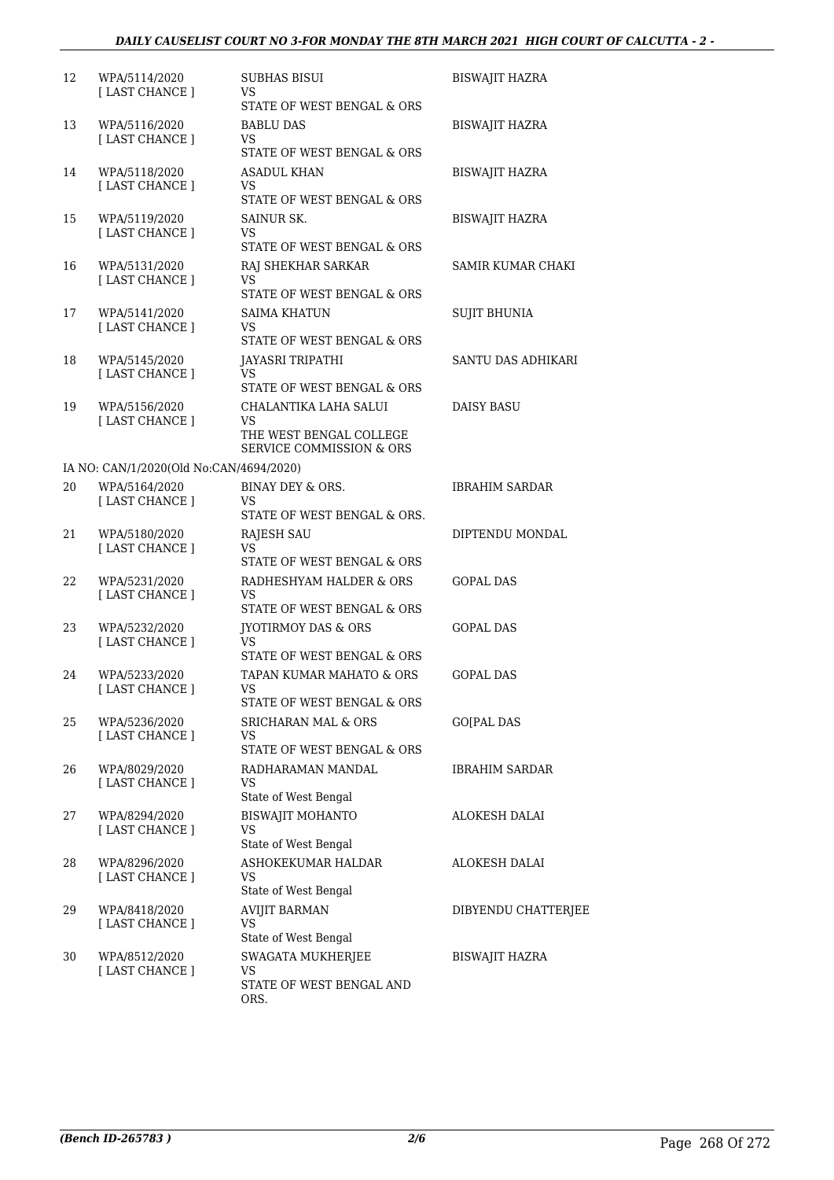| 12 | WPA/5114/2020 [ LAST CHANCE ] | SUBHAS BISUI VS STATE OF WEST BENGAL & ORS | BISWAJIT HAZRA |
|---|---|---|---|
| 13 | WPA/5116/2020 [ LAST CHANCE ] | BABLU DAS VS STATE OF WEST BENGAL & ORS | BISWAJIT HAZRA |
| 14 | WPA/5118/2020 [ LAST CHANCE ] | ASADUL KHAN VS STATE OF WEST BENGAL & ORS | BISWAJIT HAZRA |
| 15 | WPA/5119/2020 [ LAST CHANCE ] | SAINUR SK. VS STATE OF WEST BENGAL & ORS | BISWAJIT HAZRA |
| 16 | WPA/5131/2020 [ LAST CHANCE ] | RAJ SHEKHAR SARKAR VS STATE OF WEST BENGAL & ORS | SAMIR KUMAR CHAKI |
| 17 | WPA/5141/2020 [ LAST CHANCE ] | SAIMA KHATUN VS STATE OF WEST BENGAL & ORS | SUJIT BHUNIA |
| 18 | WPA/5145/2020 [ LAST CHANCE ] | JAYASRI TRIPATHI VS STATE OF WEST BENGAL & ORS | SANTU DAS ADHIKARI |
| 19 | WPA/5156/2020 [ LAST CHANCE ] | CHALANTIKA LAHA SALUI VS THE WEST BENGAL COLLEGE SERVICE COMMISSION & ORS | DAISY BASU |
| | IA NO: CAN/1/2020(Old No:CAN/4694/2020) | | |
| 20 | WPA/5164/2020 [ LAST CHANCE ] | BINAY DEY & ORS. VS STATE OF WEST BENGAL & ORS. | IBRAHIM SARDAR |
| 21 | WPA/5180/2020 [ LAST CHANCE ] | RAJESH SAU VS STATE OF WEST BENGAL & ORS | DIPTENDU MONDAL |
| 22 | WPA/5231/2020 [ LAST CHANCE ] | RADHESHYAM HALDER & ORS VS STATE OF WEST BENGAL & ORS | GOPAL DAS |
| 23 | WPA/5232/2020 [ LAST CHANCE ] | JYOTIRMOY DAS & ORS VS STATE OF WEST BENGAL & ORS | GOPAL DAS |
| 24 | WPA/5233/2020 [ LAST CHANCE ] | TAPAN KUMAR MAHATO & ORS VS STATE OF WEST BENGAL & ORS | GOPAL DAS |
| 25 | WPA/5236/2020 [ LAST CHANCE ] | SRICHARAN MAL & ORS VS STATE OF WEST BENGAL & ORS | GO[PAL DAS |
| 26 | WPA/8029/2020 [ LAST CHANCE ] | RADHARAMAN MANDAL VS State of West Bengal | IBRAHIM SARDAR |
| 27 | WPA/8294/2020 [ LAST CHANCE ] | BISWAJIT MOHANTO VS State of West Bengal | ALOKESH DALAI |
| 28 | WPA/8296/2020 [ LAST CHANCE ] | ASHOKEKUMAR HALDAR VS State of West Bengal | ALOKESH DALAI |
| 29 | WPA/8418/2020 [ LAST CHANCE ] | AVIJIT BARMAN VS State of West Bengal | DIBYENDU CHATTERJEE |
| 30 | WPA/8512/2020 [ LAST CHANCE ] | SWAGATA MUKHERJEE VS STATE OF WEST BENGAL AND ORS. | BISWAJIT HAZRA |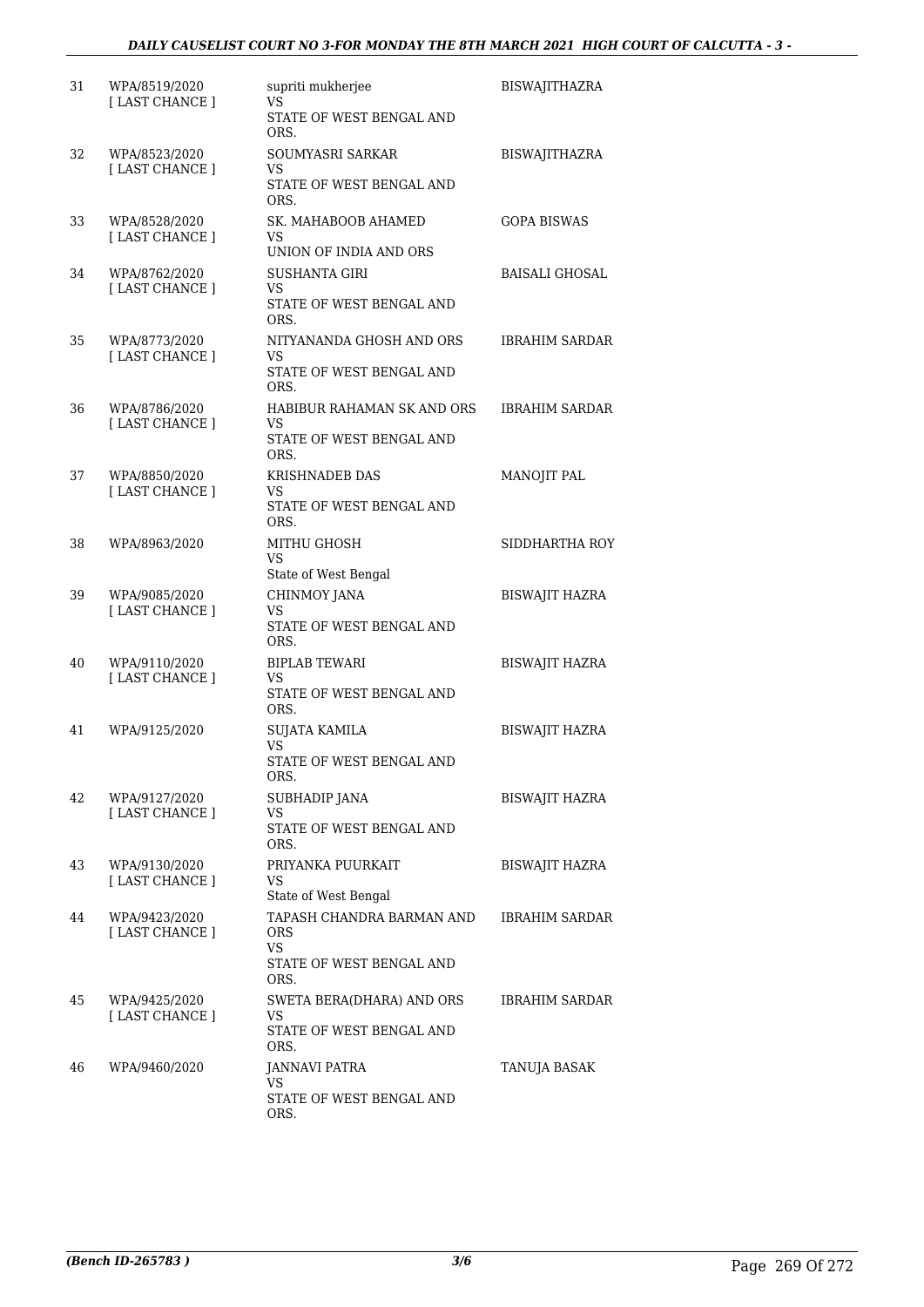| | | | |
|---|---|---|---|
| 31 | WPA/8519/2020 [ LAST CHANCE ] | supriti mukherjee VS STATE OF WEST BENGAL AND ORS. | BISWAJITHAZRA |
| 32 | WPA/8523/2020 [ LAST CHANCE ] | SOUMYASRI SARKAR VS STATE OF WEST BENGAL AND ORS. | BISWAJITHAZRA |
| 33 | WPA/8528/2020 [ LAST CHANCE ] | SK. MAHABOOB AHAMED VS UNION OF INDIA AND ORS | GOPA BISWAS |
| 34 | WPA/8762/2020 [ LAST CHANCE ] | SUSHANTA GIRI VS STATE OF WEST BENGAL AND ORS. | BAISALI GHOSAL |
| 35 | WPA/8773/2020 [ LAST CHANCE ] | NITYANANDA GHOSH AND ORS VS STATE OF WEST BENGAL AND ORS. | IBRAHIM SARDAR |
| 36 | WPA/8786/2020 [ LAST CHANCE ] | HABIBUR RAHAMAN SK AND ORS VS STATE OF WEST BENGAL AND ORS. | IBRAHIM SARDAR |
| 37 | WPA/8850/2020 [ LAST CHANCE ] | KRISHNADEB DAS VS STATE OF WEST BENGAL AND ORS. | MANOJIT PAL |
| 38 | WPA/8963/2020 | MITHU GHOSH VS State of West Bengal | SIDDHARTHA ROY |
| 39 | WPA/9085/2020 [ LAST CHANCE ] | CHINMOY JANA VS STATE OF WEST BENGAL AND ORS. | BISWAJIT HAZRA |
| 40 | WPA/9110/2020 [ LAST CHANCE ] | BIPLAB TEWARI VS STATE OF WEST BENGAL AND ORS. | BISWAJIT HAZRA |
| 41 | WPA/9125/2020 | SUJATA KAMILA VS STATE OF WEST BENGAL AND ORS. | BISWAJIT HAZRA |
| 42 | WPA/9127/2020 [ LAST CHANCE ] | SUBHADIP JANA VS STATE OF WEST BENGAL AND ORS. | BISWAJIT HAZRA |
| 43 | WPA/9130/2020 [ LAST CHANCE ] | PRIYANKA PUURKAIT VS State of West Bengal | BISWAJIT HAZRA |
| 44 | WPA/9423/2020 [ LAST CHANCE ] | TAPASH CHANDRA BARMAN AND ORS VS STATE OF WEST BENGAL AND ORS. | IBRAHIM SARDAR |
| 45 | WPA/9425/2020 [ LAST CHANCE ] | SWETA BERA(DHARA) AND ORS VS STATE OF WEST BENGAL AND ORS. | IBRAHIM SARDAR |
| 46 | WPA/9460/2020 | JANNAVI PATRA VS STATE OF WEST BENGAL AND ORS. | TANUJA BASAK |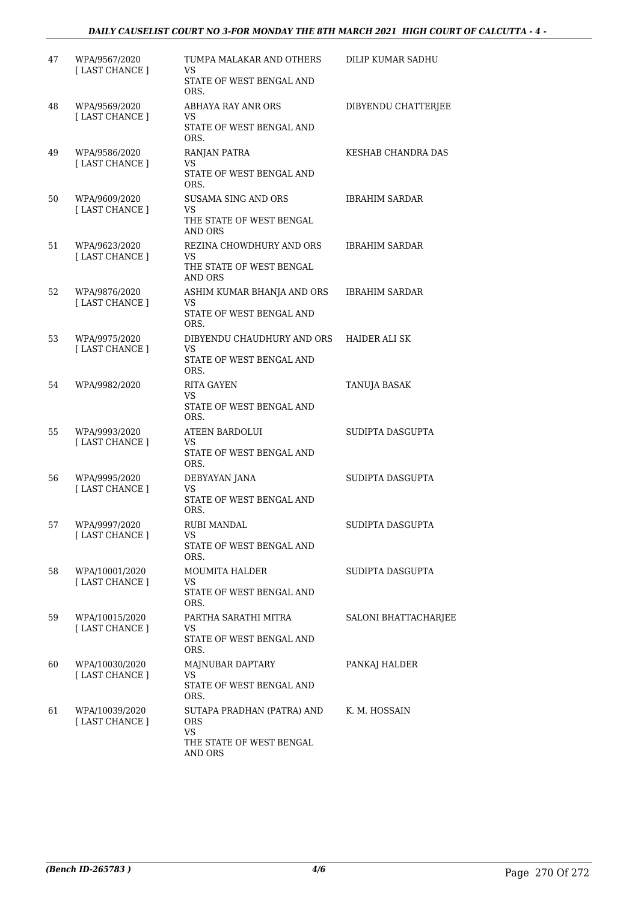| | | | |
|---|---|---|---|
| 47 | WPA/9567/2020 [ LAST CHANCE ] | TUMPA MALAKAR AND OTHERS VS STATE OF WEST BENGAL AND ORS. | DILIP KUMAR SADHU |
| 48 | WPA/9569/2020 [ LAST CHANCE ] | ABHAYA RAY ANR ORS VS STATE OF WEST BENGAL AND ORS. | DIBYENDU CHATTERJEE |
| 49 | WPA/9586/2020 [ LAST CHANCE ] | RANJAN PATRA VS STATE OF WEST BENGAL AND ORS. | KESHAB CHANDRA DAS |
| 50 | WPA/9609/2020 [ LAST CHANCE ] | SUSAMA SING AND ORS VS THE STATE OF WEST BENGAL AND ORS | IBRAHIM SARDAR |
| 51 | WPA/9623/2020 [ LAST CHANCE ] | REZINA CHOWDHURY AND ORS VS THE STATE OF WEST BENGAL AND ORS | IBRAHIM SARDAR |
| 52 | WPA/9876/2020 [ LAST CHANCE ] | ASHIM KUMAR BHANJA AND ORS VS STATE OF WEST BENGAL AND ORS. | IBRAHIM SARDAR |
| 53 | WPA/9975/2020 [ LAST CHANCE ] | DIBYENDU CHAUDHURY AND ORS VS STATE OF WEST BENGAL AND ORS. | HAIDER ALI SK |
| 54 | WPA/9982/2020 | RITA GAYEN VS STATE OF WEST BENGAL AND ORS. | TANUJA BASAK |
| 55 | WPA/9993/2020 [ LAST CHANCE ] | ATEEN BARDOLUI VS STATE OF WEST BENGAL AND ORS. | SUDIPTA DASGUPTA |
| 56 | WPA/9995/2020 [ LAST CHANCE ] | DEBYAYAN JANA VS STATE OF WEST BENGAL AND ORS. | SUDIPTA DASGUPTA |
| 57 | WPA/9997/2020 [ LAST CHANCE ] | RUBI MANDAL VS STATE OF WEST BENGAL AND ORS. | SUDIPTA DASGUPTA |
| 58 | WPA/10001/2020 [ LAST CHANCE ] | MOUMITA HALDER VS STATE OF WEST BENGAL AND ORS. | SUDIPTA DASGUPTA |
| 59 | WPA/10015/2020 [ LAST CHANCE ] | PARTHA SARATHI MITRA VS STATE OF WEST BENGAL AND ORS. | SALONI BHATTACHARJEE |
| 60 | WPA/10030/2020 [ LAST CHANCE ] | MAJNUBAR DAPTARY VS STATE OF WEST BENGAL AND ORS. | PANKAJ HALDER |
| 61 | WPA/10039/2020 [ LAST CHANCE ] | SUTAPA PRADHAN (PATRA) AND ORS VS THE STATE OF WEST BENGAL AND ORS | K. M. HOSSAIN |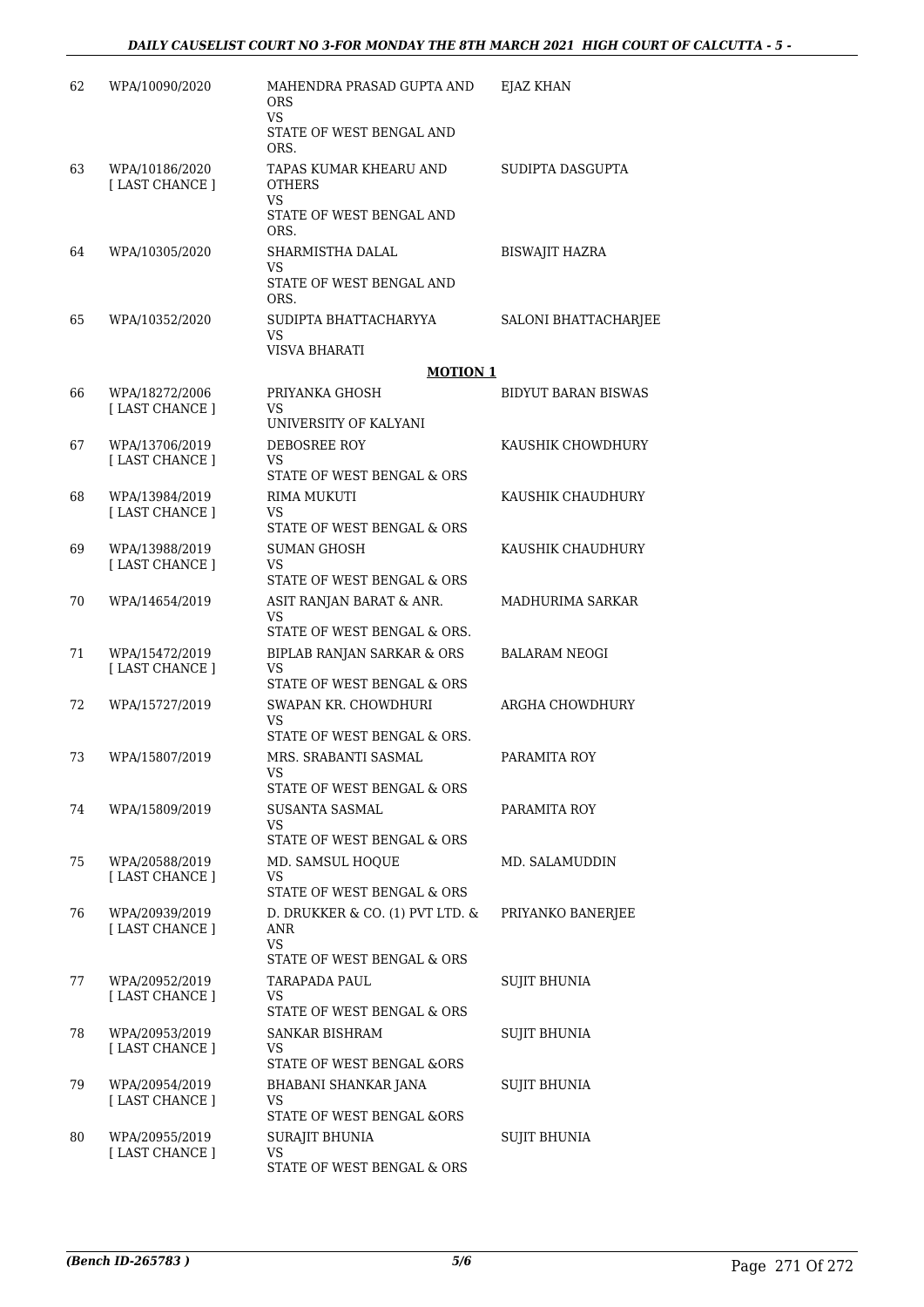| | | | |
|---|---|---|---|
| 62 | WPA/10090/2020 | MAHENDRA PRASAD GUPTA AND ORS<br>VS<br>STATE OF WEST BENGAL AND ORS. | EJAZ KHAN |
| 63 | WPA/10186/2020<br>[ LAST CHANCE ] | TAPAS KUMAR KHEARU AND OTHERS<br>VS<br>STATE OF WEST BENGAL AND ORS. | SUDIPTA DASGUPTA |
| 64 | WPA/10305/2020 | SHARMISTHA DALAL<br>VS<br>STATE OF WEST BENGAL AND ORS. | BISWAJIT HAZRA |
| 65 | WPA/10352/2020 | SUDIPTA BHATTACHARYYA<br>VS<br>VISVA BHARATI | SALONI BHATTACHARJEE |

**MOTION 1**

| | | | |
|---|---|---|---|
| 66 | WPA/18272/2006<br>[ LAST CHANCE ] | PRIYANKA GHOSH<br>VS<br>UNIVERSITY OF KALYANI | BIDYUT BARAN BISWAS |
| 67 | WPA/13706/2019<br>[ LAST CHANCE ] | DEBOSREE ROY<br>VS<br>STATE OF WEST BENGAL & ORS | KAUSHIK CHOWDHURY |
| 68 | WPA/13984/2019<br>[ LAST CHANCE ] | RIMA MUKUTI<br>VS<br>STATE OF WEST BENGAL & ORS | KAUSHIK CHAUDHURY |
| 69 | WPA/13988/2019<br>[ LAST CHANCE ] | SUMAN GHOSH<br>VS<br>STATE OF WEST BENGAL & ORS | KAUSHIK CHAUDHURY |
| 70 | WPA/14654/2019 | ASIT RANJAN BARAT & ANR.<br>VS<br>STATE OF WEST BENGAL & ORS. | MADHURIMA SARKAR |
| 71 | WPA/15472/2019<br>[ LAST CHANCE ] | BIPLAB RANJAN SARKAR & ORS<br>VS<br>STATE OF WEST BENGAL & ORS | BALARAM NEOGI |
| 72 | WPA/15727/2019 | SWAPAN KR. CHOWDHURI<br>VS<br>STATE OF WEST BENGAL & ORS. | ARGHA CHOWDHURY |
| 73 | WPA/15807/2019 | MRS. SRABANTI SASMAL<br>VS<br>STATE OF WEST BENGAL & ORS | PARAMITA ROY |
| 74 | WPA/15809/2019 | SUSANTA SASMAL<br>VS<br>STATE OF WEST BENGAL & ORS | PARAMITA ROY |
| 75 | WPA/20588/2019<br>[ LAST CHANCE ] | MD. SAMSUL HOQUE<br>VS<br>STATE OF WEST BENGAL & ORS | MD. SALAMUDDIN |
| 76 | WPA/20939/2019<br>[ LAST CHANCE ] | D. DRUKKER & CO. (1) PVT LTD. & ANR<br>VS<br>STATE OF WEST BENGAL & ORS | PRIYANKO BANERJEE |
| 77 | WPA/20952/2019<br>[ LAST CHANCE ] | TARAPADA PAUL<br>VS<br>STATE OF WEST BENGAL & ORS | SUJIT BHUNIA |
| 78 | WPA/20953/2019<br>[ LAST CHANCE ] | SANKAR BISHRAM<br>VS<br>STATE OF WEST BENGAL &ORS | SUJIT BHUNIA |
| 79 | WPA/20954/2019<br>[ LAST CHANCE ] | BHABANI SHANKAR JANA<br>VS<br>STATE OF WEST BENGAL &ORS | SUJIT BHUNIA |
| 80 | WPA/20955/2019<br>[ LAST CHANCE ] | SURAJIT BHUNIA<br>VS<br>STATE OF WEST BENGAL & ORS | SUJIT BHUNIA |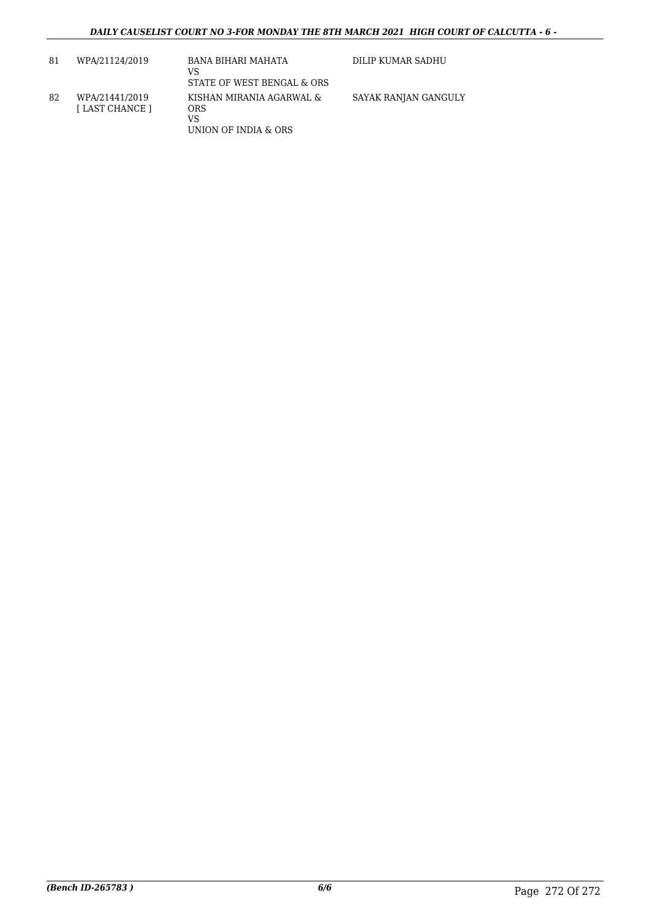| | | | |
|---|---|---|---|
| 81 | WPA/21124/2019 | BANA BIHARI MAHATA<br>VS<br>STATE OF WEST BENGAL & ORS | DILIP KUMAR SADHU |
| 82 | WPA/21441/2019<br>[ LAST CHANCE ] | KISHAN MIRANIA AGARWAL & ORS<br>VS<br>UNION OF INDIA & ORS | SAYAK RANJAN GANGULY |